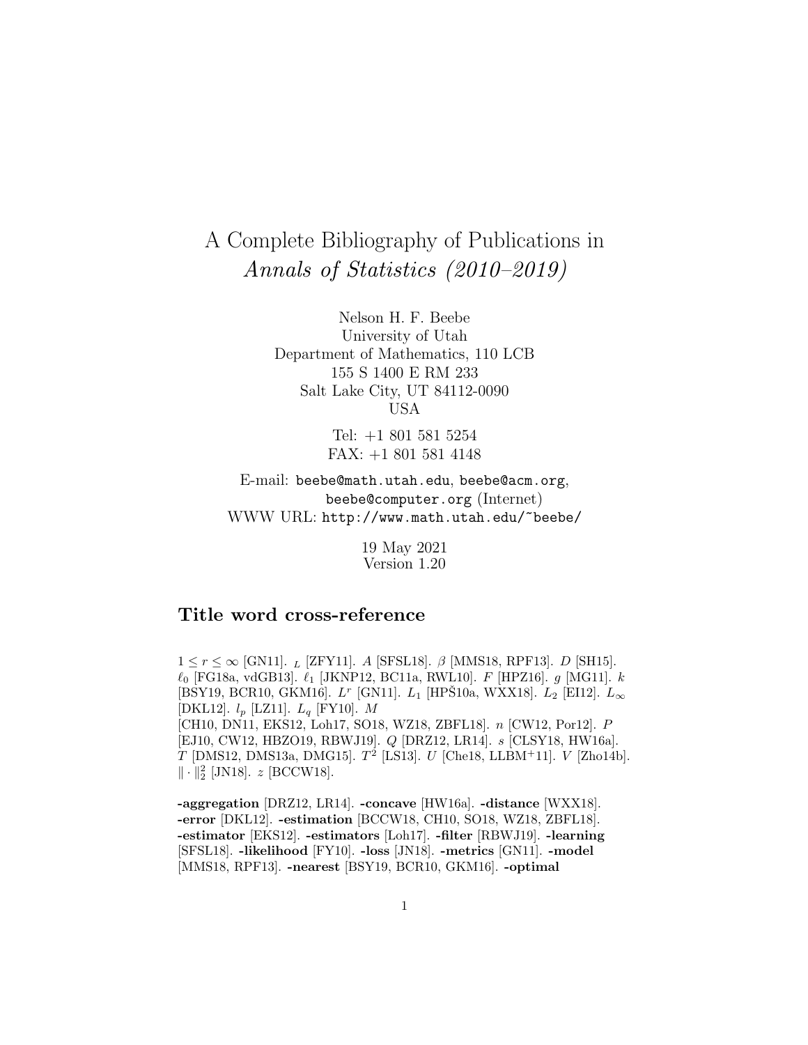# A Complete Bibliography of Publications in *Annals of Statistics (2010–2019)*

Nelson H. F. Beebe
University of Utah
Department of Mathematics, 110 LCB
155 S 1400 E RM 233
Salt Lake City, UT 84112-0090
USA

Tel: +1 801 581 5254
FAX: +1 801 581 4148

E-mail: `beebe@math.utah.edu`, `beebe@acm.org`, `beebe@computer.org` (Internet)
WWW URL: `http://www.math.utah.edu/~beebe/`

19 May 2021
Version 1.20

## Title word cross-reference

$1 \leq r \leq \infty$ [GN11]. $_L$ [ZFY11]. $A$ [SFSL18]. $\beta$ [MMS18, RPF13]. $D$ [SH15]. $\ell_0$ [FG18a, vdGB13]. $\ell_1$ [JKNP12, BC11a, RWL10]. $F$ [HPZ16]. $g$ [MG11]. $k$ [BSY19, BCR10, GKM16]. $L^r$ [GN11]. $L_1$ [HPŠ10a, WXX18]. $L_2$ [EI12]. $L_\infty$ [DKL12]. $l_p$ [LZ11]. $L_q$ [FY10]. $M$ [CH10, DN11, EKS12, Loh17, SO18, WZ18, ZBFL18]. $n$ [CW12, Por12]. $P$ [EJ10, CW12, HBZO19, RBWJ19]. $Q$ [DRZ12, LR14]. $s$ [CLSY18, HW16a]. $T$ [DMS12, DMS13a, DMG15]. $T^2$ [LS13]. $U$ [Che18, LLBM+11]. $V$ [Zho14b]. $\| \cdot \|_2^2$ [JN18]. $z$ [BCCW18].

**-aggregation** [DRZ12, LR14]. **-concave** [HW16a]. **-distance** [WXX18]. **-error** [DKL12]. **-estimation** [BCCW18, CH10, SO18, WZ18, ZBFL18]. **-estimator** [EKS12]. **-estimators** [Loh17]. **-filter** [RBWJ19]. **-learning** [SFSL18]. **-likelihood** [FY10]. **-loss** [JN18]. **-metrics** [GN11]. **-model** [MMS18, RPF13]. **-nearest** [BSY19, BCR10, GKM16]. **-optimal**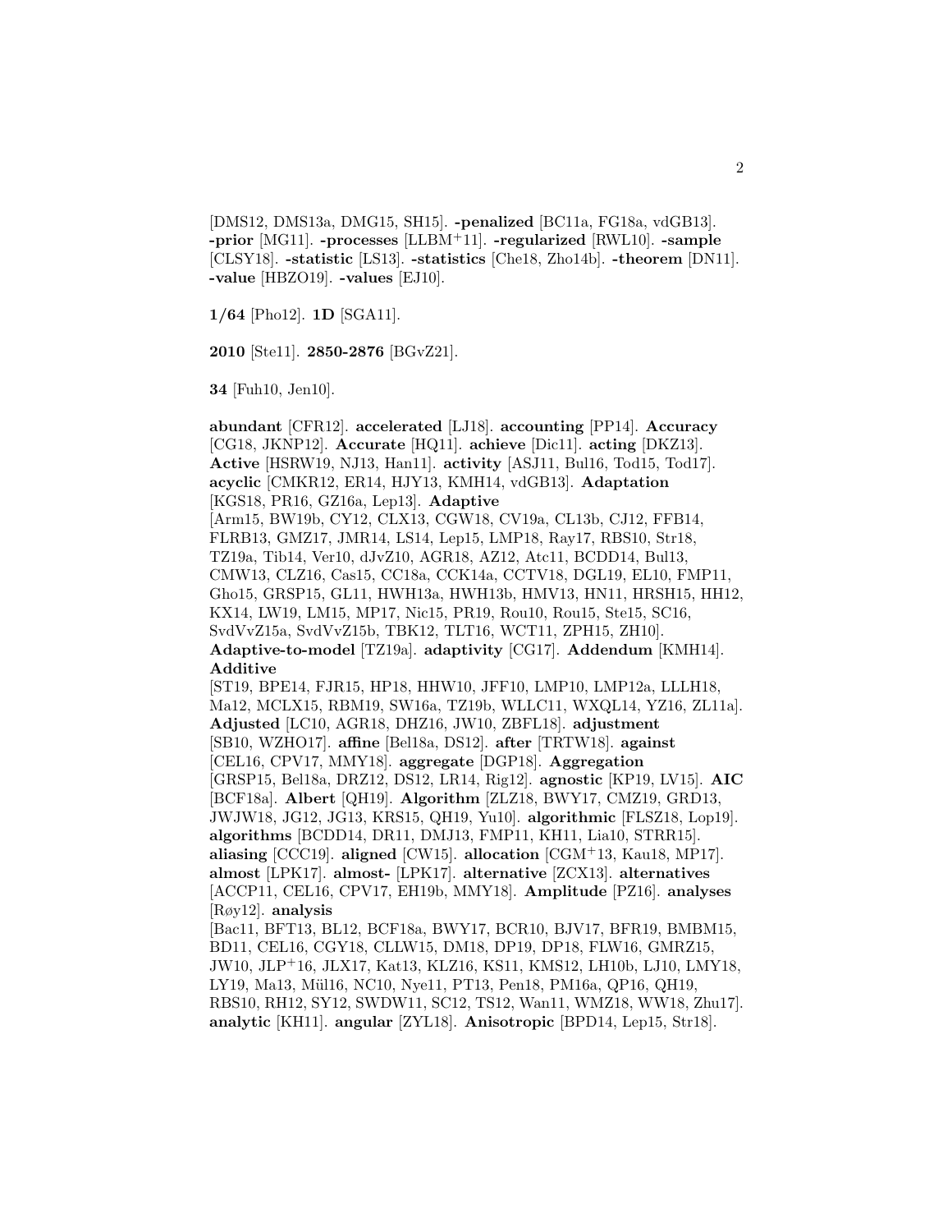[DMS12, DMS13a, DMG15, SH15]. **-penalized** [BC11a, FG18a, vdGB13]. **-prior** [MG11]. **-processes** [LLBM+11]. **-regularized** [RWL10]. **-sample** [CLSY18]. **-statistic** [LS13]. **-statistics** [Che18, Zho14b]. **-theorem** [DN11]. **-value** [HBZO19]. **-values** [EJ10].

**1/64** [Pho12]. **1D** [SGA11].

**2010** [Ste11]. **2850-2876** [BGvZ21].

**34** [Fuh10, Jen10].

**abundant** [CFR12]. **accelerated** [LJ18]. **accounting** [PP14]. **Accuracy** [CG18, JKNP12]. **Accurate** [HQ11]. **achieve** [Dic11]. **acting** [DKZ13]. **Active** [HSRW19, NJ13, Han11]. **activity** [ASJ11, Bul16, Tod15, Tod17]. **acyclic** [CMKR12, ER14, HJY13, KMH14, vdGB13]. **Adaptation** [KGS18, PR16, GZ16a, Lep13]. **Adaptive** [Arm15, BW19b, CY12, CLX13, CGW18, CV19a, CL13b, CJ12, FFB14, FLRB13, GMZ17, JMR14, LS14, Lep15, LMP18, Ray17, RBS10, Str18, TZ19a, Tib14, Ver10, dJvZ10, AGR18, AZ12, Atc11, BCDD14, Bul13, CMW13, CLZ16, Cas15, CC18a, CCK14a, CCTV18, DGL19, EL10, FMP11, Gho15, GRSP15, GL11, HWH13a, HWH13b, HMV13, HN11, HRSH15, HH12, KX14, LW19, LM15, MP17, Nic15, PR19, Rou10, Rou15, Ste15, SC16, SvdVvZ15a, SvdVvZ15b, TBK12, TLT16, WCT11, ZPH15, ZH10]. **Adaptive-to-model** [TZ19a]. **adaptivity** [CG17]. **Addendum** [KMH14]. **Additive** [ST19, BPE14, FJR15, HP18, HHW10, JFF10, LMP10, LMP12a, LLLH18, Ma12, MCLX15, RBM19, SW16a, TZ19b, WLLC11, WXQL14, YZ16, ZL11a]. **Adjusted** [LC10, AGR18, DHZ16, JW10, ZBFL18]. **adjustment** [SB10, WZHO17]. **affine** [Bel18a, DS12]. **after** [TRTW18]. **against** [CEL16, CPV17, MMY18]. **aggregate** [DGP18]. **Aggregation** [GRSP15, Bel18a, DRZ12, DS12, LR14, Rig12]. **agnostic** [KP19, LV15]. **AIC** [BCF18a]. **Albert** [QH19]. **Algorithm** [ZLZ18, BWY17, CMZ19, GRD13, JWJW18, JG12, JG13, KRS15, QH19, Yu10]. **algorithmic** [FLSZ18, Lop19]. **algorithms** [BCDD14, DR11, DMJ13, FMP11, KH11, Lia10, STRR15]. **aliasing** [CCC19]. **aligned** [CW15]. **allocation** [CGM+13, Kau18, MP17]. **almost** [LPK17]. **almost-** [LPK17]. **alternative** [ZCX13]. **alternatives** [ACCP11, CEL16, CPV17, EH19b, MMY18]. **Amplitude** [PZ16]. **analyses** [Røy12]. **analysis** [Bac11, BFT13, BL12, BCF18a, BWY17, BCR10, BJV17, BFR19, BMBM15, BD11, CEL16, CGY18, CLLW15, DM18, DP19, DP18, FLW16, GMRZ15, JW10, JLP+16, JLX17, Kat13, KLZ16, KS11, KMS12, LH10b, LJ10, LMY18, LY19, Ma13, Mül16, NC10, Nye11, PT13, Pen18, PM16a, QP16, QH19, RBS10, RH12, SY12, SWDW11, SC12, TS12, Wan11, WMZ18, WW18, Zhu17]. **analytic** [KH11]. **angular** [ZYL18]. **Anisotropic** [BPD14, Lep15, Str18].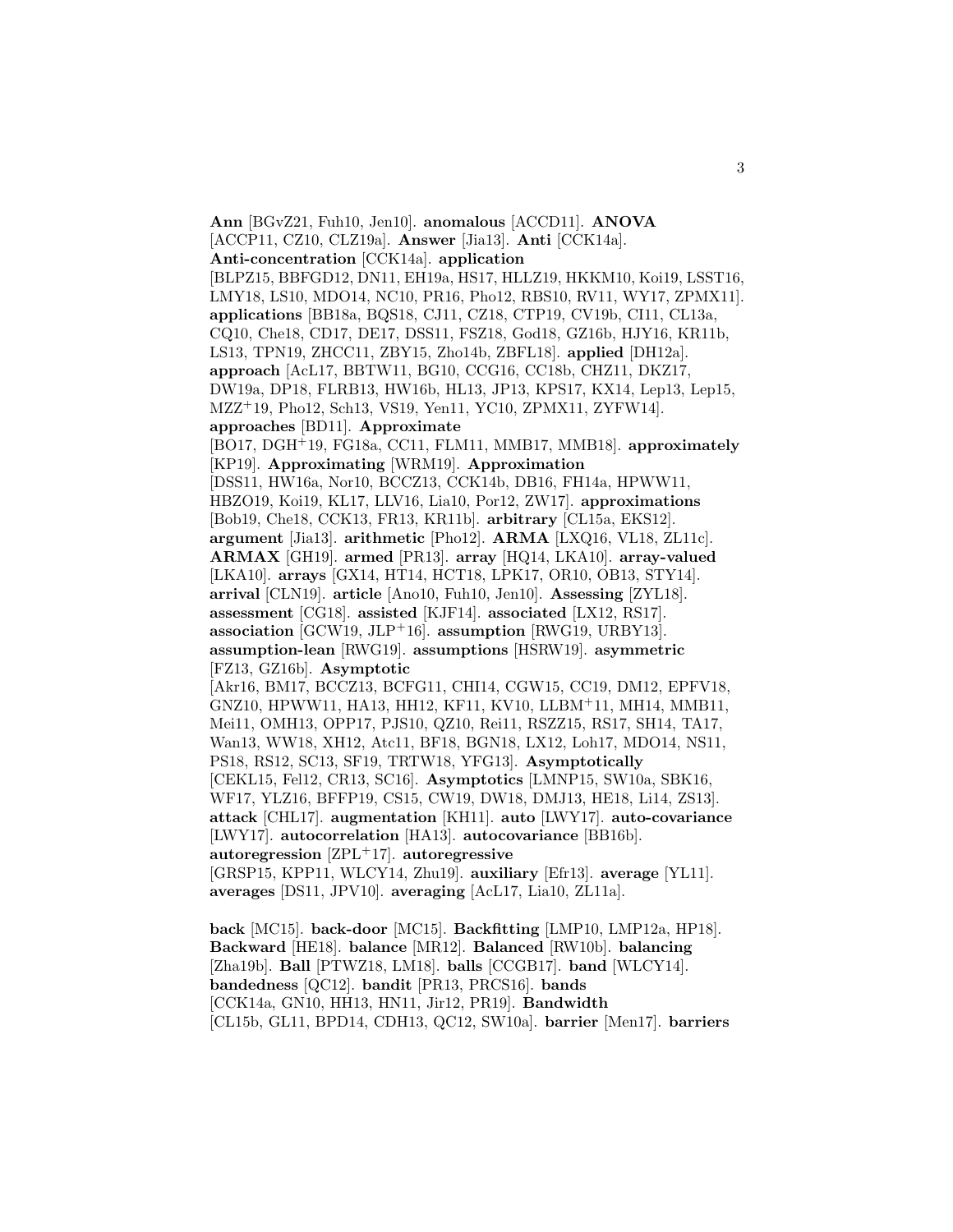**Ann** [BGvZ21, Fuh10, Jen10]. **anomalous** [ACCD11]. **ANOVA** [ACCP11, CZ10, CLZ19a]. **Answer** [Jia13]. **Anti** [CCK14a]. **Anti-concentration** [CCK14a]. **application** [BLPZ15, BBFGD12, DN11, EH19a, HS17, HLLZ19, HKKM10, Koi19, LSST16, LMY18, LS10, MDO14, NC10, PR16, Pho12, RBS10, RV11, WY17, ZPMX11]. **applications** [BB18a, BQS18, CJ11, CZ18, CTP19, CV19b, CI11, CL13a, CQ10, Che18, CD17, DE17, DSS11, FSZ18, God18, GZ16b, HJY16, KR11b, LS13, TPN19, ZHCC11, ZBY15, Zho14b, ZBFL18]. **applied** [DH12a]. **approach** [AcL17, BBTW11, BG10, CCG16, CC18b, CHZ11, DKZ17, DW19a, DP18, FLRB13, HW16b, HL13, JP13, KPS17, KX14, Lep13, Lep15, MZZ+19, Pho12, Sch13, VS19, Yen11, YC10, ZPMX11, ZYFW14]. **approaches** [BD11]. **Approximate** [BO17, DGH+19, FG18a, CC11, FLM11, MMB17, MMB18]. **approximately** [KP19]. **Approximating** [WRM19]. **Approximation** [DSS11, HW16a, Nor10, BCCZ13, CCK14b, DB16, FH14a, HPWW11, HBZO19, Koi19, KL17, LLV16, Lia10, Por12, ZW17]. **approximations** [Bob19, Che18, CCK13, FR13, KR11b]. **arbitrary** [CL15a, EKS12]. **argument** [Jia13]. **arithmetic** [Pho12]. **ARMA** [LXQ16, VL18, ZL11c]. **ARMAX** [GH19]. **armed** [PR13]. **array** [HQ14, LKA10]. **array-valued** [LKA10]. **arrays** [GX14, HT14, HCT18, LPK17, OR10, OB13, STY14]. **arrival** [CLN19]. **article** [Ano10, Fuh10, Jen10]. **Assessing** [ZYL18]. **assessment** [CG18]. **assisted** [KJF14]. **associated** [LX12, RS17]. **association** [GCW19, JLP+16]. **assumption** [RWG19, URBY13]. **assumption-lean** [RWG19]. **assumptions** [HSRW19]. **asymmetric** [FZ13, GZ16b]. **Asymptotic** [Akr16, BM17, BCCZ13, BCFG11, CHI14, CGW15, CC19, DM12, EPFV18, GNZ10, HPWW11, HA13, HH12, KF11, KV10, LLBM+11, MH14, MMB11, Mei11, OMH13, OPP17, PJS10, QZ10, Rei11, RSZZ15, RS17, SH14, TA17, Wan13, WW18, XH12, Atc11, BF18, BGN18, LX12, Loh17, MDO14, NS11, PS18, RS12, SC13, SF19, TRTW18, YFG13]. **Asymptotically** [CEKL15, Fel12, CR13, SC16]. **Asymptotics** [LMNP15, SW10a, SBK16, WF17, YLZ16, BFFP19, CS15, CW19, DW18, DMJ13, HE18, Li14, ZS13]. **attack** [CHL17]. **augmentation** [KH11]. **auto** [LWY17]. **auto-covariance** [LWY17]. **autocorrelation** [HA13]. **autocovariance** [BB16b]. **autoregression** [ZPL+17]. **autoregressive** [GRSP15, KPP11, WLCY14, Zhu19]. **auxiliary** [Efr13]. **average** [YL11]. **averages** [DS11, JPV10]. **averaging** [AcL17, Lia10, ZL11a].

**back** [MC15]. **back-door** [MC15]. **Backfitting** [LMP10, LMP12a, HP18]. **Backward** [HE18]. **balance** [MR12]. **Balanced** [RW10b]. **balancing** [Zha19b]. **Ball** [PTWZ18, LM18]. **balls** [CCGB17]. **band** [WLCY14]. **bandedness** [QC12]. **bandit** [PR13, PRCS16]. **bands** [CCK14a, GN10, HH13, HN11, Jir12, PR19]. **Bandwidth** [CL15b, GL11, BPD14, CDH13, QC12, SW10a]. **barrier** [Men17]. **barriers**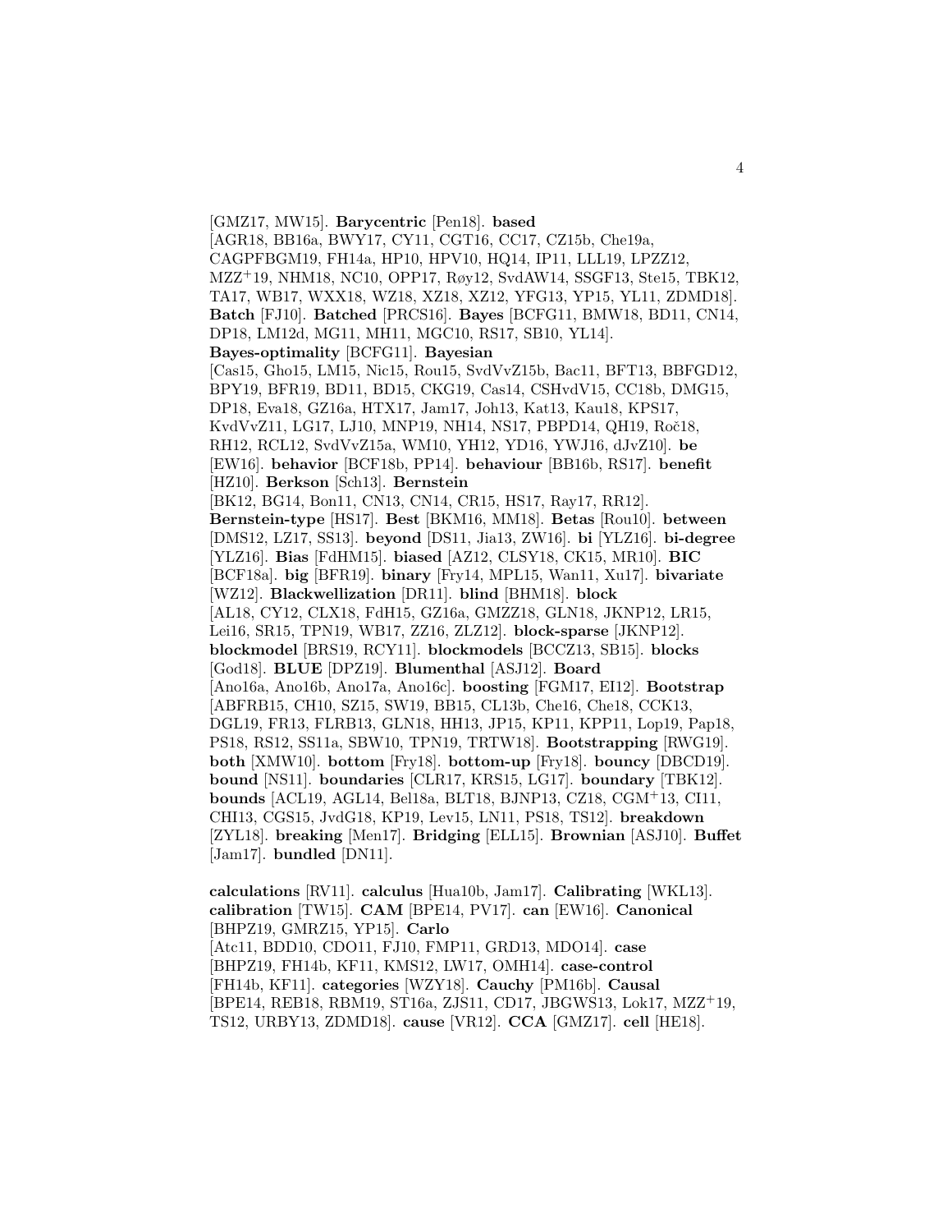[GMZ17, MW15]. **Barycentric** [Pen18]. **based** [AGR18, BB16a, BWY17, CY11, CGT16, CC17, CZ15b, Che19a, CAGPFBGM19, FH14a, HP10, HPV10, HQ14, IP11, LLL19, LPZZ12, MZZ$^+$19, NHM18, NC10, OPP17, Røy12, SvdAW14, SSGF13, Ste15, TBK12, TA17, WB17, WXX18, WZ18, XZ18, XZ12, YFG13, YP15, YL11, ZDMD18]. **Batch** [FJ10]. **Batched** [PRCS16]. **Bayes** [BCFG11, BMW18, BD11, CN14, DP18, LM12d, MG11, MH11, MGC10, RS17, SB10, YL14]. **Bayes-optimality** [BCFG11]. **Bayesian** [Cas15, Gho15, LM15, Nic15, Rou15, SvdVvZ15b, Bac11, BFT13, BBFGD12, BPY19, BFR19, BD11, BD15, CKG19, Cas14, CSHvdV15, CC18b, DMG15, DP18, Eva18, GZ16a, HTX17, Jam17, Joh13, Kat13, Kau18, KPS17, KvdVvZ11, LG17, LJ10, MNP19, NH14, NS17, PBPD14, QH19, Roč18, RH12, RCL12, SvdVvZ15a, WM10, YH12, YD16, YWJ16, dJvZ10]. **be** [EW16]. **behavior** [BCF18b, PP14]. **behaviour** [BB16b, RS17]. **benefit** [HZ10]. **Berkson** [Sch13]. **Bernstein** [BK12, BG14, Bon11, CN13, CN14, CR15, HS17, Ray17, RR12]. **Bernstein-type** [HS17]. **Best** [BKM16, MM18]. **Betas** [Rou10]. **between** [DMS12, LZ17, SS13]. **beyond** [DS11, Jia13, ZW16]. **bi** [YLZ16]. **bi-degree** [YLZ16]. **Bias** [FdHM15]. **biased** [AZ12, CLSY18, CK15, MR10]. **BIC** [BCF18a]. **big** [BFR19]. **binary** [Fry14, MPL15, Wan11, Xu17]. **bivariate** [WZ12]. **Blackwellization** [DR11]. **blind** [BHM18]. **block** [AL18, CY12, CLX18, FdH15, GZ16a, GMZZ18, GLN18, JKNP12, LR15, Lei16, SR15, TPN19, WB17, ZZ16, ZLZ12]. **block-sparse** [JKNP12]. **blockmodel** [BRS19, RCY11]. **blockmodels** [BCCZ13, SB15]. **blocks** [God18]. **BLUE** [DPZ19]. **Blumenthal** [ASJ12]. **Board** [Ano16a, Ano16b, Ano17a, Ano16c]. **boosting** [FGM17, EI12]. **Bootstrap** [ABFRB15, CH10, SZ15, SW19, BB15, CL13b, Che16, Che18, CCK13, DGL19, FR13, FLRB13, GLN18, HH13, JP15, KP11, KPP11, Lop19, Pap18, PS18, RS12, SS11a, SBW10, TPN19, TRTW18]. **Bootstrapping** [RWG19]. **both** [XMW10]. **bottom** [Fry18]. **bottom-up** [Fry18]. **bouncy** [DBCD19]. **bound** [NS11]. **boundaries** [CLR17, KRS15, LG17]. **boundary** [TBK12]. **bounds** [ACL19, AGL14, Bel18a, BLT18, BJNP13, CZ18, CGM$^+$13, CI11, CHI13, CGS15, JvdG18, KP19, Lev15, LN11, PS18, TS12]. **breakdown** [ZYL18]. **breaking** [Men17]. **Bridging** [ELL15]. **Brownian** [ASJ10]. **Buffet** [Jam17]. **bundled** [DN11].

**calculations** [RV11]. **calculus** [Hua10b, Jam17]. **Calibrating** [WKL13]. **calibration** [TW15]. **CAM** [BPE14, PV17]. **can** [EW16]. **Canonical** [BHPZ19, GMRZ15, YP15]. **Carlo** [Atc11, BDD10, CDO11, FJ10, FMP11, GRD13, MDO14]. **case** [BHPZ19, FH14b, KF11, KMS12, LW17, OMH14]. **case-control** [FH14b, KF11]. **categories** [WZY18]. **Cauchy** [PM16b]. **Causal** [BPE14, REB18, RBM19, ST16a, ZJS11, CD17, JBGWS13, Lok17, MZZ$^+$19, TS12, URBY13, ZDMD18]. **cause** [VR12]. **CCA** [GMZ17]. **cell** [HE18].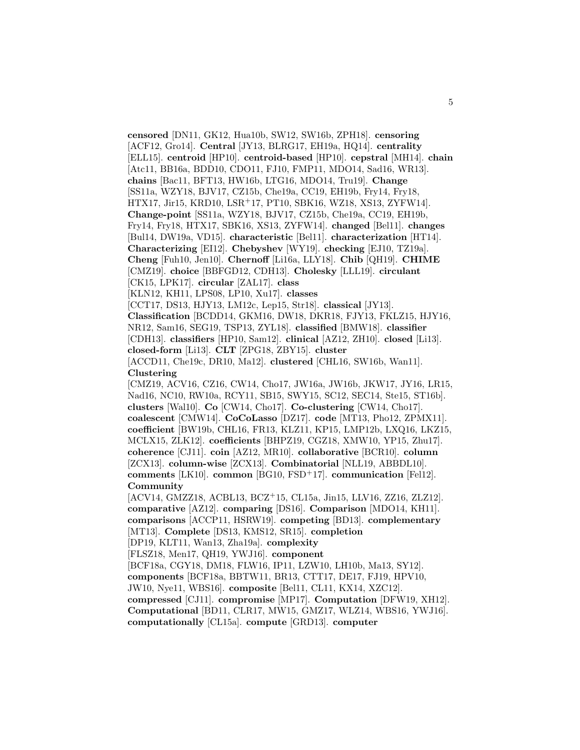**censored** [DN11, GK12, Hua10b, SW12, SW16b, ZPH18]. **censoring** [ACF12, Gro14]. **Central** [JY13, BLRG17, EH19a, HQ14]. **centrality** [ELL15]. **centroid** [HP10]. **centroid-based** [HP10]. **cepstral** [MH14]. **chain** [Atc11, BB16a, BDD10, CDO11, FJ10, FMP11, MDO14, Sad16, WR13]. **chains** [Bac11, BFT13, HW16b, LTG16, MDO14, Tru19]. **Change** [SS11a, WZY18, BJV17, CZ15b, Che19a, CC19, EH19b, Fry14, Fry18, HTX17, Jir15, KRD10, LSR<sup>+</sup>17, PT10, SBK16, WZ18, XS13, ZYFW14]. **Change-point** [SS11a, WZY18, BJV17, CZ15b, Che19a, CC19, EH19b, Fry14, Fry18, HTX17, SBK16, XS13, ZYFW14]. **changed** [Bel11]. **changes** [Bul14, DW19a, VD15]. **characteristic** [Bel11]. **characterization** [HT14]. **Characterizing** [EI12]. **Chebyshev** [WY19]. **checking** [EJ10, TZ19a]. **Cheng** [Fuh10, Jen10]. **Chernoff** [Li16a, LLY18]. **Chib** [QH19]. **CHIME** [CMZ19]. **choice** [BBFGD12, CDH13]. **Cholesky** [LLL19]. **circulant** [CK15, LPK17]. **circular** [ZAL17]. **class** [KLN12, KH11, LPS08, LP10, Xu17]. **classes** [CCT17, DS13, HJY13, LM12c, Lep15, Str18]. **classical** [JY13]. **Classification** [BCDD14, GKM16, DW18, DKR18, FJY13, FKLZ15, HJY16, NR12, Sam16, SEG19, TSP13, ZYL18]. **classified** [BMW18]. **classifier** [CDH13]. **classifiers** [HP10, Sam12]. **clinical** [AZ12, ZH10]. **closed** [Li13]. **closed-form** [Li13]. **CLT** [ZPG18, ZBY15]. **cluster** [ACCD11, Che19c, DR10, Ma12]. **clustered** [CHL16, SW16b, Wan11]. **Clustering** [CMZ19, ACV16, CZ16, CW14, Cho17, JW16a, JW16b, JKW17, JY16, LR15, Nad16, NC10, RW10a, RCY11, SB15, SWY15, SC12, SEC14, Ste15, ST16b]. **clusters** [Wal10]. **Co** [CW14, Cho17]. **Co-clustering** [CW14, Cho17]. **coalescent** [CMW14]. **CoCoLasso** [DZ17]. **code** [MT13, Pho12, ZPMX11]. **coefficient** [BW19b, CHL16, FR13, KLZ11, KP15, LMP12b, LXQ16, LKZ15, MCLX15, ZLK12]. **coefficients** [BHPZ19, CGZ18, XMW10, YP15, Zhu17]. **coherence** [CJ11]. **coin** [AZ12, MR10]. **collaborative** [BCR10]. **column** [ZCX13]. **column-wise** [ZCX13]. **Combinatorial** [NLL19, ABBDL10]. **comments** [LK10]. **common** [BG10, FSD<sup>+</sup>17]. **communication** [Fel12]. **Community** [ACV14, GMZZ18, ACBL13, BCZ<sup>+</sup>15, CL15a, Jin15, LLV16, ZZ16, ZLZ12]. **comparative** [AZ12]. **comparing** [DS16]. **Comparison** [MDO14, KH11]. **comparisons** [ACCP11, HSRW19]. **competing** [BD13]. **complementary** [MT13]. **Complete** [DS13, KMS12, SR15]. **completion** [DP19, KLT11, Wan13, Zha19a]. **complexity** [FLSZ18, Men17, QH19, YWJ16]. **component** [BCF18a, CGY18, DM18, FLW16, IP11, LZW10, LH10b, Ma13, SY12]. **components** [BCF18a, BBTW11, BR13, CTT17, DE17, FJ19, HPV10, JW10, Nye11, WBS16]. **composite** [Bel11, CL11, KX14, XZC12]. **compressed** [CJ11]. **compromise** [MP17]. **Computation** [DFW19, XH12]. **Computational** [BD11, CLR17, MW15, GMZ17, WLZ14, WBS16, YWJ16]. **computationally** [CL15a]. **compute** [GRD13]. **computer**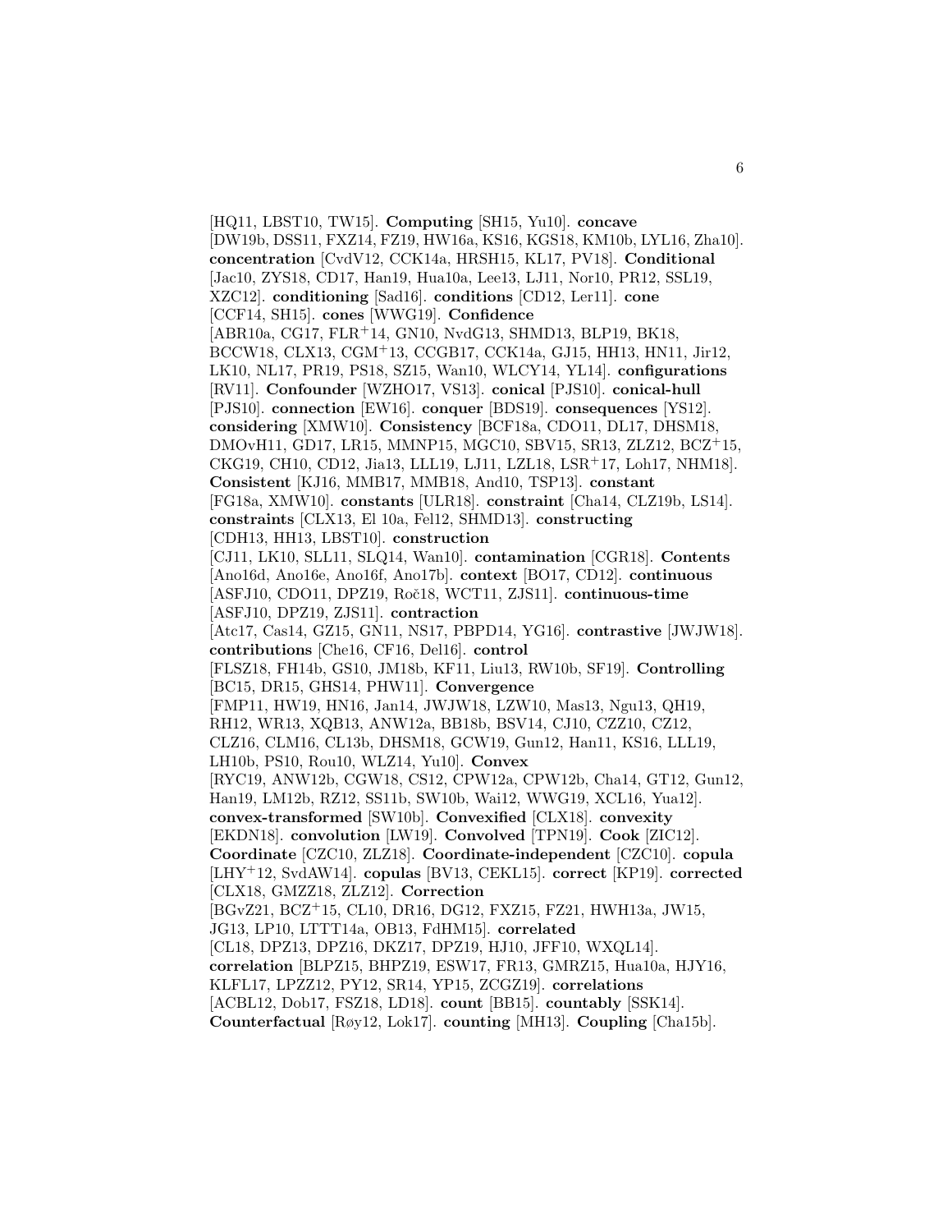[HQ11, LBST10, TW15]. **Computing** [SH15, Yu10]. **concave** [DW19b, DSS11, FXZ14, FZ19, HW16a, KS16, KGS18, KM10b, LYL16, Zha10]. **concentration** [CvdV12, CCK14a, HRSH15, KL17, PV18]. **Conditional** [Jac10, ZYS18, CD17, Han19, Hua10a, Lee13, LJ11, Nor10, PR12, SSL19, XZC12]. **conditioning** [Sad16]. **conditions** [CD12, Ler11]. **cone** [CCF14, SH15]. **cones** [WWG19]. **Confidence** [ABR10a, CG17, FLR+14, GN10, NvdG13, SHMD13, BLP19, BK18, BCCW18, CLX13, CGM+13, CCGB17, CCK14a, GJ15, HH13, HN11, Jir12, LK10, NL17, PR19, PS18, SZ15, Wan10, WLCY14, YL14]. **configurations** [RV11]. **Confounder** [WZHO17, VS13]. **conical** [PJS10]. **conical-hull** [PJS10]. **connection** [EW16]. **conquer** [BDS19]. **consequences** [YS12]. **considering** [XMW10]. **Consistency** [BCF18a, CDO11, DL17, DHSM18, DMOvH11, GD17, LR15, MMNP15, MGC10, SBV15, SR13, ZLZ12, BCZ+15, CKG19, CH10, CD12, Jia13, LLL19, LJ11, LZL18, LSR+17, Loh17, NHM18]. **Consistent** [KJ16, MMB17, MMB18, And10, TSP13]. **constant** [FG18a, XMW10]. **constants** [ULR18]. **constraint** [Cha14, CLZ19b, LS14]. **constraints** [CLX13, El 10a, Fel12, SHMD13]. **constructing** [CDH13, HH13, LBST10]. **construction** [CJ11, LK10, SLL11, SLQ14, Wan10]. **contamination** [CGR18]. **Contents** [Ano16d, Ano16e, Ano16f, Ano17b]. **context** [BO17, CD12]. **continuous** [ASFJ10, CDO11, DPZ19, Roč18, WCT11, ZJS11]. **continuous-time** [ASFJ10, DPZ19, ZJS11]. **contraction** [Atc17, Cas14, GZ15, GN11, NS17, PBPD14, YG16]. **contrastive** [JWJW18]. **contributions** [Che16, CF16, Del16]. **control** [FLSZ18, FH14b, GS10, JM18b, KF11, Liu13, RW10b, SF19]. **Controlling** [BC15, DR15, GHS14, PHW11]. **Convergence** [FMP11, HW19, HN16, Jan14, JWJW18, LZW10, Mas13, Ngu13, QH19, RH12, WR13, XQB13, ANW12a, BB18b, BSV14, CJ10, CZZ10, CZ12, CLZ16, CLM16, CL13b, DHSM18, GCW19, Gun12, Han11, KS16, LLL19, LH10b, PS10, Rou10, WLZ14, Yu10]. **Convex** [RYC19, ANW12b, CGW18, CS12, CPW12a, CPW12b, Cha14, GT12, Gun12, Han19, LM12b, RZ12, SS11b, SW10b, Wai12, WWG19, XCL16, Yua12]. **convex-transformed** [SW10b]. **Convexified** [CLX18]. **convexity** [EKDN18]. **convolution** [LW19]. **Convolved** [TPN19]. **Cook** [ZIC12]. **Coordinate** [CZC10, ZLZ18]. **Coordinate-independent** [CZC10]. **copula** [LHY+12, SvdAW14]. **copulas** [BV13, CEKL15]. **correct** [KP19]. **corrected** [CLX18, GMZZ18, ZLZ12]. **Correction** [BGvZ21, BCZ+15, CL10, DR16, DG12, FXZ15, FZ21, HWH13a, JW15, JG13, LP10, LTTT14a, OB13, FdHM15]. **correlated** [CL18, DPZ13, DPZ16, DKZ17, DPZ19, HJ10, JFF10, WXQL14]. **correlation** [BLPZ15, BHPZ19, ESW17, FR13, GMRZ15, Hua10a, HJY16, KLFL17, LPZZ12, PY12, SR14, YP15, ZCGZ19]. **correlations** [ACBL12, Dob17, FSZ18, LD18]. **count** [BB15]. **countably** [SSK14]. **Counterfactual** [Røy12, Lok17]. **counting** [MH13]. **Coupling** [Cha15b].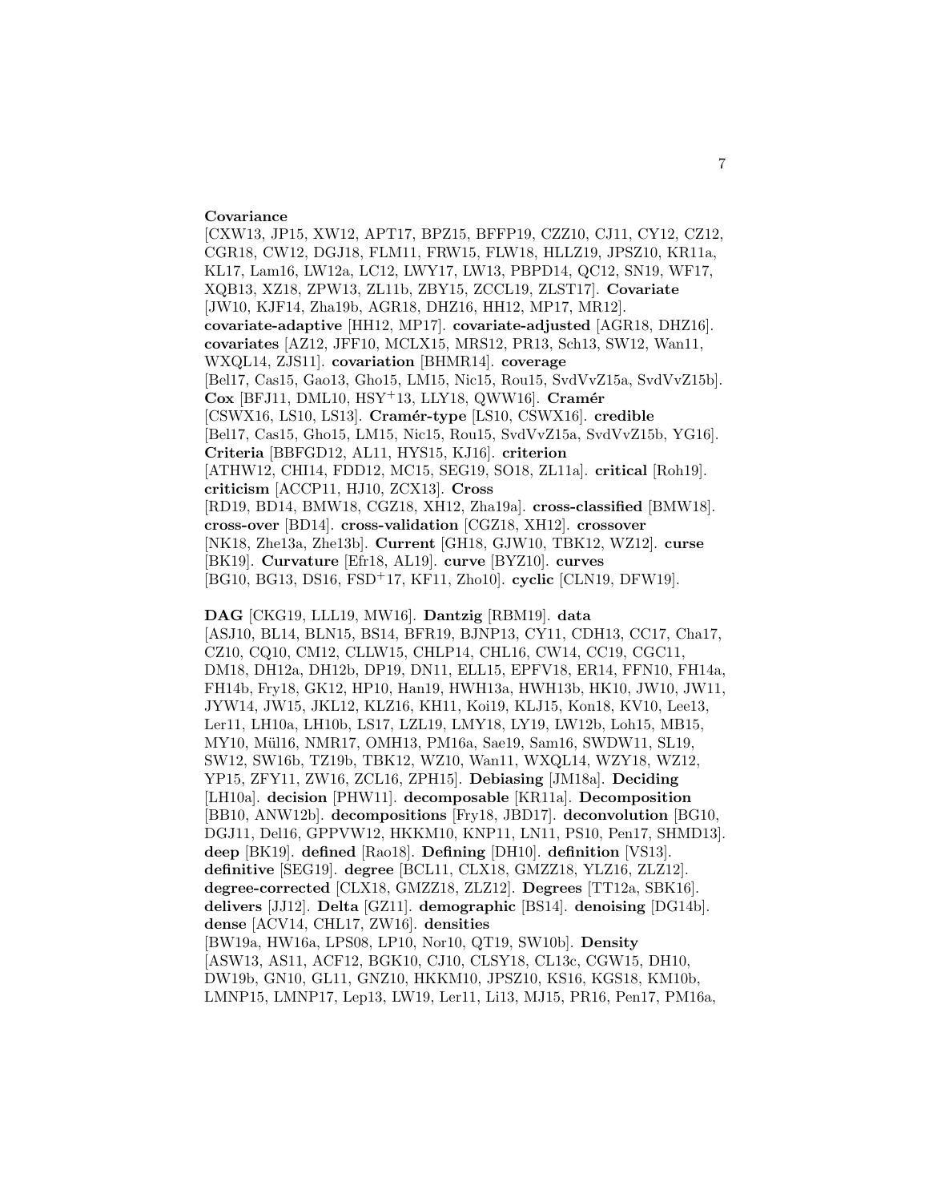**Covariance** [CXW13, JP15, XW12, APT17, BPZ15, BFFP19, CZZ10, CJ11, CY12, CZ12, CGR18, CW12, DGJ18, FLM11, FRW15, FLW18, HLLZ19, JPSZ10, KR11a, KL17, Lam16, LW12a, LC12, LWY17, LW13, PBPD14, QC12, SN19, WF17, XQB13, XZ18, ZPW13, ZL11b, ZBY15, ZCCL19, ZLST17]. **Covariate** [JW10, KJF14, Zha19b, AGR18, DHZ16, HH12, MP17, MR12]. **covariate-adaptive** [HH12, MP17]. **covariate-adjusted** [AGR18, DHZ16]. **covariates** [AZ12, JFF10, MCLX15, MRS12, PR13, Sch13, SW12, Wan11, WXQL14, ZJS11]. **covariation** [BHMR14]. **coverage** [Bel17, Cas15, Gao13, Gho15, LM15, Nic15, Rou15, SvdVvZ15a, SvdVvZ15b]. **Cox** [BFJ11, DML10, HSY$^{+}$13, LLY18, QWW16]. **Cramér** [CSWX16, LS10, LS13]. **Cramér-type** [LS10, CSWX16]. **credible** [Bel17, Cas15, Gho15, LM15, Nic15, Rou15, SvdVvZ15a, SvdVvZ15b, YG16]. **Criteria** [BBFGD12, AL11, HYS15, KJ16]. **criterion** [ATHW12, CHI14, FDD12, MC15, SEG19, SO18, ZL11a]. **critical** [Roh19]. **criticism** [ACCP11, HJ10, ZCX13]. **Cross** [RD19, BD14, BMW18, CGZ18, XH12, Zha19a]. **cross-classified** [BMW18]. **cross-over** [BD14]. **cross-validation** [CGZ18, XH12]. **crossover** [NK18, Zhe13a, Zhe13b]. **Current** [GH18, GJW10, TBK12, WZ12]. **curse** [BK19]. **Curvature** [Efr18, AL19]. **curve** [BYZ10]. **curves** [BG10, BG13, DS16, FSD$^{+}$17, KF11, Zho10]. **cyclic** [CLN19, DFW19].

**DAG** [CKG19, LLL19, MW16]. **Dantzig** [RBM19]. **data** [ASJ10, BL14, BLN15, BS14, BFR19, BJNP13, CY11, CDH13, CC17, Cha17, CZ10, CQ10, CM12, CLLW15, CHLP14, CHL16, CW14, CC19, CGC11, DM18, DH12a, DH12b, DP19, DN11, ELL15, EPFV18, ER14, FFN10, FH14a, FH14b, Fry18, GK12, HP10, Han19, HWH13a, HWH13b, HK10, JW10, JW11, JYW14, JW15, JKL12, KLZ16, KH11, Koi19, KLJ15, Kon18, KV10, Lee13, Ler11, LH10a, LH10b, LS17, LZL19, LMY18, LY19, LW12b, Loh15, MB15, MY10, Mül16, NMR17, OMH13, PM16a, Sae19, Sam16, SWDW11, SL19, SW12, SW16b, TZ19b, TBK12, WZ10, Wan11, WXQL14, WZY18, WZ12, YP15, ZFY11, ZW16, ZCL16, ZPH15]. **Debiasing** [JM18a]. **Deciding** [LH10a]. **decision** [PHW11]. **decomposable** [KR11a]. **Decomposition** [BB10, ANW12b]. **decompositions** [Fry18, JBD17]. **deconvolution** [BG10, DGJ11, Del16, GPPVW12, HKKM10, KNP11, LN11, PS10, Pen17, SHMD13]. **deep** [BK19]. **defined** [Rao18]. **Defining** [DH10]. **definition** [VS13]. **definitive** [SEG19]. **degree** [BCL11, CLX18, GMZZ18, YLZ16, ZLZ12]. **degree-corrected** [CLX18, GMZZ18, ZLZ12]. **Degrees** [TT12a, SBK16]. **delivers** [JJ12]. **Delta** [GZ11]. **demographic** [BS14]. **denoising** [DG14b]. **dense** [ACV14, CHL17, ZW16]. **densities** [BW19a, HW16a, LPS08, LP10, Nor10, QT19, SW10b]. **Density** [ASW13, AS11, ACF12, BGK10, CJ10, CLSY18, CL13c, CGW15, DH10, DW19b, GN10, GL11, GNZ10, HKKM10, JPSZ10, KS16, KGS18, KM10b, LMNP15, LMNP17, Lep13, LW19, Ler11, Li13, MJ15, PR16, Pen17, PM16a,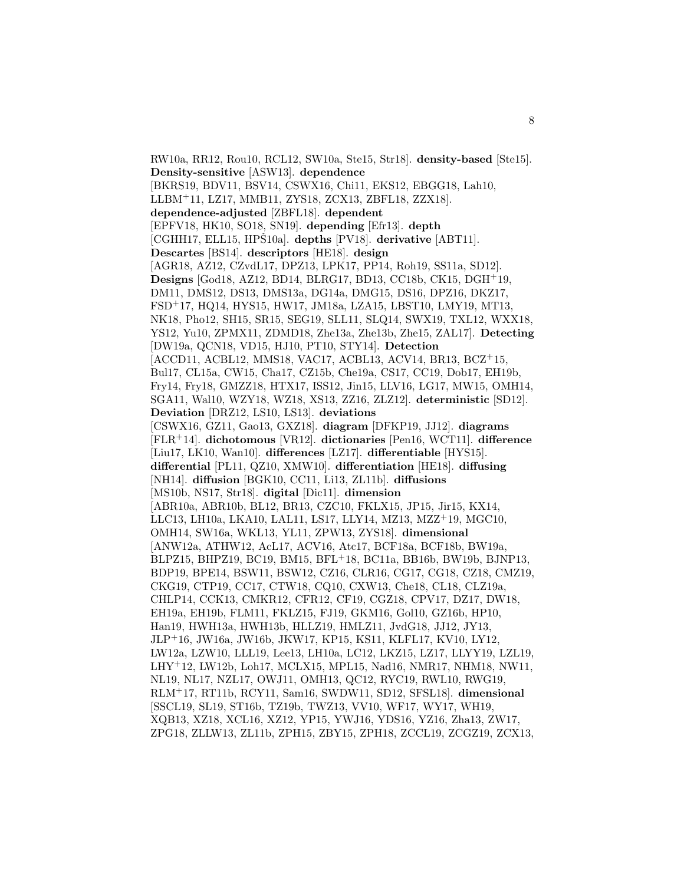RW10a, RR12, Rou10, RCL12, SW10a, Ste15, Str18]. **density-based** [Ste15]. **Density-sensitive** [ASW13]. **dependence** [BKRS19, BDV11, BSV14, CSWX16, Chi11, EKS12, EBGG18, Lah10, LLBM[+]11, LZ17, MMB11, ZYS18, ZCX13, ZBFL18, ZZX18]. **dependence-adjusted** [ZBFL18]. **dependent** [EPFV18, HK10, SO18, SN19]. **depending** [Efr13]. **depth** [CGHH17, ELL15, HPŠ10a]. **depths** [PV18]. **derivative** [ABT11]. **Descartes** [BS14]. **descriptors** [HE18]. **design** [AGR18, AZ12, CZvdL17, DPZ13, LPK17, PP14, Roh19, SS11a, SD12]. **Designs** [God18, AZ12, BD14, BLRG17, BD13, CC18b, CK15, DGH[+]19, DM11, DMS12, DS13, DMS13a, DG14a, DMG15, DS16, DPZ16, DKZ17, FSD[+]17, HQ14, HYS15, HW17, JM18a, LZA15, LBST10, LMY19, MT13, NK18, Pho12, SH15, SR15, SEG19, SLL11, SLQ14, SWX19, TXL12, WXX18, YS12, Yu10, ZPMX11, ZDMD18, Zhe13a, Zhe13b, Zhe15, ZAL17]. **Detecting** [DW19a, QCN18, VD15, HJ10, PT10, STY14]. **Detection** [ACCD11, ACBL12, MMS18, VAC17, ACBL13, ACV14, BR13, BCZ[+]15, Bul17, CL15a, CW15, Cha17, CZ15b, Che19a, CS17, CC19, Dob17, EH19b, Fry14, Fry18, GMZZ18, HTX17, ISS12, Jin15, LLV16, LG17, MW15, OMH14, SGA11, Wal10, WZY18, WZ18, XS13, ZZ16, ZLZ12]. **deterministic** [SD12]. **Deviation** [DRZ12, LS10, LS13]. **deviations** [CSWX16, GZ11, Gao13, GXZ18]. **diagram** [DFKP19, JJ12]. **diagrams** [FLR[+]14]. **dichotomous** [VR12]. **dictionaries** [Pen16, WCT11]. **difference** [Liu17, LK10, Wan10]. **differences** [LZ17]. **differentiable** [HYS15]. **differential** [PL11, QZ10, XMW10]. **differentiation** [HE18]. **diffusing** [NH14]. **diffusion** [BGK10, CC11, Li13, ZL11b]. **diffusions** [MS10b, NS17, Str18]. **digital** [Dic11]. **dimension** [ABR10a, ABR10b, BL12, BR13, CZC10, FKLX15, JP15, Jir15, KX14, LLC13, LH10a, LKA10, LAL11, LS17, LLY14, MZ13, MZZ[+]19, MGC10, OMH14, SW16a, WKL13, YL11, ZPW13, ZYS18]. **dimensional** [ANW12a, ATHW12, AcL17, ACV16, Atc17, BCF18a, BCF18b, BW19a, BLPZ15, BHPZ19, BC19, BM15, BFL[+]18, BC11a, BB16b, BW19b, BJNP13, BDP19, BPE14, BSW11, BSW12, CZ16, CLR16, CG17, CG18, CZ18, CMZ19, CKG19, CTP19, CC17, CTW18, CQ10, CXW13, Che18, CL18, CLZ19a, CHLP14, CCK13, CMKR12, CFR12, CF19, CGZ18, CPV17, DZ17, DW18, EH19a, EH19b, FLM11, FKLZ15, FJ19, GKM16, Gol10, GZ16b, HP10, Han19, HWH13a, HWH13b, HLLZ19, HMLZ11, JvdG18, JJ12, JY13, JLP[+]16, JW16a, JW16b, JKW17, KP15, KS11, KLFL17, KV10, LY12, LW12a, LZW10, LLL19, Lee13, LH10a, LC12, LKZ15, LZ17, LLYY19, LZL19, LHY[+]12, LW12b, Loh17, MCLX15, MPL15, Nad16, NMR17, NHM18, NW11, NL19, NL17, NZL17, OWJ11, OMH13, QC12, RYC19, RWL10, RWG19, RLM[+]17, RT11b, RCY11, Sam16, SWDW11, SD12, SFSL18]. **dimensional** [SSCL19, SL19, ST16b, TZ19b, TWZ13, VV10, WF17, WY17, WH19, XQB13, XZ18, XCL16, XZ12, YP15, YWJ16, YDS16, YZ16, Zha13, ZW17, ZPG18, ZLLW13, ZL11b, ZPH15, ZBY15, ZPH18, ZCCL19, ZCGZ19, ZCX13,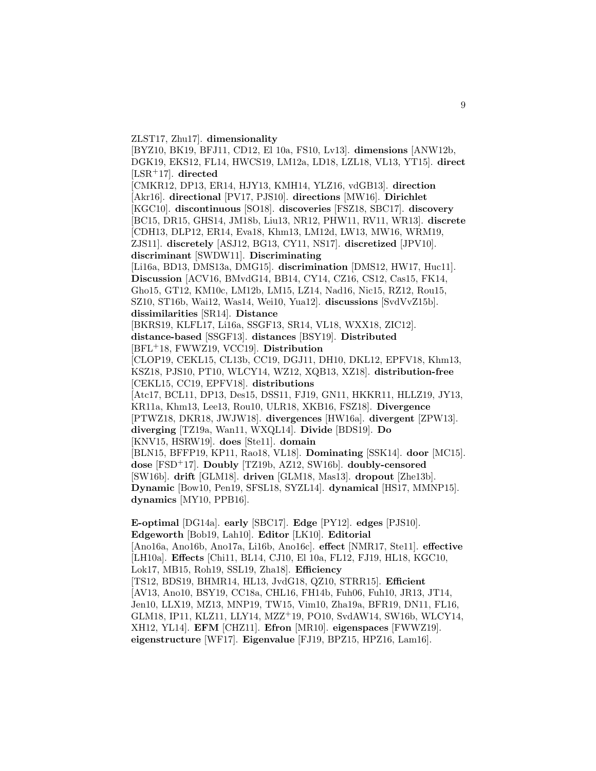ZLST17, Zhu17]. **dimensionality** [BYZ10, BK19, BFJ11, CD12, El 10a, FS10, Lv13]. **dimensions** [ANW12b, DGK19, EKS12, FL14, HWCS19, LM12a, LD18, LZL18, VL13, YT15]. **direct** [LSR+17]. **directed** [CMKR12, DP13, ER14, HJY13, KMH14, YLZ16, vdGB13]. **direction** [Akr16]. **directional** [PV17, PJS10]. **directions** [MW16]. **Dirichlet** [KGC10]. **discontinuous** [SO18]. **discoveries** [FSZ18, SBC17]. **discovery** [BC15, DR15, GHS14, JM18b, Liu13, NR12, PHW11, RV11, WR13]. **discrete** [CDH13, DLP12, ER14, Eva18, Khm13, LM12d, LW13, MW16, WRM19, ZJS11]. **discretely** [ASJ12, BG13, CY11, NS17]. **discretized** [JPV10]. **discriminant** [SWDW11]. **Discriminating** [Li16a, BD13, DMS13a, DMG15]. **discrimination** [DMS12, HW17, Huc11]. **Discussion** [ACV16, BMvdG14, BB14, CY14, CZ16, CS12, Cas15, FK14, Gho15, GT12, KM10c, LM12b, LM15, LZ14, Nad16, Nic15, RZ12, Rou15, SZ10, ST16b, Wai12, Was14, Wei10, Yua12]. **discussions** [SvdVvZ15b]. **dissimilarities** [SR14]. **Distance** [BKRS19, KLFL17, Li16a, SSGF13, SR14, VL18, WXX18, ZIC12]. **distance-based** [SSGF13]. **distances** [BSY19]. **Distributed** [BFL+18, FWWZ19, VCC19]. **Distribution** [CLOP19, CEKL15, CL13b, CC19, DGJ11, DH10, DKL12, EPFV18, Khm13, KSZ18, PJS10, PT10, WLCY14, WZ12, XQB13, XZ18]. **distribution-free** [CEKL15, CC19, EPFV18]. **distributions** [Atc17, BCL11, DP13, Des15, DSS11, FJ19, GN11, HKKR11, HLLZ19, JY13, KR11a, Khm13, Lee13, Rou10, ULR18, XKB16, FSZ18]. **Divergence** [PTWZ18, DKR18, JWJW18]. **divergences** [HW16a]. **divergent** [ZPW13]. **diverging** [TZ19a, Wan11, WXQL14]. **Divide** [BDS19]. **Do** [KNV15, HSRW19]. **does** [Ste11]. **domain** [BLN15, BFFP19, KP11, Rao18, VL18]. **Dominating** [SSK14]. **door** [MC15]. **dose** [FSD+17]. **Doubly** [TZ19b, AZ12, SW16b]. **doubly-censored** [SW16b]. **drift** [GLM18]. **driven** [GLM18, Mas13]. **dropout** [Zhe13b]. **Dynamic** [Bow10, Pen19, SFSL18, SYZL14]. **dynamical** [HS17, MMNP15]. **dynamics** [MY10, PPB16].

**E-optimal** [DG14a]. **early** [SBC17]. **Edge** [PY12]. **edges** [PJS10]. **Edgeworth** [Bob19, Lah10]. **Editor** [LK10]. **Editorial** [Ano16a, Ano16b, Ano17a, Li16b, Ano16c]. **effect** [NMR17, Ste11]. **effective** [LH10a]. **Effects** [Chi11, BL14, CJ10, El 10a, FL12, FJ19, HL18, KGC10, Lok17, MB15, Roh19, SSL19, Zha18]. **Efficiency** [TS12, BDS19, BHMR14, HL13, JvdG18, QZ10, STRR15]. **Efficient** [AV13, Ano10, BSY19, CC18a, CHL16, FH14b, Fuh06, Fuh10, JR13, JT14, Jen10, LLX19, MZ13, MNP19, TW15, Vim10, Zha19a, BFR19, DN11, FL16, GLM18, IP11, KLZ11, LLY14, MZZ+19, PO10, SvdAW14, SW16b, WLCY14, XH12, YL14]. **EFM** [CHZ11]. **Efron** [MR10]. **eigenspaces** [FWWZ19]. **eigenstructure** [WF17]. **Eigenvalue** [FJ19, BPZ15, HPZ16, Lam16].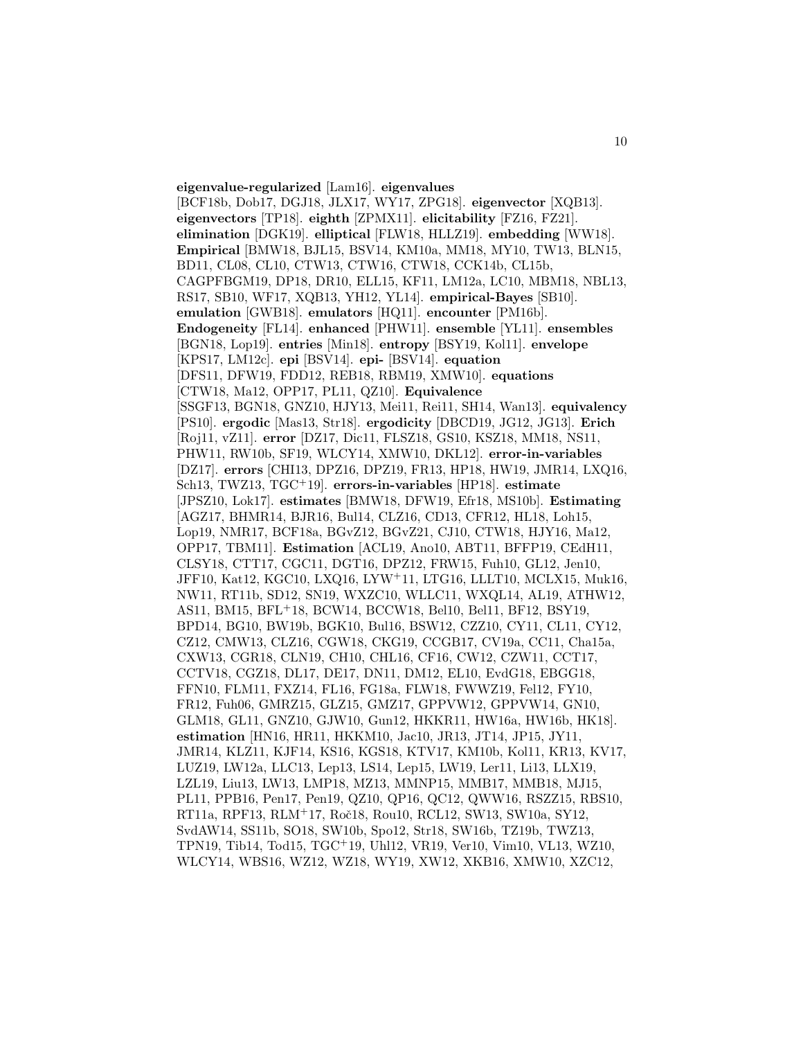**eigenvalue-regularized** [Lam16]. **eigenvalues** [BCF18b, Dob17, DGJ18, JLX17, WY17, ZPG18]. **eigenvector** [XQB13]. **eigenvectors** [TP18]. **eighth** [ZPMX11]. **elicitability** [FZ16, FZ21]. **elimination** [DGK19]. **elliptical** [FLW18, HLLZ19]. **embedding** [WW18]. **Empirical** [BMW18, BJL15, BSV14, KM10a, MM18, MY10, TW13, BLN15, BD11, CL08, CL10, CTW13, CTW16, CTW18, CCK14b, CL15b, CAGPFBGM19, DP18, DR10, ELL15, KF11, LM12a, LC10, MBM18, NBL13, RS17, SB10, WF17, XQB13, YH12, YL14]. **empirical-Bayes** [SB10]. **emulation** [GWB18]. **emulators** [HQ11]. **encounter** [PM16b]. **Endogeneity** [FL14]. **enhanced** [PHW11]. **ensemble** [YL11]. **ensembles** [BGN18, Lop19]. **entries** [Min18]. **entropy** [BSY19, Kol11]. **envelope** [KPS17, LM12c]. **epi** [BSV14]. **epi-** [BSV14]. **equation** [DFS11, DFW19, FDD12, REB18, RBM19, XMW10]. **equations** [CTW18, Ma12, OPP17, PL11, QZ10]. **Equivalence** [SSGF13, BGN18, GNZ10, HJY13, Mei11, Rei11, SH14, Wan13]. **equivalency** [PS10]. **ergodic** [Mas13, Str18]. **ergodicity** [DBCD19, JG12, JG13]. **Erich** [Roj11, vZ11]. **error** [DZ17, Dic11, FLSZ18, GS10, KSZ18, MM18, NS11, PHW11, RW10b, SF19, WLCY14, XMW10, DKL12]. **error-in-variables** [DZ17]. **errors** [CHI13, DPZ16, DPZ19, FR13, HP18, HW19, JMR14, LXQ16, Sch13, TWZ13, TGC$^+$19]. **errors-in-variables** [HP18]. **estimate** [JPSZ10, Lok17]. **estimates** [BMW18, DFW19, Efr18, MS10b]. **Estimating** [AGZ17, BHMR14, BJR16, Bul14, CLZ16, CD13, CFR12, HL18, Loh15, Lop19, NMR17, BCF18a, BGvZ12, BGvZ21, CJ10, CTW18, HJY16, Ma12, OPP17, TBM11]. **Estimation** [ACL19, Ano10, ABT11, BFFP19, CEdH11, CLSY18, CTT17, CGC11, DGT16, DPZ12, FRW15, Fuh10, GL12, Jen10, JFF10, Kat12, KGC10, LXQ16, LYW$^+$11, LTG16, LLLT10, MCLX15, Muk16, NW11, RT11b, SD12, SN19, WXZC10, WLLC11, WXQL14, AL19, ATHW12, AS11, BM15, BFL$^+$18, BCW14, BCCW18, Bel10, Bel11, BF12, BSY19, BPD14, BG10, BW19b, BGK10, Bul16, BSW12, CZZ10, CY11, CL11, CY12, CZ12, CMW13, CLZ16, CGW18, CKG19, CCGB17, CV19a, CC11, Cha15a, CXW13, CGR18, CLN19, CH10, CHL16, CF16, CW12, CZW11, CCT17, CCTV18, CGZ18, DL17, DE17, DN11, DM12, EL10, EvdG18, EBGG18, FFN10, FLM11, FXZ14, FL16, FG18a, FLW18, FWWZ19, Fel12, FY10, FR12, Fuh06, GMRZ15, GLZ15, GMZ17, GPPVW12, GPPVW14, GN10, GLM18, GL11, GNZ10, GJW10, Gun12, HKKR11, HW16a, HW16b, HK18]. **estimation** [HN16, HR11, HKKM10, Jac10, JR13, JT14, JP15, JY11, JMR14, KLZ11, KJF14, KS16, KGS18, KTV17, KM10b, Kol11, KR13, KV17, LUZ19, LW12a, LLC13, Lep13, LS14, Lep15, LW19, Ler11, Li13, LLX19, LZL19, Liu13, LW13, LMP18, MZ13, MMNP15, MMB17, MMB18, MJ15, PL11, PPB16, Pen17, Pen19, QZ10, QP16, QC12, QWW16, RSZZ15, RBS10, RT11a, RPF13, RLM$^+$17, Roč18, Rou10, RCL12, SW13, SW10a, SY12, SvdAW14, SS11b, SO18, SW10b, Spo12, Str18, SW16b, TZ19b, TWZ13, TPN19, Tib14, Tod15, TGC$^+$19, Uhl12, VR19, Ver10, Vim10, VL13, WZ10, WLCY14, WBS16, WZ12, WZ18, WY19, XW12, XKB16, XMW10, XZC12,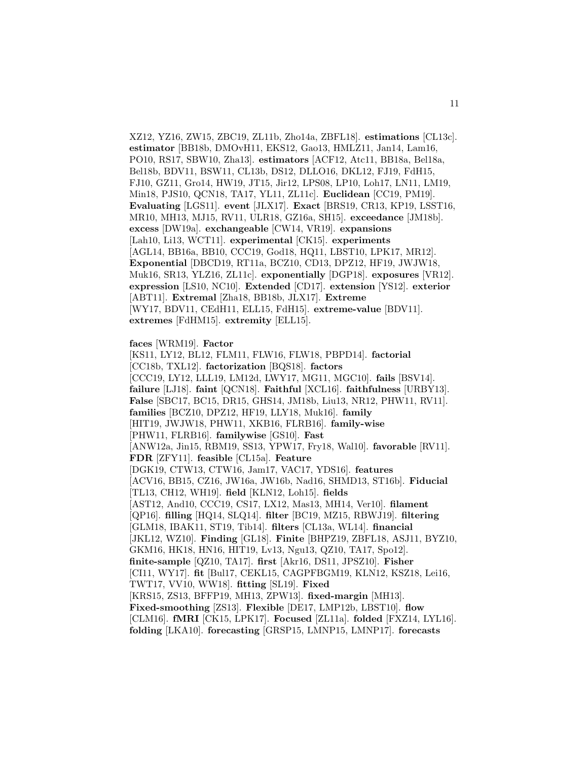XZ12, YZ16, ZW15, ZBC19, ZL11b, Zho14a, ZBFL18]. **estimations** [CL13c]. **estimator** [BB18b, DMOvH11, EKS12, Gao13, HMLZ11, Jan14, Lam16, PO10, RS17, SBW10, Zha13]. **estimators** [ACF12, Atc11, BB18a, Bel18a, Bel18b, BDV11, BSW11, CL13b, DS12, DLLO16, DKL12, FJ19, FdH15, FJ10, GZ11, Gro14, HW19, JT15, Jir12, LPS08, LP10, Loh17, LN11, LM19, Min18, PJS10, QCN18, TA17, YL11, ZL11c]. **Euclidean** [CC19, PM19]. **Evaluating** [LGS11]. **event** [JLX17]. **Exact** [BRS19, CR13, KP19, LSST16, MR10, MH13, MJ15, RV11, ULR18, GZ16a, SH15]. **exceedance** [JM18b]. **excess** [DW19a]. **exchangeable** [CW14, VR19]. **expansions** [Lah10, Li13, WCT11]. **experimental** [CK15]. **experiments** [AGL14, BB16a, BB10, CCC19, God18, HQ11, LBST10, LPK17, MR12]. **Exponential** [DBCD19, RT11a, BCZ10, CD13, DPZ12, HF19, JWJW18, Muk16, SR13, YLZ16, ZL11c]. **exponentially** [DGP18]. **exposures** [VR12]. **expression** [LS10, NC10]. **Extended** [CD17]. **extension** [YS12]. **exterior** [ABT11]. **Extremal** [Zha18, BB18b, JLX17]. **Extreme** [WY17, BDV11, CEdH11, ELL15, FdH15]. **extreme-value** [BDV11]. **extremes** [FdHM15]. **extremity** [ELL15].

**faces** [WRM19]. **Factor** [KS11, LY12, BL12, FLM11, FLW16, FLW18, PBPD14]. **factorial** [CC18b, TXL12]. **factorization** [BQS18]. **factors** [CCC19, LY12, LLL19, LM12d, LWY17, MG11, MGC10]. **fails** [BSV14]. **failure** [LJ18]. **faint** [QCN18]. **Faithful** [XCL16]. **faithfulness** [URBY13]. **False** [SBC17, BC15, DR15, GHS14, JM18b, Liu13, NR12, PHW11, RV11]. **families** [BCZ10, DPZ12, HF19, LLY18, Muk16]. **family** [HIT19, JWJW18, PHW11, XKB16, FLRB16]. **family-wise** [PHW11, FLRB16]. **familywise** [GS10]. **Fast** [ANW12a, Jin15, RBM19, SS13, YPW17, Fry18, Wal10]. **favorable** [RV11]. **FDR** [ZFY11]. **feasible** [CL15a]. **Feature** [DGK19, CTW13, CTW16, Jam17, VAC17, YDS16]. **features** [ACV16, BB15, CZ16, JW16a, JW16b, Nad16, SHMD13, ST16b]. **Fiducial** [TL13, CH12, WH19]. **field** [KLN12, Loh15]. **fields** [AST12, And10, CCC19, CS17, LX12, Mas13, MH14, Ver10]. **filament** [QP16]. **filling** [HQ14, SLQ14]. **filter** [BC19, MZ15, RBWJ19]. **filtering** [GLM18, IBAK11, ST19, Tib14]. **filters** [CL13a, WL14]. **financial** [JKL12, WZ10]. **Finding** [GL18]. **Finite** [BHPZ19, ZBFL18, ASJ11, BYZ10, GKM16, HK18, HN16, HIT19, Lv13, Ngu13, QZ10, TA17, Spo12]. **finite-sample** [QZ10, TA17]. **first** [Akr16, DS11, JPSZ10]. **Fisher** [CI11, WY17]. **fit** [Bul17, CEKL15, CAGPFBGM19, KLN12, KSZ18, Lei16, TWT17, VV10, WW18]. **fitting** [SL19]. **Fixed** [KRS15, ZS13, BFFP19, MH13, ZPW13]. **fixed-margin** [MH13]. **Fixed-smoothing** [ZS13]. **Flexible** [DE17, LMP12b, LBST10]. **flow** [CLM16]. **fMRI** [CK15, LPK17]. **Focused** [ZL11a]. **folded** [FXZ14, LYL16]. **folding** [LKA10]. **forecasting** [GRSP15, LMNP15, LMNP17]. **forecasts**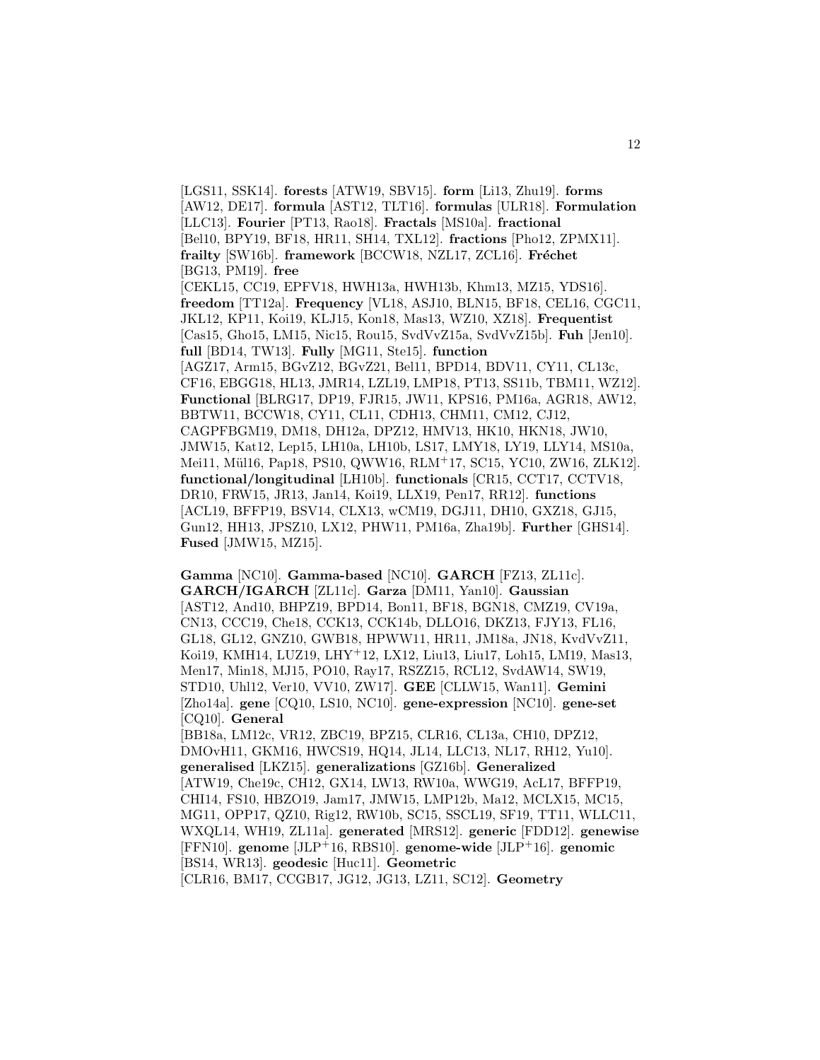[LGS11, SSK14]. **forests** [ATW19, SBV15]. **form** [Li13, Zhu19]. **forms** [AW12, DE17]. **formula** [AST12, TLT16]. **formulas** [ULR18]. **Formulation** [LLC13]. **Fourier** [PT13, Rao18]. **Fractals** [MS10a]. **fractional** [Bel10, BPY19, BF18, HR11, SH14, TXL12]. **fractions** [Pho12, ZPMX11]. **frailty** [SW16b]. **framework** [BCCW18, NZL17, ZCL16]. **Fréchet** [BG13, PM19]. **free** [CEKL15, CC19, EPFV18, HWH13a, HWH13b, Khm13, MZ15, YDS16]. **freedom** [TT12a]. **Frequency** [VL18, ASJ10, BLN15, BF18, CEL16, CGC11, JKL12, KP11, Koi19, KLJ15, Kon18, Mas13, WZ10, XZ18]. **Frequentist** [Cas15, Gho15, LM15, Nic15, Rou15, SvdVvZ15a, SvdVvZ15b]. **Fuh** [Jen10]. **full** [BD14, TW13]. **Fully** [MG11, Ste15]. **function** [AGZ17, Arm15, BGvZ12, BGvZ21, Bel11, BPD14, BDV11, CY11, CL13c, CF16, EBGG18, HL13, JMR14, LZL19, LMP18, PT13, SS11b, TBM11, WZ12]. **Functional** [BLRG17, DP19, FJR15, JW11, KPS16, PM16a, AGR18, AW12, BBTW11, BCCW18, CY11, CL11, CDH13, CHM11, CM12, CJ12, CAGPFBGM19, DM18, DH12a, DPZ12, HMV13, HK10, HKN18, JW10, JMW15, Kat12, Lep15, LH10a, LH10b, LS17, LMY18, LY19, LLY14, MS10a, Mei11, Mül16, Pap18, PS10, QWW16, RLM+17, SC15, YC10, ZW16, ZLK12]. **functional/longitudinal** [LH10b]. **functionals** [CR15, CCT17, CCTV18, DR10, FRW15, JR13, Jan14, Koi19, LLX19, Pen17, RR12]. **functions** [ACL19, BFFP19, BSV14, CLX13, wCM19, DGJ11, DH10, GXZ18, GJ15, Gun12, HH13, JPSZ10, LX12, PHW11, PM16a, Zha19b]. **Further** [GHS14]. **Fused** [JMW15, MZ15].

**Gamma** [NC10]. **Gamma-based** [NC10]. **GARCH** [FZ13, ZL11c]. **GARCH/IGARCH** [ZL11c]. **Garza** [DM11, Yan10]. **Gaussian** [AST12, And10, BHPZ19, BPD14, Bon11, BF18, BGN18, CMZ19, CV19a, CN13, CCC19, Che18, CCK13, CCK14b, DLLO16, DKZ13, FJY13, FL16, GL18, GL12, GNZ10, GWB18, HPWW11, HR11, JM18a, JN18, KvdVvZ11, Koi19, KMH14, LUZ19, LHY+12, LX12, Liu13, Liu17, Loh15, LM19, Mas13, Men17, Min18, MJ15, PO10, Ray17, RSZZ15, RCL12, SvdAW14, SW19, STD10, Uhl12, Ver10, VV10, ZW17]. **GEE** [CLLW15, Wan11]. **Gemini** [Zho14a]. **gene** [CQ10, LS10, NC10]. **gene-expression** [NC10]. **gene-set** [CQ10]. **General** [BB18a, LM12c, VR12, ZBC19, BPZ15, CLR16, CL13a, CH10, DPZ12, DMOvH11, GKM16, HWCS19, HQ14, JL14, LLC13, NL17, RH12, Yu10]. **generalised** [LKZ15]. **generalizations** [GZ16b]. **Generalized** [ATW19, Che19c, CH12, GX14, LW13, RW10a, WWG19, AcL17, BFFP19, CHI14, FS10, HBZO19, Jam17, JMW15, LMP12b, Ma12, MCLX15, MC15, MG11, OPP17, QZ10, Rig12, RW10b, SC15, SSCL19, SF19, TT11, WLLC11, WXQL14, WH19, ZL11a]. **generated** [MRS12]. **generic** [FDD12]. **genewise** [FFN10]. **genome** [JLP+16, RBS10]. **genome-wide** [JLP+16]. **genomic** [BS14, WR13]. **geodesic** [Huc11]. **Geometric** [CLR16, BM17, CCGB17, JG12, JG13, LZ11, SC12]. **Geometry**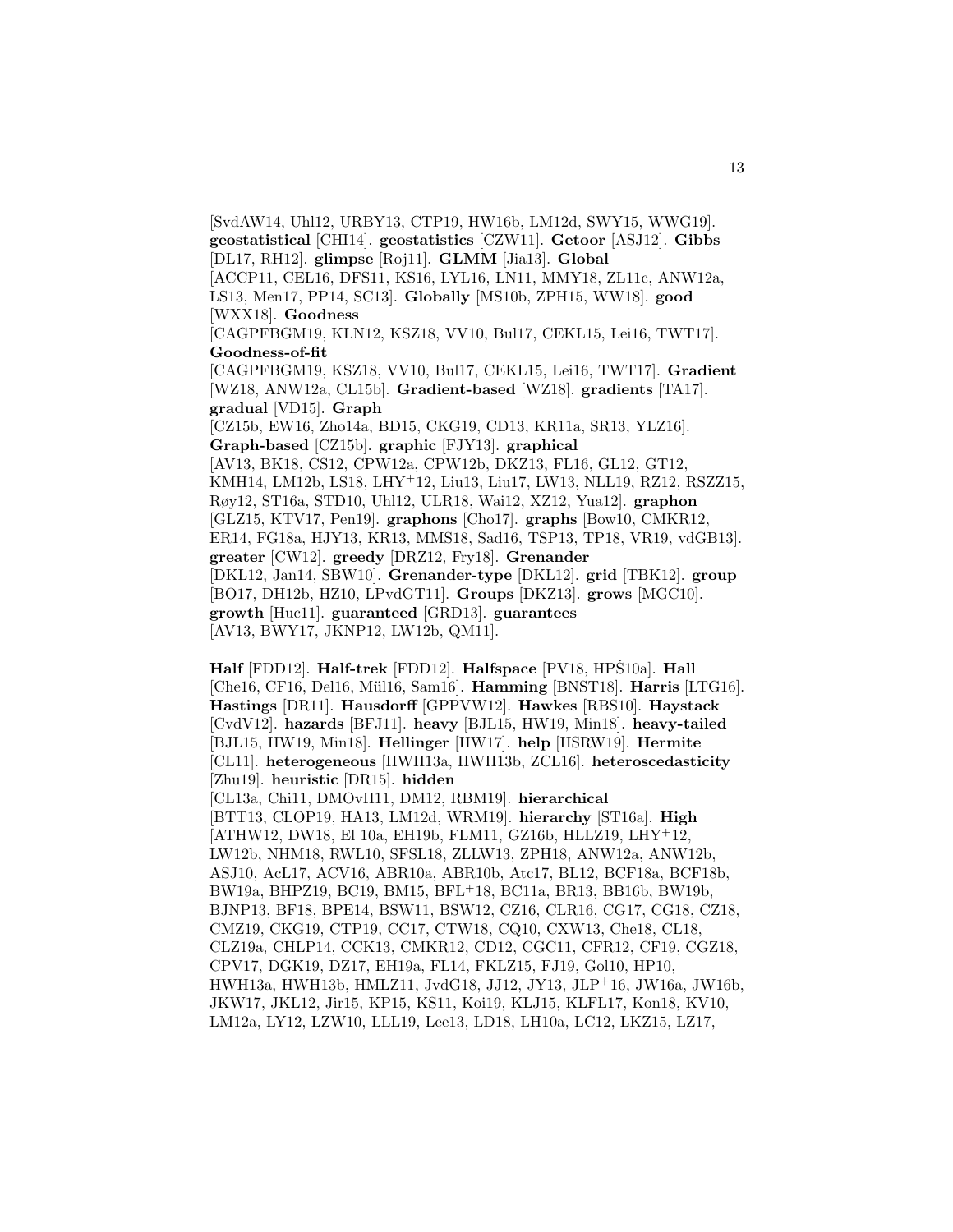[SvdAW14, Uhl12, URBY13, CTP19, HW16b, LM12d, SWY15, WWG19]. **geostatistical** [CHI14]. **geostatistics** [CZW11]. **Getoor** [ASJ12]. **Gibbs** [DL17, RH12]. **glimpse** [Roj11]. **GLMM** [Jia13]. **Global** [ACCP11, CEL16, DFS11, KS16, LYL16, LN11, MMY18, ZL11c, ANW12a, LS13, Men17, PP14, SC13]. **Globally** [MS10b, ZPH15, WW18]. **good** [WXX18]. **Goodness** [CAGPFBGM19, KLN12, KSZ18, VV10, Bul17, CEKL15, Lei16, TWT17]. **Goodness-of-fit** [CAGPFBGM19, KSZ18, VV10, Bul17, CEKL15, Lei16, TWT17]. **Gradient** [WZ18, ANW12a, CL15b]. **Gradient-based** [WZ18]. **gradients** [TA17]. **gradual** [VD15]. **Graph** [CZ15b, EW16, Zho14a, BD15, CKG19, CD13, KR11a, SR13, YLZ16]. **Graph-based** [CZ15b]. **graphic** [FJY13]. **graphical** [AV13, BK18, CS12, CPW12a, CPW12b, DKZ13, FL16, GL12, GT12, KMH14, LM12b, LS18, LHY+12, Liu13, Liu17, LW13, NLL19, RZ12, RSZZ15, Røy12, ST16a, STD10, Uhl12, ULR18, Wai12, XZ12, Yua12]. **graphon** [GLZ15, KTV17, Pen19]. **graphons** [Cho17]. **graphs** [Bow10, CMKR12, ER14, FG18a, HJY13, KR13, MMS18, Sad16, TSP13, TP18, VR19, vdGB13]. **greater** [CW12]. **greedy** [DRZ12, Fry18]. **Grenander** [DKL12, Jan14, SBW10]. **Grenander-type** [DKL12]. **grid** [TBK12]. **group** [BO17, DH12b, HZ10, LPvdGT11]. **Groups** [DKZ13]. **grows** [MGC10]. **growth** [Huc11]. **guaranteed** [GRD13]. **guarantees** [AV13, BWY17, JKNP12, LW12b, QM11].

**Half** [FDD12]. **Half-trek** [FDD12]. **Halfspace** [PV18, HPŠ10a]. **Hall** [Che16, CF16, Del16, Mül16, Sam16]. **Hamming** [BNST18]. **Harris** [LTG16]. **Hastings** [DR11]. **Hausdorff** [GPPVW12]. **Hawkes** [RBS10]. **Haystack** [CvdV12]. **hazards** [BFJ11]. **heavy** [BJL15, HW19, Min18]. **heavy-tailed** [BJL15, HW19, Min18]. **Hellinger** [HW17]. **help** [HSRW19]. **Hermite** [CL11]. **heterogeneous** [HWH13a, HWH13b, ZCL16]. **heteroscedasticity** [Zhu19]. **heuristic** [DR15]. **hidden** [CL13a, Chi11, DMOvH11, DM12, RBM19]. **hierarchical** [BTT13, CLOP19, HA13, LM12d, WRM19]. **hierarchy** [ST16a]. **High** [ATHW12, DW18, El 10a, EH19b, FLM11, GZ16b, HLLZ19, LHY+12, LW12b, NHM18, RWL10, SFSL18, ZLLW13, ZPH18, ANW12a, ANW12b, ASJ10, AcL17, ACV16, ABR10a, ABR10b, Atc17, BL12, BCF18a, BCF18b, BW19a, BHPZ19, BC19, BM15, BFL+18, BC11a, BR13, BB16b, BW19b, BJNP13, BF18, BPE14, BSW11, BSW12, CZ16, CLR16, CG17, CG18, CZ18, CMZ19, CKG19, CTP19, CC17, CTW18, CQ10, CXW13, Che18, CL18, CLZ19a, CHLP14, CCK13, CMKR12, CD12, CGC11, CFR12, CF19, CGZ18, CPV17, DGK19, DZ17, EH19a, FL14, FKLZ15, FJ19, Gol10, HP10, HWH13a, HWH13b, HMLZ11, JvdG18, JJ12, JY13, JLP+16, JW16a, JW16b, JKW17, JKL12, Jir15, KP15, KS11, Koi19, KLJ15, KLFL17, Kon18, KV10, LM12a, LY12, LZW10, LLL19, Lee13, LD18, LH10a, LC12, LKZ15, LZ17,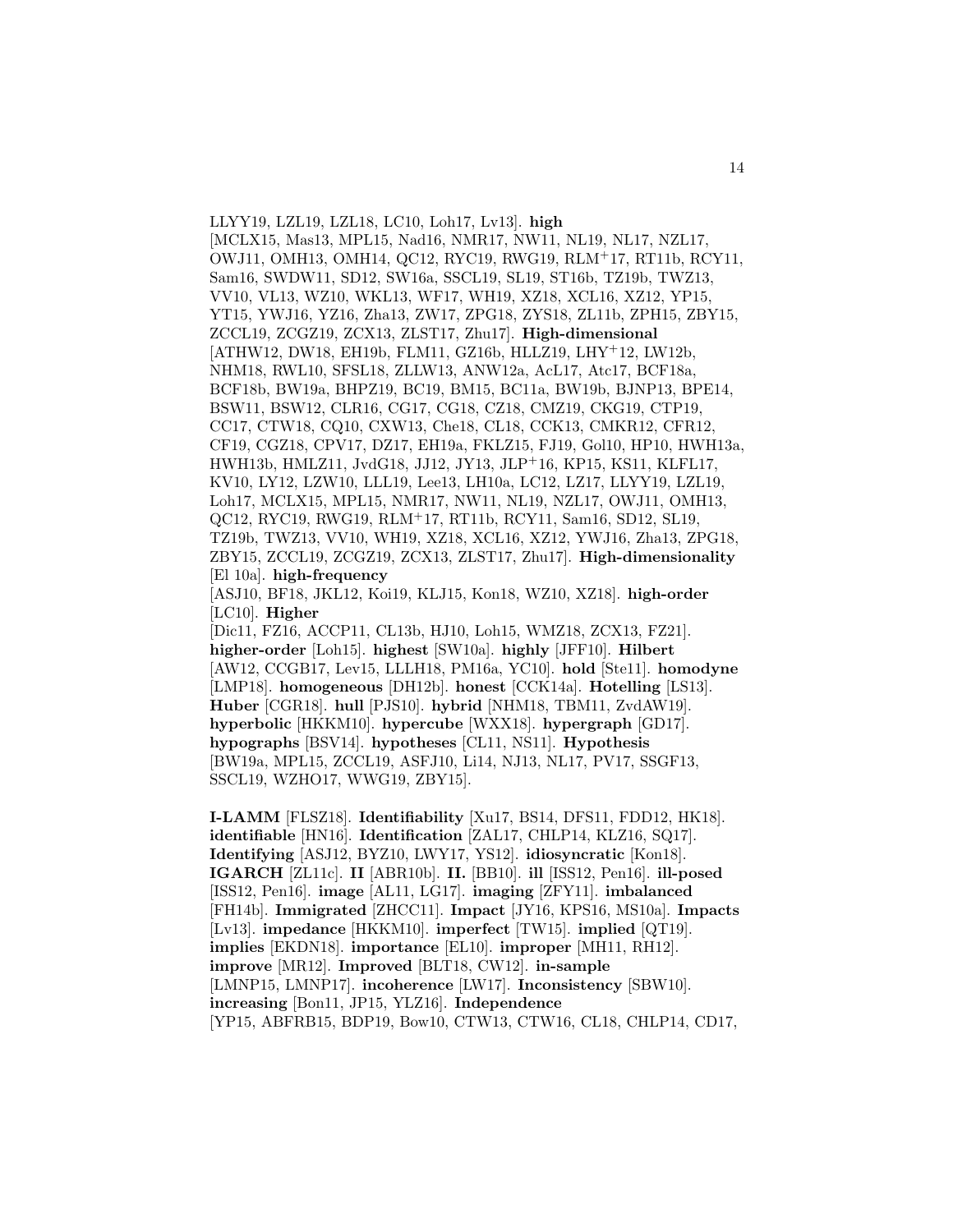LLYY19, LZL19, LZL18, LC10, Loh17, Lv13]. **high** [MCLX15, Mas13, MPL15, Nad16, NMR17, NW11, NL19, NL17, NZL17, OWJ11, OMH13, OMH14, QC12, RYC19, RWG19, RLM[+]17, RT11b, RCY11, Sam16, SWDW11, SD12, SW16a, SSCL19, SL19, ST16b, TZ19b, TWZ13, VV10, VL13, WZ10, WKL13, WF17, WH19, XZ18, XCL16, XZ12, YP15, YT15, YWJ16, YZ16, Zha13, ZW17, ZPG18, ZYS18, ZL11b, ZPH15, ZBY15, ZCCL19, ZCGZ19, ZCX13, ZLST17, Zhu17]. **High-dimensional** [ATHW12, DW18, EH19b, FLM11, GZ16b, HLLZ19, LHY[+]12, LW12b, NHM18, RWL10, SFSL18, ZLLW13, ANW12a, AcL17, Atc17, BCF18a, BCF18b, BW19a, BHPZ19, BC19, BM15, BC11a, BW19b, BJNP13, BPE14, BSW11, BSW12, CLR16, CG17, CG18, CZ18, CMZ19, CKG19, CTP19, CC17, CTW18, CQ10, CXW13, Che18, CL18, CCK13, CMKR12, CFR12, CF19, CGZ18, CPV17, DZ17, EH19a, FKLZ15, FJ19, Gol10, HP10, HWH13a, HWH13b, HMLZ11, JvdG18, JJ12, JY13, JLP[+]16, KP15, KS11, KLFL17, KV10, LY12, LZW10, LLL19, Lee13, LH10a, LC12, LZ17, LLYY19, LZL19, Loh17, MCLX15, MPL15, NMR17, NW11, NL19, NZL17, OWJ11, OMH13, QC12, RYC19, RWG19, RLM[+]17, RT11b, RCY11, Sam16, SD12, SL19, TZ19b, TWZ13, VV10, WH19, XZ18, XCL16, XZ12, YWJ16, Zha13, ZPG18, ZBY15, ZCCL19, ZCGZ19, ZCX13, ZLST17, Zhu17]. **High-dimensionality** [El 10a]. **high-frequency** [ASJ10, BF18, JKL12, Koi19, KLJ15, Kon18, WZ10, XZ18]. **high-order** [LC10]. **Higher** [Dic11, FZ16, ACCP11, CL13b, HJ10, Loh15, WMZ18, ZCX13, FZ21]. **higher-order** [Loh15]. **highest** [SW10a]. **highly** [JFF10]. **Hilbert** [AW12, CCGB17, Lev15, LLLH18, PM16a, YC10]. **hold** [Ste11]. **homodyne** [LMP18]. **homogeneous** [DH12b]. **honest** [CCK14a]. **Hotelling** [LS13]. **Huber** [CGR18]. **hull** [PJS10]. **hybrid** [NHM18, TBM11, ZvdAW19]. **hyperbolic** [HKKM10]. **hypercube** [WXX18]. **hypergraph** [GD17]. **hypographs** [BSV14]. **hypotheses** [CL11, NS11]. **Hypothesis** [BW19a, MPL15, ZCCL19, ASFJ10, Li14, NJ13, NL17, PV17, SSGF13, SSCL19, WZHO17, WWG19, ZBY15].

**I-LAMM** [FLSZ18]. **Identifiability** [Xu17, BS14, DFS11, FDD12, HK18]. **identifiable** [HN16]. **Identification** [ZAL17, CHLP14, KLZ16, SQ17]. **Identifying** [ASJ12, BYZ10, LWY17, YS12]. **idiosyncratic** [Kon18]. **IGARCH** [ZL11c]. **II** [ABR10b]. **II.** [BB10]. **ill** [ISS12, Pen16]. **ill-posed** [ISS12, Pen16]. **image** [AL11, LG17]. **imaging** [ZFY11]. **imbalanced** [FH14b]. **Immigrated** [ZHCC11]. **Impact** [JY16, KPS16, MS10a]. **Impacts** [Lv13]. **impedance** [HKKM10]. **imperfect** [TW15]. **implied** [QT19]. **implies** [EKDN18]. **importance** [EL10]. **improper** [MH11, RH12]. **improve** [MR12]. **Improved** [BLT18, CW12]. **in-sample** [LMNP15, LMNP17]. **incoherence** [LW17]. **Inconsistency** [SBW10]. **increasing** [Bon11, JP15, YLZ16]. **Independence** [YP15, ABFRB15, BDP19, Bow10, CTW13, CTW16, CL18, CHLP14, CD17,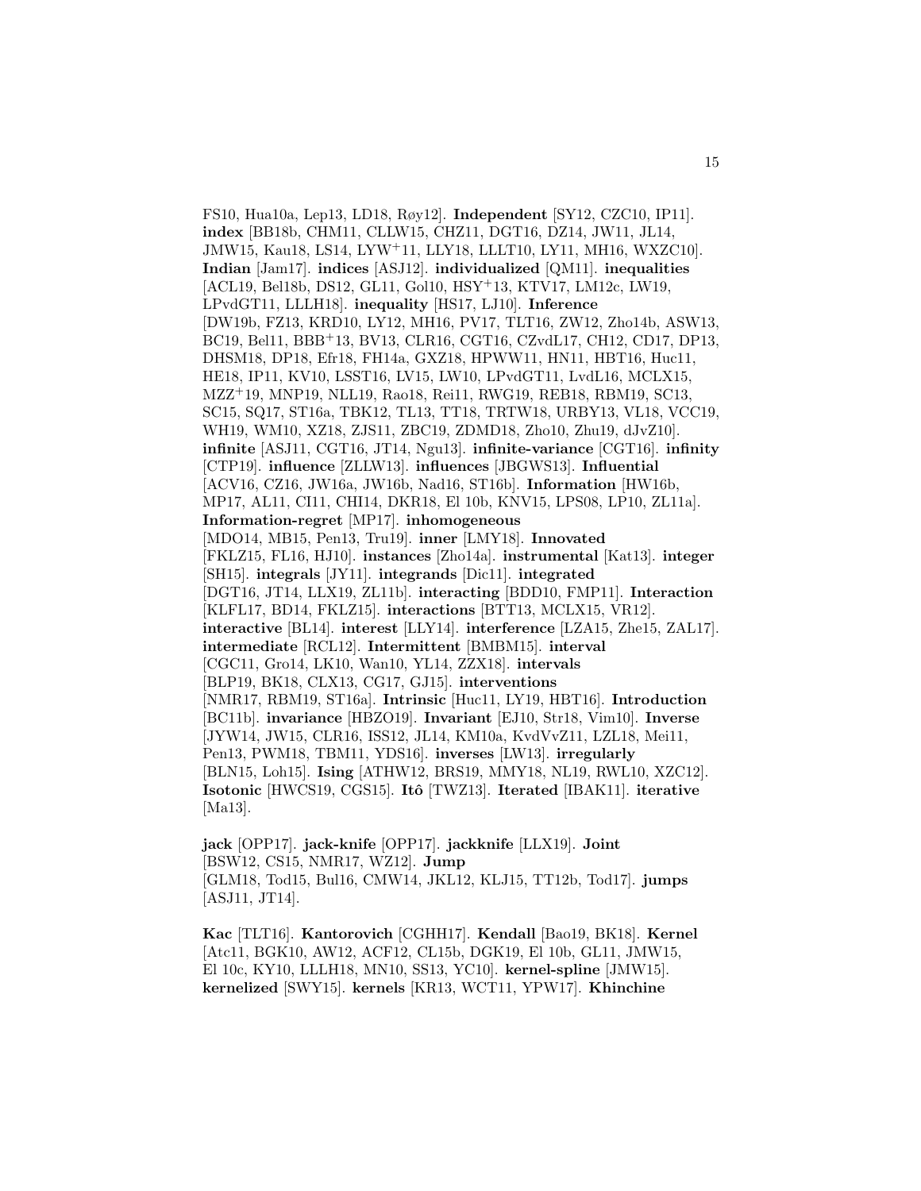FS10, Hua10a, Lep13, LD18, Røy12]. **Independent** [SY12, CZC10, IP11]. **index** [BB18b, CHM11, CLLW15, CHZ11, DGT16, DZ14, JW11, JL14, JMW15, Kau18, LS14, LYW+11, LLY18, LLLT10, LY11, MH16, WXZC10]. **Indian** [Jam17]. **indices** [ASJ12]. **individualized** [QM11]. **inequalities** [ACL19, Bel18b, DS12, GL11, Gol10, HSY+13, KTV17, LM12c, LW19, LPvdGT11, LLLH18]. **inequality** [HS17, LJ10]. **Inference** [DW19b, FZ13, KRD10, LY12, MH16, PV17, TLT16, ZW12, Zho14b, ASW13, BC19, Bel11, BBB+13, BV13, CLR16, CGT16, CZvdL17, CH12, CD17, DP13, DHSM18, DP18, Efr18, FH14a, GXZ18, HPWW11, HN11, HBT16, Huc11, HE18, IP11, KV10, LSST16, LV15, LW10, LPvdGT11, LvdL16, MCLX15, MZZ+19, MNP19, NLL19, Rao18, Rei11, RWG19, REB18, RBM19, SC13, SC15, SQ17, ST16a, TBK12, TL13, TT18, TRTW18, URBY13, VL18, VCC19, WH19, WM10, XZ18, ZJS11, ZBC19, ZDMD18, Zho10, Zhu19, dJvZ10]. **infinite** [ASJ11, CGT16, JT14, Ngu13]. **infinite-variance** [CGT16]. **infinity** [CTP19]. **influence** [ZLLW13]. **influences** [JBGWS13]. **Influential** [ACV16, CZ16, JW16a, JW16b, Nad16, ST16b]. **Information** [HW16b, MP17, AL11, CI11, CHI14, DKR18, El 10b, KNV15, LPS08, LP10, ZL11a]. **Information-regret** [MP17]. **inhomogeneous** [MDO14, MB15, Pen13, Tru19]. **inner** [LMY18]. **Innovated** [FKLZ15, FL16, HJ10]. **instances** [Zho14a]. **instrumental** [Kat13]. **integer** [SH15]. **integrals** [JY11]. **integrands** [Dic11]. **integrated** [DGT16, JT14, LLX19, ZL11b]. **interacting** [BDD10, FMP11]. **Interaction** [KLFL17, BD14, FKLZ15]. **interactions** [BTT13, MCLX15, VR12]. **interactive** [BL14]. **interest** [LLY14]. **interference** [LZA15, Zhe15, ZAL17]. **intermediate** [RCL12]. **Intermittent** [BMBM15]. **interval** [CGC11, Gro14, LK10, Wan10, YL14, ZZX18]. **intervals** [BLP19, BK18, CLX13, CG17, GJ15]. **interventions** [NMR17, RBM19, ST16a]. **Intrinsic** [Huc11, LY19, HBT16]. **Introduction** [BC11b]. **invariance** [HBZO19]. **Invariant** [EJ10, Str18, Vim10]. **Inverse** [JYW14, JW15, CLR16, ISS12, JL14, KM10a, KvdVvZ11, LZL18, Mei11, Pen13, PWM18, TBM11, YDS16]. **inverses** [LW13]. **irregularly** [BLN15, Loh15]. **Ising** [ATHW12, BRS19, MMY18, NL19, RWL10, XZC12]. **Isotonic** [HWCS19, CGS15]. **Itô** [TWZ13]. **Iterated** [IBAK11]. **iterative** [Ma13].

**jack** [OPP17]. **jack-knife** [OPP17]. **jackknife** [LLX19]. **Joint** [BSW12, CS15, NMR17, WZ12]. **Jump** [GLM18, Tod15, Bul16, CMW14, JKL12, KLJ15, TT12b, Tod17]. **jumps** [ASJ11, JT14].

**Kac** [TLT16]. **Kantorovich** [CGHH17]. **Kendall** [Bao19, BK18]. **Kernel** [Atc11, BGK10, AW12, ACF12, CL15b, DGK19, El 10b, GL11, JMW15, El 10c, KY10, LLLH18, MN10, SS13, YC10]. **kernel-spline** [JMW15]. **kernelized** [SWY15]. **kernels** [KR13, WCT11, YPW17]. **Khinchine**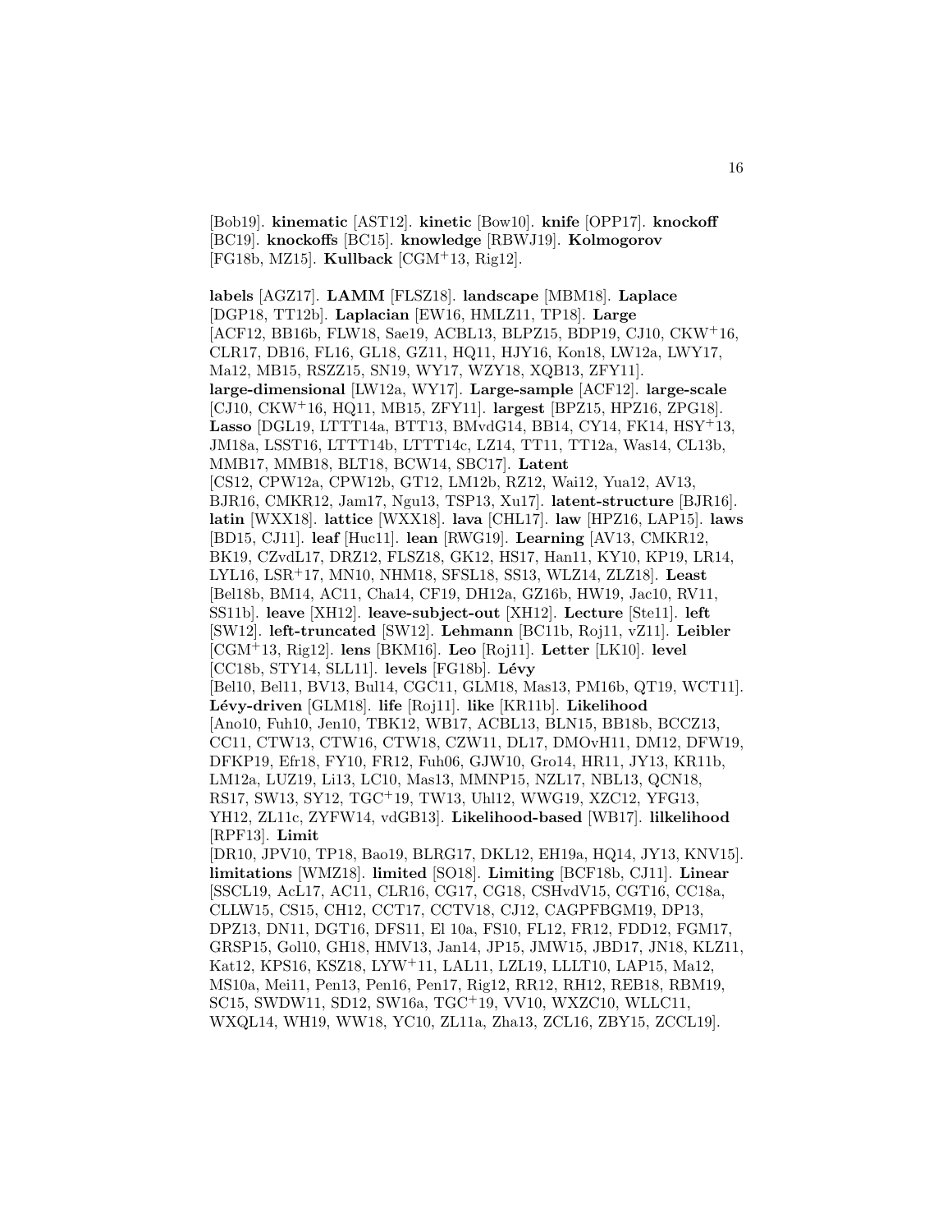[Bob19]. **kinematic** [AST12]. **kinetic** [Bow10]. **knife** [OPP17]. **knockoff** [BC19]. **knockoffs** [BC15]. **knowledge** [RBWJ19]. **Kolmogorov** [FG18b, MZ15]. **Kullback** [CGM+13, Rig12].

**labels** [AGZ17]. **LAMM** [FLSZ18]. **landscape** [MBM18]. **Laplace** [DGP18, TT12b]. **Laplacian** [EW16, HMLZ11, TP18]. **Large** [ACF12, BB16b, FLW18, Sae19, ACBL13, BLPZ15, BDP19, CJ10, CKW+16, CLR17, DB16, FL16, GL18, GZ11, HQ11, HJY16, Kon18, LW12a, LWY17, Ma12, MB15, RSZZ15, SN19, WY17, WZY18, XQB13, ZFY11]. **large-dimensional** [LW12a, WY17]. **Large-sample** [ACF12]. **large-scale** [CJ10, CKW+16, HQ11, MB15, ZFY11]. **largest** [BPZ15, HPZ16, ZPG18]. **Lasso** [DGL19, LTTT14a, BTT13, BMvdG14, BB14, CY14, FK14, HSY+13, JM18a, LSST16, LTTT14b, LTTT14c, LZ14, TT11, TT12a, Was14, CL13b, MMB17, MMB18, BLT18, BCW14, SBC17]. **Latent** [CS12, CPW12a, CPW12b, GT12, LM12b, RZ12, Wai12, Yua12, AV13, BJR16, CMKR12, Jam17, Ngu13, TSP13, Xu17]. **latent-structure** [BJR16]. **latin** [WXX18]. **lattice** [WXX18]. **lava** [CHL17]. **law** [HPZ16, LAP15]. **laws** [BD15, CJ11]. **leaf** [Huc11]. **lean** [RWG19]. **Learning** [AV13, CMKR12, BK19, CZvdL17, DRZ12, FLSZ18, GK12, HS17, Han11, KY10, KP19, LR14, LYL16, LSR+17, MN10, NHM18, SFSL18, SS13, WLZ14, ZLZ18]. **Least** [Bel18b, BM14, AC11, Cha14, CF19, DH12a, GZ16b, HW19, Jac10, RV11, SS11b]. **leave** [XH12]. **leave-subject-out** [XH12]. **Lecture** [Ste11]. **left** [SW12]. **left-truncated** [SW12]. **Lehmann** [BC11b, Roj11, vZ11]. **Leibler** [CGM+13, Rig12]. **lens** [BKM16]. **Leo** [Roj11]. **Letter** [LK10]. **level** [CC18b, STY14, SLL11]. **levels** [FG18b]. **Lévy** [Bel10, Bel11, BV13, Bul14, CGC11, GLM18, Mas13, PM16b, QT19, WCT11]. **Lévy-driven** [GLM18]. **life** [Roj11]. **like** [KR11b]. **Likelihood** [Ano10, Fuh10, Jen10, TBK12, WB17, ACBL13, BLN15, BB18b, BCCZ13, CC11, CTW13, CTW16, CTW18, CZW11, DL17, DMOvH11, DM12, DFW19, DFKP19, Efr18, FY10, FR12, Fuh06, GJW10, Gro14, HR11, JY13, KR11b, LM12a, LUZ19, Li13, LC10, Mas13, MMNP15, NZL17, NBL13, QCN18, RS17, SW13, SY12, TGC+19, TW13, Uhl12, WWG19, XZC12, YFG13, YH12, ZL11c, ZYFW14, vdGB13]. **Likelihood-based** [WB17]. **lilkelihood** [RPF13]. **Limit** [DR10, JPV10, TP18, Bao19, BLRG17, DKL12, EH19a, HQ14, JY13, KNV15]. **limitations** [WMZ18]. **limited** [SO18]. **Limiting** [BCF18b, CJ11]. **Linear** [SSCL19, AcL17, AC11, CLR16, CG17, CG18, CSHvdV15, CGT16, CC18a, CLLW15, CS15, CH12, CCT17, CCTV18, CJ12, CAGPFBGM19, DP13, DPZ13, DN11, DGT16, DFS11, El 10a, FS10, FL12, FR12, FDD12, FGM17, GRSP15, Gol10, GH18, HMV13, Jan14, JP15, JMW15, JBD17, JN18, KLZ11, Kat12, KPS16, KSZ18, LYW+11, LAL11, LZL19, LLLT10, LAP15, Ma12, MS10a, Mei11, Pen13, Pen16, Pen17, Rig12, RR12, RH12, REB18, RBM19, SC15, SWDW11, SD12, SW16a, TGC+19, VV10, WXZC10, WLLC11, WXQL14, WH19, WW18, YC10, ZL11a, Zha13, ZCL16, ZBY15, ZCCL19].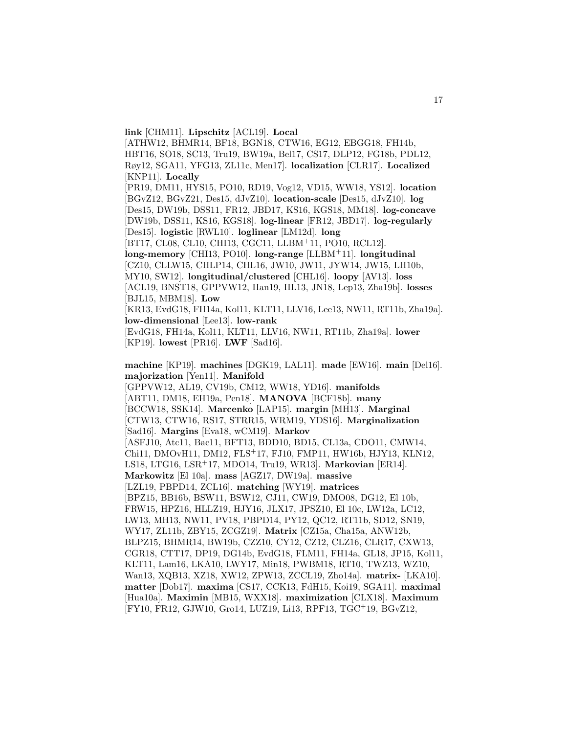**link** [CHM11]. **Lipschitz** [ACL19]. **Local** [ATHW12, BHMR14, BF18, BGN18, CTW16, EG12, EBGG18, FH14b, HBT16, SO18, SC13, Tru19, BW19a, Bel17, CS17, DLP12, FG18b, PDL12, Røy12, SGA11, YFG13, ZL11c, Men17]. **localization** [CLR17]. **Localized** [KNP11]. **Locally** [PR19, DM11, HYS15, PO10, RD19, Vog12, VD15, WW18, YS12]. **location** [BGvZ12, BGvZ21, Des15, dJvZ10]. **location-scale** [Des15, dJvZ10]. **log** [Des15, DW19b, DSS11, FR12, JBD17, KS16, KGS18, MM18]. **log-concave** [DW19b, DSS11, KS16, KGS18]. **log-linear** [FR12, JBD17]. **log-regularly** [Des15]. **logistic** [RWL10]. **loglinear** [LM12d]. **long** [BT17, CL08, CL10, CHI13, CGC11, LLBM+11, PO10, RCL12]. **long-memory** [CHI13, PO10]. **long-range** [LLBM+11]. **longitudinal** [CZ10, CLLW15, CHLP14, CHL16, JW10, JW11, JYW14, JW15, LH10b, MY10, SW12]. **longitudinal/clustered** [CHL16]. **loopy** [AV13]. **loss** [ACL19, BNST18, GPPVW12, Han19, HL13, JN18, Lep13, Zha19b]. **losses** [BJL15, MBM18]. **Low** [KR13, EvdG18, FH14a, Kol11, KLT11, LLV16, Lee13, NW11, RT11b, Zha19a]. **low-dimensional** [Lee13]. **low-rank** [EvdG18, FH14a, Kol11, KLT11, LLV16, NW11, RT11b, Zha19a]. **lower** [KP19]. **lowest** [PR16]. **LWF** [Sad16].

**machine** [KP19]. **machines** [DGK19, LAL11]. **made** [EW16]. **main** [Del16]. **majorization** [Yen11]. **Manifold** [GPPVW12, AL19, CV19b, CM12, WW18, YD16]. **manifolds** [ABT11, DM18, EH19a, Pen18]. **MANOVA** [BCF18b]. **many** [BCCW18, SSK14]. **Marcenko** [LAP15]. **margin** [MH13]. **Marginal** [CTW13, CTW16, RS17, STRR15, WRM19, YDS16]. **Marginalization** [Sad16]. **Margins** [Eva18, wCM19]. **Markov** [ASFJ10, Atc11, Bac11, BFT13, BDD10, BD15, CL13a, CDO11, CMW14, Chi11, DMOvH11, DM12, FLS+17, FJ10, FMP11, HW16b, HJY13, KLN12, LS18, LTG16, LSR+17, MDO14, Tru19, WR13]. **Markovian** [ER14]. **Markowitz** [El 10a]. **mass** [AGZ17, DW19a]. **massive** [LZL19, PBPD14, ZCL16]. **matching** [WY19]. **matrices** [BPZ15, BB16b, BSW11, BSW12, CJ11, CW19, DMO08, DG12, El 10b, FRW15, HPZ16, HLLZ19, HJY16, JLX17, JPSZ10, El 10c, LW12a, LC12, LW13, MH13, NW11, PV18, PBPD14, PY12, QC12, RT11b, SD12, SN19, WY17, ZL11b, ZBY15, ZCGZ19]. **Matrix** [CZ15a, Cha15a, ANW12b, BLPZ15, BHMR14, BW19b, CZZ10, CY12, CZ12, CLZ16, CLR17, CXW13, CGR18, CTT17, DP19, DG14b, EvdG18, FLM11, FH14a, GL18, JP15, Kol11, KLT11, Lam16, LKA10, LWY17, Min18, PWBM18, RT10, TWZ13, WZ10, Wan13, XQB13, XZ18, XW12, ZPW13, ZCCL19, Zho14a]. **matrix-** [LKA10]. **matter** [Dob17]. **maxima** [CS17, CCK13, FdH15, Koi19, SGA11]. **maximal** [Hua10a]. **Maximin** [MB15, WXX18]. **maximization** [CLX18]. **Maximum** [FY10, FR12, GJW10, Gro14, LUZ19, Li13, RPF13, TGC+19, BGvZ12,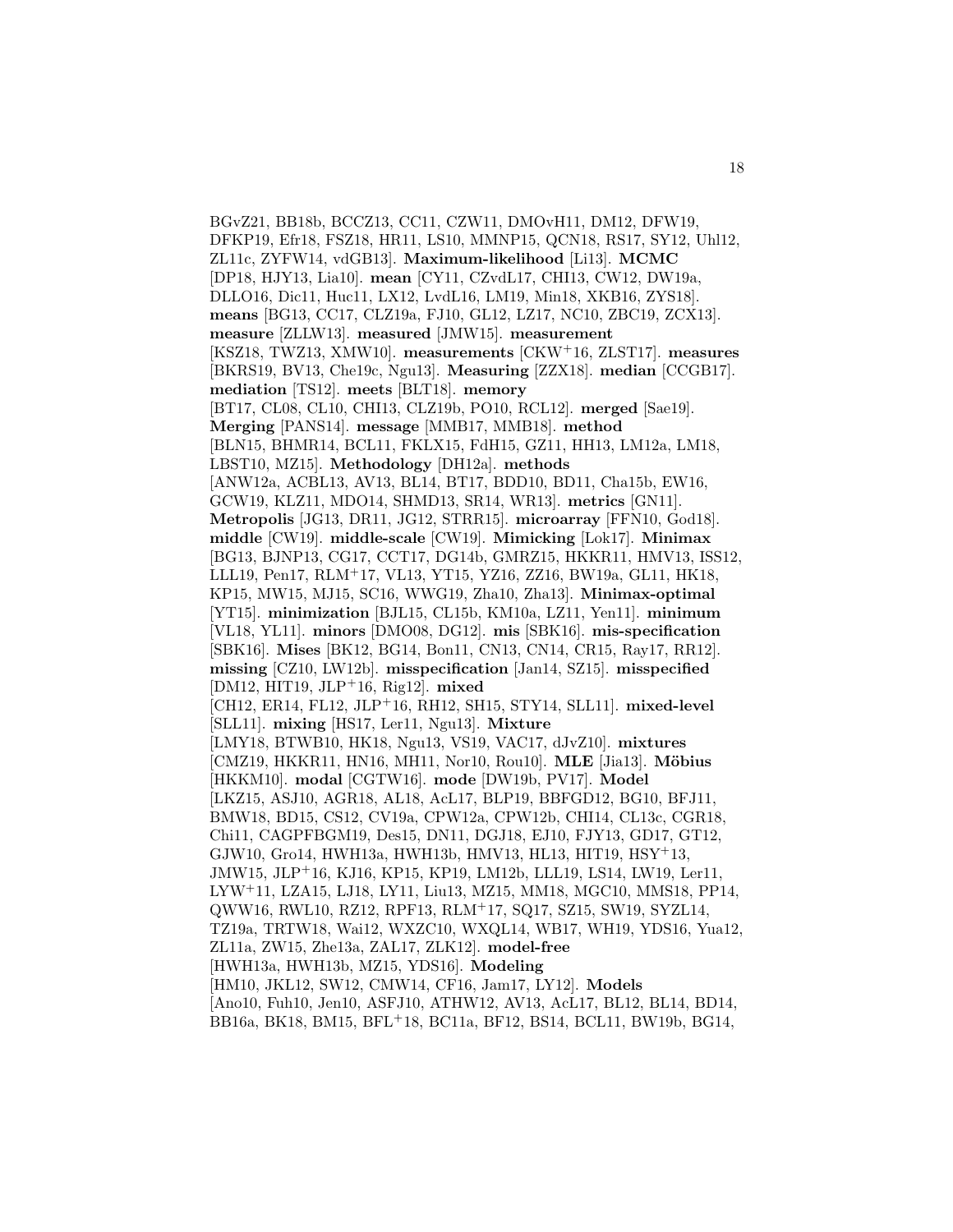BGvZ21, BB18b, BCCZ13, CC11, CZW11, DMOvH11, DM12, DFW19, DFKP19, Efr18, FSZ18, HR11, LS10, MMNP15, QCN18, RS17, SY12, Uhl12, ZL11c, ZYFW14, vdGB13]. **Maximum-likelihood** [Li13]. **MCMC** [DP18, HJY13, Lia10]. **mean** [CY11, CZvdL17, CHI13, CW12, DW19a, DLLO16, Dic11, Huc11, LX12, LvdL16, LM19, Min18, XKB16, ZYS18]. **means** [BG13, CC17, CLZ19a, FJ10, GL12, LZ17, NC10, ZBC19, ZCX13]. **measure** [ZLLW13]. **measured** [JMW15]. **measurement** [KSZ18, TWZ13, XMW10]. **measurements** [CKW+16, ZLST17]. **measures** [BKRS19, BV13, Che19c, Ngu13]. **Measuring** [ZZX18]. **median** [CCGB17]. **mediation** [TS12]. **meets** [BLT18]. **memory** [BT17, CL08, CL10, CHI13, CLZ19b, PO10, RCL12]. **merged** [Sae19]. **Merging** [PANS14]. **message** [MMB17, MMB18]. **method** [BLN15, BHMR14, BCL11, FKLX15, FdH15, GZ11, HH13, LM12a, LM18, LBST10, MZ15]. **Methodology** [DH12a]. **methods** [ANW12a, ACBL13, AV13, BL14, BT17, BDD10, BD11, Cha15b, EW16, GCW19, KLZ11, MDO14, SHMD13, SR14, WR13]. **metrics** [GN11]. **Metropolis** [JG13, DR11, JG12, STRR15]. **microarray** [FFN10, God18]. **middle** [CW19]. **middle-scale** [CW19]. **Mimicking** [Lok17]. **Minimax** [BG13, BJNP13, CG17, CCT17, DG14b, GMRZ15, HKKR11, HMV13, ISS12, LLL19, Pen17, RLM+17, VL13, YT15, YZ16, ZZ16, BW19a, GL11, HK18, KP15, MW15, MJ15, SC16, WWG19, Zha10, Zha13]. **Minimax-optimal** [YT15]. **minimization** [BJL15, CL15b, KM10a, LZ11, Yen11]. **minimum** [VL18, YL11]. **minors** [DMO08, DG12]. **mis** [SBK16]. **mis-specification** [SBK16]. **Mises** [BK12, BG14, Bon11, CN13, CN14, CR15, Ray17, RR12]. **missing** [CZ10, LW12b]. **misspecification** [Jan14, SZ15]. **misspecified** [DM12, HIT19, JLP+16, Rig12]. **mixed** [CH12, ER14, FL12, JLP+16, RH12, SH15, STY14, SLL11]. **mixed-level** [SLL11]. **mixing** [HS17, Ler11, Ngu13]. **Mixture** [LMY18, BTWB10, HK18, Ngu13, VS19, VAC17, dJvZ10]. **mixtures** [CMZ19, HKKR11, HN16, MH11, Nor10, Rou10]. **MLE** [Jia13]. **Möbius** [HKKM10]. **modal** [CGTW16]. **mode** [DW19b, PV17]. **Model** [LKZ15, ASJ10, AGR18, AL18, AcL17, BLP19, BBFGD12, BG10, BFJ11, BMW18, BD15, CS12, CV19a, CPW12a, CPW12b, CHI14, CL13c, CGR18, Chi11, CAGPFBGM19, Des15, DN11, DGJ18, EJ10, FJY13, GD17, GT12, GJW10, Gro14, HWH13a, HWH13b, HMV13, HL13, HIT19, HSY+13, JMW15, JLP+16, KJ16, KP15, KP19, LM12b, LLL19, LS14, LW19, Ler11, LYW+11, LZA15, LJ18, LY11, Liu13, MZ15, MM18, MGC10, MMS18, PP14, QWW16, RWL10, RZ12, RPF13, RLM+17, SQ17, SZ15, SW19, SYZL14, TZ19a, TRTW18, Wai12, WXZC10, WXQL14, WB17, WH19, YDS16, Yua12, ZL11a, ZW15, Zhe13a, ZAL17, ZLK12]. **model-free** [HWH13a, HWH13b, MZ15, YDS16]. **Modeling** [HM10, JKL12, SW12, CMW14, CF16, Jam17, LY12]. **Models** [Ano10, Fuh10, Jen10, ASFJ10, ATHW12, AV13, AcL17, BL12, BL14, BD14, BB16a, BK18, BM15, BFL+18, BC11a, BF12, BS14, BCL11, BW19b, BG14,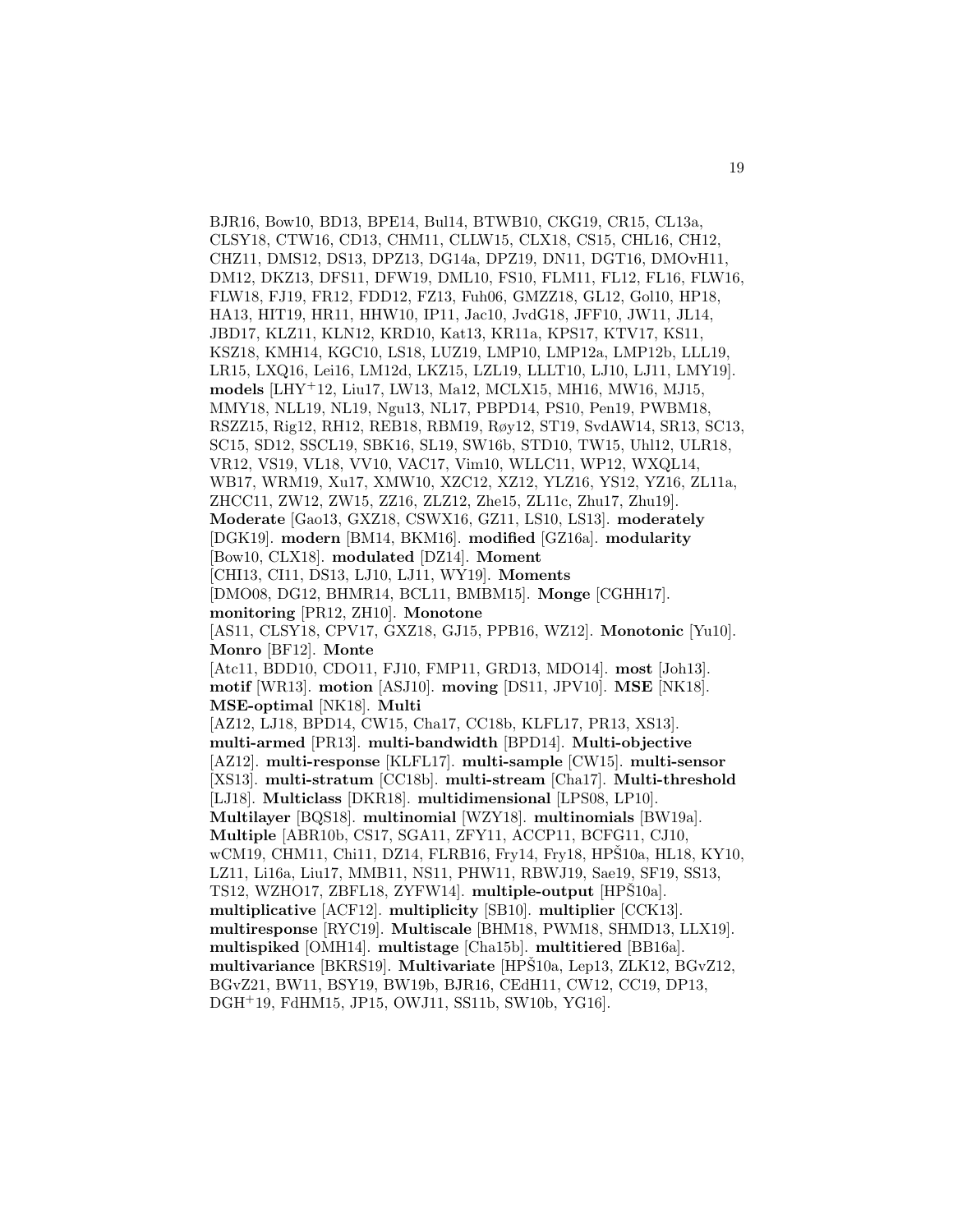BJR16, Bow10, BD13, BPE14, Bul14, BTWB10, CKG19, CR15, CL13a, CLSY18, CTW16, CD13, CHM11, CLLW15, CLX18, CS15, CHL16, CH12, CHZ11, DMS12, DS13, DPZ13, DG14a, DPZ19, DN11, DGT16, DMOvH11, DM12, DKZ13, DFS11, DFW19, DML10, FS10, FLM11, FL12, FL16, FLW16, FLW18, FJ19, FR12, FDD12, FZ13, Fuh06, GMZZ18, GL12, Gol10, HP18, HA13, HIT19, HR11, HHW10, IP11, Jac10, JvdG18, JFF10, JW11, JL14, JBD17, KLZ11, KLN12, KRD10, Kat13, KR11a, KPS17, KTV17, KS11, KSZ18, KMH14, KGC10, LS18, LUZ19, LMP10, LMP12a, LMP12b, LLL19, LR15, LXQ16, Lei16, LM12d, LKZ15, LZL19, LLLT10, LJ10, LJ11, LMY19]. **models** [LHY+12, Liu17, LW13, Ma12, MCLX15, MH16, MW16, MJ15, MMY18, NLL19, NL19, Ngu13, NL17, PBPD14, PS10, Pen19, PWBM18, RSZZ15, Rig12, RH12, REB18, RBM19, Røy12, ST19, SvdAW14, SR13, SC13, SC15, SD12, SSCL19, SBK16, SL19, SW16b, STD10, TW15, Uhl12, ULR18, VR12, VS19, VL18, VV10, VAC17, Vim10, WLLC11, WP12, WXQL14, WB17, WRM19, Xu17, XMW10, XZC12, XZ12, YLZ16, YS12, YZ16, ZL11a, ZHCC11, ZW12, ZW15, ZZ16, ZLZ12, Zhe15, ZL11c, Zhu17, Zhu19]. **Moderate** [Gao13, GXZ18, CSWX16, GZ11, LS10, LS13]. **moderately** [DGK19]. **modern** [BM14, BKM16]. **modified** [GZ16a]. **modularity** [Bow10, CLX18]. **modulated** [DZ14]. **Moment** [CHI13, CI11, DS13, LJ10, LJ11, WY19]. **Moments** [DMO08, DG12, BHMR14, BCL11, BMBM15]. **Monge** [CGHH17]. **monitoring** [PR12, ZH10]. **Monotone** [AS11, CLSY18, CPV17, GXZ18, GJ15, PPB16, WZ12]. **Monotonic** [Yu10]. **Monro** [BF12]. **Monte** [Atc11, BDD10, CDO11, FJ10, FMP11, GRD13, MDO14]. **most** [Joh13]. **motif** [WR13]. **motion** [ASJ10]. **moving** [DS11, JPV10]. **MSE** [NK18]. **MSE-optimal** [NK18]. **Multi** [AZ12, LJ18, BPD14, CW15, Cha17, CC18b, KLFL17, PR13, XS13]. **multi-armed** [PR13]. **multi-bandwidth** [BPD14]. **Multi-objective** [AZ12]. **multi-response** [KLFL17]. **multi-sample** [CW15]. **multi-sensor** [XS13]. **multi-stratum** [CC18b]. **multi-stream** [Cha17]. **Multi-threshold** [LJ18]. **Multiclass** [DKR18]. **multidimensional** [LPS08, LP10]. **Multilayer** [BQS18]. **multinomial** [WZY18]. **multinomials** [BW19a]. **Multiple** [ABR10b, CS17, SGA11, ZFY11, ACCP11, BCFG11, CJ10, wCM19, CHM11, Chi11, DZ14, FLRB16, Fry14, Fry18, HPŠ10a, HL18, KY10, LZ11, Li16a, Liu17, MMB11, NS11, PHW11, RBWJ19, Sae19, SF19, SS13, TS12, WZHO17, ZBFL18, ZYFW14]. **multiple-output** [HPŠ10a]. **multiplicative** [ACF12]. **multiplicity** [SB10]. **multiplier** [CCK13]. **multiresponse** [RYC19]. **Multiscale** [BHM18, PWM18, SHMD13, LLX19]. **multispiked** [OMH14]. **multistage** [Cha15b]. **multitiered** [BB16a]. **multivariance** [BKRS19]. **Multivariate** [HPŠ10a, Lep13, ZLK12, BGvZ12, BGvZ21, BW11, BSY19, BW19b, BJR16, CEdH11, CW12, CC19, DP13, DGH+19, FdHM15, JP15, OWJ11, SS11b, SW10b, YG16].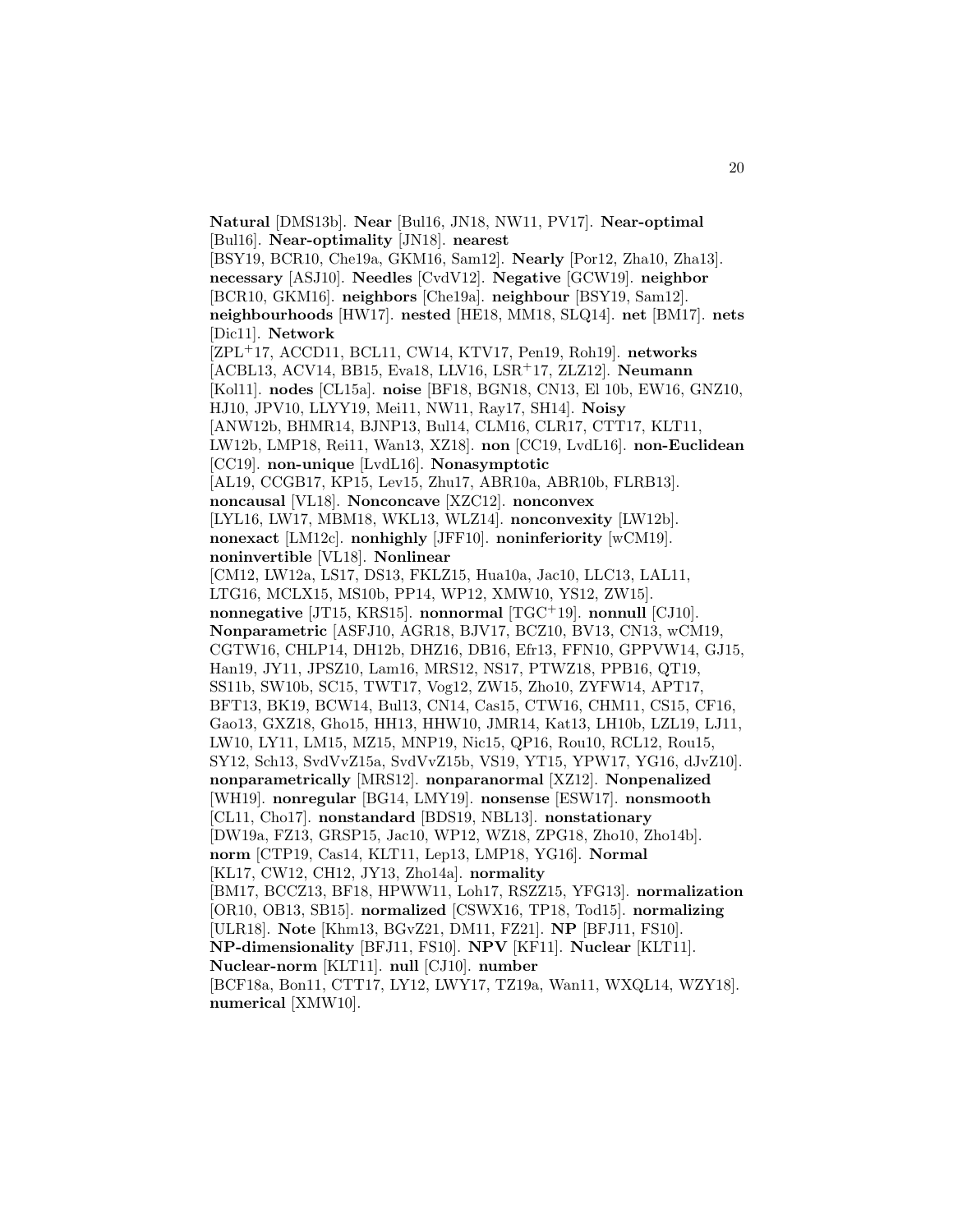**Natural** [DMS13b]. **Near** [Bul16, JN18, NW11, PV17]. **Near-optimal** [Bul16]. **Near-optimality** [JN18]. **nearest** [BSY19, BCR10, Che19a, GKM16, Sam12]. **Nearly** [Por12, Zha10, Zha13]. **necessary** [ASJ10]. **Needles** [CvdV12]. **Negative** [GCW19]. **neighbor** [BCR10, GKM16]. **neighbors** [Che19a]. **neighbour** [BSY19, Sam12]. **neighbourhoods** [HW17]. **nested** [HE18, MM18, SLQ14]. **net** [BM17]. **nets** [Dic11]. **Network** [ZPL[+]17, ACCD11, BCL11, CW14, KTV17, Pen19, Roh19]. **networks** [ACBL13, ACV14, BB15, Eva18, LLV16, LSR[+]17, ZLZ12]. **Neumann** [Kol11]. **nodes** [CL15a]. **noise** [BF18, BGN18, CN13, El 10b, EW16, GNZ10, HJ10, JPV10, LLYY19, Mei11, NW11, Ray17, SH14]. **Noisy** [ANW12b, BHMR14, BJNP13, Bul14, CLM16, CLR17, CTT17, KLT11, LW12b, LMP18, Rei11, Wan13, XZ18]. **non** [CC19, LvdL16]. **non-Euclidean** [CC19]. **non-unique** [LvdL16]. **Nonasymptotic** [AL19, CCGB17, KP15, Lev15, Zhu17, ABR10a, ABR10b, FLRB13]. **noncausal** [VL18]. **Nonconcave** [XZC12]. **nonconvex** [LYL16, LW17, MBM18, WKL13, WLZ14]. **nonconvexity** [LW12b]. **nonexact** [LM12c]. **nonhighly** [JFF10]. **noninferiority** [wCM19]. **noninvertible** [VL18]. **Nonlinear** [CM12, LW12a, LS17, DS13, FKLZ15, Hua10a, Jac10, LLC13, LAL11, LTG16, MCLX15, MS10b, PP14, WP12, XMW10, YS12, ZW15]. **nonnegative** [JT15, KRS15]. **nonnormal** [TGC[+]19]. **nonnull** [CJ10]. **Nonparametric** [ASFJ10, AGR18, BJV17, BCZ10, BV13, CN13, wCM19, CGTW16, CHLP14, DH12b, DHZ16, DB16, Efr13, FFN10, GPPVW14, GJ15, Han19, JY11, JPSZ10, Lam16, MRS12, NS17, PTWZ18, PPB16, QT19, SS11b, SW10b, SC15, TWT17, Vog12, ZW15, Zho10, ZYFW14, APT17, BFT13, BK19, BCW14, Bul13, CN14, Cas15, CTW16, CHM11, CS15, CF16, Gao13, GXZ18, Gho15, HH13, HHW10, JMR14, Kat13, LH10b, LZL19, LJ11, LW10, LY11, LM15, MZ15, MNP19, Nic15, QP16, Rou10, RCL12, Rou15, SY12, Sch13, SvdVvZ15a, SvdVvZ15b, VS19, YT15, YPW17, YG16, dJvZ10]. **nonparametrically** [MRS12]. **nonparanormal** [XZ12]. **Nonpenalized** [WH19]. **nonregular** [BG14, LMY19]. **nonsense** [ESW17]. **nonsmooth** [CL11, Cho17]. **nonstandard** [BDS19, NBL13]. **nonstationary** [DW19a, FZ13, GRSP15, Jac10, WP12, WZ18, ZPG18, Zho10, Zho14b]. **norm** [CTP19, Cas14, KLT11, Lep13, LMP18, YG16]. **Normal** [KL17, CW12, CH12, JY13, Zho14a]. **normality** [BM17, BCCZ13, BF18, HPWW11, Loh17, RSZZ15, YFG13]. **normalization** [OR10, OB13, SB15]. **normalized** [CSWX16, TP18, Tod15]. **normalizing** [ULR18]. **Note** [Khm13, BGvZ21, DM11, FZ21]. **NP** [BFJ11, FS10]. **NP-dimensionality** [BFJ11, FS10]. **NPV** [KF11]. **Nuclear** [KLT11]. **Nuclear-norm** [KLT11]. **null** [CJ10]. **number** [BCF18a, Bon11, CTT17, LY12, LWY17, TZ19a, Wan11, WXQL14, WZY18]. **numerical** [XMW10].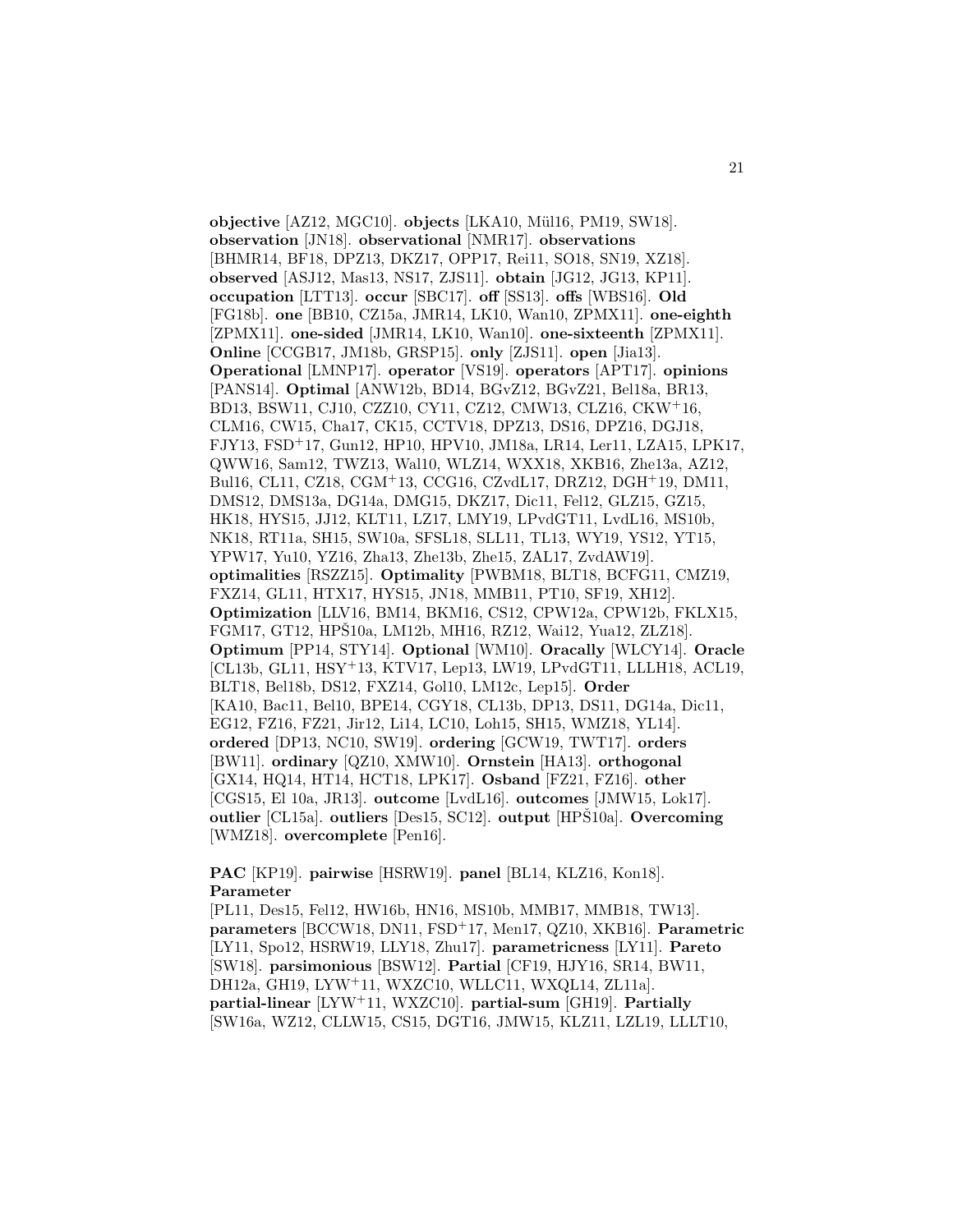**objective** [AZ12, MGC10]. **objects** [LKA10, Mül16, PM19, SW18]. **observation** [JN18]. **observational** [NMR17]. **observations** [BHMR14, BF18, DPZ13, DKZ17, OPP17, Rei11, SO18, SN19, XZ18]. **observed** [ASJ12, Mas13, NS17, ZJS11]. **obtain** [JG12, JG13, KP11]. **occupation** [LTT13]. **occur** [SBC17]. **off** [SS13]. **offs** [WBS16]. **Old** [FG18b]. **one** [BB10, CZ15a, JMR14, LK10, Wan10, ZPMX11]. **one-eighth** [ZPMX11]. **one-sided** [JMR14, LK10, Wan10]. **one-sixteenth** [ZPMX11]. **Online** [CCGB17, JM18b, GRSP15]. **only** [ZJS11]. **open** [Jia13]. **Operational** [LMNP17]. **operator** [VS19]. **operators** [APT17]. **opinions** [PANS14]. **Optimal** [ANW12b, BD14, BGvZ12, BGvZ21, Bel18a, BR13, BD13, BSW11, CJ10, CZZ10, CY11, CZ12, CMW13, CLZ16, CKW+16, CLM16, CW15, Cha17, CK15, CCTV18, DPZ13, DS16, DPZ16, DGJ18, FJY13, FSD+17, Gun12, HP10, HPV10, JM18a, LR14, Ler11, LZA15, LPK17, QWW16, Sam12, TWZ13, Wal10, WLZ14, WXX18, XKB16, Zhe13a, AZ12, Bul16, CL11, CZ18, CGM+13, CCG16, CZvdL17, DRZ12, DGH+19, DM11, DMS12, DMS13a, DG14a, DMG15, DKZ17, Dic11, Fel12, GLZ15, GZ15, HK18, HYS15, JJ12, KLT11, LZ17, LMY19, LPvdGT11, LvdL16, MS10b, NK18, RT11a, SH15, SW10a, SFSL18, SLL11, TL13, WY19, YS12, YT15, YPW17, Yu10, YZ16, Zha13, Zhe13b, Zhe15, ZAL17, ZvdAW19]. **optimalities** [RSZZ15]. **Optimality** [PWBM18, BLT18, BCFG11, CMZ19, FXZ14, GL11, HTX17, HYS15, JN18, MMB11, PT10, SF19, XH12]. **Optimization** [LLV16, BM14, BKM16, CS12, CPW12a, CPW12b, FKLX15, FGM17, GT12, HPŠ10a, LM12b, MH16, RZ12, Wai12, Yua12, ZLZ18]. **Optimum** [PP14, STY14]. **Optional** [WM10]. **Oracally** [WLCY14]. **Oracle** [CL13b, GL11, HSY+13, KTV17, Lep13, LW19, LPvdGT11, LLLH18, ACL19, BLT18, Bel18b, DS12, FXZ14, Gol10, LM12c, Lep15]. **Order** [KA10, Bac11, Bel10, BPE14, CGY18, CL13b, DP13, DS11, DG14a, Dic11, EG12, FZ16, FZ21, Jir12, Li14, LC10, Loh15, SH15, WMZ18, YL14]. **ordered** [DP13, NC10, SW19]. **ordering** [GCW19, TWT17]. **orders** [BW11]. **ordinary** [QZ10, XMW10]. **Ornstein** [HA13]. **orthogonal** [GX14, HQ14, HT14, HCT18, LPK17]. **Osband** [FZ21, FZ16]. **other** [CGS15, El 10a, JR13]. **outcome** [LvdL16]. **outcomes** [JMW15, Lok17]. **outlier** [CL15a]. **outliers** [Des15, SC12]. **output** [HPŠ10a]. **Overcoming** [WMZ18]. **overcomplete** [Pen16].

**PAC** [KP19]. **pairwise** [HSRW19]. **panel** [BL14, KLZ16, Kon18]. **Parameter** [PL11, Des15, Fel12, HW16b, HN16, MS10b, MMB17, MMB18, TW13]. **parameters** [BCCW18, DN11, FSD+17, Men17, QZ10, XKB16]. **Parametric** [LY11, Spo12, HSRW19, LLY18, Zhu17]. **parametricness** [LY11]. **Pareto** [SW18]. **parsimonious** [BSW12]. **Partial** [CF19, HJY16, SR14, BW11, DH12a, GH19, LYW+11, WXZC10, WLLC11, WXQL14, ZL11a]. **partial-linear** [LYW+11, WXZC10]. **partial-sum** [GH19]. **Partially** [SW16a, WZ12, CLLW15, CS15, DGT16, JMW15, KLZ11, LZL19, LLLT10,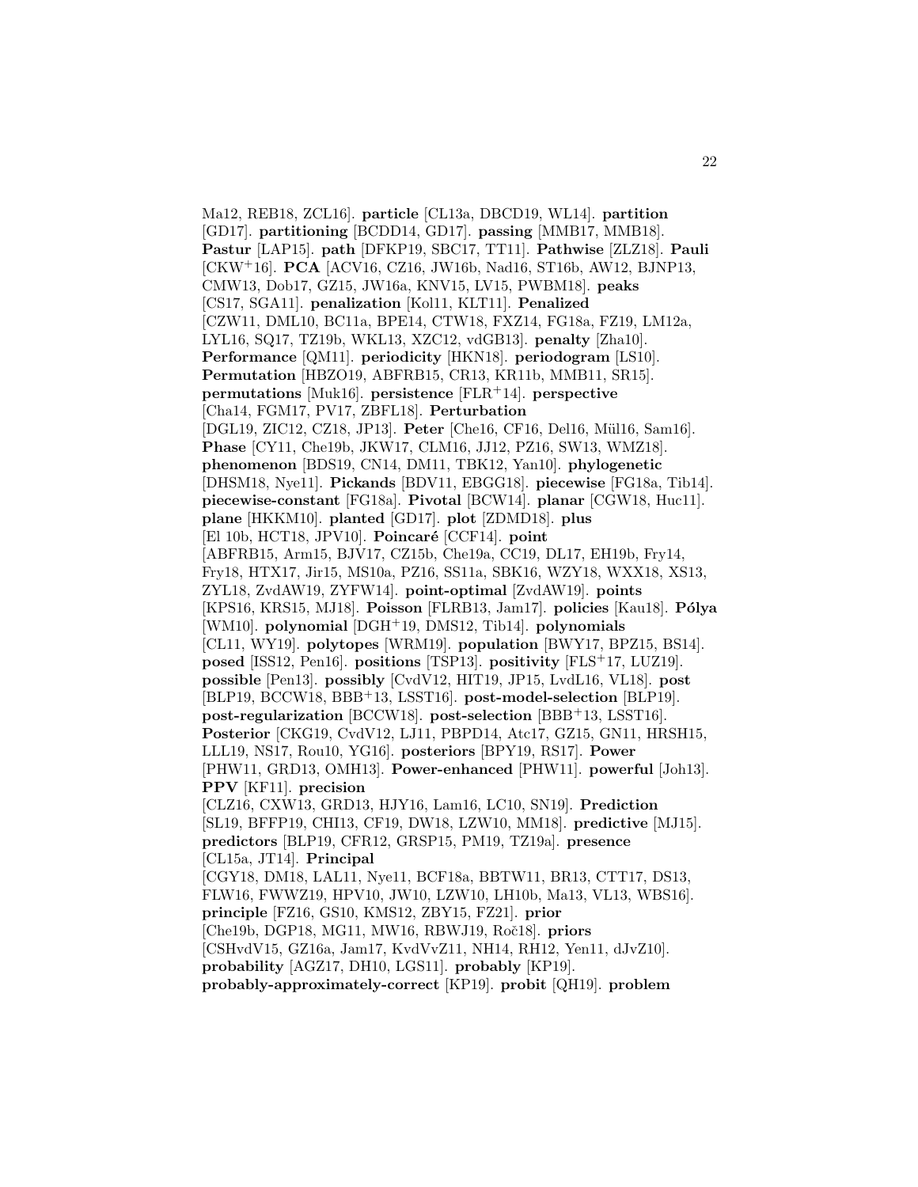Ma12, REB18, ZCL16]. **particle** [CL13a, DBCD19, WL14]. **partition** [GD17]. **partitioning** [BCDD14, GD17]. **passing** [MMB17, MMB18]. **Pastur** [LAP15]. **path** [DFKP19, SBC17, TT11]. **Pathwise** [ZLZ18]. **Pauli** [CKW+16]. **PCA** [ACV16, CZ16, JW16b, Nad16, ST16b, AW12, BJNP13, CMW13, Dob17, GZ15, JW16a, KNV15, LV15, PWBM18]. **peaks** [CS17, SGA11]. **penalization** [Kol11, KLT11]. **Penalized** [CZW11, DML10, BC11a, BPE14, CTW18, FXZ14, FG18a, FZ19, LM12a, LYL16, SQ17, TZ19b, WKL13, XZC12, vdGB13]. **penalty** [Zha10]. **Performance** [QM11]. **periodicity** [HKN18]. **periodogram** [LS10]. **Permutation** [HBZO19, ABFRB15, CR13, KR11b, MMB11, SR15]. **permutations** [Muk16]. **persistence** [FLR+14]. **perspective** [Cha14, FGM17, PV17, ZBFL18]. **Perturbation** [DGL19, ZIC12, CZ18, JP13]. **Peter** [Che16, CF16, Del16, Mül16, Sam16]. **Phase** [CY11, Che19b, JKW17, CLM16, JJ12, PZ16, SW13, WMZ18]. **phenomenon** [BDS19, CN14, DM11, TBK12, Yan10]. **phylogenetic** [DHSM18, Nye11]. **Pickands** [BDV11, EBGG18]. **piecewise** [FG18a, Tib14]. **piecewise-constant** [FG18a]. **Pivotal** [BCW14]. **planar** [CGW18, Huc11]. **plane** [HKKM10]. **planted** [GD17]. **plot** [ZDMD18]. **plus** [El 10b, HCT18, JPV10]. **Poincaré** [CCF14]. **point** [ABFRB15, Arm15, BJV17, CZ15b, Che19a, CC19, DL17, EH19b, Fry14, Fry18, HTX17, Jir15, MS10a, PZ16, SS11a, SBK16, WZY18, WXX18, XS13, ZYL18, ZvdAW19, ZYFW14]. **point-optimal** [ZvdAW19]. **points** [KPS16, KRS15, MJ18]. **Poisson** [FLRB13, Jam17]. **policies** [Kau18]. **Pólya** [WM10]. **polynomial** [DGH+19, DMS12, Tib14]. **polynomials** [CL11, WY19]. **polytopes** [WRM19]. **population** [BWY17, BPZ15, BS14]. **posed** [ISS12, Pen16]. **positions** [TSP13]. **positivity** [FLS+17, LUZ19]. **possible** [Pen13]. **possibly** [CvdV12, HIT19, JP15, LvdL16, VL18]. **post** [BLP19, BCCW18, BBB+13, LSST16]. **post-model-selection** [BLP19]. **post-regularization** [BCCW18]. **post-selection** [BBB+13, LSST16]. **Posterior** [CKG19, CvdV12, LJ11, PBPD14, Atc17, GZ15, GN11, HRSH15, LLL19, NS17, Rou10, YG16]. **posteriors** [BPY19, RS17]. **Power** [PHW11, GRD13, OMH13]. **Power-enhanced** [PHW11]. **powerful** [Joh13]. **PPV** [KF11]. **precision** [CLZ16, CXW13, GRD13, HJY16, Lam16, LC10, SN19]. **Prediction** [SL19, BFFP19, CHI13, CF19, DW18, LZW10, MM18]. **predictive** [MJ15]. **predictors** [BLP19, CFR12, GRSP15, PM19, TZ19a]. **presence** [CL15a, JT14]. **Principal** [CGY18, DM18, LAL11, Nye11, BCF18a, BBTW11, BR13, CTT17, DS13, FLW16, FWWZ19, HPV10, JW10, LZW10, LH10b, Ma13, VL13, WBS16]. **principle** [FZ16, GS10, KMS12, ZBY15, FZ21]. **prior** [Che19b, DGP18, MG11, MW16, RBWJ19, Roč18]. **priors** [CSHvdV15, GZ16a, Jam17, KvdVvZ11, NH14, RH12, Yen11, dJvZ10]. **probability** [AGZ17, DH10, LGS11]. **probably** [KP19]. **probably-approximately-correct** [KP19]. **probit** [QH19]. **problem**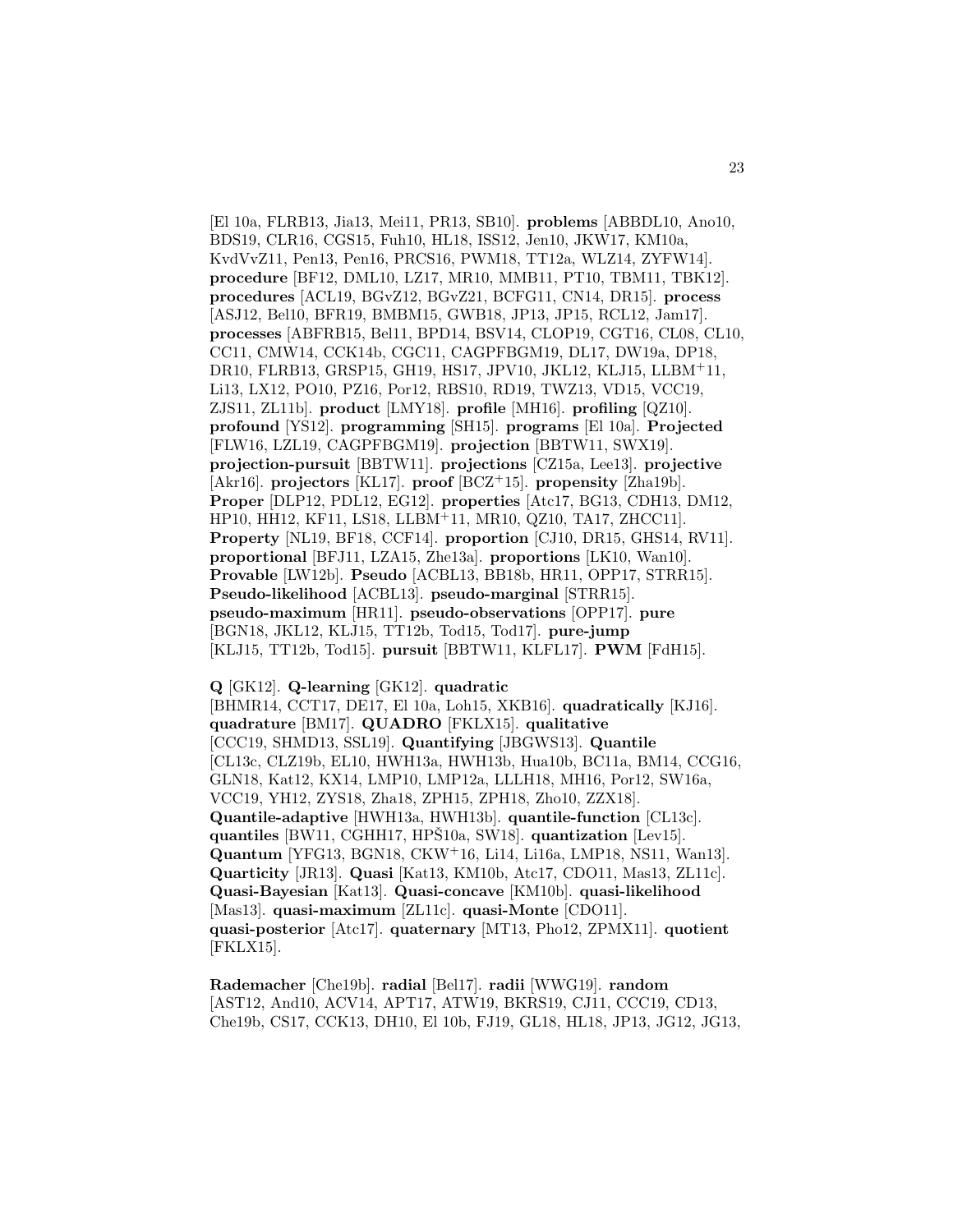[El 10a, FLRB13, Jia13, Mei11, PR13, SB10]. **problems** [ABBDL10, Ano10, BDS19, CLR16, CGS15, Fuh10, HL18, ISS12, Jen10, JKW17, KM10a, KvdVvZ11, Pen13, Pen16, PRCS16, PWM18, TT12a, WLZ14, ZYFW14]. **procedure** [BF12, DML10, LZ17, MR10, MMB11, PT10, TBM11, TBK12]. **procedures** [ACL19, BGvZ12, BGvZ21, BCFG11, CN14, DR15]. **process** [ASJ12, Bel10, BFR19, BMBM15, GWB18, JP13, JP15, RCL12, Jam17]. **processes** [ABFRB15, Bel11, BPD14, BSV14, CLOP19, CGT16, CL08, CL10, CC11, CMW14, CCK14b, CGC11, CAGPFBGM19, DL17, DW19a, DP18, DR10, FLRB13, GRSP15, GH19, HS17, JPV10, JKL12, KLJ15, LLBM+11, Li13, LX12, PO10, PZ16, Por12, RBS10, RD19, TWZ13, VD15, VCC19, ZJS11, ZL11b]. **product** [LMY18]. **profile** [MH16]. **profiling** [QZ10]. **profound** [YS12]. **programming** [SH15]. **programs** [El 10a]. **Projected** [FLW16, LZL19, CAGPFBGM19]. **projection** [BBTW11, SWX19]. **projection-pursuit** [BBTW11]. **projections** [CZ15a, Lee13]. **projective** [Akr16]. **projectors** [KL17]. **proof** [BCZ+15]. **propensity** [Zha19b]. **Proper** [DLP12, PDL12, EG12]. **properties** [Atc17, BG13, CDH13, DM12, HP10, HH12, KF11, LS18, LLBM+11, MR10, QZ10, TA17, ZHCC11]. **Property** [NL19, BF18, CCF14]. **proportion** [CJ10, DR15, GHS14, RV11]. **proportional** [BFJ11, LZA15, Zhe13a]. **proportions** [LK10, Wan10]. **Provable** [LW12b]. **Pseudo** [ACBL13, BB18b, HR11, OPP17, STRR15]. **Pseudo-likelihood** [ACBL13]. **pseudo-marginal** [STRR15]. **pseudo-maximum** [HR11]. **pseudo-observations** [OPP17]. **pure** [BGN18, JKL12, KLJ15, TT12b, Tod15, Tod17]. **pure-jump** [KLJ15, TT12b, Tod15]. **pursuit** [BBTW11, KLFL17]. **PWM** [FdH15].

**Q** [GK12]. **Q-learning** [GK12]. **quadratic** [BHMR14, CCT17, DE17, El 10a, Loh15, XKB16]. **quadratically** [KJ16]. **quadrature** [BM17]. **QUADRO** [FKLX15]. **qualitative** [CCC19, SHMD13, SSL19]. **Quantifying** [JBGWS13]. **Quantile** [CL13c, CLZ19b, EL10, HWH13a, HWH13b, Hua10b, BC11a, BM14, CCG16, GLN18, Kat12, KX14, LMP10, LMP12a, LLLH18, MH16, Por12, SW16a, VCC19, YH12, ZYS18, Zha18, ZPH15, ZPH18, Zho10, ZZX18]. **Quantile-adaptive** [HWH13a, HWH13b]. **quantile-function** [CL13c]. **quantiles** [BW11, CGHH17, HPŠ10a, SW18]. **quantization** [Lev15]. **Quantum** [YFG13, BGN18, CKW+16, Li14, Li16a, LMP18, NS11, Wan13]. **Quarticity** [JR13]. **Quasi** [Kat13, KM10b, Atc17, CDO11, Mas13, ZL11c]. **Quasi-Bayesian** [Kat13]. **Quasi-concave** [KM10b]. **quasi-likelihood** [Mas13]. **quasi-maximum** [ZL11c]. **quasi-Monte** [CDO11]. **quasi-posterior** [Atc17]. **quaternary** [MT13, Pho12, ZPMX11]. **quotient** [FKLX15].

**Rademacher** [Che19b]. **radial** [Bel17]. **radii** [WWG19]. **random** [AST12, And10, ACV14, APT17, ATW19, BKRS19, CJ11, CCC19, CD13, Che19b, CS17, CCK13, DH10, El 10b, FJ19, GL18, HL18, JP13, JG12, JG13,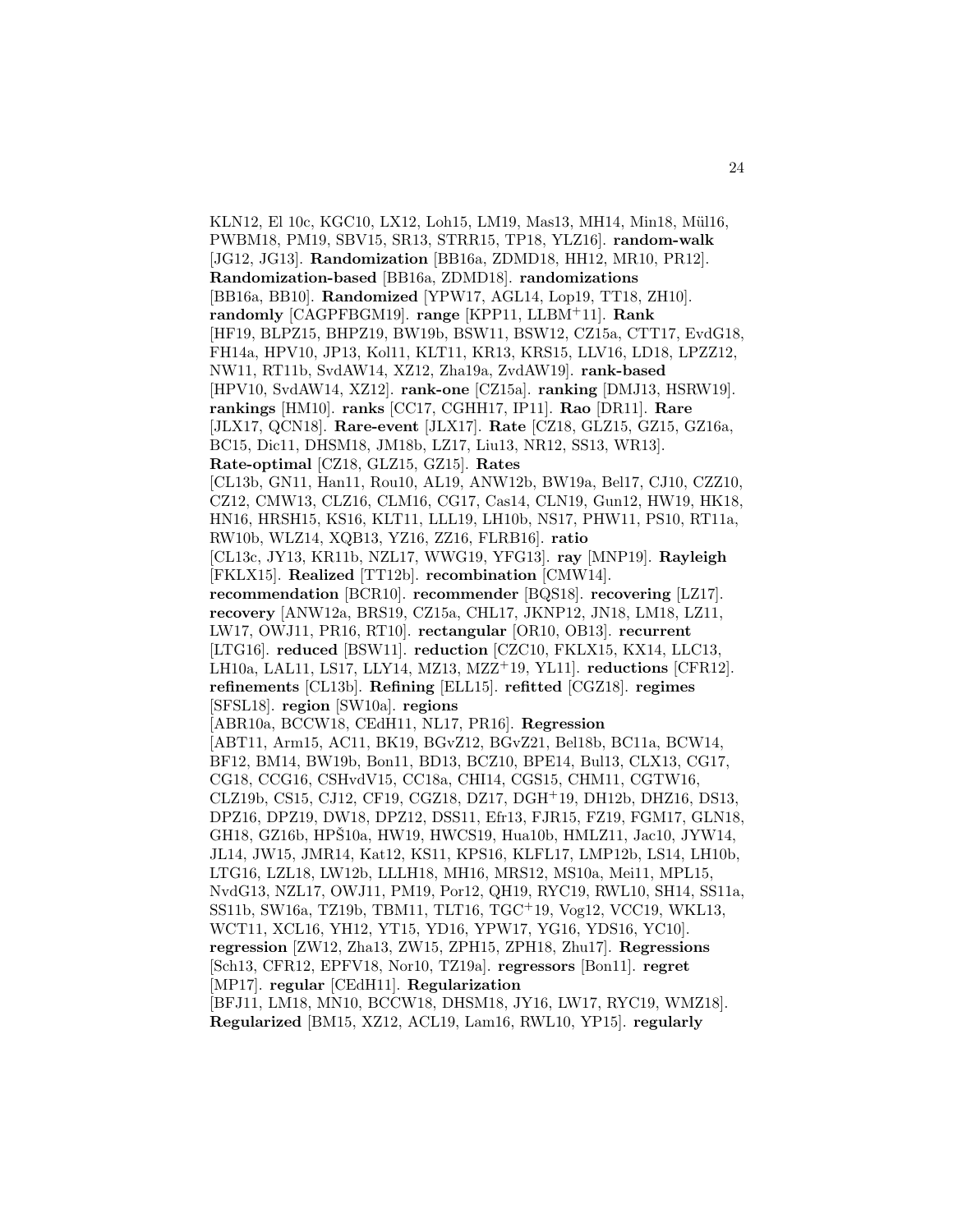KLN12, El 10c, KGC10, LX12, Loh15, LM19, Mas13, MH14, Min18, Mül16, PWBM18, PM19, SBV15, SR13, STRR15, TP18, YLZ16]. **random-walk** [JG12, JG13]. **Randomization** [BB16a, ZDMD18, HH12, MR10, PR12]. **Randomization-based** [BB16a, ZDMD18]. **randomizations** [BB16a, BB10]. **Randomized** [YPW17, AGL14, Lop19, TT18, ZH10]. **randomly** [CAGPFBGM19]. **range** [KPP11, LLBM+11]. **Rank** [HF19, BLPZ15, BHPZ19, BW19b, BSW11, BSW12, CZ15a, CTT17, EvdG18, FH14a, HPV10, JP13, Kol11, KLT11, KR13, KRS15, LLV16, LD18, LPZZ12, NW11, RT11b, SvdAW14, XZ12, Zha19a, ZvdAW19]. **rank-based** [HPV10, SvdAW14, XZ12]. **rank-one** [CZ15a]. **ranking** [DMJ13, HSRW19]. **rankings** [HM10]. **ranks** [CC17, CGHH17, IP11]. **Rao** [DR11]. **Rare** [JLX17, QCN18]. **Rare-event** [JLX17]. **Rate** [CZ18, GLZ15, GZ15, GZ16a, BC15, Dic11, DHSM18, JM18b, LZ17, Liu13, NR12, SS13, WR13]. **Rate-optimal** [CZ18, GLZ15, GZ15]. **Rates** [CL13b, GN11, Han11, Rou10, AL19, ANW12b, BW19a, Bel17, CJ10, CZZ10, CZ12, CMW13, CLZ16, CLM16, CG17, Cas14, CLN19, Gun12, HW19, HK18, HN16, HRSH15, KS16, KLT11, LLL19, LH10b, NS17, PHW11, PS10, RT11a, RW10b, WLZ14, XQB13, YZ16, ZZ16, FLRB16]. **ratio** [CL13c, JY13, KR11b, NZL17, WWG19, YFG13]. **ray** [MNP19]. **Rayleigh** [FKLX15]. **Realized** [TT12b]. **recombination** [CMW14]. **recommendation** [BCR10]. **recommender** [BQS18]. **recovering** [LZ17]. **recovery** [ANW12a, BRS19, CZ15a, CHL17, JKNP12, JN18, LM18, LZ11, LW17, OWJ11, PR16, RT10]. **rectangular** [OR10, OB13]. **recurrent** [LTG16]. **reduced** [BSW11]. **reduction** [CZC10, FKLX15, KX14, LLC13, LH10a, LAL11, LS17, LLY14, MZ13, MZZ+19, YL11]. **reductions** [CFR12]. **refinements** [CL13b]. **Refining** [ELL15]. **refitted** [CGZ18]. **regimes** [SFSL18]. **region** [SW10a]. **regions** [ABR10a, BCCW18, CEdH11, NL17, PR16]. **Regression** [ABT11, Arm15, AC11, BK19, BGvZ12, BGvZ21, Bel18b, BC11a, BCW14, BF12, BM14, BW19b, Bon11, BD13, BCZ10, BPE14, Bul13, CLX13, CG17, CG18, CCG16, CSHvdV15, CC18a, CHI14, CGS15, CHM11, CGTW16, CLZ19b, CS15, CJ12, CF19, CGZ18, DZ17, DGH+19, DH12b, DHZ16, DS13, DPZ16, DPZ19, DW18, DPZ12, DSS11, Efr13, FJR15, FZ19, FGM17, GLN18, GH18, GZ16b, HPŠ10a, HW19, HWCS19, Hua10b, HMLZ11, Jac10, JYW14, JL14, JW15, JMR14, Kat12, KS11, KPS16, KLFL17, LMP12b, LS14, LH10b, LTG16, LZL18, LW12b, LLLH18, MH16, MRS12, MS10a, Mei11, MPL15, NvdG13, NZL17, OWJ11, PM19, Por12, QH19, RYC19, RWL10, SH14, SS11a, SS11b, SW16a, TZ19b, TBM11, TLT16, TGC+19, Vog12, VCC19, WKL13, WCT11, XCL16, YH12, YT15, YD16, YPW17, YG16, YDS16, YC10]. **regression** [ZW12, Zha13, ZW15, ZPH15, ZPH18, Zhu17]. **Regressions** [Sch13, CFR12, EPFV18, Nor10, TZ19a]. **regressors** [Bon11]. **regret** [MP17]. **regular** [CEdH11]. **Regularization** [BFJ11, LM18, MN10, BCCW18, DHSM18, JY16, LW17, RYC19, WMZ18]. **Regularized** [BM15, XZ12, ACL19, Lam16, RWL10, YP15]. **regularly**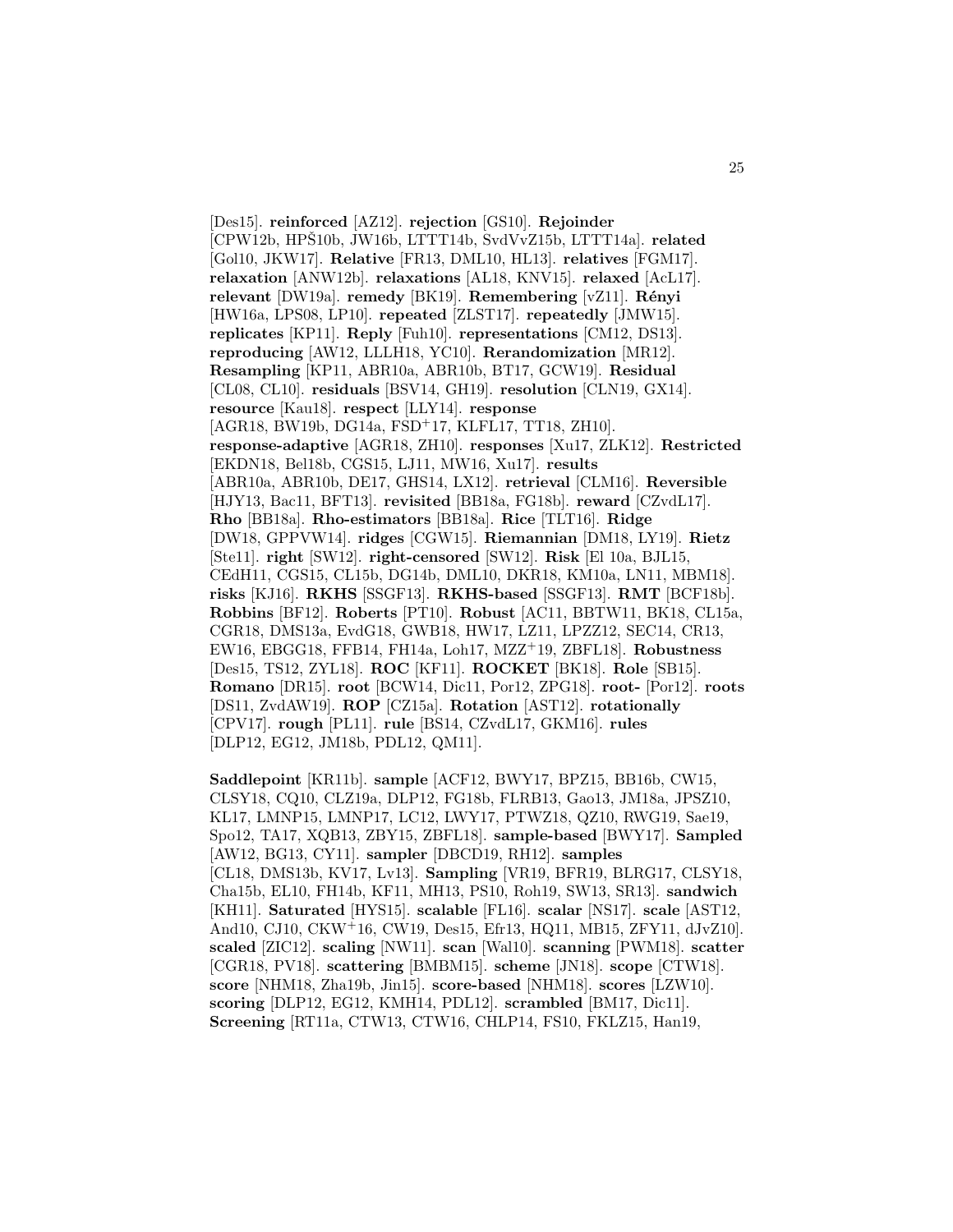[Des15]. **reinforced** [AZ12]. **rejection** [GS10]. **Rejoinder** [CPW12b, HPŠ10b, JW16b, LTTT14b, SvdVvZ15b, LTTT14a]. **related** [Gol10, JKW17]. **Relative** [FR13, DML10, HL13]. **relatives** [FGM17]. **relaxation** [ANW12b]. **relaxations** [AL18, KNV15]. **relaxed** [AcL17]. **relevant** [DW19a]. **remedy** [BK19]. **Remembering** [vZ11]. **Rényi** [HW16a, LPS08, LP10]. **repeated** [ZLST17]. **repeatedly** [JMW15]. **replicates** [KP11]. **Reply** [Fuh10]. **representations** [CM12, DS13]. **reproducing** [AW12, LLLH18, YC10]. **Rerandomization** [MR12]. **Resampling** [KP11, ABR10a, ABR10b, BT17, GCW19]. **Residual** [CL08, CL10]. **residuals** [BSV14, GH19]. **resolution** [CLN19, GX14]. **resource** [Kau18]. **respect** [LLY14]. **response** [AGR18, BW19b, DG14a, FSD+17, KLFL17, TT18, ZH10]. **response-adaptive** [AGR18, ZH10]. **responses** [Xu17, ZLK12]. **Restricted** [EKDN18, Bel18b, CGS15, LJ11, MW16, Xu17]. **results** [ABR10a, ABR10b, DE17, GHS14, LX12]. **retrieval** [CLM16]. **Reversible** [HJY13, Bac11, BFT13]. **revisited** [BB18a, FG18b]. **reward** [CZvdL17]. **Rho** [BB18a]. **Rho-estimators** [BB18a]. **Rice** [TLT16]. **Ridge** [DW18, GPPVW14]. **ridges** [CGW15]. **Riemannian** [DM18, LY19]. **Rietz** [Ste11]. **right** [SW12]. **right-censored** [SW12]. **Risk** [El 10a, BJL15, CEdH11, CGS15, CL15b, DG14b, DML10, DKR18, KM10a, LN11, MBM18]. **risks** [KJ16]. **RKHS** [SSGF13]. **RKHS-based** [SSGF13]. **RMT** [BCF18b]. **Robbins** [BF12]. **Roberts** [PT10]. **Robust** [AC11, BBTW11, BK18, CL15a, CGR18, DMS13a, EvdG18, GWB18, HW17, LZ11, LPZZ12, SEC14, CR13, EW16, EBGG18, FFB14, FH14a, Loh17, MZZ+19, ZBFL18]. **Robustness** [Des15, TS12, ZYL18]. **ROC** [KF11]. **ROCKET** [BK18]. **Role** [SB15]. **Romano** [DR15]. **root** [BCW14, Dic11, Por12, ZPG18]. **root-** [Por12]. **roots** [DS11, ZvdAW19]. **ROP** [CZ15a]. **Rotation** [AST12]. **rotationally** [CPV17]. **rough** [PL11]. **rule** [BS14, CZvdL17, GKM16]. **rules** [DLP12, EG12, JM18b, PDL12, QM11].

**Saddlepoint** [KR11b]. **sample** [ACF12, BWY17, BPZ15, BB16b, CW15, CLSY18, CQ10, CLZ19a, DLP12, FG18b, FLRB13, Gao13, JM18a, JPSZ10, KL17, LMNP15, LMNP17, LC12, LWY17, PTWZ18, QZ10, RWG19, Sae19, Spo12, TA17, XQB13, ZBY15, ZBFL18]. **sample-based** [BWY17]. **Sampled** [AW12, BG13, CY11]. **sampler** [DBCD19, RH12]. **samples** [CL18, DMS13b, KV17, Lv13]. **Sampling** [VR19, BFR19, BLRG17, CLSY18, Cha15b, EL10, FH14b, KF11, MH13, PS10, Roh19, SW13, SR13]. **sandwich** [KH11]. **Saturated** [HYS15]. **scalable** [FL16]. **scalar** [NS17]. **scale** [AST12, And10, CJ10, CKW+16, CW19, Des15, Efr13, HQ11, MB15, ZFY11, dJvZ10]. **scaled** [ZIC12]. **scaling** [NW11]. **scan** [Wal10]. **scanning** [PWM18]. **scatter** [CGR18, PV18]. **scattering** [BMBM15]. **scheme** [JN18]. **scope** [CTW18]. **score** [NHM18, Zha19b, Jin15]. **score-based** [NHM18]. **scores** [LZW10]. **scoring** [DLP12, EG12, KMH14, PDL12]. **scrambled** [BM17, Dic11]. **Screening** [RT11a, CTW13, CTW16, CHLP14, FS10, FKLZ15, Han19,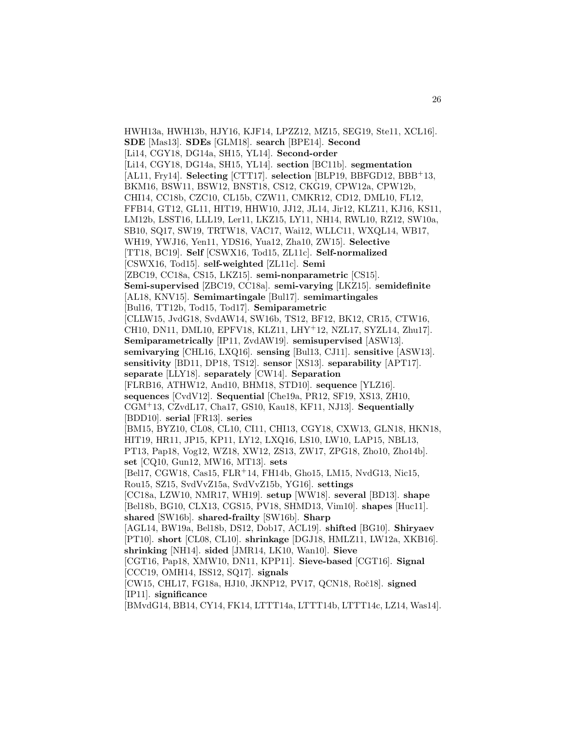HWH13a, HWH13b, HJY16, KJF14, LPZZ12, MZ15, SEG19, Ste11, XCL16]. **SDE** [Mas13]. **SDEs** [GLM18]. **search** [BPE14]. **Second** [Li14, CGY18, DG14a, SH15, YL14]. **Second-order** [Li14, CGY18, DG14a, SH15, YL14]. **section** [BC11b]. **segmentation** [AL11, Fry14]. **Selecting** [CTT17]. **selection** [BLP19, BBFGD12, BBB+13, BKM16, BSW11, BSW12, BNST18, CS12, CKG19, CPW12a, CPW12b, CHI14, CC18b, CZC10, CL15b, CZW11, CMKR12, CD12, DML10, FL12, FFB14, GT12, GL11, HIT19, HHW10, JJ12, JL14, Jir12, KLZ11, KJ16, KS11, LM12b, LSST16, LLL19, Ler11, LKZ15, LY11, NH14, RWL10, RZ12, SW10a, SB10, SQ17, SW19, TRTW18, VAC17, Wai12, WLLC11, WXQL14, WB17, WH19, YWJ16, Yen11, YDS16, Yua12, Zha10, ZW15]. **Selective** [TT18, BC19]. **Self** [CSWX16, Tod15, ZL11c]. **Self-normalized** [CSWX16, Tod15]. **self-weighted** [ZL11c]. **Semi** [ZBC19, CC18a, CS15, LKZ15]. **semi-nonparametric** [CS15]. **Semi-supervised** [ZBC19, CC18a]. **semi-varying** [LKZ15]. **semidefinite** [AL18, KNV15]. **Semimartingale** [Bul17]. **semimartingales** [Bul16, TT12b, Tod15, Tod17]. **Semiparametric** [CLLW15, JvdG18, SvdAW14, SW16b, TS12, BF12, BK12, CR15, CTW16, CH10, DN11, DML10, EPFV18, KLZ11, LHY+12, NZL17, SYZL14, Zhu17]. **Semiparametrically** [IP11, ZvdAW19]. **semisupervised** [ASW13]. **semivarying** [CHL16, LXQ16]. **sensing** [Bul13, CJ11]. **sensitive** [ASW13]. **sensitivity** [BD11, DP18, TS12]. **sensor** [XS13]. **separability** [APT17]. **separate** [LLY18]. **separately** [CW14]. **Separation** [FLRB16, ATHW12, And10, BHM18, STD10]. **sequence** [YLZ16]. **sequences** [CvdV12]. **Sequential** [Che19a, PR12, SF19, XS13, ZH10, CGM+13, CZvdL17, Cha17, GS10, Kau18, KF11, NJ13]. **Sequentially** [BDD10]. **serial** [FR13]. **series** [BM15, BYZ10, CL08, CL10, CI11, CHI13, CGY18, CXW13, GLN18, HKN18, HIT19, HR11, JP15, KP11, LY12, LXQ16, LS10, LW10, LAP15, NBL13, PT13, Pap18, Vog12, WZ18, XW12, ZS13, ZW17, ZPG18, Zho10, Zho14b]. **set** [CQ10, Gun12, MW16, MT13]. **sets** [Bel17, CGW18, Cas15, FLR+14, FH14b, Gho15, LM15, NvdG13, Nic15, Rou15, SZ15, SvdVvZ15a, SvdVvZ15b, YG16]. **settings** [CC18a, LZW10, NMR17, WH19]. **setup** [WW18]. **several** [BD13]. **shape** [Bel18b, BG10, CLX13, CGS15, PV18, SHMD13, Vim10]. **shapes** [Huc11]. **shared** [SW16b]. **shared-frailty** [SW16b]. **Sharp** [AGL14, BW19a, Bel18b, DS12, Dob17, ACL19]. **shifted** [BG10]. **Shiryaev** [PT10]. **short** [CL08, CL10]. **shrinkage** [DGJ18, HMLZ11, LW12a, XKB16]. **shrinking** [NH14]. **sided** [JMR14, LK10, Wan10]. **Sieve** [CGT16, Pap18, XMW10, DN11, KPP11]. **Sieve-based** [CGT16]. **Signal** [CCC19, OMH14, ISS12, SQ17]. **signals** [CW15, CHL17, FG18a, HJ10, JKNP12, PV17, QCN18, Roč18]. **signed** [IP11]. **significance** [BMvdG14, BB14, CY14, FK14, LTTT14a, LTTT14b, LTTT14c, LZ14, Was14].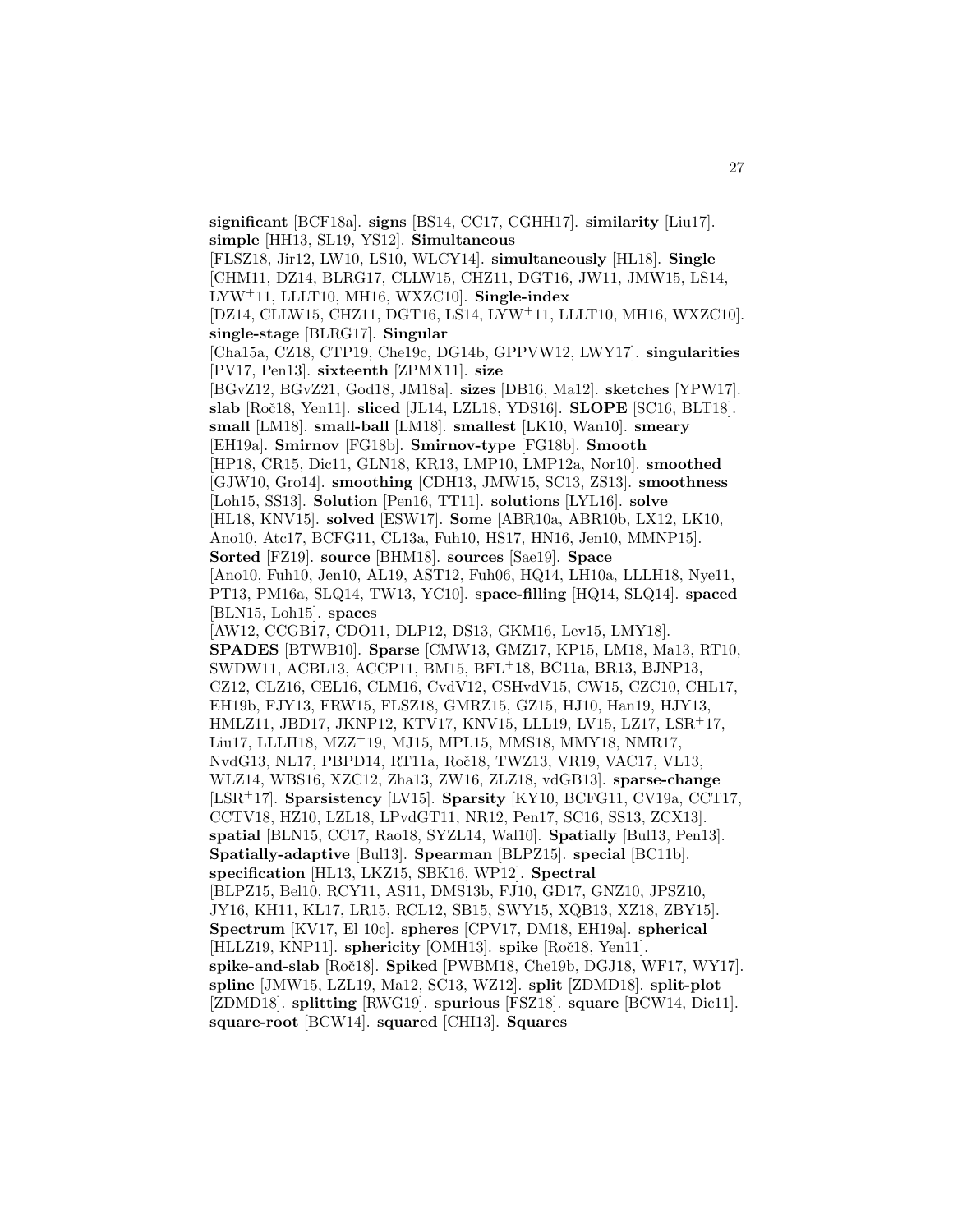**significant** [BCF18a]. **signs** [BS14, CC17, CGHH17]. **similarity** [Liu17]. **simple** [HH13, SL19, YS12]. **Simultaneous** [FLSZ18, Jir12, LW10, LS10, WLCY14]. **simultaneously** [HL18]. **Single** [CHM11, DZ14, BLRG17, CLLW15, CHZ11, DGT16, JW11, JMW15, LS14, LYW+11, LLLT10, MH16, WXZC10]. **Single-index** [DZ14, CLLW15, CHZ11, DGT16, LS14, LYW+11, LLLT10, MH16, WXZC10]. **single-stage** [BLRG17]. **Singular** [Cha15a, CZ18, CTP19, Che19c, DG14b, GPPVW12, LWY17]. **singularities** [PV17, Pen13]. **sixteenth** [ZPMX11]. **size** [BGvZ12, BGvZ21, God18, JM18a]. **sizes** [DB16, Ma12]. **sketches** [YPW17]. **slab** [Roč18, Yen11]. **sliced** [JL14, LZL18, YDS16]. **SLOPE** [SC16, BLT18]. **small** [LM18]. **small-ball** [LM18]. **smallest** [LK10, Wan10]. **smeary** [EH19a]. **Smirnov** [FG18b]. **Smirnov-type** [FG18b]. **Smooth** [HP18, CR15, Dic11, GLN18, KR13, LMP10, LMP12a, Nor10]. **smoothed** [GJW10, Gro14]. **smoothing** [CDH13, JMW15, SC13, ZS13]. **smoothness** [Loh15, SS13]. **Solution** [Pen16, TT11]. **solutions** [LYL16]. **solve** [HL18, KNV15]. **solved** [ESW17]. **Some** [ABR10a, ABR10b, LX12, LK10, Ano10, Atc17, BCFG11, CL13a, Fuh10, HS17, HN16, Jen10, MMNP15]. **Sorted** [FZ19]. **source** [BHM18]. **sources** [Sae19]. **Space** [Ano10, Fuh10, Jen10, AL19, AST12, Fuh06, HQ14, LH10a, LLLH18, Nye11, PT13, PM16a, SLQ14, TW13, YC10]. **space-filling** [HQ14, SLQ14]. **spaced** [BLN15, Loh15]. **spaces** [AW12, CCGB17, CDO11, DLP12, DS13, GKM16, Lev15, LMY18]. **SPADES** [BTWB10]. **Sparse** [CMW13, GMZ17, KP15, LM18, Ma13, RT10, SWDW11, ACBL13, ACCP11, BM15, BFL+18, BC11a, BR13, BJNP13, CZ12, CLZ16, CEL16, CLM16, CvdV12, CSHvdV15, CW15, CZC10, CHL17, EH19b, FJY13, FRW15, FLSZ18, GMRZ15, GZ15, HJ10, Han19, HJY13, HMLZ11, JBD17, JKNP12, KTV17, KNV15, LLL19, LV15, LZ17, LSR+17, Liu17, LLLH18, MZZ+19, MJ15, MPL15, MMS18, MMY18, NMR17, NvdG13, NL17, PBPD14, RT11a, Roč18, TWZ13, VR19, VAC17, VL13, WLZ14, WBS16, XZC12, Zha13, ZW16, ZLZ18, vdGB13]. **sparse-change** [LSR+17]. **Sparsistency** [LV15]. **Sparsity** [KY10, BCFG11, CV19a, CCT17, CCTV18, HZ10, LZL18, LPvdGT11, NR12, Pen17, SC16, SS13, ZCX13]. **spatial** [BLN15, CC17, Rao18, SYZL14, Wal10]. **Spatially** [Bul13, Pen13]. **Spatially-adaptive** [Bul13]. **Spearman** [BLPZ15]. **special** [BC11b]. **specification** [HL13, LKZ15, SBK16, WP12]. **Spectral** [BLPZ15, Bel10, RCY11, AS11, DMS13b, FJ10, GD17, GNZ10, JPSZ10, JY16, KH11, KL17, LR15, RCL12, SB15, SWY15, XQB13, XZ18, ZBY15]. **Spectrum** [KV17, El 10c]. **spheres** [CPV17, DM18, EH19a]. **spherical** [HLLZ19, KNP11]. **sphericity** [OMH13]. **spike** [Roč18, Yen11]. **spike-and-slab** [Roč18]. **Spiked** [PWBM18, Che19b, DGJ18, WF17, WY17]. **spline** [JMW15, LZL19, Ma12, SC13, WZ12]. **split** [ZDMD18]. **split-plot** [ZDMD18]. **splitting** [RWG19]. **spurious** [FSZ18]. **square** [BCW14, Dic11]. **square-root** [BCW14]. **squared** [CHI13]. **Squares**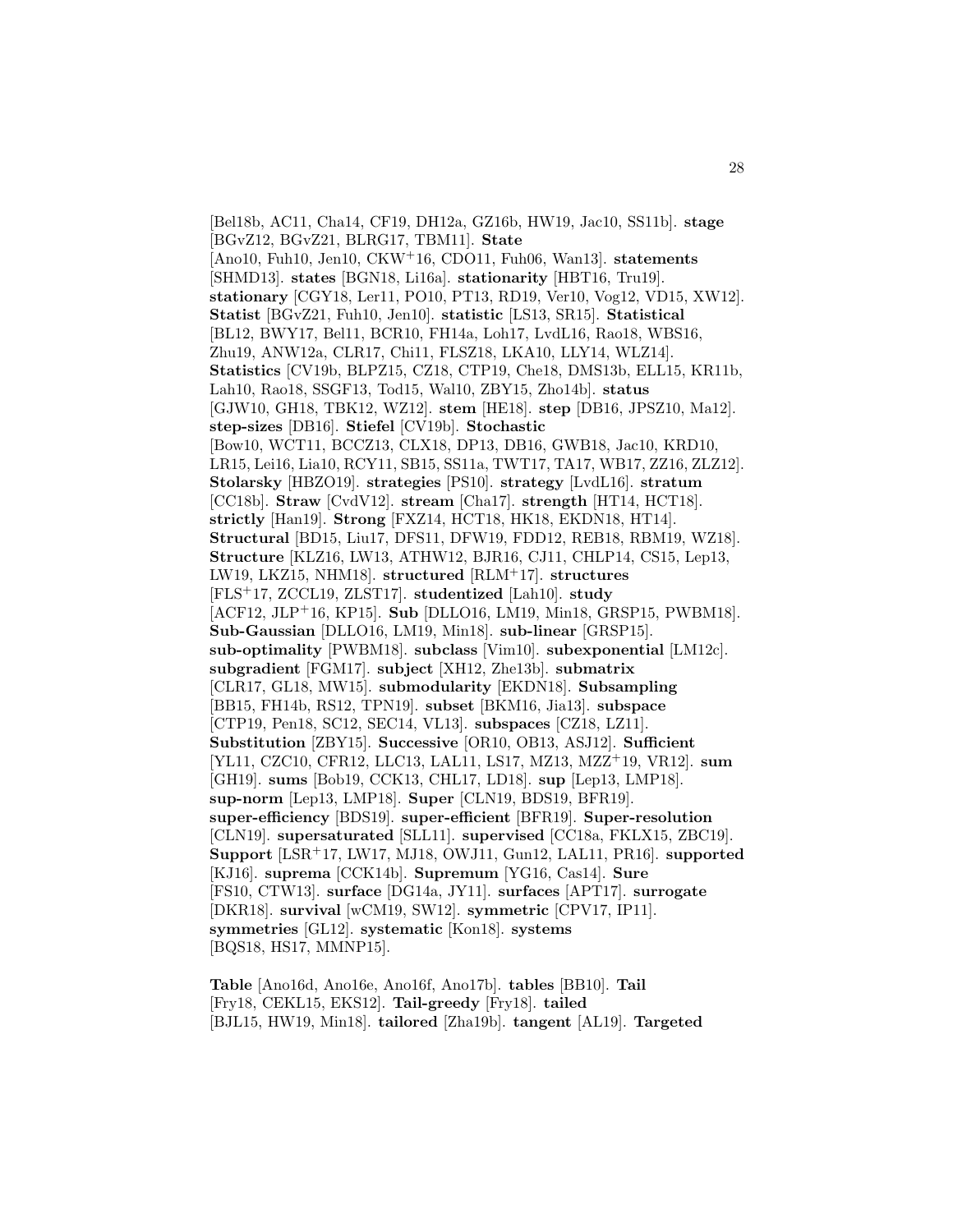[Bel18b, AC11, Cha14, CF19, DH12a, GZ16b, HW19, Jac10, SS11b]. **stage** [BGvZ12, BGvZ21, BLRG17, TBM11]. **State** [Ano10, Fuh10, Jen10, CKW[+]16, CDO11, Fuh06, Wan13]. **statements** [SHMD13]. **states** [BGN18, Li16a]. **stationarity** [HBT16, Tru19]. **stationary** [CGY18, Ler11, PO10, PT13, RD19, Ver10, Vog12, VD15, XW12]. **Statist** [BGvZ21, Fuh10, Jen10]. **statistic** [LS13, SR15]. **Statistical** [BL12, BWY17, Bel11, BCR10, FH14a, Loh17, LvdL16, Rao18, WBS16, Zhu19, ANW12a, CLR17, Chi11, FLSZ18, LKA10, LLY14, WLZ14]. **Statistics** [CV19b, BLPZ15, CZ18, CTP19, Che18, DMS13b, ELL15, KR11b, Lah10, Rao18, SSGF13, Tod15, Wal10, ZBY15, Zho14b]. **status** [GJW10, GH18, TBK12, WZ12]. **stem** [HE18]. **step** [DB16, JPSZ10, Ma12]. **step-sizes** [DB16]. **Stiefel** [CV19b]. **Stochastic** [Bow10, WCT11, BCCZ13, CLX18, DP13, DB16, GWB18, Jac10, KRD10, LR15, Lei16, Lia10, RCY11, SB15, SS11a, TWT17, TA17, WB17, ZZ16, ZLZ12]. **Stolarsky** [HBZO19]. **strategies** [PS10]. **strategy** [LvdL16]. **stratum** [CC18b]. **Straw** [CvdV12]. **stream** [Cha17]. **strength** [HT14, HCT18]. **strictly** [Han19]. **Strong** [FXZ14, HCT18, HK18, EKDN18, HT14]. **Structural** [BD15, Liu17, DFS11, DFW19, FDD12, REB18, RBM19, WZ18]. **Structure** [KLZ16, LW13, ATHW12, BJR16, CJ11, CHLP14, CS15, Lep13, LW19, LKZ15, NHM18]. **structured** [RLM[+]17]. **structures** [FLS[+]17, ZCCL19, ZLST17]. **studentized** [Lah10]. **study** [ACF12, JLP[+]16, KP15]. **Sub** [DLLO16, LM19, Min18, GRSP15, PWBM18]. **Sub-Gaussian** [DLLO16, LM19, Min18]. **sub-linear** [GRSP15]. **sub-optimality** [PWBM18]. **subclass** [Vim10]. **subexponential** [LM12c]. **subgradient** [FGM17]. **subject** [XH12, Zhe13b]. **submatrix** [CLR17, GL18, MW15]. **submodularity** [EKDN18]. **Subsampling** [BB15, FH14b, RS12, TPN19]. **subset** [BKM16, Jia13]. **subspace** [CTP19, Pen18, SC12, SEC14, VL13]. **subspaces** [CZ18, LZ11]. **Substitution** [ZBY15]. **Successive** [OR10, OB13, ASJ12]. **Sufficient** [YL11, CZC10, CFR12, LLC13, LAL11, LS17, MZ13, MZZ[+]19, VR12]. **sum** [GH19]. **sums** [Bob19, CCK13, CHL17, LD18]. **sup** [Lep13, LMP18]. **sup-norm** [Lep13, LMP18]. **Super** [CLN19, BDS19, BFR19]. **super-efficiency** [BDS19]. **super-efficient** [BFR19]. **Super-resolution** [CLN19]. **supersaturated** [SLL11]. **supervised** [CC18a, FKLX15, ZBC19]. **Support** [LSR[+]17, LW17, MJ18, OWJ11, Gun12, LAL11, PR16]. **supported** [KJ16]. **suprema** [CCK14b]. **Supremum** [YG16, Cas14]. **Sure** [FS10, CTW13]. **surface** [DG14a, JY11]. **surfaces** [APT17]. **surrogate** [DKR18]. **survival** [wCM19, SW12]. **symmetric** [CPV17, IP11]. **symmetries** [GL12]. **systematic** [Kon18]. **systems** [BQS18, HS17, MMNP15].

**Table** [Ano16d, Ano16e, Ano16f, Ano17b]. **tables** [BB10]. **Tail** [Fry18, CEKL15, EKS12]. **Tail-greedy** [Fry18]. **tailed** [BJL15, HW19, Min18]. **tailored** [Zha19b]. **tangent** [AL19]. **Targeted**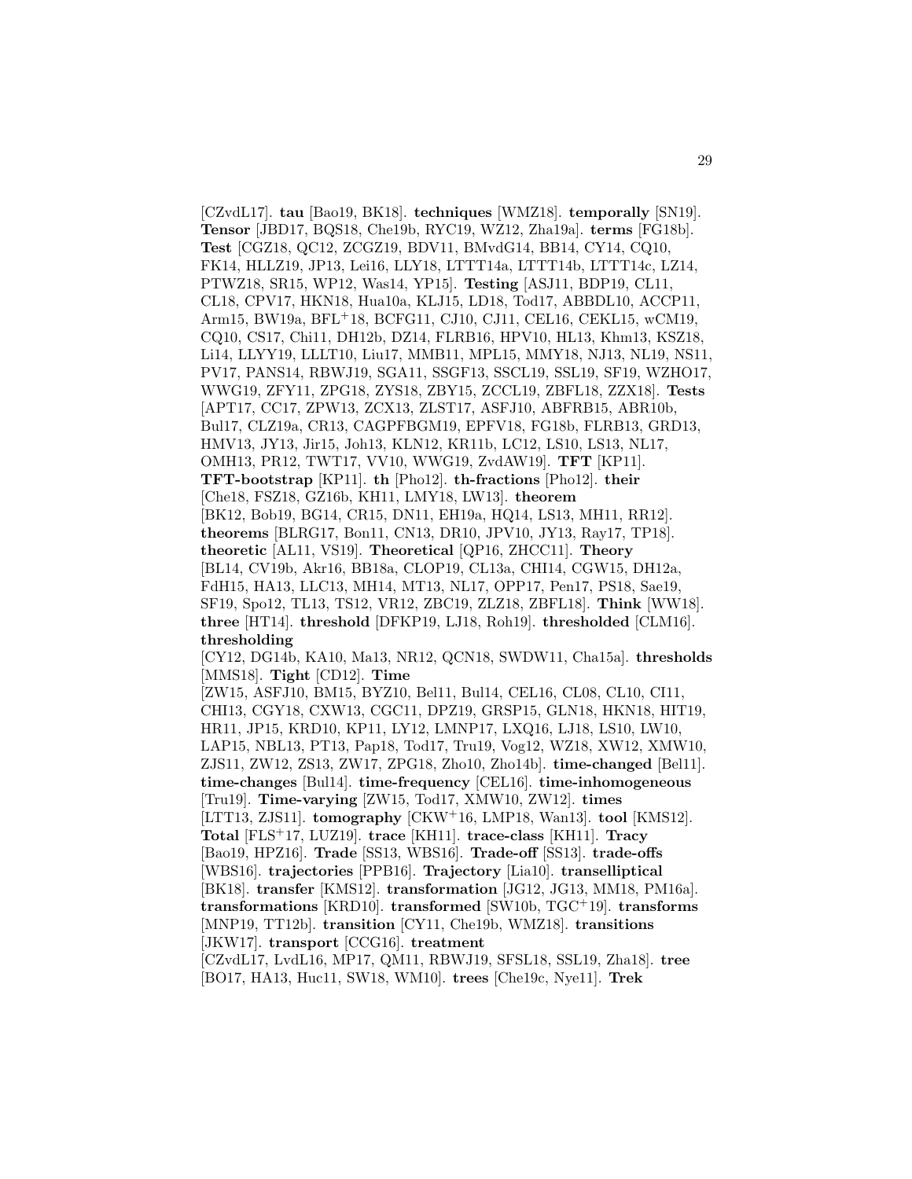[CZvdL17]. **tau** [Bao19, BK18]. **techniques** [WMZ18]. **temporally** [SN19]. **Tensor** [JBD17, BQS18, Che19b, RYC19, WZ12, Zha19a]. **terms** [FG18b]. **Test** [CGZ18, QC12, ZCGZ19, BDV11, BMvdG14, BB14, CY14, CQ10, FK14, HLLZ19, JP13, Lei16, LLY18, LTTT14a, LTTT14b, LTTT14c, LZ14, PTWZ18, SR15, WP12, Was14, YP15]. **Testing** [ASJ11, BDP19, CL11, CL18, CPV17, HKN18, Hua10a, KLJ15, LD18, Tod17, ABBDL10, ACCP11, Arm15, BW19a, BFL+18, BCFG11, CJ10, CJ11, CEL16, CEKL15, wCM19, CQ10, CS17, Chi11, DH12b, DZ14, FLRB16, HPV10, HL13, Khm13, KSZ18, Li14, LLYY19, LLLT10, Liu17, MMB11, MPL15, MMY18, NJ13, NL19, NS11, PV17, PANS14, RBWJ19, SGA11, SSGF13, SSCL19, SSL19, SF19, WZHO17, WWG19, ZFY11, ZPG18, ZYS18, ZBY15, ZCCL19, ZBFL18, ZZX18]. **Tests** [APT17, CC17, ZPW13, ZCX13, ZLST17, ASFJ10, ABFRB15, ABR10b, Bul17, CLZ19a, CR13, CAGPFBGM19, EPFV18, FG18b, FLRB13, GRD13, HMV13, JY13, Jir15, Joh13, KLN12, KR11b, LC12, LS10, LS13, NL17, OMH13, PR12, TWT17, VV10, WWG19, ZvdAW19]. **TFT** [KP11]. **TFT-bootstrap** [KP11]. **th** [Pho12]. **th-fractions** [Pho12]. **their** [Che18, FSZ18, GZ16b, KH11, LMY18, LW13]. **theorem** [BK12, Bob19, BG14, CR15, DN11, EH19a, HQ14, LS13, MH11, RR12]. **theorems** [BLRG17, Bon11, CN13, DR10, JPV10, JY13, Ray17, TP18]. **theoretic** [AL11, VS19]. **Theoretical** [QP16, ZHCC11]. **Theory** [BL14, CV19b, Akr16, BB18a, CLOP19, CL13a, CHI14, CGW15, DH12a, FdH15, HA13, LLC13, MH14, MT13, NL17, OPP17, Pen17, PS18, Sae19, SF19, Spo12, TL13, TS12, VR12, ZBC19, ZLZ18, ZBFL18]. **Think** [WW18]. **three** [HT14]. **threshold** [DFKP19, LJ18, Roh19]. **thresholded** [CLM16]. **thresholding** [CY12, DG14b, KA10, Ma13, NR12, QCN18, SWDW11, Cha15a]. **thresholds** [MMS18]. **Tight** [CD12]. **Time** [ZW15, ASFJ10, BM15, BYZ10, Bel11, Bul14, CEL16, CL08, CL10, CI11, CHI13, CGY18, CXW13, CGC11, DPZ19, GRSP15, GLN18, HKN18, HIT19, HR11, JP15, KRD10, KP11, LY12, LMNP17, LXQ16, LJ18, LS10, LW10, LAP15, NBL13, PT13, Pap18, Tod17, Tru19, Vog12, WZ18, XW12, XMW10, ZJS11, ZW12, ZS13, ZW17, ZPG18, Zho10, Zho14b]. **time-changed** [Bel11]. **time-changes** [Bul14]. **time-frequency** [CEL16]. **time-inhomogeneous** [Tru19]. **Time-varying** [ZW15, Tod17, XMW10, ZW12]. **times** [LTT13, ZJS11]. **tomography** [CKW+16, LMP18, Wan13]. **tool** [KMS12]. **Total** [FLS+17, LUZ19]. **trace** [KH11]. **trace-class** [KH11]. **Tracy** [Bao19, HPZ16]. **Trade** [SS13, WBS16]. **Trade-off** [SS13]. **trade-offs** [WBS16]. **trajectories** [PPB16]. **Trajectory** [Lia10]. **transelliptical** [BK18]. **transfer** [KMS12]. **transformation** [JG12, JG13, MM18, PM16a]. **transformations** [KRD10]. **transformed** [SW10b, TGC+19]. **transforms** [MNP19, TT12b]. **transition** [CY11, Che19b, WMZ18]. **transitions** [JKW17]. **transport** [CCG16]. **treatment** [CZvdL17, LvdL16, MP17, QM11, RBWJ19, SFSL18, SSL19, Zha18]. **tree** [BO17, HA13, Huc11, SW18, WM10]. **trees** [Che19c, Nye11]. **Trek**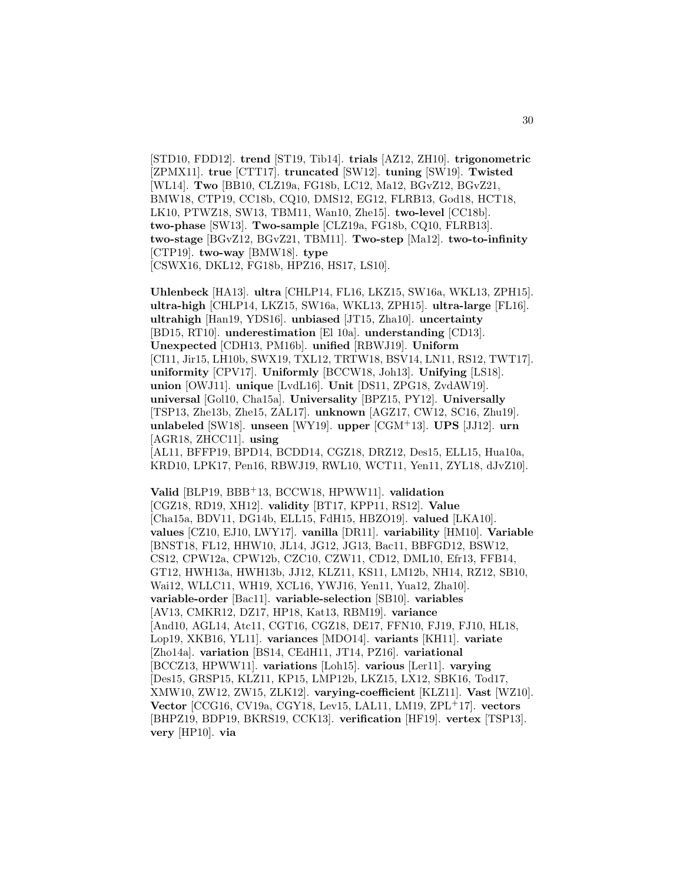[STD10, FDD12]. **trend** [ST19, Tib14]. **trials** [AZ12, ZH10]. **trigonometric** [ZPMX11]. **true** [CTT17]. **truncated** [SW12]. **tuning** [SW19]. **Twisted** [WL14]. **Two** [BB10, CLZ19a, FG18b, LC12, Ma12, BGvZ12, BGvZ21, BMW18, CTP19, CC18b, CQ10, DMS12, EG12, FLRB13, God18, HCT18, LK10, PTWZ18, SW13, TBM11, Wan10, Zhe15]. **two-level** [CC18b]. **two-phase** [SW13]. **Two-sample** [CLZ19a, FG18b, CQ10, FLRB13]. **two-stage** [BGvZ12, BGvZ21, TBM11]. **Two-step** [Ma12]. **two-to-infinity** [CTP19]. **two-way** [BMW18]. **type** [CSWX16, DKL12, FG18b, HPZ16, HS17, LS10].

**Uhlenbeck** [HA13]. **ultra** [CHLP14, FL16, LKZ15, SW16a, WKL13, ZPH15]. **ultra-high** [CHLP14, LKZ15, SW16a, WKL13, ZPH15]. **ultra-large** [FL16]. **ultrahigh** [Han19, YDS16]. **unbiased** [JT15, Zha10]. **uncertainty** [BD15, RT10]. **underestimation** [El 10a]. **understanding** [CD13]. **Unexpected** [CDH13, PM16b]. **unified** [RBWJ19]. **Uniform** [CI11, Jir15, LH10b, SWX19, TXL12, TRTW18, BSV14, LN11, RS12, TWT17]. **uniformity** [CPV17]. **Uniformly** [BCCW18, Joh13]. **Unifying** [LS18]. **union** [OWJ11]. **unique** [LvdL16]. **Unit** [DS11, ZPG18, ZvdAW19]. **universal** [Gol10, Cha15a]. **Universality** [BPZ15, PY12]. **Universally** [TSP13, Zhe13b, Zhe15, ZAL17]. **unknown** [AGZ17, CW12, SC16, Zhu19]. **unlabeled** [SW18]. **unseen** [WY19]. **upper** [CGM+13]. **UPS** [JJ12]. **urn** [AGR18, ZHCC11]. **using** [AL11, BFFP19, BPD14, BCDD14, CGZ18, DRZ12, Des15, ELL15, Hua10a, KRD10, LPK17, Pen16, RBWJ19, RWL10, WCT11, Yen11, ZYL18, dJvZ10].

**Valid** [BLP19, BBB+13, BCCW18, HPWW11]. **validation** [CGZ18, RD19, XH12]. **validity** [BT17, KPP11, RS12]. **Value** [Cha15a, BDV11, DG14b, ELL15, FdH15, HBZO19]. **valued** [LKA10]. **values** [CZ10, EJ10, LWY17]. **vanilla** [DR11]. **variability** [HM10]. **Variable** [BNST18, FL12, HHW10, JL14, JG12, JG13, Bac11, BBFGD12, BSW12, CS12, CPW12a, CPW12b, CZC10, CZW11, CD12, DML10, Efr13, FFB14, GT12, HWH13a, HWH13b, JJ12, KLZ11, KS11, LM12b, NH14, RZ12, SB10, Wai12, WLLC11, WH19, XCL16, YWJ16, Yen11, Yua12, Zha10]. **variable-order** [Bac11]. **variable-selection** [SB10]. **variables** [AV13, CMKR12, DZ17, HP18, Kat13, RBM19]. **variance** [And10, AGL14, Atc11, CGT16, CGZ18, DE17, FFN10, FJ19, FJ10, HL18, Lop19, XKB16, YL11]. **variances** [MDO14]. **variants** [KH11]. **variate** [Zho14a]. **variation** [BS14, CEdH11, JT14, PZ16]. **variational** [BCCZ13, HPWW11]. **variations** [Loh15]. **various** [Ler11]. **varying** [Des15, GRSP15, KLZ11, KP15, LMP12b, LKZ15, LX12, SBK16, Tod17, XMW10, ZW12, ZW15, ZLK12]. **varying-coefficient** [KLZ11]. **Vast** [WZ10]. **Vector** [CCG16, CV19a, CGY18, Lev15, LAL11, LM19, ZPL+17]. **vectors** [BHPZ19, BDP19, BKRS19, CCK13]. **verification** [HF19]. **vertex** [TSP13]. **very** [HP10]. **via**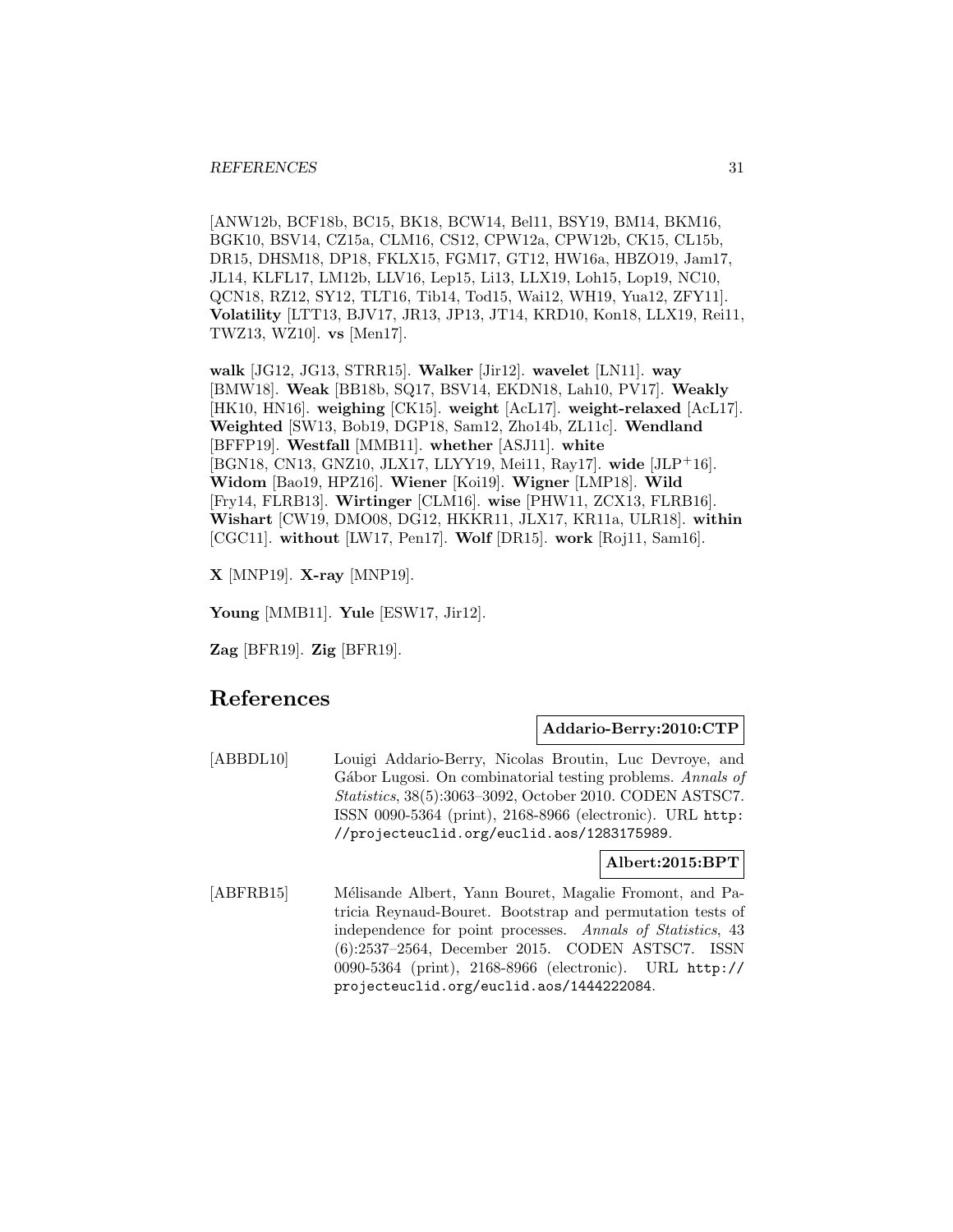[ANW12b, BCF18b, BC15, BK18, BCW14, Bel11, BSY19, BM14, BKM16, BGK10, BSV14, CZ15a, CLM16, CS12, CPW12a, CPW12b, CK15, CL15b, DR15, DHSM18, DP18, FKLX15, FGM17, GT12, HW16a, HBZO19, Jam17, JL14, KLFL17, LM12b, LLV16, Lep15, Li13, LLX19, Loh15, Lop19, NC10, QCN18, RZ12, SY12, TLT16, Tib14, Tod15, Wai12, WH19, Yua12, ZFY11]. **Volatility** [LTT13, BJV17, JR13, JP13, JT14, KRD10, Kon18, LLX19, Rei11, TWZ13, WZ10]. **vs** [Men17].

**walk** [JG12, JG13, STRR15]. **Walker** [Jir12]. **wavelet** [LN11]. **way** [BMW18]. **Weak** [BB18b, SQ17, BSV14, EKDN18, Lah10, PV17]. **Weakly** [HK10, HN16]. **weighing** [CK15]. **weight** [AcL17]. **weight-relaxed** [AcL17]. **Weighted** [SW13, Bob19, DGP18, Sam12, Zho14b, ZL11c]. **Wendland** [BFFP19]. **Westfall** [MMB11]. **whether** [ASJ11]. **white** [BGN18, CN13, GNZ10, JLX17, LLYY19, Mei11, Ray17]. **wide** [JLP+16]. **Widom** [Bao19, HPZ16]. **Wiener** [Koi19]. **Wigner** [LMP18]. **Wild** [Fry14, FLRB13]. **Wirtinger** [CLM16]. **wise** [PHW11, ZCX13, FLRB16]. **Wishart** [CW19, DMO08, DG12, HKKR11, JLX17, KR11a, ULR18]. **within** [CGC11]. **without** [LW17, Pen17]. **Wolf** [DR15]. **work** [Roj11, Sam16].

**X** [MNP19]. **X-ray** [MNP19].

**Young** [MMB11]. **Yule** [ESW17, Jir12].

**Zag** [BFR19]. **Zig** [BFR19].

# References

**Addario-Berry:2010:CTP**

[ABBDL10] Louigi Addario-Berry, Nicolas Broutin, Luc Devroye, and Gábor Lugosi. On combinatorial testing problems. *Annals of Statistics*, 38(5):3063–3092, October 2010. CODEN ASTSC7. ISSN 0090-5364 (print), 2168-8966 (electronic). URL http://projecteuclid.org/euclid.aos/1283175989.

**Albert:2015:BPT**

[ABFRB15] Mélisande Albert, Yann Bouret, Magalie Fromont, and Patricia Reynaud-Bouret. Bootstrap and permutation tests of independence for point processes. *Annals of Statistics*, 43 (6):2537–2564, December 2015. CODEN ASTSC7. ISSN 0090-5364 (print), 2168-8966 (electronic). URL http://projecteuclid.org/euclid.aos/1444222084.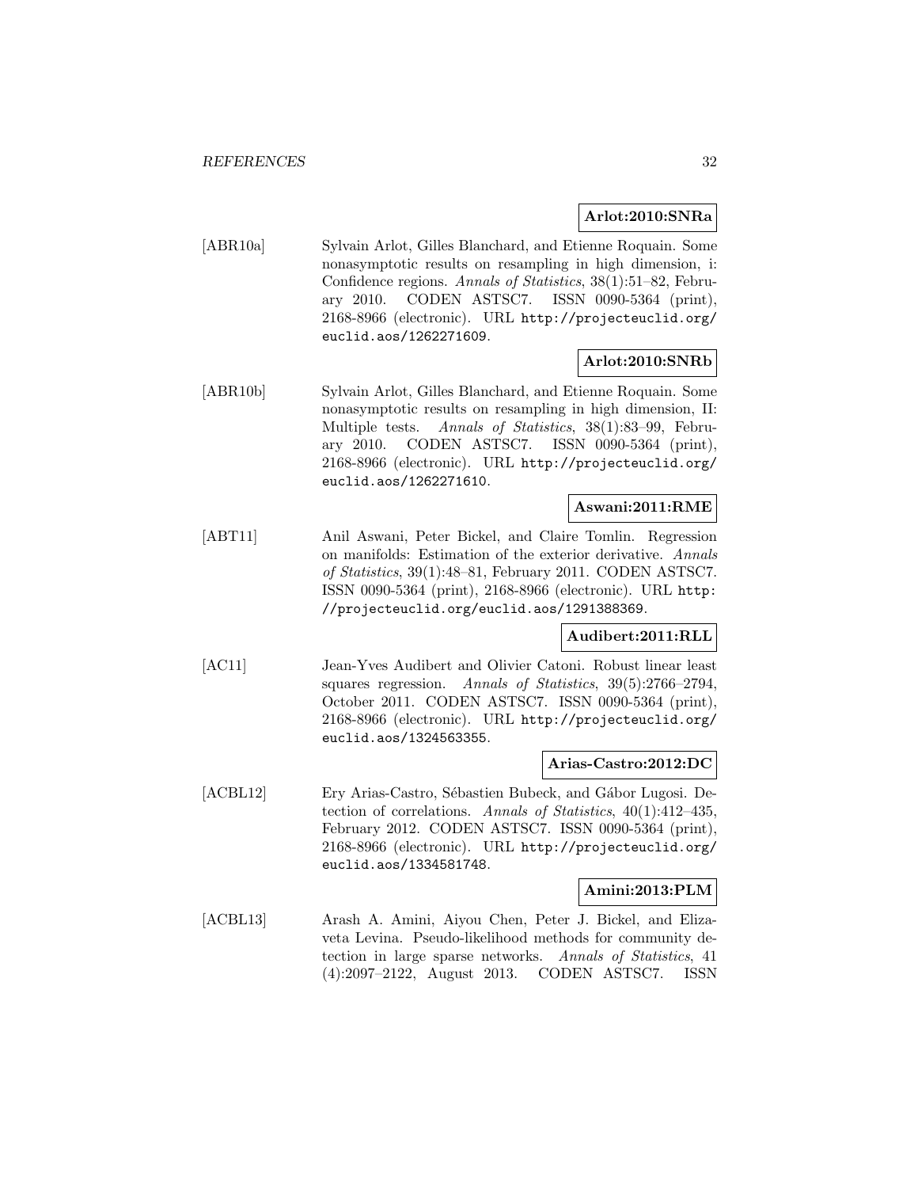**Arlot:2010:SNRa**

[ABR10a] Sylvain Arlot, Gilles Blanchard, and Etienne Roquain. Some nonasymptotic results on resampling in high dimension, i: Confidence regions. *Annals of Statistics*, 38(1):51–82, February 2010. CODEN ASTSC7. ISSN 0090-5364 (print), 2168-8966 (electronic). URL http://projecteuclid.org/euclid.aos/1262271609.

**Arlot:2010:SNRb**

[ABR10b] Sylvain Arlot, Gilles Blanchard, and Etienne Roquain. Some nonasymptotic results on resampling in high dimension, II: Multiple tests. *Annals of Statistics*, 38(1):83–99, February 2010. CODEN ASTSC7. ISSN 0090-5364 (print), 2168-8966 (electronic). URL http://projecteuclid.org/euclid.aos/1262271610.

**Aswani:2011:RME**

[ABT11] Anil Aswani, Peter Bickel, and Claire Tomlin. Regression on manifolds: Estimation of the exterior derivative. *Annals of Statistics*, 39(1):48–81, February 2011. CODEN ASTSC7. ISSN 0090-5364 (print), 2168-8966 (electronic). URL http://projecteuclid.org/euclid.aos/1291388369.

**Audibert:2011:RLL**

[AC11] Jean-Yves Audibert and Olivier Catoni. Robust linear least squares regression. *Annals of Statistics*, 39(5):2766–2794, October 2011. CODEN ASTSC7. ISSN 0090-5364 (print), 2168-8966 (electronic). URL http://projecteuclid.org/euclid.aos/1324563355.

**Arias-Castro:2012:DC**

[ACBL12] Ery Arias-Castro, Sébastien Bubeck, and Gábor Lugosi. Detection of correlations. *Annals of Statistics*, 40(1):412–435, February 2012. CODEN ASTSC7. ISSN 0090-5364 (print), 2168-8966 (electronic). URL http://projecteuclid.org/euclid.aos/1334581748.

**Amini:2013:PLM**

[ACBL13] Arash A. Amini, Aiyou Chen, Peter J. Bickel, and Elizaveta Levina. Pseudo-likelihood methods for community detection in large sparse networks. *Annals of Statistics*, 41 (4):2097–2122, August 2013. CODEN ASTSC7. ISSN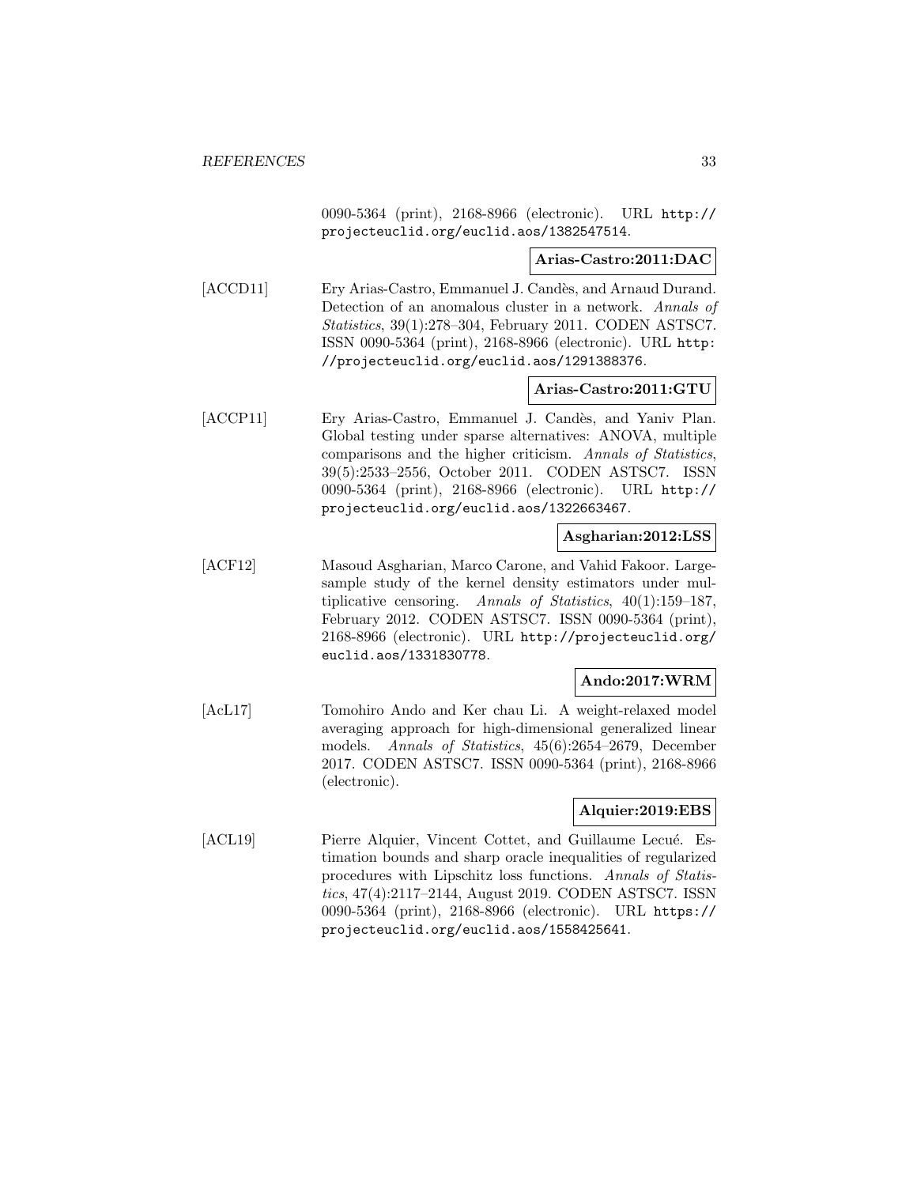0090-5364 (print), 2168-8966 (electronic). URL http://projecteuclid.org/euclid.aos/1382547514.

**Arias-Castro:2011:DAC**

[ACCD11] Ery Arias-Castro, Emmanuel J. Candès, and Arnaud Durand. Detection of an anomalous cluster in a network. *Annals of Statistics*, 39(1):278–304, February 2011. CODEN ASTSC7. ISSN 0090-5364 (print), 2168-8966 (electronic). URL http://projecteuclid.org/euclid.aos/1291388376.

**Arias-Castro:2011:GTU**

[ACCP11] Ery Arias-Castro, Emmanuel J. Candès, and Yaniv Plan. Global testing under sparse alternatives: ANOVA, multiple comparisons and the higher criticism. *Annals of Statistics*, 39(5):2533–2556, October 2011. CODEN ASTSC7. ISSN 0090-5364 (print), 2168-8966 (electronic). URL http://projecteuclid.org/euclid.aos/1322663467.

**Asgharian:2012:LSS**

[ACF12] Masoud Asgharian, Marco Carone, and Vahid Fakoor. Large-sample study of the kernel density estimators under multiplicative censoring. *Annals of Statistics*, 40(1):159–187, February 2012. CODEN ASTSC7. ISSN 0090-5364 (print), 2168-8966 (electronic). URL http://projecteuclid.org/euclid.aos/1331830778.

**Ando:2017:WRM**

[AcL17] Tomohiro Ando and Ker chau Li. A weight-relaxed model averaging approach for high-dimensional generalized linear models. *Annals of Statistics*, 45(6):2654–2679, December 2017. CODEN ASTSC7. ISSN 0090-5364 (print), 2168-8966 (electronic).

**Alquier:2019:EBS**

[ACL19] Pierre Alquier, Vincent Cottet, and Guillaume Lecué. Estimation bounds and sharp oracle inequalities of regularized procedures with Lipschitz loss functions. *Annals of Statistics*, 47(4):2117–2144, August 2019. CODEN ASTSC7. ISSN 0090-5364 (print), 2168-8966 (electronic). URL https://projecteuclid.org/euclid.aos/1558425641.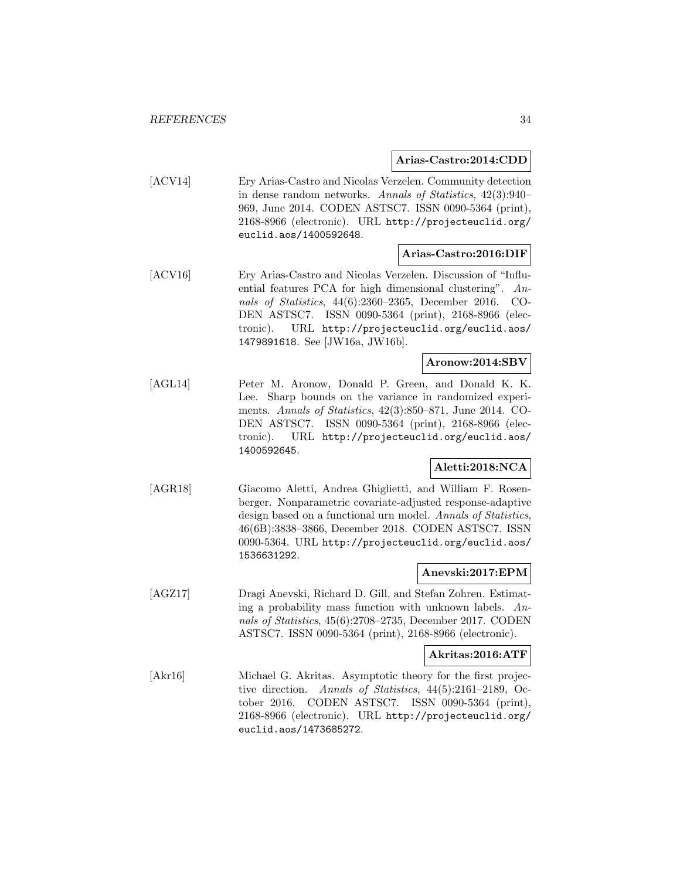**Arias-Castro:2014:CDD**

[ACV14] Ery Arias-Castro and Nicolas Verzelen. Community detection in dense random networks. *Annals of Statistics*, 42(3):940–969, June 2014. CODEN ASTSC7. ISSN 0090-5364 (print), 2168-8966 (electronic). URL `http://projecteuclid.org/euclid.aos/1400592648`.

**Arias-Castro:2016:DIF**

[ACV16] Ery Arias-Castro and Nicolas Verzelen. Discussion of "Influential features PCA for high dimensional clustering". *Annals of Statistics*, 44(6):2360–2365, December 2016. CODEN ASTSC7. ISSN 0090-5364 (print), 2168-8966 (electronic). URL `http://projecteuclid.org/euclid.aos/1479891618`. See [JW16a, JW16b].

**Aronow:2014:SBV**

[AGL14] Peter M. Aronow, Donald P. Green, and Donald K. K. Lee. Sharp bounds on the variance in randomized experiments. *Annals of Statistics*, 42(3):850–871, June 2014. CODEN ASTSC7. ISSN 0090-5364 (print), 2168-8966 (electronic). URL `http://projecteuclid.org/euclid.aos/1400592645`.

**Aletti:2018:NCA**

[AGR18] Giacomo Aletti, Andrea Ghiglietti, and William F. Rosenberger. Nonparametric covariate-adjusted response-adaptive design based on a functional urn model. *Annals of Statistics*, 46(6B):3838–3866, December 2018. CODEN ASTSC7. ISSN 0090-5364. URL `http://projecteuclid.org/euclid.aos/1536631292`.

**Anevski:2017:EPM**

[AGZ17] Dragi Anevski, Richard D. Gill, and Stefan Zohren. Estimating a probability mass function with unknown labels. *Annals of Statistics*, 45(6):2708–2735, December 2017. CODEN ASTSC7. ISSN 0090-5364 (print), 2168-8966 (electronic).

**Akritas:2016:ATF**

[Akr16] Michael G. Akritas. Asymptotic theory for the first projective direction. *Annals of Statistics*, 44(5):2161–2189, October 2016. CODEN ASTSC7. ISSN 0090-5364 (print), 2168-8966 (electronic). URL `http://projecteuclid.org/euclid.aos/1473685272`.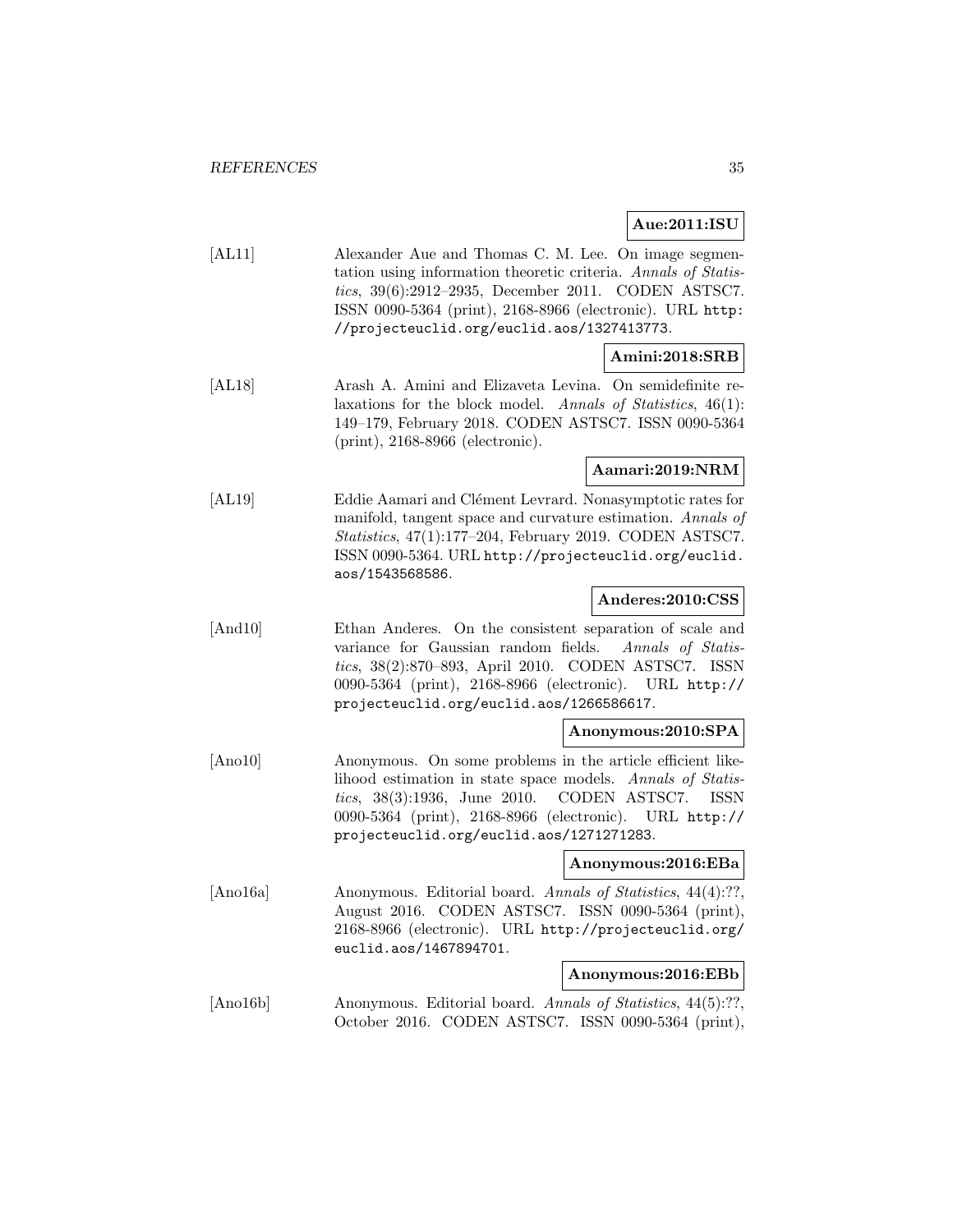**Aue:2011:ISU**

[AL11] Alexander Aue and Thomas C. M. Lee. On image segmentation using information theoretic criteria. *Annals of Statistics*, 39(6):2912–2935, December 2011. CODEN ASTSC7. ISSN 0090-5364 (print), 2168-8966 (electronic). URL http://projecteuclid.org/euclid.aos/1327413773.

**Amini:2018:SRB**

[AL18] Arash A. Amini and Elizaveta Levina. On semidefinite relaxations for the block model. *Annals of Statistics*, 46(1): 149–179, February 2018. CODEN ASTSC7. ISSN 0090-5364 (print), 2168-8966 (electronic).

**Aamari:2019:NRM**

[AL19] Eddie Aamari and Clément Levrard. Nonasymptotic rates for manifold, tangent space and curvature estimation. *Annals of Statistics*, 47(1):177–204, February 2019. CODEN ASTSC7. ISSN 0090-5364. URL http://projecteuclid.org/euclid.aos/1543568586.

**Anderes:2010:CSS**

[And10] Ethan Anderes. On the consistent separation of scale and variance for Gaussian random fields. *Annals of Statistics*, 38(2):870–893, April 2010. CODEN ASTSC7. ISSN 0090-5364 (print), 2168-8966 (electronic). URL http://projecteuclid.org/euclid.aos/1266586617.

**Anonymous:2010:SPA**

[Ano10] Anonymous. On some problems in the article efficient likelihood estimation in state space models. *Annals of Statistics*, 38(3):1936, June 2010. CODEN ASTSC7. ISSN 0090-5364 (print), 2168-8966 (electronic). URL http://projecteuclid.org/euclid.aos/1271271283.

**Anonymous:2016:EBa**

[Ano16a] Anonymous. Editorial board. *Annals of Statistics*, 44(4):??, August 2016. CODEN ASTSC7. ISSN 0090-5364 (print), 2168-8966 (electronic). URL http://projecteuclid.org/euclid.aos/1467894701.

**Anonymous:2016:EBb**

[Ano16b] Anonymous. Editorial board. *Annals of Statistics*, 44(5):??, October 2016. CODEN ASTSC7. ISSN 0090-5364 (print),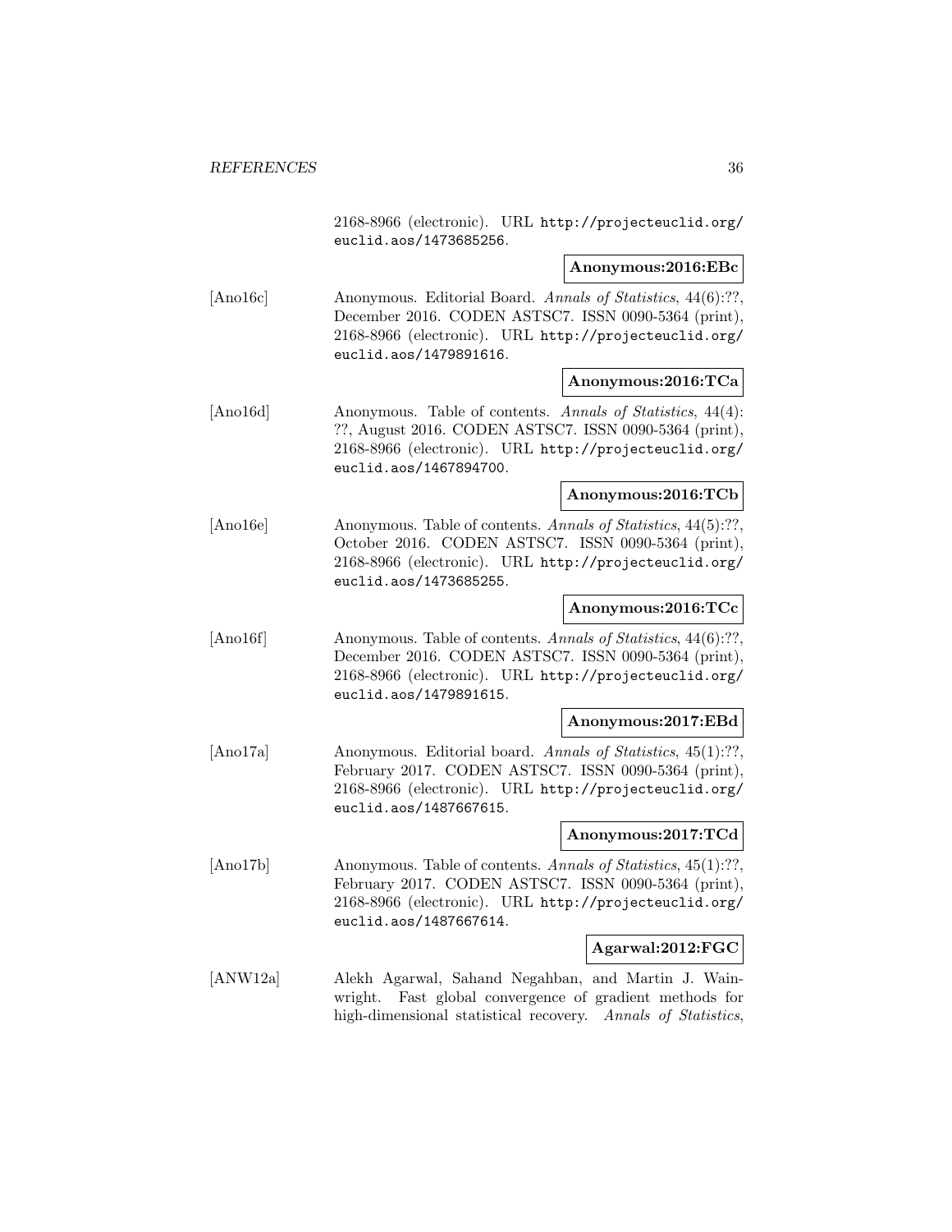2168-8966 (electronic). URL http://projecteuclid.org/euclid.aos/1473685256.

**Anonymous:2016:EBc**

[Ano16c] Anonymous. Editorial Board. *Annals of Statistics*, 44(6):??, December 2016. CODEN ASTSC7. ISSN 0090-5364 (print), 2168-8966 (electronic). URL http://projecteuclid.org/euclid.aos/1479891616.

**Anonymous:2016:TCa**

[Ano16d] Anonymous. Table of contents. *Annals of Statistics*, 44(4):??, August 2016. CODEN ASTSC7. ISSN 0090-5364 (print), 2168-8966 (electronic). URL http://projecteuclid.org/euclid.aos/1467894700.

**Anonymous:2016:TCb**

[Ano16e] Anonymous. Table of contents. *Annals of Statistics*, 44(5):??, October 2016. CODEN ASTSC7. ISSN 0090-5364 (print), 2168-8966 (electronic). URL http://projecteuclid.org/euclid.aos/1473685255.

**Anonymous:2016:TCc**

[Ano16f] Anonymous. Table of contents. *Annals of Statistics*, 44(6):??, December 2016. CODEN ASTSC7. ISSN 0090-5364 (print), 2168-8966 (electronic). URL http://projecteuclid.org/euclid.aos/1479891615.

**Anonymous:2017:EBd**

[Ano17a] Anonymous. Editorial board. *Annals of Statistics*, 45(1):??, February 2017. CODEN ASTSC7. ISSN 0090-5364 (print), 2168-8966 (electronic). URL http://projecteuclid.org/euclid.aos/1487667615.

**Anonymous:2017:TCd**

[Ano17b] Anonymous. Table of contents. *Annals of Statistics*, 45(1):??, February 2017. CODEN ASTSC7. ISSN 0090-5364 (print), 2168-8966 (electronic). URL http://projecteuclid.org/euclid.aos/1487667614.

**Agarwal:2012:FGC**

[ANW12a] Alekh Agarwal, Sahand Negahban, and Martin J. Wainwright. Fast global convergence of gradient methods for high-dimensional statistical recovery. *Annals of Statistics*,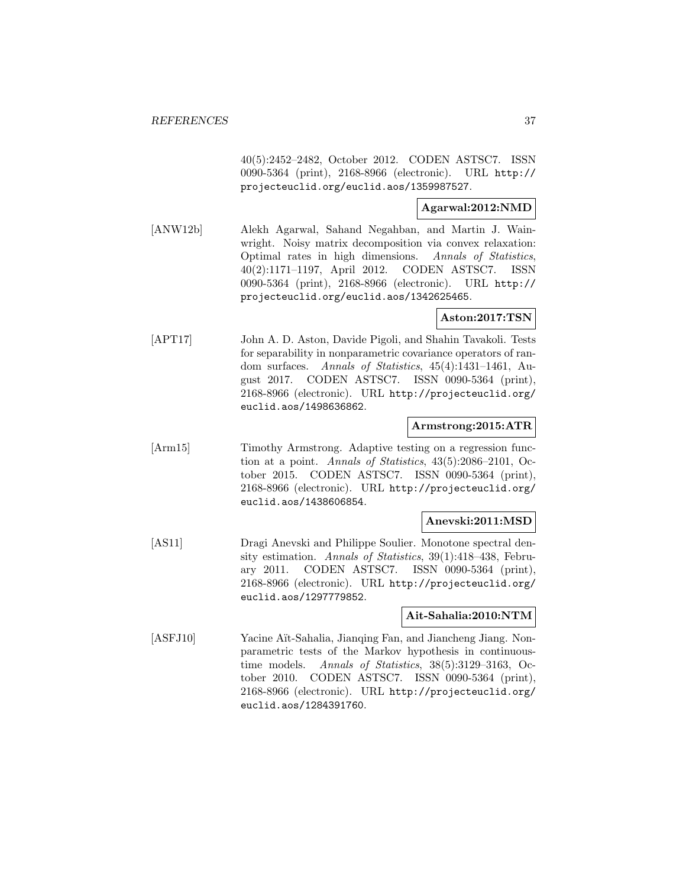40(5):2452–2482, October 2012. CODEN ASTSC7. ISSN 0090-5364 (print), 2168-8966 (electronic). URL http://projecteuclid.org/euclid.aos/1359987527.

**Agarwal:2012:NMD**

[ANW12b] Alekh Agarwal, Sahand Negahban, and Martin J. Wainwright. Noisy matrix decomposition via convex relaxation: Optimal rates in high dimensions. *Annals of Statistics*, 40(2):1171–1197, April 2012. CODEN ASTSC7. ISSN 0090-5364 (print), 2168-8966 (electronic). URL http://projecteuclid.org/euclid.aos/1342625465.

**Aston:2017:TSN**

[APT17] John A. D. Aston, Davide Pigoli, and Shahin Tavakoli. Tests for separability in nonparametric covariance operators of random surfaces. *Annals of Statistics*, 45(4):1431–1461, August 2017. CODEN ASTSC7. ISSN 0090-5364 (print), 2168-8966 (electronic). URL http://projecteuclid.org/euclid.aos/1498636862.

**Armstrong:2015:ATR**

[Arm15] Timothy Armstrong. Adaptive testing on a regression function at a point. *Annals of Statistics*, 43(5):2086–2101, October 2015. CODEN ASTSC7. ISSN 0090-5364 (print), 2168-8966 (electronic). URL http://projecteuclid.org/euclid.aos/1438606854.

**Anevski:2011:MSD**

[AS11] Dragi Anevski and Philippe Soulier. Monotone spectral density estimation. *Annals of Statistics*, 39(1):418–438, February 2011. CODEN ASTSC7. ISSN 0090-5364 (print), 2168-8966 (electronic). URL http://projecteuclid.org/euclid.aos/1297779852.

**Ait-Sahalia:2010:NTM**

[ASFJ10] Yacine Aït-Sahalia, Jianqing Fan, and Jiancheng Jiang. Nonparametric tests of the Markov hypothesis in continuous-time models. *Annals of Statistics*, 38(5):3129–3163, October 2010. CODEN ASTSC7. ISSN 0090-5364 (print), 2168-8966 (electronic). URL http://projecteuclid.org/euclid.aos/1284391760.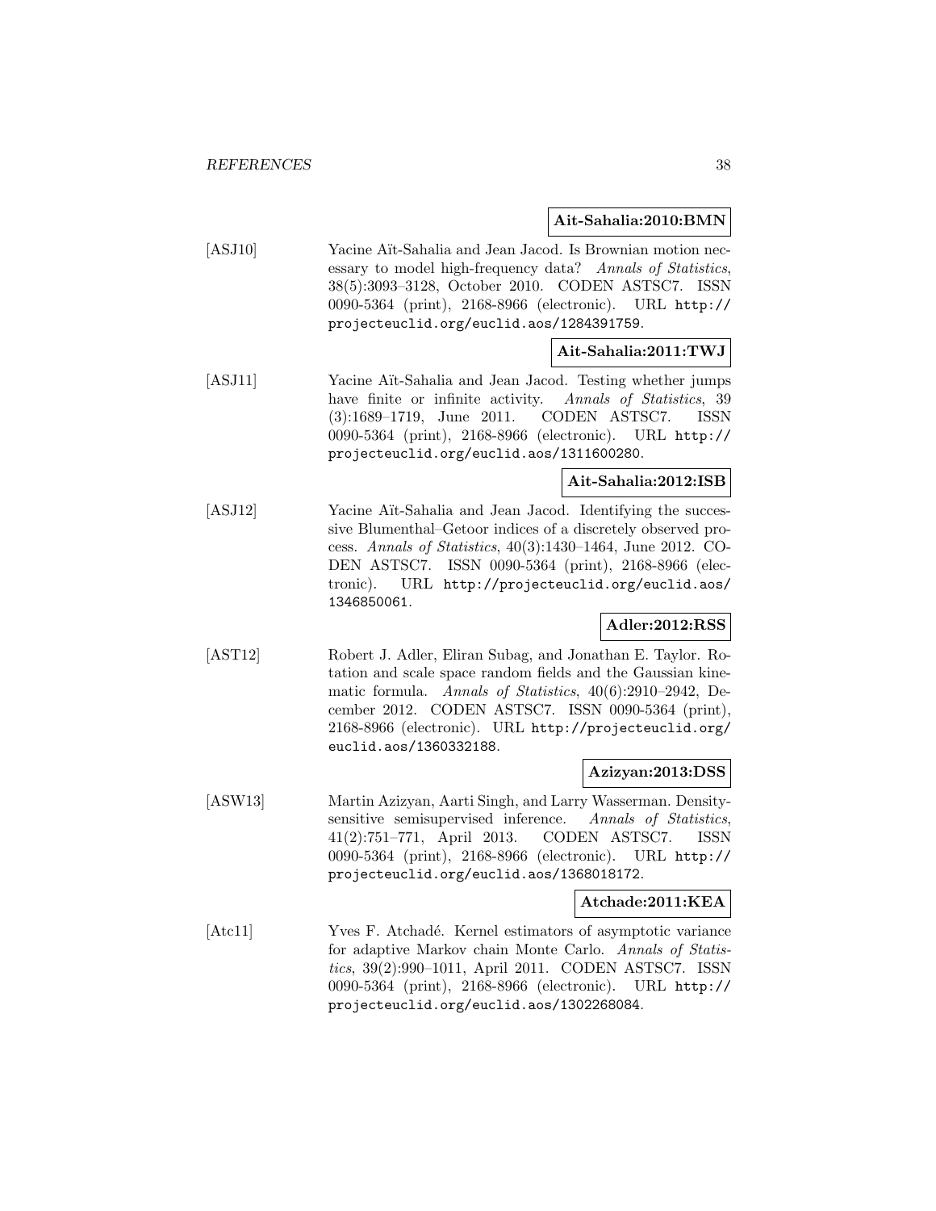**Ait-Sahalia:2010:BMN**

[ASJ10] Yacine Aït-Sahalia and Jean Jacod. Is Brownian motion necessary to model high-frequency data? *Annals of Statistics*, 38(5):3093–3128, October 2010. CODEN ASTSC7. ISSN 0090-5364 (print), 2168-8966 (electronic). URL `http://projecteuclid.org/euclid.aos/1284391759`.

**Ait-Sahalia:2011:TWJ**

[ASJ11] Yacine Aït-Sahalia and Jean Jacod. Testing whether jumps have finite or infinite activity. *Annals of Statistics*, 39 (3):1689–1719, June 2011. CODEN ASTSC7. ISSN 0090-5364 (print), 2168-8966 (electronic). URL `http://projecteuclid.org/euclid.aos/1311600280`.

**Ait-Sahalia:2012:ISB**

[ASJ12] Yacine Aït-Sahalia and Jean Jacod. Identifying the successive Blumenthal–Getoor indices of a discretely observed process. *Annals of Statistics*, 40(3):1430–1464, June 2012. CODEN ASTSC7. ISSN 0090-5364 (print), 2168-8966 (electronic). URL `http://projecteuclid.org/euclid.aos/1346850061`.

**Adler:2012:RSS**

[AST12] Robert J. Adler, Eliran Subag, and Jonathan E. Taylor. Rotation and scale space random fields and the Gaussian kinematic formula. *Annals of Statistics*, 40(6):2910–2942, December 2012. CODEN ASTSC7. ISSN 0090-5364 (print), 2168-8966 (electronic). URL `http://projecteuclid.org/euclid.aos/1360332188`.

**Azizyan:2013:DSS**

[ASW13] Martin Azizyan, Aarti Singh, and Larry Wasserman. Density-sensitive semisupervised inference. *Annals of Statistics*, 41(2):751–771, April 2013. CODEN ASTSC7. ISSN 0090-5364 (print), 2168-8966 (electronic). URL `http://projecteuclid.org/euclid.aos/1368018172`.

**Atchade:2011:KEA**

[Atc11] Yves F. Atchadé. Kernel estimators of asymptotic variance for adaptive Markov chain Monte Carlo. *Annals of Statistics*, 39(2):990–1011, April 2011. CODEN ASTSC7. ISSN 0090-5364 (print), 2168-8966 (electronic). URL `http://projecteuclid.org/euclid.aos/1302268084`.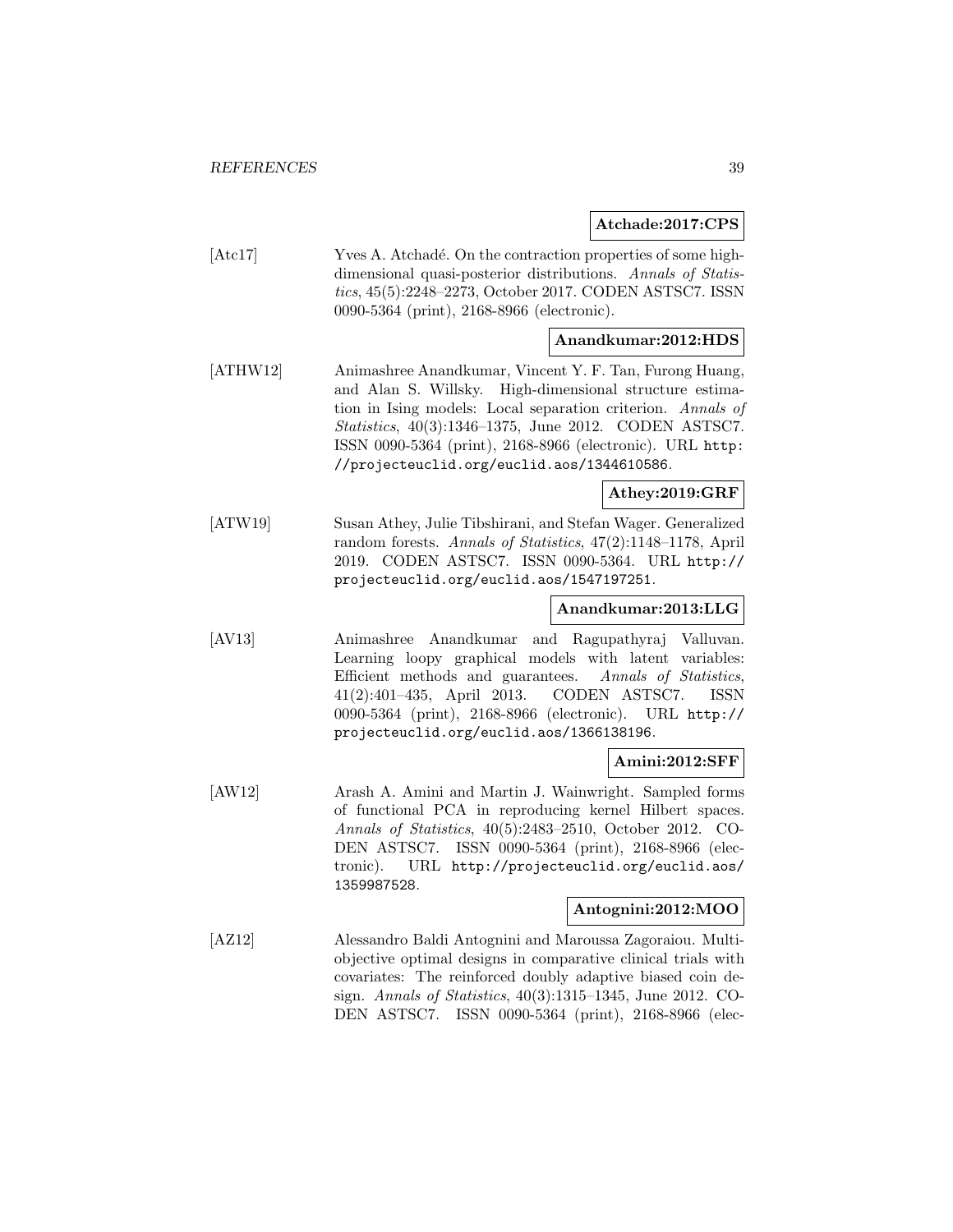**Atchade:2017:CPS**

[Atc17] Yves A. Atchadé. On the contraction properties of some high-dimensional quasi-posterior distributions. *Annals of Statistics*, 45(5):2248–2273, October 2017. CODEN ASTSC7. ISSN 0090-5364 (print), 2168-8966 (electronic).

**Anandkumar:2012:HDS**

[ATHW12] Animashree Anandkumar, Vincent Y. F. Tan, Furong Huang, and Alan S. Willsky. High-dimensional structure estimation in Ising models: Local separation criterion. *Annals of Statistics*, 40(3):1346–1375, June 2012. CODEN ASTSC7. ISSN 0090-5364 (print), 2168-8966 (electronic). URL `http://projecteuclid.org/euclid.aos/1344610586`.

**Athey:2019:GRF**

[ATW19] Susan Athey, Julie Tibshirani, and Stefan Wager. Generalized random forests. *Annals of Statistics*, 47(2):1148–1178, April 2019. CODEN ASTSC7. ISSN 0090-5364. URL `http://projecteuclid.org/euclid.aos/1547197251`.

**Anandkumar:2013:LLG**

[AV13] Animashree Anandkumar and Ragupathyraj Valluvan. Learning loopy graphical models with latent variables: Efficient methods and guarantees. *Annals of Statistics*, 41(2):401–435, April 2013. CODEN ASTSC7. ISSN 0090-5364 (print), 2168-8966 (electronic). URL `http://projecteuclid.org/euclid.aos/1366138196`.

**Amini:2012:SFF**

[AW12] Arash A. Amini and Martin J. Wainwright. Sampled forms of functional PCA in reproducing kernel Hilbert spaces. *Annals of Statistics*, 40(5):2483–2510, October 2012. CODEN ASTSC7. ISSN 0090-5364 (print), 2168-8966 (electronic). URL `http://projecteuclid.org/euclid.aos/1359987528`.

**Antognini:2012:MOO**

[AZ12] Alessandro Baldi Antognini and Maroussa Zagoraiou. Multi-objective optimal designs in comparative clinical trials with covariates: The reinforced doubly adaptive biased coin design. *Annals of Statistics*, 40(3):1315–1345, June 2012. CODEN ASTSC7. ISSN 0090-5364 (print), 2168-8966 (elec-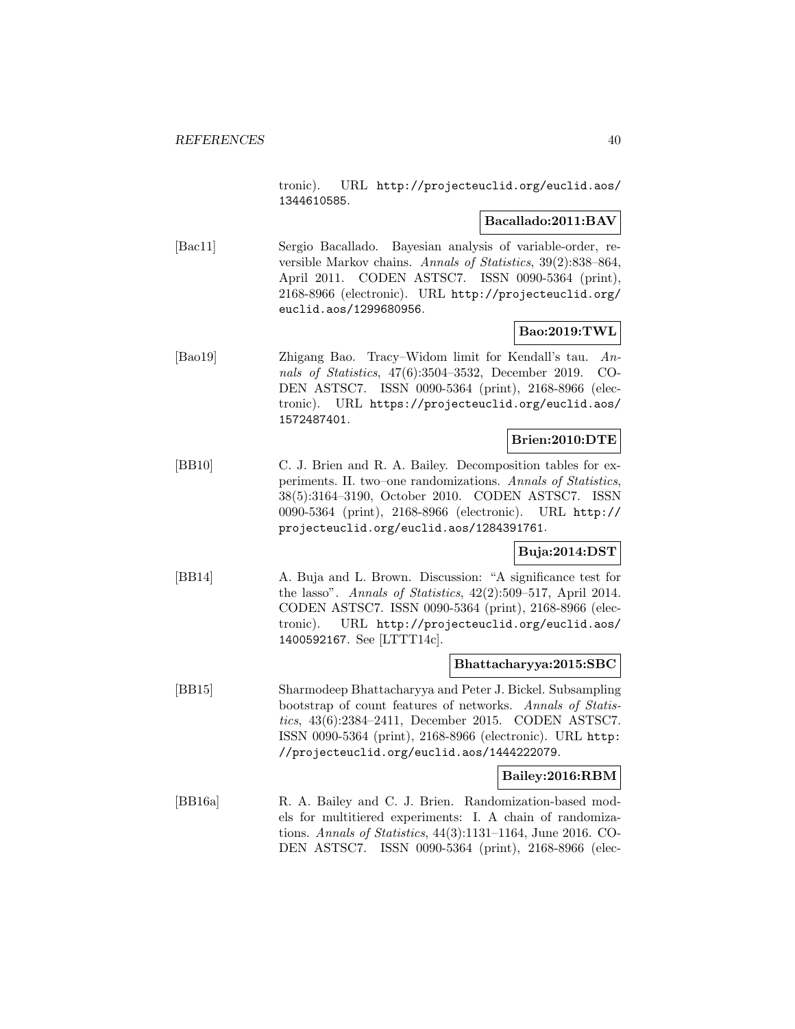tronic). URL http://projecteuclid.org/euclid.aos/1344610585.

**Bacallado:2011:BAV**

[Bac11] Sergio Bacallado. Bayesian analysis of variable-order, reversible Markov chains. *Annals of Statistics*, 39(2):838–864, April 2011. CODEN ASTSC7. ISSN 0090-5364 (print), 2168-8966 (electronic). URL http://projecteuclid.org/euclid.aos/1299680956.

**Bao:2019:TWL**

[Bao19] Zhigang Bao. Tracy–Widom limit for Kendall's tau. *Annals of Statistics*, 47(6):3504–3532, December 2019. CODEN ASTSC7. ISSN 0090-5364 (print), 2168-8966 (electronic). URL https://projecteuclid.org/euclid.aos/1572487401.

**Brien:2010:DTE**

[BB10] C. J. Brien and R. A. Bailey. Decomposition tables for experiments. II. two–one randomizations. *Annals of Statistics*, 38(5):3164–3190, October 2010. CODEN ASTSC7. ISSN 0090-5364 (print), 2168-8966 (electronic). URL http://projecteuclid.org/euclid.aos/1284391761.

**Buja:2014:DST**

[BB14] A. Buja and L. Brown. Discussion: "A significance test for the lasso". *Annals of Statistics*, 42(2):509–517, April 2014. CODEN ASTSC7. ISSN 0090-5364 (print), 2168-8966 (electronic). URL http://projecteuclid.org/euclid.aos/1400592167. See [LTTT14c].

**Bhattacharyya:2015:SBC**

[BB15] Sharmodeep Bhattacharyya and Peter J. Bickel. Subsampling bootstrap of count features of networks. *Annals of Statistics*, 43(6):2384–2411, December 2015. CODEN ASTSC7. ISSN 0090-5364 (print), 2168-8966 (electronic). URL http://projecteuclid.org/euclid.aos/1444222079.

**Bailey:2016:RBM**

[BB16a] R. A. Bailey and C. J. Brien. Randomization-based models for multitiered experiments: I. A chain of randomizations. *Annals of Statistics*, 44(3):1131–1164, June 2016. CODEN ASTSC7. ISSN 0090-5364 (print), 2168-8966 (elec-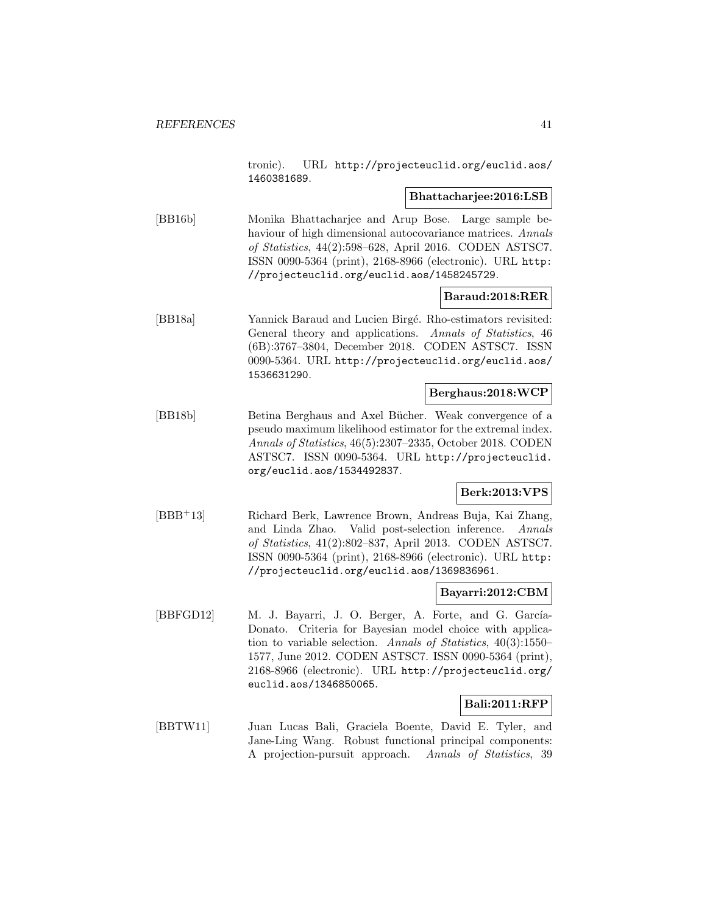tronic). URL http://projecteuclid.org/euclid.aos/1460381689.

**Bhattacharjee:2016:LSB**

[BB16b] Monika Bhattacharjee and Arup Bose. Large sample behaviour of high dimensional autocovariance matrices. *Annals of Statistics*, 44(2):598–628, April 2016. CODEN ASTSC7. ISSN 0090-5364 (print), 2168-8966 (electronic). URL http://projecteuclid.org/euclid.aos/1458245729.

**Baraud:2018:RER**

[BB18a] Yannick Baraud and Lucien Birgé. Rho-estimators revisited: General theory and applications. *Annals of Statistics*, 46 (6B):3767–3804, December 2018. CODEN ASTSC7. ISSN 0090-5364. URL http://projecteuclid.org/euclid.aos/1536631290.

**Berghaus:2018:WCP**

[BB18b] Betina Berghaus and Axel Bücher. Weak convergence of a pseudo maximum likelihood estimator for the extremal index. *Annals of Statistics*, 46(5):2307–2335, October 2018. CODEN ASTSC7. ISSN 0090-5364. URL http://projecteuclid.org/euclid.aos/1534492837.

**Berk:2013:VPS**

[BBB+13] Richard Berk, Lawrence Brown, Andreas Buja, Kai Zhang, and Linda Zhao. Valid post-selection inference. *Annals of Statistics*, 41(2):802–837, April 2013. CODEN ASTSC7. ISSN 0090-5364 (print), 2168-8966 (electronic). URL http://projecteuclid.org/euclid.aos/1369836961.

**Bayarri:2012:CBM**

[BBFGD12] M. J. Bayarri, J. O. Berger, A. Forte, and G. García-Donato. Criteria for Bayesian model choice with application to variable selection. *Annals of Statistics*, 40(3):1550–1577, June 2012. CODEN ASTSC7. ISSN 0090-5364 (print), 2168-8966 (electronic). URL http://projecteuclid.org/euclid.aos/1346850065.

**Bali:2011:RFP**

[BBTW11] Juan Lucas Bali, Graciela Boente, David E. Tyler, and Jane-Ling Wang. Robust functional principal components: A projection-pursuit approach. *Annals of Statistics*, 39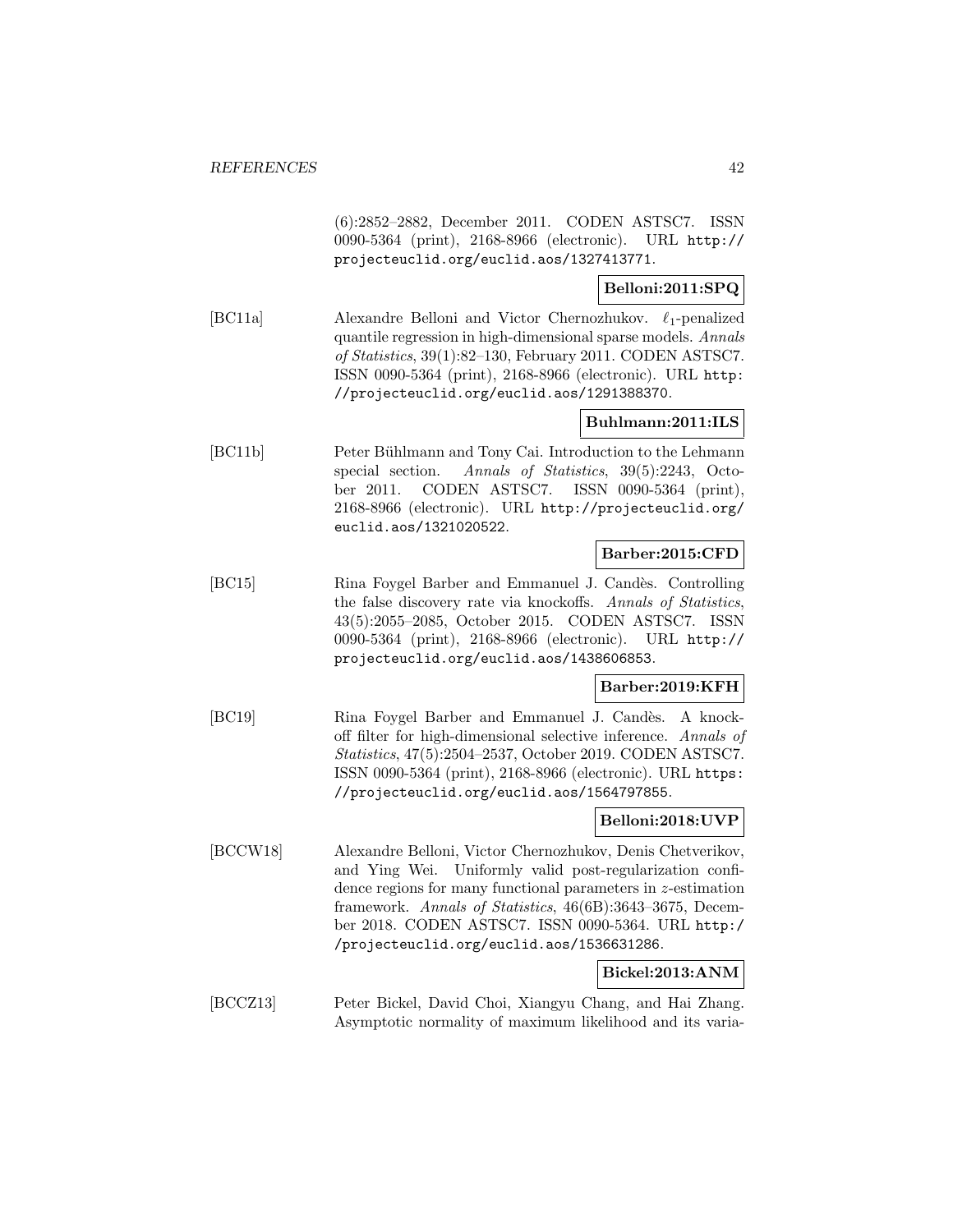(6):2852–2882, December 2011. CODEN ASTSC7. ISSN 0090-5364 (print), 2168-8966 (electronic). URL http://projecteuclid.org/euclid.aos/1327413771.

**Belloni:2011:SPQ**

[BC11a] Alexandre Belloni and Victor Chernozhukov. $\ell_1$-penalized quantile regression in high-dimensional sparse models. *Annals of Statistics*, 39(1):82–130, February 2011. CODEN ASTSC7. ISSN 0090-5364 (print), 2168-8966 (electronic). URL http://projecteuclid.org/euclid.aos/1291388370.

**Buhlmann:2011:ILS**

[BC11b] Peter Bühlmann and Tony Cai. Introduction to the Lehmann special section. *Annals of Statistics*, 39(5):2243, October 2011. CODEN ASTSC7. ISSN 0090-5364 (print), 2168-8966 (electronic). URL http://projecteuclid.org/euclid.aos/1321020522.

**Barber:2015:CFD**

[BC15] Rina Foygel Barber and Emmanuel J. Candès. Controlling the false discovery rate via knockoffs. *Annals of Statistics*, 43(5):2055–2085, October 2015. CODEN ASTSC7. ISSN 0090-5364 (print), 2168-8966 (electronic). URL http://projecteuclid.org/euclid.aos/1438606853.

**Barber:2019:KFH**

[BC19] Rina Foygel Barber and Emmanuel J. Candès. A knockoff filter for high-dimensional selective inference. *Annals of Statistics*, 47(5):2504–2537, October 2019. CODEN ASTSC7. ISSN 0090-5364 (print), 2168-8966 (electronic). URL https://projecteuclid.org/euclid.aos/1564797855.

**Belloni:2018:UVP**

[BCCW18] Alexandre Belloni, Victor Chernozhukov, Denis Chetverikov, and Ying Wei. Uniformly valid post-regularization confidence regions for many functional parameters in $z$-estimation framework. *Annals of Statistics*, 46(6B):3643–3675, December 2018. CODEN ASTSC7. ISSN 0090-5364. URL http://projecteuclid.org/euclid.aos/1536631286.

**Bickel:2013:ANM**

[BCCZ13] Peter Bickel, David Choi, Xiangyu Chang, and Hai Zhang. Asymptotic normality of maximum likelihood and its varia-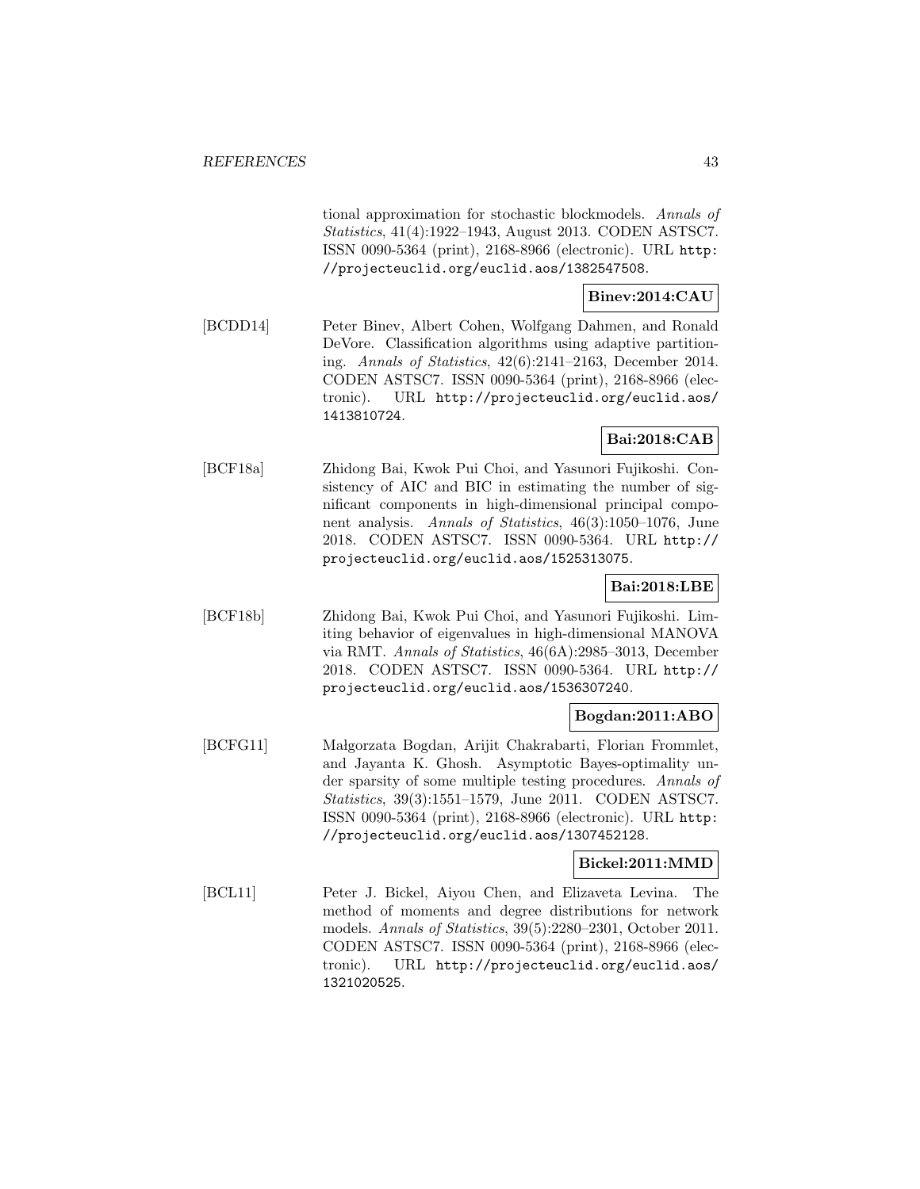tional approximation for stochastic blockmodels. *Annals of Statistics*, 41(4):1922–1943, August 2013. CODEN ASTSC7. ISSN 0090-5364 (print), 2168-8966 (electronic). URL http://projecteuclid.org/euclid.aos/1382547508.

**Binev:2014:CAU**

[BCDD14] Peter Binev, Albert Cohen, Wolfgang Dahmen, and Ronald DeVore. Classification algorithms using adaptive partitioning. *Annals of Statistics*, 42(6):2141–2163, December 2014. CODEN ASTSC7. ISSN 0090-5364 (print), 2168-8966 (electronic). URL http://projecteuclid.org/euclid.aos/1413810724.

**Bai:2018:CAB**

[BCF18a] Zhidong Bai, Kwok Pui Choi, and Yasunori Fujikoshi. Consistency of AIC and BIC in estimating the number of significant components in high-dimensional principal component analysis. *Annals of Statistics*, 46(3):1050–1076, June 2018. CODEN ASTSC7. ISSN 0090-5364. URL http://projecteuclid.org/euclid.aos/1525313075.

**Bai:2018:LBE**

[BCF18b] Zhidong Bai, Kwok Pui Choi, and Yasunori Fujikoshi. Limiting behavior of eigenvalues in high-dimensional MANOVA via RMT. *Annals of Statistics*, 46(6A):2985–3013, December 2018. CODEN ASTSC7. ISSN 0090-5364. URL http://projecteuclid.org/euclid.aos/1536307240.

**Bogdan:2011:ABO**

[BCFG11] Małgorzata Bogdan, Arijit Chakrabarti, Florian Frommlet, and Jayanta K. Ghosh. Asymptotic Bayes-optimality under sparsity of some multiple testing procedures. *Annals of Statistics*, 39(3):1551–1579, June 2011. CODEN ASTSC7. ISSN 0090-5364 (print), 2168-8966 (electronic). URL http://projecteuclid.org/euclid.aos/1307452128.

**Bickel:2011:MMD**

[BCL11] Peter J. Bickel, Aiyou Chen, and Elizaveta Levina. The method of moments and degree distributions for network models. *Annals of Statistics*, 39(5):2280–2301, October 2011. CODEN ASTSC7. ISSN 0090-5364 (print), 2168-8966 (electronic). URL http://projecteuclid.org/euclid.aos/1321020525.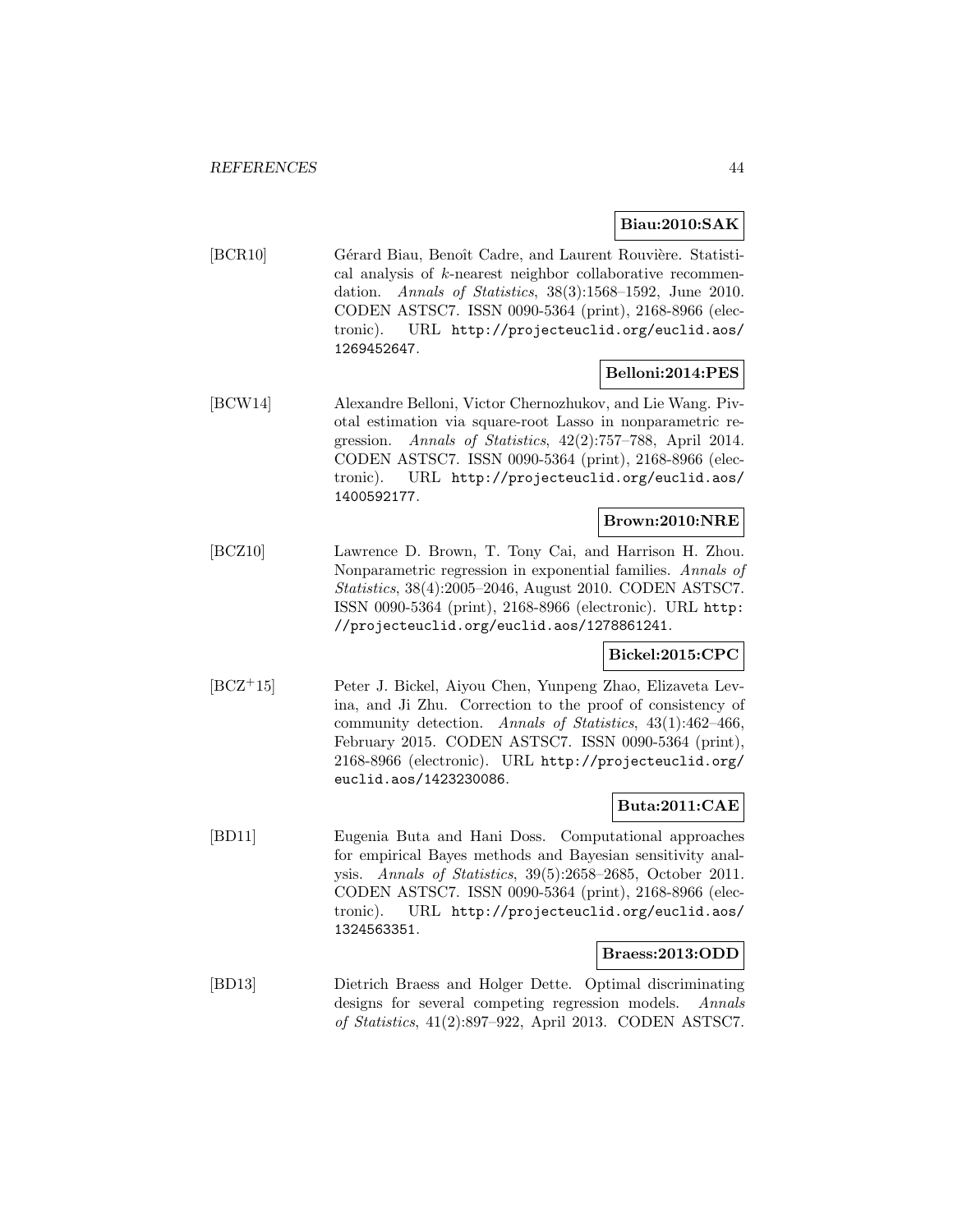**Biau:2010:SAK**

[BCR10] Gérard Biau, Benoît Cadre, and Laurent Rouvière. Statistical analysis of $k$-nearest neighbor collaborative recommendation. *Annals of Statistics*, 38(3):1568–1592, June 2010. CODEN ASTSC7. ISSN 0090-5364 (print), 2168-8966 (electronic). URL `http://projecteuclid.org/euclid.aos/1269452647`.

**Belloni:2014:PES**

[BCW14] Alexandre Belloni, Victor Chernozhukov, and Lie Wang. Pivotal estimation via square-root Lasso in nonparametric regression. *Annals of Statistics*, 42(2):757–788, April 2014. CODEN ASTSC7. ISSN 0090-5364 (print), 2168-8966 (electronic). URL `http://projecteuclid.org/euclid.aos/1400592177`.

**Brown:2010:NRE**

[BCZ10] Lawrence D. Brown, T. Tony Cai, and Harrison H. Zhou. Nonparametric regression in exponential families. *Annals of Statistics*, 38(4):2005–2046, August 2010. CODEN ASTSC7. ISSN 0090-5364 (print), 2168-8966 (electronic). URL `http://projecteuclid.org/euclid.aos/1278861241`.

**Bickel:2015:CPC**

[BCZ+15] Peter J. Bickel, Aiyou Chen, Yunpeng Zhao, Elizaveta Levina, and Ji Zhu. Correction to the proof of consistency of community detection. *Annals of Statistics*, 43(1):462–466, February 2015. CODEN ASTSC7. ISSN 0090-5364 (print), 2168-8966 (electronic). URL `http://projecteuclid.org/euclid.aos/1423230086`.

**Buta:2011:CAE**

[BD11] Eugenia Buta and Hani Doss. Computational approaches for empirical Bayes methods and Bayesian sensitivity analysis. *Annals of Statistics*, 39(5):2658–2685, October 2011. CODEN ASTSC7. ISSN 0090-5364 (print), 2168-8966 (electronic). URL `http://projecteuclid.org/euclid.aos/1324563351`.

**Braess:2013:ODD**

[BD13] Dietrich Braess and Holger Dette. Optimal discriminating designs for several competing regression models. *Annals of Statistics*, 41(2):897–922, April 2013. CODEN ASTSC7.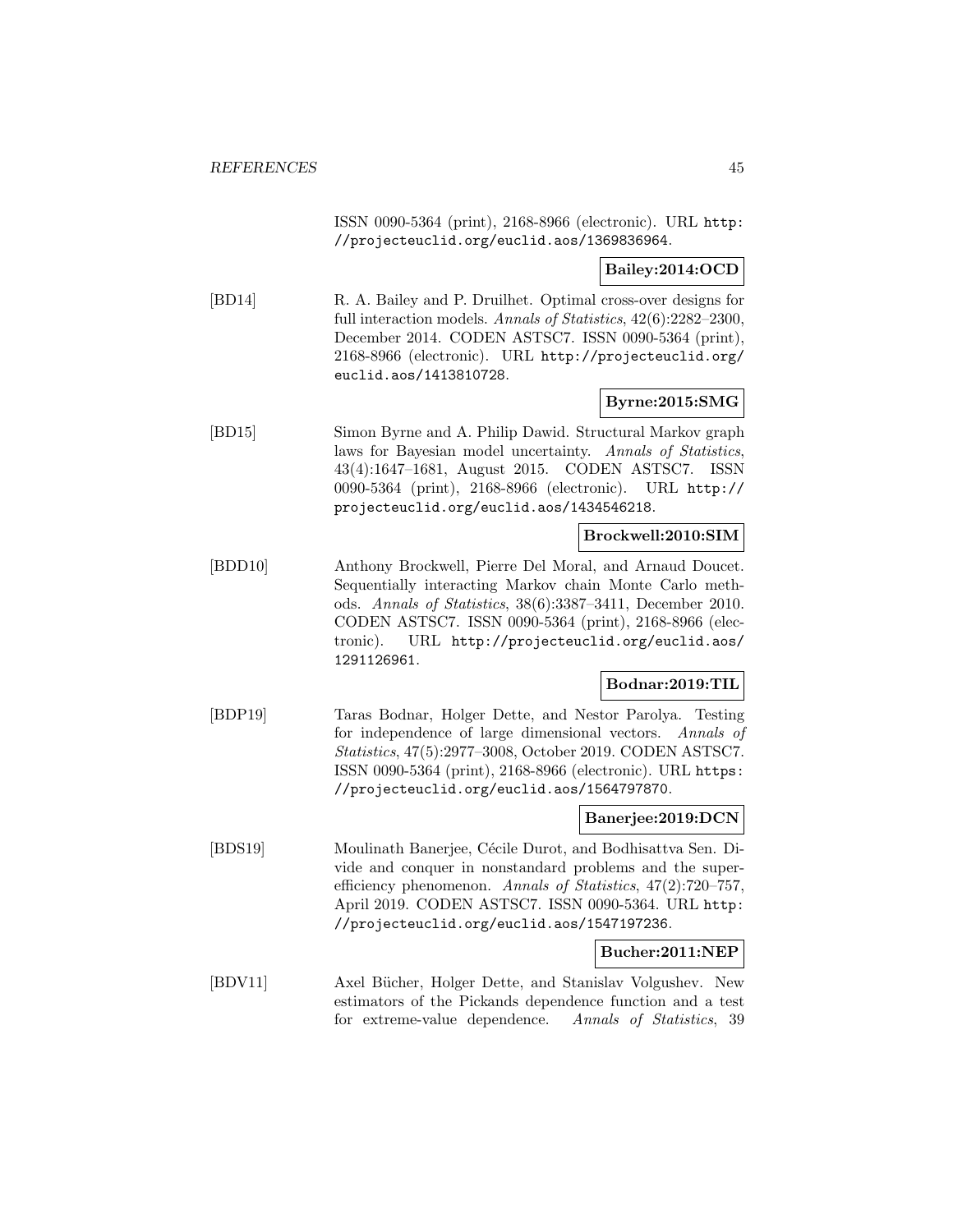ISSN 0090-5364 (print), 2168-8966 (electronic). URL http://projecteuclid.org/euclid.aos/1369836964.

**Bailey:2014:OCD**

[BD14] R. A. Bailey and P. Druilhet. Optimal cross-over designs for full interaction models. *Annals of Statistics*, 42(6):2282–2300, December 2014. CODEN ASTSC7. ISSN 0090-5364 (print), 2168-8966 (electronic). URL http://projecteuclid.org/euclid.aos/1413810728.

**Byrne:2015:SMG**

[BD15] Simon Byrne and A. Philip Dawid. Structural Markov graph laws for Bayesian model uncertainty. *Annals of Statistics*, 43(4):1647–1681, August 2015. CODEN ASTSC7. ISSN 0090-5364 (print), 2168-8966 (electronic). URL http://projecteuclid.org/euclid.aos/1434546218.

**Brockwell:2010:SIM**

[BDD10] Anthony Brockwell, Pierre Del Moral, and Arnaud Doucet. Sequentially interacting Markov chain Monte Carlo methods. *Annals of Statistics*, 38(6):3387–3411, December 2010. CODEN ASTSC7. ISSN 0090-5364 (print), 2168-8966 (electronic). URL http://projecteuclid.org/euclid.aos/1291126961.

**Bodnar:2019:TIL**

[BDP19] Taras Bodnar, Holger Dette, and Nestor Parolya. Testing for independence of large dimensional vectors. *Annals of Statistics*, 47(5):2977–3008, October 2019. CODEN ASTSC7. ISSN 0090-5364 (print), 2168-8966 (electronic). URL https://projecteuclid.org/euclid.aos/1564797870.

**Banerjee:2019:DCN**

[BDS19] Moulinath Banerjee, Cécile Durot, and Bodhisattva Sen. Divide and conquer in nonstandard problems and the super-efficiency phenomenon. *Annals of Statistics*, 47(2):720–757, April 2019. CODEN ASTSC7. ISSN 0090-5364. URL http://projecteuclid.org/euclid.aos/1547197236.

**Bucher:2011:NEP**

[BDV11] Axel Bücher, Holger Dette, and Stanislav Volgushev. New estimators of the Pickands dependence function and a test for extreme-value dependence. *Annals of Statistics*, 39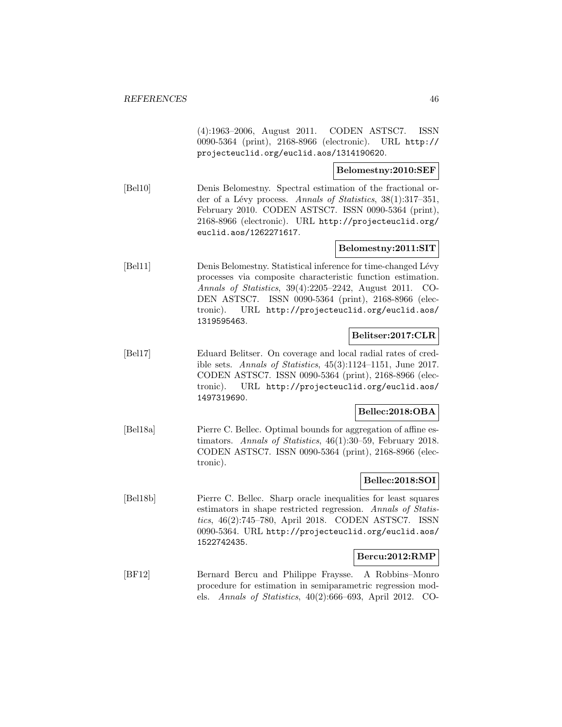(4):1963–2006, August 2011. CODEN ASTSC7. ISSN 0090-5364 (print), 2168-8966 (electronic). URL http://projecteuclid.org/euclid.aos/1314190620.

**Belomestny:2010:SEF**

[Bel10] Denis Belomestny. Spectral estimation of the fractional order of a Lévy process. *Annals of Statistics*, 38(1):317–351, February 2010. CODEN ASTSC7. ISSN 0090-5364 (print), 2168-8966 (electronic). URL http://projecteuclid.org/euclid.aos/1262271617.

**Belomestny:2011:SIT**

[Bel11] Denis Belomestny. Statistical inference for time-changed Lévy processes via composite characteristic function estimation. *Annals of Statistics*, 39(4):2205–2242, August 2011. CODEN ASTSC7. ISSN 0090-5364 (print), 2168-8966 (electronic). URL http://projecteuclid.org/euclid.aos/1319595463.

**Belitser:2017:CLR**

[Bel17] Eduard Belitser. On coverage and local radial rates of credible sets. *Annals of Statistics*, 45(3):1124–1151, June 2017. CODEN ASTSC7. ISSN 0090-5364 (print), 2168-8966 (electronic). URL http://projecteuclid.org/euclid.aos/1497319690.

**Bellec:2018:OBA**

[Bel18a] Pierre C. Bellec. Optimal bounds for aggregation of affine estimators. *Annals of Statistics*, 46(1):30–59, February 2018. CODEN ASTSC7. ISSN 0090-5364 (print), 2168-8966 (electronic).

**Bellec:2018:SOI**

[Bel18b] Pierre C. Bellec. Sharp oracle inequalities for least squares estimators in shape restricted regression. *Annals of Statistics*, 46(2):745–780, April 2018. CODEN ASTSC7. ISSN 0090-5364. URL http://projecteuclid.org/euclid.aos/1522742435.

**Bercu:2012:RMP**

[BF12] Bernard Bercu and Philippe Fraysse. A Robbins–Monro procedure for estimation in semiparametric regression models. *Annals of Statistics*, 40(2):666–693, April 2012. CO-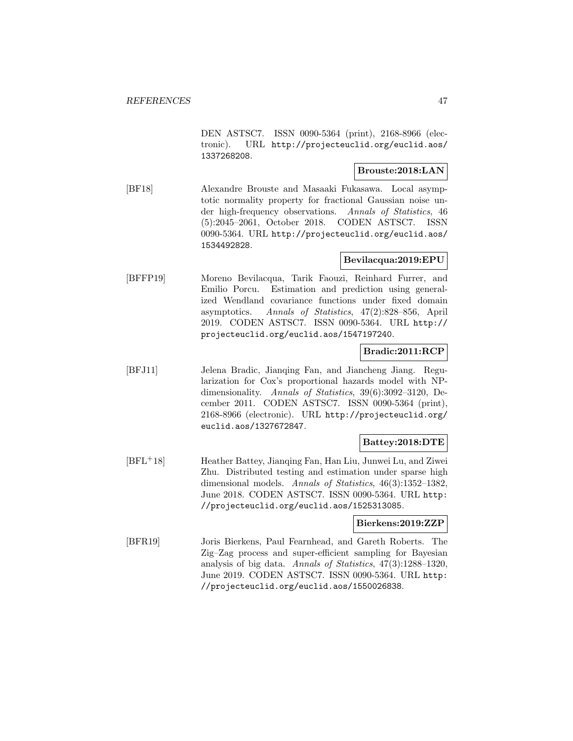DEN ASTSC7. ISSN 0090-5364 (print), 2168-8966 (electronic). URL http://projecteuclid.org/euclid.aos/1337268208.

**Brouste:2018:LAN**

[BF18] Alexandre Brouste and Masaaki Fukasawa. Local asymptotic normality property for fractional Gaussian noise under high-frequency observations. *Annals of Statistics*, 46 (5):2045–2061, October 2018. CODEN ASTSC7. ISSN 0090-5364. URL http://projecteuclid.org/euclid.aos/1534492828.

**Bevilacqua:2019:EPU**

[BFFP19] Moreno Bevilacqua, Tarik Faouzi, Reinhard Furrer, and Emilio Porcu. Estimation and prediction using generalized Wendland covariance functions under fixed domain asymptotics. *Annals of Statistics*, 47(2):828–856, April 2019. CODEN ASTSC7. ISSN 0090-5364. URL http://projecteuclid.org/euclid.aos/1547197240.

**Bradic:2011:RCP**

[BFJ11] Jelena Bradic, Jianqing Fan, and Jiancheng Jiang. Regularization for Cox's proportional hazards model with NP-dimensionality. *Annals of Statistics*, 39(6):3092–3120, December 2011. CODEN ASTSC7. ISSN 0090-5364 (print), 2168-8966 (electronic). URL http://projecteuclid.org/euclid.aos/1327672847.

**Battey:2018:DTE**

[BFL+18] Heather Battey, Jianqing Fan, Han Liu, Junwei Lu, and Ziwei Zhu. Distributed testing and estimation under sparse high dimensional models. *Annals of Statistics*, 46(3):1352–1382, June 2018. CODEN ASTSC7. ISSN 0090-5364. URL http://projecteuclid.org/euclid.aos/1525313085.

**Bierkens:2019:ZZP**

[BFR19] Joris Bierkens, Paul Fearnhead, and Gareth Roberts. The Zig–Zag process and super-efficient sampling for Bayesian analysis of big data. *Annals of Statistics*, 47(3):1288–1320, June 2019. CODEN ASTSC7. ISSN 0090-5364. URL http://projecteuclid.org/euclid.aos/1550026838.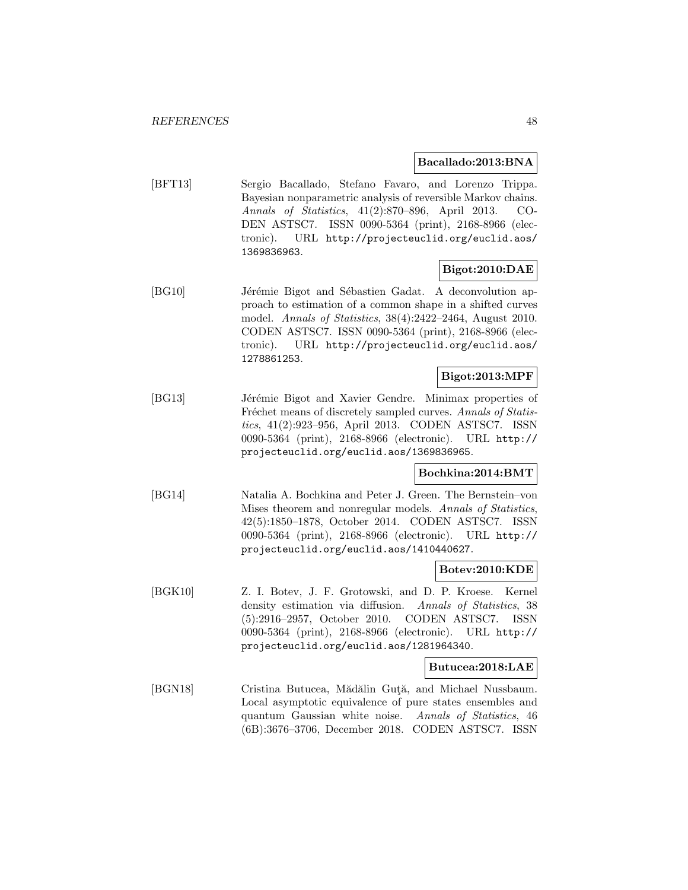**Bacallado:2013:BNA**

[BFT13] Sergio Bacallado, Stefano Favaro, and Lorenzo Trippa. Bayesian nonparametric analysis of reversible Markov chains. *Annals of Statistics*, 41(2):870–896, April 2013. CODEN ASTSC7. ISSN 0090-5364 (print), 2168-8966 (electronic). URL http://projecteuclid.org/euclid.aos/1369836963.

**Bigot:2010:DAE**

[BG10] Jérémie Bigot and Sébastien Gadat. A deconvolution approach to estimation of a common shape in a shifted curves model. *Annals of Statistics*, 38(4):2422–2464, August 2010. CODEN ASTSC7. ISSN 0090-5364 (print), 2168-8966 (electronic). URL http://projecteuclid.org/euclid.aos/1278861253.

**Bigot:2013:MPF**

[BG13] Jérémie Bigot and Xavier Gendre. Minimax properties of Fréchet means of discretely sampled curves. *Annals of Statistics*, 41(2):923–956, April 2013. CODEN ASTSC7. ISSN 0090-5364 (print), 2168-8966 (electronic). URL http://projecteuclid.org/euclid.aos/1369836965.

**Bochkina:2014:BMT**

[BG14] Natalia A. Bochkina and Peter J. Green. The Bernstein–von Mises theorem and nonregular models. *Annals of Statistics*, 42(5):1850–1878, October 2014. CODEN ASTSC7. ISSN 0090-5364 (print), 2168-8966 (electronic). URL http://projecteuclid.org/euclid.aos/1410440627.

**Botev:2010:KDE**

[BGK10] Z. I. Botev, J. F. Grotowski, and D. P. Kroese. Kernel density estimation via diffusion. *Annals of Statistics*, 38 (5):2916–2957, October 2010. CODEN ASTSC7. ISSN 0090-5364 (print), 2168-8966 (electronic). URL http://projecteuclid.org/euclid.aos/1281964340.

**Butucea:2018:LAE**

[BGN18] Cristina Butucea, Mădălin Guţă, and Michael Nussbaum. Local asymptotic equivalence of pure states ensembles and quantum Gaussian white noise. *Annals of Statistics*, 46 (6B):3676–3706, December 2018. CODEN ASTSC7. ISSN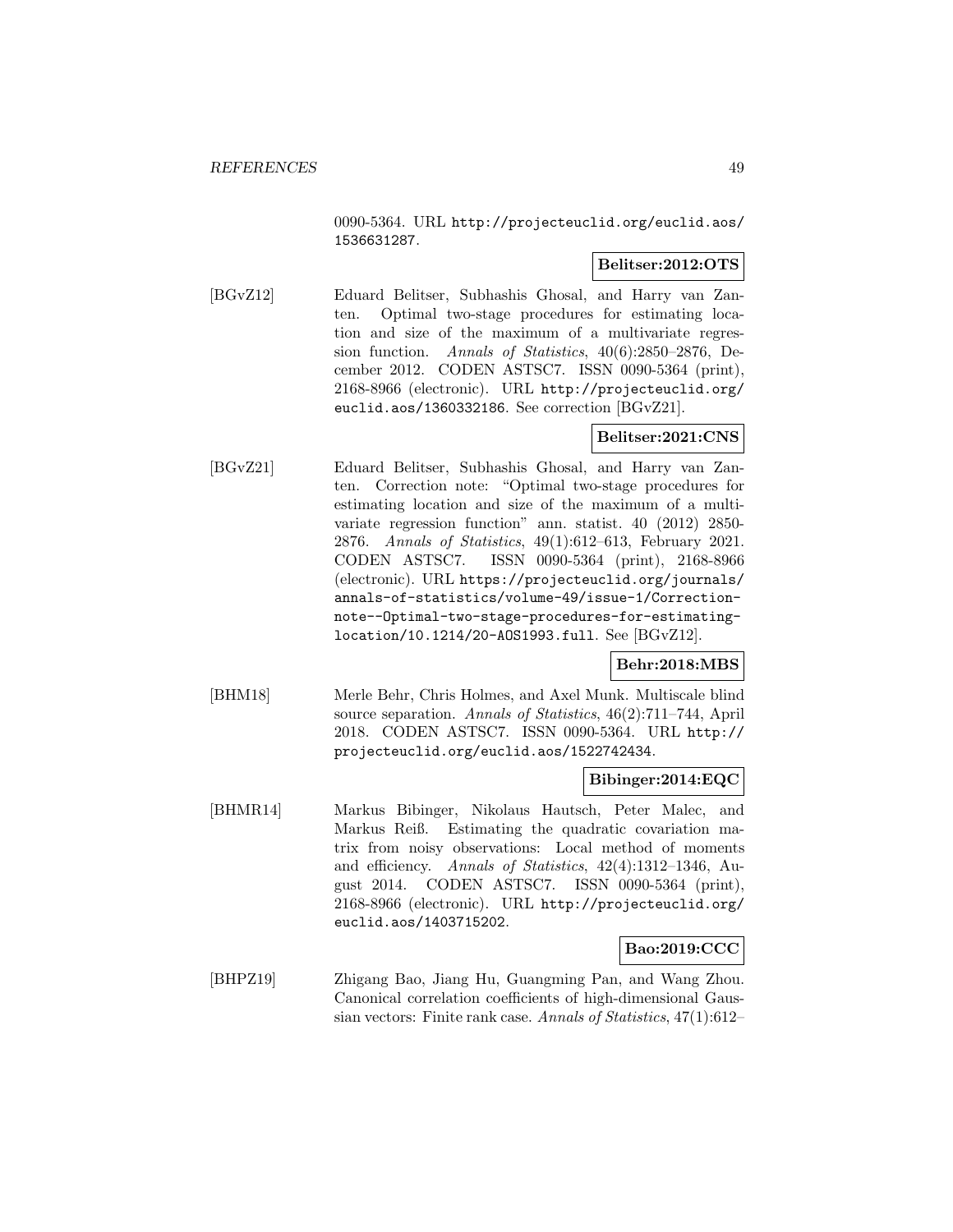0090-5364. URL http://projecteuclid.org/euclid.aos/1536631287.

**Belitser:2012:OTS**

[BGvZ12] Eduard Belitser, Subhashis Ghosal, and Harry van Zanten. Optimal two-stage procedures for estimating location and size of the maximum of a multivariate regression function. *Annals of Statistics*, 40(6):2850–2876, December 2012. CODEN ASTSC7. ISSN 0090-5364 (print), 2168-8966 (electronic). URL http://projecteuclid.org/euclid.aos/1360332186. See correction [BGvZ21].

**Belitser:2021:CNS**

[BGvZ21] Eduard Belitser, Subhashis Ghosal, and Harry van Zanten. Correction note: "Optimal two-stage procedures for estimating location and size of the maximum of a multivariate regression function" ann. statist. 40 (2012) 2850-2876. *Annals of Statistics*, 49(1):612–613, February 2021. CODEN ASTSC7. ISSN 0090-5364 (print), 2168-8966 (electronic). URL https://projecteuclid.org/journals/annals-of-statistics/volume-49/issue-1/Correction-note--Optimal-two-stage-procedures-for-estimating-location/10.1214/20-AOS1993.full. See [BGvZ12].

**Behr:2018:MBS**

[BHM18] Merle Behr, Chris Holmes, and Axel Munk. Multiscale blind source separation. *Annals of Statistics*, 46(2):711–744, April 2018. CODEN ASTSC7. ISSN 0090-5364. URL http://projecteuclid.org/euclid.aos/1522742434.

**Bibinger:2014:EQC**

[BHMR14] Markus Bibinger, Nikolaus Hautsch, Peter Malec, and Markus Reiß. Estimating the quadratic covariation matrix from noisy observations: Local method of moments and efficiency. *Annals of Statistics*, 42(4):1312–1346, August 2014. CODEN ASTSC7. ISSN 0090-5364 (print), 2168-8966 (electronic). URL http://projecteuclid.org/euclid.aos/1403715202.

**Bao:2019:CCC**

[BHPZ19] Zhigang Bao, Jiang Hu, Guangming Pan, and Wang Zhou. Canonical correlation coefficients of high-dimensional Gaussian vectors: Finite rank case. *Annals of Statistics*, 47(1):612–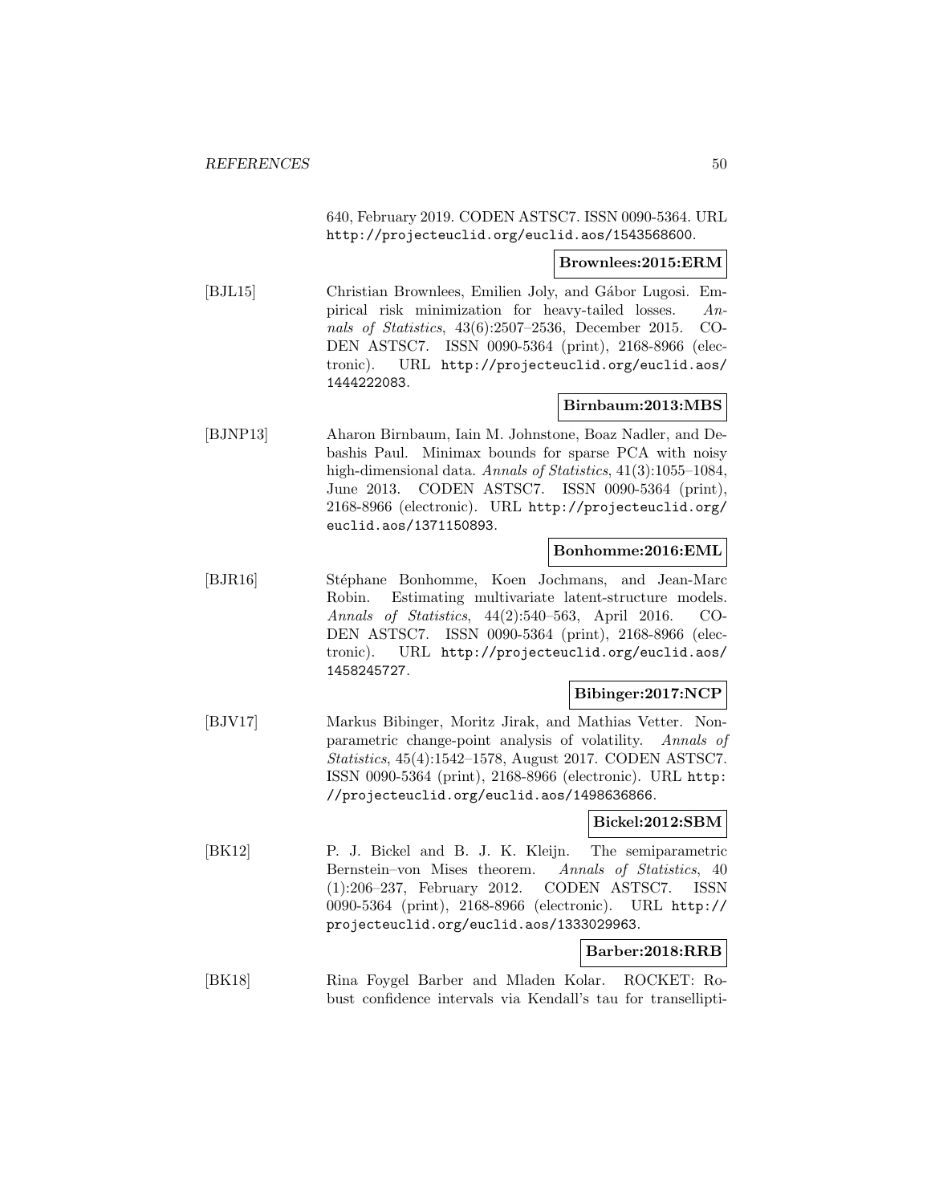640, February 2019. CODEN ASTSC7. ISSN 0090-5364. URL http://projecteuclid.org/euclid.aos/1543568600.

**Brownlees:2015:ERM**

[BJL15] Christian Brownlees, Emilien Joly, and Gábor Lugosi. Empirical risk minimization for heavy-tailed losses. *Annals of Statistics*, 43(6):2507–2536, December 2015. CODEN ASTSC7. ISSN 0090-5364 (print), 2168-8966 (electronic). URL http://projecteuclid.org/euclid.aos/1444222083.

**Birnbaum:2013:MBS**

[BJNP13] Aharon Birnbaum, Iain M. Johnstone, Boaz Nadler, and Debashis Paul. Minimax bounds for sparse PCA with noisy high-dimensional data. *Annals of Statistics*, 41(3):1055–1084, June 2013. CODEN ASTSC7. ISSN 0090-5364 (print), 2168-8966 (electronic). URL http://projecteuclid.org/euclid.aos/1371150893.

**Bonhomme:2016:EML**

[BJR16] Stéphane Bonhomme, Koen Jochmans, and Jean-Marc Robin. Estimating multivariate latent-structure models. *Annals of Statistics*, 44(2):540–563, April 2016. CODEN ASTSC7. ISSN 0090-5364 (print), 2168-8966 (electronic). URL http://projecteuclid.org/euclid.aos/1458245727.

**Bibinger:2017:NCP**

[BJV17] Markus Bibinger, Moritz Jirak, and Mathias Vetter. Nonparametric change-point analysis of volatility. *Annals of Statistics*, 45(4):1542–1578, August 2017. CODEN ASTSC7. ISSN 0090-5364 (print), 2168-8966 (electronic). URL http://projecteuclid.org/euclid.aos/1498636866.

**Bickel:2012:SBM**

[BK12] P. J. Bickel and B. J. K. Kleijn. The semiparametric Bernstein–von Mises theorem. *Annals of Statistics*, 40 (1):206–237, February 2012. CODEN ASTSC7. ISSN 0090-5364 (print), 2168-8966 (electronic). URL http://projecteuclid.org/euclid.aos/1333029963.

**Barber:2018:RRB**

[BK18] Rina Foygel Barber and Mladen Kolar. ROCKET: Robust confidence intervals via Kendall's tau for transellipti-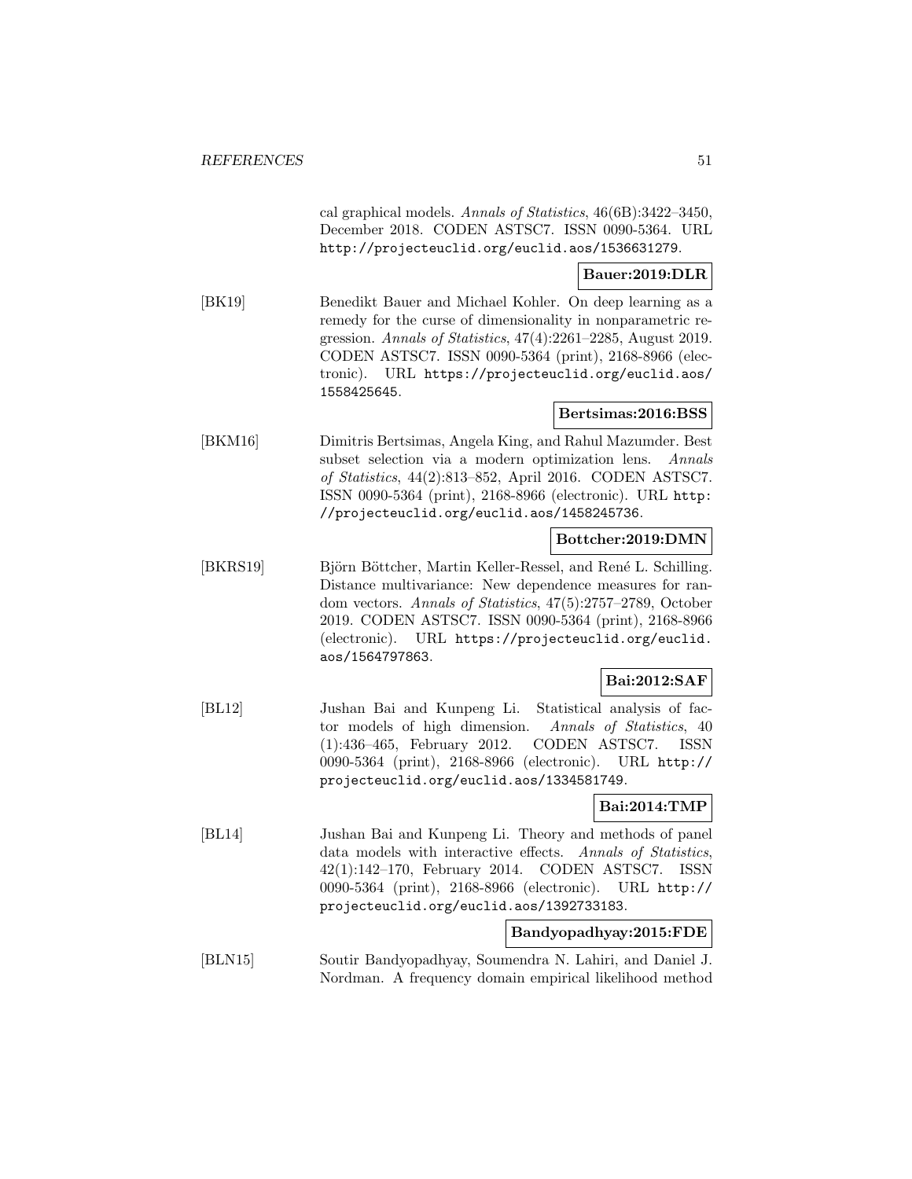cal graphical models. *Annals of Statistics*, 46(6B):3422–3450, December 2018. CODEN ASTSC7. ISSN 0090-5364. URL http://projecteuclid.org/euclid.aos/1536631279.

**Bauer:2019:DLR**

[BK19] Benedikt Bauer and Michael Kohler. On deep learning as a remedy for the curse of dimensionality in nonparametric regression. *Annals of Statistics*, 47(4):2261–2285, August 2019. CODEN ASTSC7. ISSN 0090-5364 (print), 2168-8966 (electronic). URL https://projecteuclid.org/euclid.aos/1558425645.

**Bertsimas:2016:BSS**

[BKM16] Dimitris Bertsimas, Angela King, and Rahul Mazumder. Best subset selection via a modern optimization lens. *Annals of Statistics*, 44(2):813–852, April 2016. CODEN ASTSC7. ISSN 0090-5364 (print), 2168-8966 (electronic). URL http://projecteuclid.org/euclid.aos/1458245736.

**Bottcher:2019:DMN**

[BKRS19] Björn Böttcher, Martin Keller-Ressel, and René L. Schilling. Distance multivariance: New dependence measures for random vectors. *Annals of Statistics*, 47(5):2757–2789, October 2019. CODEN ASTSC7. ISSN 0090-5364 (print), 2168-8966 (electronic). URL https://projecteuclid.org/euclid.aos/1564797863.

**Bai:2012:SAF**

[BL12] Jushan Bai and Kunpeng Li. Statistical analysis of factor models of high dimension. *Annals of Statistics*, 40 (1):436–465, February 2012. CODEN ASTSC7. ISSN 0090-5364 (print), 2168-8966 (electronic). URL http://projecteuclid.org/euclid.aos/1334581749.

**Bai:2014:TMP**

[BL14] Jushan Bai and Kunpeng Li. Theory and methods of panel data models with interactive effects. *Annals of Statistics*, 42(1):142–170, February 2014. CODEN ASTSC7. ISSN 0090-5364 (print), 2168-8966 (electronic). URL http://projecteuclid.org/euclid.aos/1392733183.

**Bandyopadhyay:2015:FDE**

[BLN15] Soutir Bandyopadhyay, Soumendra N. Lahiri, and Daniel J. Nordman. A frequency domain empirical likelihood method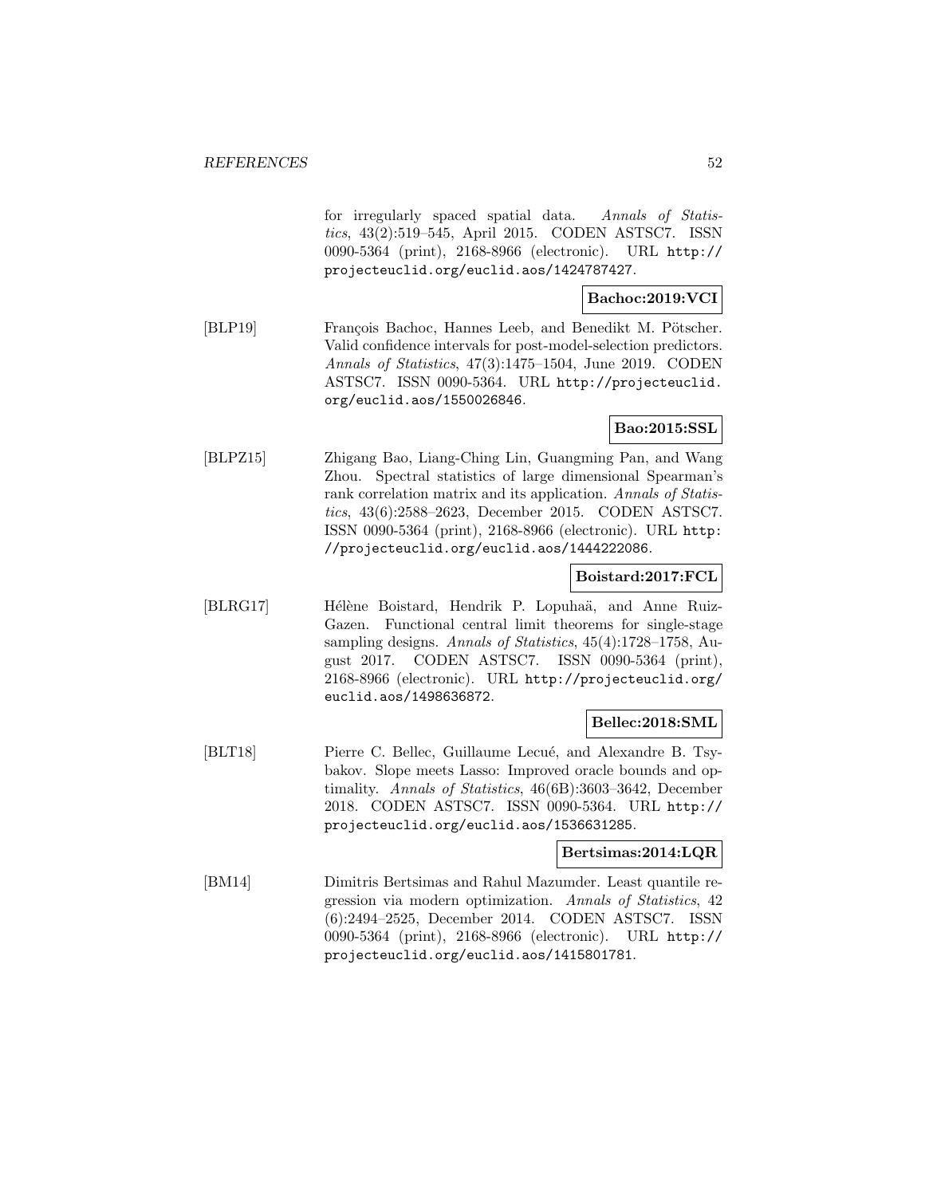for irregularly spaced spatial data. *Annals of Statistics*, 43(2):519–545, April 2015. CODEN ASTSC7. ISSN 0090-5364 (print), 2168-8966 (electronic). URL http://projecteuclid.org/euclid.aos/1424787427.

**Bachoc:2019:VCI**

[BLP19] François Bachoc, Hannes Leeb, and Benedikt M. Pötscher. Valid confidence intervals for post-model-selection predictors. *Annals of Statistics*, 47(3):1475–1504, June 2019. CODEN ASTSC7. ISSN 0090-5364. URL http://projecteuclid.org/euclid.aos/1550026846.

**Bao:2015:SSL**

[BLPZ15] Zhigang Bao, Liang-Ching Lin, Guangming Pan, and Wang Zhou. Spectral statistics of large dimensional Spearman's rank correlation matrix and its application. *Annals of Statistics*, 43(6):2588–2623, December 2015. CODEN ASTSC7. ISSN 0090-5364 (print), 2168-8966 (electronic). URL http://projecteuclid.org/euclid.aos/1444222086.

**Boistard:2017:FCL**

[BLRG17] Hélène Boistard, Hendrik P. Lopuhaä, and Anne Ruiz-Gazen. Functional central limit theorems for single-stage sampling designs. *Annals of Statistics*, 45(4):1728–1758, August 2017. CODEN ASTSC7. ISSN 0090-5364 (print), 2168-8966 (electronic). URL http://projecteuclid.org/euclid.aos/1498636872.

**Bellec:2018:SML**

[BLT18] Pierre C. Bellec, Guillaume Lecué, and Alexandre B. Tsybakov. Slope meets Lasso: Improved oracle bounds and optimality. *Annals of Statistics*, 46(6B):3603–3642, December 2018. CODEN ASTSC7. ISSN 0090-5364. URL http://projecteuclid.org/euclid.aos/1536631285.

**Bertsimas:2014:LQR**

[BM14] Dimitris Bertsimas and Rahul Mazumder. Least quantile regression via modern optimization. *Annals of Statistics*, 42(6):2494–2525, December 2014. CODEN ASTSC7. ISSN 0090-5364 (print), 2168-8966 (electronic). URL http://projecteuclid.org/euclid.aos/1415801781.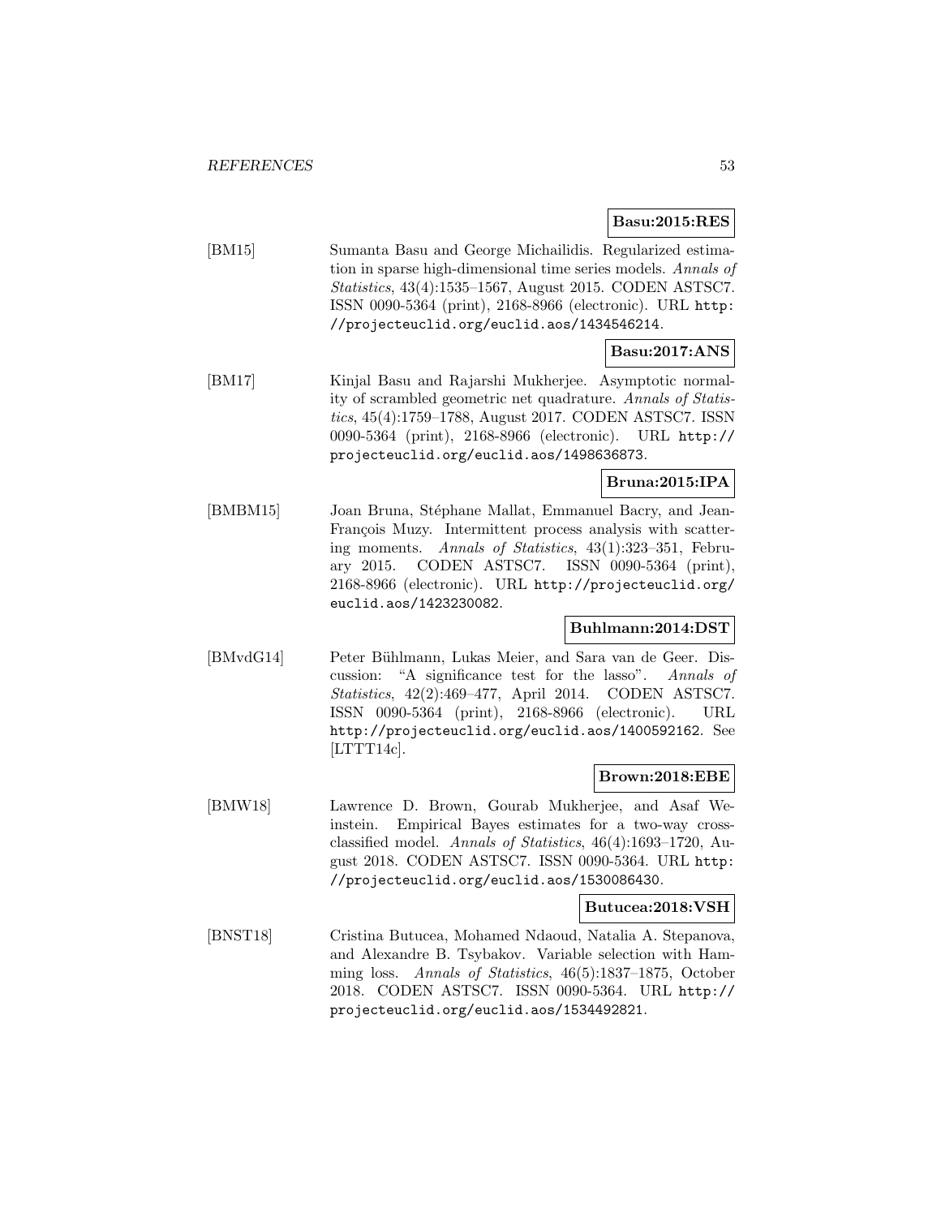**Basu:2015:RES**

[BM15] Sumanta Basu and George Michailidis. Regularized estimation in sparse high-dimensional time series models. *Annals of Statistics*, 43(4):1535–1567, August 2015. CODEN ASTSC7. ISSN 0090-5364 (print), 2168-8966 (electronic). URL `http://projecteuclid.org/euclid.aos/1434546214`.

**Basu:2017:ANS**

[BM17] Kinjal Basu and Rajarshi Mukherjee. Asymptotic normality of scrambled geometric net quadrature. *Annals of Statistics*, 45(4):1759–1788, August 2017. CODEN ASTSC7. ISSN 0090-5364 (print), 2168-8966 (electronic). URL `http://projecteuclid.org/euclid.aos/1498636873`.

**Bruna:2015:IPA**

[BMBM15] Joan Bruna, Stéphane Mallat, Emmanuel Bacry, and Jean-François Muzy. Intermittent process analysis with scattering moments. *Annals of Statistics*, 43(1):323–351, February 2015. CODEN ASTSC7. ISSN 0090-5364 (print), 2168-8966 (electronic). URL `http://projecteuclid.org/euclid.aos/1423230082`.

**Buhlmann:2014:DST**

[BMvdG14] Peter Bühlmann, Lukas Meier, and Sara van de Geer. Discussion: "A significance test for the lasso". *Annals of Statistics*, 42(2):469–477, April 2014. CODEN ASTSC7. ISSN 0090-5364 (print), 2168-8966 (electronic). URL `http://projecteuclid.org/euclid.aos/1400592162`. See [LTTT14c].

**Brown:2018:EBE**

[BMW18] Lawrence D. Brown, Gourab Mukherjee, and Asaf Weinstein. Empirical Bayes estimates for a two-way cross-classified model. *Annals of Statistics*, 46(4):1693–1720, August 2018. CODEN ASTSC7. ISSN 0090-5364. URL `http://projecteuclid.org/euclid.aos/1530086430`.

**Butucea:2018:VSH**

[BNST18] Cristina Butucea, Mohamed Ndaoud, Natalia A. Stepanova, and Alexandre B. Tsybakov. Variable selection with Hamming loss. *Annals of Statistics*, 46(5):1837–1875, October 2018. CODEN ASTSC7. ISSN 0090-5364. URL `http://projecteuclid.org/euclid.aos/1534492821`.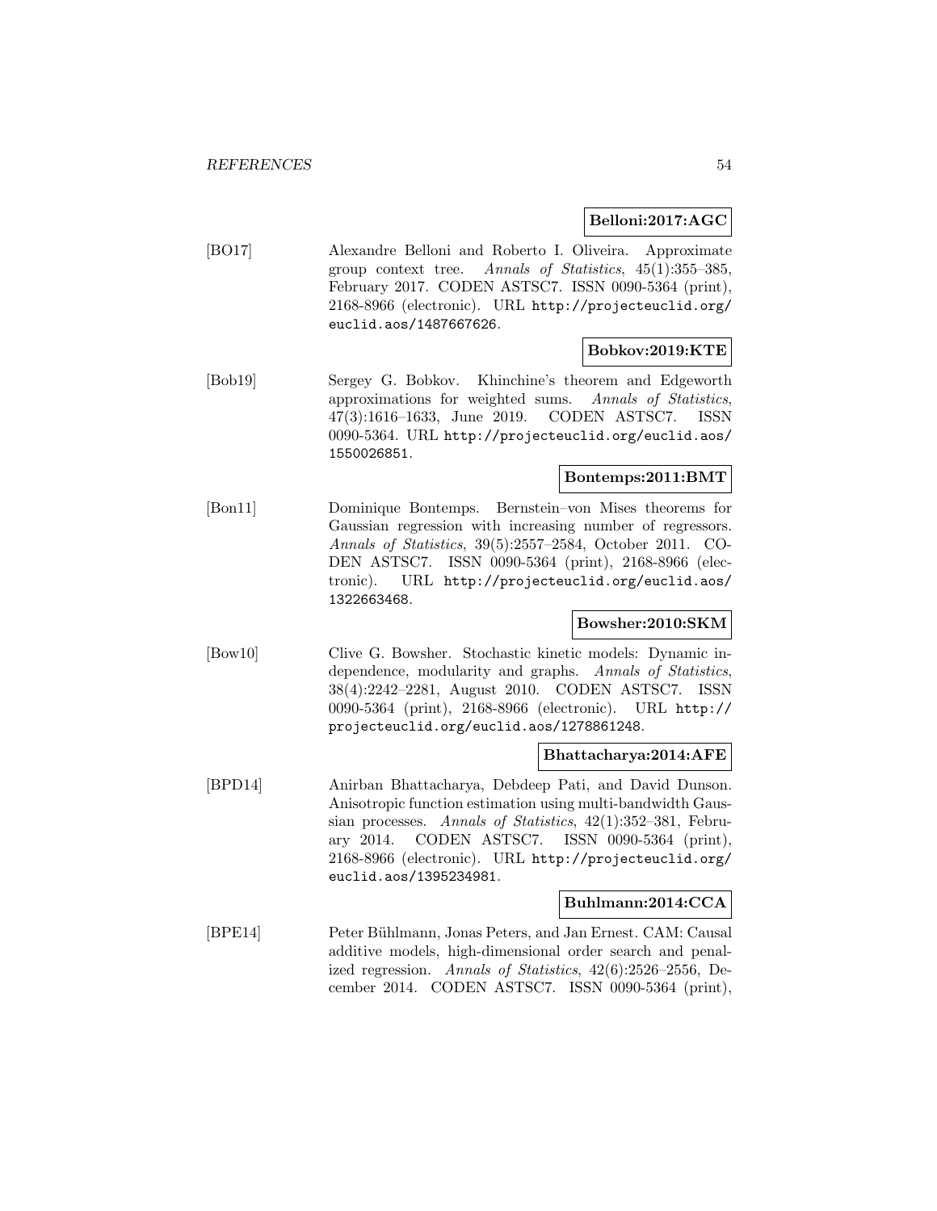**Belloni:2017:AGC**

[BO17] Alexandre Belloni and Roberto I. Oliveira. Approximate group context tree. *Annals of Statistics*, 45(1):355–385, February 2017. CODEN ASTSC7. ISSN 0090-5364 (print), 2168-8966 (electronic). URL `http://projecteuclid.org/euclid.aos/1487667626`.

**Bobkov:2019:KTE**

[Bob19] Sergey G. Bobkov. Khinchine's theorem and Edgeworth approximations for weighted sums. *Annals of Statistics*, 47(3):1616–1633, June 2019. CODEN ASTSC7. ISSN 0090-5364. URL `http://projecteuclid.org/euclid.aos/1550026851`.

**Bontemps:2011:BMT**

[Bon11] Dominique Bontemps. Bernstein–von Mises theorems for Gaussian regression with increasing number of regressors. *Annals of Statistics*, 39(5):2557–2584, October 2011. CODEN ASTSC7. ISSN 0090-5364 (print), 2168-8966 (electronic). URL `http://projecteuclid.org/euclid.aos/1322663468`.

**Bowsher:2010:SKM**

[Bow10] Clive G. Bowsher. Stochastic kinetic models: Dynamic independence, modularity and graphs. *Annals of Statistics*, 38(4):2242–2281, August 2010. CODEN ASTSC7. ISSN 0090-5364 (print), 2168-8966 (electronic). URL `http://projecteuclid.org/euclid.aos/1278861248`.

**Bhattacharya:2014:AFE**

[BPD14] Anirban Bhattacharya, Debdeep Pati, and David Dunson. Anisotropic function estimation using multi-bandwidth Gaussian processes. *Annals of Statistics*, 42(1):352–381, February 2014. CODEN ASTSC7. ISSN 0090-5364 (print), 2168-8966 (electronic). URL `http://projecteuclid.org/euclid.aos/1395234981`.

**Buhlmann:2014:CCA**

[BPE14] Peter Bühlmann, Jonas Peters, and Jan Ernest. CAM: Causal additive models, high-dimensional order search and penalized regression. *Annals of Statistics*, 42(6):2526–2556, December 2014. CODEN ASTSC7. ISSN 0090-5364 (print),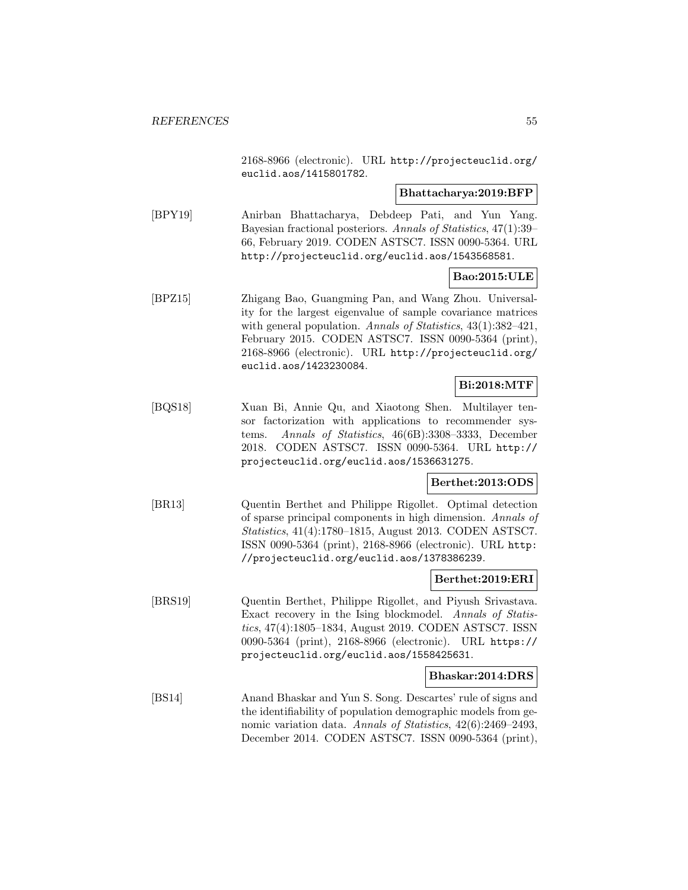2168-8966 (electronic). URL http://projecteuclid.org/euclid.aos/1415801782.

**Bhattacharya:2019:BFP**

[BPY19] Anirban Bhattacharya, Debdeep Pati, and Yun Yang. Bayesian fractional posteriors. *Annals of Statistics*, 47(1):39–66, February 2019. CODEN ASTSC7. ISSN 0090-5364. URL http://projecteuclid.org/euclid.aos/1543568581.

**Bao:2015:ULE**

[BPZ15] Zhigang Bao, Guangming Pan, and Wang Zhou. Universality for the largest eigenvalue of sample covariance matrices with general population. *Annals of Statistics*, 43(1):382–421, February 2015. CODEN ASTSC7. ISSN 0090-5364 (print), 2168-8966 (electronic). URL http://projecteuclid.org/euclid.aos/1423230084.

**Bi:2018:MTF**

[BQS18] Xuan Bi, Annie Qu, and Xiaotong Shen. Multilayer tensor factorization with applications to recommender systems. *Annals of Statistics*, 46(6B):3308–3333, December 2018. CODEN ASTSC7. ISSN 0090-5364. URL http://projecteuclid.org/euclid.aos/1536631275.

**Berthet:2013:ODS**

[BR13] Quentin Berthet and Philippe Rigollet. Optimal detection of sparse principal components in high dimension. *Annals of Statistics*, 41(4):1780–1815, August 2013. CODEN ASTSC7. ISSN 0090-5364 (print), 2168-8966 (electronic). URL http://projecteuclid.org/euclid.aos/1378386239.

**Berthet:2019:ERI**

[BRS19] Quentin Berthet, Philippe Rigollet, and Piyush Srivastava. Exact recovery in the Ising blockmodel. *Annals of Statistics*, 47(4):1805–1834, August 2019. CODEN ASTSC7. ISSN 0090-5364 (print), 2168-8966 (electronic). URL https://projecteuclid.org/euclid.aos/1558425631.

**Bhaskar:2014:DRS**

[BS14] Anand Bhaskar and Yun S. Song. Descartes' rule of signs and the identifiability of population demographic models from genomic variation data. *Annals of Statistics*, 42(6):2469–2493, December 2014. CODEN ASTSC7. ISSN 0090-5364 (print),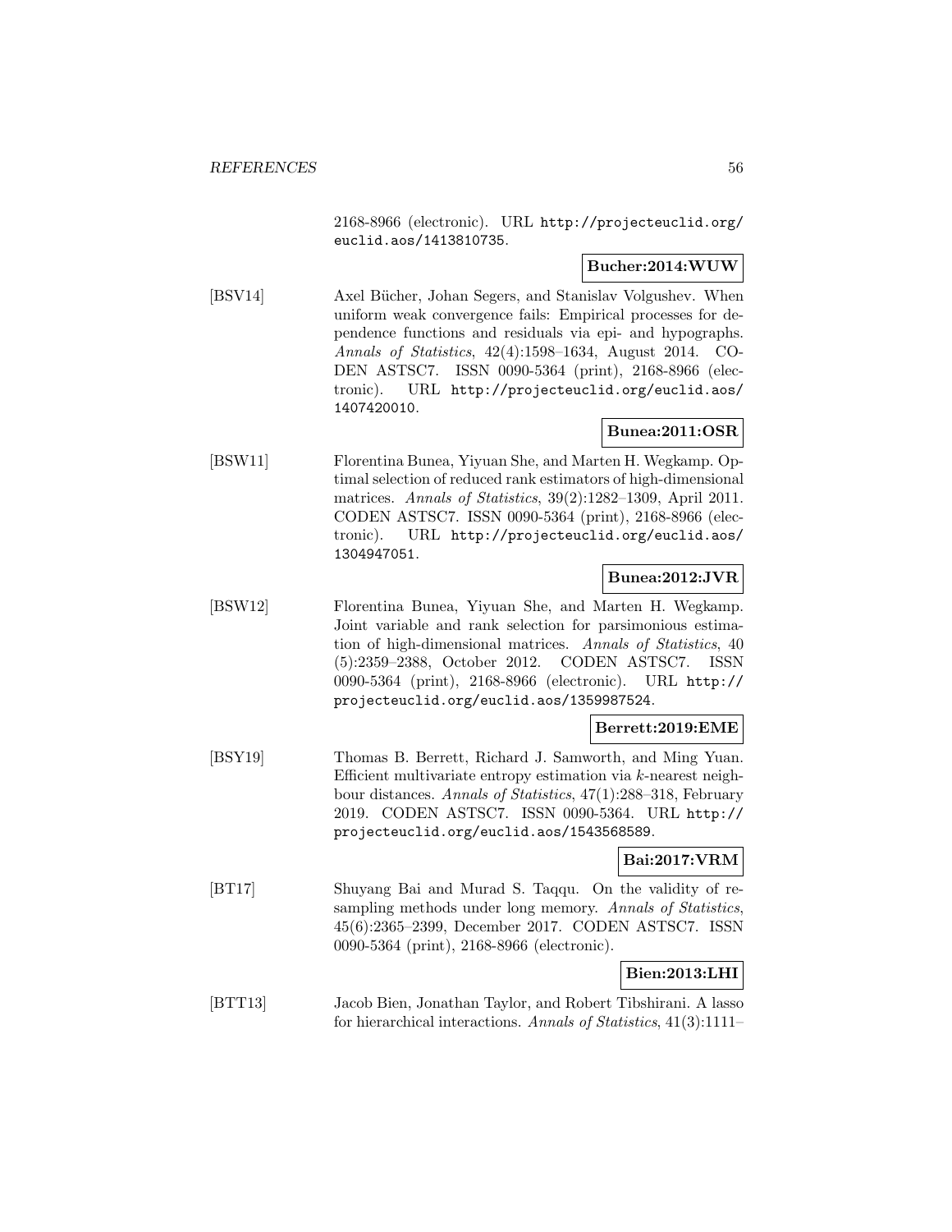2168-8966 (electronic). URL http://projecteuclid.org/euclid.aos/1413810735.

**Bucher:2014:WUW**

[BSV14] Axel Bücher, Johan Segers, and Stanislav Volgushev. When uniform weak convergence fails: Empirical processes for dependence functions and residuals via epi- and hypographs. *Annals of Statistics*, 42(4):1598–1634, August 2014. CODEN ASTSC7. ISSN 0090-5364 (print), 2168-8966 (electronic). URL http://projecteuclid.org/euclid.aos/1407420010.

**Bunea:2011:OSR**

[BSW11] Florentina Bunea, Yiyuan She, and Marten H. Wegkamp. Optimal selection of reduced rank estimators of high-dimensional matrices. *Annals of Statistics*, 39(2):1282–1309, April 2011. CODEN ASTSC7. ISSN 0090-5364 (print), 2168-8966 (electronic). URL http://projecteuclid.org/euclid.aos/1304947051.

**Bunea:2012:JVR**

[BSW12] Florentina Bunea, Yiyuan She, and Marten H. Wegkamp. Joint variable and rank selection for parsimonious estimation of high-dimensional matrices. *Annals of Statistics*, 40 (5):2359–2388, October 2012. CODEN ASTSC7. ISSN 0090-5364 (print), 2168-8966 (electronic). URL http://projecteuclid.org/euclid.aos/1359987524.

**Berrett:2019:EME**

[BSY19] Thomas B. Berrett, Richard J. Samworth, and Ming Yuan. Efficient multivariate entropy estimation via $k$-nearest neighbour distances. *Annals of Statistics*, 47(1):288–318, February 2019. CODEN ASTSC7. ISSN 0090-5364. URL http://projecteuclid.org/euclid.aos/1543568589.

**Bai:2017:VRM**

[BT17] Shuyang Bai and Murad S. Taqqu. On the validity of resampling methods under long memory. *Annals of Statistics*, 45(6):2365–2399, December 2017. CODEN ASTSC7. ISSN 0090-5364 (print), 2168-8966 (electronic).

**Bien:2013:LHI**

[BTT13] Jacob Bien, Jonathan Taylor, and Robert Tibshirani. A lasso for hierarchical interactions. *Annals of Statistics*, 41(3):1111–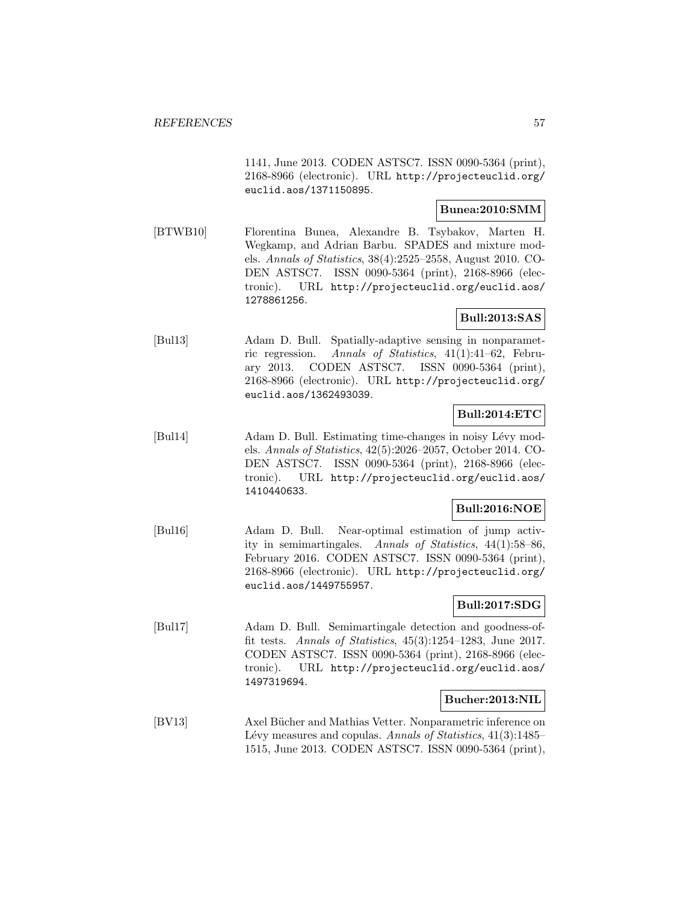1141, June 2013. CODEN ASTSC7. ISSN 0090-5364 (print), 2168-8966 (electronic). URL http://projecteuclid.org/euclid.aos/1371150895.

**Bunea:2010:SMM**

[BTWB10] Florentina Bunea, Alexandre B. Tsybakov, Marten H. Wegkamp, and Adrian Barbu. SPADES and mixture models. *Annals of Statistics*, 38(4):2525–2558, August 2010. CODEN ASTSC7. ISSN 0090-5364 (print), 2168-8966 (electronic). URL http://projecteuclid.org/euclid.aos/1278861256.

**Bull:2013:SAS**

[Bul13] Adam D. Bull. Spatially-adaptive sensing in nonparametric regression. *Annals of Statistics*, 41(1):41–62, February 2013. CODEN ASTSC7. ISSN 0090-5364 (print), 2168-8966 (electronic). URL http://projecteuclid.org/euclid.aos/1362493039.

**Bull:2014:ETC**

[Bul14] Adam D. Bull. Estimating time-changes in noisy Lévy models. *Annals of Statistics*, 42(5):2026–2057, October 2014. CODEN ASTSC7. ISSN 0090-5364 (print), 2168-8966 (electronic). URL http://projecteuclid.org/euclid.aos/1410440633.

**Bull:2016:NOE**

[Bul16] Adam D. Bull. Near-optimal estimation of jump activity in semimartingales. *Annals of Statistics*, 44(1):58–86, February 2016. CODEN ASTSC7. ISSN 0090-5364 (print), 2168-8966 (electronic). URL http://projecteuclid.org/euclid.aos/1449755957.

**Bull:2017:SDG**

[Bul17] Adam D. Bull. Semimartingale detection and goodness-of-fit tests. *Annals of Statistics*, 45(3):1254–1283, June 2017. CODEN ASTSC7. ISSN 0090-5364 (print), 2168-8966 (electronic). URL http://projecteuclid.org/euclid.aos/1497319694.

**Bucher:2013:NIL**

[BV13] Axel Bücher and Mathias Vetter. Nonparametric inference on Lévy measures and copulas. *Annals of Statistics*, 41(3):1485–1515, June 2013. CODEN ASTSC7. ISSN 0090-5364 (print),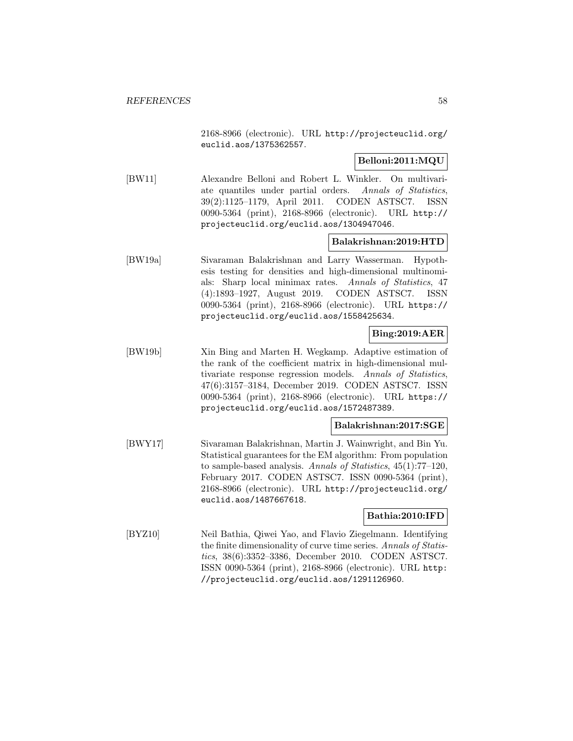2168-8966 (electronic). URL http://projecteuclid.org/euclid.aos/1375362557.

**Belloni:2011:MQU**

[BW11] Alexandre Belloni and Robert L. Winkler. On multivariate quantiles under partial orders. *Annals of Statistics*, 39(2):1125–1179, April 2011. CODEN ASTSC7. ISSN 0090-5364 (print), 2168-8966 (electronic). URL http://projecteuclid.org/euclid.aos/1304947046.

**Balakrishnan:2019:HTD**

[BW19a] Sivaraman Balakrishnan and Larry Wasserman. Hypothesis testing for densities and high-dimensional multinomials: Sharp local minimax rates. *Annals of Statistics*, 47 (4):1893–1927, August 2019. CODEN ASTSC7. ISSN 0090-5364 (print), 2168-8966 (electronic). URL https://projecteuclid.org/euclid.aos/1558425634.

**Bing:2019:AER**

[BW19b] Xin Bing and Marten H. Wegkamp. Adaptive estimation of the rank of the coefficient matrix in high-dimensional multivariate response regression models. *Annals of Statistics*, 47(6):3157–3184, December 2019. CODEN ASTSC7. ISSN 0090-5364 (print), 2168-8966 (electronic). URL https://projecteuclid.org/euclid.aos/1572487389.

**Balakrishnan:2017:SGE**

[BWY17] Sivaraman Balakrishnan, Martin J. Wainwright, and Bin Yu. Statistical guarantees for the EM algorithm: From population to sample-based analysis. *Annals of Statistics*, 45(1):77–120, February 2017. CODEN ASTSC7. ISSN 0090-5364 (print), 2168-8966 (electronic). URL http://projecteuclid.org/euclid.aos/1487667618.

**Bathia:2010:IFD**

[BYZ10] Neil Bathia, Qiwei Yao, and Flavio Ziegelmann. Identifying the finite dimensionality of curve time series. *Annals of Statistics*, 38(6):3352–3386, December 2010. CODEN ASTSC7. ISSN 0090-5364 (print), 2168-8966 (electronic). URL http://projecteuclid.org/euclid.aos/1291126960.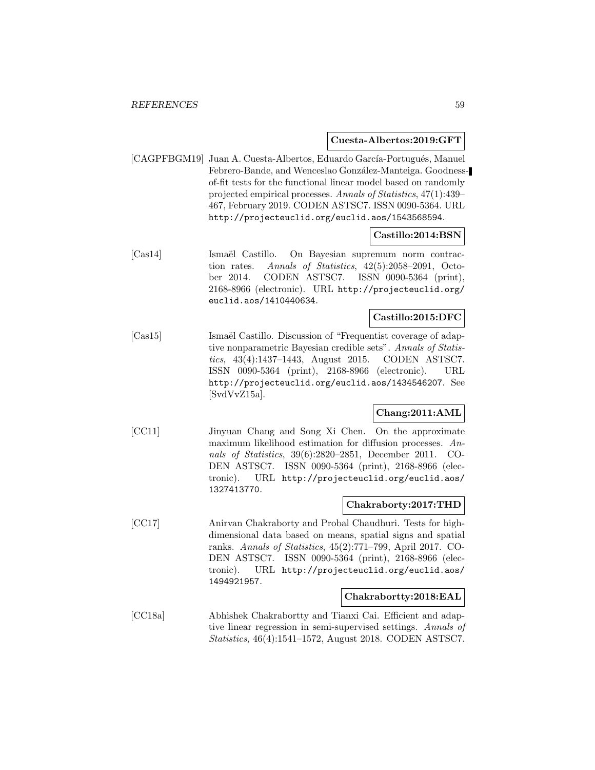**Cuesta-Albertos:2019:GFT**

[CAGPFBGM19] Juan A. Cuesta-Albertos, Eduardo García-Portugués, Manuel Febrero-Bande, and Wenceslao González-Manteiga. Goodness-of-fit tests for the functional linear model based on randomly projected empirical processes. *Annals of Statistics*, 47(1):439–467, February 2019. CODEN ASTSC7. ISSN 0090-5364. URL `http://projecteuclid.org/euclid.aos/1543568594`.

**Castillo:2014:BSN**

[Cas14] Ismaël Castillo. On Bayesian supremum norm contraction rates. *Annals of Statistics*, 42(5):2058–2091, October 2014. CODEN ASTSC7. ISSN 0090-5364 (print), 2168-8966 (electronic). URL `http://projecteuclid.org/euclid.aos/1410440634`.

**Castillo:2015:DFC**

[Cas15] Ismaël Castillo. Discussion of "Frequentist coverage of adaptive nonparametric Bayesian credible sets". *Annals of Statistics*, 43(4):1437–1443, August 2015. CODEN ASTSC7. ISSN 0090-5364 (print), 2168-8966 (electronic). URL `http://projecteuclid.org/euclid.aos/1434546207`. See [SvdVvZ15a].

**Chang:2011:AML**

[CC11] Jinyuan Chang and Song Xi Chen. On the approximate maximum likelihood estimation for diffusion processes. *Annals of Statistics*, 39(6):2820–2851, December 2011. CODEN ASTSC7. ISSN 0090-5364 (print), 2168-8966 (electronic). URL `http://projecteuclid.org/euclid.aos/1327413770`.

**Chakraborty:2017:THD**

[CC17] Anirvan Chakraborty and Probal Chaudhuri. Tests for high-dimensional data based on means, spatial signs and spatial ranks. *Annals of Statistics*, 45(2):771–799, April 2017. CODEN ASTSC7. ISSN 0090-5364 (print), 2168-8966 (electronic). URL `http://projecteuclid.org/euclid.aos/1494921957`.

**Chakrabortty:2018:EAL**

[CC18a] Abhishek Chakrabortty and Tianxi Cai. Efficient and adaptive linear regression in semi-supervised settings. *Annals of Statistics*, 46(4):1541–1572, August 2018. CODEN ASTSC7.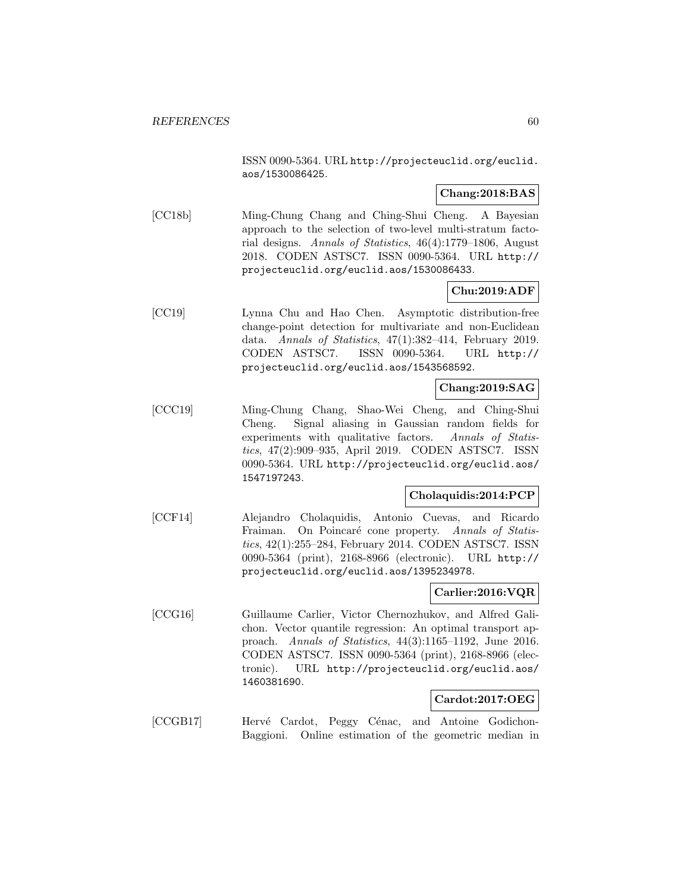ISSN 0090-5364. URL http://projecteuclid.org/euclid.aos/1530086425.

**Chang:2018:BAS**

[CC18b] Ming-Chung Chang and Ching-Shui Cheng. A Bayesian approach to the selection of two-level multi-stratum factorial designs. *Annals of Statistics*, 46(4):1779–1806, August 2018. CODEN ASTSC7. ISSN 0090-5364. URL http://projecteuclid.org/euclid.aos/1530086433.

**Chu:2019:ADF**

[CC19] Lynna Chu and Hao Chen. Asymptotic distribution-free change-point detection for multivariate and non-Euclidean data. *Annals of Statistics*, 47(1):382–414, February 2019. CODEN ASTSC7. ISSN 0090-5364. URL http://projecteuclid.org/euclid.aos/1543568592.

**Chang:2019:SAG**

[CCC19] Ming-Chung Chang, Shao-Wei Cheng, and Ching-Shui Cheng. Signal aliasing in Gaussian random fields for experiments with qualitative factors. *Annals of Statistics*, 47(2):909–935, April 2019. CODEN ASTSC7. ISSN 0090-5364. URL http://projecteuclid.org/euclid.aos/1547197243.

**Cholaquidis:2014:PCP**

[CCF14] Alejandro Cholaquidis, Antonio Cuevas, and Ricardo Fraiman. On Poincaré cone property. *Annals of Statistics*, 42(1):255–284, February 2014. CODEN ASTSC7. ISSN 0090-5364 (print), 2168-8966 (electronic). URL http://projecteuclid.org/euclid.aos/1395234978.

**Carlier:2016:VQR**

[CCG16] Guillaume Carlier, Victor Chernozhukov, and Alfred Galichon. Vector quantile regression: An optimal transport approach. *Annals of Statistics*, 44(3):1165–1192, June 2016. CODEN ASTSC7. ISSN 0090-5364 (print), 2168-8966 (electronic). URL http://projecteuclid.org/euclid.aos/1460381690.

**Cardot:2017:OEG**

[CCGB17] Hervé Cardot, Peggy Cénac, and Antoine Godichon-Baggioni. Online estimation of the geometric median in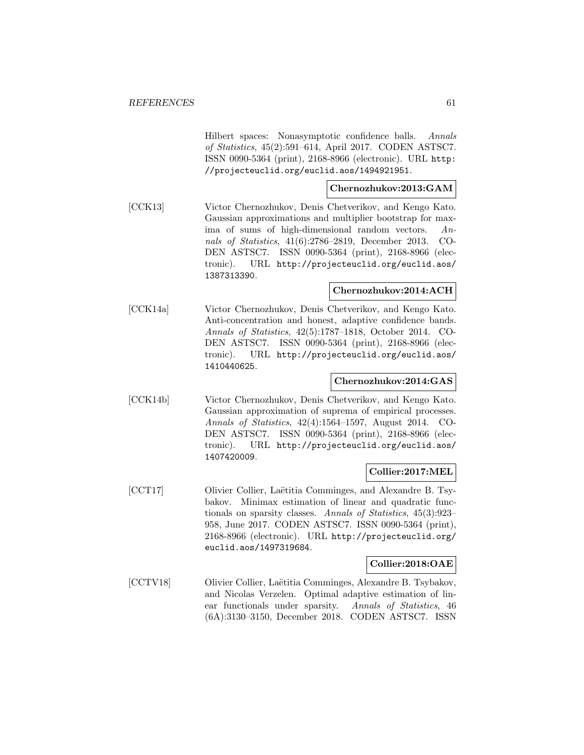Hilbert spaces: Nonasymptotic confidence balls. *Annals of Statistics*, 45(2):591–614, April 2017. CODEN ASTSC7. ISSN 0090-5364 (print), 2168-8966 (electronic). URL `http://projecteuclid.org/euclid.aos/1494921951`.

**Chernozhukov:2013:GAM**

[CCK13] Victor Chernozhukov, Denis Chetverikov, and Kengo Kato. Gaussian approximations and multiplier bootstrap for maxima of sums of high-dimensional random vectors. *Annals of Statistics*, 41(6):2786–2819, December 2013. CODEN ASTSC7. ISSN 0090-5364 (print), 2168-8966 (electronic). URL `http://projecteuclid.org/euclid.aos/1387313390`.

**Chernozhukov:2014:ACH**

[CCK14a] Victor Chernozhukov, Denis Chetverikov, and Kengo Kato. Anti-concentration and honest, adaptive confidence bands. *Annals of Statistics*, 42(5):1787–1818, October 2014. CODEN ASTSC7. ISSN 0090-5364 (print), 2168-8966 (electronic). URL `http://projecteuclid.org/euclid.aos/1410440625`.

**Chernozhukov:2014:GAS**

[CCK14b] Victor Chernozhukov, Denis Chetverikov, and Kengo Kato. Gaussian approximation of suprema of empirical processes. *Annals of Statistics*, 42(4):1564–1597, August 2014. CODEN ASTSC7. ISSN 0090-5364 (print), 2168-8966 (electronic). URL `http://projecteuclid.org/euclid.aos/1407420009`.

**Collier:2017:MEL**

[CCT17] Olivier Collier, Laëtitia Comminges, and Alexandre B. Tsybakov. Minimax estimation of linear and quadratic functionals on sparsity classes. *Annals of Statistics*, 45(3):923–958, June 2017. CODEN ASTSC7. ISSN 0090-5364 (print), 2168-8966 (electronic). URL `http://projecteuclid.org/euclid.aos/1497319684`.

**Collier:2018:OAE**

[CCTV18] Olivier Collier, Laëtitia Comminges, Alexandre B. Tsybakov, and Nicolas Verzelen. Optimal adaptive estimation of linear functionals under sparsity. *Annals of Statistics*, 46 (6A):3130–3150, December 2018. CODEN ASTSC7. ISSN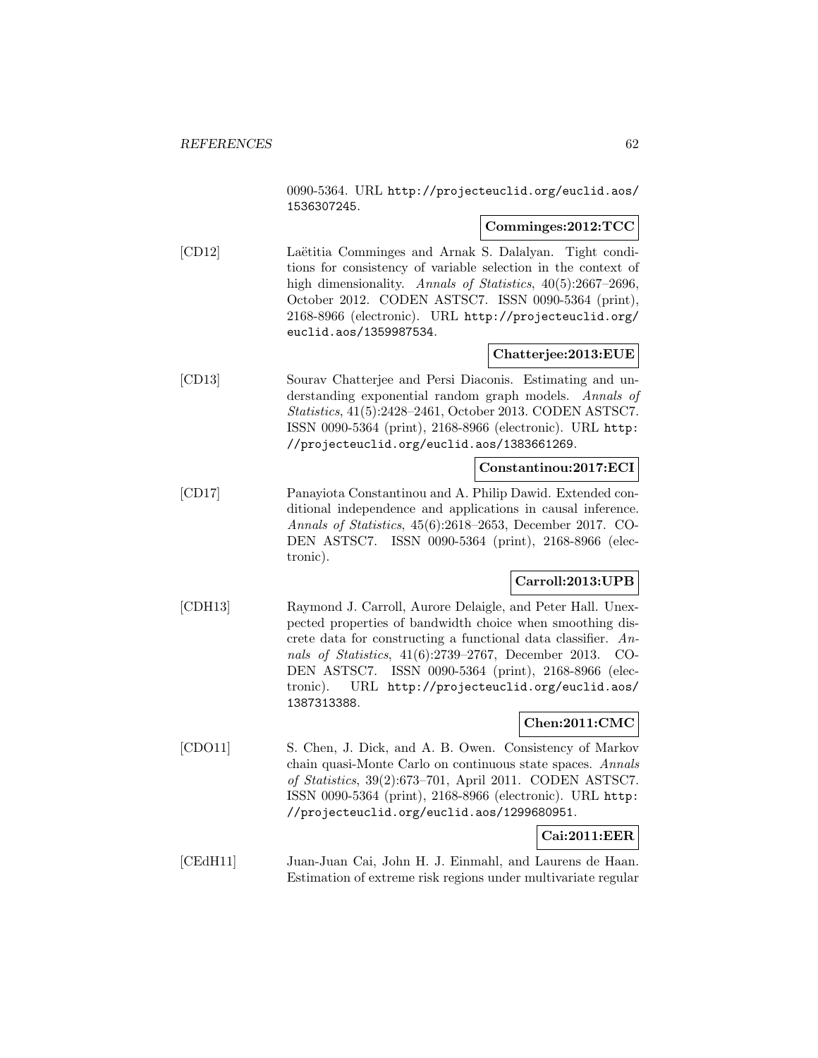0090-5364. URL http://projecteuclid.org/euclid.aos/1536307245.

**Comminges:2012:TCC**

[CD12] Laëtitia Comminges and Arnak S. Dalalyan. Tight conditions for consistency of variable selection in the context of high dimensionality. *Annals of Statistics*, 40(5):2667–2696, October 2012. CODEN ASTSC7. ISSN 0090-5364 (print), 2168-8966 (electronic). URL http://projecteuclid.org/euclid.aos/1359987534.

**Chatterjee:2013:EUE**

[CD13] Sourav Chatterjee and Persi Diaconis. Estimating and understanding exponential random graph models. *Annals of Statistics*, 41(5):2428–2461, October 2013. CODEN ASTSC7. ISSN 0090-5364 (print), 2168-8966 (electronic). URL http://projecteuclid.org/euclid.aos/1383661269.

**Constantinou:2017:ECI**

[CD17] Panayiota Constantinou and A. Philip Dawid. Extended conditional independence and applications in causal inference. *Annals of Statistics*, 45(6):2618–2653, December 2017. CODEN ASTSC7. ISSN 0090-5364 (print), 2168-8966 (electronic).

**Carroll:2013:UPB**

[CDH13] Raymond J. Carroll, Aurore Delaigle, and Peter Hall. Unexpected properties of bandwidth choice when smoothing discrete data for constructing a functional data classifier. *Annals of Statistics*, 41(6):2739–2767, December 2013. CODEN ASTSC7. ISSN 0090-5364 (print), 2168-8966 (electronic). URL http://projecteuclid.org/euclid.aos/1387313388.

**Chen:2011:CMC**

[CDO11] S. Chen, J. Dick, and A. B. Owen. Consistency of Markov chain quasi-Monte Carlo on continuous state spaces. *Annals of Statistics*, 39(2):673–701, April 2011. CODEN ASTSC7. ISSN 0090-5364 (print), 2168-8966 (electronic). URL http://projecteuclid.org/euclid.aos/1299680951.

**Cai:2011:EER**

[CEdH11] Juan-Juan Cai, John H. J. Einmahl, and Laurens de Haan. Estimation of extreme risk regions under multivariate regular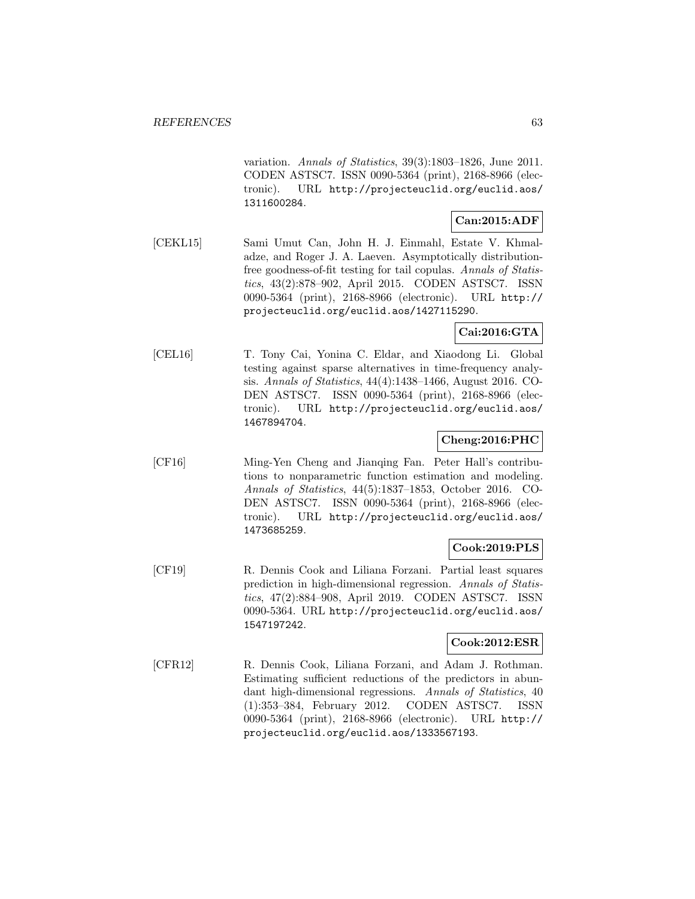variation. *Annals of Statistics*, 39(3):1803–1826, June 2011. CODEN ASTSC7. ISSN 0090-5364 (print), 2168-8966 (electronic). URL http://projecteuclid.org/euclid.aos/1311600284.

**Can:2015:ADF**

[CEKL15] Sami Umut Can, John H. J. Einmahl, Estate V. Khmaladze, and Roger J. A. Laeven. Asymptotically distribution-free goodness-of-fit testing for tail copulas. *Annals of Statistics*, 43(2):878–902, April 2015. CODEN ASTSC7. ISSN 0090-5364 (print), 2168-8966 (electronic). URL http://projecteuclid.org/euclid.aos/1427115290.

**Cai:2016:GTA**

[CEL16] T. Tony Cai, Yonina C. Eldar, and Xiaodong Li. Global testing against sparse alternatives in time-frequency analysis. *Annals of Statistics*, 44(4):1438–1466, August 2016. CODEN ASTSC7. ISSN 0090-5364 (print), 2168-8966 (electronic). URL http://projecteuclid.org/euclid.aos/1467894704.

**Cheng:2016:PHC**

[CF16] Ming-Yen Cheng and Jianqing Fan. Peter Hall's contributions to nonparametric function estimation and modeling. *Annals of Statistics*, 44(5):1837–1853, October 2016. CODEN ASTSC7. ISSN 0090-5364 (print), 2168-8966 (electronic). URL http://projecteuclid.org/euclid.aos/1473685259.

**Cook:2019:PLS**

[CF19] R. Dennis Cook and Liliana Forzani. Partial least squares prediction in high-dimensional regression. *Annals of Statistics*, 47(2):884–908, April 2019. CODEN ASTSC7. ISSN 0090-5364. URL http://projecteuclid.org/euclid.aos/1547197242.

**Cook:2012:ESR**

[CFR12] R. Dennis Cook, Liliana Forzani, and Adam J. Rothman. Estimating sufficient reductions of the predictors in abundant high-dimensional regressions. *Annals of Statistics*, 40 (1):353–384, February 2012. CODEN ASTSC7. ISSN 0090-5364 (print), 2168-8966 (electronic). URL http://projecteuclid.org/euclid.aos/1333567193.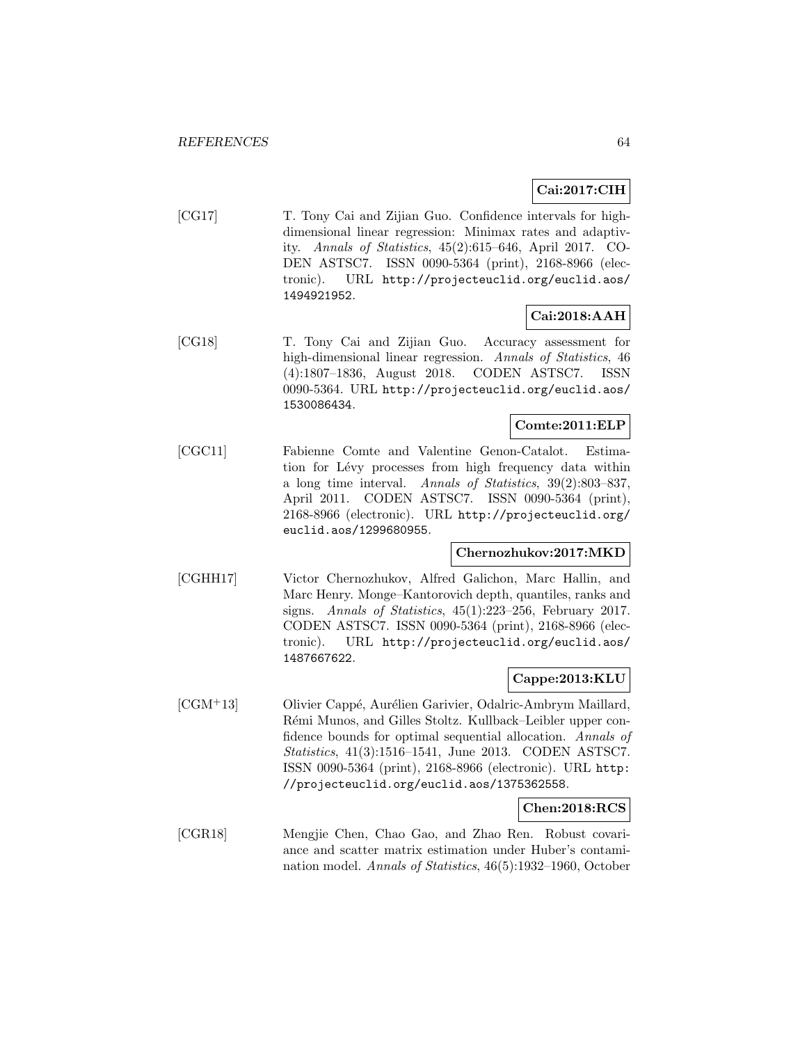**Cai:2017:CIH**

[CG17] T. Tony Cai and Zijian Guo. Confidence intervals for high-dimensional linear regression: Minimax rates and adaptivity. *Annals of Statistics*, 45(2):615–646, April 2017. CODEN ASTSC7. ISSN 0090-5364 (print), 2168-8966 (electronic). URL `http://projecteuclid.org/euclid.aos/1494921952`.

**Cai:2018:AAH**

[CG18] T. Tony Cai and Zijian Guo. Accuracy assessment for high-dimensional linear regression. *Annals of Statistics*, 46 (4):1807–1836, August 2018. CODEN ASTSC7. ISSN 0090-5364. URL `http://projecteuclid.org/euclid.aos/1530086434`.

**Comte:2011:ELP**

[CGC11] Fabienne Comte and Valentine Genon-Catalot. Estimation for Lévy processes from high frequency data within a long time interval. *Annals of Statistics*, 39(2):803–837, April 2011. CODEN ASTSC7. ISSN 0090-5364 (print), 2168-8966 (electronic). URL `http://projecteuclid.org/euclid.aos/1299680955`.

**Chernozhukov:2017:MKD**

[CGHH17] Victor Chernozhukov, Alfred Galichon, Marc Hallin, and Marc Henry. Monge–Kantorovich depth, quantiles, ranks and signs. *Annals of Statistics*, 45(1):223–256, February 2017. CODEN ASTSC7. ISSN 0090-5364 (print), 2168-8966 (electronic). URL `http://projecteuclid.org/euclid.aos/1487667622`.

**Cappe:2013:KLU**

[CGM+13] Olivier Cappé, Aurélien Garivier, Odalric-Ambrym Maillard, Rémi Munos, and Gilles Stoltz. Kullback–Leibler upper confidence bounds for optimal sequential allocation. *Annals of Statistics*, 41(3):1516–1541, June 2013. CODEN ASTSC7. ISSN 0090-5364 (print), 2168-8966 (electronic). URL `http://projecteuclid.org/euclid.aos/1375362558`.

**Chen:2018:RCS**

[CGR18] Mengjie Chen, Chao Gao, and Zhao Ren. Robust covariance and scatter matrix estimation under Huber's contamination model. *Annals of Statistics*, 46(5):1932–1960, October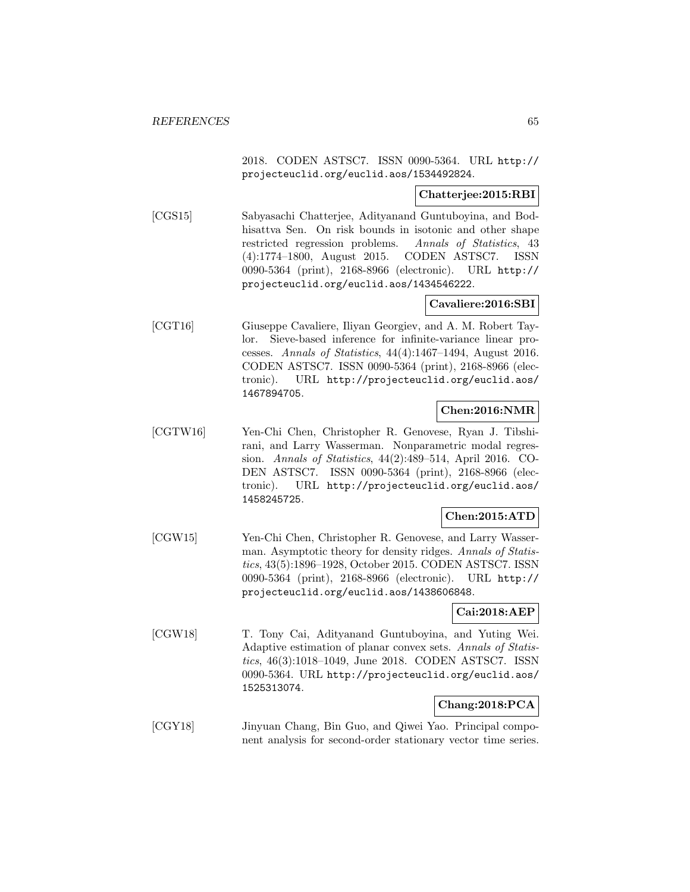2018. CODEN ASTSC7. ISSN 0090-5364. URL http://projecteuclid.org/euclid.aos/1534492824.

**Chatterjee:2015:RBI**

[CGS15] Sabyasachi Chatterjee, Adityanand Guntuboyina, and Bodhisattva Sen. On risk bounds in isotonic and other shape restricted regression problems. *Annals of Statistics*, 43 (4):1774–1800, August 2015. CODEN ASTSC7. ISSN 0090-5364 (print), 2168-8966 (electronic). URL http://projecteuclid.org/euclid.aos/1434546222.

**Cavaliere:2016:SBI**

[CGT16] Giuseppe Cavaliere, Iliyan Georgiev, and A. M. Robert Taylor. Sieve-based inference for infinite-variance linear processes. *Annals of Statistics*, 44(4):1467–1494, August 2016. CODEN ASTSC7. ISSN 0090-5364 (print), 2168-8966 (electronic). URL http://projecteuclid.org/euclid.aos/1467894705.

**Chen:2016:NMR**

[CGTW16] Yen-Chi Chen, Christopher R. Genovese, Ryan J. Tibshirani, and Larry Wasserman. Nonparametric modal regression. *Annals of Statistics*, 44(2):489–514, April 2016. CODEN ASTSC7. ISSN 0090-5364 (print), 2168-8966 (electronic). URL http://projecteuclid.org/euclid.aos/1458245725.

**Chen:2015:ATD**

[CGW15] Yen-Chi Chen, Christopher R. Genovese, and Larry Wasserman. Asymptotic theory for density ridges. *Annals of Statistics*, 43(5):1896–1928, October 2015. CODEN ASTSC7. ISSN 0090-5364 (print), 2168-8966 (electronic). URL http://projecteuclid.org/euclid.aos/1438606848.

**Cai:2018:AEP**

[CGW18] T. Tony Cai, Adityanand Guntuboyina, and Yuting Wei. Adaptive estimation of planar convex sets. *Annals of Statistics*, 46(3):1018–1049, June 2018. CODEN ASTSC7. ISSN 0090-5364. URL http://projecteuclid.org/euclid.aos/1525313074.

**Chang:2018:PCA**

[CGY18] Jinyuan Chang, Bin Guo, and Qiwei Yao. Principal component analysis for second-order stationary vector time series.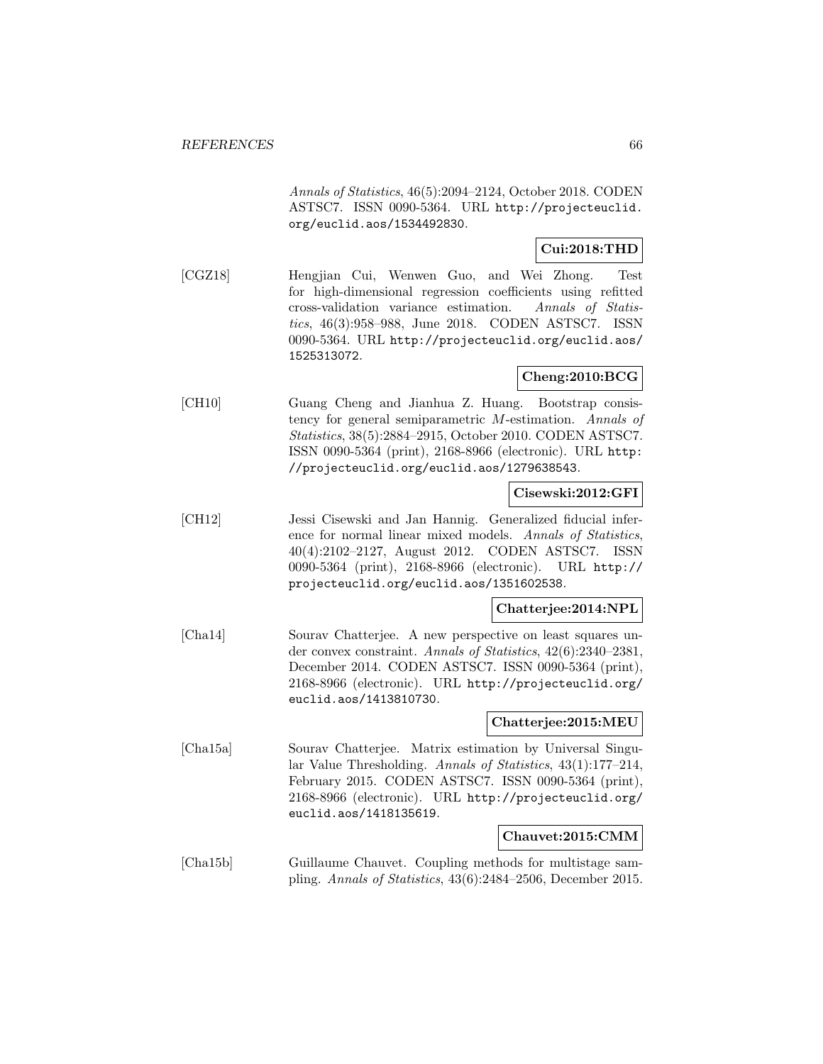*Annals of Statistics*, 46(5):2094–2124, October 2018. CODEN ASTSC7. ISSN 0090-5364. URL http://projecteuclid.org/euclid.aos/1534492830.

**Cui:2018:THD**

[CGZ18] Hengjian Cui, Wenwen Guo, and Wei Zhong. Test for high-dimensional regression coefficients using refitted cross-validation variance estimation. *Annals of Statistics*, 46(3):958–988, June 2018. CODEN ASTSC7. ISSN 0090-5364. URL http://projecteuclid.org/euclid.aos/1525313072.

**Cheng:2010:BCG**

[CH10] Guang Cheng and Jianhua Z. Huang. Bootstrap consistency for general semiparametric $M$-estimation. *Annals of Statistics*, 38(5):2884–2915, October 2010. CODEN ASTSC7. ISSN 0090-5364 (print), 2168-8966 (electronic). URL http://projecteuclid.org/euclid.aos/1279638543.

**Cisewski:2012:GFI**

[CH12] Jessi Cisewski and Jan Hannig. Generalized fiducial inference for normal linear mixed models. *Annals of Statistics*, 40(4):2102–2127, August 2012. CODEN ASTSC7. ISSN 0090-5364 (print), 2168-8966 (electronic). URL http://projecteuclid.org/euclid.aos/1351602538.

**Chatterjee:2014:NPL**

[Cha14] Sourav Chatterjee. A new perspective on least squares under convex constraint. *Annals of Statistics*, 42(6):2340–2381, December 2014. CODEN ASTSC7. ISSN 0090-5364 (print), 2168-8966 (electronic). URL http://projecteuclid.org/euclid.aos/1413810730.

**Chatterjee:2015:MEU**

[Cha15a] Sourav Chatterjee. Matrix estimation by Universal Singular Value Thresholding. *Annals of Statistics*, 43(1):177–214, February 2015. CODEN ASTSC7. ISSN 0090-5364 (print), 2168-8966 (electronic). URL http://projecteuclid.org/euclid.aos/1418135619.

**Chauvet:2015:CMM**

[Cha15b] Guillaume Chauvet. Coupling methods for multistage sampling. *Annals of Statistics*, 43(6):2484–2506, December 2015.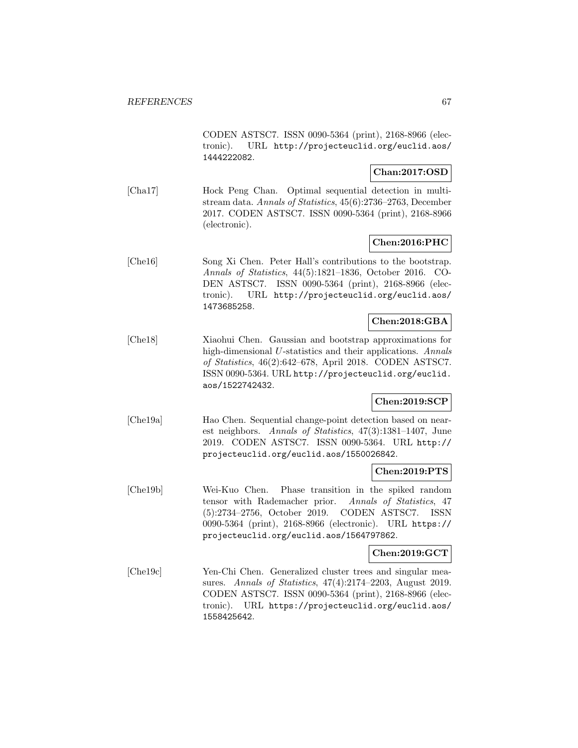CODEN ASTSC7. ISSN 0090-5364 (print), 2168-8966 (electronic). URL http://projecteuclid.org/euclid.aos/1444222082.

**Chan:2017:OSD**

[Cha17] Hock Peng Chan. Optimal sequential detection in multi-stream data. *Annals of Statistics*, 45(6):2736–2763, December 2017. CODEN ASTSC7. ISSN 0090-5364 (print), 2168-8966 (electronic).

**Chen:2016:PHC**

[Che16] Song Xi Chen. Peter Hall's contributions to the bootstrap. *Annals of Statistics*, 44(5):1821–1836, October 2016. CODEN ASTSC7. ISSN 0090-5364 (print), 2168-8966 (electronic). URL http://projecteuclid.org/euclid.aos/1473685258.

**Chen:2018:GBA**

[Che18] Xiaohui Chen. Gaussian and bootstrap approximations for high-dimensional $U$-statistics and their applications. *Annals of Statistics*, 46(2):642–678, April 2018. CODEN ASTSC7. ISSN 0090-5364. URL http://projecteuclid.org/euclid.aos/1522742432.

**Chen:2019:SCP**

[Che19a] Hao Chen. Sequential change-point detection based on nearest neighbors. *Annals of Statistics*, 47(3):1381–1407, June 2019. CODEN ASTSC7. ISSN 0090-5364. URL http://projecteuclid.org/euclid.aos/1550026842.

**Chen:2019:PTS**

[Che19b] Wei-Kuo Chen. Phase transition in the spiked random tensor with Rademacher prior. *Annals of Statistics*, 47(5):2734–2756, October 2019. CODEN ASTSC7. ISSN 0090-5364 (print), 2168-8966 (electronic). URL https://projecteuclid.org/euclid.aos/1564797862.

**Chen:2019:GCT**

[Che19c] Yen-Chi Chen. Generalized cluster trees and singular measures. *Annals of Statistics*, 47(4):2174–2203, August 2019. CODEN ASTSC7. ISSN 0090-5364 (print), 2168-8966 (electronic). URL https://projecteuclid.org/euclid.aos/1558425642.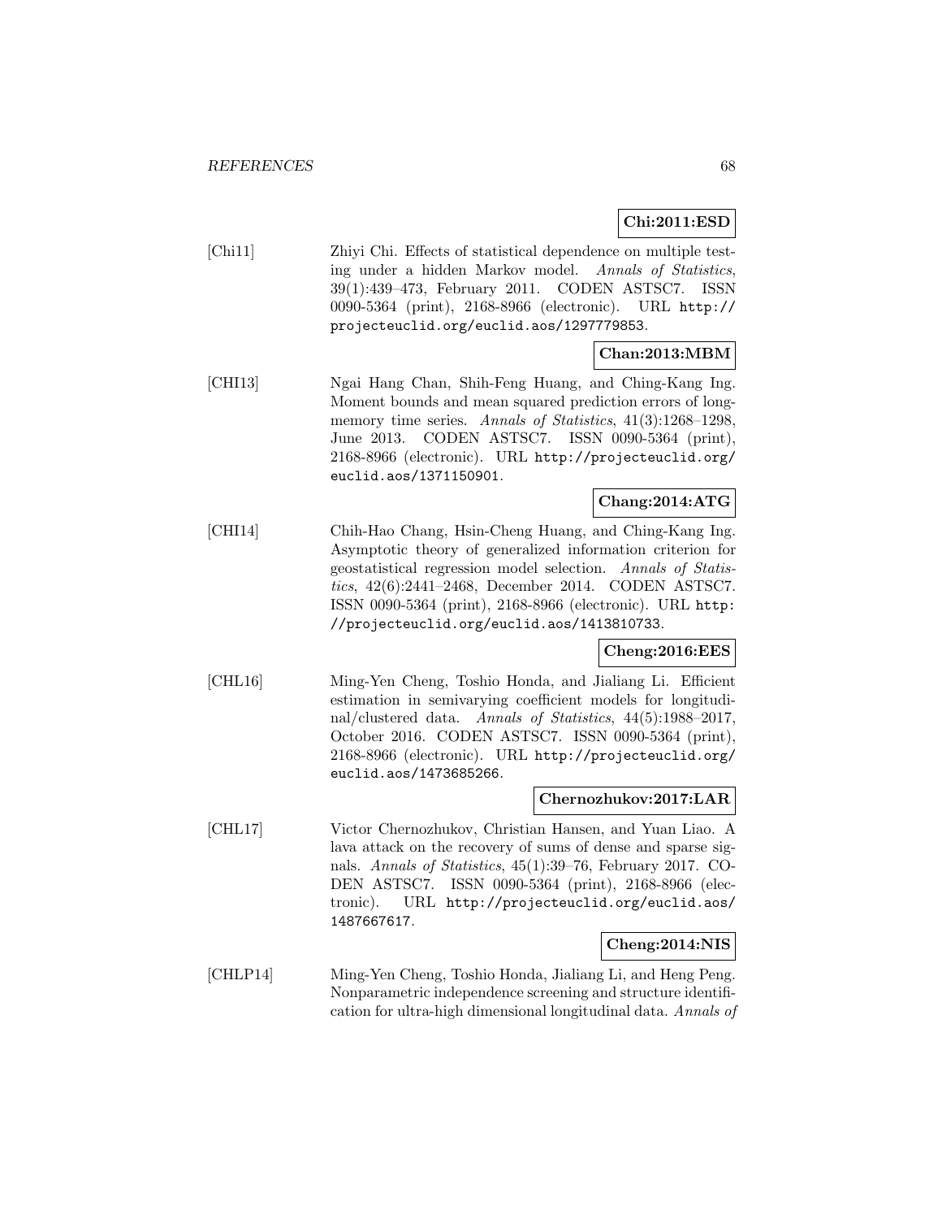**Chi:2011:ESD**

[Chi11] Zhiyi Chi. Effects of statistical dependence on multiple testing under a hidden Markov model. *Annals of Statistics*, 39(1):439–473, February 2011. CODEN ASTSC7. ISSN 0090-5364 (print), 2168-8966 (electronic). URL http://projecteuclid.org/euclid.aos/1297779853.

**Chan:2013:MBM**

[CHI13] Ngai Hang Chan, Shih-Feng Huang, and Ching-Kang Ing. Moment bounds and mean squared prediction errors of long-memory time series. *Annals of Statistics*, 41(3):1268–1298, June 2013. CODEN ASTSC7. ISSN 0090-5364 (print), 2168-8966 (electronic). URL http://projecteuclid.org/euclid.aos/1371150901.

**Chang:2014:ATG**

[CHI14] Chih-Hao Chang, Hsin-Cheng Huang, and Ching-Kang Ing. Asymptotic theory of generalized information criterion for geostatistical regression model selection. *Annals of Statistics*, 42(6):2441–2468, December 2014. CODEN ASTSC7. ISSN 0090-5364 (print), 2168-8966 (electronic). URL http://projecteuclid.org/euclid.aos/1413810733.

**Cheng:2016:EES**

[CHL16] Ming-Yen Cheng, Toshio Honda, and Jialiang Li. Efficient estimation in semivarying coefficient models for longitudinal/clustered data. *Annals of Statistics*, 44(5):1988–2017, October 2016. CODEN ASTSC7. ISSN 0090-5364 (print), 2168-8966 (electronic). URL http://projecteuclid.org/euclid.aos/1473685266.

**Chernozhukov:2017:LAR**

[CHL17] Victor Chernozhukov, Christian Hansen, and Yuan Liao. A lava attack on the recovery of sums of dense and sparse signals. *Annals of Statistics*, 45(1):39–76, February 2017. CODEN ASTSC7. ISSN 0090-5364 (print), 2168-8966 (electronic). URL http://projecteuclid.org/euclid.aos/1487667617.

**Cheng:2014:NIS**

[CHLP14] Ming-Yen Cheng, Toshio Honda, Jialiang Li, and Heng Peng. Nonparametric independence screening and structure identification for ultra-high dimensional longitudinal data. *Annals of*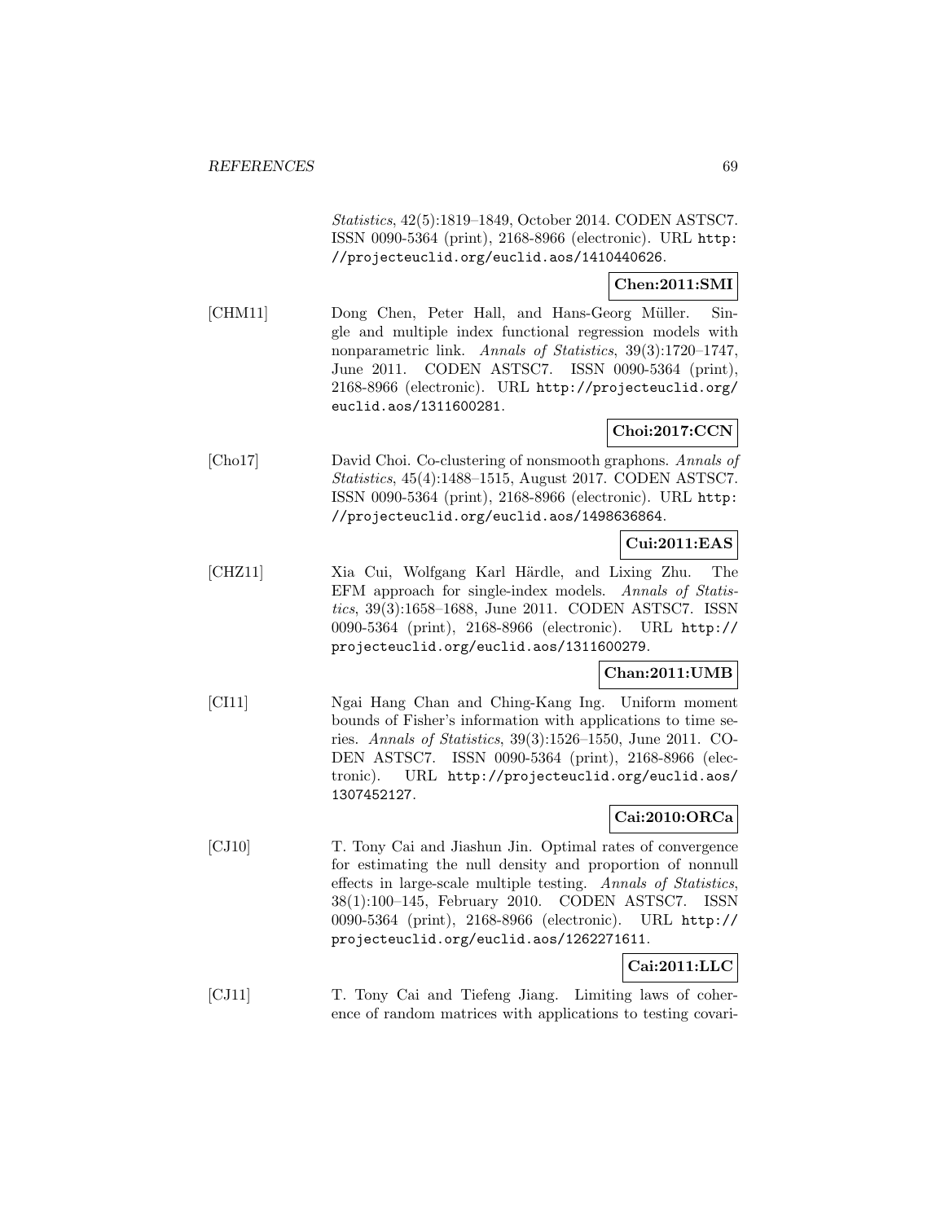*Statistics*, 42(5):1819–1849, October 2014. CODEN ASTSC7. ISSN 0090-5364 (print), 2168-8966 (electronic). URL http://projecteuclid.org/euclid.aos/1410440626.

**Chen:2011:SMI**

[CHM11] Dong Chen, Peter Hall, and Hans-Georg Müller. Single and multiple index functional regression models with nonparametric link. *Annals of Statistics*, 39(3):1720–1747, June 2011. CODEN ASTSC7. ISSN 0090-5364 (print), 2168-8966 (electronic). URL http://projecteuclid.org/euclid.aos/1311600281.

**Choi:2017:CCN**

[Cho17] David Choi. Co-clustering of nonsmooth graphons. *Annals of Statistics*, 45(4):1488–1515, August 2017. CODEN ASTSC7. ISSN 0090-5364 (print), 2168-8966 (electronic). URL http://projecteuclid.org/euclid.aos/1498636864.

**Cui:2011:EAS**

[CHZ11] Xia Cui, Wolfgang Karl Härdle, and Lixing Zhu. The EFM approach for single-index models. *Annals of Statistics*, 39(3):1658–1688, June 2011. CODEN ASTSC7. ISSN 0090-5364 (print), 2168-8966 (electronic). URL http://projecteuclid.org/euclid.aos/1311600279.

**Chan:2011:UMB**

[CI11] Ngai Hang Chan and Ching-Kang Ing. Uniform moment bounds of Fisher's information with applications to time series. *Annals of Statistics*, 39(3):1526–1550, June 2011. CODEN ASTSC7. ISSN 0090-5364 (print), 2168-8966 (electronic). URL http://projecteuclid.org/euclid.aos/1307452127.

**Cai:2010:ORCa**

[CJ10] T. Tony Cai and Jiashun Jin. Optimal rates of convergence for estimating the null density and proportion of nonnull effects in large-scale multiple testing. *Annals of Statistics*, 38(1):100–145, February 2010. CODEN ASTSC7. ISSN 0090-5364 (print), 2168-8966 (electronic). URL http://projecteuclid.org/euclid.aos/1262271611.

**Cai:2011:LLC**

[CJ11] T. Tony Cai and Tiefeng Jiang. Limiting laws of coherence of random matrices with applications to testing covari-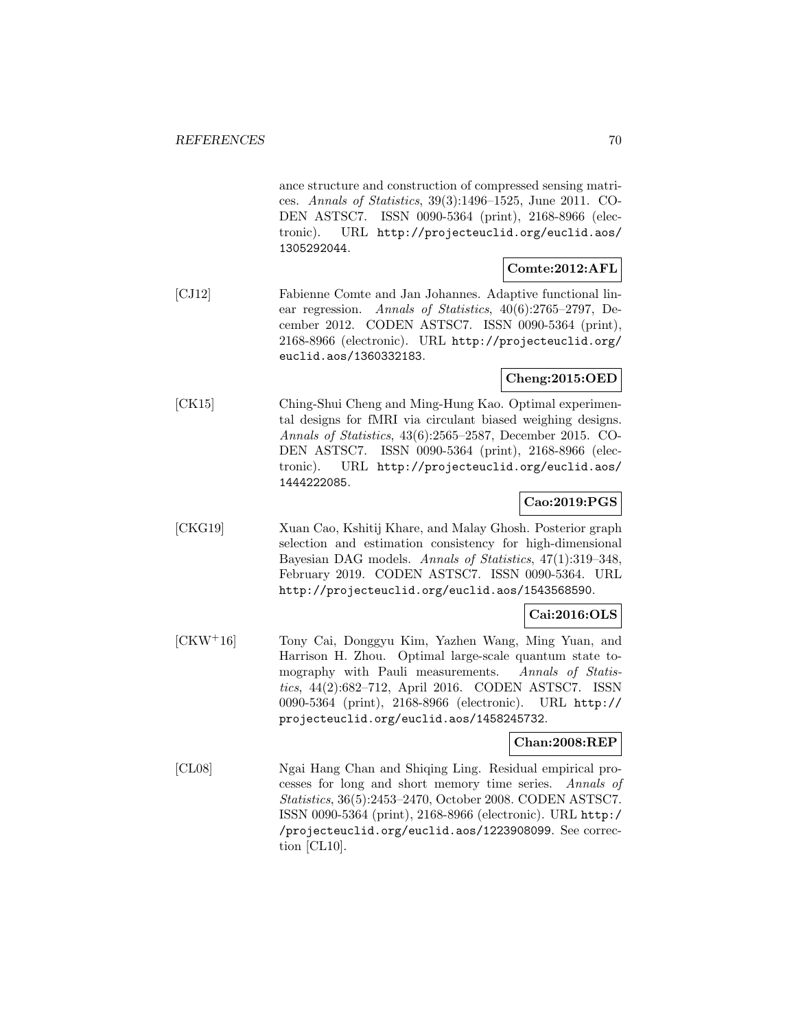ance structure and construction of compressed sensing matrices. *Annals of Statistics*, 39(3):1496–1525, June 2011. CODEN ASTSC7. ISSN 0090-5364 (print), 2168-8966 (electronic). URL http://projecteuclid.org/euclid.aos/1305292044.

**Comte:2012:AFL**

[CJ12] Fabienne Comte and Jan Johannes. Adaptive functional linear regression. *Annals of Statistics*, 40(6):2765–2797, December 2012. CODEN ASTSC7. ISSN 0090-5364 (print), 2168-8966 (electronic). URL http://projecteuclid.org/euclid.aos/1360332183.

**Cheng:2015:OED**

[CK15] Ching-Shui Cheng and Ming-Hung Kao. Optimal experimental designs for fMRI via circulant biased weighing designs. *Annals of Statistics*, 43(6):2565–2587, December 2015. CODEN ASTSC7. ISSN 0090-5364 (print), 2168-8966 (electronic). URL http://projecteuclid.org/euclid.aos/1444222085.

**Cao:2019:PGS**

[CKG19] Xuan Cao, Kshitij Khare, and Malay Ghosh. Posterior graph selection and estimation consistency for high-dimensional Bayesian DAG models. *Annals of Statistics*, 47(1):319–348, February 2019. CODEN ASTSC7. ISSN 0090-5364. URL http://projecteuclid.org/euclid.aos/1543568590.

**Cai:2016:OLS**

[CKW+16] Tony Cai, Donggyu Kim, Yazhen Wang, Ming Yuan, and Harrison H. Zhou. Optimal large-scale quantum state tomography with Pauli measurements. *Annals of Statistics*, 44(2):682–712, April 2016. CODEN ASTSC7. ISSN 0090-5364 (print), 2168-8966 (electronic). URL http://projecteuclid.org/euclid.aos/1458245732.

**Chan:2008:REP**

[CL08] Ngai Hang Chan and Shiqing Ling. Residual empirical processes for long and short memory time series. *Annals of Statistics*, 36(5):2453–2470, October 2008. CODEN ASTSC7. ISSN 0090-5364 (print), 2168-8966 (electronic). URL http://projecteuclid.org/euclid.aos/1223908099. See correction [CL10].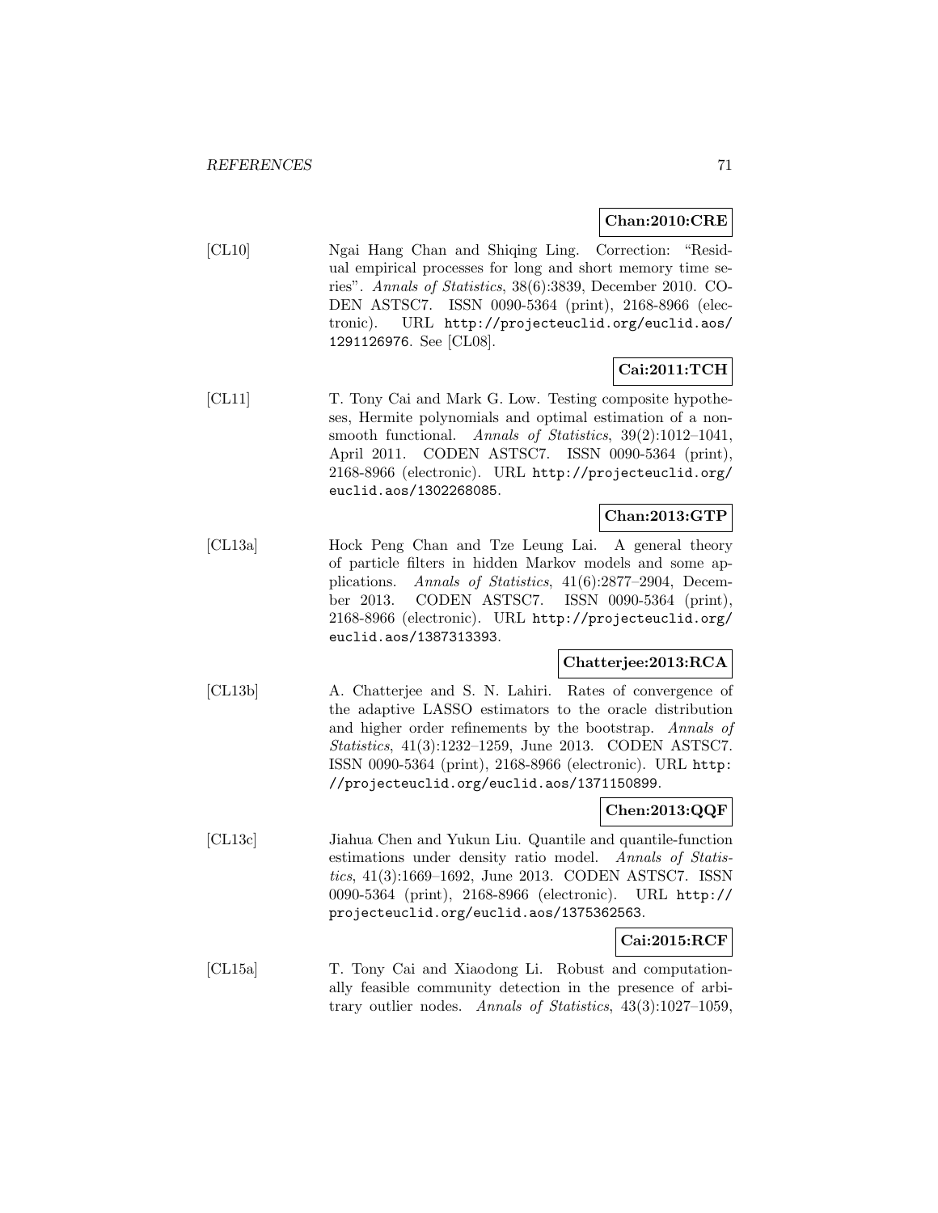**Chan:2010:CRE**

[CL10] Ngai Hang Chan and Shiqing Ling. Correction: "Residual empirical processes for long and short memory time series". *Annals of Statistics*, 38(6):3839, December 2010. CODEN ASTSC7. ISSN 0090-5364 (print), 2168-8966 (electronic). URL `http://projecteuclid.org/euclid.aos/1291126976`. See [CL08].

**Cai:2011:TCH**

[CL11] T. Tony Cai and Mark G. Low. Testing composite hypotheses, Hermite polynomials and optimal estimation of a nonsmooth functional. *Annals of Statistics*, 39(2):1012–1041, April 2011. CODEN ASTSC7. ISSN 0090-5364 (print), 2168-8966 (electronic). URL `http://projecteuclid.org/euclid.aos/1302268085`.

**Chan:2013:GTP**

[CL13a] Hock Peng Chan and Tze Leung Lai. A general theory of particle filters in hidden Markov models and some applications. *Annals of Statistics*, 41(6):2877–2904, December 2013. CODEN ASTSC7. ISSN 0090-5364 (print), 2168-8966 (electronic). URL `http://projecteuclid.org/euclid.aos/1387313393`.

**Chatterjee:2013:RCA**

[CL13b] A. Chatterjee and S. N. Lahiri. Rates of convergence of the adaptive LASSO estimators to the oracle distribution and higher order refinements by the bootstrap. *Annals of Statistics*, 41(3):1232–1259, June 2013. CODEN ASTSC7. ISSN 0090-5364 (print), 2168-8966 (electronic). URL `http://projecteuclid.org/euclid.aos/1371150899`.

**Chen:2013:QQF**

[CL13c] Jiahua Chen and Yukun Liu. Quantile and quantile-function estimations under density ratio model. *Annals of Statistics*, 41(3):1669–1692, June 2013. CODEN ASTSC7. ISSN 0090-5364 (print), 2168-8966 (electronic). URL `http://projecteuclid.org/euclid.aos/1375362563`.

**Cai:2015:RCF**

[CL15a] T. Tony Cai and Xiaodong Li. Robust and computationally feasible community detection in the presence of arbitrary outlier nodes. *Annals of Statistics*, 43(3):1027–1059,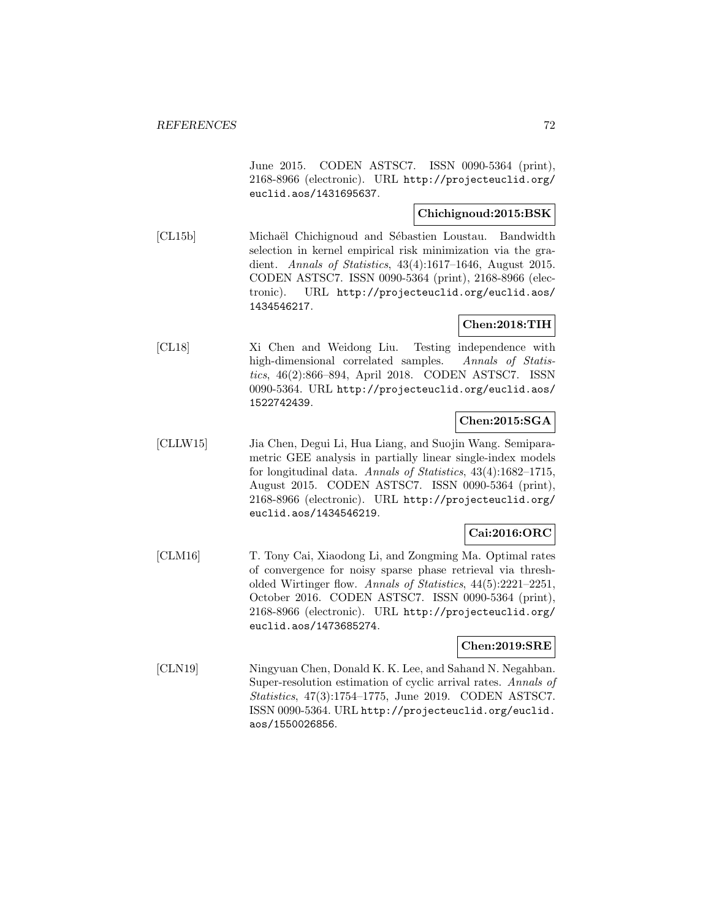June 2015. CODEN ASTSC7. ISSN 0090-5364 (print), 2168-8966 (electronic). URL http://projecteuclid.org/euclid.aos/1431695637.

**Chichignoud:2015:BSK**

[CL15b] Michaël Chichignoud and Sébastien Loustau. Bandwidth selection in kernel empirical risk minimization via the gradient. *Annals of Statistics*, 43(4):1617–1646, August 2015. CODEN ASTSC7. ISSN 0090-5364 (print), 2168-8966 (electronic). URL http://projecteuclid.org/euclid.aos/1434546217.

**Chen:2018:TIH**

[CL18] Xi Chen and Weidong Liu. Testing independence with high-dimensional correlated samples. *Annals of Statistics*, 46(2):866–894, April 2018. CODEN ASTSC7. ISSN 0090-5364. URL http://projecteuclid.org/euclid.aos/1522742439.

**Chen:2015:SGA**

[CLLW15] Jia Chen, Degui Li, Hua Liang, and Suojin Wang. Semiparametric GEE analysis in partially linear single-index models for longitudinal data. *Annals of Statistics*, 43(4):1682–1715, August 2015. CODEN ASTSC7. ISSN 0090-5364 (print), 2168-8966 (electronic). URL http://projecteuclid.org/euclid.aos/1434546219.

**Cai:2016:ORC**

[CLM16] T. Tony Cai, Xiaodong Li, and Zongming Ma. Optimal rates of convergence for noisy sparse phase retrieval via thresholded Wirtinger flow. *Annals of Statistics*, 44(5):2221–2251, October 2016. CODEN ASTSC7. ISSN 0090-5364 (print), 2168-8966 (electronic). URL http://projecteuclid.org/euclid.aos/1473685274.

**Chen:2019:SRE**

[CLN19] Ningyuan Chen, Donald K. K. Lee, and Sahand N. Negahban. Super-resolution estimation of cyclic arrival rates. *Annals of Statistics*, 47(3):1754–1775, June 2019. CODEN ASTSC7. ISSN 0090-5364. URL http://projecteuclid.org/euclid.aos/1550026856.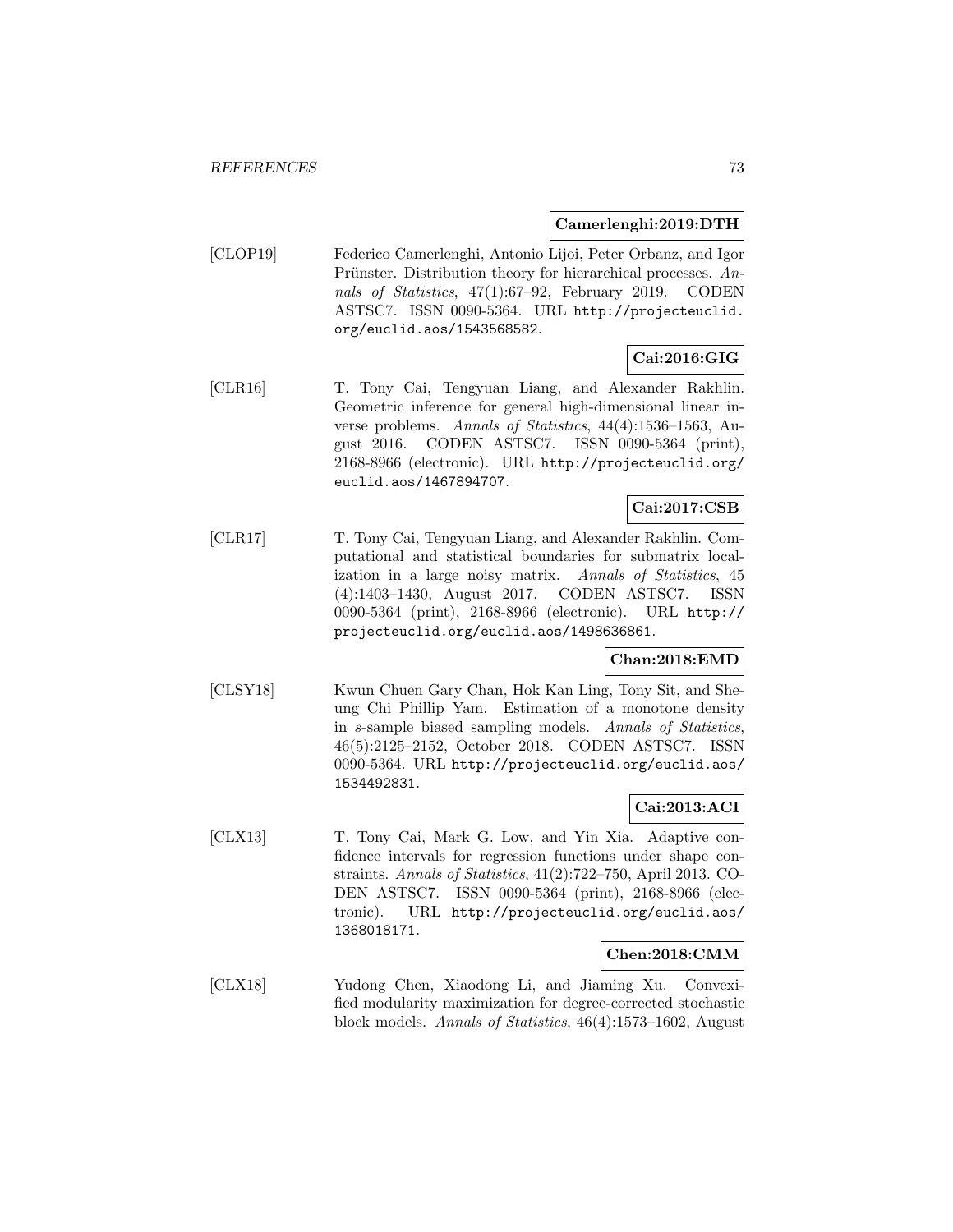**Camerlenghi:2019:DTH**

[CLOP19] Federico Camerlenghi, Antonio Lijoi, Peter Orbanz, and Igor Prünster. Distribution theory for hierarchical processes. *Annals of Statistics*, 47(1):67–92, February 2019. CODEN ASTSC7. ISSN 0090-5364. URL http://projecteuclid.org/euclid.aos/1543568582.

**Cai:2016:GIG**

[CLR16] T. Tony Cai, Tengyuan Liang, and Alexander Rakhlin. Geometric inference for general high-dimensional linear inverse problems. *Annals of Statistics*, 44(4):1536–1563, August 2016. CODEN ASTSC7. ISSN 0090-5364 (print), 2168-8966 (electronic). URL http://projecteuclid.org/euclid.aos/1467894707.

**Cai:2017:CSB**

[CLR17] T. Tony Cai, Tengyuan Liang, and Alexander Rakhlin. Computational and statistical boundaries for submatrix localization in a large noisy matrix. *Annals of Statistics*, 45 (4):1403–1430, August 2017. CODEN ASTSC7. ISSN 0090-5364 (print), 2168-8966 (electronic). URL http://projecteuclid.org/euclid.aos/1498636861.

**Chan:2018:EMD**

[CLSY18] Kwun Chuen Gary Chan, Hok Kan Ling, Tony Sit, and Sheung Chi Phillip Yam. Estimation of a monotone density in $s$-sample biased sampling models. *Annals of Statistics*, 46(5):2125–2152, October 2018. CODEN ASTSC7. ISSN 0090-5364. URL http://projecteuclid.org/euclid.aos/1534492831.

**Cai:2013:ACI**

[CLX13] T. Tony Cai, Mark G. Low, and Yin Xia. Adaptive confidence intervals for regression functions under shape constraints. *Annals of Statistics*, 41(2):722–750, April 2013. CODEN ASTSC7. ISSN 0090-5364 (print), 2168-8966 (electronic). URL http://projecteuclid.org/euclid.aos/1368018171.

**Chen:2018:CMM**

[CLX18] Yudong Chen, Xiaodong Li, and Jiaming Xu. Convexified modularity maximization for degree-corrected stochastic block models. *Annals of Statistics*, 46(4):1573–1602, August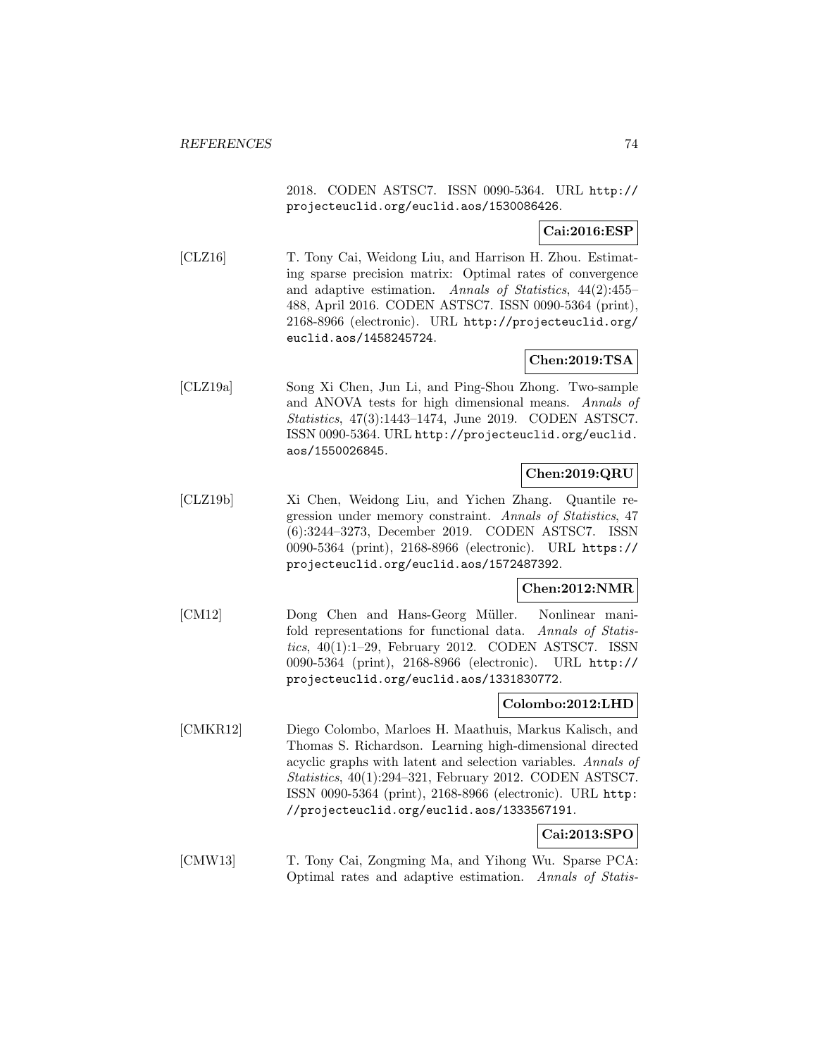2018. CODEN ASTSC7. ISSN 0090-5364. URL http://projecteuclid.org/euclid.aos/1530086426.

**Cai:2016:ESP**

[CLZ16] T. Tony Cai, Weidong Liu, and Harrison H. Zhou. Estimating sparse precision matrix: Optimal rates of convergence and adaptive estimation. *Annals of Statistics*, 44(2):455–488, April 2016. CODEN ASTSC7. ISSN 0090-5364 (print), 2168-8966 (electronic). URL http://projecteuclid.org/euclid.aos/1458245724.

**Chen:2019:TSA**

[CLZ19a] Song Xi Chen, Jun Li, and Ping-Shou Zhong. Two-sample and ANOVA tests for high dimensional means. *Annals of Statistics*, 47(3):1443–1474, June 2019. CODEN ASTSC7. ISSN 0090-5364. URL http://projecteuclid.org/euclid.aos/1550026845.

**Chen:2019:QRU**

[CLZ19b] Xi Chen, Weidong Liu, and Yichen Zhang. Quantile regression under memory constraint. *Annals of Statistics*, 47 (6):3244–3273, December 2019. CODEN ASTSC7. ISSN 0090-5364 (print), 2168-8966 (electronic). URL https://projecteuclid.org/euclid.aos/1572487392.

**Chen:2012:NMR**

[CM12] Dong Chen and Hans-Georg Müller. Nonlinear manifold representations for functional data. *Annals of Statistics*, 40(1):1–29, February 2012. CODEN ASTSC7. ISSN 0090-5364 (print), 2168-8966 (electronic). URL http://projecteuclid.org/euclid.aos/1331830772.

**Colombo:2012:LHD**

[CMKR12] Diego Colombo, Marloes H. Maathuis, Markus Kalisch, and Thomas S. Richardson. Learning high-dimensional directed acyclic graphs with latent and selection variables. *Annals of Statistics*, 40(1):294–321, February 2012. CODEN ASTSC7. ISSN 0090-5364 (print), 2168-8966 (electronic). URL http://projecteuclid.org/euclid.aos/1333567191.

**Cai:2013:SPO**

[CMW13] T. Tony Cai, Zongming Ma, and Yihong Wu. Sparse PCA: Optimal rates and adaptive estimation. *Annals of Statis-*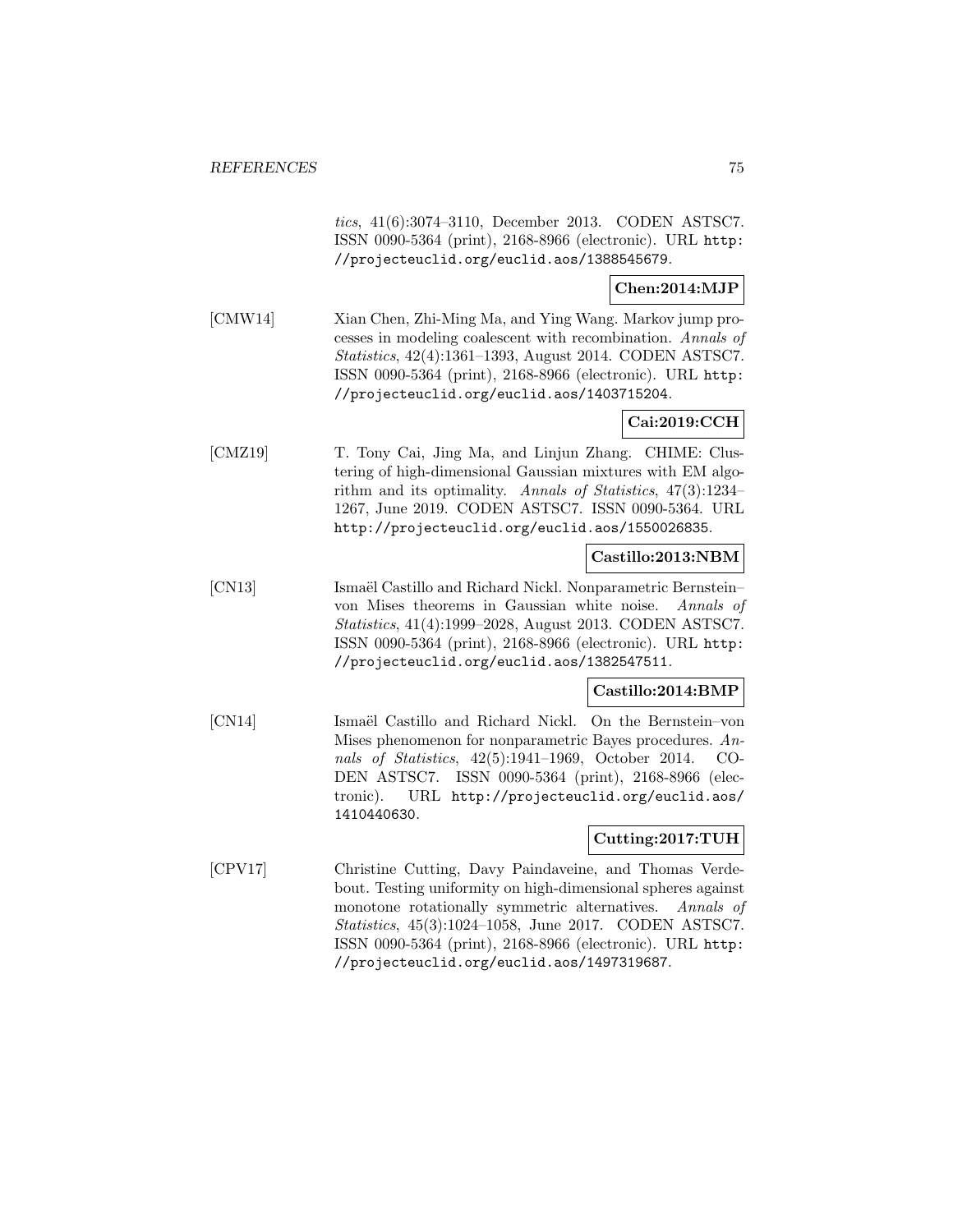*tics*, 41(6):3074–3110, December 2013. CODEN ASTSC7. ISSN 0090-5364 (print), 2168-8966 (electronic). URL http://projecteuclid.org/euclid.aos/1388545679.

**Chen:2014:MJP**

[CMW14] Xian Chen, Zhi-Ming Ma, and Ying Wang. Markov jump processes in modeling coalescent with recombination. *Annals of Statistics*, 42(4):1361–1393, August 2014. CODEN ASTSC7. ISSN 0090-5364 (print), 2168-8966 (electronic). URL http://projecteuclid.org/euclid.aos/1403715204.

**Cai:2019:CCH**

[CMZ19] T. Tony Cai, Jing Ma, and Linjun Zhang. CHIME: Clustering of high-dimensional Gaussian mixtures with EM algorithm and its optimality. *Annals of Statistics*, 47(3):1234–1267, June 2019. CODEN ASTSC7. ISSN 0090-5364. URL http://projecteuclid.org/euclid.aos/1550026835.

**Castillo:2013:NBM**

[CN13] Ismaël Castillo and Richard Nickl. Nonparametric Bernstein–von Mises theorems in Gaussian white noise. *Annals of Statistics*, 41(4):1999–2028, August 2013. CODEN ASTSC7. ISSN 0090-5364 (print), 2168-8966 (electronic). URL http://projecteuclid.org/euclid.aos/1382547511.

**Castillo:2014:BMP**

[CN14] Ismaël Castillo and Richard Nickl. On the Bernstein–von Mises phenomenon for nonparametric Bayes procedures. *Annals of Statistics*, 42(5):1941–1969, October 2014. CODEN ASTSC7. ISSN 0090-5364 (print), 2168-8966 (electronic). URL http://projecteuclid.org/euclid.aos/1410440630.

**Cutting:2017:TUH**

[CPV17] Christine Cutting, Davy Paindaveine, and Thomas Verdebout. Testing uniformity on high-dimensional spheres against monotone rotationally symmetric alternatives. *Annals of Statistics*, 45(3):1024–1058, June 2017. CODEN ASTSC7. ISSN 0090-5364 (print), 2168-8966 (electronic). URL http://projecteuclid.org/euclid.aos/1497319687.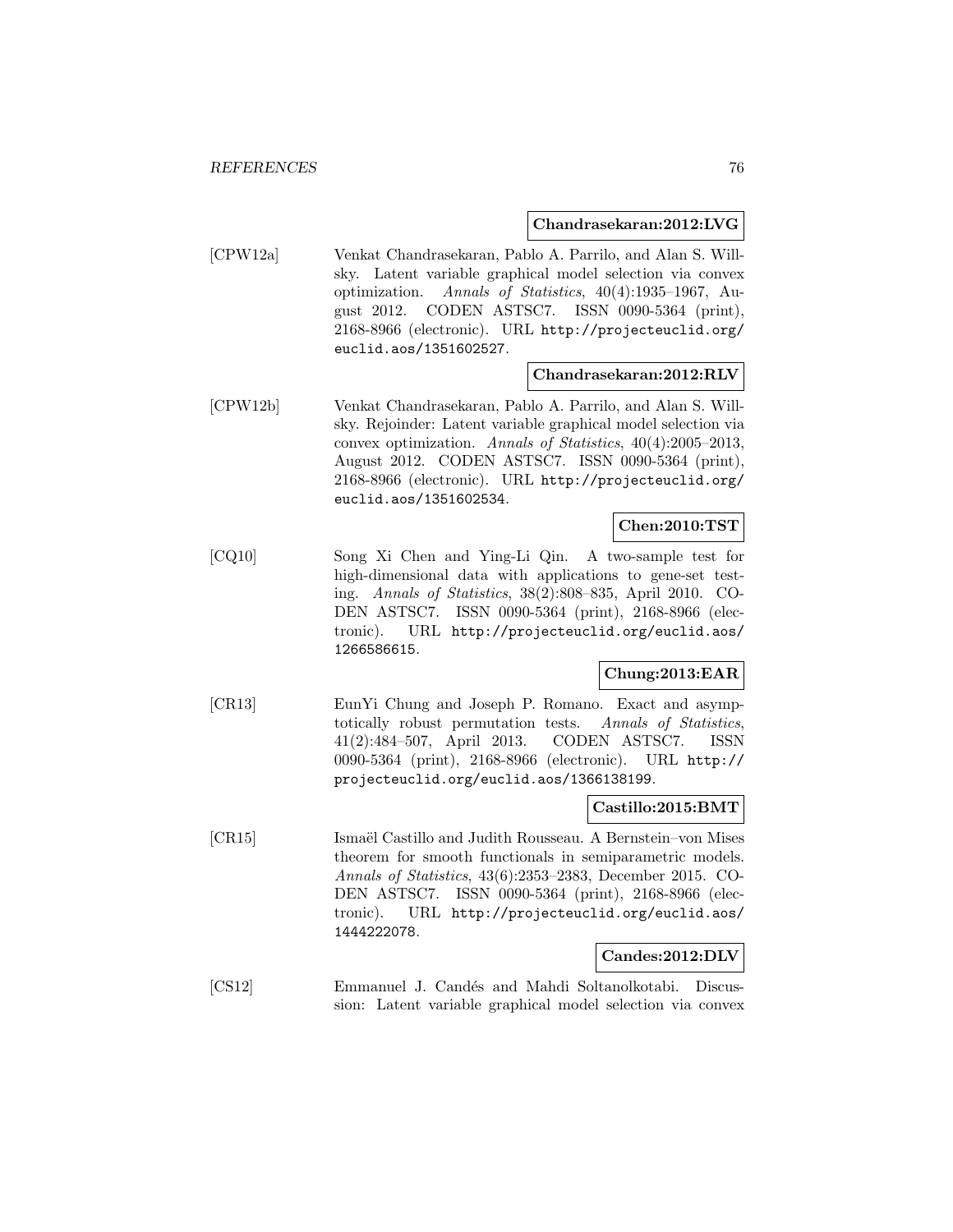**Chandrasekaran:2012:LVG**

[CPW12a] Venkat Chandrasekaran, Pablo A. Parrilo, and Alan S. Willsky. Latent variable graphical model selection via convex optimization. *Annals of Statistics*, 40(4):1935–1967, August 2012. CODEN ASTSC7. ISSN 0090-5364 (print), 2168-8966 (electronic). URL http://projecteuclid.org/euclid.aos/1351602527.

**Chandrasekaran:2012:RLV**

[CPW12b] Venkat Chandrasekaran, Pablo A. Parrilo, and Alan S. Willsky. Rejoinder: Latent variable graphical model selection via convex optimization. *Annals of Statistics*, 40(4):2005–2013, August 2012. CODEN ASTSC7. ISSN 0090-5364 (print), 2168-8966 (electronic). URL http://projecteuclid.org/euclid.aos/1351602534.

**Chen:2010:TST**

[CQ10] Song Xi Chen and Ying-Li Qin. A two-sample test for high-dimensional data with applications to gene-set testing. *Annals of Statistics*, 38(2):808–835, April 2010. CODEN ASTSC7. ISSN 0090-5364 (print), 2168-8966 (electronic). URL http://projecteuclid.org/euclid.aos/1266586615.

**Chung:2013:EAR**

[CR13] EunYi Chung and Joseph P. Romano. Exact and asymptotically robust permutation tests. *Annals of Statistics*, 41(2):484–507, April 2013. CODEN ASTSC7. ISSN 0090-5364 (print), 2168-8966 (electronic). URL http://projecteuclid.org/euclid.aos/1366138199.

**Castillo:2015:BMT**

[CR15] Ismaël Castillo and Judith Rousseau. A Bernstein–von Mises theorem for smooth functionals in semiparametric models. *Annals of Statistics*, 43(6):2353–2383, December 2015. CODEN ASTSC7. ISSN 0090-5364 (print), 2168-8966 (electronic). URL http://projecteuclid.org/euclid.aos/1444222078.

**Candes:2012:DLV**

[CS12] Emmanuel J. Candés and Mahdi Soltanolkotabi. Discussion: Latent variable graphical model selection via convex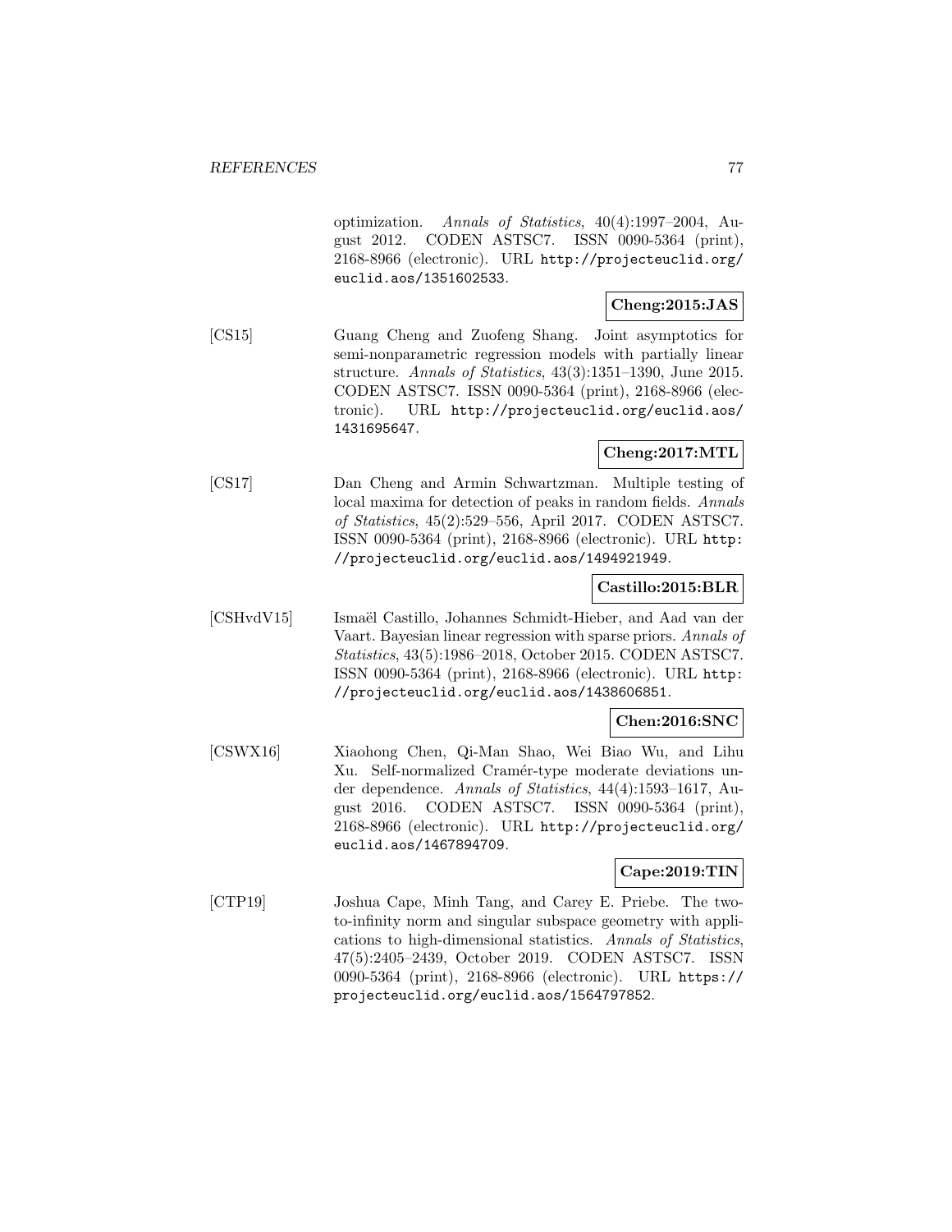optimization. *Annals of Statistics*, 40(4):1997–2004, August 2012. CODEN ASTSC7. ISSN 0090-5364 (print), 2168-8966 (electronic). URL http://projecteuclid.org/euclid.aos/1351602533.

**Cheng:2015:JAS**

[CS15] Guang Cheng and Zuofeng Shang. Joint asymptotics for semi-nonparametric regression models with partially linear structure. *Annals of Statistics*, 43(3):1351–1390, June 2015. CODEN ASTSC7. ISSN 0090-5364 (print), 2168-8966 (electronic). URL http://projecteuclid.org/euclid.aos/1431695647.

**Cheng:2017:MTL**

[CS17] Dan Cheng and Armin Schwartzman. Multiple testing of local maxima for detection of peaks in random fields. *Annals of Statistics*, 45(2):529–556, April 2017. CODEN ASTSC7. ISSN 0090-5364 (print), 2168-8966 (electronic). URL http://projecteuclid.org/euclid.aos/1494921949.

**Castillo:2015:BLR**

[CSHvdV15] Ismaël Castillo, Johannes Schmidt-Hieber, and Aad van der Vaart. Bayesian linear regression with sparse priors. *Annals of Statistics*, 43(5):1986–2018, October 2015. CODEN ASTSC7. ISSN 0090-5364 (print), 2168-8966 (electronic). URL http://projecteuclid.org/euclid.aos/1438606851.

**Chen:2016:SNC**

[CSWX16] Xiaohong Chen, Qi-Man Shao, Wei Biao Wu, and Lihu Xu. Self-normalized Cramér-type moderate deviations under dependence. *Annals of Statistics*, 44(4):1593–1617, August 2016. CODEN ASTSC7. ISSN 0090-5364 (print), 2168-8966 (electronic). URL http://projecteuclid.org/euclid.aos/1467894709.

**Cape:2019:TIN**

[CTP19] Joshua Cape, Minh Tang, and Carey E. Priebe. The two-to-infinity norm and singular subspace geometry with applications to high-dimensional statistics. *Annals of Statistics*, 47(5):2405–2439, October 2019. CODEN ASTSC7. ISSN 0090-5364 (print), 2168-8966 (electronic). URL https://projecteuclid.org/euclid.aos/1564797852.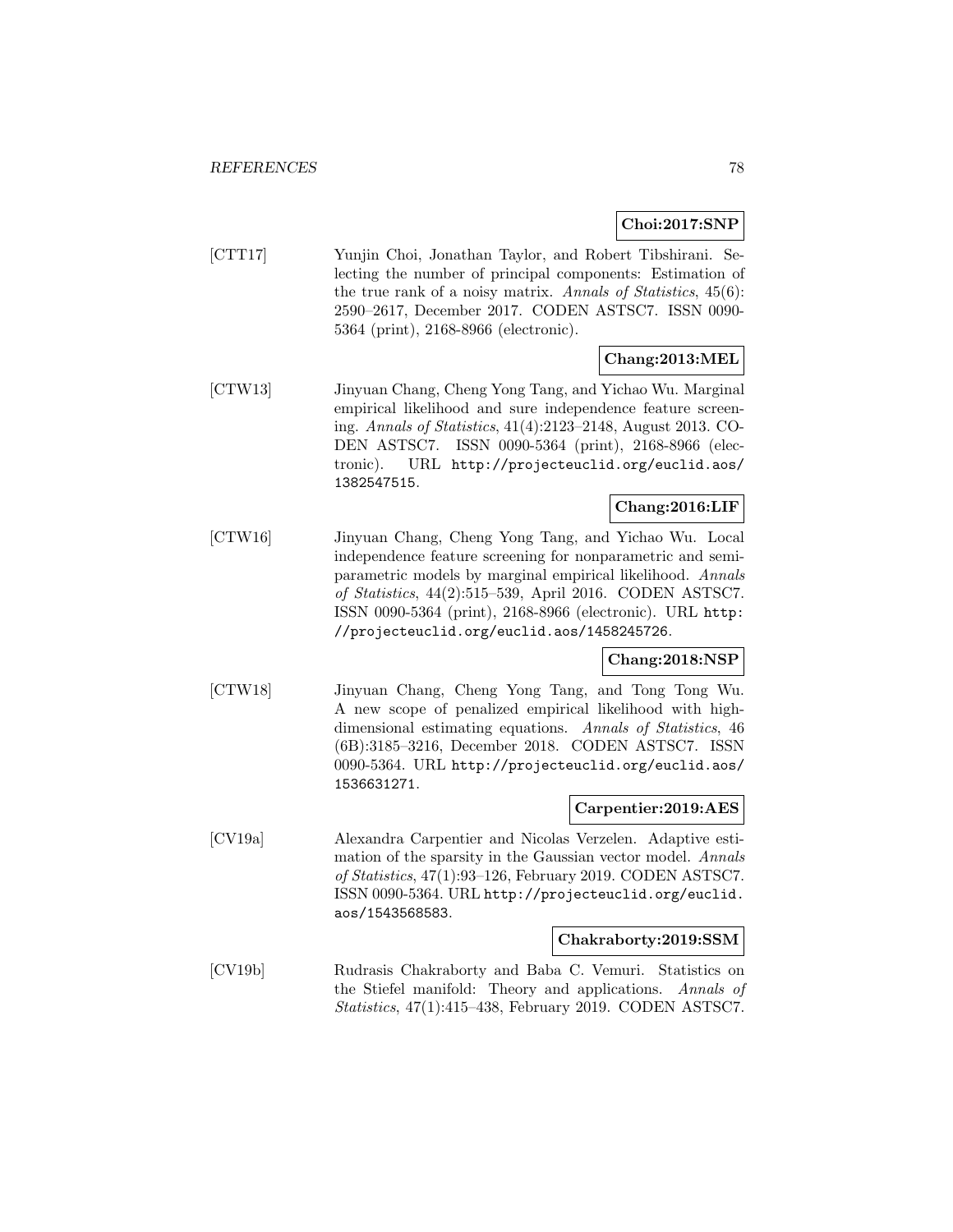**Choi:2017:SNP**

[CTT17] Yunjin Choi, Jonathan Taylor, and Robert Tibshirani. Selecting the number of principal components: Estimation of the true rank of a noisy matrix. *Annals of Statistics*, 45(6): 2590–2617, December 2017. CODEN ASTSC7. ISSN 0090-5364 (print), 2168-8966 (electronic).

**Chang:2013:MEL**

[CTW13] Jinyuan Chang, Cheng Yong Tang, and Yichao Wu. Marginal empirical likelihood and sure independence feature screening. *Annals of Statistics*, 41(4):2123–2148, August 2013. CODEN ASTSC7. ISSN 0090-5364 (print), 2168-8966 (electronic). URL http://projecteuclid.org/euclid.aos/1382547515.

**Chang:2016:LIF**

[CTW16] Jinyuan Chang, Cheng Yong Tang, and Yichao Wu. Local independence feature screening for nonparametric and semiparametric models by marginal empirical likelihood. *Annals of Statistics*, 44(2):515–539, April 2016. CODEN ASTSC7. ISSN 0090-5364 (print), 2168-8966 (electronic). URL http://projecteuclid.org/euclid.aos/1458245726.

**Chang:2018:NSP**

[CTW18] Jinyuan Chang, Cheng Yong Tang, and Tong Tong Wu. A new scope of penalized empirical likelihood with high-dimensional estimating equations. *Annals of Statistics*, 46 (6B):3185–3216, December 2018. CODEN ASTSC7. ISSN 0090-5364. URL http://projecteuclid.org/euclid.aos/1536631271.

**Carpentier:2019:AES**

[CV19a] Alexandra Carpentier and Nicolas Verzelen. Adaptive estimation of the sparsity in the Gaussian vector model. *Annals of Statistics*, 47(1):93–126, February 2019. CODEN ASTSC7. ISSN 0090-5364. URL http://projecteuclid.org/euclid.aos/1543568583.

**Chakraborty:2019:SSM**

[CV19b] Rudrasis Chakraborty and Baba C. Vemuri. Statistics on the Stiefel manifold: Theory and applications. *Annals of Statistics*, 47(1):415–438, February 2019. CODEN ASTSC7.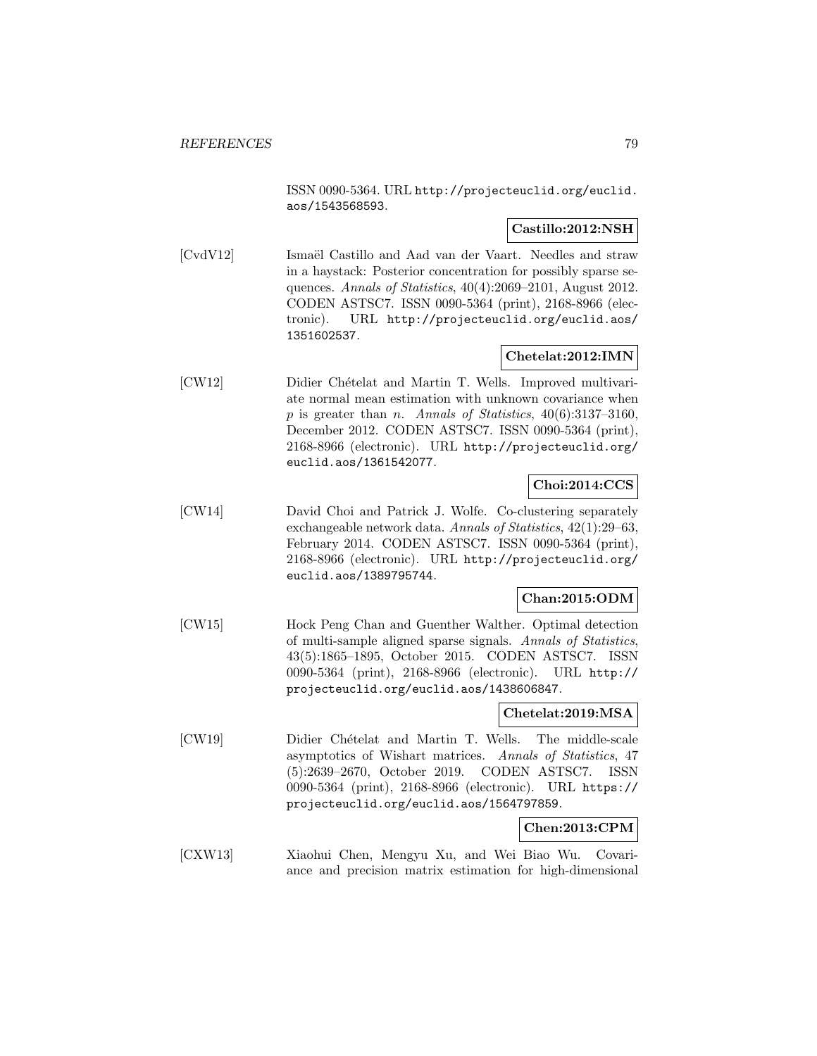ISSN 0090-5364. URL http://projecteuclid.org/euclid.aos/1543568593.

**Castillo:2012:NSH**

[CvdV12] Ismaël Castillo and Aad van der Vaart. Needles and straw in a haystack: Posterior concentration for possibly sparse sequences. *Annals of Statistics*, 40(4):2069–2101, August 2012. CODEN ASTSC7. ISSN 0090-5364 (print), 2168-8966 (electronic). URL http://projecteuclid.org/euclid.aos/1351602537.

**Chetelat:2012:IMN**

[CW12] Didier Chételat and Martin T. Wells. Improved multivariate normal mean estimation with unknown covariance when $p$ is greater than $n$. *Annals of Statistics*, 40(6):3137–3160, December 2012. CODEN ASTSC7. ISSN 0090-5364 (print), 2168-8966 (electronic). URL http://projecteuclid.org/euclid.aos/1361542077.

**Choi:2014:CCS**

[CW14] David Choi and Patrick J. Wolfe. Co-clustering separately exchangeable network data. *Annals of Statistics*, 42(1):29–63, February 2014. CODEN ASTSC7. ISSN 0090-5364 (print), 2168-8966 (electronic). URL http://projecteuclid.org/euclid.aos/1389795744.

**Chan:2015:ODM**

[CW15] Hock Peng Chan and Guenther Walther. Optimal detection of multi-sample aligned sparse signals. *Annals of Statistics*, 43(5):1865–1895, October 2015. CODEN ASTSC7. ISSN 0090-5364 (print), 2168-8966 (electronic). URL http://projecteuclid.org/euclid.aos/1438606847.

**Chetelat:2019:MSA**

[CW19] Didier Chételat and Martin T. Wells. The middle-scale asymptotics of Wishart matrices. *Annals of Statistics*, 47 (5):2639–2670, October 2019. CODEN ASTSC7. ISSN 0090-5364 (print), 2168-8966 (electronic). URL https://projecteuclid.org/euclid.aos/1564797859.

**Chen:2013:CPM**

[CXW13] Xiaohui Chen, Mengyu Xu, and Wei Biao Wu. Covariance and precision matrix estimation for high-dimensional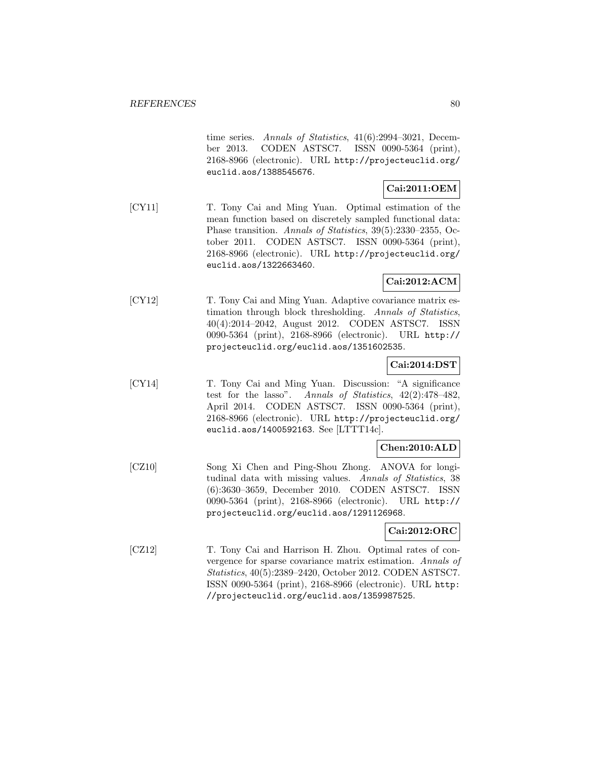time series. *Annals of Statistics*, 41(6):2994–3021, December 2013. CODEN ASTSC7. ISSN 0090-5364 (print), 2168-8966 (electronic). URL http://projecteuclid.org/euclid.aos/1388545676.

**Cai:2011:OEM**

[CY11] T. Tony Cai and Ming Yuan. Optimal estimation of the mean function based on discretely sampled functional data: Phase transition. *Annals of Statistics*, 39(5):2330–2355, October 2011. CODEN ASTSC7. ISSN 0090-5364 (print), 2168-8966 (electronic). URL http://projecteuclid.org/euclid.aos/1322663460.

**Cai:2012:ACM**

[CY12] T. Tony Cai and Ming Yuan. Adaptive covariance matrix estimation through block thresholding. *Annals of Statistics*, 40(4):2014–2042, August 2012. CODEN ASTSC7. ISSN 0090-5364 (print), 2168-8966 (electronic). URL http://projecteuclid.org/euclid.aos/1351602535.

**Cai:2014:DST**

[CY14] T. Tony Cai and Ming Yuan. Discussion: "A significance test for the lasso". *Annals of Statistics*, 42(2):478–482, April 2014. CODEN ASTSC7. ISSN 0090-5364 (print), 2168-8966 (electronic). URL http://projecteuclid.org/euclid.aos/1400592163. See [LTTT14c].

**Chen:2010:ALD**

[CZ10] Song Xi Chen and Ping-Shou Zhong. ANOVA for longitudinal data with missing values. *Annals of Statistics*, 38 (6):3630–3659, December 2010. CODEN ASTSC7. ISSN 0090-5364 (print), 2168-8966 (electronic). URL http://projecteuclid.org/euclid.aos/1291126968.

**Cai:2012:ORC**

[CZ12] T. Tony Cai and Harrison H. Zhou. Optimal rates of convergence for sparse covariance matrix estimation. *Annals of Statistics*, 40(5):2389–2420, October 2012. CODEN ASTSC7. ISSN 0090-5364 (print), 2168-8966 (electronic). URL http://projecteuclid.org/euclid.aos/1359987525.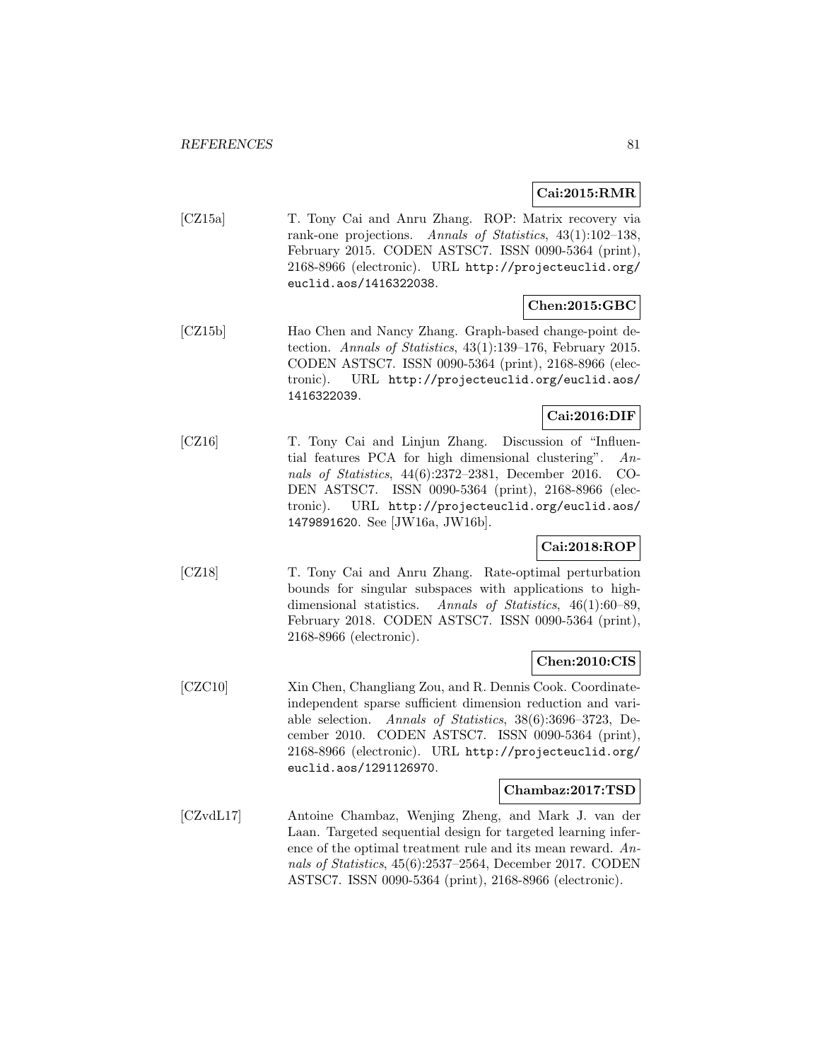**Cai:2015:RMR**

[CZ15a] T. Tony Cai and Anru Zhang. ROP: Matrix recovery via rank-one projections. *Annals of Statistics*, 43(1):102–138, February 2015. CODEN ASTSC7. ISSN 0090-5364 (print), 2168-8966 (electronic). URL `http://projecteuclid.org/euclid.aos/1416322038`.

**Chen:2015:GBC**

[CZ15b] Hao Chen and Nancy Zhang. Graph-based change-point detection. *Annals of Statistics*, 43(1):139–176, February 2015. CODEN ASTSC7. ISSN 0090-5364 (print), 2168-8966 (electronic). URL `http://projecteuclid.org/euclid.aos/1416322039`.

**Cai:2016:DIF**

[CZ16] T. Tony Cai and Linjun Zhang. Discussion of "Influential features PCA for high dimensional clustering". *Annals of Statistics*, 44(6):2372–2381, December 2016. CODEN ASTSC7. ISSN 0090-5364 (print), 2168-8966 (electronic). URL `http://projecteuclid.org/euclid.aos/1479891620`. See [JW16a, JW16b].

**Cai:2018:ROP**

[CZ18] T. Tony Cai and Anru Zhang. Rate-optimal perturbation bounds for singular subspaces with applications to high-dimensional statistics. *Annals of Statistics*, 46(1):60–89, February 2018. CODEN ASTSC7. ISSN 0090-5364 (print), 2168-8966 (electronic).

**Chen:2010:CIS**

[CZC10] Xin Chen, Changliang Zou, and R. Dennis Cook. Coordinate-independent sparse sufficient dimension reduction and variable selection. *Annals of Statistics*, 38(6):3696–3723, December 2010. CODEN ASTSC7. ISSN 0090-5364 (print), 2168-8966 (electronic). URL `http://projecteuclid.org/euclid.aos/1291126970`.

**Chambaz:2017:TSD**

[CZvdL17] Antoine Chambaz, Wenjing Zheng, and Mark J. van der Laan. Targeted sequential design for targeted learning inference of the optimal treatment rule and its mean reward. *Annals of Statistics*, 45(6):2537–2564, December 2017. CODEN ASTSC7. ISSN 0090-5364 (print), 2168-8966 (electronic).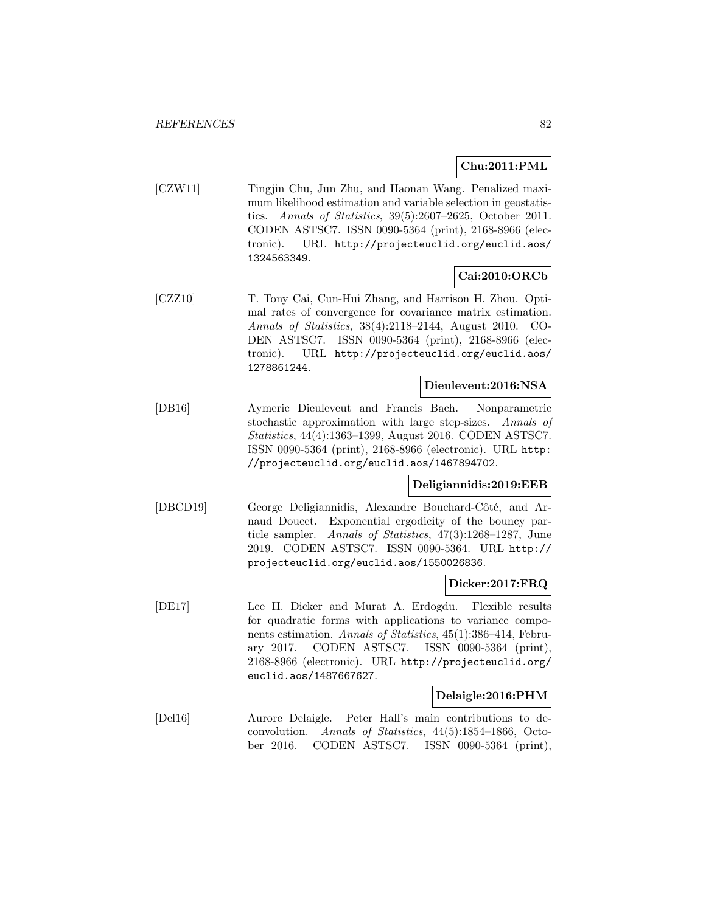**Chu:2011:PML**

[CZW11] Tingjin Chu, Jun Zhu, and Haonan Wang. Penalized maximum likelihood estimation and variable selection in geostatistics. *Annals of Statistics*, 39(5):2607–2625, October 2011. CODEN ASTSC7. ISSN 0090-5364 (print), 2168-8966 (electronic). URL http://projecteuclid.org/euclid.aos/1324563349.

**Cai:2010:ORCb**

[CZZ10] T. Tony Cai, Cun-Hui Zhang, and Harrison H. Zhou. Optimal rates of convergence for covariance matrix estimation. *Annals of Statistics*, 38(4):2118–2144, August 2010. CODEN ASTSC7. ISSN 0090-5364 (print), 2168-8966 (electronic). URL http://projecteuclid.org/euclid.aos/1278861244.

**Dieuleveut:2016:NSA**

[DB16] Aymeric Dieuleveut and Francis Bach. Nonparametric stochastic approximation with large step-sizes. *Annals of Statistics*, 44(4):1363–1399, August 2016. CODEN ASTSC7. ISSN 0090-5364 (print), 2168-8966 (electronic). URL http://projecteuclid.org/euclid.aos/1467894702.

**Deligiannidis:2019:EEB**

[DBCD19] George Deligiannidis, Alexandre Bouchard-Côté, and Arnaud Doucet. Exponential ergodicity of the bouncy particle sampler. *Annals of Statistics*, 47(3):1268–1287, June 2019. CODEN ASTSC7. ISSN 0090-5364. URL http://projecteuclid.org/euclid.aos/1550026836.

**Dicker:2017:FRQ**

[DE17] Lee H. Dicker and Murat A. Erdogdu. Flexible results for quadratic forms with applications to variance components estimation. *Annals of Statistics*, 45(1):386–414, February 2017. CODEN ASTSC7. ISSN 0090-5364 (print), 2168-8966 (electronic). URL http://projecteuclid.org/euclid.aos/1487667627.

**Delaigle:2016:PHM**

[Del16] Aurore Delaigle. Peter Hall's main contributions to deconvolution. *Annals of Statistics*, 44(5):1854–1866, October 2016. CODEN ASTSC7. ISSN 0090-5364 (print),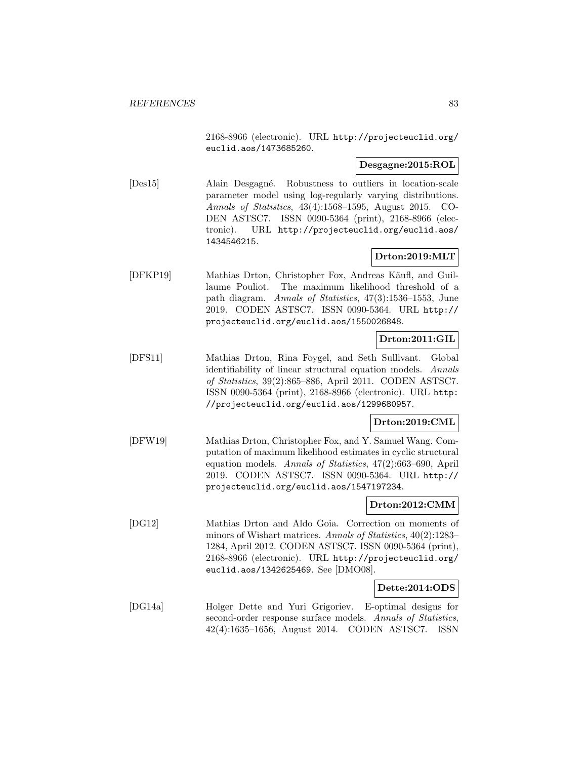2168-8966 (electronic). URL http://projecteuclid.org/euclid.aos/1473685260.

**Desgagne:2015:ROL**

[Des15] Alain Desgagné. Robustness to outliers in location-scale parameter model using log-regularly varying distributions. *Annals of Statistics*, 43(4):1568–1595, August 2015. CODEN ASTSC7. ISSN 0090-5364 (print), 2168-8966 (electronic). URL http://projecteuclid.org/euclid.aos/1434546215.

**Drton:2019:MLT**

[DFKP19] Mathias Drton, Christopher Fox, Andreas Käufl, and Guillaume Pouliot. The maximum likelihood threshold of a path diagram. *Annals of Statistics*, 47(3):1536–1553, June 2019. CODEN ASTSC7. ISSN 0090-5364. URL http://projecteuclid.org/euclid.aos/1550026848.

**Drton:2011:GIL**

[DFS11] Mathias Drton, Rina Foygel, and Seth Sullivant. Global identifiability of linear structural equation models. *Annals of Statistics*, 39(2):865–886, April 2011. CODEN ASTSC7. ISSN 0090-5364 (print), 2168-8966 (electronic). URL http://projecteuclid.org/euclid.aos/1299680957.

**Drton:2019:CML**

[DFW19] Mathias Drton, Christopher Fox, and Y. Samuel Wang. Computation of maximum likelihood estimates in cyclic structural equation models. *Annals of Statistics*, 47(2):663–690, April 2019. CODEN ASTSC7. ISSN 0090-5364. URL http://projecteuclid.org/euclid.aos/1547197234.

**Drton:2012:CMM**

[DG12] Mathias Drton and Aldo Goia. Correction on moments of minors of Wishart matrices. *Annals of Statistics*, 40(2):1283–1284, April 2012. CODEN ASTSC7. ISSN 0090-5364 (print), 2168-8966 (electronic). URL http://projecteuclid.org/euclid.aos/1342625469. See [DMO08].

**Dette:2014:ODS**

[DG14a] Holger Dette and Yuri Grigoriev. E-optimal designs for second-order response surface models. *Annals of Statistics*, 42(4):1635–1656, August 2014. CODEN ASTSC7. ISSN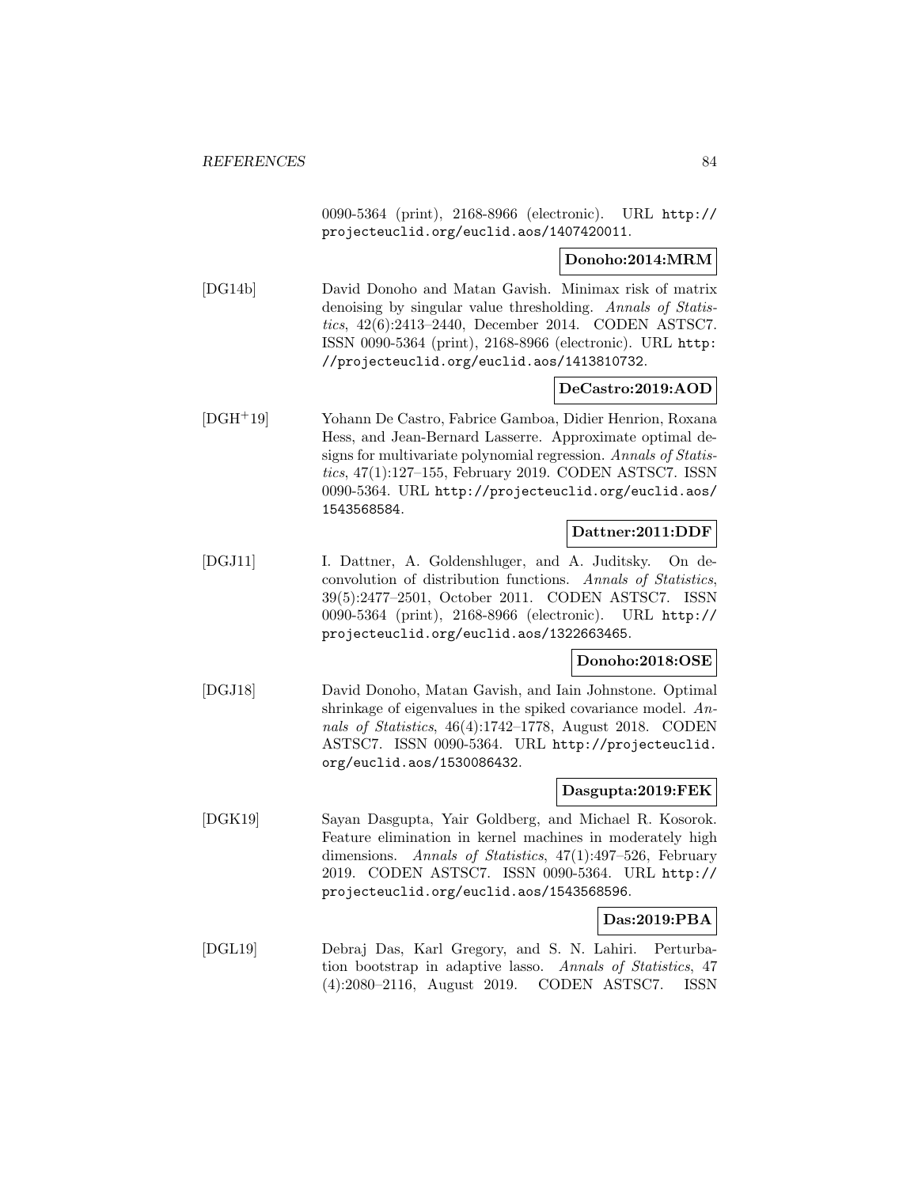0090-5364 (print), 2168-8966 (electronic). URL http://projecteuclid.org/euclid.aos/1407420011.

**Donoho:2014:MRM**

[DG14b] David Donoho and Matan Gavish. Minimax risk of matrix denoising by singular value thresholding. *Annals of Statistics*, 42(6):2413–2440, December 2014. CODEN ASTSC7. ISSN 0090-5364 (print), 2168-8966 (electronic). URL http://projecteuclid.org/euclid.aos/1413810732.

**DeCastro:2019:AOD**

[DGH+19] Yohann De Castro, Fabrice Gamboa, Didier Henrion, Roxana Hess, and Jean-Bernard Lasserre. Approximate optimal designs for multivariate polynomial regression. *Annals of Statistics*, 47(1):127–155, February 2019. CODEN ASTSC7. ISSN 0090-5364. URL http://projecteuclid.org/euclid.aos/1543568584.

**Dattner:2011:DDF**

[DGJ11] I. Dattner, A. Goldenshluger, and A. Juditsky. On deconvolution of distribution functions. *Annals of Statistics*, 39(5):2477–2501, October 2011. CODEN ASTSC7. ISSN 0090-5364 (print), 2168-8966 (electronic). URL http://projecteuclid.org/euclid.aos/1322663465.

**Donoho:2018:OSE**

[DGJ18] David Donoho, Matan Gavish, and Iain Johnstone. Optimal shrinkage of eigenvalues in the spiked covariance model. *Annals of Statistics*, 46(4):1742–1778, August 2018. CODEN ASTSC7. ISSN 0090-5364. URL http://projecteuclid.org/euclid.aos/1530086432.

**Dasgupta:2019:FEK**

[DGK19] Sayan Dasgupta, Yair Goldberg, and Michael R. Kosorok. Feature elimination in kernel machines in moderately high dimensions. *Annals of Statistics*, 47(1):497–526, February 2019. CODEN ASTSC7. ISSN 0090-5364. URL http://projecteuclid.org/euclid.aos/1543568596.

**Das:2019:PBA**

[DGL19] Debraj Das, Karl Gregory, and S. N. Lahiri. Perturbation bootstrap in adaptive lasso. *Annals of Statistics*, 47(4):2080–2116, August 2019. CODEN ASTSC7. ISSN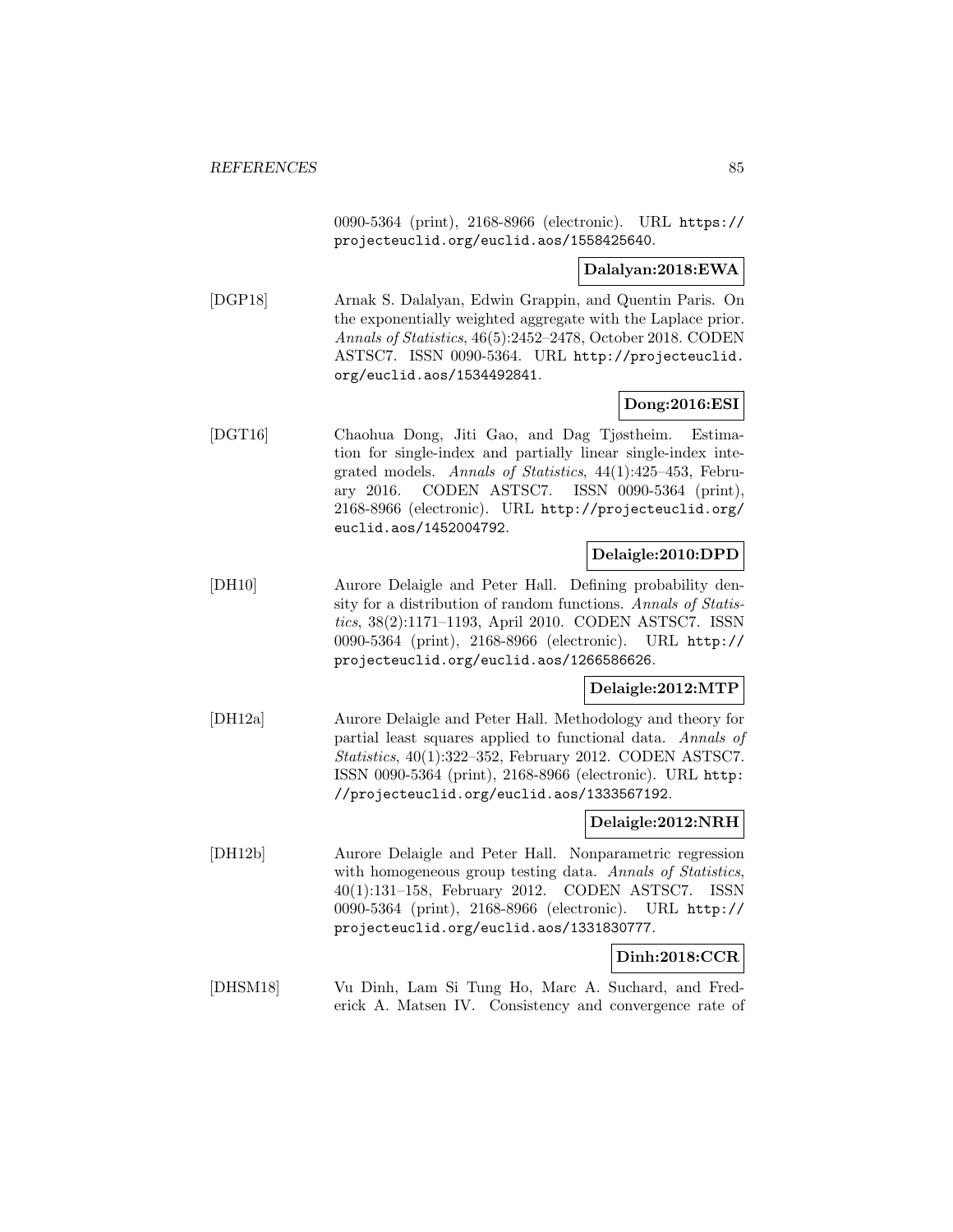0090-5364 (print), 2168-8966 (electronic). URL https://projecteuclid.org/euclid.aos/1558425640.

**Dalalyan:2018:EWA**

[DGP18] Arnak S. Dalalyan, Edwin Grappin, and Quentin Paris. On the exponentially weighted aggregate with the Laplace prior. *Annals of Statistics*, 46(5):2452–2478, October 2018. CODEN ASTSC7. ISSN 0090-5364. URL http://projecteuclid.org/euclid.aos/1534492841.

**Dong:2016:ESI**

[DGT16] Chaohua Dong, Jiti Gao, and Dag Tjøstheim. Estimation for single-index and partially linear single-index integrated models. *Annals of Statistics*, 44(1):425–453, February 2016. CODEN ASTSC7. ISSN 0090-5364 (print), 2168-8966 (electronic). URL http://projecteuclid.org/euclid.aos/1452004792.

**Delaigle:2010:DPD**

[DH10] Aurore Delaigle and Peter Hall. Defining probability density for a distribution of random functions. *Annals of Statistics*, 38(2):1171–1193, April 2010. CODEN ASTSC7. ISSN 0090-5364 (print), 2168-8966 (electronic). URL http://projecteuclid.org/euclid.aos/1266586626.

**Delaigle:2012:MTP**

[DH12a] Aurore Delaigle and Peter Hall. Methodology and theory for partial least squares applied to functional data. *Annals of Statistics*, 40(1):322–352, February 2012. CODEN ASTSC7. ISSN 0090-5364 (print), 2168-8966 (electronic). URL http://projecteuclid.org/euclid.aos/1333567192.

**Delaigle:2012:NRH**

[DH12b] Aurore Delaigle and Peter Hall. Nonparametric regression with homogeneous group testing data. *Annals of Statistics*, 40(1):131–158, February 2012. CODEN ASTSC7. ISSN 0090-5364 (print), 2168-8966 (electronic). URL http://projecteuclid.org/euclid.aos/1331830777.

**Dinh:2018:CCR**

[DHSM18] Vu Dinh, Lam Si Tung Ho, Marc A. Suchard, and Frederick A. Matsen IV. Consistency and convergence rate of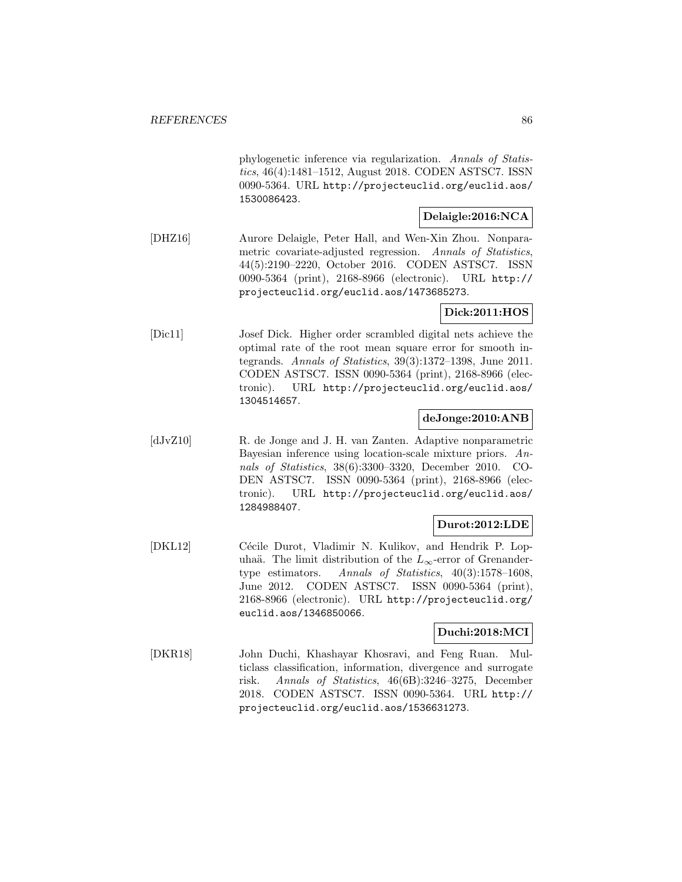phylogenetic inference via regularization. *Annals of Statistics*, 46(4):1481–1512, August 2018. CODEN ASTSC7. ISSN 0090-5364. URL http://projecteuclid.org/euclid.aos/1530086423.

**Delaigle:2016:NCA**

[DHZ16] Aurore Delaigle, Peter Hall, and Wen-Xin Zhou. Nonparametric covariate-adjusted regression. *Annals of Statistics*, 44(5):2190–2220, October 2016. CODEN ASTSC7. ISSN 0090-5364 (print), 2168-8966 (electronic). URL http://projecteuclid.org/euclid.aos/1473685273.

**Dick:2011:HOS**

[Dic11] Josef Dick. Higher order scrambled digital nets achieve the optimal rate of the root mean square error for smooth integrands. *Annals of Statistics*, 39(3):1372–1398, June 2011. CODEN ASTSC7. ISSN 0090-5364 (print), 2168-8966 (electronic). URL http://projecteuclid.org/euclid.aos/1304514657.

**deJonge:2010:ANB**

[dJvZ10] R. de Jonge and J. H. van Zanten. Adaptive nonparametric Bayesian inference using location-scale mixture priors. *Annals of Statistics*, 38(6):3300–3320, December 2010. CODEN ASTSC7. ISSN 0090-5364 (print), 2168-8966 (electronic). URL http://projecteuclid.org/euclid.aos/1284988407.

**Durot:2012:LDE**

[DKL12] Cécile Durot, Vladimir N. Kulikov, and Hendrik P. Lopuhaä. The limit distribution of the $L_\infty$-error of Grenander-type estimators. *Annals of Statistics*, 40(3):1578–1608, June 2012. CODEN ASTSC7. ISSN 0090-5364 (print), 2168-8966 (electronic). URL http://projecteuclid.org/euclid.aos/1346850066.

**Duchi:2018:MCI**

[DKR18] John Duchi, Khashayar Khosravi, and Feng Ruan. Multiclass classification, information, divergence and surrogate risk. *Annals of Statistics*, 46(6B):3246–3275, December 2018. CODEN ASTSC7. ISSN 0090-5364. URL http://projecteuclid.org/euclid.aos/1536631273.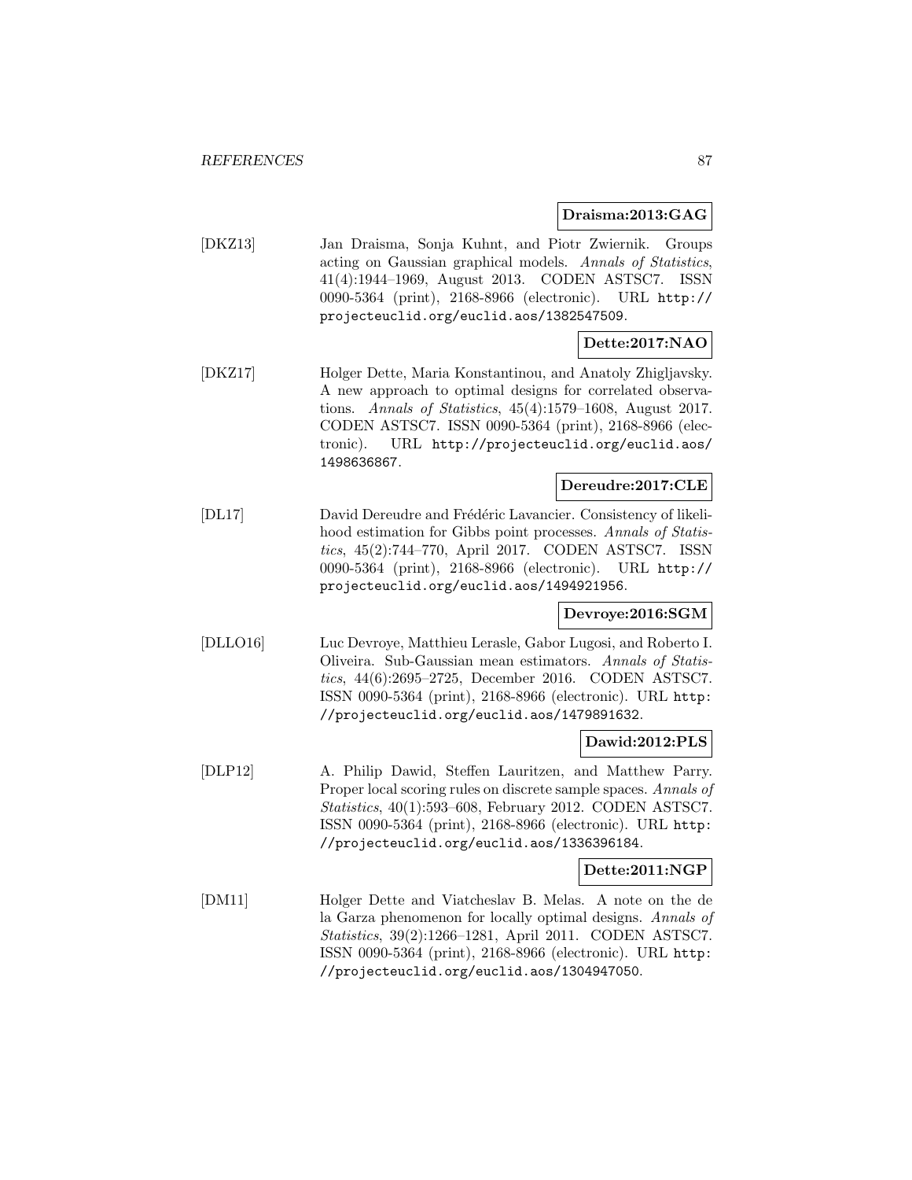**Draisma:2013:GAG**

[DKZ13] Jan Draisma, Sonja Kuhnt, and Piotr Zwiernik. Groups acting on Gaussian graphical models. *Annals of Statistics*, 41(4):1944–1969, August 2013. CODEN ASTSC7. ISSN 0090-5364 (print), 2168-8966 (electronic). URL `http://projecteuclid.org/euclid.aos/1382547509`.

**Dette:2017:NAO**

[DKZ17] Holger Dette, Maria Konstantinou, and Anatoly Zhigljavsky. A new approach to optimal designs for correlated observations. *Annals of Statistics*, 45(4):1579–1608, August 2017. CODEN ASTSC7. ISSN 0090-5364 (print), 2168-8966 (electronic). URL `http://projecteuclid.org/euclid.aos/1498636867`.

**Dereudre:2017:CLE**

[DL17] David Dereudre and Frédéric Lavancier. Consistency of likelihood estimation for Gibbs point processes. *Annals of Statistics*, 45(2):744–770, April 2017. CODEN ASTSC7. ISSN 0090-5364 (print), 2168-8966 (electronic). URL `http://projecteuclid.org/euclid.aos/1494921956`.

**Devroye:2016:SGM**

[DLLO16] Luc Devroye, Matthieu Lerasle, Gabor Lugosi, and Roberto I. Oliveira. Sub-Gaussian mean estimators. *Annals of Statistics*, 44(6):2695–2725, December 2016. CODEN ASTSC7. ISSN 0090-5364 (print), 2168-8966 (electronic). URL `http://projecteuclid.org/euclid.aos/1479891632`.

**Dawid:2012:PLS**

[DLP12] A. Philip Dawid, Steffen Lauritzen, and Matthew Parry. Proper local scoring rules on discrete sample spaces. *Annals of Statistics*, 40(1):593–608, February 2012. CODEN ASTSC7. ISSN 0090-5364 (print), 2168-8966 (electronic). URL `http://projecteuclid.org/euclid.aos/1336396184`.

**Dette:2011:NGP**

[DM11] Holger Dette and Viatcheslav B. Melas. A note on the de la Garza phenomenon for locally optimal designs. *Annals of Statistics*, 39(2):1266–1281, April 2011. CODEN ASTSC7. ISSN 0090-5364 (print), 2168-8966 (electronic). URL `http://projecteuclid.org/euclid.aos/1304947050`.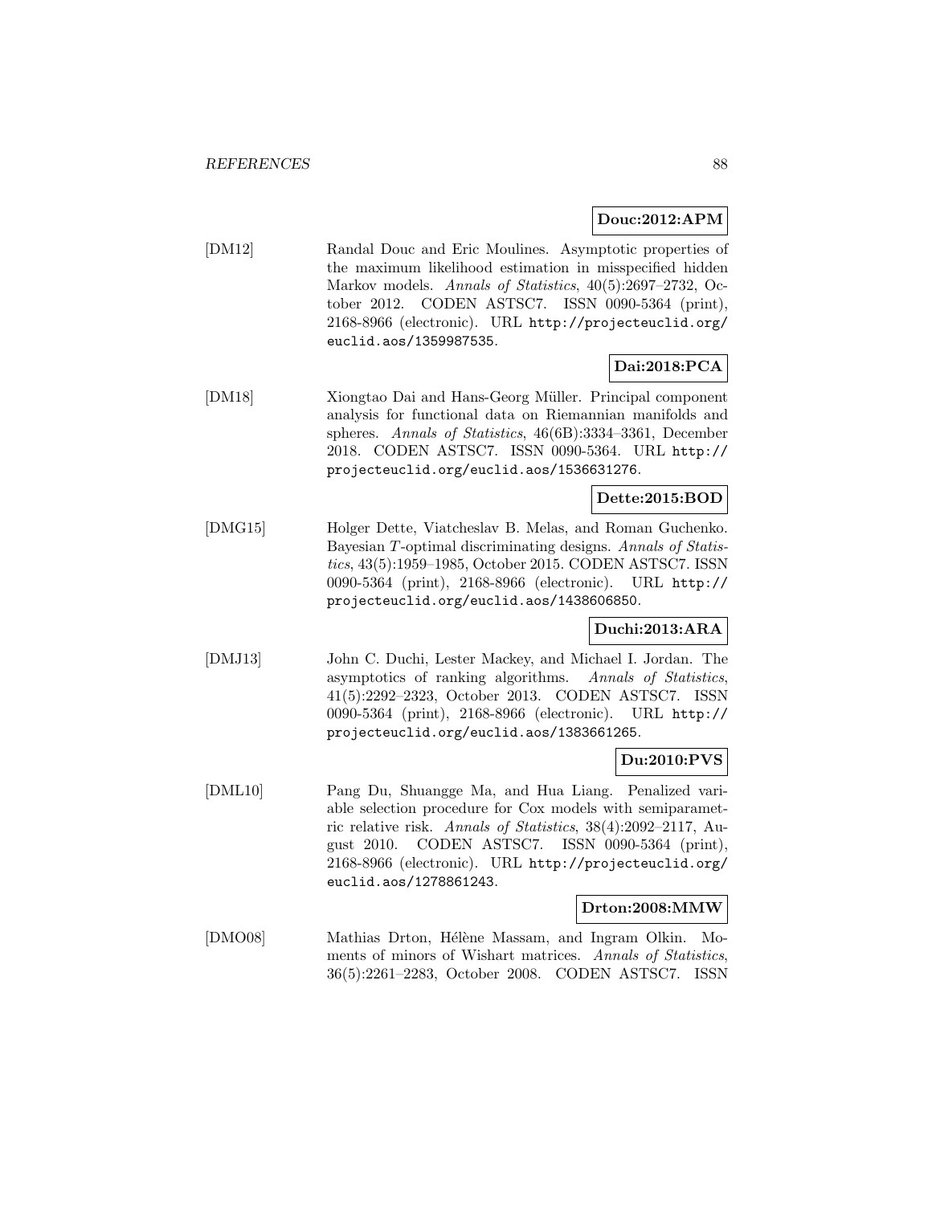**Douc:2012:APM**

[DM12] Randal Douc and Eric Moulines. Asymptotic properties of the maximum likelihood estimation in misspecified hidden Markov models. *Annals of Statistics*, 40(5):2697–2732, October 2012. CODEN ASTSC7. ISSN 0090-5364 (print), 2168-8966 (electronic). URL `http://projecteuclid.org/euclid.aos/1359987535`.

**Dai:2018:PCA**

[DM18] Xiongtao Dai and Hans-Georg Müller. Principal component analysis for functional data on Riemannian manifolds and spheres. *Annals of Statistics*, 46(6B):3334–3361, December 2018. CODEN ASTSC7. ISSN 0090-5364. URL `http://projecteuclid.org/euclid.aos/1536631276`.

**Dette:2015:BOD**

[DMG15] Holger Dette, Viatcheslav B. Melas, and Roman Guchenko. Bayesian $T$-optimal discriminating designs. *Annals of Statistics*, 43(5):1959–1985, October 2015. CODEN ASTSC7. ISSN 0090-5364 (print), 2168-8966 (electronic). URL `http://projecteuclid.org/euclid.aos/1438606850`.

**Duchi:2013:ARA**

[DMJ13] John C. Duchi, Lester Mackey, and Michael I. Jordan. The asymptotics of ranking algorithms. *Annals of Statistics*, 41(5):2292–2323, October 2013. CODEN ASTSC7. ISSN 0090-5364 (print), 2168-8966 (electronic). URL `http://projecteuclid.org/euclid.aos/1383661265`.

**Du:2010:PVS**

[DML10] Pang Du, Shuangge Ma, and Hua Liang. Penalized variable selection procedure for Cox models with semiparametric relative risk. *Annals of Statistics*, 38(4):2092–2117, August 2010. CODEN ASTSC7. ISSN 0090-5364 (print), 2168-8966 (electronic). URL `http://projecteuclid.org/euclid.aos/1278861243`.

**Drton:2008:MMW**

[DMO08] Mathias Drton, Hélène Massam, and Ingram Olkin. Moments of minors of Wishart matrices. *Annals of Statistics*, 36(5):2261–2283, October 2008. CODEN ASTSC7. ISSN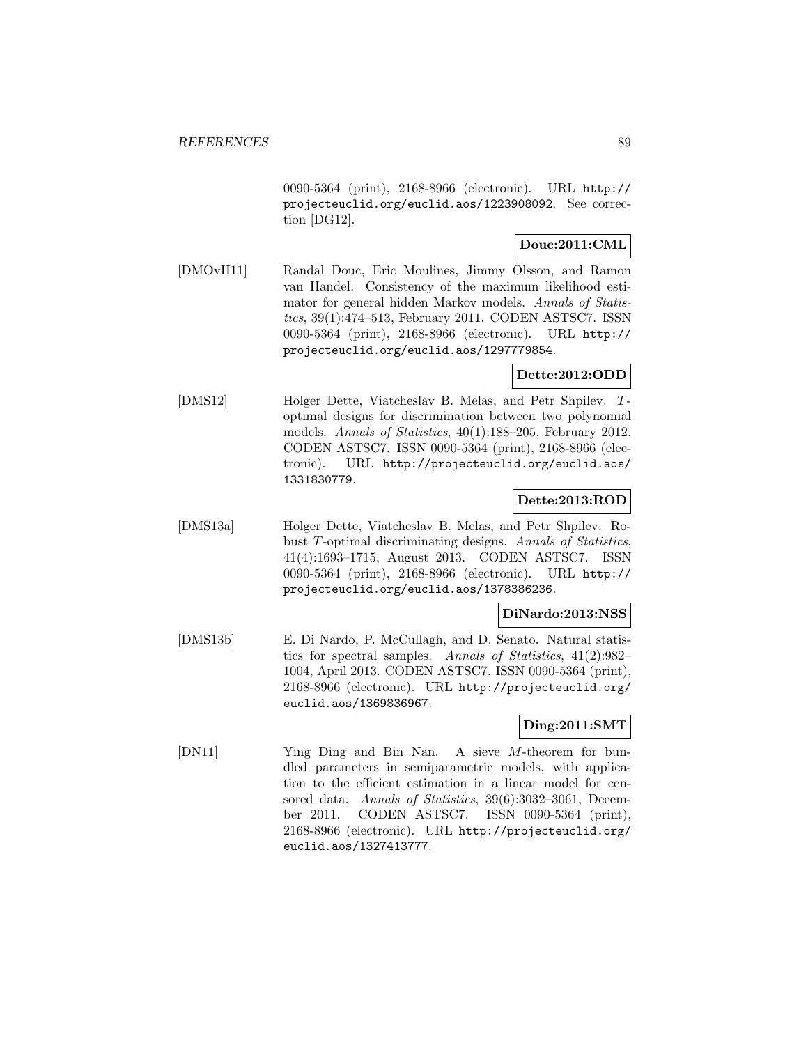0090-5364 (print), 2168-8966 (electronic). URL http://projecteuclid.org/euclid.aos/1223908092. See correction [DG12].

**Douc:2011:CML**

[DMOvH11] Randal Douc, Eric Moulines, Jimmy Olsson, and Ramon van Handel. Consistency of the maximum likelihood estimator for general hidden Markov models. *Annals of Statistics*, 39(1):474–513, February 2011. CODEN ASTSC7. ISSN 0090-5364 (print), 2168-8966 (electronic). URL http://projecteuclid.org/euclid.aos/1297779854.

**Dette:2012:ODD**

[DMS12] Holger Dette, Viatcheslav B. Melas, and Petr Shpilev. $T$-optimal designs for discrimination between two polynomial models. *Annals of Statistics*, 40(1):188–205, February 2012. CODEN ASTSC7. ISSN 0090-5364 (print), 2168-8966 (electronic). URL http://projecteuclid.org/euclid.aos/1331830779.

**Dette:2013:ROD**

[DMS13a] Holger Dette, Viatcheslav B. Melas, and Petr Shpilev. Robust $T$-optimal discriminating designs. *Annals of Statistics*, 41(4):1693–1715, August 2013. CODEN ASTSC7. ISSN 0090-5364 (print), 2168-8966 (electronic). URL http://projecteuclid.org/euclid.aos/1378386236.

**DiNardo:2013:NSS**

[DMS13b] E. Di Nardo, P. McCullagh, and D. Senato. Natural statistics for spectral samples. *Annals of Statistics*, 41(2):982–1004, April 2013. CODEN ASTSC7. ISSN 0090-5364 (print), 2168-8966 (electronic). URL http://projecteuclid.org/euclid.aos/1369836967.

**Ding:2011:SMT**

[DN11] Ying Ding and Bin Nan. A sieve $M$-theorem for bundled parameters in semiparametric models, with application to the efficient estimation in a linear model for censored data. *Annals of Statistics*, 39(6):3032–3061, December 2011. CODEN ASTSC7. ISSN 0090-5364 (print), 2168-8966 (electronic). URL http://projecteuclid.org/euclid.aos/1327413777.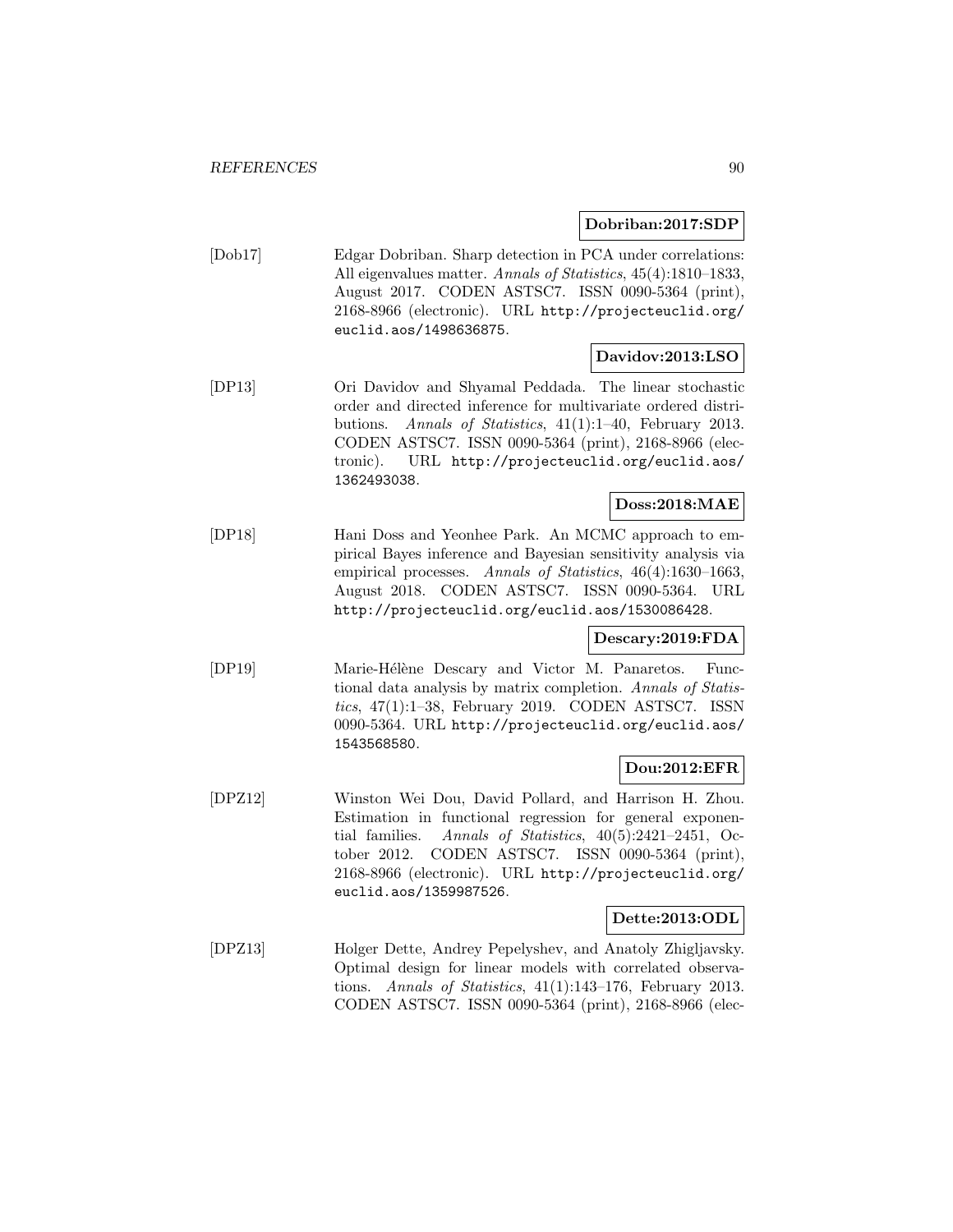**Dobriban:2017:SDP**

[Dob17] Edgar Dobriban. Sharp detection in PCA under correlations: All eigenvalues matter. *Annals of Statistics*, 45(4):1810–1833, August 2017. CODEN ASTSC7. ISSN 0090-5364 (print), 2168-8966 (electronic). URL http://projecteuclid.org/euclid.aos/1498636875.

**Davidov:2013:LSO**

[DP13] Ori Davidov and Shyamal Peddada. The linear stochastic order and directed inference for multivariate ordered distributions. *Annals of Statistics*, 41(1):1–40, February 2013. CODEN ASTSC7. ISSN 0090-5364 (print), 2168-8966 (electronic). URL http://projecteuclid.org/euclid.aos/1362493038.

**Doss:2018:MAE**

[DP18] Hani Doss and Yeonhee Park. An MCMC approach to empirical Bayes inference and Bayesian sensitivity analysis via empirical processes. *Annals of Statistics*, 46(4):1630–1663, August 2018. CODEN ASTSC7. ISSN 0090-5364. URL http://projecteuclid.org/euclid.aos/1530086428.

**Descary:2019:FDA**

[DP19] Marie-Hélène Descary and Victor M. Panaretos. Functional data analysis by matrix completion. *Annals of Statistics*, 47(1):1–38, February 2019. CODEN ASTSC7. ISSN 0090-5364. URL http://projecteuclid.org/euclid.aos/1543568580.

**Dou:2012:EFR**

[DPZ12] Winston Wei Dou, David Pollard, and Harrison H. Zhou. Estimation in functional regression for general exponential families. *Annals of Statistics*, 40(5):2421–2451, October 2012. CODEN ASTSC7. ISSN 0090-5364 (print), 2168-8966 (electronic). URL http://projecteuclid.org/euclid.aos/1359987526.

**Dette:2013:ODL**

[DPZ13] Holger Dette, Andrey Pepelyshev, and Anatoly Zhigljavsky. Optimal design for linear models with correlated observations. *Annals of Statistics*, 41(1):143–176, February 2013. CODEN ASTSC7. ISSN 0090-5364 (print), 2168-8966 (elec-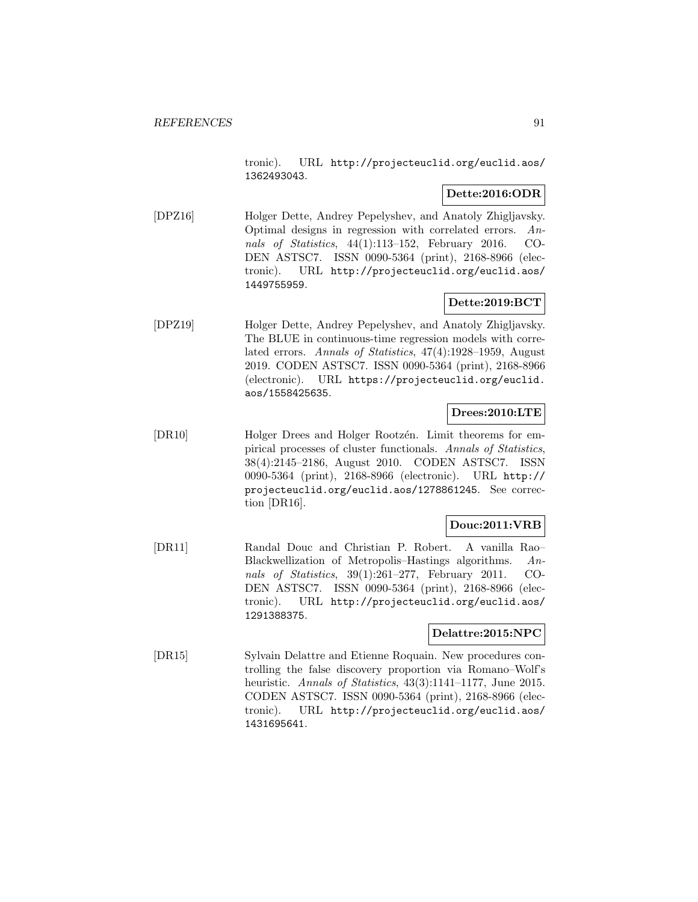tronic). URL http://projecteuclid.org/euclid.aos/1362493043.

**Dette:2016:ODR**

[DPZ16] Holger Dette, Andrey Pepelyshev, and Anatoly Zhigljavsky. Optimal designs in regression with correlated errors. *Annals of Statistics*, 44(1):113–152, February 2016. CODEN ASTSC7. ISSN 0090-5364 (print), 2168-8966 (electronic). URL http://projecteuclid.org/euclid.aos/1449755959.

**Dette:2019:BCT**

[DPZ19] Holger Dette, Andrey Pepelyshev, and Anatoly Zhigljavsky. The BLUE in continuous-time regression models with correlated errors. *Annals of Statistics*, 47(4):1928–1959, August 2019. CODEN ASTSC7. ISSN 0090-5364 (print), 2168-8966 (electronic). URL https://projecteuclid.org/euclid.aos/1558425635.

**Drees:2010:LTE**

[DR10] Holger Drees and Holger Rootzén. Limit theorems for empirical processes of cluster functionals. *Annals of Statistics*, 38(4):2145–2186, August 2010. CODEN ASTSC7. ISSN 0090-5364 (print), 2168-8966 (electronic). URL http://projecteuclid.org/euclid.aos/1278861245. See correction [DR16].

**Douc:2011:VRB**

[DR11] Randal Douc and Christian P. Robert. A vanilla Rao–Blackwellization of Metropolis–Hastings algorithms. *Annals of Statistics*, 39(1):261–277, February 2011. CODEN ASTSC7. ISSN 0090-5364 (print), 2168-8966 (electronic). URL http://projecteuclid.org/euclid.aos/1291388375.

**Delattre:2015:NPC**

[DR15] Sylvain Delattre and Etienne Roquain. New procedures controlling the false discovery proportion via Romano–Wolf's heuristic. *Annals of Statistics*, 43(3):1141–1177, June 2015. CODEN ASTSC7. ISSN 0090-5364 (print), 2168-8966 (electronic). URL http://projecteuclid.org/euclid.aos/1431695641.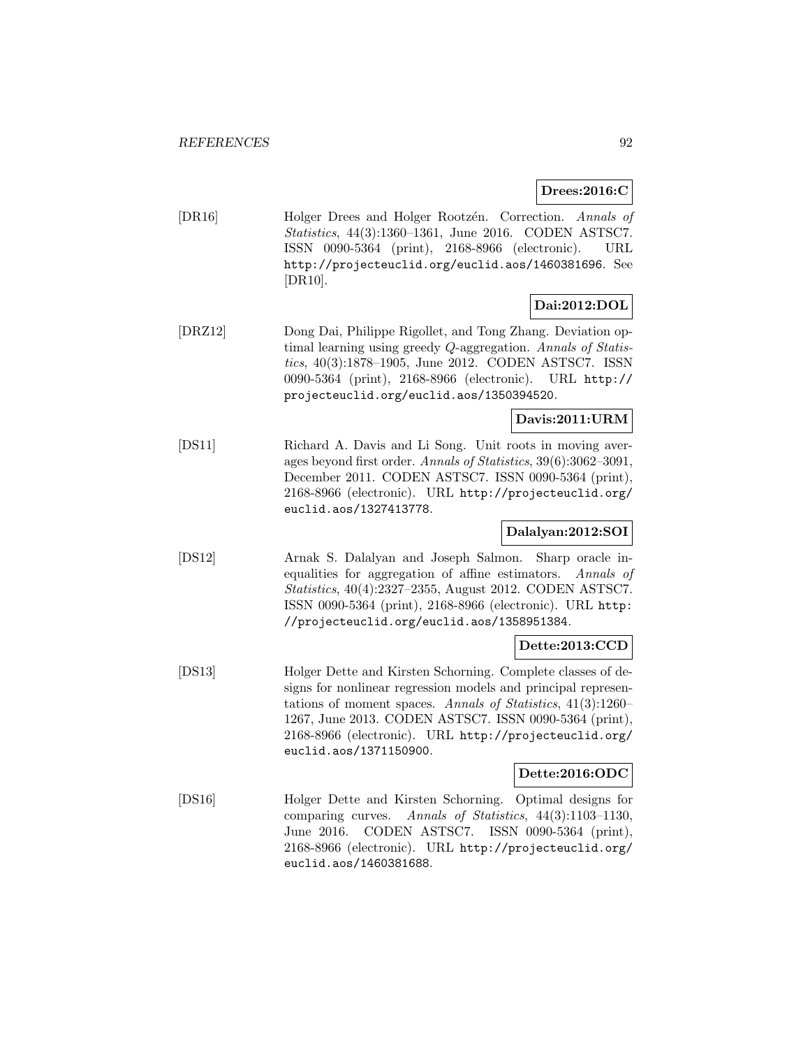**Drees:2016:C**

[DR16] Holger Drees and Holger Rootzén. Correction. *Annals of Statistics*, 44(3):1360–1361, June 2016. CODEN ASTSC7. ISSN 0090-5364 (print), 2168-8966 (electronic). URL `http://projecteuclid.org/euclid.aos/1460381696`. See [DR10].

**Dai:2012:DOL**

[DRZ12] Dong Dai, Philippe Rigollet, and Tong Zhang. Deviation optimal learning using greedy $Q$-aggregation. *Annals of Statistics*, 40(3):1878–1905, June 2012. CODEN ASTSC7. ISSN 0090-5364 (print), 2168-8966 (electronic). URL `http://projecteuclid.org/euclid.aos/1350394520`.

**Davis:2011:URM**

[DS11] Richard A. Davis and Li Song. Unit roots in moving averages beyond first order. *Annals of Statistics*, 39(6):3062–3091, December 2011. CODEN ASTSC7. ISSN 0090-5364 (print), 2168-8966 (electronic). URL `http://projecteuclid.org/euclid.aos/1327413778`.

**Dalalyan:2012:SOI**

[DS12] Arnak S. Dalalyan and Joseph Salmon. Sharp oracle inequalities for aggregation of affine estimators. *Annals of Statistics*, 40(4):2327–2355, August 2012. CODEN ASTSC7. ISSN 0090-5364 (print), 2168-8966 (electronic). URL `http://projecteuclid.org/euclid.aos/1358951384`.

**Dette:2013:CCD**

[DS13] Holger Dette and Kirsten Schorning. Complete classes of designs for nonlinear regression models and principal representations of moment spaces. *Annals of Statistics*, 41(3):1260–1267, June 2013. CODEN ASTSC7. ISSN 0090-5364 (print), 2168-8966 (electronic). URL `http://projecteuclid.org/euclid.aos/1371150900`.

**Dette:2016:ODC**

[DS16] Holger Dette and Kirsten Schorning. Optimal designs for comparing curves. *Annals of Statistics*, 44(3):1103–1130, June 2016. CODEN ASTSC7. ISSN 0090-5364 (print), 2168-8966 (electronic). URL `http://projecteuclid.org/euclid.aos/1460381688`.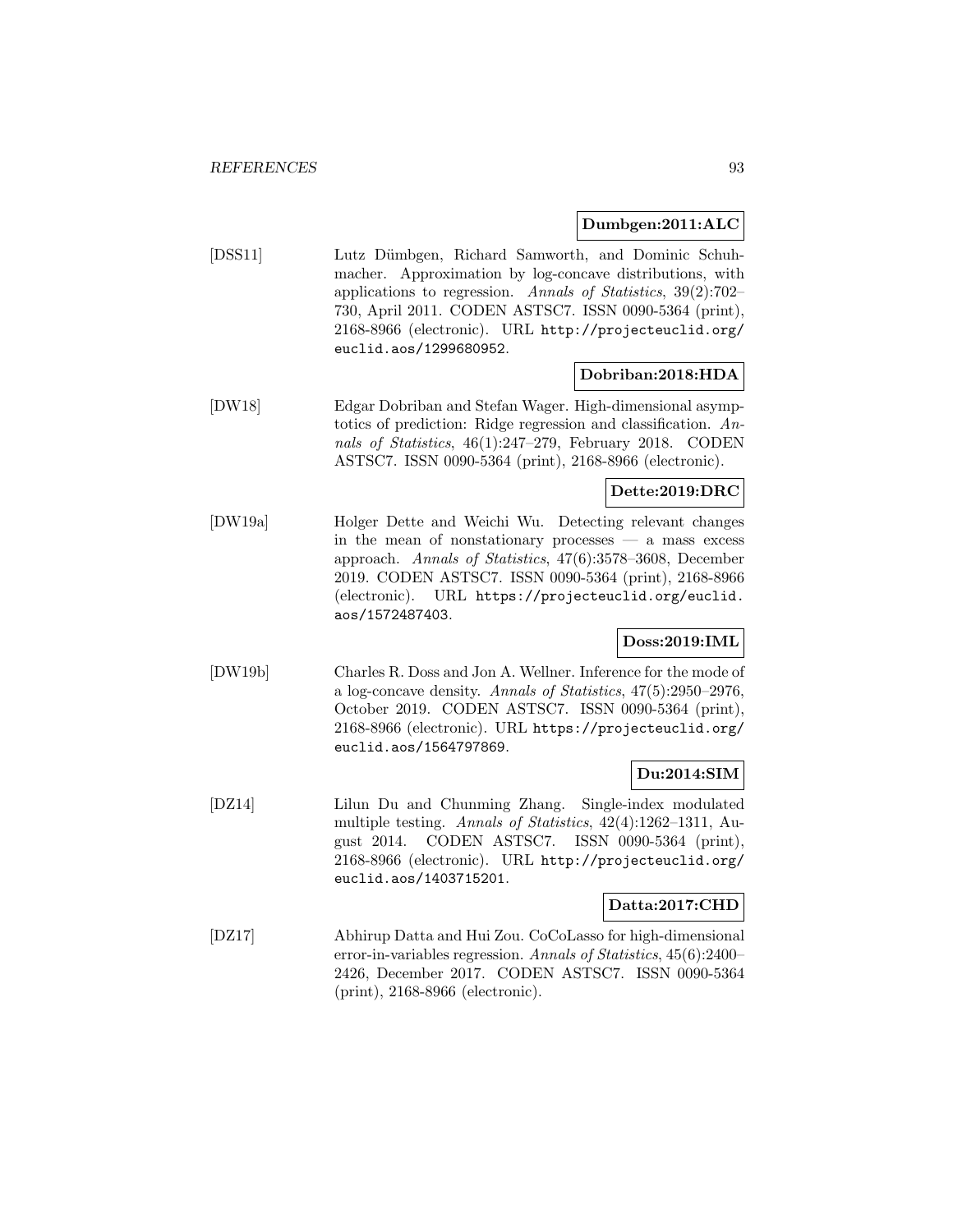**Dumbgen:2011:ALC**

[DSS11] Lutz Dümbgen, Richard Samworth, and Dominic Schuhmacher. Approximation by log-concave distributions, with applications to regression. *Annals of Statistics*, 39(2):702–730, April 2011. CODEN ASTSC7. ISSN 0090-5364 (print), 2168-8966 (electronic). URL http://projecteuclid.org/euclid.aos/1299680952.

**Dobriban:2018:HDA**

[DW18] Edgar Dobriban and Stefan Wager. High-dimensional asymptotics of prediction: Ridge regression and classification. *Annals of Statistics*, 46(1):247–279, February 2018. CODEN ASTSC7. ISSN 0090-5364 (print), 2168-8966 (electronic).

**Dette:2019:DRC**

[DW19a] Holger Dette and Weichi Wu. Detecting relevant changes in the mean of nonstationary processes — a mass excess approach. *Annals of Statistics*, 47(6):3578–3608, December 2019. CODEN ASTSC7. ISSN 0090-5364 (print), 2168-8966 (electronic). URL https://projecteuclid.org/euclid.aos/1572487403.

**Doss:2019:IML**

[DW19b] Charles R. Doss and Jon A. Wellner. Inference for the mode of a log-concave density. *Annals of Statistics*, 47(5):2950–2976, October 2019. CODEN ASTSC7. ISSN 0090-5364 (print), 2168-8966 (electronic). URL https://projecteuclid.org/euclid.aos/1564797869.

**Du:2014:SIM**

[DZ14] Lilun Du and Chunming Zhang. Single-index modulated multiple testing. *Annals of Statistics*, 42(4):1262–1311, August 2014. CODEN ASTSC7. ISSN 0090-5364 (print), 2168-8966 (electronic). URL http://projecteuclid.org/euclid.aos/1403715201.

**Datta:2017:CHD**

[DZ17] Abhirup Datta and Hui Zou. CoCoLasso for high-dimensional error-in-variables regression. *Annals of Statistics*, 45(6):2400–2426, December 2017. CODEN ASTSC7. ISSN 0090-5364 (print), 2168-8966 (electronic).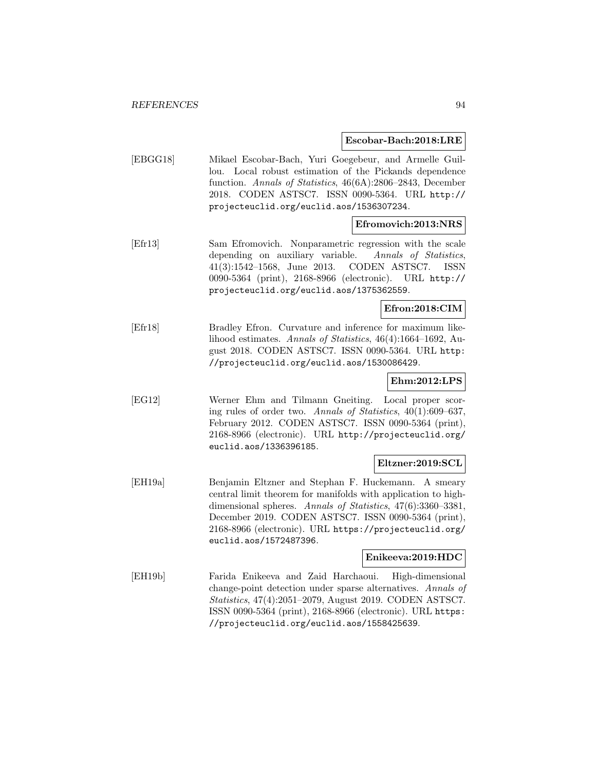**Escobar-Bach:2018:LRE**

[EBGG18] Mikael Escobar-Bach, Yuri Goegebeur, and Armelle Guillou. Local robust estimation of the Pickands dependence function. *Annals of Statistics*, 46(6A):2806–2843, December 2018. CODEN ASTSC7. ISSN 0090-5364. URL `http://projecteuclid.org/euclid.aos/1536307234`.

**Efromovich:2013:NRS**

[Efr13] Sam Efromovich. Nonparametric regression with the scale depending on auxiliary variable. *Annals of Statistics*, 41(3):1542–1568, June 2013. CODEN ASTSC7. ISSN 0090-5364 (print), 2168-8966 (electronic). URL `http://projecteuclid.org/euclid.aos/1375362559`.

**Efron:2018:CIM**

[Efr18] Bradley Efron. Curvature and inference for maximum likelihood estimates. *Annals of Statistics*, 46(4):1664–1692, August 2018. CODEN ASTSC7. ISSN 0090-5364. URL `http://projecteuclid.org/euclid.aos/1530086429`.

**Ehm:2012:LPS**

[EG12] Werner Ehm and Tilmann Gneiting. Local proper scoring rules of order two. *Annals of Statistics*, 40(1):609–637, February 2012. CODEN ASTSC7. ISSN 0090-5364 (print), 2168-8966 (electronic). URL `http://projecteuclid.org/euclid.aos/1336396185`.

**Eltzner:2019:SCL**

[EH19a] Benjamin Eltzner and Stephan F. Huckemann. A smeary central limit theorem for manifolds with application to high-dimensional spheres. *Annals of Statistics*, 47(6):3360–3381, December 2019. CODEN ASTSC7. ISSN 0090-5364 (print), 2168-8966 (electronic). URL `https://projecteuclid.org/euclid.aos/1572487396`.

**Enikeeva:2019:HDC**

[EH19b] Farida Enikeeva and Zaid Harchaoui. High-dimensional change-point detection under sparse alternatives. *Annals of Statistics*, 47(4):2051–2079, August 2019. CODEN ASTSC7. ISSN 0090-5364 (print), 2168-8966 (electronic). URL `https://projecteuclid.org/euclid.aos/1558425639`.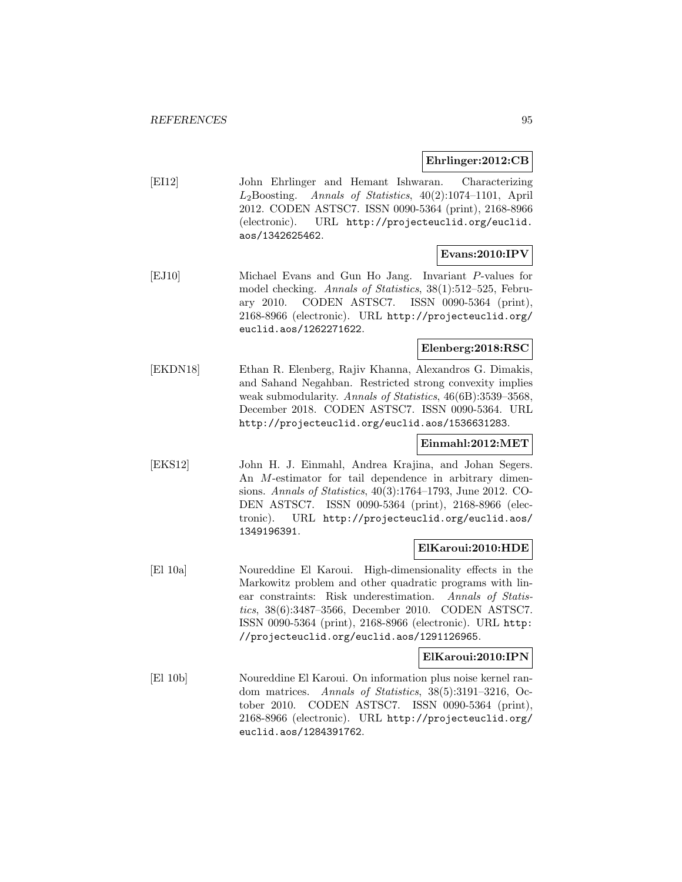**Ehrlinger:2012:CB**

[EI12] John Ehrlinger and Hemant Ishwaran. Characterizing $L_2$Boosting. *Annals of Statistics*, 40(2):1074–1101, April 2012. CODEN ASTSC7. ISSN 0090-5364 (print), 2168-8966 (electronic). URL http://projecteuclid.org/euclid.aos/1342625462.

**Evans:2010:IPV**

[EJ10] Michael Evans and Gun Ho Jang. Invariant $P$-values for model checking. *Annals of Statistics*, 38(1):512–525, February 2010. CODEN ASTSC7. ISSN 0090-5364 (print), 2168-8966 (electronic). URL http://projecteuclid.org/euclid.aos/1262271622.

**Elenberg:2018:RSC**

[EKDN18] Ethan R. Elenberg, Rajiv Khanna, Alexandros G. Dimakis, and Sahand Negahban. Restricted strong convexity implies weak submodularity. *Annals of Statistics*, 46(6B):3539–3568, December 2018. CODEN ASTSC7. ISSN 0090-5364. URL http://projecteuclid.org/euclid.aos/1536631283.

**Einmahl:2012:MET**

[EKS12] John H. J. Einmahl, Andrea Krajina, and Johan Segers. An $M$-estimator for tail dependence in arbitrary dimensions. *Annals of Statistics*, 40(3):1764–1793, June 2012. CODEN ASTSC7. ISSN 0090-5364 (print), 2168-8966 (electronic). URL http://projecteuclid.org/euclid.aos/1349196391.

**ElKaroui:2010:HDE**

[El 10a] Noureddine El Karoui. High-dimensionality effects in the Markowitz problem and other quadratic programs with linear constraints: Risk underestimation. *Annals of Statistics*, 38(6):3487–3566, December 2010. CODEN ASTSC7. ISSN 0090-5364 (print), 2168-8966 (electronic). URL http://projecteuclid.org/euclid.aos/1291126965.

**ElKaroui:2010:IPN**

[El 10b] Noureddine El Karoui. On information plus noise kernel random matrices. *Annals of Statistics*, 38(5):3191–3216, October 2010. CODEN ASTSC7. ISSN 0090-5364 (print), 2168-8966 (electronic). URL http://projecteuclid.org/euclid.aos/1284391762.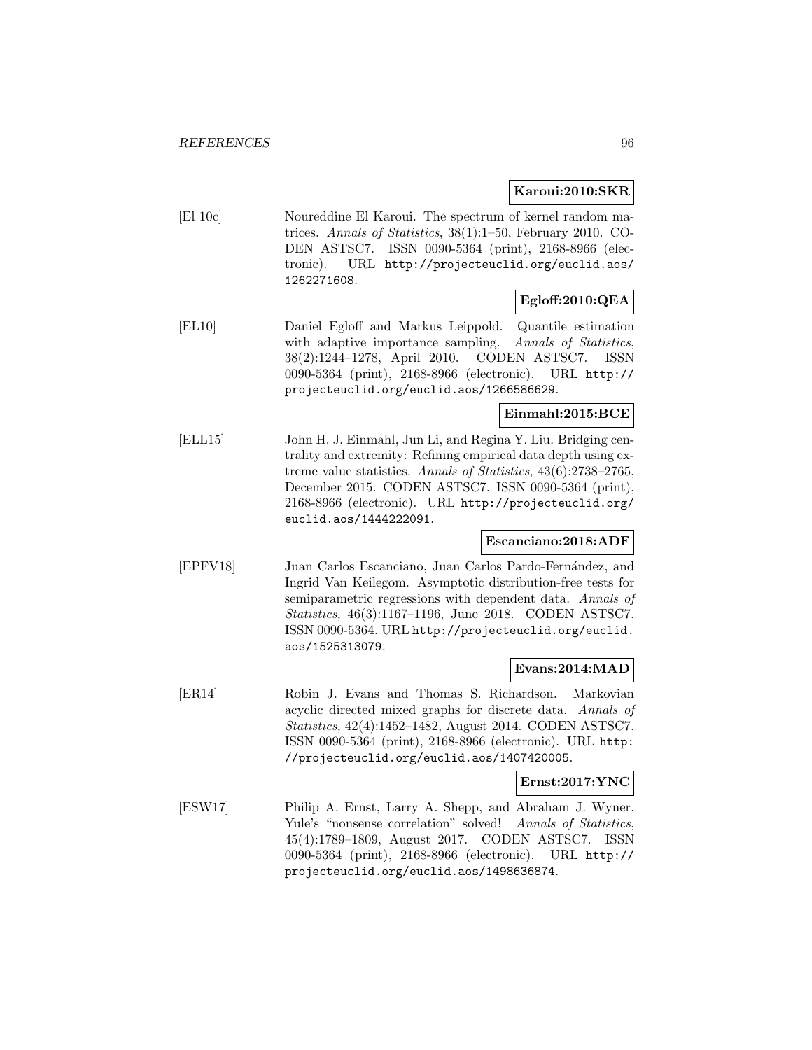**Karoui:2010:SKR**

[El 10c] Noureddine El Karoui. The spectrum of kernel random matrices. *Annals of Statistics*, 38(1):1–50, February 2010. CODEN ASTSC7. ISSN 0090-5364 (print), 2168-8966 (electronic). URL http://projecteuclid.org/euclid.aos/1262271608.

**Egloff:2010:QEA**

[EL10] Daniel Egloff and Markus Leippold. Quantile estimation with adaptive importance sampling. *Annals of Statistics*, 38(2):1244–1278, April 2010. CODEN ASTSC7. ISSN 0090-5364 (print), 2168-8966 (electronic). URL http://projecteuclid.org/euclid.aos/1266586629.

**Einmahl:2015:BCE**

[ELL15] John H. J. Einmahl, Jun Li, and Regina Y. Liu. Bridging centrality and extremity: Refining empirical data depth using extreme value statistics. *Annals of Statistics*, 43(6):2738–2765, December 2015. CODEN ASTSC7. ISSN 0090-5364 (print), 2168-8966 (electronic). URL http://projecteuclid.org/euclid.aos/1444222091.

**Escanciano:2018:ADF**

[EPFV18] Juan Carlos Escanciano, Juan Carlos Pardo-Fernández, and Ingrid Van Keilegom. Asymptotic distribution-free tests for semiparametric regressions with dependent data. *Annals of Statistics*, 46(3):1167–1196, June 2018. CODEN ASTSC7. ISSN 0090-5364. URL http://projecteuclid.org/euclid.aos/1525313079.

**Evans:2014:MAD**

[ER14] Robin J. Evans and Thomas S. Richardson. Markovian acyclic directed mixed graphs for discrete data. *Annals of Statistics*, 42(4):1452–1482, August 2014. CODEN ASTSC7. ISSN 0090-5364 (print), 2168-8966 (electronic). URL http://projecteuclid.org/euclid.aos/1407420005.

**Ernst:2017:YNC**

[ESW17] Philip A. Ernst, Larry A. Shepp, and Abraham J. Wyner. Yule's "nonsense correlation" solved! *Annals of Statistics*, 45(4):1789–1809, August 2017. CODEN ASTSC7. ISSN 0090-5364 (print), 2168-8966 (electronic). URL http://projecteuclid.org/euclid.aos/1498636874.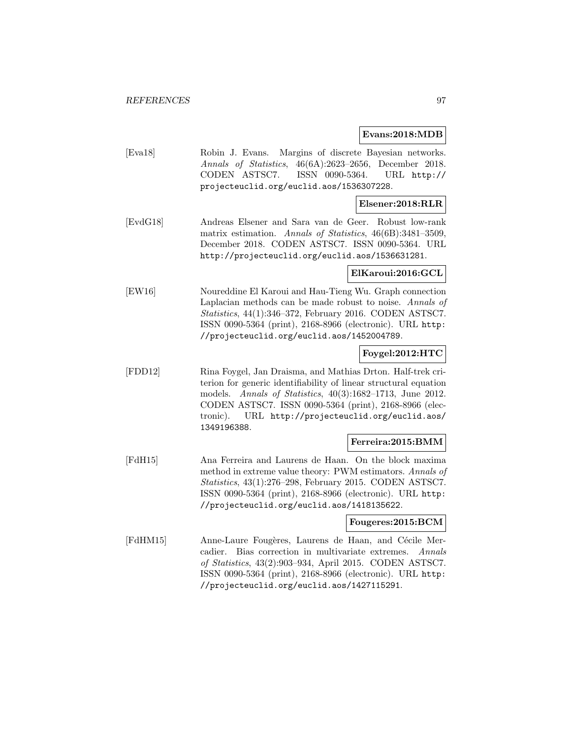**Evans:2018:MDB**

[Eva18] Robin J. Evans. Margins of discrete Bayesian networks. *Annals of Statistics*, 46(6A):2623–2656, December 2018. CODEN ASTSC7. ISSN 0090-5364. URL http://projecteuclid.org/euclid.aos/1536307228.

**Elsener:2018:RLR**

[EvdG18] Andreas Elsener and Sara van de Geer. Robust low-rank matrix estimation. *Annals of Statistics*, 46(6B):3481–3509, December 2018. CODEN ASTSC7. ISSN 0090-5364. URL http://projecteuclid.org/euclid.aos/1536631281.

**ElKaroui:2016:GCL**

[EW16] Noureddine El Karoui and Hau-Tieng Wu. Graph connection Laplacian methods can be made robust to noise. *Annals of Statistics*, 44(1):346–372, February 2016. CODEN ASTSC7. ISSN 0090-5364 (print), 2168-8966 (electronic). URL http://projecteuclid.org/euclid.aos/1452004789.

**Foygel:2012:HTC**

[FDD12] Rina Foygel, Jan Draisma, and Mathias Drton. Half-trek criterion for generic identifiability of linear structural equation models. *Annals of Statistics*, 40(3):1682–1713, June 2012. CODEN ASTSC7. ISSN 0090-5364 (print), 2168-8966 (electronic). URL http://projecteuclid.org/euclid.aos/1349196388.

**Ferreira:2015:BMM**

[FdH15] Ana Ferreira and Laurens de Haan. On the block maxima method in extreme value theory: PWM estimators. *Annals of Statistics*, 43(1):276–298, February 2015. CODEN ASTSC7. ISSN 0090-5364 (print), 2168-8966 (electronic). URL http://projecteuclid.org/euclid.aos/1418135622.

**Fougeres:2015:BCM**

[FdHM15] Anne-Laure Fougères, Laurens de Haan, and Cécile Mercadier. Bias correction in multivariate extremes. *Annals of Statistics*, 43(2):903–934, April 2015. CODEN ASTSC7. ISSN 0090-5364 (print), 2168-8966 (electronic). URL http://projecteuclid.org/euclid.aos/1427115291.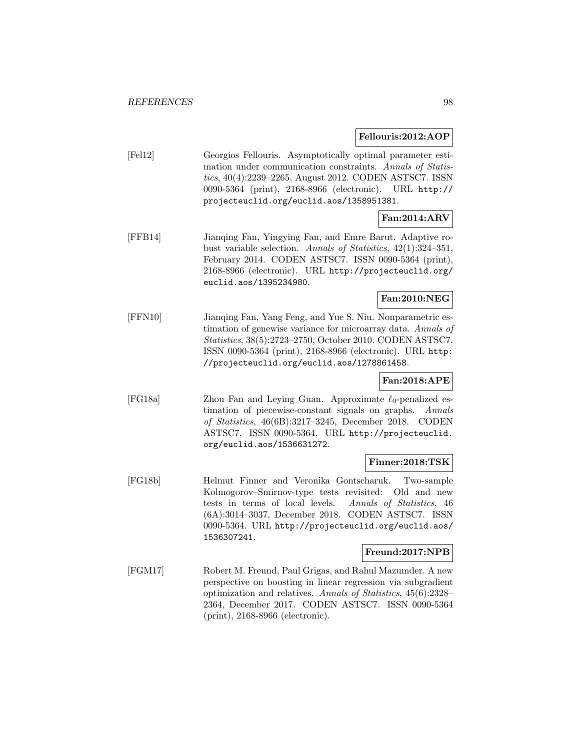**Fellouris:2012:AOP**

[Fel12] Georgios Fellouris. Asymptotically optimal parameter estimation under communication constraints. *Annals of Statistics*, 40(4):2239–2265, August 2012. CODEN ASTSC7. ISSN 0090-5364 (print), 2168-8966 (electronic). URL http://projecteuclid.org/euclid.aos/1358951381.

**Fan:2014:ARV**

[FFB14] Jianqing Fan, Yingying Fan, and Emre Barut. Adaptive robust variable selection. *Annals of Statistics*, 42(1):324–351, February 2014. CODEN ASTSC7. ISSN 0090-5364 (print), 2168-8966 (electronic). URL http://projecteuclid.org/euclid.aos/1395234980.

**Fan:2010:NEG**

[FFN10] Jianqing Fan, Yang Feng, and Yue S. Niu. Nonparametric estimation of genewise variance for microarray data. *Annals of Statistics*, 38(5):2723–2750, October 2010. CODEN ASTSC7. ISSN 0090-5364 (print), 2168-8966 (electronic). URL http://projecteuclid.org/euclid.aos/1278861458.

**Fan:2018:APE**

[FG18a] Zhou Fan and Leying Guan. Approximate $\ell_0$-penalized estimation of piecewise-constant signals on graphs. *Annals of Statistics*, 46(6B):3217–3245, December 2018. CODEN ASTSC7. ISSN 0090-5364. URL http://projecteuclid.org/euclid.aos/1536631272.

**Finner:2018:TSK**

[FG18b] Helmut Finner and Veronika Gontscharuk. Two-sample Kolmogorov–Smirnov-type tests revisited: Old and new tests in terms of local levels. *Annals of Statistics*, 46 (6A):3014–3037, December 2018. CODEN ASTSC7. ISSN 0090-5364. URL http://projecteuclid.org/euclid.aos/1536307241.

**Freund:2017:NPB**

[FGM17] Robert M. Freund, Paul Grigas, and Rahul Mazumder. A new perspective on boosting in linear regression via subgradient optimization and relatives. *Annals of Statistics*, 45(6):2328–2364, December 2017. CODEN ASTSC7. ISSN 0090-5364 (print), 2168-8966 (electronic).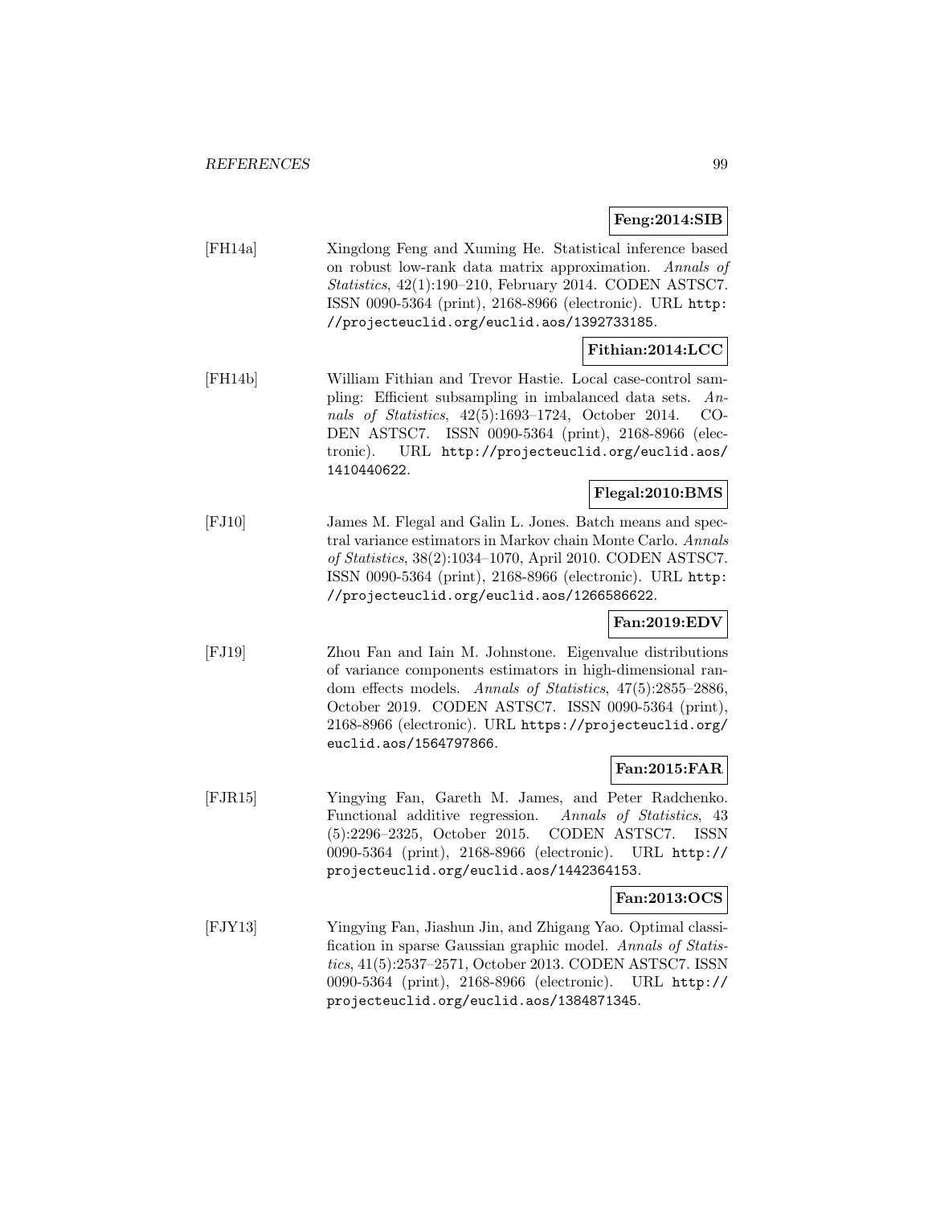**Feng:2014:SIB**

[FH14a] Xingdong Feng and Xuming He. Statistical inference based on robust low-rank data matrix approximation. *Annals of Statistics*, 42(1):190–210, February 2014. CODEN ASTSC7. ISSN 0090-5364 (print), 2168-8966 (electronic). URL http://projecteuclid.org/euclid.aos/1392733185.

**Fithian:2014:LCC**

[FH14b] William Fithian and Trevor Hastie. Local case-control sampling: Efficient subsampling in imbalanced data sets. *Annals of Statistics*, 42(5):1693–1724, October 2014. CODEN ASTSC7. ISSN 0090-5364 (print), 2168-8966 (electronic). URL http://projecteuclid.org/euclid.aos/1410440622.

**Flegal:2010:BMS**

[FJ10] James M. Flegal and Galin L. Jones. Batch means and spectral variance estimators in Markov chain Monte Carlo. *Annals of Statistics*, 38(2):1034–1070, April 2010. CODEN ASTSC7. ISSN 0090-5364 (print), 2168-8966 (electronic). URL http://projecteuclid.org/euclid.aos/1266586622.

**Fan:2019:EDV**

[FJ19] Zhou Fan and Iain M. Johnstone. Eigenvalue distributions of variance components estimators in high-dimensional random effects models. *Annals of Statistics*, 47(5):2855–2886, October 2019. CODEN ASTSC7. ISSN 0090-5364 (print), 2168-8966 (electronic). URL https://projecteuclid.org/euclid.aos/1564797866.

**Fan:2015:FAR**

[FJR15] Yingying Fan, Gareth M. James, and Peter Radchenko. Functional additive regression. *Annals of Statistics*, 43 (5):2296–2325, October 2015. CODEN ASTSC7. ISSN 0090-5364 (print), 2168-8966 (electronic). URL http://projecteuclid.org/euclid.aos/1442364153.

**Fan:2013:OCS**

[FJY13] Yingying Fan, Jiashun Jin, and Zhigang Yao. Optimal classification in sparse Gaussian graphic model. *Annals of Statistics*, 41(5):2537–2571, October 2013. CODEN ASTSC7. ISSN 0090-5364 (print), 2168-8966 (electronic). URL http://projecteuclid.org/euclid.aos/1384871345.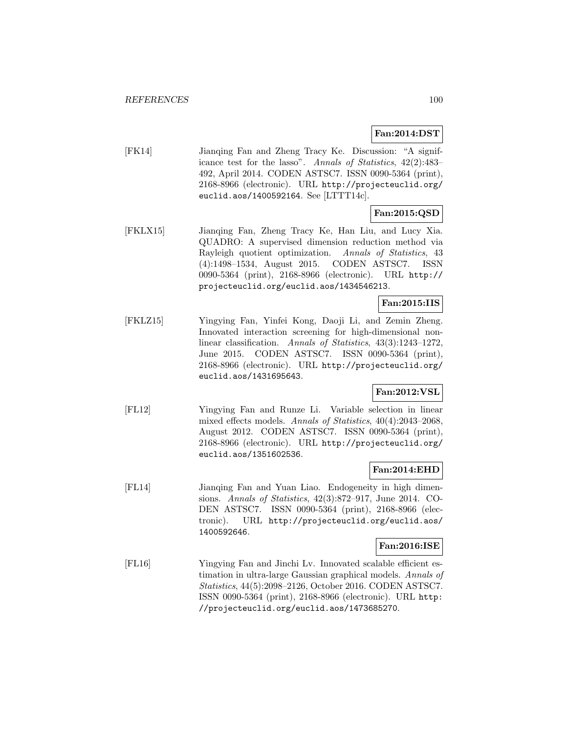**Fan:2014:DST**

[FK14] Jianqing Fan and Zheng Tracy Ke. Discussion: "A significance test for the lasso". *Annals of Statistics*, 42(2):483–492, April 2014. CODEN ASTSC7. ISSN 0090-5364 (print), 2168-8966 (electronic). URL `http://projecteuclid.org/euclid.aos/1400592164`. See [LTTT14c].

**Fan:2015:QSD**

[FKLX15] Jianqing Fan, Zheng Tracy Ke, Han Liu, and Lucy Xia. QUADRO: A supervised dimension reduction method via Rayleigh quotient optimization. *Annals of Statistics*, 43 (4):1498–1534, August 2015. CODEN ASTSC7. ISSN 0090-5364 (print), 2168-8966 (electronic). URL `http://projecteuclid.org/euclid.aos/1434546213`.

**Fan:2015:IIS**

[FKLZ15] Yingying Fan, Yinfei Kong, Daoji Li, and Zemin Zheng. Innovated interaction screening for high-dimensional nonlinear classification. *Annals of Statistics*, 43(3):1243–1272, June 2015. CODEN ASTSC7. ISSN 0090-5364 (print), 2168-8966 (electronic). URL `http://projecteuclid.org/euclid.aos/1431695643`.

**Fan:2012:VSL**

[FL12] Yingying Fan and Runze Li. Variable selection in linear mixed effects models. *Annals of Statistics*, 40(4):2043–2068, August 2012. CODEN ASTSC7. ISSN 0090-5364 (print), 2168-8966 (electronic). URL `http://projecteuclid.org/euclid.aos/1351602536`.

**Fan:2014:EHD**

[FL14] Jianqing Fan and Yuan Liao. Endogeneity in high dimensions. *Annals of Statistics*, 42(3):872–917, June 2014. CODEN ASTSC7. ISSN 0090-5364 (print), 2168-8966 (electronic). URL `http://projecteuclid.org/euclid.aos/1400592646`.

**Fan:2016:ISE**

[FL16] Yingying Fan and Jinchi Lv. Innovated scalable efficient estimation in ultra-large Gaussian graphical models. *Annals of Statistics*, 44(5):2098–2126, October 2016. CODEN ASTSC7. ISSN 0090-5364 (print), 2168-8966 (electronic). URL `http://projecteuclid.org/euclid.aos/1473685270`.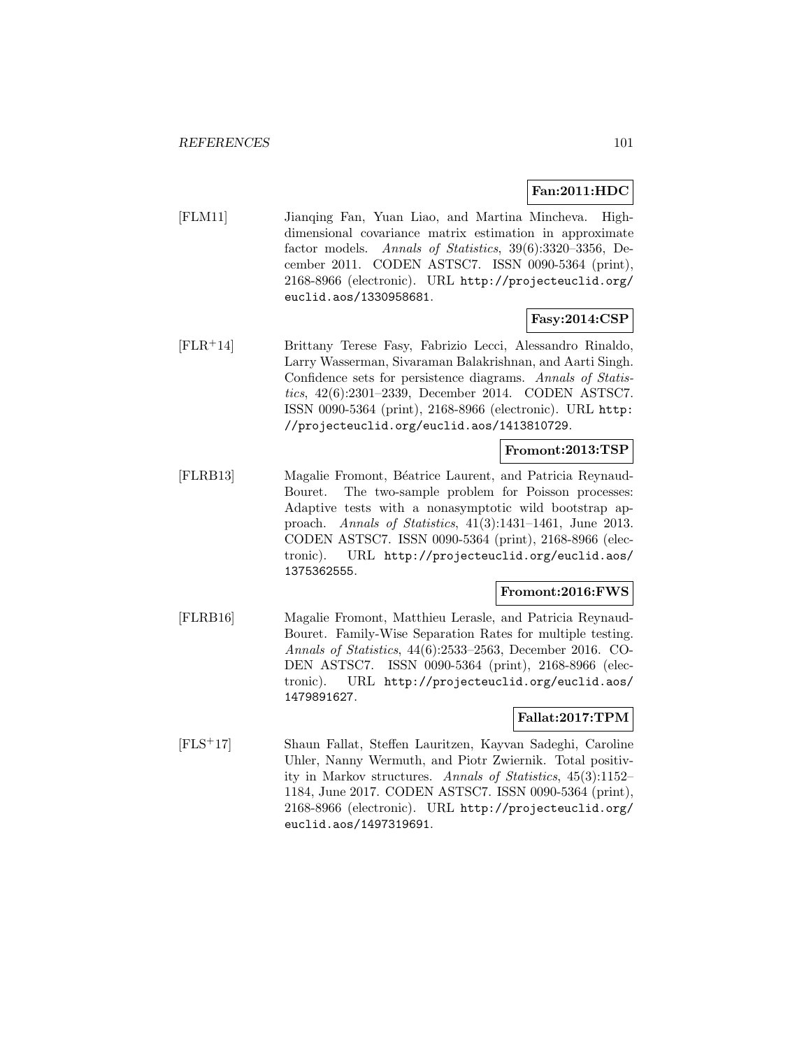**Fan:2011:HDC**

[FLM11] Jianqing Fan, Yuan Liao, and Martina Mincheva. High-dimensional covariance matrix estimation in approximate factor models. *Annals of Statistics*, 39(6):3320–3356, December 2011. CODEN ASTSC7. ISSN 0090-5364 (print), 2168-8966 (electronic). URL http://projecteuclid.org/euclid.aos/1330958681.

**Fasy:2014:CSP**

[FLR+14] Brittany Terese Fasy, Fabrizio Lecci, Alessandro Rinaldo, Larry Wasserman, Sivaraman Balakrishnan, and Aarti Singh. Confidence sets for persistence diagrams. *Annals of Statistics*, 42(6):2301–2339, December 2014. CODEN ASTSC7. ISSN 0090-5364 (print), 2168-8966 (electronic). URL http://projecteuclid.org/euclid.aos/1413810729.

**Fromont:2013:TSP**

[FLRB13] Magalie Fromont, Béatrice Laurent, and Patricia Reynaud-Bouret. The two-sample problem for Poisson processes: Adaptive tests with a nonasymptotic wild bootstrap approach. *Annals of Statistics*, 41(3):1431–1461, June 2013. CODEN ASTSC7. ISSN 0090-5364 (print), 2168-8966 (electronic). URL http://projecteuclid.org/euclid.aos/1375362555.

**Fromont:2016:FWS**

[FLRB16] Magalie Fromont, Matthieu Lerasle, and Patricia Reynaud-Bouret. Family-Wise Separation Rates for multiple testing. *Annals of Statistics*, 44(6):2533–2563, December 2016. CODEN ASTSC7. ISSN 0090-5364 (print), 2168-8966 (electronic). URL http://projecteuclid.org/euclid.aos/1479891627.

**Fallat:2017:TPM**

[FLS+17] Shaun Fallat, Steffen Lauritzen, Kayvan Sadeghi, Caroline Uhler, Nanny Wermuth, and Piotr Zwiernik. Total positivity in Markov structures. *Annals of Statistics*, 45(3):1152–1184, June 2017. CODEN ASTSC7. ISSN 0090-5364 (print), 2168-8966 (electronic). URL http://projecteuclid.org/euclid.aos/1497319691.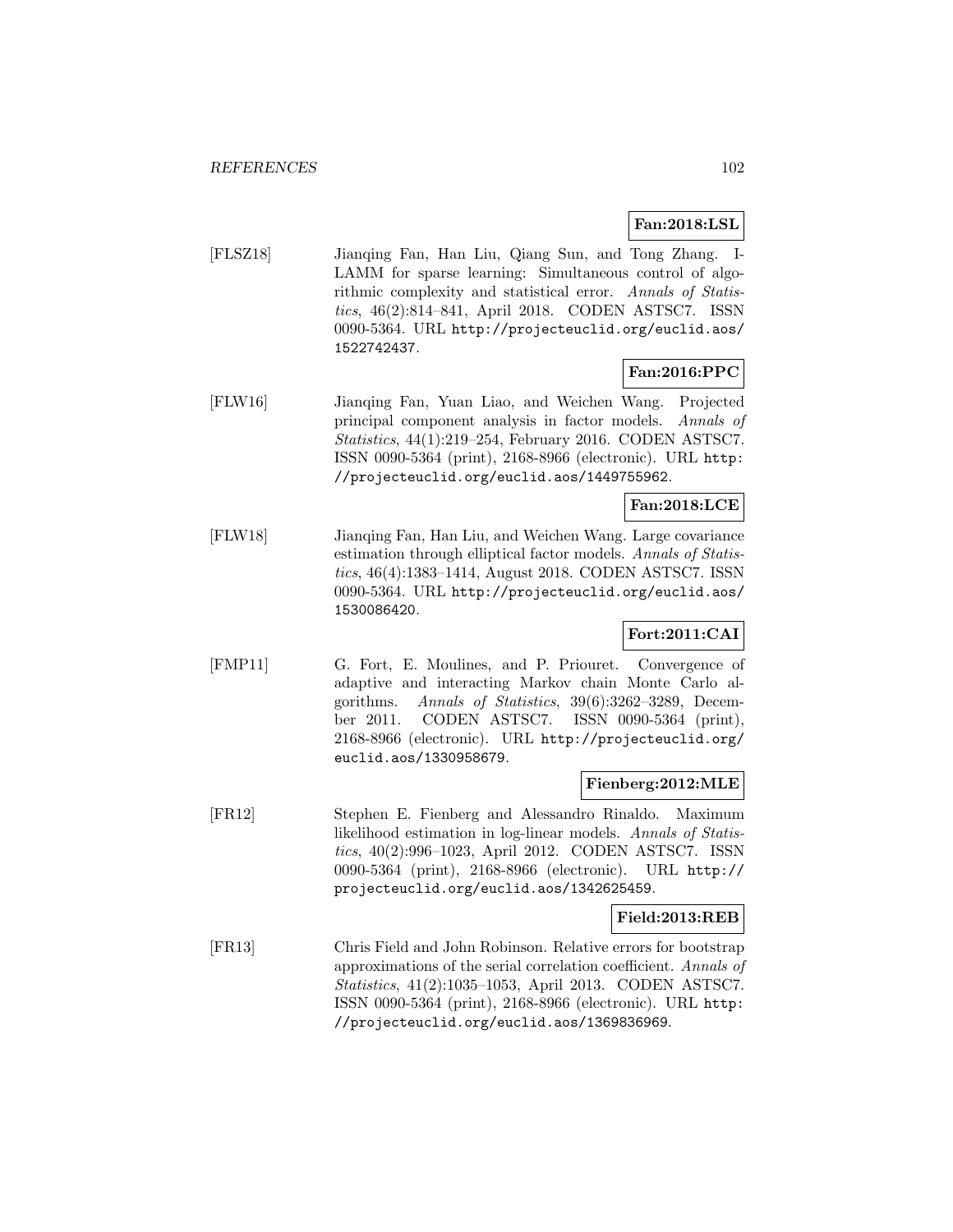**Fan:2018:LSL**

[FLSZ18] Jianqing Fan, Han Liu, Qiang Sun, and Tong Zhang. I-LAMM for sparse learning: Simultaneous control of algorithmic complexity and statistical error. *Annals of Statistics*, 46(2):814–841, April 2018. CODEN ASTSC7. ISSN 0090-5364. URL http://projecteuclid.org/euclid.aos/1522742437.

**Fan:2016:PPC**

[FLW16] Jianqing Fan, Yuan Liao, and Weichen Wang. Projected principal component analysis in factor models. *Annals of Statistics*, 44(1):219–254, February 2016. CODEN ASTSC7. ISSN 0090-5364 (print), 2168-8966 (electronic). URL http://projecteuclid.org/euclid.aos/1449755962.

**Fan:2018:LCE**

[FLW18] Jianqing Fan, Han Liu, and Weichen Wang. Large covariance estimation through elliptical factor models. *Annals of Statistics*, 46(4):1383–1414, August 2018. CODEN ASTSC7. ISSN 0090-5364. URL http://projecteuclid.org/euclid.aos/1530086420.

**Fort:2011:CAI**

[FMP11] G. Fort, E. Moulines, and P. Priouret. Convergence of adaptive and interacting Markov chain Monte Carlo algorithms. *Annals of Statistics*, 39(6):3262–3289, December 2011. CODEN ASTSC7. ISSN 0090-5364 (print), 2168-8966 (electronic). URL http://projecteuclid.org/euclid.aos/1330958679.

**Fienberg:2012:MLE**

[FR12] Stephen E. Fienberg and Alessandro Rinaldo. Maximum likelihood estimation in log-linear models. *Annals of Statistics*, 40(2):996–1023, April 2012. CODEN ASTSC7. ISSN 0090-5364 (print), 2168-8966 (electronic). URL http://projecteuclid.org/euclid.aos/1342625459.

**Field:2013:REB**

[FR13] Chris Field and John Robinson. Relative errors for bootstrap approximations of the serial correlation coefficient. *Annals of Statistics*, 41(2):1035–1053, April 2013. CODEN ASTSC7. ISSN 0090-5364 (print), 2168-8966 (electronic). URL http://projecteuclid.org/euclid.aos/1369836969.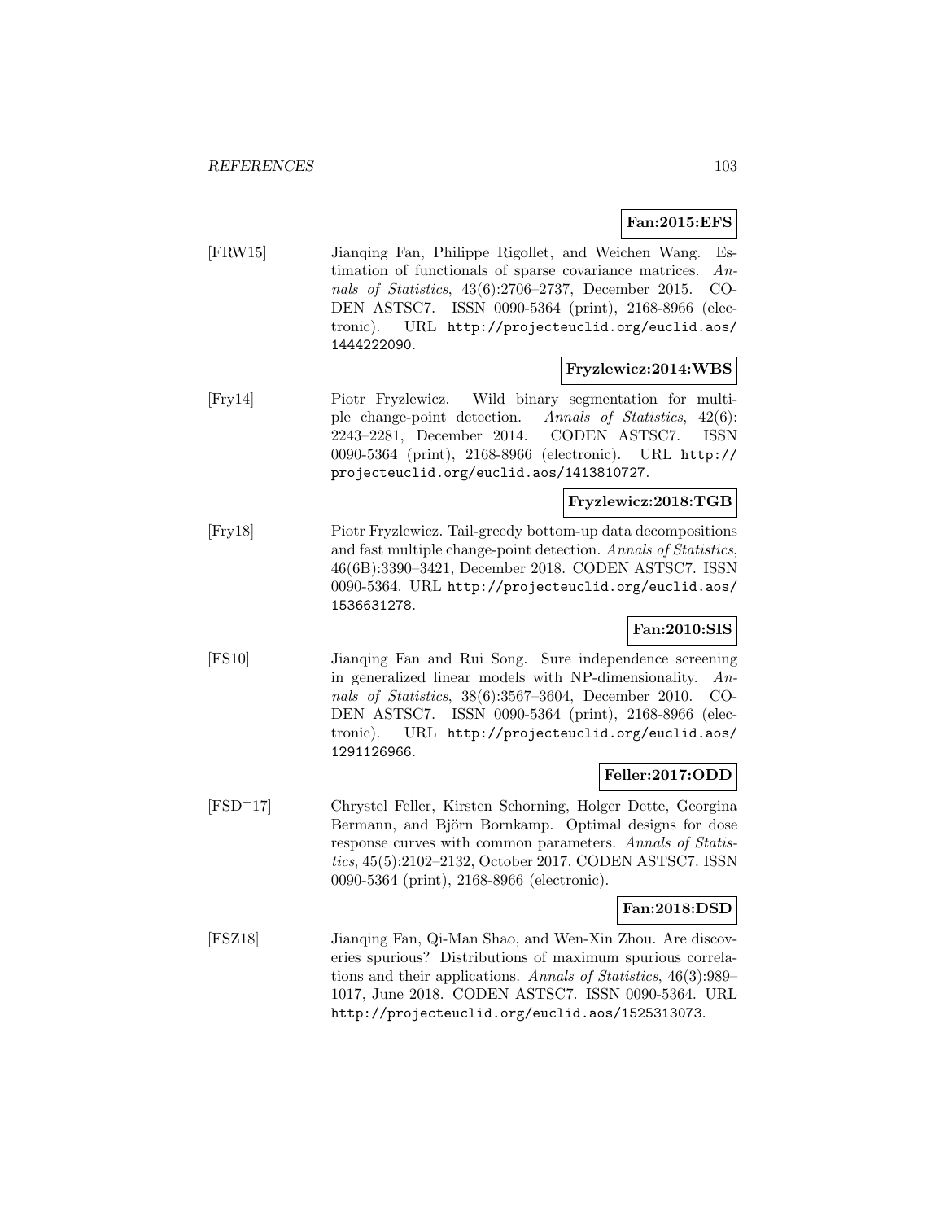**Fan:2015:EFS**

[FRW15] Jianqing Fan, Philippe Rigollet, and Weichen Wang. Estimation of functionals of sparse covariance matrices. *Annals of Statistics*, 43(6):2706–2737, December 2015. CODEN ASTSC7. ISSN 0090-5364 (print), 2168-8966 (electronic). URL http://projecteuclid.org/euclid.aos/1444222090.

**Fryzlewicz:2014:WBS**

[Fry14] Piotr Fryzlewicz. Wild binary segmentation for multiple change-point detection. *Annals of Statistics*, 42(6):2243–2281, December 2014. CODEN ASTSC7. ISSN 0090-5364 (print), 2168-8966 (electronic). URL http://projecteuclid.org/euclid.aos/1413810727.

**Fryzlewicz:2018:TGB**

[Fry18] Piotr Fryzlewicz. Tail-greedy bottom-up data decompositions and fast multiple change-point detection. *Annals of Statistics*, 46(6B):3390–3421, December 2018. CODEN ASTSC7. ISSN 0090-5364. URL http://projecteuclid.org/euclid.aos/1536631278.

**Fan:2010:SIS**

[FS10] Jianqing Fan and Rui Song. Sure independence screening in generalized linear models with NP-dimensionality. *Annals of Statistics*, 38(6):3567–3604, December 2010. CODEN ASTSC7. ISSN 0090-5364 (print), 2168-8966 (electronic). URL http://projecteuclid.org/euclid.aos/1291126966.

**Feller:2017:ODD**

[FSD+17] Chrystel Feller, Kirsten Schorning, Holger Dette, Georgina Bermann, and Björn Bornkamp. Optimal designs for dose response curves with common parameters. *Annals of Statistics*, 45(5):2102–2132, October 2017. CODEN ASTSC7. ISSN 0090-5364 (print), 2168-8966 (electronic).

**Fan:2018:DSD**

[FSZ18] Jianqing Fan, Qi-Man Shao, and Wen-Xin Zhou. Are discoveries spurious? Distributions of maximum spurious correlations and their applications. *Annals of Statistics*, 46(3):989–1017, June 2018. CODEN ASTSC7. ISSN 0090-5364. URL http://projecteuclid.org/euclid.aos/1525313073.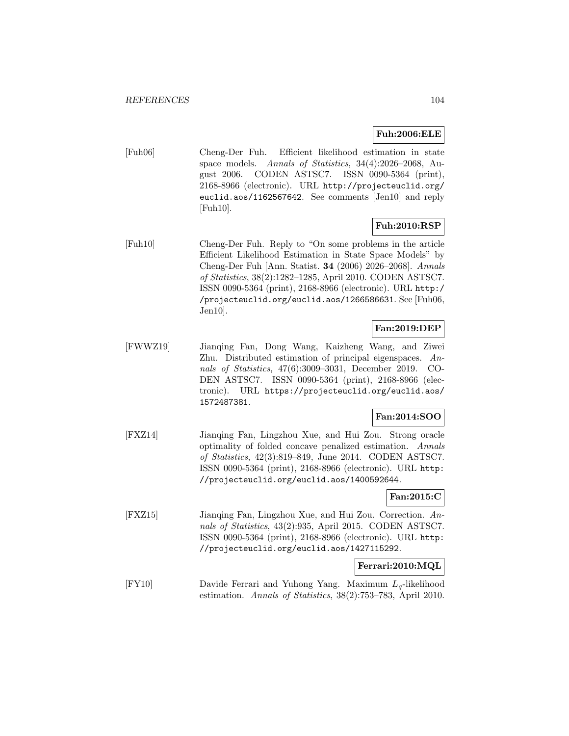**Fuh:2006:ELE**

[Fuh06] Cheng-Der Fuh. Efficient likelihood estimation in state space models. *Annals of Statistics*, 34(4):2026–2068, August 2006. CODEN ASTSC7. ISSN 0090-5364 (print), 2168-8966 (electronic). URL `http://projecteuclid.org/euclid.aos/1162567642`. See comments [Jen10] and reply [Fuh10].

**Fuh:2010:RSP**

[Fuh10] Cheng-Der Fuh. Reply to "On some problems in the article Efficient Likelihood Estimation in State Space Models" by Cheng-Der Fuh [Ann. Statist. **34** (2006) 2026–2068]. *Annals of Statistics*, 38(2):1282–1285, April 2010. CODEN ASTSC7. ISSN 0090-5364 (print), 2168-8966 (electronic). URL `http://projecteuclid.org/euclid.aos/1266586631`. See [Fuh06, Jen10].

**Fan:2019:DEP**

[FWWZ19] Jianqing Fan, Dong Wang, Kaizheng Wang, and Ziwei Zhu. Distributed estimation of principal eigenspaces. *Annals of Statistics*, 47(6):3009–3031, December 2019. CODEN ASTSC7. ISSN 0090-5364 (print), 2168-8966 (electronic). URL `https://projecteuclid.org/euclid.aos/1572487381`.

**Fan:2014:SOO**

[FXZ14] Jianqing Fan, Lingzhou Xue, and Hui Zou. Strong oracle optimality of folded concave penalized estimation. *Annals of Statistics*, 42(3):819–849, June 2014. CODEN ASTSC7. ISSN 0090-5364 (print), 2168-8966 (electronic). URL `http://projecteuclid.org/euclid.aos/1400592644`.

**Fan:2015:C**

[FXZ15] Jianqing Fan, Lingzhou Xue, and Hui Zou. Correction. *Annals of Statistics*, 43(2):935, April 2015. CODEN ASTSC7. ISSN 0090-5364 (print), 2168-8966 (electronic). URL `http://projecteuclid.org/euclid.aos/1427115292`.

**Ferrari:2010:MQL**

[FY10] Davide Ferrari and Yuhong Yang. Maximum $L_q$-likelihood estimation. *Annals of Statistics*, 38(2):753–783, April 2010.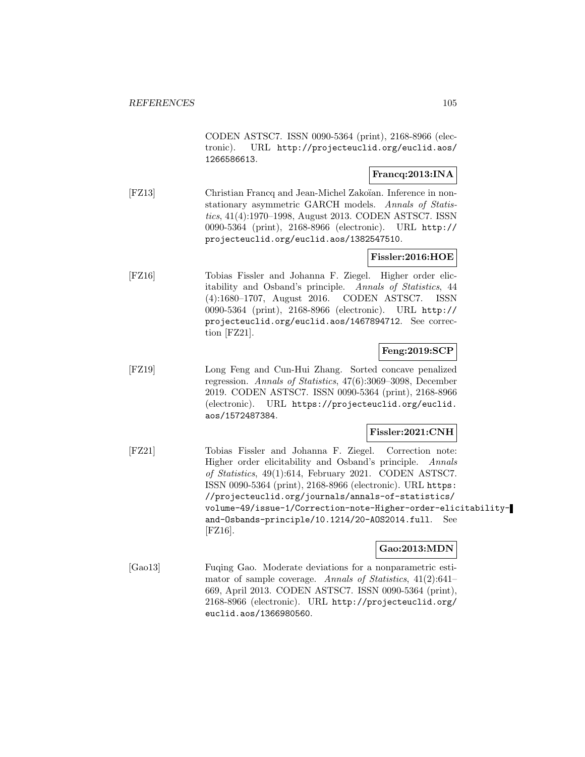CODEN ASTSC7. ISSN 0090-5364 (print), 2168-8966 (electronic). URL http://projecteuclid.org/euclid.aos/1266586613.

**Francq:2013:INA**

[FZ13] Christian Francq and Jean-Michel Zakoïan. Inference in nonstationary asymmetric GARCH models. *Annals of Statistics*, 41(4):1970–1998, August 2013. CODEN ASTSC7. ISSN 0090-5364 (print), 2168-8966 (electronic). URL http://projecteuclid.org/euclid.aos/1382547510.

**Fissler:2016:HOE**

[FZ16] Tobias Fissler and Johanna F. Ziegel. Higher order elicitability and Osband's principle. *Annals of Statistics*, 44 (4):1680–1707, August 2016. CODEN ASTSC7. ISSN 0090-5364 (print), 2168-8966 (electronic). URL http://projecteuclid.org/euclid.aos/1467894712. See correction [FZ21].

**Feng:2019:SCP**

[FZ19] Long Feng and Cun-Hui Zhang. Sorted concave penalized regression. *Annals of Statistics*, 47(6):3069–3098, December 2019. CODEN ASTSC7. ISSN 0090-5364 (print), 2168-8966 (electronic). URL https://projecteuclid.org/euclid.aos/1572487384.

**Fissler:2021:CNH**

[FZ21] Tobias Fissler and Johanna F. Ziegel. Correction note: Higher order elicitability and Osband's principle. *Annals of Statistics*, 49(1):614, February 2021. CODEN ASTSC7. ISSN 0090-5364 (print), 2168-8966 (electronic). URL https://projecteuclid.org/journals/annals-of-statistics/volume-49/issue-1/Correction-note-Higher-order-elicitability-and-Osbands-principle/10.1214/20-AOS2014.full. See [FZ16].

**Gao:2013:MDN**

[Gao13] Fuqing Gao. Moderate deviations for a nonparametric estimator of sample coverage. *Annals of Statistics*, 41(2):641–669, April 2013. CODEN ASTSC7. ISSN 0090-5364 (print), 2168-8966 (electronic). URL http://projecteuclid.org/euclid.aos/1366980560.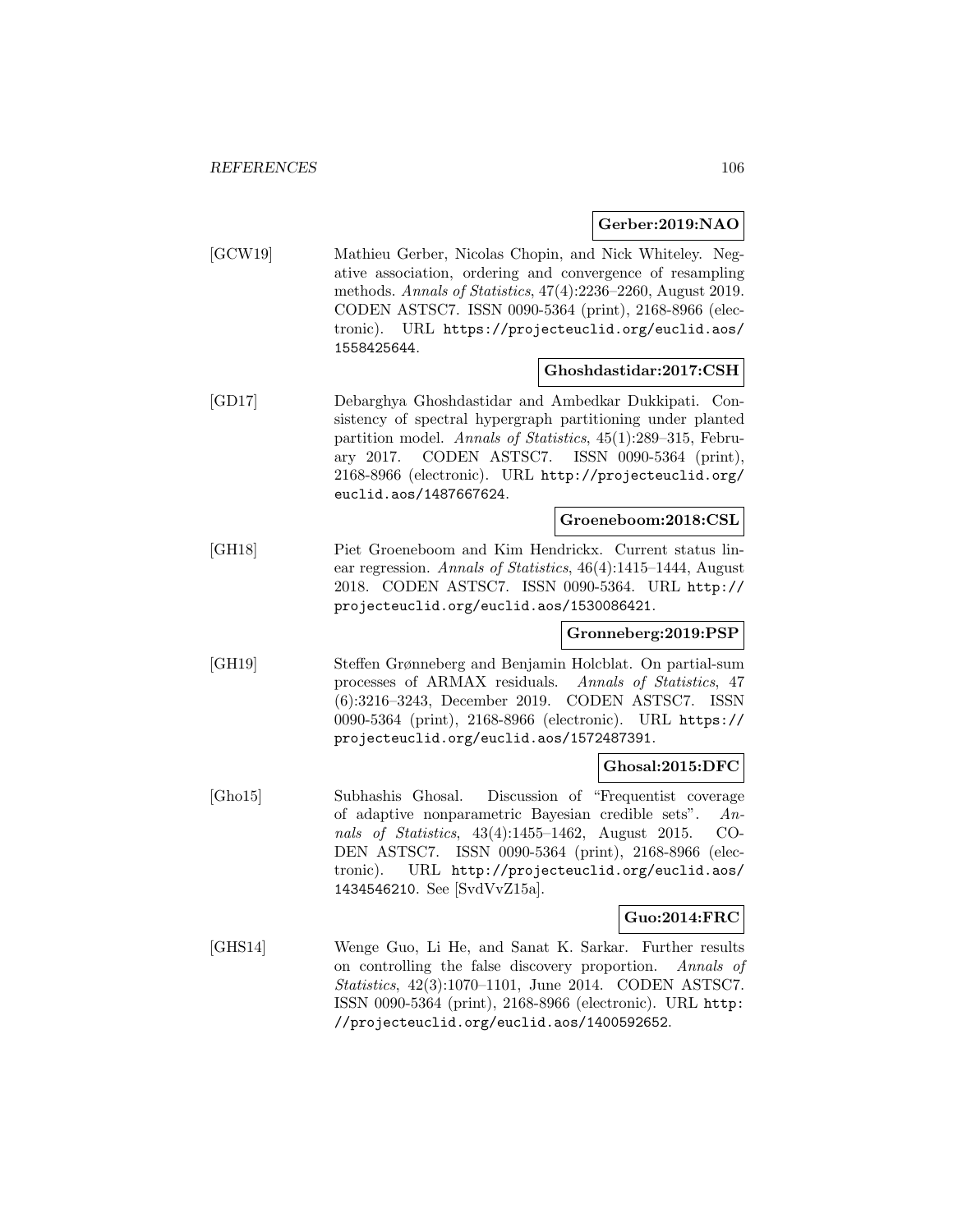**Gerber:2019:NAO**

[GCW19] Mathieu Gerber, Nicolas Chopin, and Nick Whiteley. Negative association, ordering and convergence of resampling methods. *Annals of Statistics*, 47(4):2236–2260, August 2019. CODEN ASTSC7. ISSN 0090-5364 (print), 2168-8966 (electronic). URL `https://projecteuclid.org/euclid.aos/1558425644`.

**Ghoshdastidar:2017:CSH**

[GD17] Debarghya Ghoshdastidar and Ambedkar Dukkipati. Consistency of spectral hypergraph partitioning under planted partition model. *Annals of Statistics*, 45(1):289–315, February 2017. CODEN ASTSC7. ISSN 0090-5364 (print), 2168-8966 (electronic). URL `http://projecteuclid.org/euclid.aos/1487667624`.

**Groeneboom:2018:CSL**

[GH18] Piet Groeneboom and Kim Hendrickx. Current status linear regression. *Annals of Statistics*, 46(4):1415–1444, August 2018. CODEN ASTSC7. ISSN 0090-5364. URL `http://projecteuclid.org/euclid.aos/1530086421`.

**Gronneberg:2019:PSP**

[GH19] Steffen Grønneberg and Benjamin Holcblat. On partial-sum processes of ARMAX residuals. *Annals of Statistics*, 47 (6):3216–3243, December 2019. CODEN ASTSC7. ISSN 0090-5364 (print), 2168-8966 (electronic). URL `https://projecteuclid.org/euclid.aos/1572487391`.

**Ghosal:2015:DFC**

[Gho15] Subhashis Ghosal. Discussion of "Frequentist coverage of adaptive nonparametric Bayesian credible sets". *Annals of Statistics*, 43(4):1455–1462, August 2015. CODEN ASTSC7. ISSN 0090-5364 (print), 2168-8966 (electronic). URL `http://projecteuclid.org/euclid.aos/1434546210`. See [SvdVvZ15a].

**Guo:2014:FRC**

[GHS14] Wenge Guo, Li He, and Sanat K. Sarkar. Further results on controlling the false discovery proportion. *Annals of Statistics*, 42(3):1070–1101, June 2014. CODEN ASTSC7. ISSN 0090-5364 (print), 2168-8966 (electronic). URL `http://projecteuclid.org/euclid.aos/1400592652`.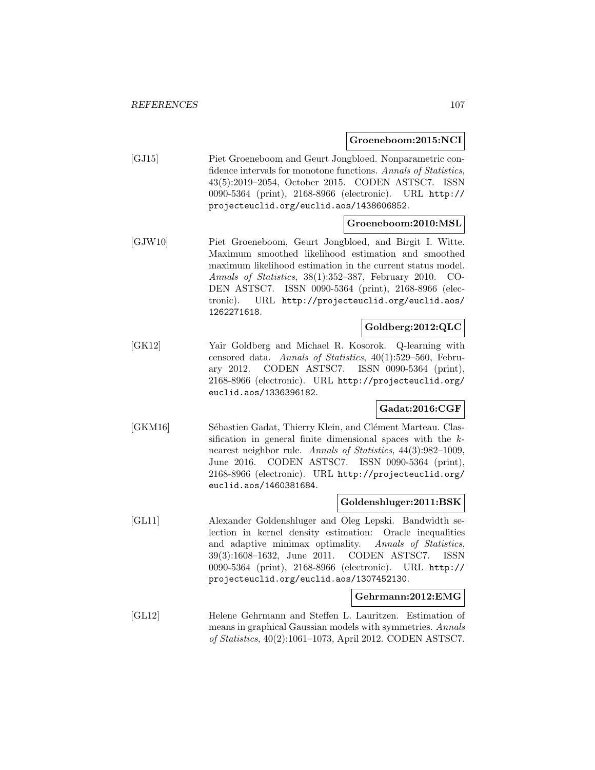**Groeneboom:2015:NCI**

[GJ15] Piet Groeneboom and Geurt Jongbloed. Nonparametric confidence intervals for monotone functions. *Annals of Statistics*, 43(5):2019–2054, October 2015. CODEN ASTSC7. ISSN 0090-5364 (print), 2168-8966 (electronic). URL http://projecteuclid.org/euclid.aos/1438606852.

**Groeneboom:2010:MSL**

[GJW10] Piet Groeneboom, Geurt Jongbloed, and Birgit I. Witte. Maximum smoothed likelihood estimation and smoothed maximum likelihood estimation in the current status model. *Annals of Statistics*, 38(1):352–387, February 2010. CODEN ASTSC7. ISSN 0090-5364 (print), 2168-8966 (electronic). URL http://projecteuclid.org/euclid.aos/1262271618.

**Goldberg:2012:QLC**

[GK12] Yair Goldberg and Michael R. Kosorok. Q-learning with censored data. *Annals of Statistics*, 40(1):529–560, February 2012. CODEN ASTSC7. ISSN 0090-5364 (print), 2168-8966 (electronic). URL http://projecteuclid.org/euclid.aos/1336396182.

**Gadat:2016:CGF**

[GKM16] Sébastien Gadat, Thierry Klein, and Clément Marteau. Classification in general finite dimensional spaces with the $k$-nearest neighbor rule. *Annals of Statistics*, 44(3):982–1009, June 2016. CODEN ASTSC7. ISSN 0090-5364 (print), 2168-8966 (electronic). URL http://projecteuclid.org/euclid.aos/1460381684.

**Goldenshluger:2011:BSK**

[GL11] Alexander Goldenshluger and Oleg Lepski. Bandwidth selection in kernel density estimation: Oracle inequalities and adaptive minimax optimality. *Annals of Statistics*, 39(3):1608–1632, June 2011. CODEN ASTSC7. ISSN 0090-5364 (print), 2168-8966 (electronic). URL http://projecteuclid.org/euclid.aos/1307452130.

**Gehrmann:2012:EMG**

[GL12] Helene Gehrmann and Steffen L. Lauritzen. Estimation of means in graphical Gaussian models with symmetries. *Annals of Statistics*, 40(2):1061–1073, April 2012. CODEN ASTSC7.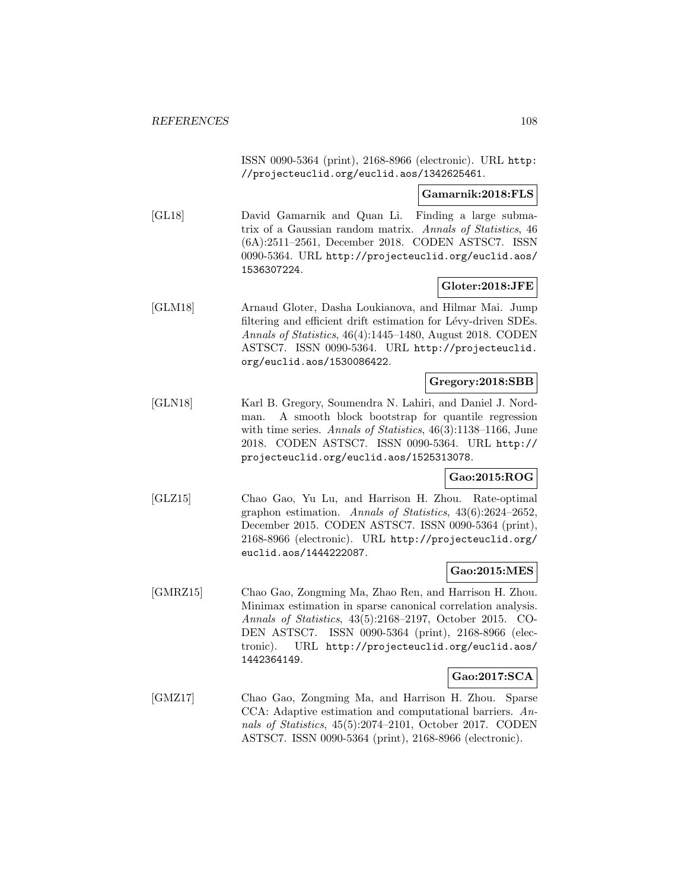ISSN 0090-5364 (print), 2168-8966 (electronic). URL http://projecteuclid.org/euclid.aos/1342625461.

**Gamarnik:2018:FLS**

[GL18] David Gamarnik and Quan Li. Finding a large submatrix of a Gaussian random matrix. *Annals of Statistics*, 46 (6A):2511–2561, December 2018. CODEN ASTSC7. ISSN 0090-5364. URL http://projecteuclid.org/euclid.aos/1536307224.

**Gloter:2018:JFE**

[GLM18] Arnaud Gloter, Dasha Loukianova, and Hilmar Mai. Jump filtering and efficient drift estimation for Lévy-driven SDEs. *Annals of Statistics*, 46(4):1445–1480, August 2018. CODEN ASTSC7. ISSN 0090-5364. URL http://projecteuclid.org/euclid.aos/1530086422.

**Gregory:2018:SBB**

[GLN18] Karl B. Gregory, Soumendra N. Lahiri, and Daniel J. Nordman. A smooth block bootstrap for quantile regression with time series. *Annals of Statistics*, 46(3):1138–1166, June 2018. CODEN ASTSC7. ISSN 0090-5364. URL http://projecteuclid.org/euclid.aos/1525313078.

**Gao:2015:ROG**

[GLZ15] Chao Gao, Yu Lu, and Harrison H. Zhou. Rate-optimal graphon estimation. *Annals of Statistics*, 43(6):2624–2652, December 2015. CODEN ASTSC7. ISSN 0090-5364 (print), 2168-8966 (electronic). URL http://projecteuclid.org/euclid.aos/1444222087.

**Gao:2015:MES**

[GMRZ15] Chao Gao, Zongming Ma, Zhao Ren, and Harrison H. Zhou. Minimax estimation in sparse canonical correlation analysis. *Annals of Statistics*, 43(5):2168–2197, October 2015. CODEN ASTSC7. ISSN 0090-5364 (print), 2168-8966 (electronic). URL http://projecteuclid.org/euclid.aos/1442364149.

**Gao:2017:SCA**

[GMZ17] Chao Gao, Zongming Ma, and Harrison H. Zhou. Sparse CCA: Adaptive estimation and computational barriers. *Annals of Statistics*, 45(5):2074–2101, October 2017. CODEN ASTSC7. ISSN 0090-5364 (print), 2168-8966 (electronic).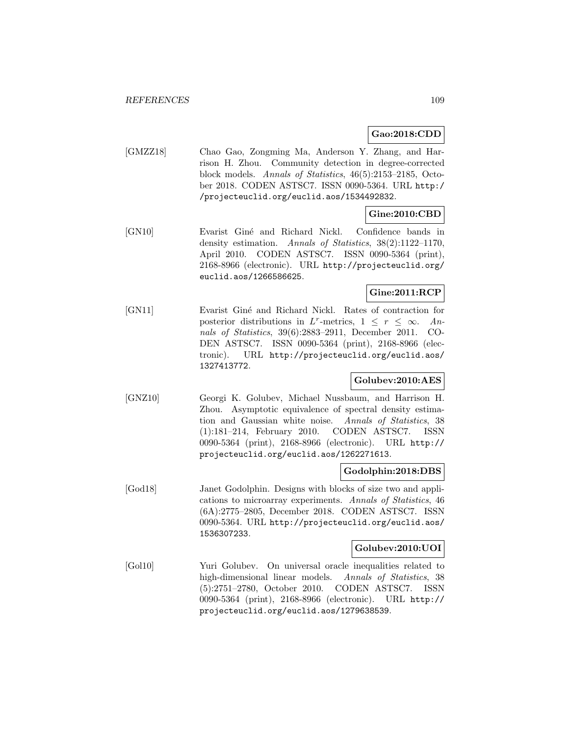**Gao:2018:CDD**

[GMZZ18] Chao Gao, Zongming Ma, Anderson Y. Zhang, and Harrison H. Zhou. Community detection in degree-corrected block models. *Annals of Statistics*, 46(5):2153–2185, October 2018. CODEN ASTSC7. ISSN 0090-5364. URL http://projecteuclid.org/euclid.aos/1534492832.

**Gine:2010:CBD**

[GN10] Evarist Giné and Richard Nickl. Confidence bands in density estimation. *Annals of Statistics*, 38(2):1122–1170, April 2010. CODEN ASTSC7. ISSN 0090-5364 (print), 2168-8966 (electronic). URL http://projecteuclid.org/euclid.aos/1266586625.

**Gine:2011:RCP**

[GN11] Evarist Giné and Richard Nickl. Rates of contraction for posterior distributions in $L^r$-metrics, $1 \leq r \leq \infty$. *Annals of Statistics*, 39(6):2883–2911, December 2011. CODEN ASTSC7. ISSN 0090-5364 (print), 2168-8966 (electronic). URL http://projecteuclid.org/euclid.aos/1327413772.

**Golubev:2010:AES**

[GNZ10] Georgi K. Golubev, Michael Nussbaum, and Harrison H. Zhou. Asymptotic equivalence of spectral density estimation and Gaussian white noise. *Annals of Statistics*, 38(1):181–214, February 2010. CODEN ASTSC7. ISSN 0090-5364 (print), 2168-8966 (electronic). URL http://projecteuclid.org/euclid.aos/1262271613.

**Godolphin:2018:DBS**

[God18] Janet Godolphin. Designs with blocks of size two and applications to microarray experiments. *Annals of Statistics*, 46(6A):2775–2805, December 2018. CODEN ASTSC7. ISSN 0090-5364. URL http://projecteuclid.org/euclid.aos/1536307233.

**Golubev:2010:UOI**

[Gol10] Yuri Golubev. On universal oracle inequalities related to high-dimensional linear models. *Annals of Statistics*, 38(5):2751–2780, October 2010. CODEN ASTSC7. ISSN 0090-5364 (print), 2168-8966 (electronic). URL http://projecteuclid.org/euclid.aos/1279638539.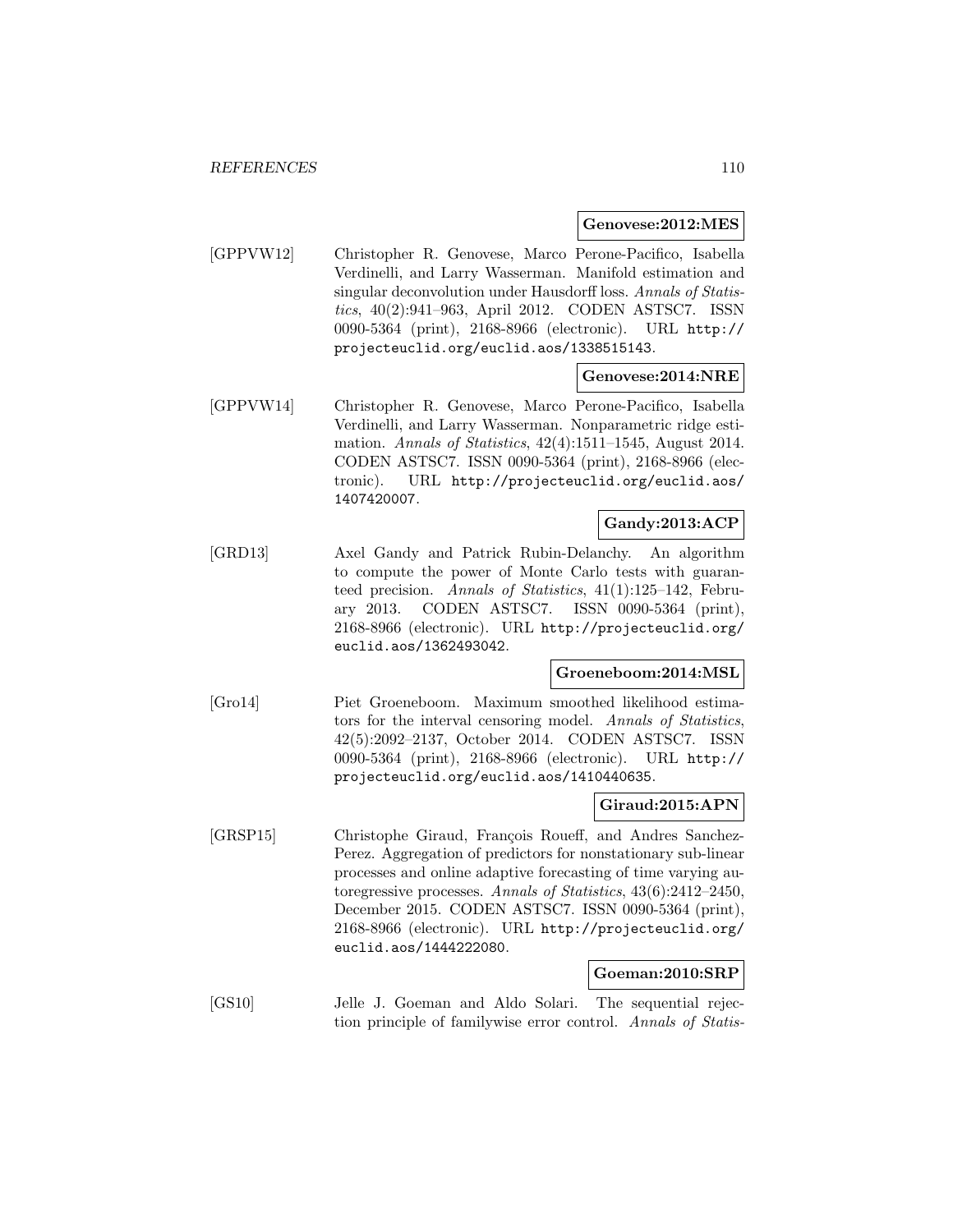**Genovese:2012:MES**

[GPPVW12] Christopher R. Genovese, Marco Perone-Pacifico, Isabella Verdinelli, and Larry Wasserman. Manifold estimation and singular deconvolution under Hausdorff loss. *Annals of Statistics*, 40(2):941–963, April 2012. CODEN ASTSC7. ISSN 0090-5364 (print), 2168-8966 (electronic). URL `http://projecteuclid.org/euclid.aos/1338515143`.

**Genovese:2014:NRE**

[GPPVW14] Christopher R. Genovese, Marco Perone-Pacifico, Isabella Verdinelli, and Larry Wasserman. Nonparametric ridge estimation. *Annals of Statistics*, 42(4):1511–1545, August 2014. CODEN ASTSC7. ISSN 0090-5364 (print), 2168-8966 (electronic). URL `http://projecteuclid.org/euclid.aos/1407420007`.

**Gandy:2013:ACP**

[GRD13] Axel Gandy and Patrick Rubin-Delanchy. An algorithm to compute the power of Monte Carlo tests with guaranteed precision. *Annals of Statistics*, 41(1):125–142, February 2013. CODEN ASTSC7. ISSN 0090-5364 (print), 2168-8966 (electronic). URL `http://projecteuclid.org/euclid.aos/1362493042`.

**Groeneboom:2014:MSL**

[Gro14] Piet Groeneboom. Maximum smoothed likelihood estimators for the interval censoring model. *Annals of Statistics*, 42(5):2092–2137, October 2014. CODEN ASTSC7. ISSN 0090-5364 (print), 2168-8966 (electronic). URL `http://projecteuclid.org/euclid.aos/1410440635`.

**Giraud:2015:APN**

[GRSP15] Christophe Giraud, François Roueff, and Andres Sanchez-Perez. Aggregation of predictors for nonstationary sub-linear processes and online adaptive forecasting of time varying autoregressive processes. *Annals of Statistics*, 43(6):2412–2450, December 2015. CODEN ASTSC7. ISSN 0090-5364 (print), 2168-8966 (electronic). URL `http://projecteuclid.org/euclid.aos/1444222080`.

**Goeman:2010:SRP**

[GS10] Jelle J. Goeman and Aldo Solari. The sequential rejection principle of familywise error control. *Annals of Statis-*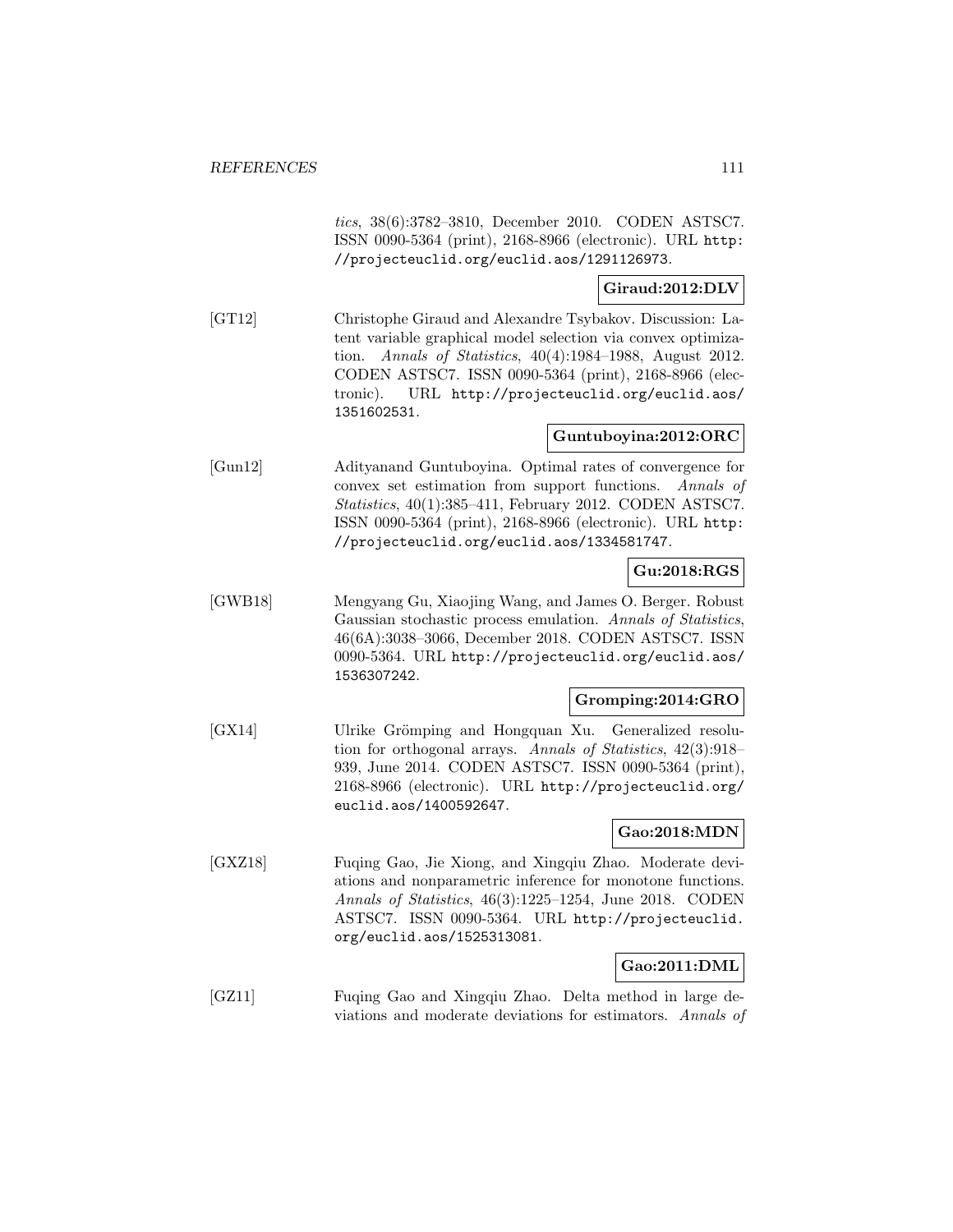*tics*, 38(6):3782–3810, December 2010. CODEN ASTSC7. ISSN 0090-5364 (print), 2168-8966 (electronic). URL http://projecteuclid.org/euclid.aos/1291126973.

**Giraud:2012:DLV**

[GT12] Christophe Giraud and Alexandre Tsybakov. Discussion: Latent variable graphical model selection via convex optimization. *Annals of Statistics*, 40(4):1984–1988, August 2012. CODEN ASTSC7. ISSN 0090-5364 (print), 2168-8966 (electronic). URL http://projecteuclid.org/euclid.aos/1351602531.

**Guntuboyina:2012:ORC**

[Gun12] Adityanand Guntuboyina. Optimal rates of convergence for convex set estimation from support functions. *Annals of Statistics*, 40(1):385–411, February 2012. CODEN ASTSC7. ISSN 0090-5364 (print), 2168-8966 (electronic). URL http://projecteuclid.org/euclid.aos/1334581747.

**Gu:2018:RGS**

[GWB18] Mengyang Gu, Xiaojing Wang, and James O. Berger. Robust Gaussian stochastic process emulation. *Annals of Statistics*, 46(6A):3038–3066, December 2018. CODEN ASTSC7. ISSN 0090-5364. URL http://projecteuclid.org/euclid.aos/1536307242.

**Gromping:2014:GRO**

[GX14] Ulrike Grömping and Hongquan Xu. Generalized resolution for orthogonal arrays. *Annals of Statistics*, 42(3):918–939, June 2014. CODEN ASTSC7. ISSN 0090-5364 (print), 2168-8966 (electronic). URL http://projecteuclid.org/euclid.aos/1400592647.

**Gao:2018:MDN**

[GXZ18] Fuqing Gao, Jie Xiong, and Xingqiu Zhao. Moderate deviations and nonparametric inference for monotone functions. *Annals of Statistics*, 46(3):1225–1254, June 2018. CODEN ASTSC7. ISSN 0090-5364. URL http://projecteuclid.org/euclid.aos/1525313081.

**Gao:2011:DML**

[GZ11] Fuqing Gao and Xingqiu Zhao. Delta method in large deviations and moderate deviations for estimators. *Annals of*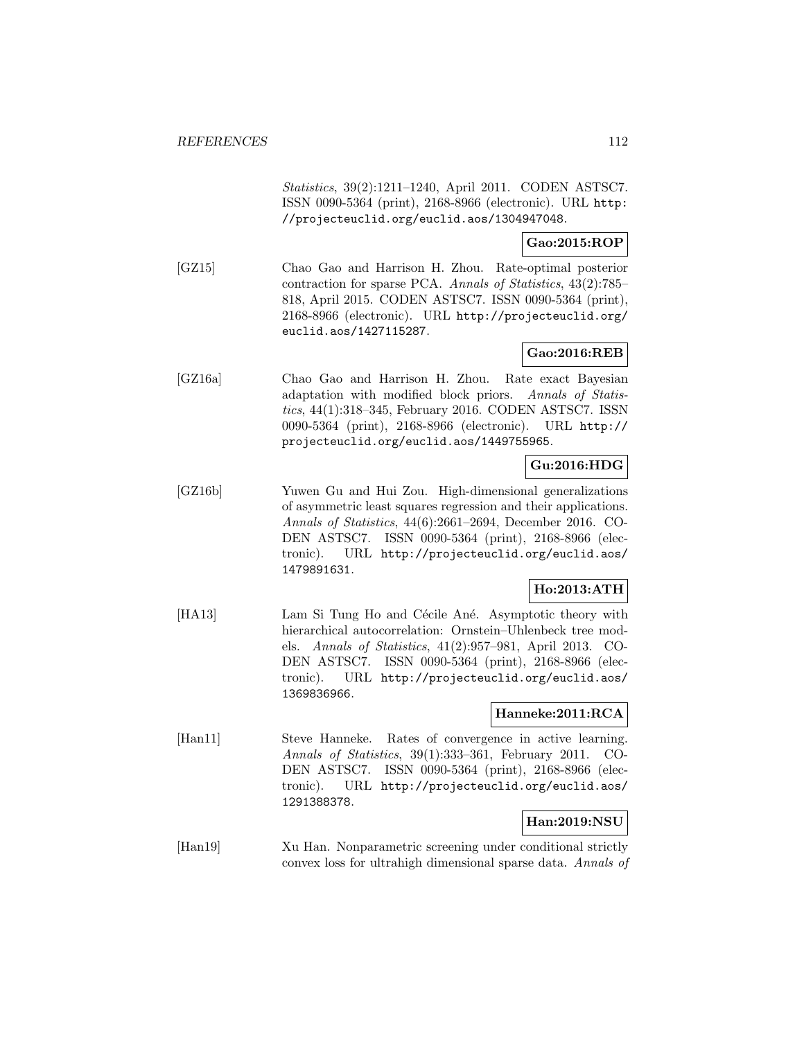*Statistics*, 39(2):1211–1240, April 2011. CODEN ASTSC7. ISSN 0090-5364 (print), 2168-8966 (electronic). URL `http://projecteuclid.org/euclid.aos/1304947048`.

**Gao:2015:ROP**

[GZ15] Chao Gao and Harrison H. Zhou. Rate-optimal posterior contraction for sparse PCA. *Annals of Statistics*, 43(2):785–818, April 2015. CODEN ASTSC7. ISSN 0090-5364 (print), 2168-8966 (electronic). URL `http://projecteuclid.org/euclid.aos/1427115287`.

**Gao:2016:REB**

[GZ16a] Chao Gao and Harrison H. Zhou. Rate exact Bayesian adaptation with modified block priors. *Annals of Statistics*, 44(1):318–345, February 2016. CODEN ASTSC7. ISSN 0090-5364 (print), 2168-8966 (electronic). URL `http://projecteuclid.org/euclid.aos/1449755965`.

**Gu:2016:HDG**

[GZ16b] Yuwen Gu and Hui Zou. High-dimensional generalizations of asymmetric least squares regression and their applications. *Annals of Statistics*, 44(6):2661–2694, December 2016. CODEN ASTSC7. ISSN 0090-5364 (print), 2168-8966 (electronic). URL `http://projecteuclid.org/euclid.aos/1479891631`.

**Ho:2013:ATH**

[HA13] Lam Si Tung Ho and Cécile Ané. Asymptotic theory with hierarchical autocorrelation: Ornstein–Uhlenbeck tree models. *Annals of Statistics*, 41(2):957–981, April 2013. CODEN ASTSC7. ISSN 0090-5364 (print), 2168-8966 (electronic). URL `http://projecteuclid.org/euclid.aos/1369836966`.

**Hanneke:2011:RCA**

[Han11] Steve Hanneke. Rates of convergence in active learning. *Annals of Statistics*, 39(1):333–361, February 2011. CODEN ASTSC7. ISSN 0090-5364 (print), 2168-8966 (electronic). URL `http://projecteuclid.org/euclid.aos/1291388378`.

**Han:2019:NSU**

[Han19] Xu Han. Nonparametric screening under conditional strictly convex loss for ultrahigh dimensional sparse data. *Annals of*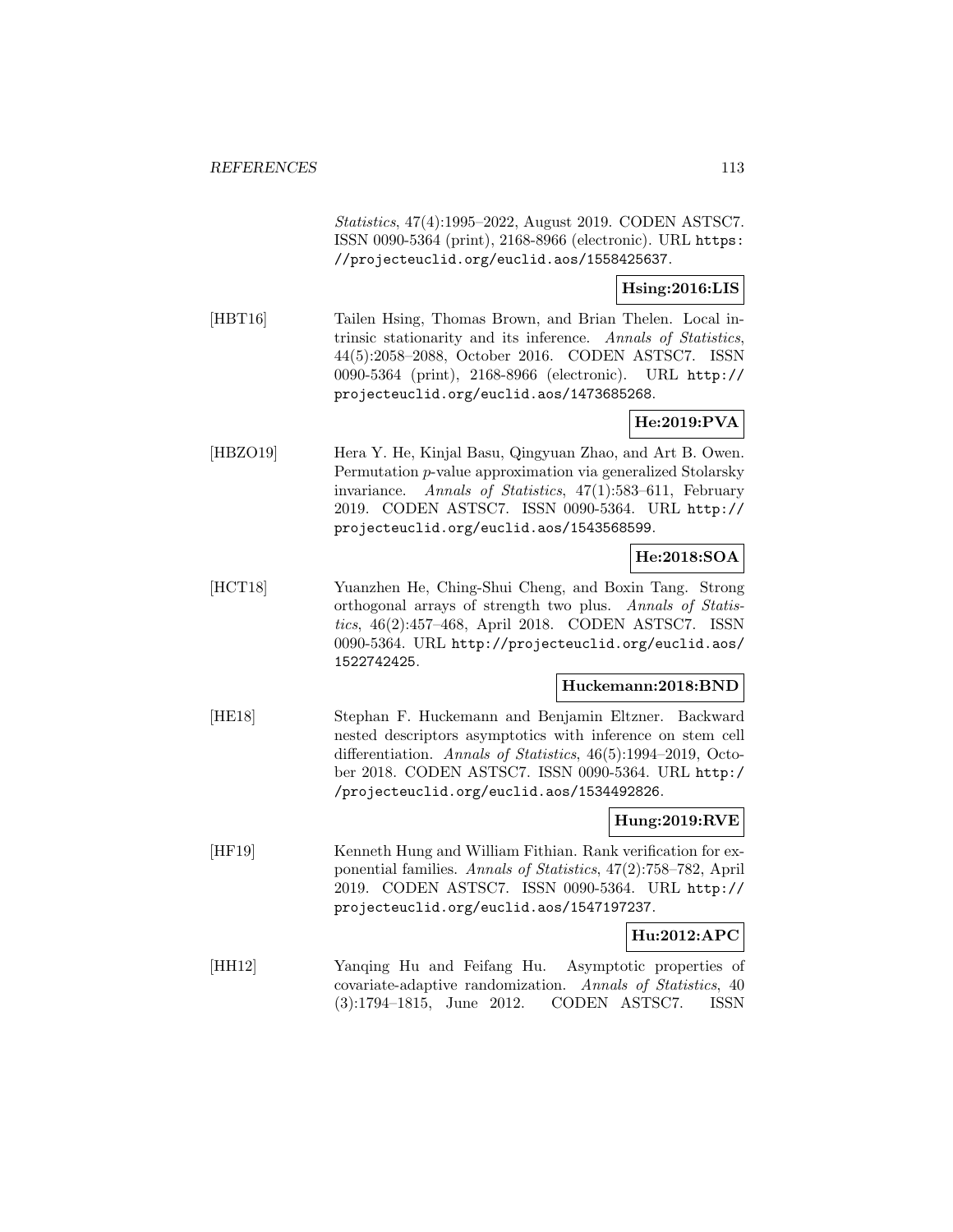*Statistics*, 47(4):1995–2022, August 2019. CODEN ASTSC7. ISSN 0090-5364 (print), 2168-8966 (electronic). URL https://projecteuclid.org/euclid.aos/1558425637.

**Hsing:2016:LIS**

[HBT16] Tailen Hsing, Thomas Brown, and Brian Thelen. Local intrinsic stationarity and its inference. *Annals of Statistics*, 44(5):2058–2088, October 2016. CODEN ASTSC7. ISSN 0090-5364 (print), 2168-8966 (electronic). URL http://projecteuclid.org/euclid.aos/1473685268.

**He:2019:PVA**

[HBZO19] Hera Y. He, Kinjal Basu, Qingyuan Zhao, and Art B. Owen. Permutation $p$-value approximation via generalized Stolarsky invariance. *Annals of Statistics*, 47(1):583–611, February 2019. CODEN ASTSC7. ISSN 0090-5364. URL http://projecteuclid.org/euclid.aos/1543568599.

**He:2018:SOA**

[HCT18] Yuanzhen He, Ching-Shui Cheng, and Boxin Tang. Strong orthogonal arrays of strength two plus. *Annals of Statistics*, 46(2):457–468, April 2018. CODEN ASTSC7. ISSN 0090-5364. URL http://projecteuclid.org/euclid.aos/1522742425.

**Huckemann:2018:BND**

[HE18] Stephan F. Huckemann and Benjamin Eltzner. Backward nested descriptors asymptotics with inference on stem cell differentiation. *Annals of Statistics*, 46(5):1994–2019, October 2018. CODEN ASTSC7. ISSN 0090-5364. URL http://projecteuclid.org/euclid.aos/1534492826.

**Hung:2019:RVE**

[HF19] Kenneth Hung and William Fithian. Rank verification for exponential families. *Annals of Statistics*, 47(2):758–782, April 2019. CODEN ASTSC7. ISSN 0090-5364. URL http://projecteuclid.org/euclid.aos/1547197237.

**Hu:2012:APC**

[HH12] Yanqing Hu and Feifang Hu. Asymptotic properties of covariate-adaptive randomization. *Annals of Statistics*, 40(3):1794–1815, June 2012. CODEN ASTSC7. ISSN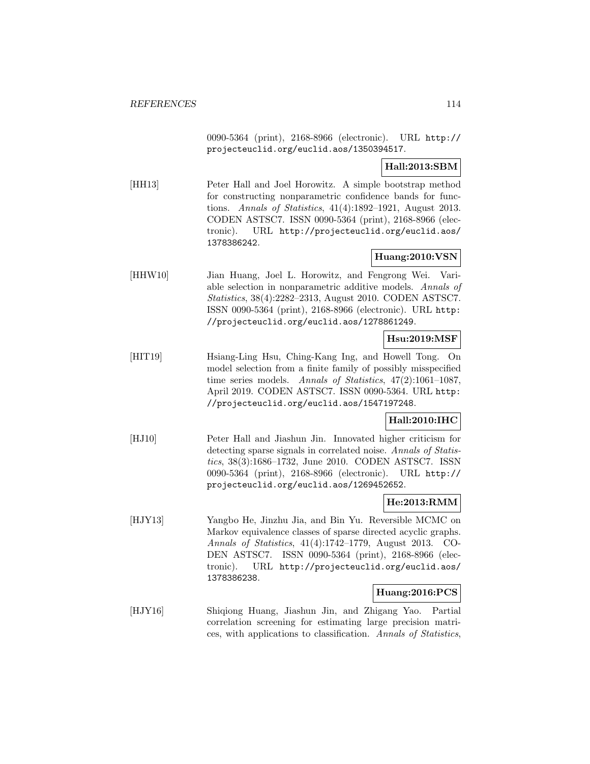0090-5364 (print), 2168-8966 (electronic). URL http://projecteuclid.org/euclid.aos/1350394517.

**Hall:2013:SBM**

[HH13] Peter Hall and Joel Horowitz. A simple bootstrap method for constructing nonparametric confidence bands for functions. *Annals of Statistics*, 41(4):1892–1921, August 2013. CODEN ASTSC7. ISSN 0090-5364 (print), 2168-8966 (electronic). URL http://projecteuclid.org/euclid.aos/1378386242.

**Huang:2010:VSN**

[HHW10] Jian Huang, Joel L. Horowitz, and Fengrong Wei. Variable selection in nonparametric additive models. *Annals of Statistics*, 38(4):2282–2313, August 2010. CODEN ASTSC7. ISSN 0090-5364 (print), 2168-8966 (electronic). URL http://projecteuclid.org/euclid.aos/1278861249.

**Hsu:2019:MSF**

[HIT19] Hsiang-Ling Hsu, Ching-Kang Ing, and Howell Tong. On model selection from a finite family of possibly misspecified time series models. *Annals of Statistics*, 47(2):1061–1087, April 2019. CODEN ASTSC7. ISSN 0090-5364. URL http://projecteuclid.org/euclid.aos/1547197248.

**Hall:2010:IHC**

[HJ10] Peter Hall and Jiashun Jin. Innovated higher criticism for detecting sparse signals in correlated noise. *Annals of Statistics*, 38(3):1686–1732, June 2010. CODEN ASTSC7. ISSN 0090-5364 (print), 2168-8966 (electronic). URL http://projecteuclid.org/euclid.aos/1269452652.

**He:2013:RMM**

[HJY13] Yangbo He, Jinzhu Jia, and Bin Yu. Reversible MCMC on Markov equivalence classes of sparse directed acyclic graphs. *Annals of Statistics*, 41(4):1742–1779, August 2013. CODEN ASTSC7. ISSN 0090-5364 (print), 2168-8966 (electronic). URL http://projecteuclid.org/euclid.aos/1378386238.

**Huang:2016:PCS**

[HJY16] Shiqiong Huang, Jiashun Jin, and Zhigang Yao. Partial correlation screening for estimating large precision matrices, with applications to classification. *Annals of Statistics*,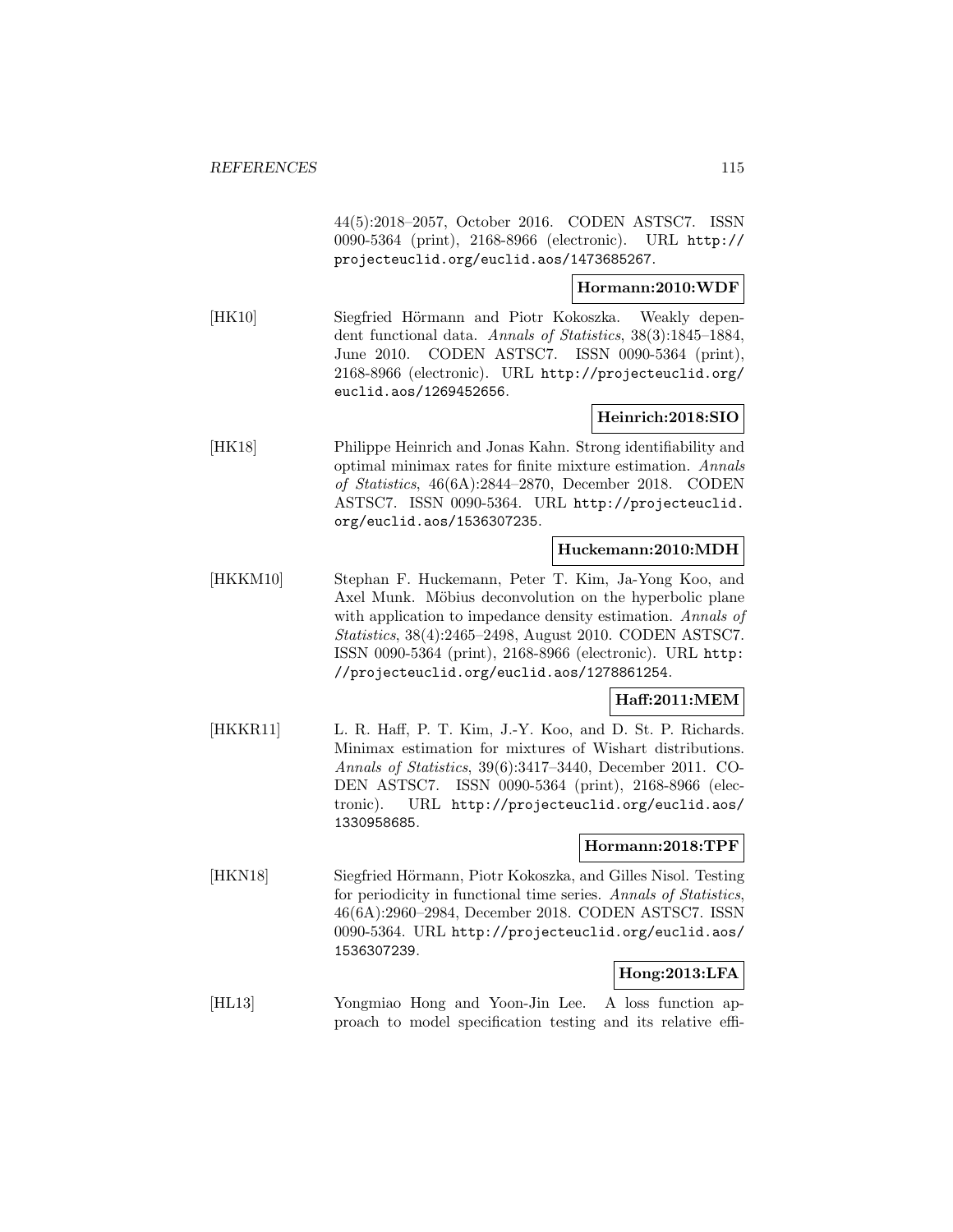44(5):2018–2057, October 2016. CODEN ASTSC7. ISSN 0090-5364 (print), 2168-8966 (electronic). URL http://projecteuclid.org/euclid.aos/1473685267.

**Hormann:2010:WDF**

[HK10] Siegfried Hörmann and Piotr Kokoszka. Weakly dependent functional data. *Annals of Statistics*, 38(3):1845–1884, June 2010. CODEN ASTSC7. ISSN 0090-5364 (print), 2168-8966 (electronic). URL http://projecteuclid.org/euclid.aos/1269452656.

**Heinrich:2018:SIO**

[HK18] Philippe Heinrich and Jonas Kahn. Strong identifiability and optimal minimax rates for finite mixture estimation. *Annals of Statistics*, 46(6A):2844–2870, December 2018. CODEN ASTSC7. ISSN 0090-5364. URL http://projecteuclid.org/euclid.aos/1536307235.

**Huckemann:2010:MDH**

[HKKM10] Stephan F. Huckemann, Peter T. Kim, Ja-Yong Koo, and Axel Munk. Möbius deconvolution on the hyperbolic plane with application to impedance density estimation. *Annals of Statistics*, 38(4):2465–2498, August 2010. CODEN ASTSC7. ISSN 0090-5364 (print), 2168-8966 (electronic). URL http://projecteuclid.org/euclid.aos/1278861254.

**Haff:2011:MEM**

[HKKR11] L. R. Haff, P. T. Kim, J.-Y. Koo, and D. St. P. Richards. Minimax estimation for mixtures of Wishart distributions. *Annals of Statistics*, 39(6):3417–3440, December 2011. CODEN ASTSC7. ISSN 0090-5364 (print), 2168-8966 (electronic). URL http://projecteuclid.org/euclid.aos/1330958685.

**Hormann:2018:TPF**

[HKN18] Siegfried Hörmann, Piotr Kokoszka, and Gilles Nisol. Testing for periodicity in functional time series. *Annals of Statistics*, 46(6A):2960–2984, December 2018. CODEN ASTSC7. ISSN 0090-5364. URL http://projecteuclid.org/euclid.aos/1536307239.

**Hong:2013:LFA**

[HL13] Yongmiao Hong and Yoon-Jin Lee. A loss function approach to model specification testing and its relative effi-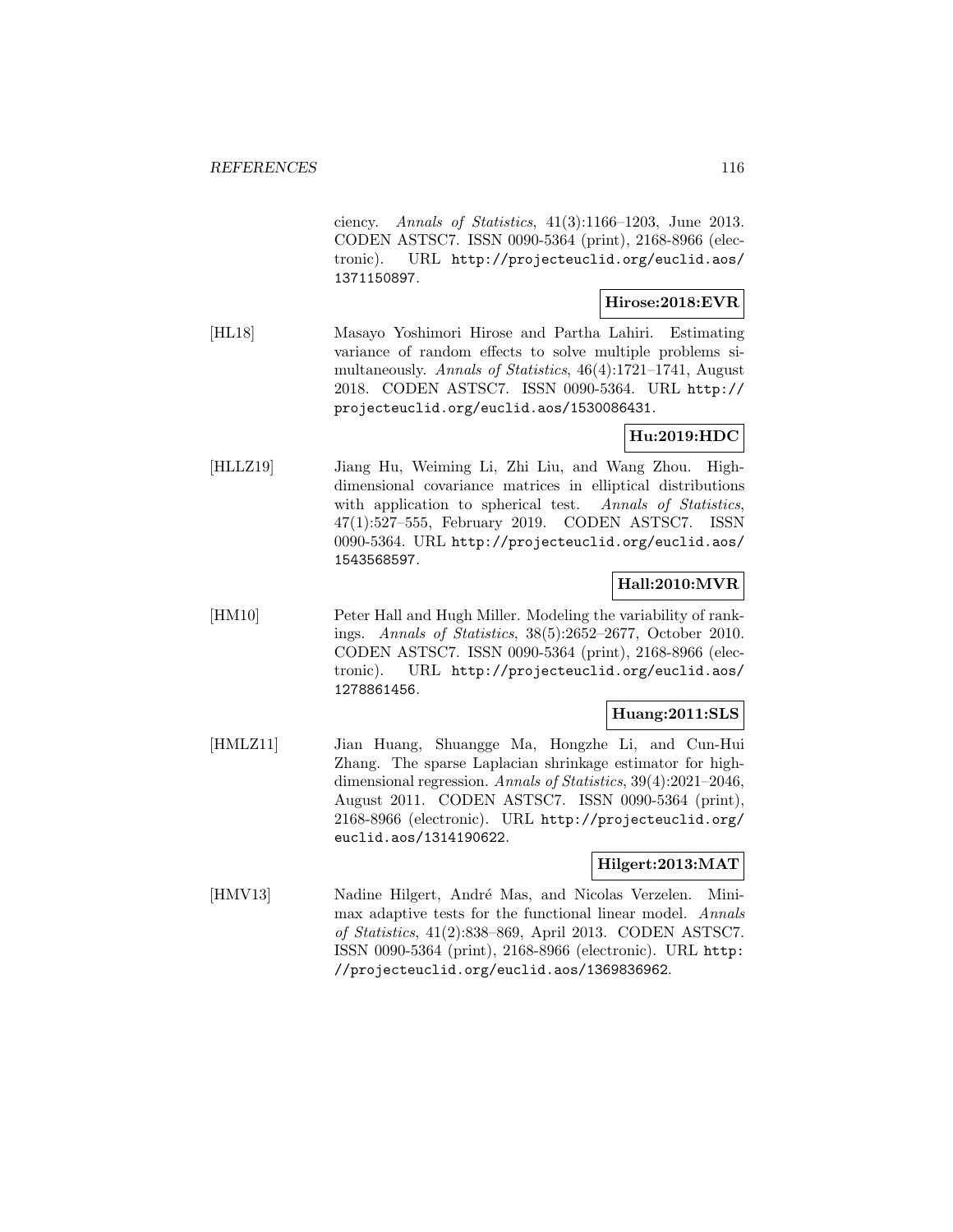ciency. *Annals of Statistics*, 41(3):1166–1203, June 2013. CODEN ASTSC7. ISSN 0090-5364 (print), 2168-8966 (electronic). URL http://projecteuclid.org/euclid.aos/1371150897.

**Hirose:2018:EVR**

[HL18] Masayo Yoshimori Hirose and Partha Lahiri. Estimating variance of random effects to solve multiple problems simultaneously. *Annals of Statistics*, 46(4):1721–1741, August 2018. CODEN ASTSC7. ISSN 0090-5364. URL http://projecteuclid.org/euclid.aos/1530086431.

**Hu:2019:HDC**

[HLLZ19] Jiang Hu, Weiming Li, Zhi Liu, and Wang Zhou. High-dimensional covariance matrices in elliptical distributions with application to spherical test. *Annals of Statistics*, 47(1):527–555, February 2019. CODEN ASTSC7. ISSN 0090-5364. URL http://projecteuclid.org/euclid.aos/1543568597.

**Hall:2010:MVR**

[HM10] Peter Hall and Hugh Miller. Modeling the variability of rankings. *Annals of Statistics*, 38(5):2652–2677, October 2010. CODEN ASTSC7. ISSN 0090-5364 (print), 2168-8966 (electronic). URL http://projecteuclid.org/euclid.aos/1278861456.

**Huang:2011:SLS**

[HMLZ11] Jian Huang, Shuangge Ma, Hongzhe Li, and Cun-Hui Zhang. The sparse Laplacian shrinkage estimator for high-dimensional regression. *Annals of Statistics*, 39(4):2021–2046, August 2011. CODEN ASTSC7. ISSN 0090-5364 (print), 2168-8966 (electronic). URL http://projecteuclid.org/euclid.aos/1314190622.

**Hilgert:2013:MAT**

[HMV13] Nadine Hilgert, André Mas, and Nicolas Verzelen. Minimax adaptive tests for the functional linear model. *Annals of Statistics*, 41(2):838–869, April 2013. CODEN ASTSC7. ISSN 0090-5364 (print), 2168-8966 (electronic). URL http://projecteuclid.org/euclid.aos/1369836962.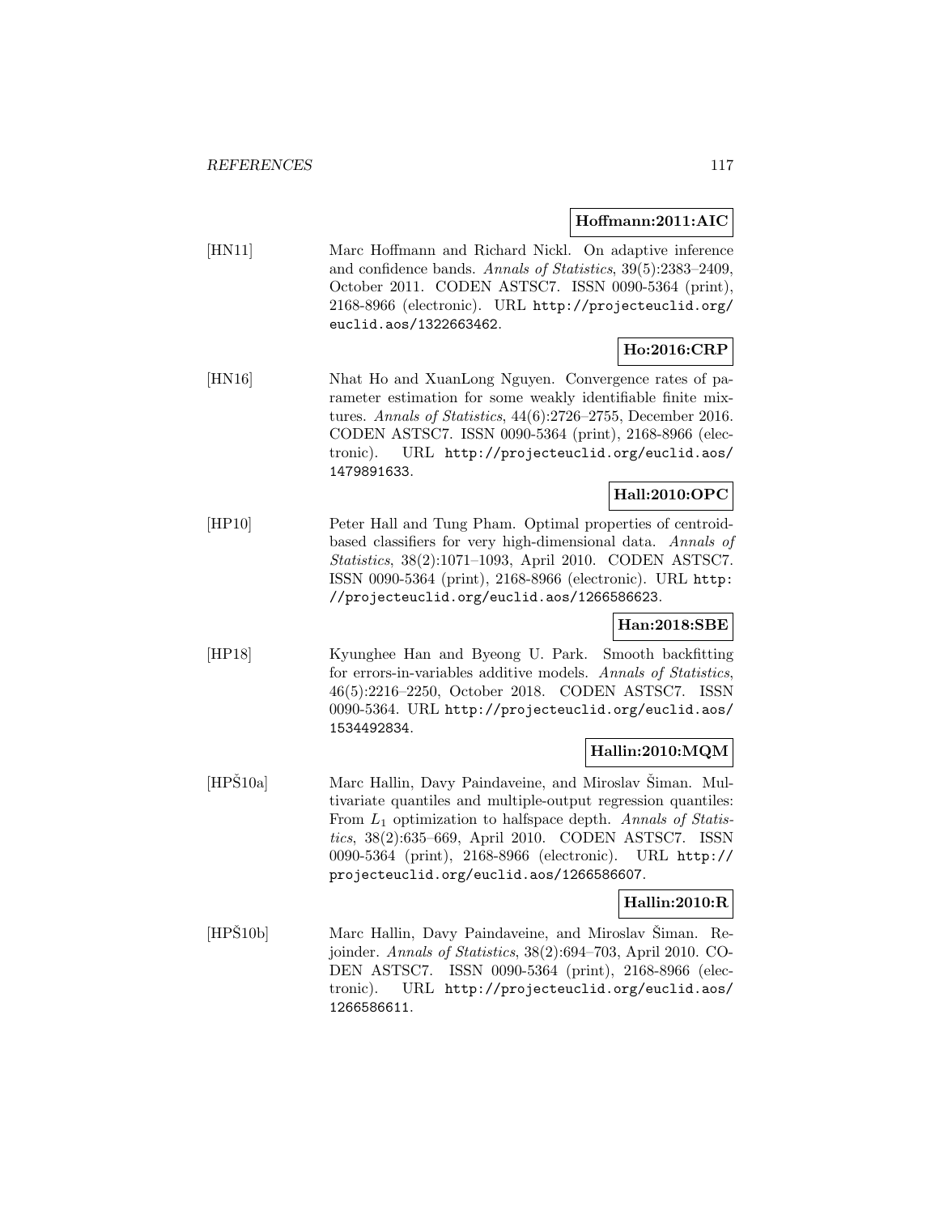**Hoffmann:2011:AIC**

[HN11] Marc Hoffmann and Richard Nickl. On adaptive inference and confidence bands. *Annals of Statistics*, 39(5):2383–2409, October 2011. CODEN ASTSC7. ISSN 0090-5364 (print), 2168-8966 (electronic). URL http://projecteuclid.org/euclid.aos/1322663462.

**Ho:2016:CRP**

[HN16] Nhat Ho and XuanLong Nguyen. Convergence rates of parameter estimation for some weakly identifiable finite mixtures. *Annals of Statistics*, 44(6):2726–2755, December 2016. CODEN ASTSC7. ISSN 0090-5364 (print), 2168-8966 (electronic). URL http://projecteuclid.org/euclid.aos/1479891633.

**Hall:2010:OPC**

[HP10] Peter Hall and Tung Pham. Optimal properties of centroid-based classifiers for very high-dimensional data. *Annals of Statistics*, 38(2):1071–1093, April 2010. CODEN ASTSC7. ISSN 0090-5364 (print), 2168-8966 (electronic). URL http://projecteuclid.org/euclid.aos/1266586623.

**Han:2018:SBE**

[HP18] Kyunghee Han and Byeong U. Park. Smooth backfitting for errors-in-variables additive models. *Annals of Statistics*, 46(5):2216–2250, October 2018. CODEN ASTSC7. ISSN 0090-5364. URL http://projecteuclid.org/euclid.aos/1534492834.

**Hallin:2010:MQM**

[HPŠ10a] Marc Hallin, Davy Paindaveine, and Miroslav Šiman. Multivariate quantiles and multiple-output regression quantiles: From $L_1$ optimization to halfspace depth. *Annals of Statistics*, 38(2):635–669, April 2010. CODEN ASTSC7. ISSN 0090-5364 (print), 2168-8966 (electronic). URL http://projecteuclid.org/euclid.aos/1266586607.

**Hallin:2010:R**

[HPŠ10b] Marc Hallin, Davy Paindaveine, and Miroslav Šiman. Rejoinder. *Annals of Statistics*, 38(2):694–703, April 2010. CODEN ASTSC7. ISSN 0090-5364 (print), 2168-8966 (electronic). URL http://projecteuclid.org/euclid.aos/1266586611.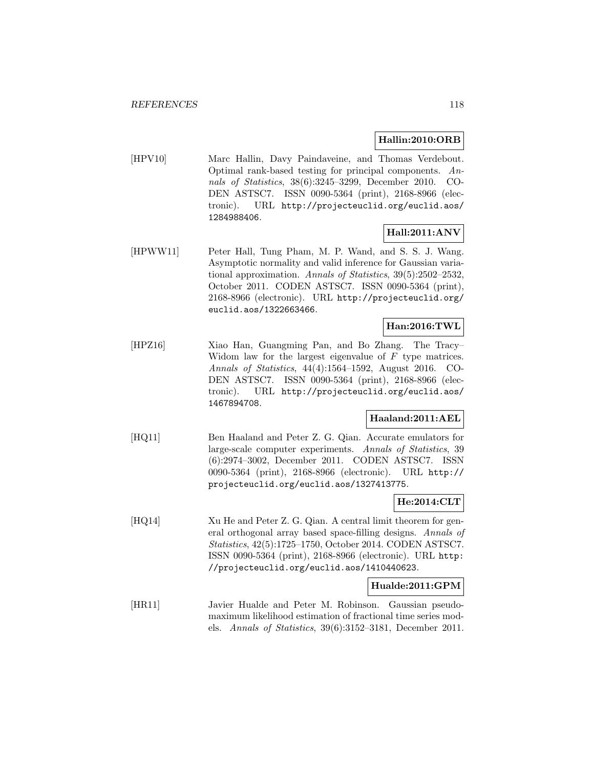**Hallin:2010:ORB**

[HPV10] Marc Hallin, Davy Paindaveine, and Thomas Verdebout. Optimal rank-based testing for principal components. *Annals of Statistics*, 38(6):3245–3299, December 2010. CODEN ASTSC7. ISSN 0090-5364 (print), 2168-8966 (electronic). URL `http://projecteuclid.org/euclid.aos/1284988406`.

**Hall:2011:ANV**

[HPWW11] Peter Hall, Tung Pham, M. P. Wand, and S. S. J. Wang. Asymptotic normality and valid inference for Gaussian variational approximation. *Annals of Statistics*, 39(5):2502–2532, October 2011. CODEN ASTSC7. ISSN 0090-5364 (print), 2168-8966 (electronic). URL `http://projecteuclid.org/euclid.aos/1322663466`.

**Han:2016:TWL**

[HPZ16] Xiao Han, Guangming Pan, and Bo Zhang. The Tracy–Widom law for the largest eigenvalue of $F$ type matrices. *Annals of Statistics*, 44(4):1564–1592, August 2016. CODEN ASTSC7. ISSN 0090-5364 (print), 2168-8966 (electronic). URL `http://projecteuclid.org/euclid.aos/1467894708`.

**Haaland:2011:AEL**

[HQ11] Ben Haaland and Peter Z. G. Qian. Accurate emulators for large-scale computer experiments. *Annals of Statistics*, 39 (6):2974–3002, December 2011. CODEN ASTSC7. ISSN 0090-5364 (print), 2168-8966 (electronic). URL `http://projecteuclid.org/euclid.aos/1327413775`.

**He:2014:CLT**

[HQ14] Xu He and Peter Z. G. Qian. A central limit theorem for general orthogonal array based space-filling designs. *Annals of Statistics*, 42(5):1725–1750, October 2014. CODEN ASTSC7. ISSN 0090-5364 (print), 2168-8966 (electronic). URL `http://projecteuclid.org/euclid.aos/1410440623`.

**Hualde:2011:GPM**

[HR11] Javier Hualde and Peter M. Robinson. Gaussian pseudo-maximum likelihood estimation of fractional time series models. *Annals of Statistics*, 39(6):3152–3181, December 2011.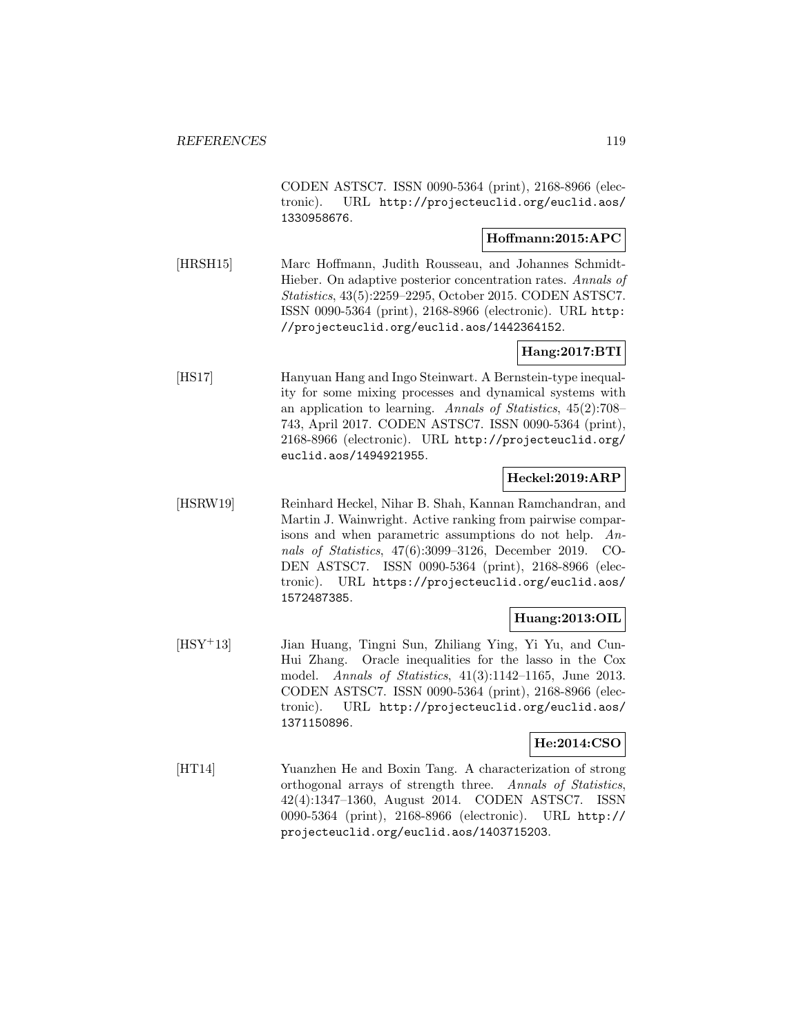CODEN ASTSC7. ISSN 0090-5364 (print), 2168-8966 (electronic). URL http://projecteuclid.org/euclid.aos/1330958676.

**Hoffmann:2015:APC**

[HRSH15] Marc Hoffmann, Judith Rousseau, and Johannes Schmidt-Hieber. On adaptive posterior concentration rates. *Annals of Statistics*, 43(5):2259–2295, October 2015. CODEN ASTSC7. ISSN 0090-5364 (print), 2168-8966 (electronic). URL http://projecteuclid.org/euclid.aos/1442364152.

**Hang:2017:BTI**

[HS17] Hanyuan Hang and Ingo Steinwart. A Bernstein-type inequality for some mixing processes and dynamical systems with an application to learning. *Annals of Statistics*, 45(2):708–743, April 2017. CODEN ASTSC7. ISSN 0090-5364 (print), 2168-8966 (electronic). URL http://projecteuclid.org/euclid.aos/1494921955.

**Heckel:2019:ARP**

[HSRW19] Reinhard Heckel, Nihar B. Shah, Kannan Ramchandran, and Martin J. Wainwright. Active ranking from pairwise comparisons and when parametric assumptions do not help. *Annals of Statistics*, 47(6):3099–3126, December 2019. CODEN ASTSC7. ISSN 0090-5364 (print), 2168-8966 (electronic). URL https://projecteuclid.org/euclid.aos/1572487385.

**Huang:2013:OIL**

[HSY+13] Jian Huang, Tingni Sun, Zhiliang Ying, Yi Yu, and Cun-Hui Zhang. Oracle inequalities for the lasso in the Cox model. *Annals of Statistics*, 41(3):1142–1165, June 2013. CODEN ASTSC7. ISSN 0090-5364 (print), 2168-8966 (electronic). URL http://projecteuclid.org/euclid.aos/1371150896.

**He:2014:CSO**

[HT14] Yuanzhen He and Boxin Tang. A characterization of strong orthogonal arrays of strength three. *Annals of Statistics*, 42(4):1347–1360, August 2014. CODEN ASTSC7. ISSN 0090-5364 (print), 2168-8966 (electronic). URL http://projecteuclid.org/euclid.aos/1403715203.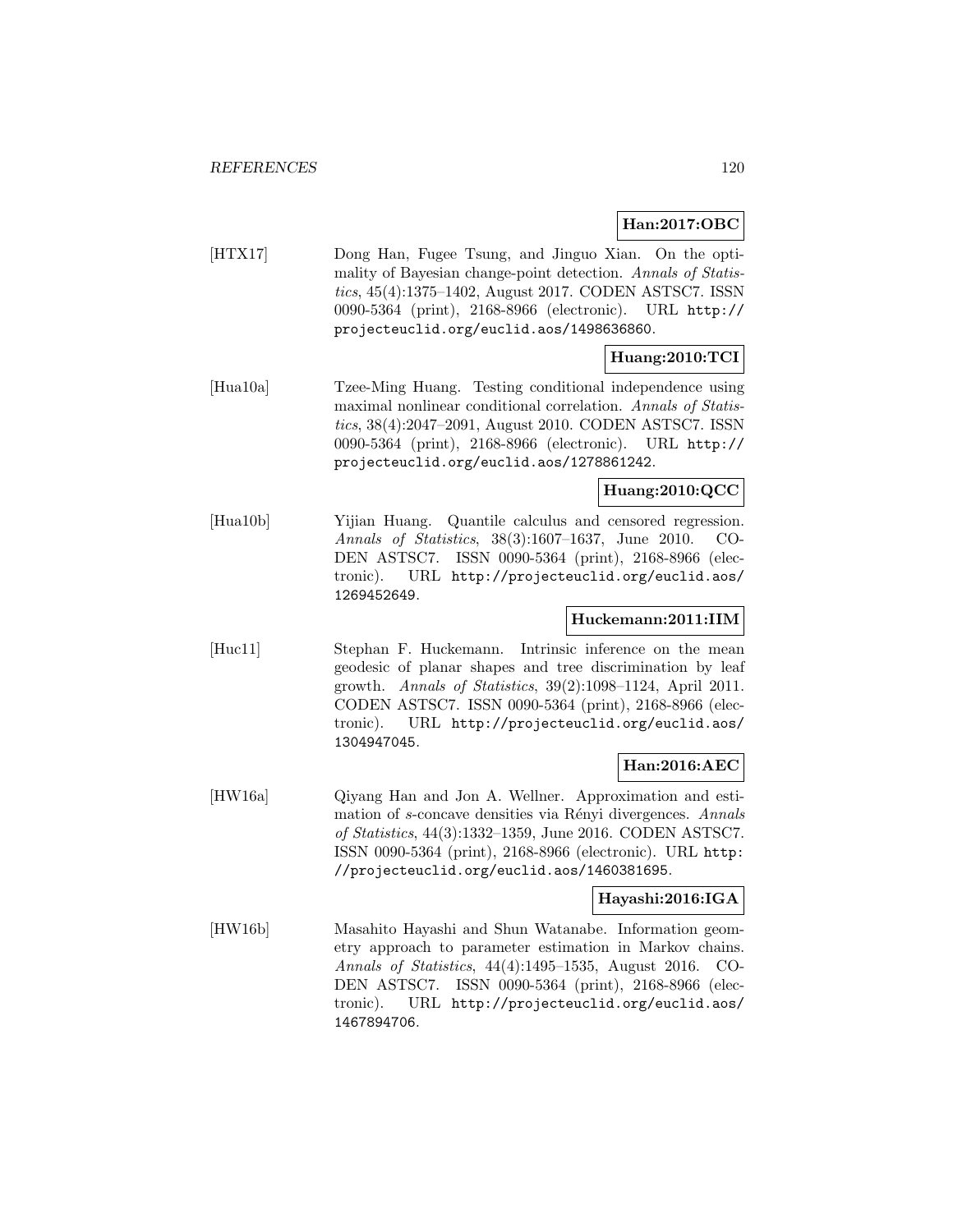**Han:2017:OBC**

[HTX17] Dong Han, Fugee Tsung, and Jinguo Xian. On the optimality of Bayesian change-point detection. *Annals of Statistics*, 45(4):1375–1402, August 2017. CODEN ASTSC7. ISSN 0090-5364 (print), 2168-8966 (electronic). URL `http://projecteuclid.org/euclid.aos/1498636860`.

**Huang:2010:TCI**

[Hua10a] Tzee-Ming Huang. Testing conditional independence using maximal nonlinear conditional correlation. *Annals of Statistics*, 38(4):2047–2091, August 2010. CODEN ASTSC7. ISSN 0090-5364 (print), 2168-8966 (electronic). URL `http://projecteuclid.org/euclid.aos/1278861242`.

**Huang:2010:QCC**

[Hua10b] Yijian Huang. Quantile calculus and censored regression. *Annals of Statistics*, 38(3):1607–1637, June 2010. CODEN ASTSC7. ISSN 0090-5364 (print), 2168-8966 (electronic). URL `http://projecteuclid.org/euclid.aos/1269452649`.

**Huckemann:2011:IIM**

[Huc11] Stephan F. Huckemann. Intrinsic inference on the mean geodesic of planar shapes and tree discrimination by leaf growth. *Annals of Statistics*, 39(2):1098–1124, April 2011. CODEN ASTSC7. ISSN 0090-5364 (print), 2168-8966 (electronic). URL `http://projecteuclid.org/euclid.aos/1304947045`.

**Han:2016:AEC**

[HW16a] Qiyang Han and Jon A. Wellner. Approximation and estimation of $s$-concave densities via Rényi divergences. *Annals of Statistics*, 44(3):1332–1359, June 2016. CODEN ASTSC7. ISSN 0090-5364 (print), 2168-8966 (electronic). URL `http://projecteuclid.org/euclid.aos/1460381695`.

**Hayashi:2016:IGA**

[HW16b] Masahito Hayashi and Shun Watanabe. Information geometry approach to parameter estimation in Markov chains. *Annals of Statistics*, 44(4):1495–1535, August 2016. CODEN ASTSC7. ISSN 0090-5364 (print), 2168-8966 (electronic). URL `http://projecteuclid.org/euclid.aos/1467894706`.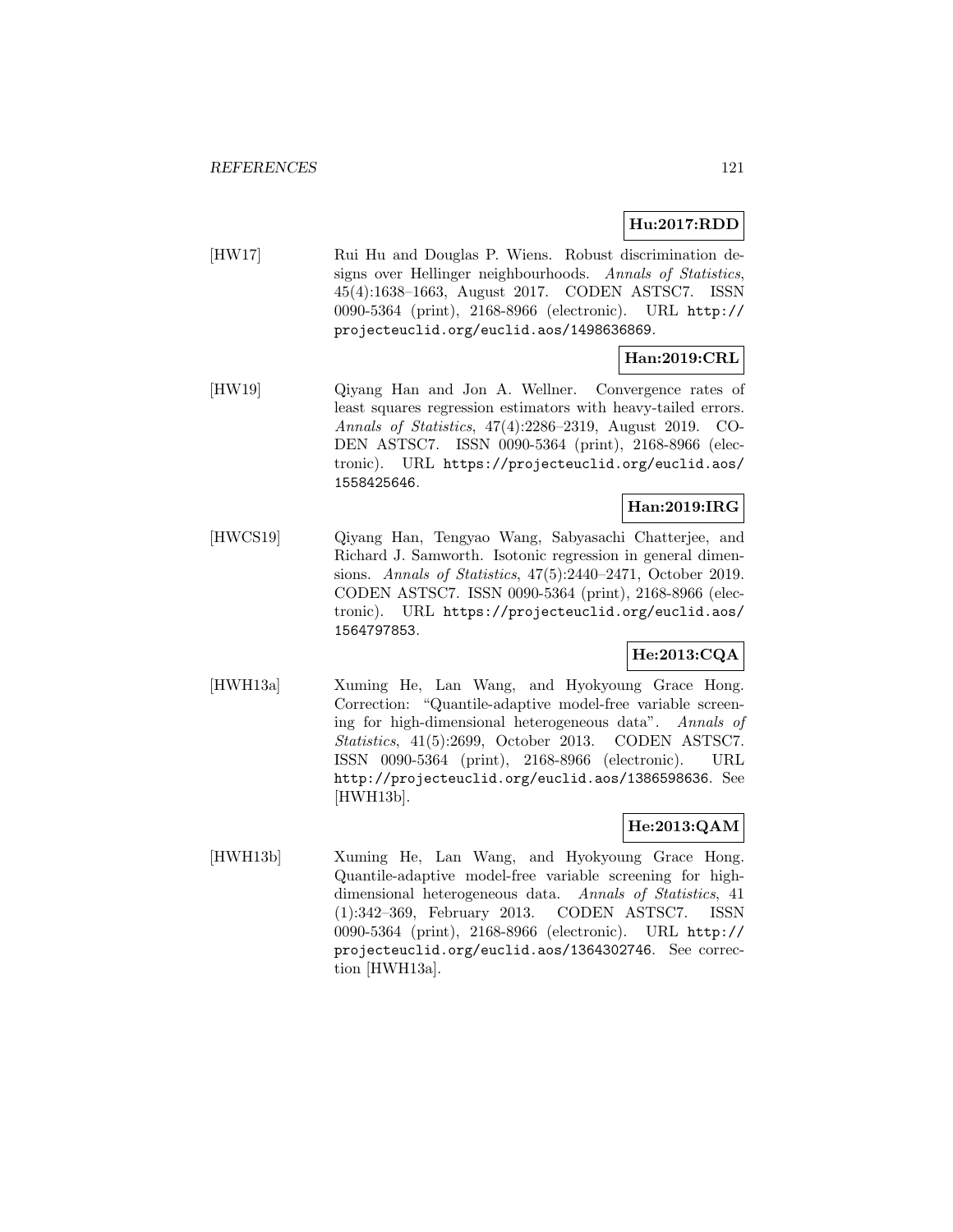**Hu:2017:RDD**

[HW17] Rui Hu and Douglas P. Wiens. Robust discrimination designs over Hellinger neighbourhoods. *Annals of Statistics*, 45(4):1638–1663, August 2017. CODEN ASTSC7. ISSN 0090-5364 (print), 2168-8966 (electronic). URL `http://projecteuclid.org/euclid.aos/1498636869`.

**Han:2019:CRL**

[HW19] Qiyang Han and Jon A. Wellner. Convergence rates of least squares regression estimators with heavy-tailed errors. *Annals of Statistics*, 47(4):2286–2319, August 2019. CODEN ASTSC7. ISSN 0090-5364 (print), 2168-8966 (electronic). URL `https://projecteuclid.org/euclid.aos/1558425646`.

**Han:2019:IRG**

[HWCS19] Qiyang Han, Tengyao Wang, Sabyasachi Chatterjee, and Richard J. Samworth. Isotonic regression in general dimensions. *Annals of Statistics*, 47(5):2440–2471, October 2019. CODEN ASTSC7. ISSN 0090-5364 (print), 2168-8966 (electronic). URL `https://projecteuclid.org/euclid.aos/1564797853`.

**He:2013:CQA**

[HWH13a] Xuming He, Lan Wang, and Hyokyoung Grace Hong. Correction: "Quantile-adaptive model-free variable screening for high-dimensional heterogeneous data". *Annals of Statistics*, 41(5):2699, October 2013. CODEN ASTSC7. ISSN 0090-5364 (print), 2168-8966 (electronic). URL `http://projecteuclid.org/euclid.aos/1386598636`. See [HWH13b].

**He:2013:QAM**

[HWH13b] Xuming He, Lan Wang, and Hyokyoung Grace Hong. Quantile-adaptive model-free variable screening for high-dimensional heterogeneous data. *Annals of Statistics*, 41 (1):342–369, February 2013. CODEN ASTSC7. ISSN 0090-5364 (print), 2168-8966 (electronic). URL `http://projecteuclid.org/euclid.aos/1364302746`. See correction [HWH13a].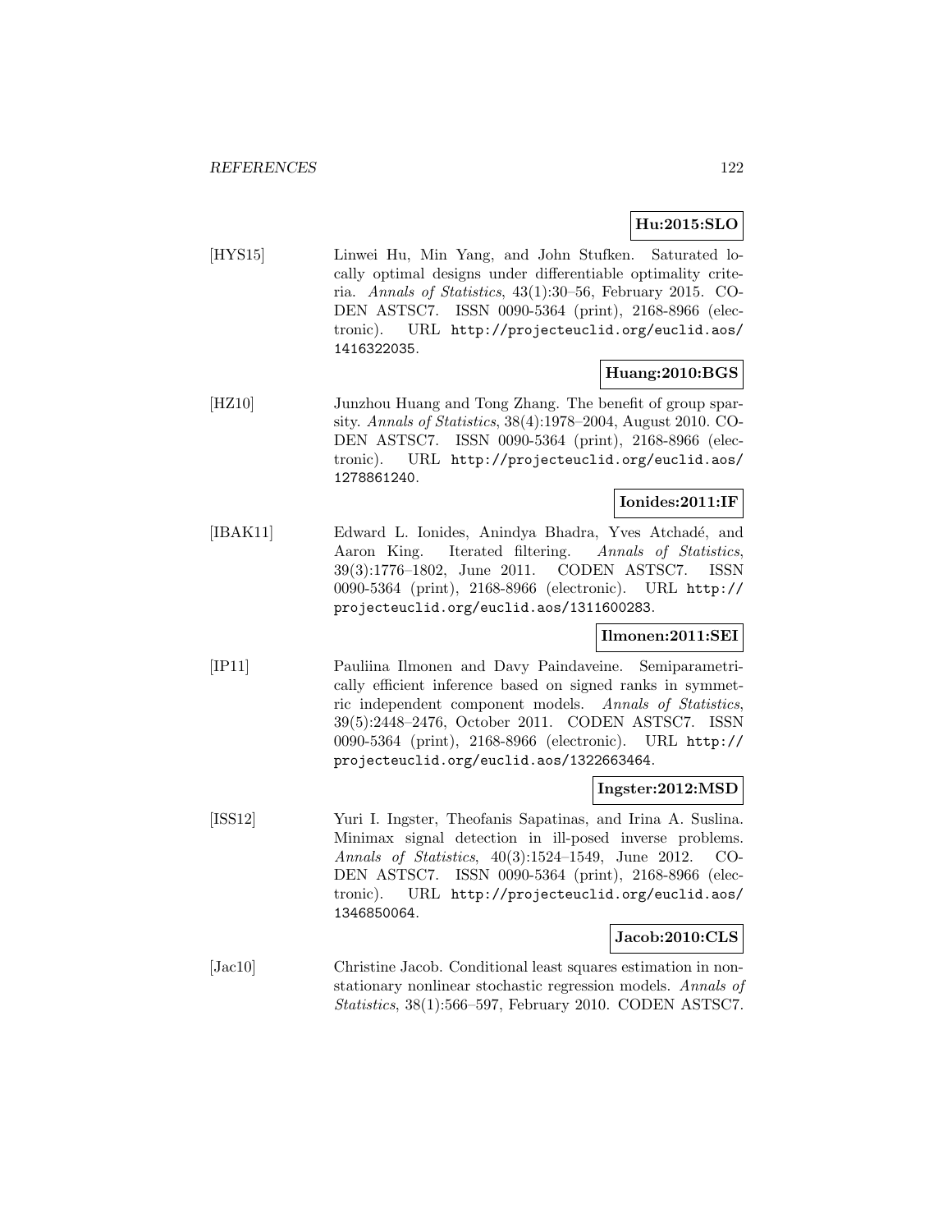**Hu:2015:SLO**

[HYS15] Linwei Hu, Min Yang, and John Stufken. Saturated locally optimal designs under differentiable optimality criteria. *Annals of Statistics*, 43(1):30–56, February 2015. CODEN ASTSC7. ISSN 0090-5364 (print), 2168-8966 (electronic). URL `http://projecteuclid.org/euclid.aos/1416322035`.

**Huang:2010:BGS**

[HZ10] Junzhou Huang and Tong Zhang. The benefit of group sparsity. *Annals of Statistics*, 38(4):1978–2004, August 2010. CODEN ASTSC7. ISSN 0090-5364 (print), 2168-8966 (electronic). URL `http://projecteuclid.org/euclid.aos/1278861240`.

**Ionides:2011:IF**

[IBAK11] Edward L. Ionides, Anindya Bhadra, Yves Atchadé, and Aaron King. Iterated filtering. *Annals of Statistics*, 39(3):1776–1802, June 2011. CODEN ASTSC7. ISSN 0090-5364 (print), 2168-8966 (electronic). URL `http://projecteuclid.org/euclid.aos/1311600283`.

**Ilmonen:2011:SEI**

[IP11] Pauliina Ilmonen and Davy Paindaveine. Semiparametrically efficient inference based on signed ranks in symmetric independent component models. *Annals of Statistics*, 39(5):2448–2476, October 2011. CODEN ASTSC7. ISSN 0090-5364 (print), 2168-8966 (electronic). URL `http://projecteuclid.org/euclid.aos/1322663464`.

**Ingster:2012:MSD**

[ISS12] Yuri I. Ingster, Theofanis Sapatinas, and Irina A. Suslina. Minimax signal detection in ill-posed inverse problems. *Annals of Statistics*, 40(3):1524–1549, June 2012. CODEN ASTSC7. ISSN 0090-5364 (print), 2168-8966 (electronic). URL `http://projecteuclid.org/euclid.aos/1346850064`.

**Jacob:2010:CLS**

[Jac10] Christine Jacob. Conditional least squares estimation in nonstationary nonlinear stochastic regression models. *Annals of Statistics*, 38(1):566–597, February 2010. CODEN ASTSC7.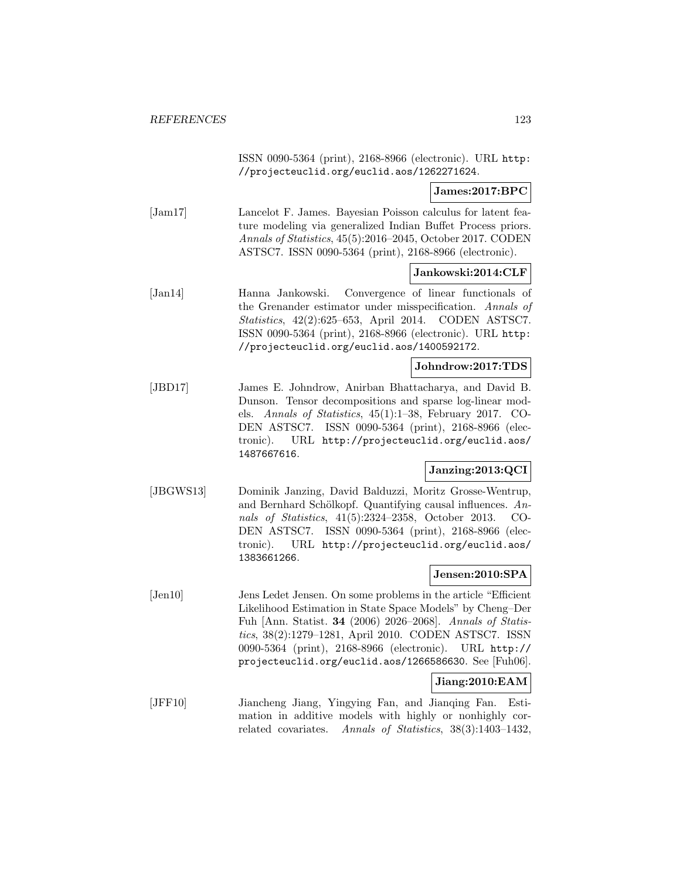ISSN 0090-5364 (print), 2168-8966 (electronic). URL http://projecteuclid.org/euclid.aos/1262271624.

**James:2017:BPC**

[Jam17] Lancelot F. James. Bayesian Poisson calculus for latent feature modeling via generalized Indian Buffet Process priors. *Annals of Statistics*, 45(5):2016–2045, October 2017. CODEN ASTSC7. ISSN 0090-5364 (print), 2168-8966 (electronic).

**Jankowski:2014:CLF**

[Jan14] Hanna Jankowski. Convergence of linear functionals of the Grenander estimator under misspecification. *Annals of Statistics*, 42(2):625–653, April 2014. CODEN ASTSC7. ISSN 0090-5364 (print), 2168-8966 (electronic). URL http://projecteuclid.org/euclid.aos/1400592172.

**Johndrow:2017:TDS**

[JBD17] James E. Johndrow, Anirban Bhattacharya, and David B. Dunson. Tensor decompositions and sparse log-linear models. *Annals of Statistics*, 45(1):1–38, February 2017. CODEN ASTSC7. ISSN 0090-5364 (print), 2168-8966 (electronic). URL http://projecteuclid.org/euclid.aos/1487667616.

**Janzing:2013:QCI**

[JBGWS13] Dominik Janzing, David Balduzzi, Moritz Grosse-Wentrup, and Bernhard Schölkopf. Quantifying causal influences. *Annals of Statistics*, 41(5):2324–2358, October 2013. CODEN ASTSC7. ISSN 0090-5364 (print), 2168-8966 (electronic). URL http://projecteuclid.org/euclid.aos/1383661266.

**Jensen:2010:SPA**

[Jen10] Jens Ledet Jensen. On some problems in the article "Efficient Likelihood Estimation in State Space Models" by Cheng–Der Fuh [Ann. Statist. **34** (2006) 2026–2068]. *Annals of Statistics*, 38(2):1279–1281, April 2010. CODEN ASTSC7. ISSN 0090-5364 (print), 2168-8966 (electronic). URL http://projecteuclid.org/euclid.aos/1266586630. See [Fuh06].

**Jiang:2010:EAM**

[JFF10] Jiancheng Jiang, Yingying Fan, and Jianqing Fan. Estimation in additive models with highly or nonhighly correlated covariates. *Annals of Statistics*, 38(3):1403–1432,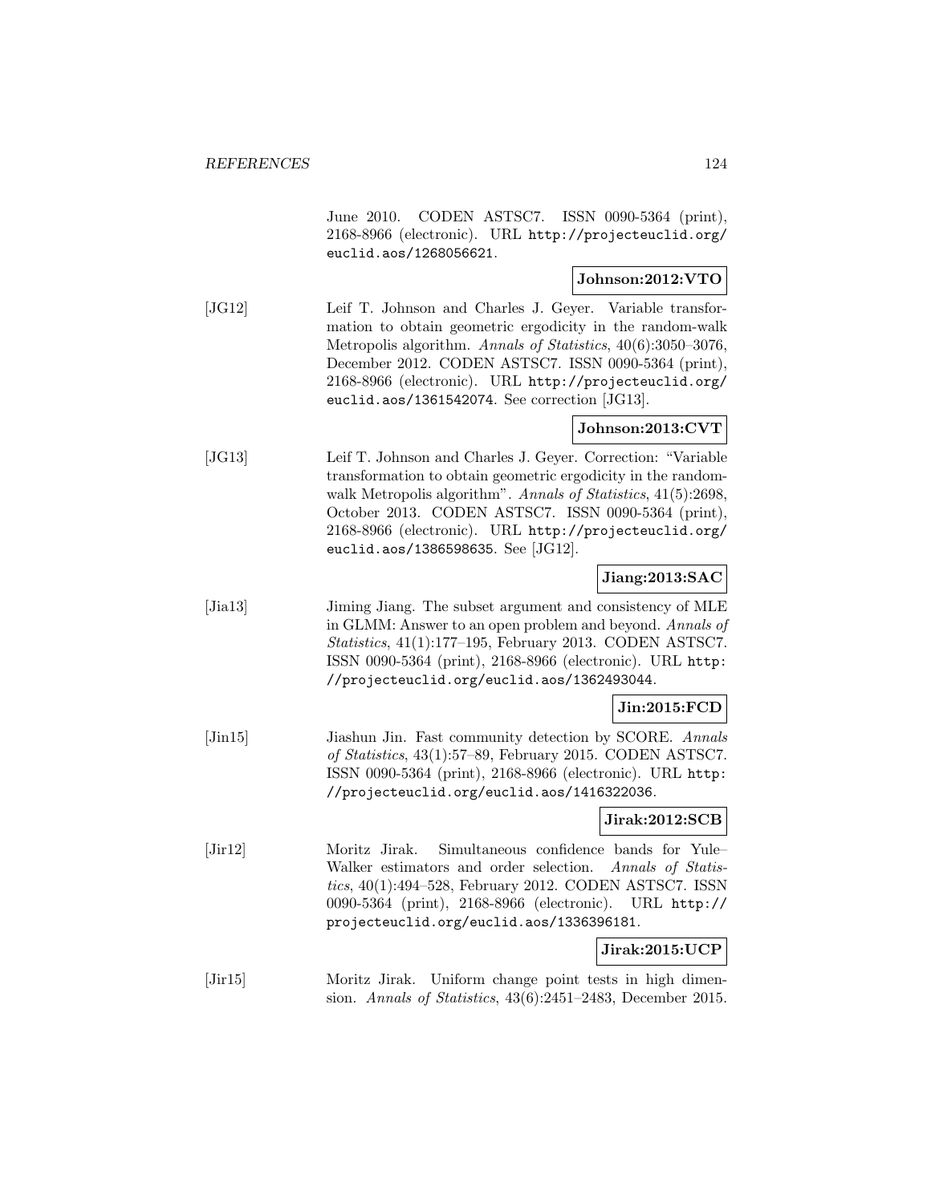June 2010. CODEN ASTSC7. ISSN 0090-5364 (print), 2168-8966 (electronic). URL http://projecteuclid.org/euclid.aos/1268056621.

**Johnson:2012:VTO**

[JG12] Leif T. Johnson and Charles J. Geyer. Variable transformation to obtain geometric ergodicity in the random-walk Metropolis algorithm. *Annals of Statistics*, 40(6):3050–3076, December 2012. CODEN ASTSC7. ISSN 0090-5364 (print), 2168-8966 (electronic). URL http://projecteuclid.org/euclid.aos/1361542074. See correction [JG13].

**Johnson:2013:CVT**

[JG13] Leif T. Johnson and Charles J. Geyer. Correction: "Variable transformation to obtain geometric ergodicity in the random-walk Metropolis algorithm". *Annals of Statistics*, 41(5):2698, October 2013. CODEN ASTSC7. ISSN 0090-5364 (print), 2168-8966 (electronic). URL http://projecteuclid.org/euclid.aos/1386598635. See [JG12].

**Jiang:2013:SAC**

[Jia13] Jiming Jiang. The subset argument and consistency of MLE in GLMM: Answer to an open problem and beyond. *Annals of Statistics*, 41(1):177–195, February 2013. CODEN ASTSC7. ISSN 0090-5364 (print), 2168-8966 (electronic). URL http://projecteuclid.org/euclid.aos/1362493044.

**Jin:2015:FCD**

[Jin15] Jiashun Jin. Fast community detection by SCORE. *Annals of Statistics*, 43(1):57–89, February 2015. CODEN ASTSC7. ISSN 0090-5364 (print), 2168-8966 (electronic). URL http://projecteuclid.org/euclid.aos/1416322036.

**Jirak:2012:SCB**

[Jir12] Moritz Jirak. Simultaneous confidence bands for Yule–Walker estimators and order selection. *Annals of Statistics*, 40(1):494–528, February 2012. CODEN ASTSC7. ISSN 0090-5364 (print), 2168-8966 (electronic). URL http://projecteuclid.org/euclid.aos/1336396181.

**Jirak:2015:UCP**

[Jir15] Moritz Jirak. Uniform change point tests in high dimension. *Annals of Statistics*, 43(6):2451–2483, December 2015.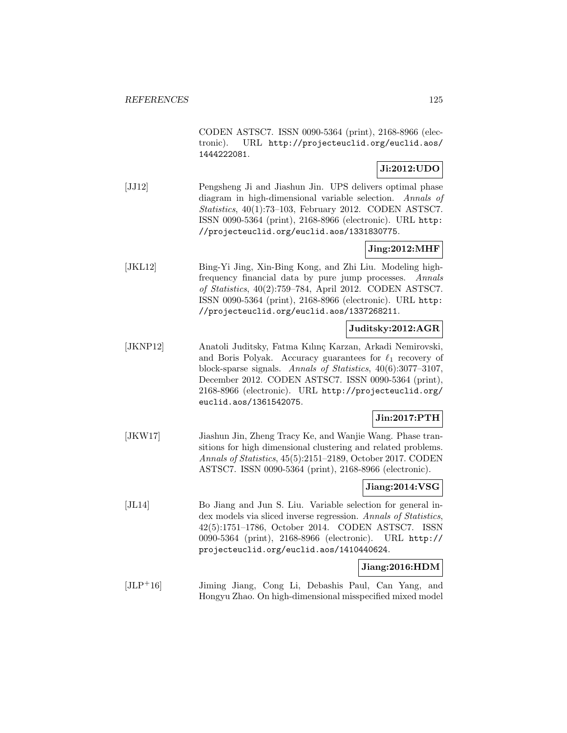CODEN ASTSC7. ISSN 0090-5364 (print), 2168-8966 (electronic). URL http://projecteuclid.org/euclid.aos/1444222081.

**Ji:2012:UDO**

[JJ12] Pengsheng Ji and Jiashun Jin. UPS delivers optimal phase diagram in high-dimensional variable selection. *Annals of Statistics*, 40(1):73–103, February 2012. CODEN ASTSC7. ISSN 0090-5364 (print), 2168-8966 (electronic). URL http://projecteuclid.org/euclid.aos/1331830775.

**Jing:2012:MHF**

[JKL12] Bing-Yi Jing, Xin-Bing Kong, and Zhi Liu. Modeling high-frequency financial data by pure jump processes. *Annals of Statistics*, 40(2):759–784, April 2012. CODEN ASTSC7. ISSN 0090-5364 (print), 2168-8966 (electronic). URL http://projecteuclid.org/euclid.aos/1337268211.

**Juditsky:2012:AGR**

[JKNP12] Anatoli Juditsky, Fatma Kılınç Karzan, Arkadi Nemirovski, and Boris Polyak. Accuracy guarantees for $\ell_1$ recovery of block-sparse signals. *Annals of Statistics*, 40(6):3077–3107, December 2012. CODEN ASTSC7. ISSN 0090-5364 (print), 2168-8966 (electronic). URL http://projecteuclid.org/euclid.aos/1361542075.

**Jin:2017:PTH**

[JKW17] Jiashun Jin, Zheng Tracy Ke, and Wanjie Wang. Phase transitions for high dimensional clustering and related problems. *Annals of Statistics*, 45(5):2151–2189, October 2017. CODEN ASTSC7. ISSN 0090-5364 (print), 2168-8966 (electronic).

**Jiang:2014:VSG**

[JL14] Bo Jiang and Jun S. Liu. Variable selection for general index models via sliced inverse regression. *Annals of Statistics*, 42(5):1751–1786, October 2014. CODEN ASTSC7. ISSN 0090-5364 (print), 2168-8966 (electronic). URL http://projecteuclid.org/euclid.aos/1410440624.

**Jiang:2016:HDM**

[JLP+16] Jiming Jiang, Cong Li, Debashis Paul, Can Yang, and Hongyu Zhao. On high-dimensional misspecified mixed model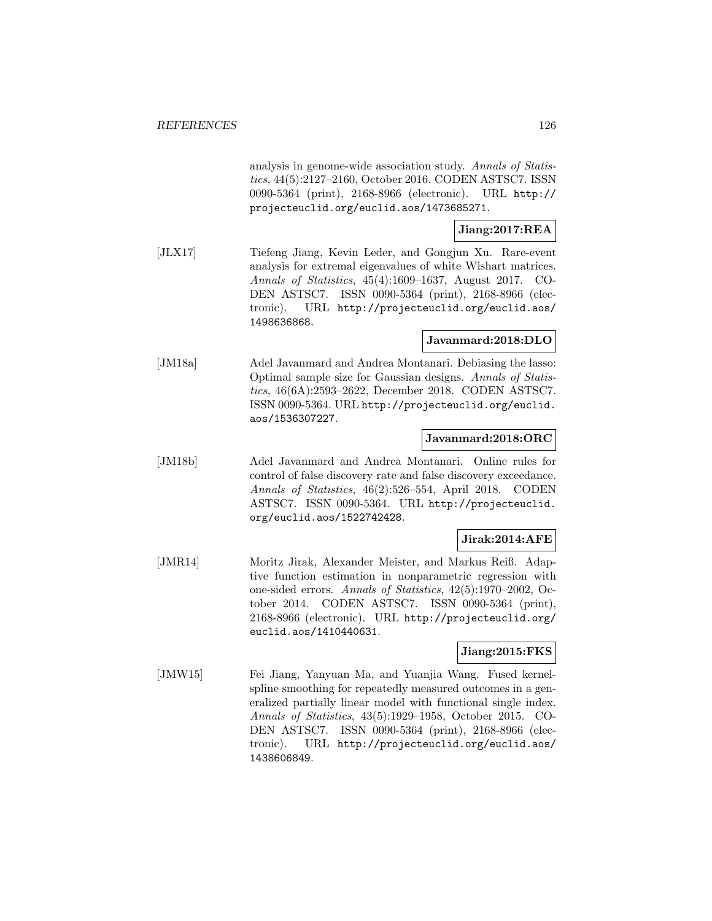analysis in genome-wide association study. *Annals of Statistics*, 44(5):2127–2160, October 2016. CODEN ASTSC7. ISSN 0090-5364 (print), 2168-8966 (electronic). URL http://projecteuclid.org/euclid.aos/1473685271.

**Jiang:2017:REA**

[JLX17] Tiefeng Jiang, Kevin Leder, and Gongjun Xu. Rare-event analysis for extremal eigenvalues of white Wishart matrices. *Annals of Statistics*, 45(4):1609–1637, August 2017. CODEN ASTSC7. ISSN 0090-5364 (print), 2168-8966 (electronic). URL http://projecteuclid.org/euclid.aos/1498636868.

**Javanmard:2018:DLO**

[JM18a] Adel Javanmard and Andrea Montanari. Debiasing the lasso: Optimal sample size for Gaussian designs. *Annals of Statistics*, 46(6A):2593–2622, December 2018. CODEN ASTSC7. ISSN 0090-5364. URL http://projecteuclid.org/euclid.aos/1536307227.

**Javanmard:2018:ORC**

[JM18b] Adel Javanmard and Andrea Montanari. Online rules for control of false discovery rate and false discovery exceedance. *Annals of Statistics*, 46(2):526–554, April 2018. CODEN ASTSC7. ISSN 0090-5364. URL http://projecteuclid.org/euclid.aos/1522742428.

**Jirak:2014:AFE**

[JMR14] Moritz Jirak, Alexander Meister, and Markus Reiß. Adaptive function estimation in nonparametric regression with one-sided errors. *Annals of Statistics*, 42(5):1970–2002, October 2014. CODEN ASTSC7. ISSN 0090-5364 (print), 2168-8966 (electronic). URL http://projecteuclid.org/euclid.aos/1410440631.

**Jiang:2015:FKS**

[JMW15] Fei Jiang, Yanyuan Ma, and Yuanjia Wang. Fused kernel-spline smoothing for repeatedly measured outcomes in a generalized partially linear model with functional single index. *Annals of Statistics*, 43(5):1929–1958, October 2015. CODEN ASTSC7. ISSN 0090-5364 (print), 2168-8966 (electronic). URL http://projecteuclid.org/euclid.aos/1438606849.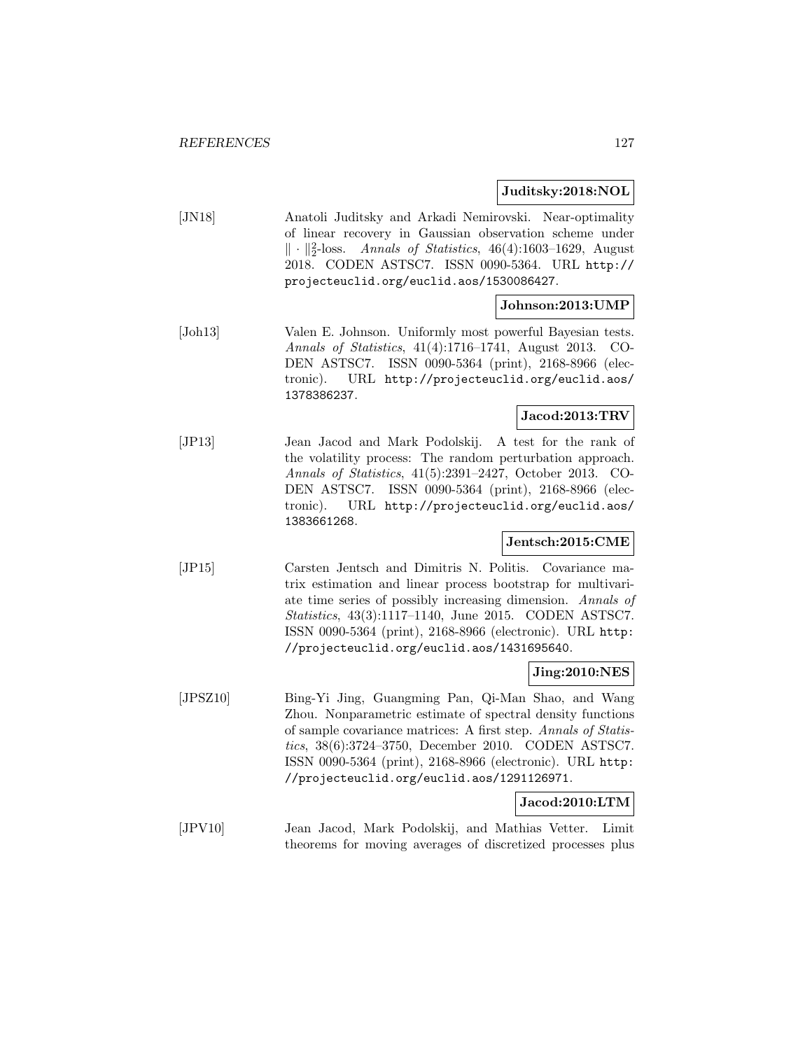**Juditsky:2018:NOL**

[JN18] Anatoli Juditsky and Arkadi Nemirovski. Near-optimality of linear recovery in Gaussian observation scheme under $\| \cdot \|_2^2$-loss. *Annals of Statistics*, 46(4):1603–1629, August 2018. CODEN ASTSC7. ISSN 0090-5364. URL http://projecteuclid.org/euclid.aos/1530086427.

**Johnson:2013:UMP**

[Joh13] Valen E. Johnson. Uniformly most powerful Bayesian tests. *Annals of Statistics*, 41(4):1716–1741, August 2013. CODEN ASTSC7. ISSN 0090-5364 (print), 2168-8966 (electronic). URL http://projecteuclid.org/euclid.aos/1378386237.

**Jacod:2013:TRV**

[JP13] Jean Jacod and Mark Podolskij. A test for the rank of the volatility process: The random perturbation approach. *Annals of Statistics*, 41(5):2391–2427, October 2013. CODEN ASTSC7. ISSN 0090-5364 (print), 2168-8966 (electronic). URL http://projecteuclid.org/euclid.aos/1383661268.

**Jentsch:2015:CME**

[JP15] Carsten Jentsch and Dimitris N. Politis. Covariance matrix estimation and linear process bootstrap for multivariate time series of possibly increasing dimension. *Annals of Statistics*, 43(3):1117–1140, June 2015. CODEN ASTSC7. ISSN 0090-5364 (print), 2168-8966 (electronic). URL http://projecteuclid.org/euclid.aos/1431695640.

**Jing:2010:NES**

[JPSZ10] Bing-Yi Jing, Guangming Pan, Qi-Man Shao, and Wang Zhou. Nonparametric estimate of spectral density functions of sample covariance matrices: A first step. *Annals of Statistics*, 38(6):3724–3750, December 2010. CODEN ASTSC7. ISSN 0090-5364 (print), 2168-8966 (electronic). URL http://projecteuclid.org/euclid.aos/1291126971.

**Jacod:2010:LTM**

[JPV10] Jean Jacod, Mark Podolskij, and Mathias Vetter. Limit theorems for moving averages of discretized processes plus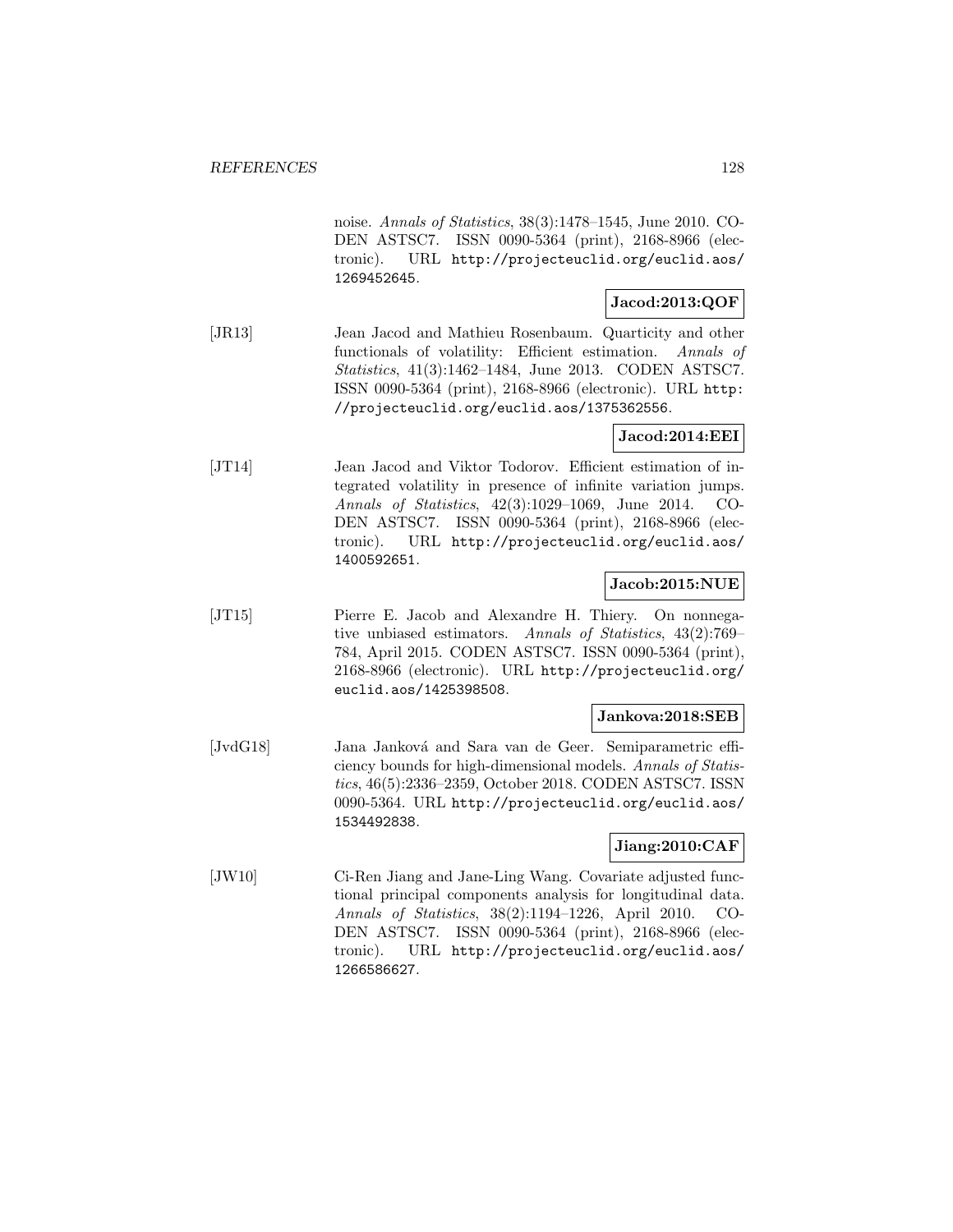noise. *Annals of Statistics*, 38(3):1478–1545, June 2010. CODEN ASTSC7. ISSN 0090-5364 (print), 2168-8966 (electronic). URL http://projecteuclid.org/euclid.aos/1269452645.

**Jacod:2013:QOF**

[JR13] Jean Jacod and Mathieu Rosenbaum. Quarticity and other functionals of volatility: Efficient estimation. *Annals of Statistics*, 41(3):1462–1484, June 2013. CODEN ASTSC7. ISSN 0090-5364 (print), 2168-8966 (electronic). URL http://projecteuclid.org/euclid.aos/1375362556.

**Jacod:2014:EEI**

[JT14] Jean Jacod and Viktor Todorov. Efficient estimation of integrated volatility in presence of infinite variation jumps. *Annals of Statistics*, 42(3):1029–1069, June 2014. CODEN ASTSC7. ISSN 0090-5364 (print), 2168-8966 (electronic). URL http://projecteuclid.org/euclid.aos/1400592651.

**Jacob:2015:NUE**

[JT15] Pierre E. Jacob and Alexandre H. Thiery. On nonnegative unbiased estimators. *Annals of Statistics*, 43(2):769–784, April 2015. CODEN ASTSC7. ISSN 0090-5364 (print), 2168-8966 (electronic). URL http://projecteuclid.org/euclid.aos/1425398508.

**Jankova:2018:SEB**

[JvdG18] Jana Janková and Sara van de Geer. Semiparametric efficiency bounds for high-dimensional models. *Annals of Statistics*, 46(5):2336–2359, October 2018. CODEN ASTSC7. ISSN 0090-5364. URL http://projecteuclid.org/euclid.aos/1534492838.

**Jiang:2010:CAF**

[JW10] Ci-Ren Jiang and Jane-Ling Wang. Covariate adjusted functional principal components analysis for longitudinal data. *Annals of Statistics*, 38(2):1194–1226, April 2010. CODEN ASTSC7. ISSN 0090-5364 (print), 2168-8966 (electronic). URL http://projecteuclid.org/euclid.aos/1266586627.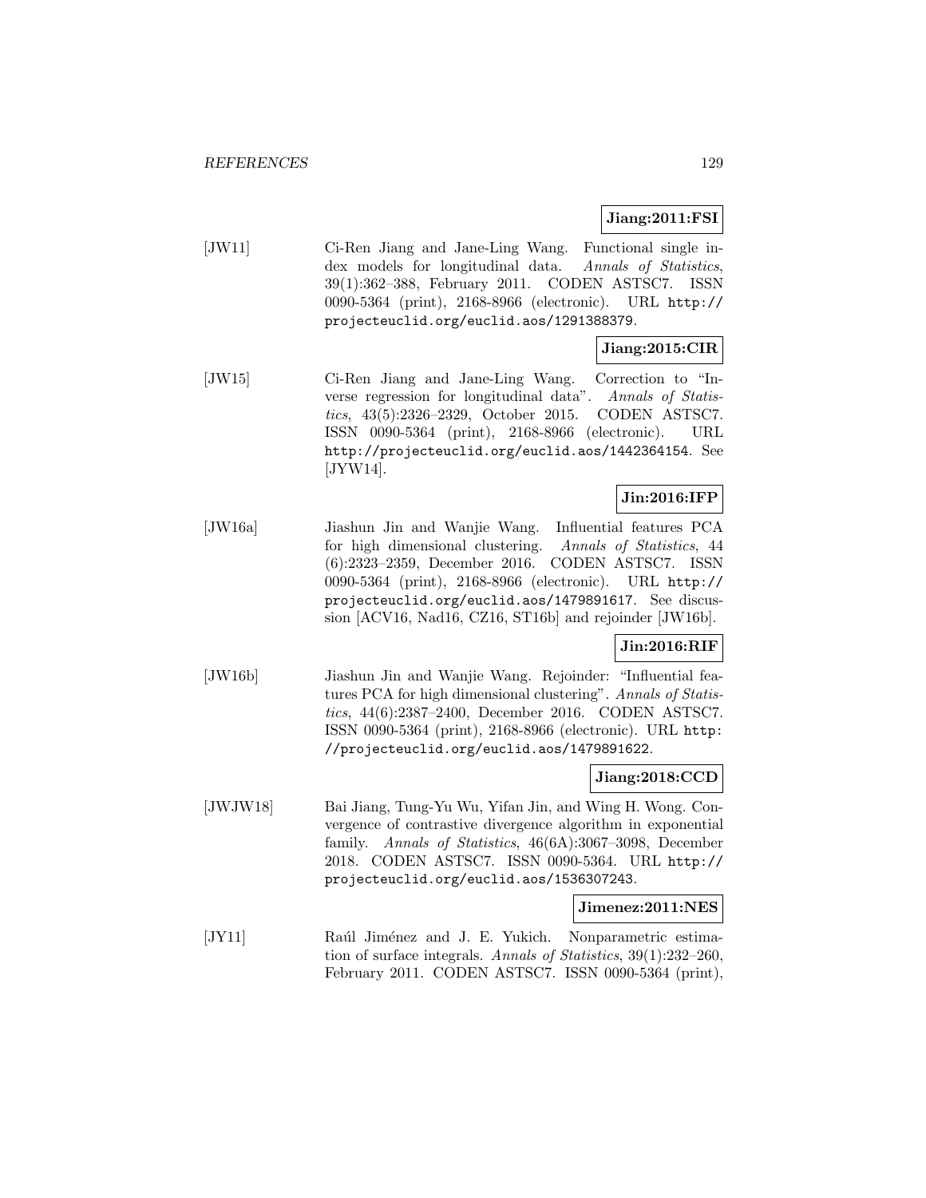**Jiang:2011:FSI**

[JW11] Ci-Ren Jiang and Jane-Ling Wang. Functional single index models for longitudinal data. *Annals of Statistics*, 39(1):362–388, February 2011. CODEN ASTSC7. ISSN 0090-5364 (print), 2168-8966 (electronic). URL http://projecteuclid.org/euclid.aos/1291388379.

**Jiang:2015:CIR**

[JW15] Ci-Ren Jiang and Jane-Ling Wang. Correction to "Inverse regression for longitudinal data". *Annals of Statistics*, 43(5):2326–2329, October 2015. CODEN ASTSC7. ISSN 0090-5364 (print), 2168-8966 (electronic). URL http://projecteuclid.org/euclid.aos/1442364154. See [JYW14].

**Jin:2016:IFP**

[JW16a] Jiashun Jin and Wanjie Wang. Influential features PCA for high dimensional clustering. *Annals of Statistics*, 44 (6):2323–2359, December 2016. CODEN ASTSC7. ISSN 0090-5364 (print), 2168-8966 (electronic). URL http://projecteuclid.org/euclid.aos/1479891617. See discussion [ACV16, Nad16, CZ16, ST16b] and rejoinder [JW16b].

**Jin:2016:RIF**

[JW16b] Jiashun Jin and Wanjie Wang. Rejoinder: "Influential features PCA for high dimensional clustering". *Annals of Statistics*, 44(6):2387–2400, December 2016. CODEN ASTSC7. ISSN 0090-5364 (print), 2168-8966 (electronic). URL http://projecteuclid.org/euclid.aos/1479891622.

**Jiang:2018:CCD**

[JWJW18] Bai Jiang, Tung-Yu Wu, Yifan Jin, and Wing H. Wong. Convergence of contrastive divergence algorithm in exponential family. *Annals of Statistics*, 46(6A):3067–3098, December 2018. CODEN ASTSC7. ISSN 0090-5364. URL http://projecteuclid.org/euclid.aos/1536307243.

**Jimenez:2011:NES**

[JY11] Raúl Jiménez and J. E. Yukich. Nonparametric estimation of surface integrals. *Annals of Statistics*, 39(1):232–260, February 2011. CODEN ASTSC7. ISSN 0090-5364 (print),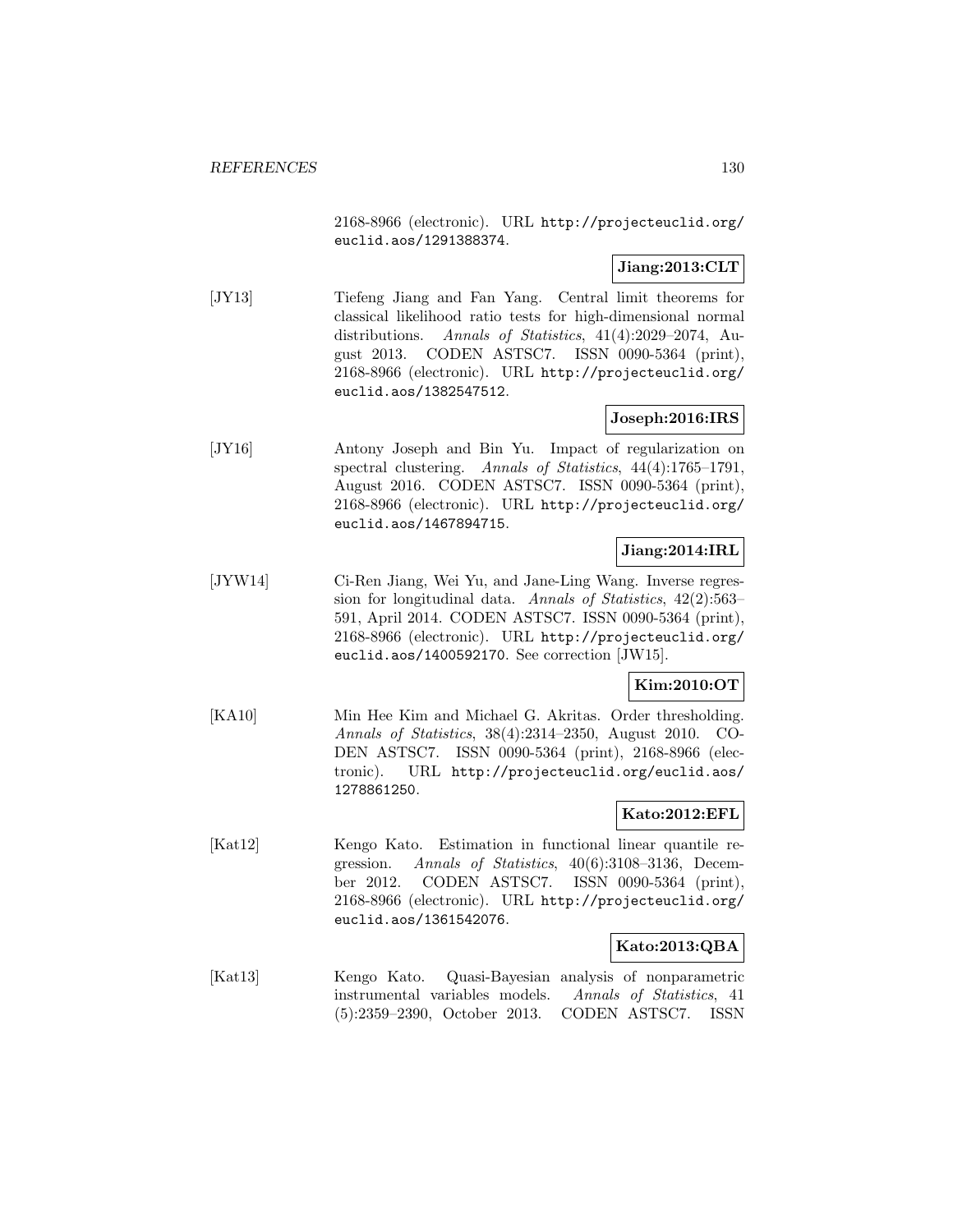2168-8966 (electronic). URL http://projecteuclid.org/euclid.aos/1291388374.

**Jiang:2013:CLT**

[JY13] Tiefeng Jiang and Fan Yang. Central limit theorems for classical likelihood ratio tests for high-dimensional normal distributions. *Annals of Statistics*, 41(4):2029–2074, August 2013. CODEN ASTSC7. ISSN 0090-5364 (print), 2168-8966 (electronic). URL http://projecteuclid.org/euclid.aos/1382547512.

**Joseph:2016:IRS**

[JY16] Antony Joseph and Bin Yu. Impact of regularization on spectral clustering. *Annals of Statistics*, 44(4):1765–1791, August 2016. CODEN ASTSC7. ISSN 0090-5364 (print), 2168-8966 (electronic). URL http://projecteuclid.org/euclid.aos/1467894715.

**Jiang:2014:IRL**

[JYW14] Ci-Ren Jiang, Wei Yu, and Jane-Ling Wang. Inverse regression for longitudinal data. *Annals of Statistics*, 42(2):563–591, April 2014. CODEN ASTSC7. ISSN 0090-5364 (print), 2168-8966 (electronic). URL http://projecteuclid.org/euclid.aos/1400592170. See correction [JW15].

**Kim:2010:OT**

[KA10] Min Hee Kim and Michael G. Akritas. Order thresholding. *Annals of Statistics*, 38(4):2314–2350, August 2010. CODEN ASTSC7. ISSN 0090-5364 (print), 2168-8966 (electronic). URL http://projecteuclid.org/euclid.aos/1278861250.

**Kato:2012:EFL**

[Kat12] Kengo Kato. Estimation in functional linear quantile regression. *Annals of Statistics*, 40(6):3108–3136, December 2012. CODEN ASTSC7. ISSN 0090-5364 (print), 2168-8966 (electronic). URL http://projecteuclid.org/euclid.aos/1361542076.

**Kato:2013:QBA**

[Kat13] Kengo Kato. Quasi-Bayesian analysis of nonparametric instrumental variables models. *Annals of Statistics*, 41(5):2359–2390, October 2013. CODEN ASTSC7. ISSN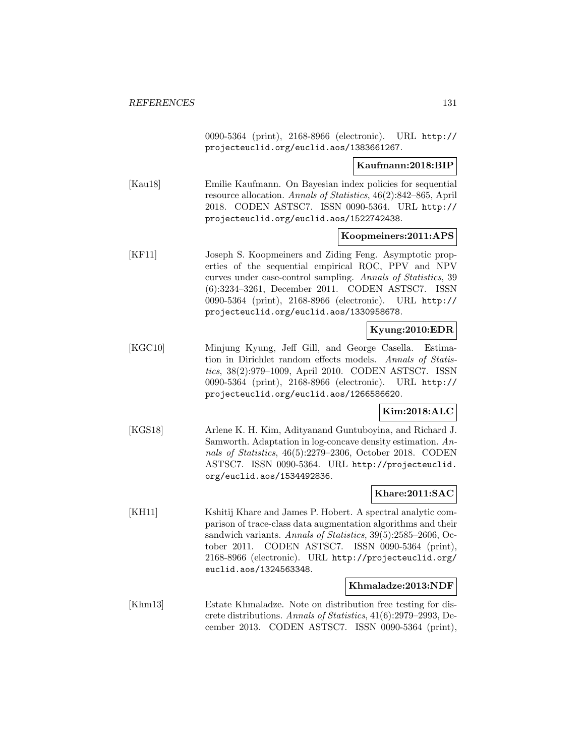0090-5364 (print), 2168-8966 (electronic). URL http://projecteuclid.org/euclid.aos/1383661267.

**Kaufmann:2018:BIP**

[Kau18] Emilie Kaufmann. On Bayesian index policies for sequential resource allocation. *Annals of Statistics*, 46(2):842–865, April 2018. CODEN ASTSC7. ISSN 0090-5364. URL http://projecteuclid.org/euclid.aos/1522742438.

**Koopmeiners:2011:APS**

[KF11] Joseph S. Koopmeiners and Ziding Feng. Asymptotic properties of the sequential empirical ROC, PPV and NPV curves under case-control sampling. *Annals of Statistics*, 39 (6):3234–3261, December 2011. CODEN ASTSC7. ISSN 0090-5364 (print), 2168-8966 (electronic). URL http://projecteuclid.org/euclid.aos/1330958678.

**Kyung:2010:EDR**

[KGC10] Minjung Kyung, Jeff Gill, and George Casella. Estimation in Dirichlet random effects models. *Annals of Statistics*, 38(2):979–1009, April 2010. CODEN ASTSC7. ISSN 0090-5364 (print), 2168-8966 (electronic). URL http://projecteuclid.org/euclid.aos/1266586620.

**Kim:2018:ALC**

[KGS18] Arlene K. H. Kim, Adityanand Guntuboyina, and Richard J. Samworth. Adaptation in log-concave density estimation. *Annals of Statistics*, 46(5):2279–2306, October 2018. CODEN ASTSC7. ISSN 0090-5364. URL http://projecteuclid.org/euclid.aos/1534492836.

**Khare:2011:SAC**

[KH11] Kshitij Khare and James P. Hobert. A spectral analytic comparison of trace-class data augmentation algorithms and their sandwich variants. *Annals of Statistics*, 39(5):2585–2606, October 2011. CODEN ASTSC7. ISSN 0090-5364 (print), 2168-8966 (electronic). URL http://projecteuclid.org/euclid.aos/1324563348.

**Khmaladze:2013:NDF**

[Khm13] Estate Khmaladze. Note on distribution free testing for discrete distributions. *Annals of Statistics*, 41(6):2979–2993, December 2013. CODEN ASTSC7. ISSN 0090-5364 (print),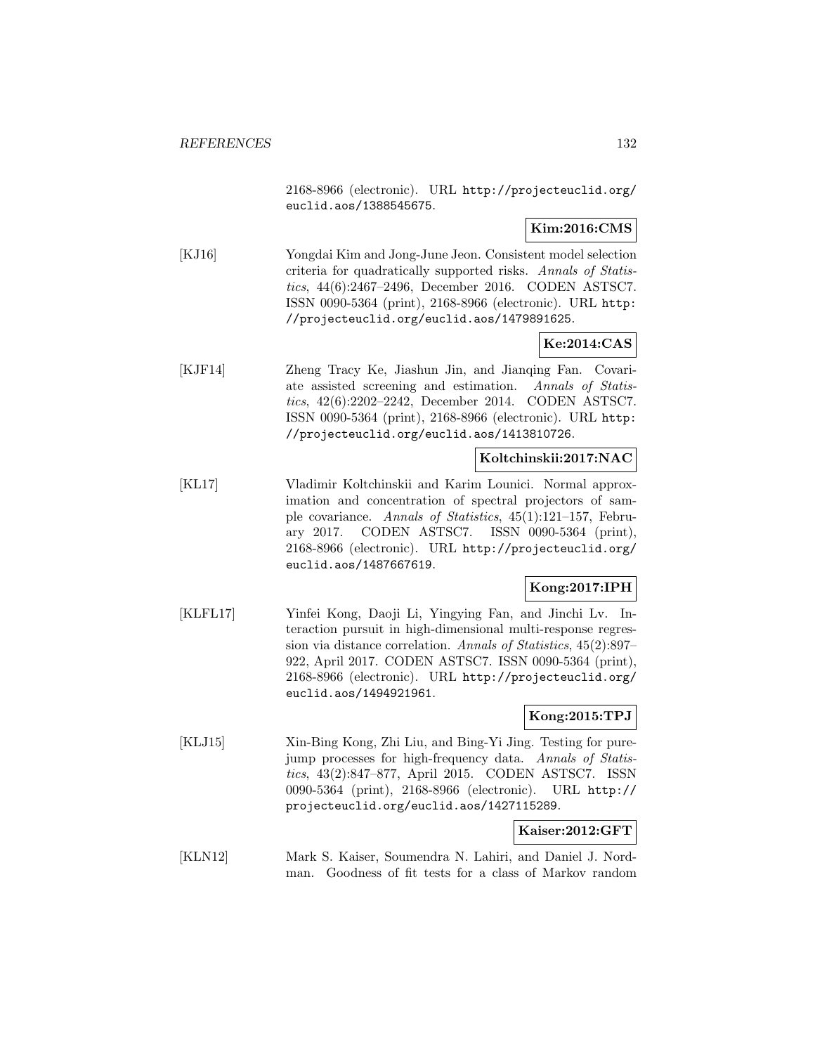2168-8966 (electronic). URL http://projecteuclid.org/euclid.aos/1388545675.

**Kim:2016:CMS**

[KJ16] Yongdai Kim and Jong-June Jeon. Consistent model selection criteria for quadratically supported risks. *Annals of Statistics*, 44(6):2467–2496, December 2016. CODEN ASTSC7. ISSN 0090-5364 (print), 2168-8966 (electronic). URL http://projecteuclid.org/euclid.aos/1479891625.

**Ke:2014:CAS**

[KJF14] Zheng Tracy Ke, Jiashun Jin, and Jianqing Fan. Covariate assisted screening and estimation. *Annals of Statistics*, 42(6):2202–2242, December 2014. CODEN ASTSC7. ISSN 0090-5364 (print), 2168-8966 (electronic). URL http://projecteuclid.org/euclid.aos/1413810726.

**Koltchinskii:2017:NAC**

[KL17] Vladimir Koltchinskii and Karim Lounici. Normal approximation and concentration of spectral projectors of sample covariance. *Annals of Statistics*, 45(1):121–157, February 2017. CODEN ASTSC7. ISSN 0090-5364 (print), 2168-8966 (electronic). URL http://projecteuclid.org/euclid.aos/1487667619.

**Kong:2017:IPH**

[KLFL17] Yinfei Kong, Daoji Li, Yingying Fan, and Jinchi Lv. Interaction pursuit in high-dimensional multi-response regression via distance correlation. *Annals of Statistics*, 45(2):897–922, April 2017. CODEN ASTSC7. ISSN 0090-5364 (print), 2168-8966 (electronic). URL http://projecteuclid.org/euclid.aos/1494921961.

**Kong:2015:TPJ**

[KLJ15] Xin-Bing Kong, Zhi Liu, and Bing-Yi Jing. Testing for pure-jump processes for high-frequency data. *Annals of Statistics*, 43(2):847–877, April 2015. CODEN ASTSC7. ISSN 0090-5364 (print), 2168-8966 (electronic). URL http://projecteuclid.org/euclid.aos/1427115289.

**Kaiser:2012:GFT**

[KLN12] Mark S. Kaiser, Soumendra N. Lahiri, and Daniel J. Nordman. Goodness of fit tests for a class of Markov random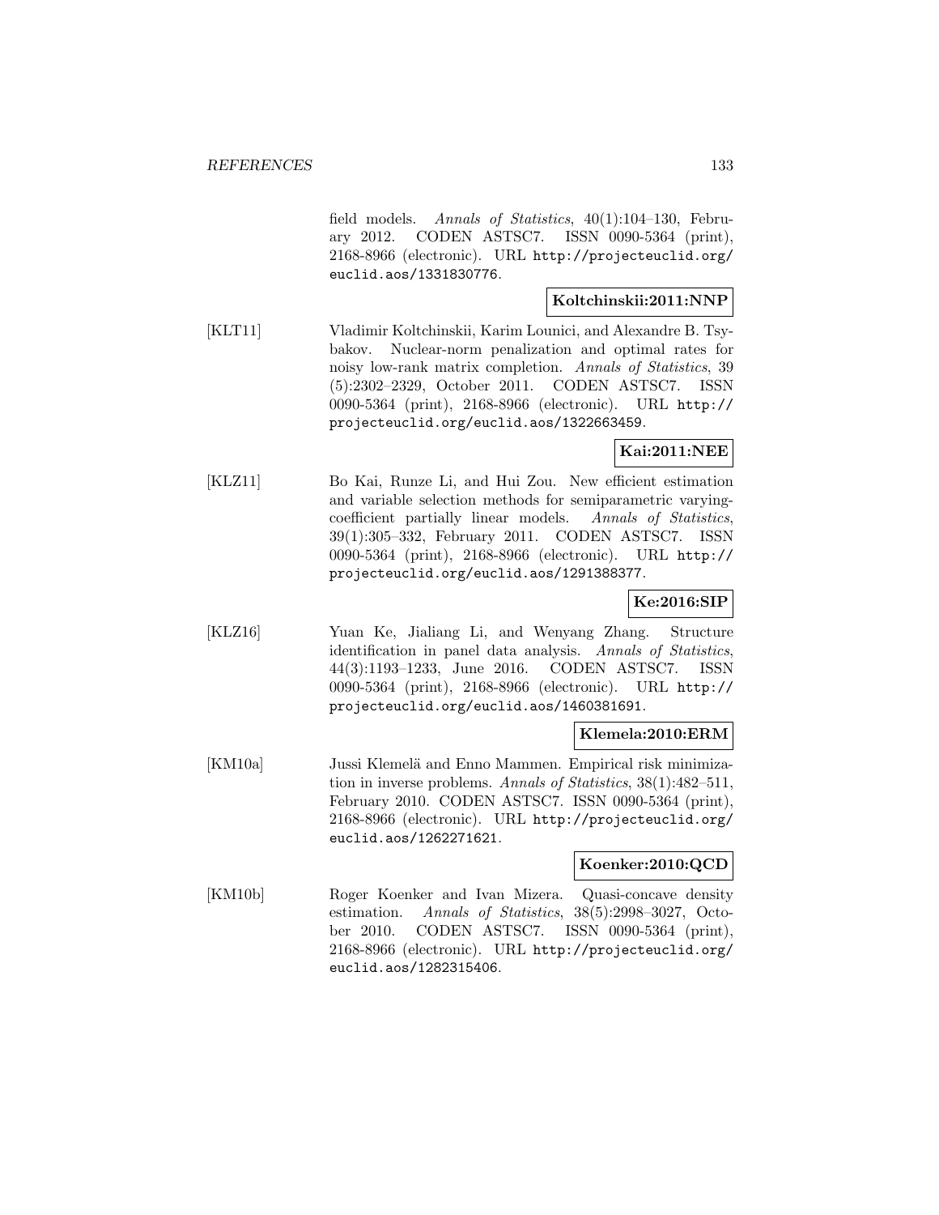field models. *Annals of Statistics*, 40(1):104–130, February 2012. CODEN ASTSC7. ISSN 0090-5364 (print), 2168-8966 (electronic). URL http://projecteuclid.org/euclid.aos/1331830776.

**Koltchinskii:2011:NNP**

[KLT11] Vladimir Koltchinskii, Karim Lounici, and Alexandre B. Tsybakov. Nuclear-norm penalization and optimal rates for noisy low-rank matrix completion. *Annals of Statistics*, 39 (5):2302–2329, October 2011. CODEN ASTSC7. ISSN 0090-5364 (print), 2168-8966 (electronic). URL http://projecteuclid.org/euclid.aos/1322663459.

**Kai:2011:NEE**

[KLZ11] Bo Kai, Runze Li, and Hui Zou. New efficient estimation and variable selection methods for semiparametric varying-coefficient partially linear models. *Annals of Statistics*, 39(1):305–332, February 2011. CODEN ASTSC7. ISSN 0090-5364 (print), 2168-8966 (electronic). URL http://projecteuclid.org/euclid.aos/1291388377.

**Ke:2016:SIP**

[KLZ16] Yuan Ke, Jialiang Li, and Wenyang Zhang. Structure identification in panel data analysis. *Annals of Statistics*, 44(3):1193–1233, June 2016. CODEN ASTSC7. ISSN 0090-5364 (print), 2168-8966 (electronic). URL http://projecteuclid.org/euclid.aos/1460381691.

**Klemela:2010:ERM**

[KM10a] Jussi Klemelä and Enno Mammen. Empirical risk minimization in inverse problems. *Annals of Statistics*, 38(1):482–511, February 2010. CODEN ASTSC7. ISSN 0090-5364 (print), 2168-8966 (electronic). URL http://projecteuclid.org/euclid.aos/1262271621.

**Koenker:2010:QCD**

[KM10b] Roger Koenker and Ivan Mizera. Quasi-concave density estimation. *Annals of Statistics*, 38(5):2998–3027, October 2010. CODEN ASTSC7. ISSN 0090-5364 (print), 2168-8966 (electronic). URL http://projecteuclid.org/euclid.aos/1282315406.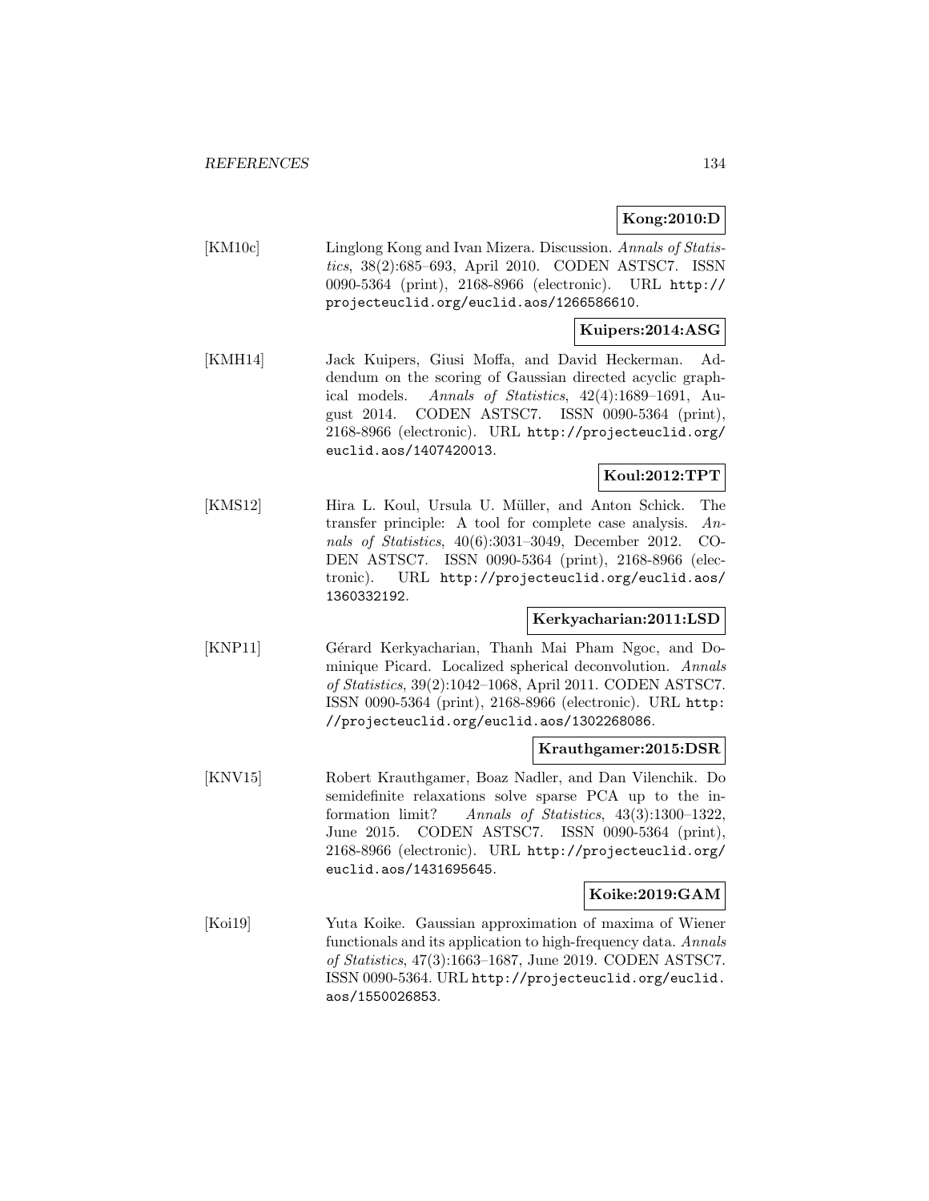**Kong:2010:D**

[KM10c] Linglong Kong and Ivan Mizera. Discussion. *Annals of Statistics*, 38(2):685–693, April 2010. CODEN ASTSC7. ISSN 0090-5364 (print), 2168-8966 (electronic). URL `http://projecteuclid.org/euclid.aos/1266586610`.

**Kuipers:2014:ASG**

[KMH14] Jack Kuipers, Giusi Moffa, and David Heckerman. Addendum on the scoring of Gaussian directed acyclic graphical models. *Annals of Statistics*, 42(4):1689–1691, August 2014. CODEN ASTSC7. ISSN 0090-5364 (print), 2168-8966 (electronic). URL `http://projecteuclid.org/euclid.aos/1407420013`.

**Koul:2012:TPT**

[KMS12] Hira L. Koul, Ursula U. Müller, and Anton Schick. The transfer principle: A tool for complete case analysis. *Annals of Statistics*, 40(6):3031–3049, December 2012. CODEN ASTSC7. ISSN 0090-5364 (print), 2168-8966 (electronic). URL `http://projecteuclid.org/euclid.aos/1360332192`.

**Kerkyacharian:2011:LSD**

[KNP11] Gérard Kerkyacharian, Thanh Mai Pham Ngoc, and Dominique Picard. Localized spherical deconvolution. *Annals of Statistics*, 39(2):1042–1068, April 2011. CODEN ASTSC7. ISSN 0090-5364 (print), 2168-8966 (electronic). URL `http://projecteuclid.org/euclid.aos/1302268086`.

**Krauthgamer:2015:DSR**

[KNV15] Robert Krauthgamer, Boaz Nadler, and Dan Vilenchik. Do semidefinite relaxations solve sparse PCA up to the information limit? *Annals of Statistics*, 43(3):1300–1322, June 2015. CODEN ASTSC7. ISSN 0090-5364 (print), 2168-8966 (electronic). URL `http://projecteuclid.org/euclid.aos/1431695645`.

**Koike:2019:GAM**

[Koi19] Yuta Koike. Gaussian approximation of maxima of Wiener functionals and its application to high-frequency data. *Annals of Statistics*, 47(3):1663–1687, June 2019. CODEN ASTSC7. ISSN 0090-5364. URL `http://projecteuclid.org/euclid.aos/1550026853`.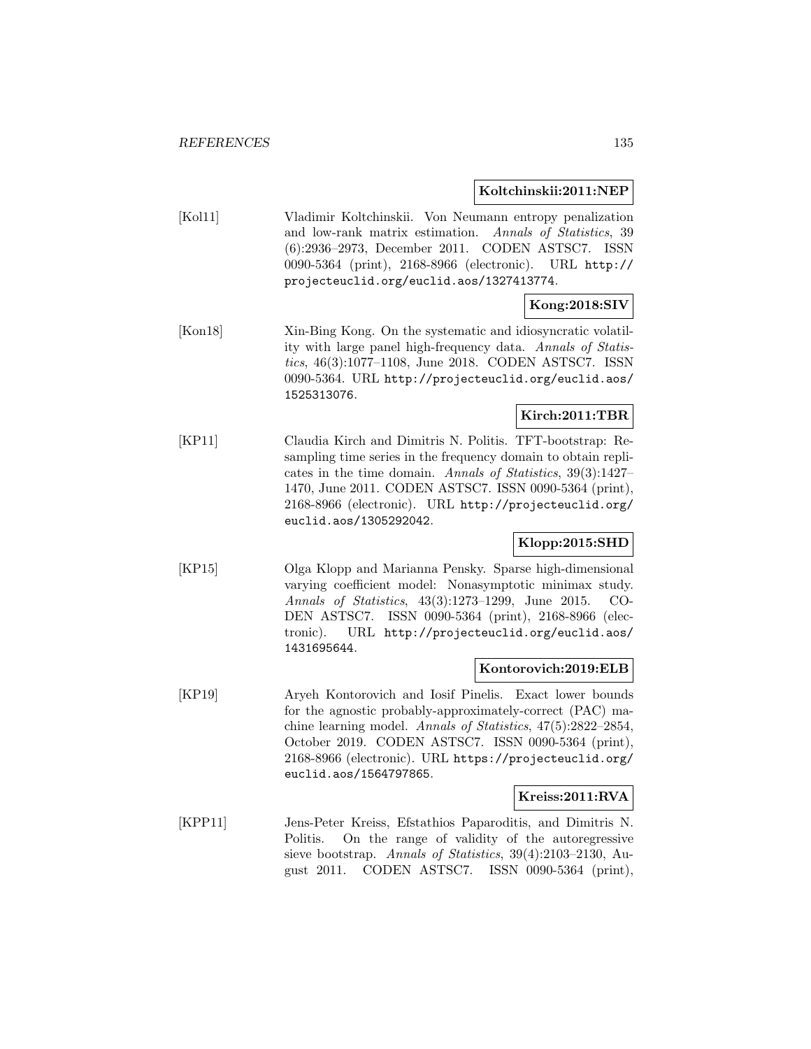**Koltchinskii:2011:NEP**

[Kol11] Vladimir Koltchinskii. Von Neumann entropy penalization and low-rank matrix estimation. *Annals of Statistics*, 39 (6):2936–2973, December 2011. CODEN ASTSC7. ISSN 0090-5364 (print), 2168-8966 (electronic). URL http://projecteuclid.org/euclid.aos/1327413774.

**Kong:2018:SIV**

[Kon18] Xin-Bing Kong. On the systematic and idiosyncratic volatility with large panel high-frequency data. *Annals of Statistics*, 46(3):1077–1108, June 2018. CODEN ASTSC7. ISSN 0090-5364. URL http://projecteuclid.org/euclid.aos/1525313076.

**Kirch:2011:TBR**

[KP11] Claudia Kirch and Dimitris N. Politis. TFT-bootstrap: Resampling time series in the frequency domain to obtain replicates in the time domain. *Annals of Statistics*, 39(3):1427–1470, June 2011. CODEN ASTSC7. ISSN 0090-5364 (print), 2168-8966 (electronic). URL http://projecteuclid.org/euclid.aos/1305292042.

**Klopp:2015:SHD**

[KP15] Olga Klopp and Marianna Pensky. Sparse high-dimensional varying coefficient model: Nonasymptotic minimax study. *Annals of Statistics*, 43(3):1273–1299, June 2015. CODEN ASTSC7. ISSN 0090-5364 (print), 2168-8966 (electronic). URL http://projecteuclid.org/euclid.aos/1431695644.

**Kontorovich:2019:ELB**

[KP19] Aryeh Kontorovich and Iosif Pinelis. Exact lower bounds for the agnostic probably-approximately-correct (PAC) machine learning model. *Annals of Statistics*, 47(5):2822–2854, October 2019. CODEN ASTSC7. ISSN 0090-5364 (print), 2168-8966 (electronic). URL https://projecteuclid.org/euclid.aos/1564797865.

**Kreiss:2011:RVA**

[KPP11] Jens-Peter Kreiss, Efstathios Paparoditis, and Dimitris N. Politis. On the range of validity of the autoregressive sieve bootstrap. *Annals of Statistics*, 39(4):2103–2130, August 2011. CODEN ASTSC7. ISSN 0090-5364 (print),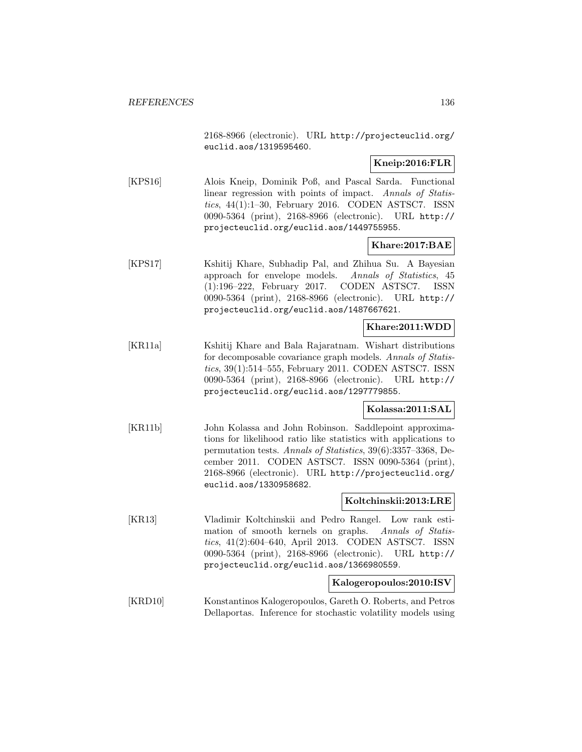2168-8966 (electronic). URL http://projecteuclid.org/euclid.aos/1319595460.

**Kneip:2016:FLR**

[KPS16] Alois Kneip, Dominik Poß, and Pascal Sarda. Functional linear regression with points of impact. *Annals of Statistics*, 44(1):1–30, February 2016. CODEN ASTSC7. ISSN 0090-5364 (print), 2168-8966 (electronic). URL http://projecteuclid.org/euclid.aos/1449755955.

**Khare:2017:BAE**

[KPS17] Kshitij Khare, Subhadip Pal, and Zhihua Su. A Bayesian approach for envelope models. *Annals of Statistics*, 45 (1):196–222, February 2017. CODEN ASTSC7. ISSN 0090-5364 (print), 2168-8966 (electronic). URL http://projecteuclid.org/euclid.aos/1487667621.

**Khare:2011:WDD**

[KR11a] Kshitij Khare and Bala Rajaratnam. Wishart distributions for decomposable covariance graph models. *Annals of Statistics*, 39(1):514–555, February 2011. CODEN ASTSC7. ISSN 0090-5364 (print), 2168-8966 (electronic). URL http://projecteuclid.org/euclid.aos/1297779855.

**Kolassa:2011:SAL**

[KR11b] John Kolassa and John Robinson. Saddlepoint approximations for likelihood ratio like statistics with applications to permutation tests. *Annals of Statistics*, 39(6):3357–3368, December 2011. CODEN ASTSC7. ISSN 0090-5364 (print), 2168-8966 (electronic). URL http://projecteuclid.org/euclid.aos/1330958682.

**Koltchinskii:2013:LRE**

[KR13] Vladimir Koltchinskii and Pedro Rangel. Low rank estimation of smooth kernels on graphs. *Annals of Statistics*, 41(2):604–640, April 2013. CODEN ASTSC7. ISSN 0090-5364 (print), 2168-8966 (electronic). URL http://projecteuclid.org/euclid.aos/1366980559.

**Kalogeropoulos:2010:ISV**

[KRD10] Konstantinos Kalogeropoulos, Gareth O. Roberts, and Petros Dellaportas. Inference for stochastic volatility models using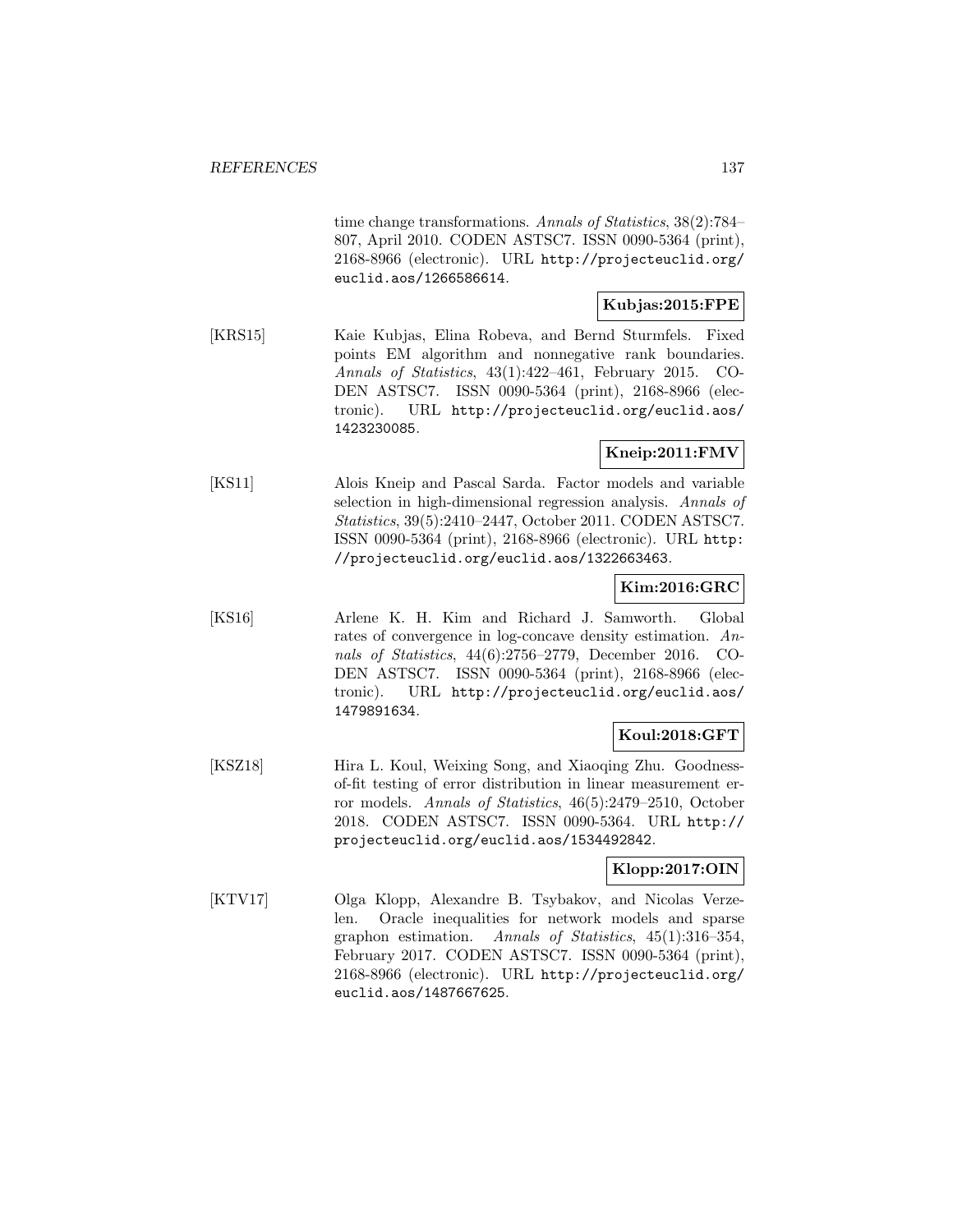time change transformations. *Annals of Statistics*, 38(2):784–807, April 2010. CODEN ASTSC7. ISSN 0090-5364 (print), 2168-8966 (electronic). URL http://projecteuclid.org/euclid.aos/1266586614.

**Kubjas:2015:FPE**

[KRS15] Kaie Kubjas, Elina Robeva, and Bernd Sturmfels. Fixed points EM algorithm and nonnegative rank boundaries. *Annals of Statistics*, 43(1):422–461, February 2015. CODEN ASTSC7. ISSN 0090-5364 (print), 2168-8966 (electronic). URL http://projecteuclid.org/euclid.aos/1423230085.

**Kneip:2011:FMV**

[KS11] Alois Kneip and Pascal Sarda. Factor models and variable selection in high-dimensional regression analysis. *Annals of Statistics*, 39(5):2410–2447, October 2011. CODEN ASTSC7. ISSN 0090-5364 (print), 2168-8966 (electronic). URL http://projecteuclid.org/euclid.aos/1322663463.

**Kim:2016:GRC**

[KS16] Arlene K. H. Kim and Richard J. Samworth. Global rates of convergence in log-concave density estimation. *Annals of Statistics*, 44(6):2756–2779, December 2016. CODEN ASTSC7. ISSN 0090-5364 (print), 2168-8966 (electronic). URL http://projecteuclid.org/euclid.aos/1479891634.

**Koul:2018:GFT**

[KSZ18] Hira L. Koul, Weixing Song, and Xiaoqing Zhu. Goodness-of-fit testing of error distribution in linear measurement error models. *Annals of Statistics*, 46(5):2479–2510, October 2018. CODEN ASTSC7. ISSN 0090-5364. URL http://projecteuclid.org/euclid.aos/1534492842.

**Klopp:2017:OIN**

[KTV17] Olga Klopp, Alexandre B. Tsybakov, and Nicolas Verzelen. Oracle inequalities for network models and sparse graphon estimation. *Annals of Statistics*, 45(1):316–354, February 2017. CODEN ASTSC7. ISSN 0090-5364 (print), 2168-8966 (electronic). URL http://projecteuclid.org/euclid.aos/1487667625.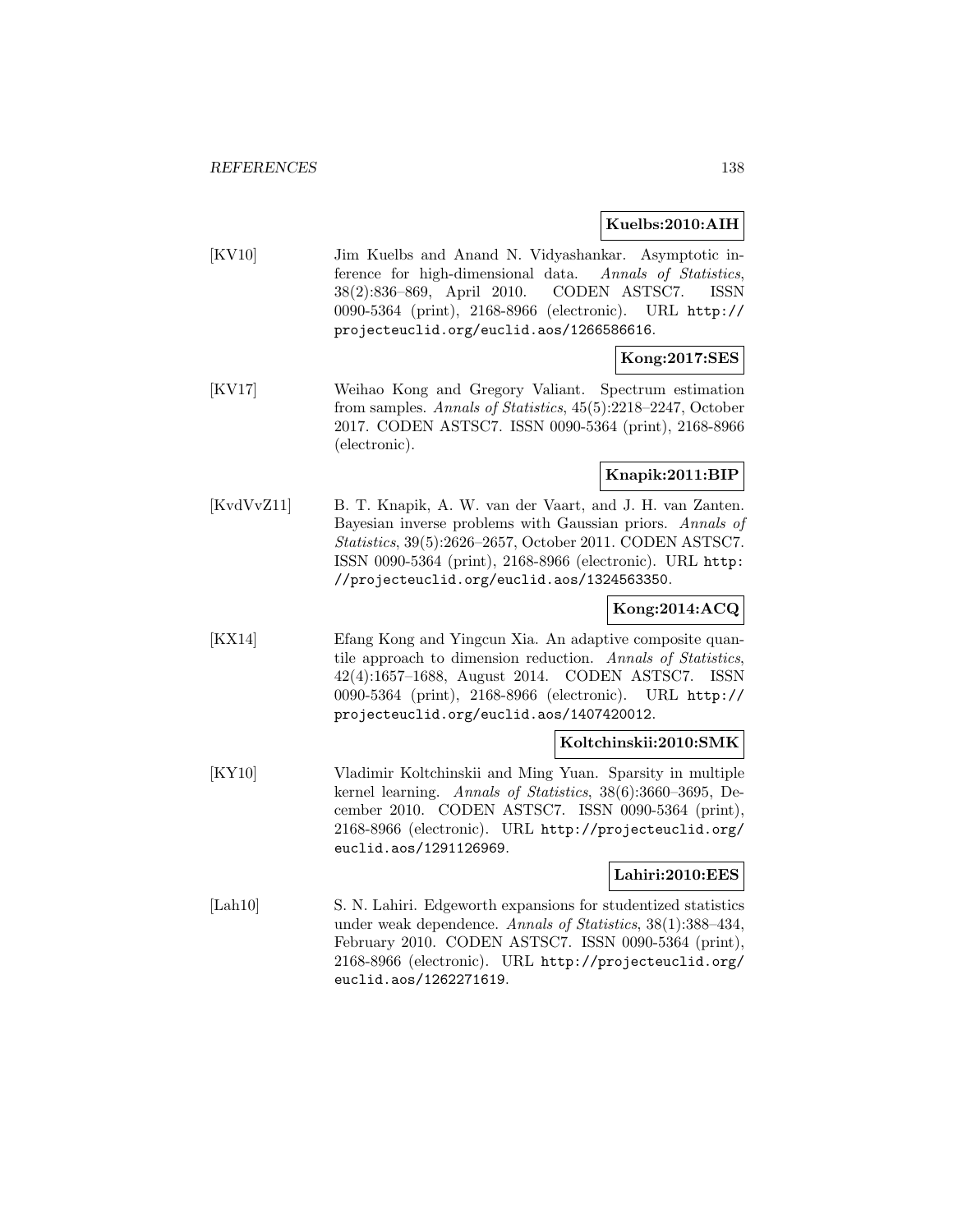**Kuelbs:2010:AIH**

[KV10] Jim Kuelbs and Anand N. Vidyashankar. Asymptotic inference for high-dimensional data. *Annals of Statistics*, 38(2):836–869, April 2010. CODEN ASTSC7. ISSN 0090-5364 (print), 2168-8966 (electronic). URL http://projecteuclid.org/euclid.aos/1266586616.

**Kong:2017:SES**

[KV17] Weihao Kong and Gregory Valiant. Spectrum estimation from samples. *Annals of Statistics*, 45(5):2218–2247, October 2017. CODEN ASTSC7. ISSN 0090-5364 (print), 2168-8966 (electronic).

**Knapik:2011:BIP**

[KvdVvZ11] B. T. Knapik, A. W. van der Vaart, and J. H. van Zanten. Bayesian inverse problems with Gaussian priors. *Annals of Statistics*, 39(5):2626–2657, October 2011. CODEN ASTSC7. ISSN 0090-5364 (print), 2168-8966 (electronic). URL http://projecteuclid.org/euclid.aos/1324563350.

**Kong:2014:ACQ**

[KX14] Efang Kong and Yingcun Xia. An adaptive composite quantile approach to dimension reduction. *Annals of Statistics*, 42(4):1657–1688, August 2014. CODEN ASTSC7. ISSN 0090-5364 (print), 2168-8966 (electronic). URL http://projecteuclid.org/euclid.aos/1407420012.

**Koltchinskii:2010:SMK**

[KY10] Vladimir Koltchinskii and Ming Yuan. Sparsity in multiple kernel learning. *Annals of Statistics*, 38(6):3660–3695, December 2010. CODEN ASTSC7. ISSN 0090-5364 (print), 2168-8966 (electronic). URL http://projecteuclid.org/euclid.aos/1291126969.

**Lahiri:2010:EES**

[Lah10] S. N. Lahiri. Edgeworth expansions for studentized statistics under weak dependence. *Annals of Statistics*, 38(1):388–434, February 2010. CODEN ASTSC7. ISSN 0090-5364 (print), 2168-8966 (electronic). URL http://projecteuclid.org/euclid.aos/1262271619.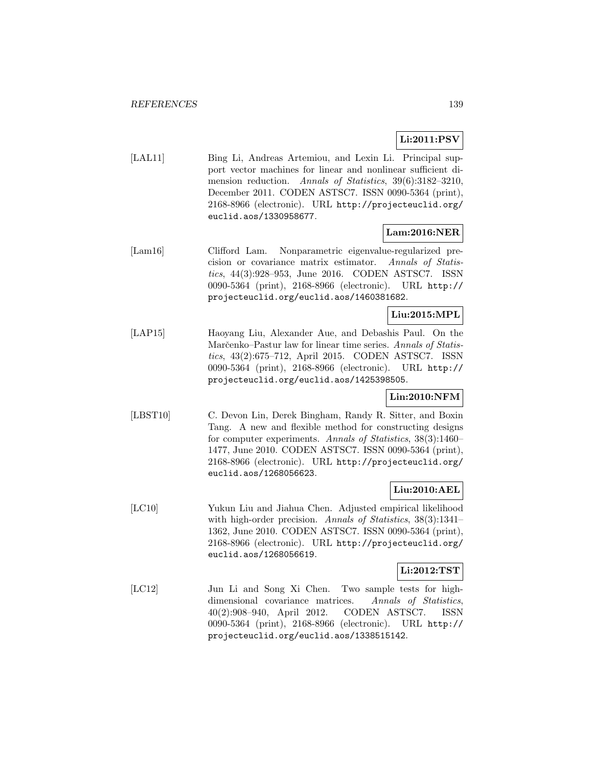**Li:2011:PSV**

[LAL11] Bing Li, Andreas Artemiou, and Lexin Li. Principal support vector machines for linear and nonlinear sufficient dimension reduction. *Annals of Statistics*, 39(6):3182–3210, December 2011. CODEN ASTSC7. ISSN 0090-5364 (print), 2168-8966 (electronic). URL http://projecteuclid.org/euclid.aos/1330958677.

**Lam:2016:NER**

[Lam16] Clifford Lam. Nonparametric eigenvalue-regularized precision or covariance matrix estimator. *Annals of Statistics*, 44(3):928–953, June 2016. CODEN ASTSC7. ISSN 0090-5364 (print), 2168-8966 (electronic). URL http://projecteuclid.org/euclid.aos/1460381682.

**Liu:2015:MPL**

[LAP15] Haoyang Liu, Alexander Aue, and Debashis Paul. On the Marčenko–Pastur law for linear time series. *Annals of Statistics*, 43(2):675–712, April 2015. CODEN ASTSC7. ISSN 0090-5364 (print), 2168-8966 (electronic). URL http://projecteuclid.org/euclid.aos/1425398505.

**Lin:2010:NFM**

[LBST10] C. Devon Lin, Derek Bingham, Randy R. Sitter, and Boxin Tang. A new and flexible method for constructing designs for computer experiments. *Annals of Statistics*, 38(3):1460–1477, June 2010. CODEN ASTSC7. ISSN 0090-5364 (print), 2168-8966 (electronic). URL http://projecteuclid.org/euclid.aos/1268056623.

**Liu:2010:AEL**

[LC10] Yukun Liu and Jiahua Chen. Adjusted empirical likelihood with high-order precision. *Annals of Statistics*, 38(3):1341–1362, June 2010. CODEN ASTSC7. ISSN 0090-5364 (print), 2168-8966 (electronic). URL http://projecteuclid.org/euclid.aos/1268056619.

**Li:2012:TST**

[LC12] Jun Li and Song Xi Chen. Two sample tests for high-dimensional covariance matrices. *Annals of Statistics*, 40(2):908–940, April 2012. CODEN ASTSC7. ISSN 0090-5364 (print), 2168-8966 (electronic). URL http://projecteuclid.org/euclid.aos/1338515142.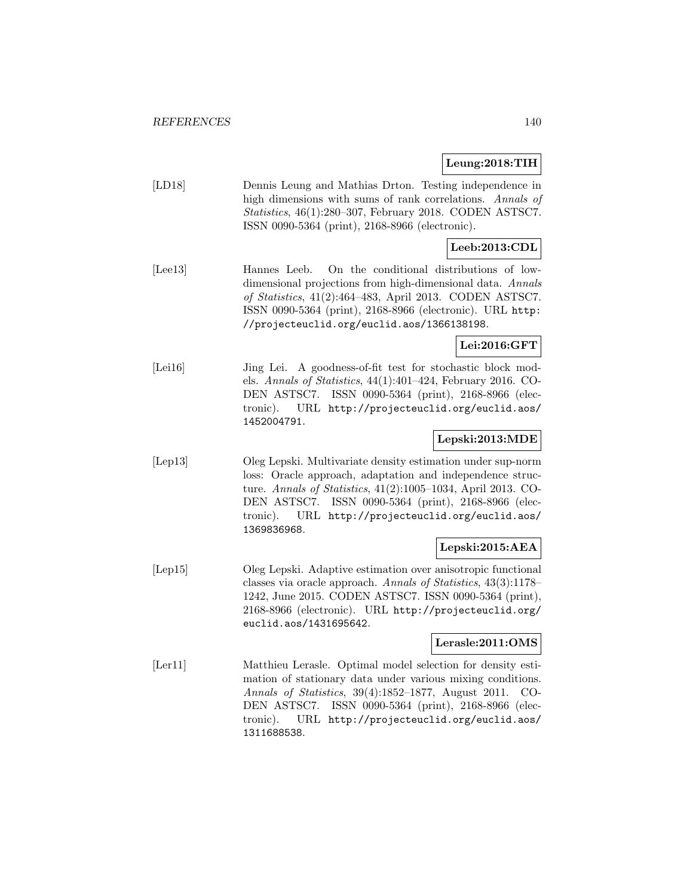**Leung:2018:TIH**

[LD18] Dennis Leung and Mathias Drton. Testing independence in high dimensions with sums of rank correlations. *Annals of Statistics*, 46(1):280–307, February 2018. CODEN ASTSC7. ISSN 0090-5364 (print), 2168-8966 (electronic).

**Leeb:2013:CDL**

[Lee13] Hannes Leeb. On the conditional distributions of low-dimensional projections from high-dimensional data. *Annals of Statistics*, 41(2):464–483, April 2013. CODEN ASTSC7. ISSN 0090-5364 (print), 2168-8966 (electronic). URL `http://projecteuclid.org/euclid.aos/1366138198`.

**Lei:2016:GFT**

[Lei16] Jing Lei. A goodness-of-fit test for stochastic block models. *Annals of Statistics*, 44(1):401–424, February 2016. CODEN ASTSC7. ISSN 0090-5364 (print), 2168-8966 (electronic). URL `http://projecteuclid.org/euclid.aos/1452004791`.

**Lepski:2013:MDE**

[Lep13] Oleg Lepski. Multivariate density estimation under sup-norm loss: Oracle approach, adaptation and independence structure. *Annals of Statistics*, 41(2):1005–1034, April 2013. CODEN ASTSC7. ISSN 0090-5364 (print), 2168-8966 (electronic). URL `http://projecteuclid.org/euclid.aos/1369836968`.

**Lepski:2015:AEA**

[Lep15] Oleg Lepski. Adaptive estimation over anisotropic functional classes via oracle approach. *Annals of Statistics*, 43(3):1178–1242, June 2015. CODEN ASTSC7. ISSN 0090-5364 (print), 2168-8966 (electronic). URL `http://projecteuclid.org/euclid.aos/1431695642`.

**Lerasle:2011:OMS**

[Ler11] Matthieu Lerasle. Optimal model selection for density estimation of stationary data under various mixing conditions. *Annals of Statistics*, 39(4):1852–1877, August 2011. CODEN ASTSC7. ISSN 0090-5364 (print), 2168-8966 (electronic). URL `http://projecteuclid.org/euclid.aos/1311688538`.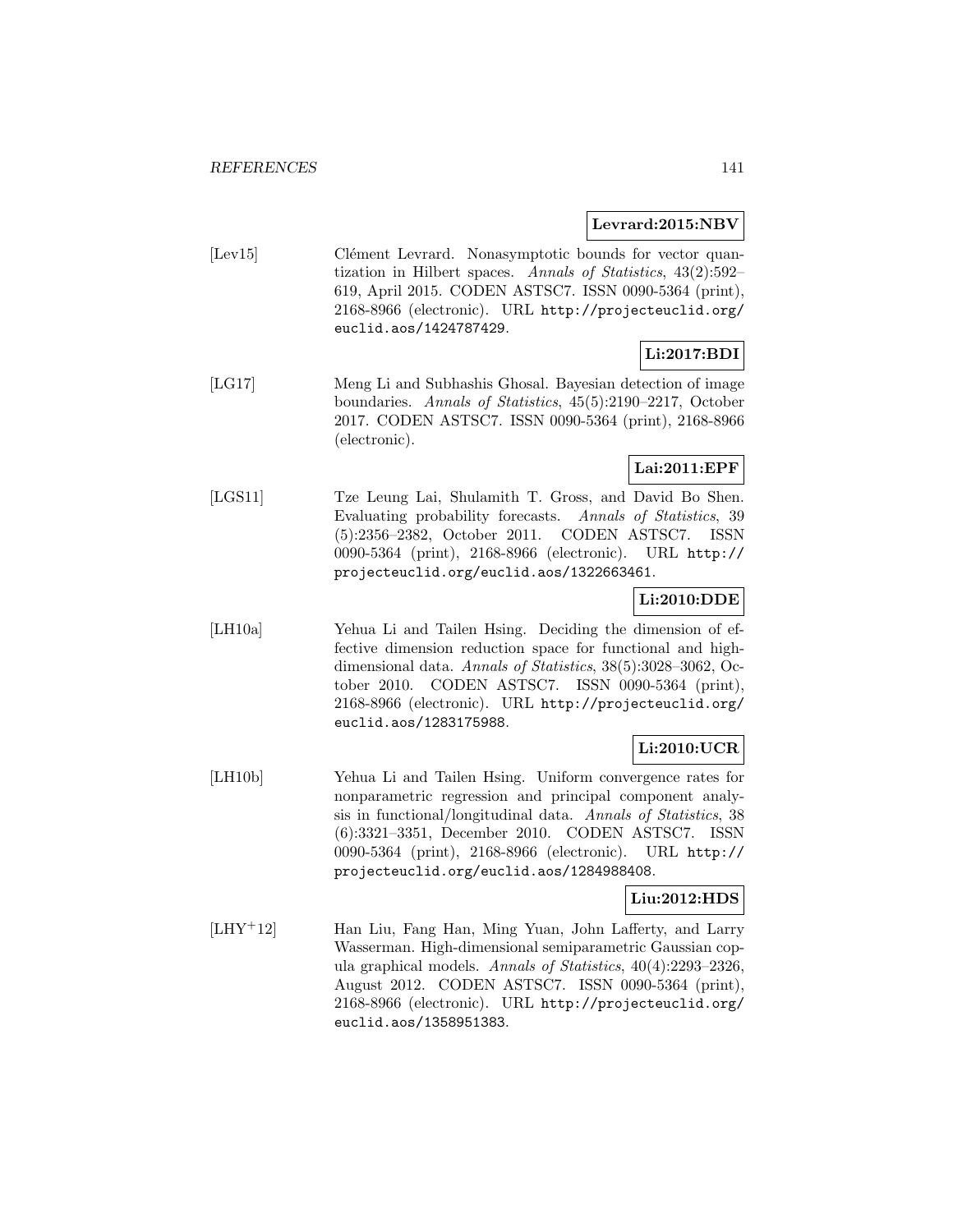**Levrard:2015:NBV**

[Lev15] Clément Levrard. Nonasymptotic bounds for vector quantization in Hilbert spaces. *Annals of Statistics*, 43(2):592–619, April 2015. CODEN ASTSC7. ISSN 0090-5364 (print), 2168-8966 (electronic). URL `http://projecteuclid.org/euclid.aos/1424787429`.

**Li:2017:BDI**

[LG17] Meng Li and Subhashis Ghosal. Bayesian detection of image boundaries. *Annals of Statistics*, 45(5):2190–2217, October 2017. CODEN ASTSC7. ISSN 0090-5364 (print), 2168-8966 (electronic).

**Lai:2011:EPF**

[LGS11] Tze Leung Lai, Shulamith T. Gross, and David Bo Shen. Evaluating probability forecasts. *Annals of Statistics*, 39 (5):2356–2382, October 2011. CODEN ASTSC7. ISSN 0090-5364 (print), 2168-8966 (electronic). URL `http://projecteuclid.org/euclid.aos/1322663461`.

**Li:2010:DDE**

[LH10a] Yehua Li and Tailen Hsing. Deciding the dimension of effective dimension reduction space for functional and high-dimensional data. *Annals of Statistics*, 38(5):3028–3062, October 2010. CODEN ASTSC7. ISSN 0090-5364 (print), 2168-8966 (electronic). URL `http://projecteuclid.org/euclid.aos/1283175988`.

**Li:2010:UCR**

[LH10b] Yehua Li and Tailen Hsing. Uniform convergence rates for nonparametric regression and principal component analysis in functional/longitudinal data. *Annals of Statistics*, 38 (6):3321–3351, December 2010. CODEN ASTSC7. ISSN 0090-5364 (print), 2168-8966 (electronic). URL `http://projecteuclid.org/euclid.aos/1284988408`.

**Liu:2012:HDS**

[LHY+12] Han Liu, Fang Han, Ming Yuan, John Lafferty, and Larry Wasserman. High-dimensional semiparametric Gaussian copula graphical models. *Annals of Statistics*, 40(4):2293–2326, August 2012. CODEN ASTSC7. ISSN 0090-5364 (print), 2168-8966 (electronic). URL `http://projecteuclid.org/euclid.aos/1358951383`.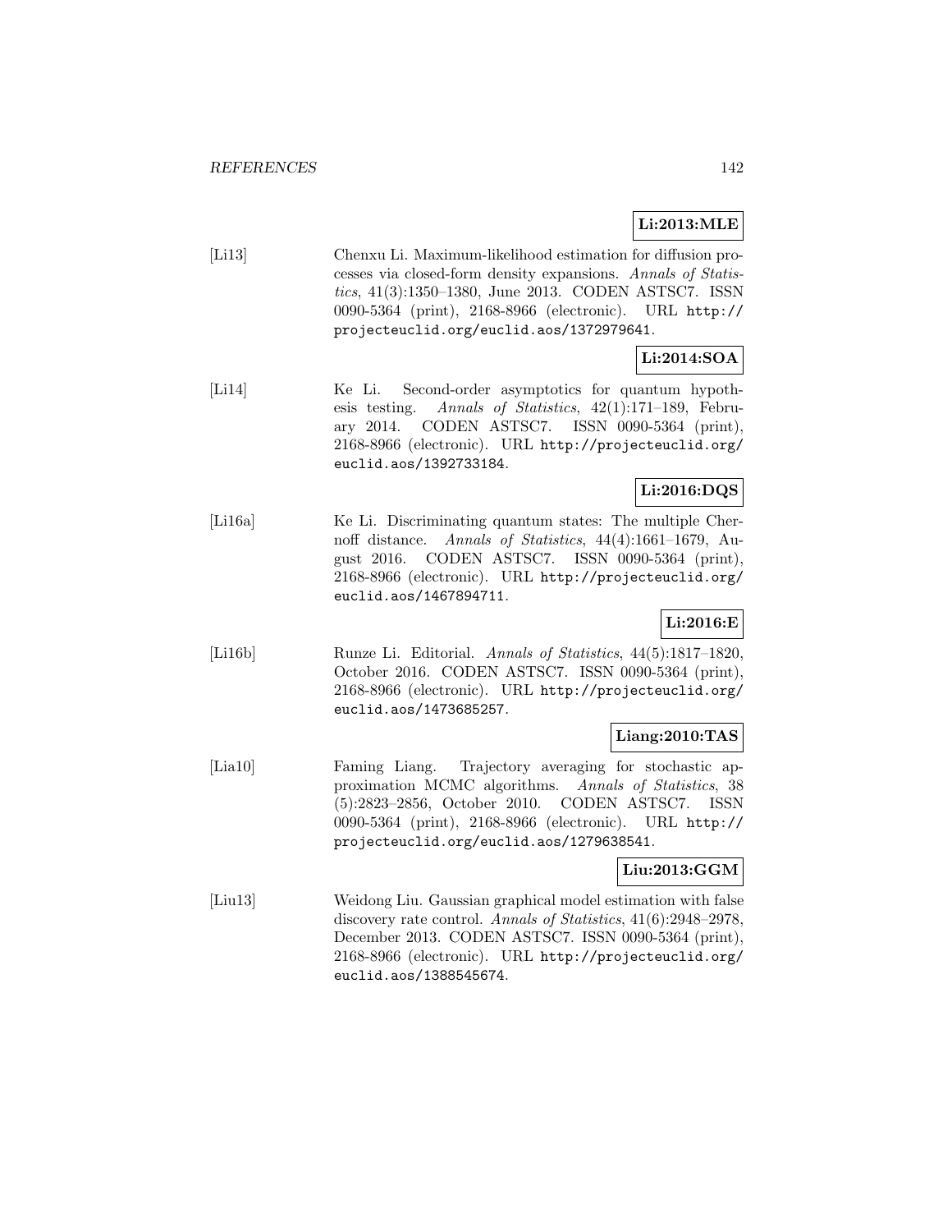**Li:2013:MLE**

[Li13] Chenxu Li. Maximum-likelihood estimation for diffusion processes via closed-form density expansions. *Annals of Statistics*, 41(3):1350–1380, June 2013. CODEN ASTSC7. ISSN 0090-5364 (print), 2168-8966 (electronic). URL `http://projecteuclid.org/euclid.aos/1372979641`.

**Li:2014:SOA**

[Li14] Ke Li. Second-order asymptotics for quantum hypothesis testing. *Annals of Statistics*, 42(1):171–189, February 2014. CODEN ASTSC7. ISSN 0090-5364 (print), 2168-8966 (electronic). URL `http://projecteuclid.org/euclid.aos/1392733184`.

**Li:2016:DQS**

[Li16a] Ke Li. Discriminating quantum states: The multiple Chernoff distance. *Annals of Statistics*, 44(4):1661–1679, August 2016. CODEN ASTSC7. ISSN 0090-5364 (print), 2168-8966 (electronic). URL `http://projecteuclid.org/euclid.aos/1467894711`.

**Li:2016:E**

[Li16b] Runze Li. Editorial. *Annals of Statistics*, 44(5):1817–1820, October 2016. CODEN ASTSC7. ISSN 0090-5364 (print), 2168-8966 (electronic). URL `http://projecteuclid.org/euclid.aos/1473685257`.

**Liang:2010:TAS**

[Lia10] Faming Liang. Trajectory averaging for stochastic approximation MCMC algorithms. *Annals of Statistics*, 38 (5):2823–2856, October 2010. CODEN ASTSC7. ISSN 0090-5364 (print), 2168-8966 (electronic). URL `http://projecteuclid.org/euclid.aos/1279638541`.

**Liu:2013:GGM**

[Liu13] Weidong Liu. Gaussian graphical model estimation with false discovery rate control. *Annals of Statistics*, 41(6):2948–2978, December 2013. CODEN ASTSC7. ISSN 0090-5364 (print), 2168-8966 (electronic). URL `http://projecteuclid.org/euclid.aos/1388545674`.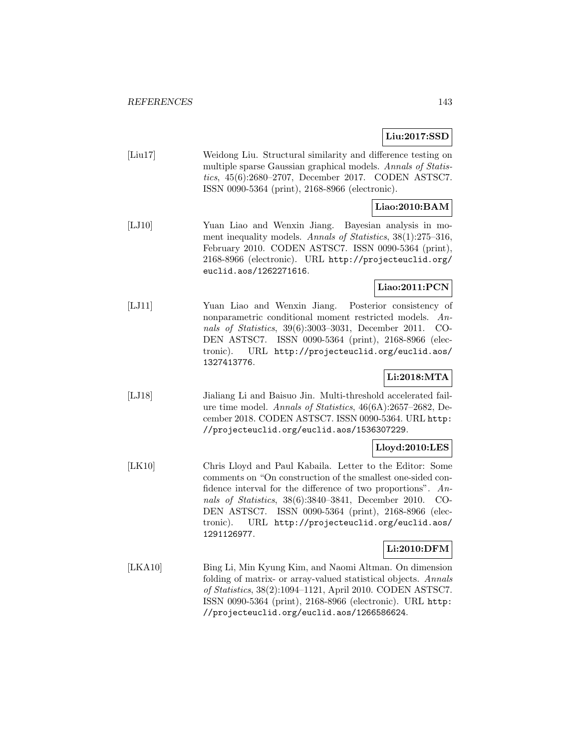**Liu:2017:SSD**

[Liu17] Weidong Liu. Structural similarity and difference testing on multiple sparse Gaussian graphical models. *Annals of Statistics*, 45(6):2680–2707, December 2017. CODEN ASTSC7. ISSN 0090-5364 (print), 2168-8966 (electronic).

**Liao:2010:BAM**

[LJ10] Yuan Liao and Wenxin Jiang. Bayesian analysis in moment inequality models. *Annals of Statistics*, 38(1):275–316, February 2010. CODEN ASTSC7. ISSN 0090-5364 (print), 2168-8966 (electronic). URL `http://projecteuclid.org/euclid.aos/1262271616`.

**Liao:2011:PCN**

[LJ11] Yuan Liao and Wenxin Jiang. Posterior consistency of nonparametric conditional moment restricted models. *Annals of Statistics*, 39(6):3003–3031, December 2011. CODEN ASTSC7. ISSN 0090-5364 (print), 2168-8966 (electronic). URL `http://projecteuclid.org/euclid.aos/1327413776`.

**Li:2018:MTA**

[LJ18] Jialiang Li and Baisuo Jin. Multi-threshold accelerated failure time model. *Annals of Statistics*, 46(6A):2657–2682, December 2018. CODEN ASTSC7. ISSN 0090-5364. URL `http://projecteuclid.org/euclid.aos/1536307229`.

**Lloyd:2010:LES**

[LK10] Chris Lloyd and Paul Kabaila. Letter to the Editor: Some comments on "On construction of the smallest one-sided confidence interval for the difference of two proportions". *Annals of Statistics*, 38(6):3840–3841, December 2010. CODEN ASTSC7. ISSN 0090-5364 (print), 2168-8966 (electronic). URL `http://projecteuclid.org/euclid.aos/1291126977`.

**Li:2010:DFM**

[LKA10] Bing Li, Min Kyung Kim, and Naomi Altman. On dimension folding of matrix- or array-valued statistical objects. *Annals of Statistics*, 38(2):1094–1121, April 2010. CODEN ASTSC7. ISSN 0090-5364 (print), 2168-8966 (electronic). URL `http://projecteuclid.org/euclid.aos/1266586624`.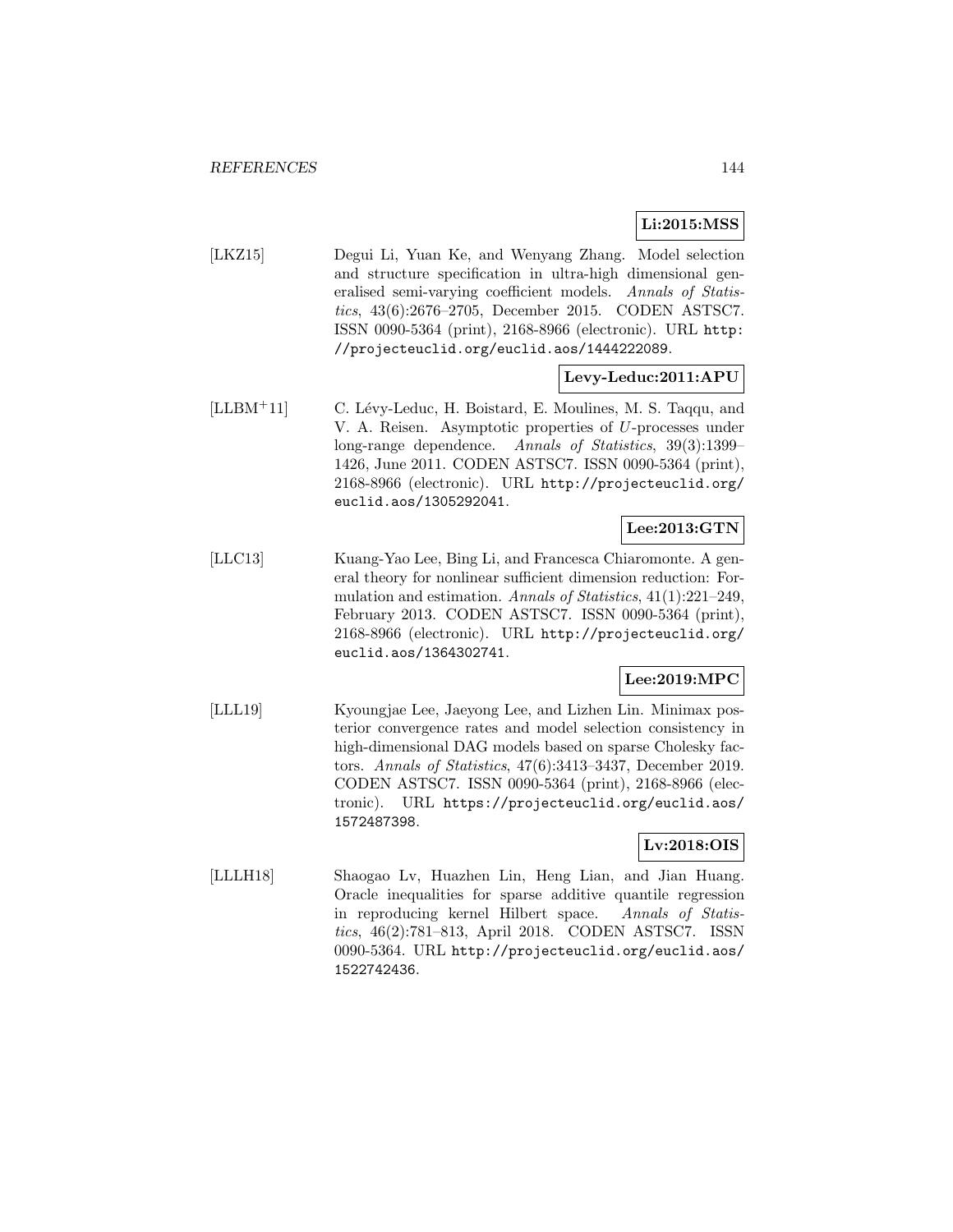**Li:2015:MSS**

[LKZ15] Degui Li, Yuan Ke, and Wenyang Zhang. Model selection and structure specification in ultra-high dimensional generalised semi-varying coefficient models. *Annals of Statistics*, 43(6):2676–2705, December 2015. CODEN ASTSC7. ISSN 0090-5364 (print), 2168-8966 (electronic). URL http://projecteuclid.org/euclid.aos/1444222089.

**Levy-Leduc:2011:APU**

[LLBM+11] C. Lévy-Leduc, H. Boistard, E. Moulines, M. S. Taqqu, and V. A. Reisen. Asymptotic properties of $U$-processes under long-range dependence. *Annals of Statistics*, 39(3):1399–1426, June 2011. CODEN ASTSC7. ISSN 0090-5364 (print), 2168-8966 (electronic). URL http://projecteuclid.org/euclid.aos/1305292041.

**Lee:2013:GTN**

[LLC13] Kuang-Yao Lee, Bing Li, and Francesca Chiaromonte. A general theory for nonlinear sufficient dimension reduction: Formulation and estimation. *Annals of Statistics*, 41(1):221–249, February 2013. CODEN ASTSC7. ISSN 0090-5364 (print), 2168-8966 (electronic). URL http://projecteuclid.org/euclid.aos/1364302741.

**Lee:2019:MPC**

[LLL19] Kyoungjae Lee, Jaeyong Lee, and Lizhen Lin. Minimax posterior convergence rates and model selection consistency in high-dimensional DAG models based on sparse Cholesky factors. *Annals of Statistics*, 47(6):3413–3437, December 2019. CODEN ASTSC7. ISSN 0090-5364 (print), 2168-8966 (electronic). URL https://projecteuclid.org/euclid.aos/1572487398.

**Lv:2018:OIS**

[LLLH18] Shaogao Lv, Huazhen Lin, Heng Lian, and Jian Huang. Oracle inequalities for sparse additive quantile regression in reproducing kernel Hilbert space. *Annals of Statistics*, 46(2):781–813, April 2018. CODEN ASTSC7. ISSN 0090-5364. URL http://projecteuclid.org/euclid.aos/1522742436.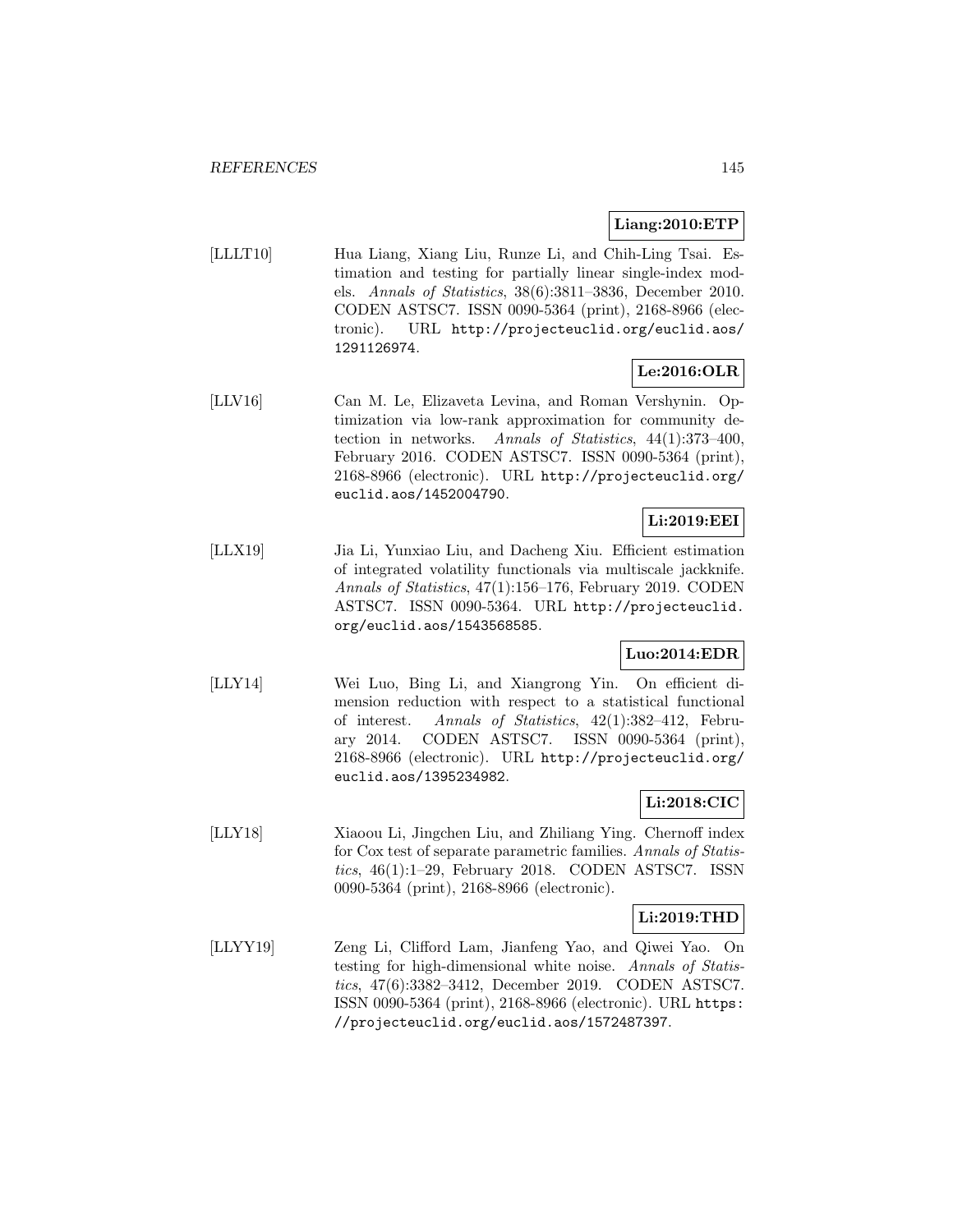**Liang:2010:ETP**

[LLLT10] Hua Liang, Xiang Liu, Runze Li, and Chih-Ling Tsai. Estimation and testing for partially linear single-index models. *Annals of Statistics*, 38(6):3811–3836, December 2010. CODEN ASTSC7. ISSN 0090-5364 (print), 2168-8966 (electronic). URL http://projecteuclid.org/euclid.aos/1291126974.

**Le:2016:OLR**

[LLV16] Can M. Le, Elizaveta Levina, and Roman Vershynin. Optimization via low-rank approximation for community detection in networks. *Annals of Statistics*, 44(1):373–400, February 2016. CODEN ASTSC7. ISSN 0090-5364 (print), 2168-8966 (electronic). URL http://projecteuclid.org/euclid.aos/1452004790.

**Li:2019:EEI**

[LLX19] Jia Li, Yunxiao Liu, and Dacheng Xiu. Efficient estimation of integrated volatility functionals via multiscale jackknife. *Annals of Statistics*, 47(1):156–176, February 2019. CODEN ASTSC7. ISSN 0090-5364. URL http://projecteuclid.org/euclid.aos/1543568585.

**Luo:2014:EDR**

[LLY14] Wei Luo, Bing Li, and Xiangrong Yin. On efficient dimension reduction with respect to a statistical functional of interest. *Annals of Statistics*, 42(1):382–412, February 2014. CODEN ASTSC7. ISSN 0090-5364 (print), 2168-8966 (electronic). URL http://projecteuclid.org/euclid.aos/1395234982.

**Li:2018:CIC**

[LLY18] Xiaoou Li, Jingchen Liu, and Zhiliang Ying. Chernoff index for Cox test of separate parametric families. *Annals of Statistics*, 46(1):1–29, February 2018. CODEN ASTSC7. ISSN 0090-5364 (print), 2168-8966 (electronic).

**Li:2019:THD**

[LLYY19] Zeng Li, Clifford Lam, Jianfeng Yao, and Qiwei Yao. On testing for high-dimensional white noise. *Annals of Statistics*, 47(6):3382–3412, December 2019. CODEN ASTSC7. ISSN 0090-5364 (print), 2168-8966 (electronic). URL https://projecteuclid.org/euclid.aos/1572487397.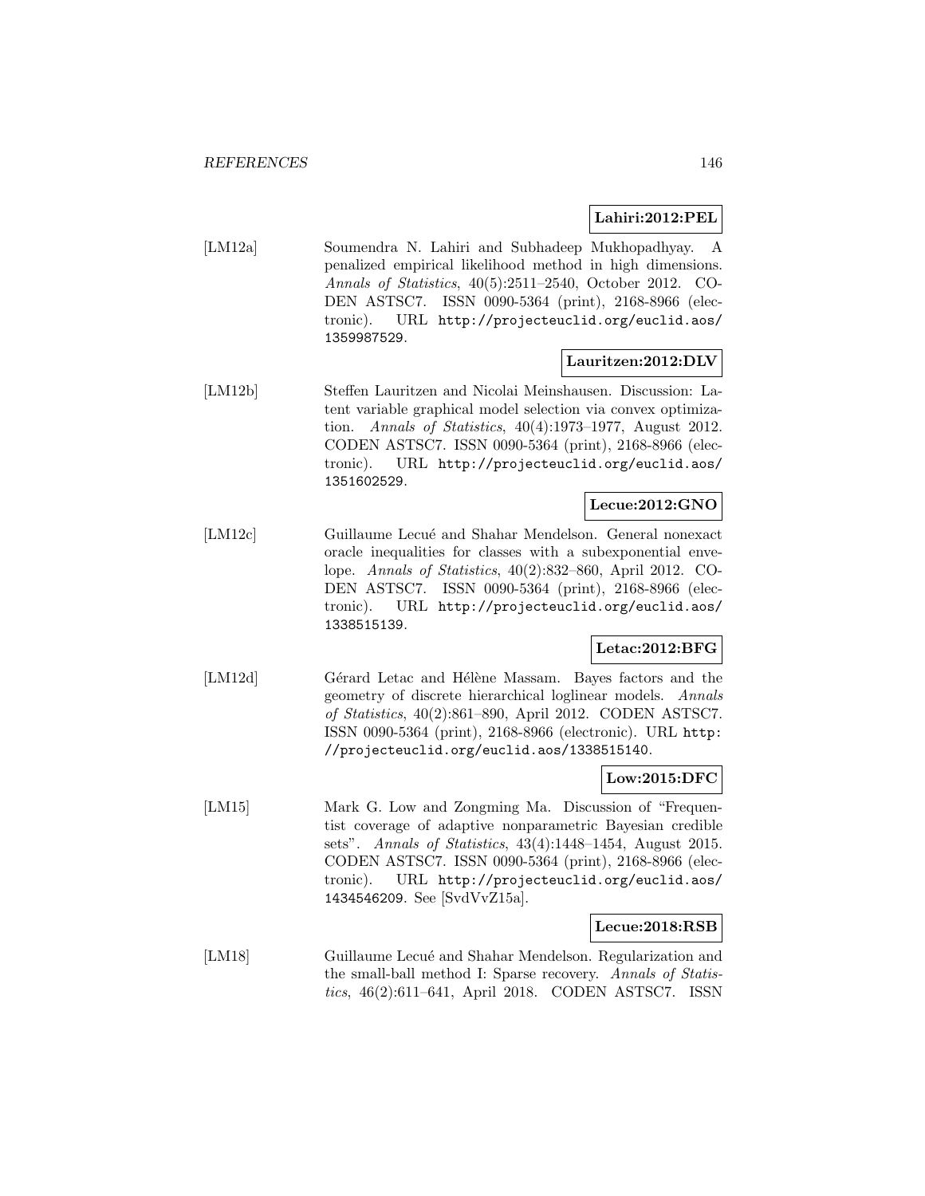**Lahiri:2012:PEL**

[LM12a] Soumendra N. Lahiri and Subhadeep Mukhopadhyay. A penalized empirical likelihood method in high dimensions. *Annals of Statistics*, 40(5):2511–2540, October 2012. CODEN ASTSC7. ISSN 0090-5364 (print), 2168-8966 (electronic). URL http://projecteuclid.org/euclid.aos/1359987529.

**Lauritzen:2012:DLV**

[LM12b] Steffen Lauritzen and Nicolai Meinshausen. Discussion: Latent variable graphical model selection via convex optimization. *Annals of Statistics*, 40(4):1973–1977, August 2012. CODEN ASTSC7. ISSN 0090-5364 (print), 2168-8966 (electronic). URL http://projecteuclid.org/euclid.aos/1351602529.

**Lecue:2012:GNO**

[LM12c] Guillaume Lecué and Shahar Mendelson. General nonexact oracle inequalities for classes with a subexponential envelope. *Annals of Statistics*, 40(2):832–860, April 2012. CODEN ASTSC7. ISSN 0090-5364 (print), 2168-8966 (electronic). URL http://projecteuclid.org/euclid.aos/1338515139.

**Letac:2012:BFG**

[LM12d] Gérard Letac and Hélène Massam. Bayes factors and the geometry of discrete hierarchical loglinear models. *Annals of Statistics*, 40(2):861–890, April 2012. CODEN ASTSC7. ISSN 0090-5364 (print), 2168-8966 (electronic). URL http://projecteuclid.org/euclid.aos/1338515140.

**Low:2015:DFC**

[LM15] Mark G. Low and Zongming Ma. Discussion of "Frequentist coverage of adaptive nonparametric Bayesian credible sets". *Annals of Statistics*, 43(4):1448–1454, August 2015. CODEN ASTSC7. ISSN 0090-5364 (print), 2168-8966 (electronic). URL http://projecteuclid.org/euclid.aos/1434546209. See [SvdVvZ15a].

**Lecue:2018:RSB**

[LM18] Guillaume Lecué and Shahar Mendelson. Regularization and the small-ball method I: Sparse recovery. *Annals of Statistics*, 46(2):611–641, April 2018. CODEN ASTSC7. ISSN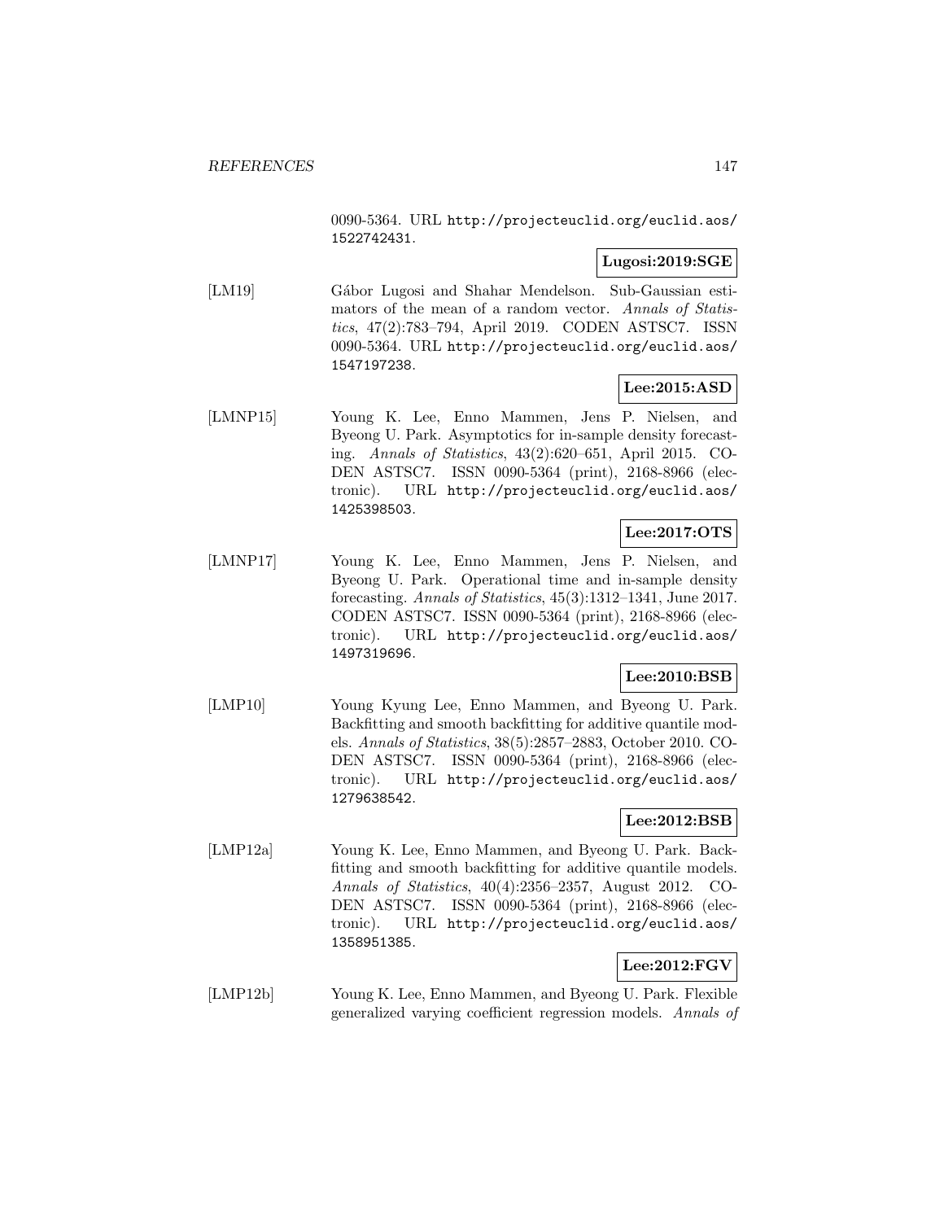0090-5364. URL http://projecteuclid.org/euclid.aos/1522742431.

**Lugosi:2019:SGE**

[LM19] Gábor Lugosi and Shahar Mendelson. Sub-Gaussian estimators of the mean of a random vector. *Annals of Statistics*, 47(2):783–794, April 2019. CODEN ASTSC7. ISSN 0090-5364. URL http://projecteuclid.org/euclid.aos/1547197238.

**Lee:2015:ASD**

[LMNP15] Young K. Lee, Enno Mammen, Jens P. Nielsen, and Byeong U. Park. Asymptotics for in-sample density forecasting. *Annals of Statistics*, 43(2):620–651, April 2015. CODEN ASTSC7. ISSN 0090-5364 (print), 2168-8966 (electronic). URL http://projecteuclid.org/euclid.aos/1425398503.

**Lee:2017:OTS**

[LMNP17] Young K. Lee, Enno Mammen, Jens P. Nielsen, and Byeong U. Park. Operational time and in-sample density forecasting. *Annals of Statistics*, 45(3):1312–1341, June 2017. CODEN ASTSC7. ISSN 0090-5364 (print), 2168-8966 (electronic). URL http://projecteuclid.org/euclid.aos/1497319696.

**Lee:2010:BSB**

[LMP10] Young Kyung Lee, Enno Mammen, and Byeong U. Park. Backfitting and smooth backfitting for additive quantile models. *Annals of Statistics*, 38(5):2857–2883, October 2010. CODEN ASTSC7. ISSN 0090-5364 (print), 2168-8966 (electronic). URL http://projecteuclid.org/euclid.aos/1279638542.

**Lee:2012:BSB**

[LMP12a] Young K. Lee, Enno Mammen, and Byeong U. Park. Backfitting and smooth backfitting for additive quantile models. *Annals of Statistics*, 40(4):2356–2357, August 2012. CODEN ASTSC7. ISSN 0090-5364 (print), 2168-8966 (electronic). URL http://projecteuclid.org/euclid.aos/1358951385.

**Lee:2012:FGV**

[LMP12b] Young K. Lee, Enno Mammen, and Byeong U. Park. Flexible generalized varying coefficient regression models. *Annals of*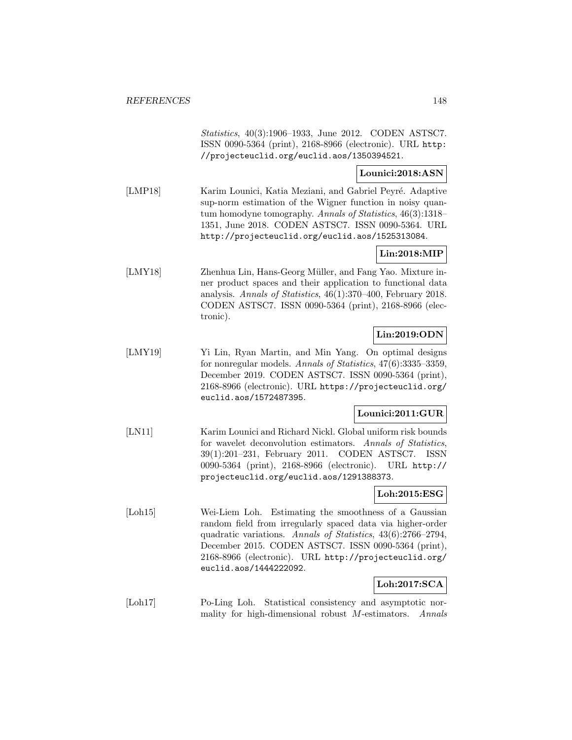*Statistics*, 40(3):1906–1933, June 2012. CODEN ASTSC7. ISSN 0090-5364 (print), 2168-8966 (electronic). URL http://projecteuclid.org/euclid.aos/1350394521.

**Lounici:2018:ASN**

[LMP18] Karim Lounici, Katia Meziani, and Gabriel Peyré. Adaptive sup-norm estimation of the Wigner function in noisy quantum homodyne tomography. *Annals of Statistics*, 46(3):1318–1351, June 2018. CODEN ASTSC7. ISSN 0090-5364. URL http://projecteuclid.org/euclid.aos/1525313084.

**Lin:2018:MIP**

[LMY18] Zhenhua Lin, Hans-Georg Müller, and Fang Yao. Mixture inner product spaces and their application to functional data analysis. *Annals of Statistics*, 46(1):370–400, February 2018. CODEN ASTSC7. ISSN 0090-5364 (print), 2168-8966 (electronic).

**Lin:2019:ODN**

[LMY19] Yi Lin, Ryan Martin, and Min Yang. On optimal designs for nonregular models. *Annals of Statistics*, 47(6):3335–3359, December 2019. CODEN ASTSC7. ISSN 0090-5364 (print), 2168-8966 (electronic). URL https://projecteuclid.org/euclid.aos/1572487395.

**Lounici:2011:GUR**

[LN11] Karim Lounici and Richard Nickl. Global uniform risk bounds for wavelet deconvolution estimators. *Annals of Statistics*, 39(1):201–231, February 2011. CODEN ASTSC7. ISSN 0090-5364 (print), 2168-8966 (electronic). URL http://projecteuclid.org/euclid.aos/1291388373.

**Loh:2015:ESG**

[Loh15] Wei-Liem Loh. Estimating the smoothness of a Gaussian random field from irregularly spaced data via higher-order quadratic variations. *Annals of Statistics*, 43(6):2766–2794, December 2015. CODEN ASTSC7. ISSN 0090-5364 (print), 2168-8966 (electronic). URL http://projecteuclid.org/euclid.aos/1444222092.

**Loh:2017:SCA**

[Loh17] Po-Ling Loh. Statistical consistency and asymptotic normality for high-dimensional robust $M$-estimators. *Annals*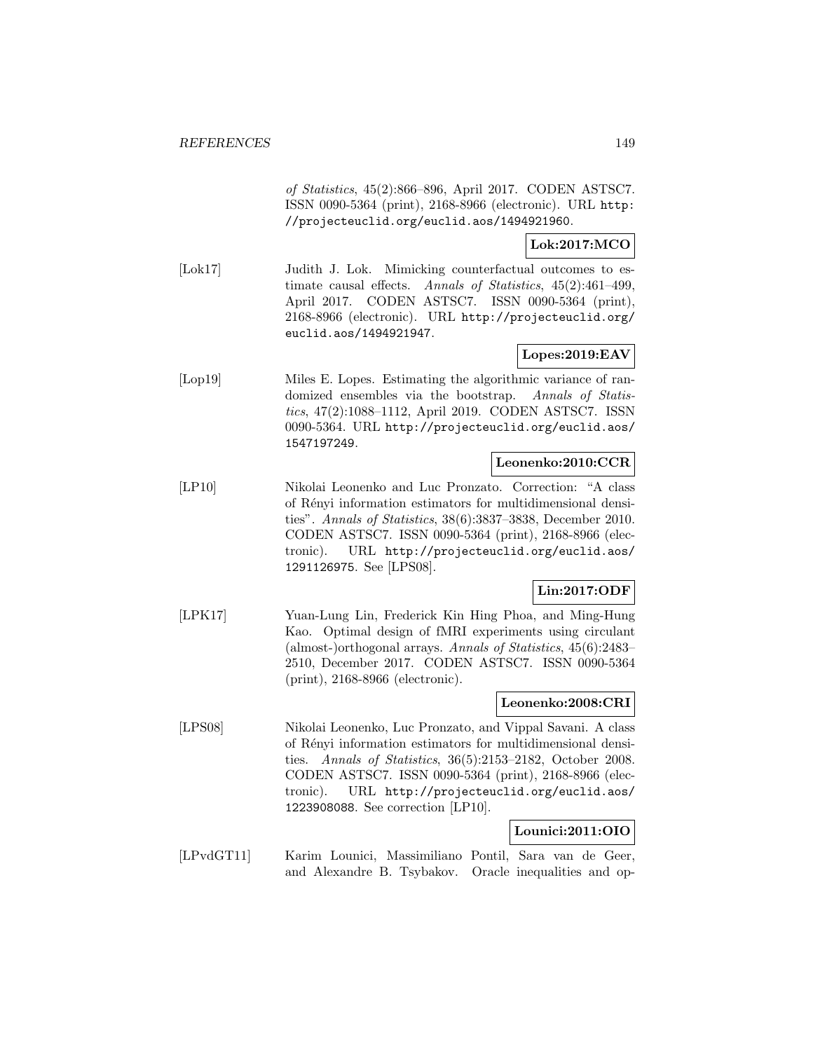*of Statistics*, 45(2):866–896, April 2017. CODEN ASTSC7. ISSN 0090-5364 (print), 2168-8966 (electronic). URL http://projecteuclid.org/euclid.aos/1494921960.

**Lok:2017:MCO**

[Lok17] Judith J. Lok. Mimicking counterfactual outcomes to estimate causal effects. *Annals of Statistics*, 45(2):461–499, April 2017. CODEN ASTSC7. ISSN 0090-5364 (print), 2168-8966 (electronic). URL http://projecteuclid.org/euclid.aos/1494921947.

**Lopes:2019:EAV**

[Lop19] Miles E. Lopes. Estimating the algorithmic variance of randomized ensembles via the bootstrap. *Annals of Statistics*, 47(2):1088–1112, April 2019. CODEN ASTSC7. ISSN 0090-5364. URL http://projecteuclid.org/euclid.aos/1547197249.

**Leonenko:2010:CCR**

[LP10] Nikolai Leonenko and Luc Pronzato. Correction: "A class of Rényi information estimators for multidimensional densities". *Annals of Statistics*, 38(6):3837–3838, December 2010. CODEN ASTSC7. ISSN 0090-5364 (print), 2168-8966 (electronic). URL http://projecteuclid.org/euclid.aos/1291126975. See [LPS08].

**Lin:2017:ODF**

[LPK17] Yuan-Lung Lin, Frederick Kin Hing Phoa, and Ming-Hung Kao. Optimal design of fMRI experiments using circulant (almost-)orthogonal arrays. *Annals of Statistics*, 45(6):2483–2510, December 2017. CODEN ASTSC7. ISSN 0090-5364 (print), 2168-8966 (electronic).

**Leonenko:2008:CRI**

[LPS08] Nikolai Leonenko, Luc Pronzato, and Vippal Savani. A class of Rényi information estimators for multidimensional densities. *Annals of Statistics*, 36(5):2153–2182, October 2008. CODEN ASTSC7. ISSN 0090-5364 (print), 2168-8966 (electronic). URL http://projecteuclid.org/euclid.aos/1223908088. See correction [LP10].

**Lounici:2011:OIO**

[LPvdGT11] Karim Lounici, Massimiliano Pontil, Sara van de Geer, and Alexandre B. Tsybakov. Oracle inequalities and op-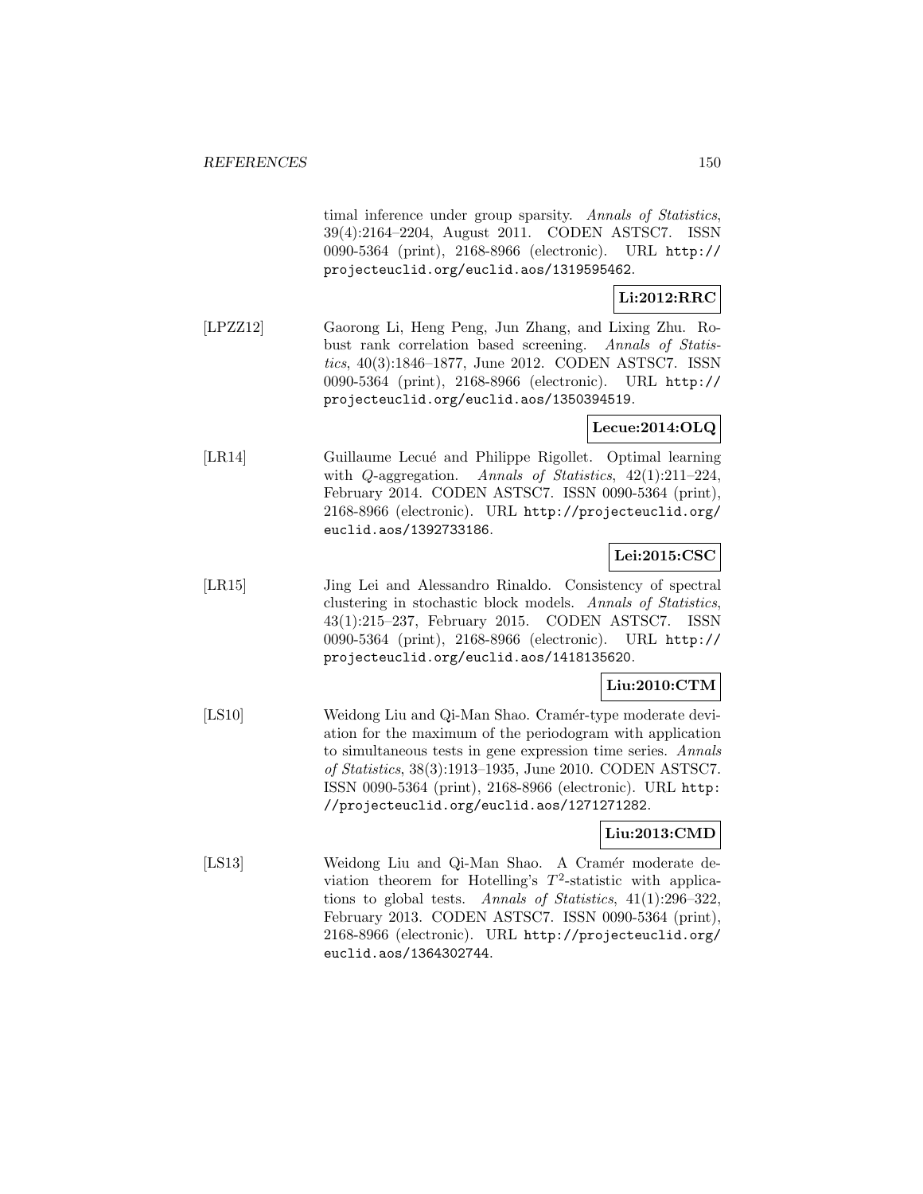timal inference under group sparsity. *Annals of Statistics*, 39(4):2164–2204, August 2011. CODEN ASTSC7. ISSN 0090-5364 (print), 2168-8966 (electronic). URL http://projecteuclid.org/euclid.aos/1319595462.

**Li:2012:RRC**

[LPZZ12] Gaorong Li, Heng Peng, Jun Zhang, and Lixing Zhu. Robust rank correlation based screening. *Annals of Statistics*, 40(3):1846–1877, June 2012. CODEN ASTSC7. ISSN 0090-5364 (print), 2168-8966 (electronic). URL http://projecteuclid.org/euclid.aos/1350394519.

**Lecue:2014:OLQ**

[LR14] Guillaume Lecué and Philippe Rigollet. Optimal learning with $Q$-aggregation. *Annals of Statistics*, 42(1):211–224, February 2014. CODEN ASTSC7. ISSN 0090-5364 (print), 2168-8966 (electronic). URL http://projecteuclid.org/euclid.aos/1392733186.

**Lei:2015:CSC**

[LR15] Jing Lei and Alessandro Rinaldo. Consistency of spectral clustering in stochastic block models. *Annals of Statistics*, 43(1):215–237, February 2015. CODEN ASTSC7. ISSN 0090-5364 (print), 2168-8966 (electronic). URL http://projecteuclid.org/euclid.aos/1418135620.

**Liu:2010:CTM**

[LS10] Weidong Liu and Qi-Man Shao. Cramér-type moderate deviation for the maximum of the periodogram with application to simultaneous tests in gene expression time series. *Annals of Statistics*, 38(3):1913–1935, June 2010. CODEN ASTSC7. ISSN 0090-5364 (print), 2168-8966 (electronic). URL http://projecteuclid.org/euclid.aos/1271271282.

**Liu:2013:CMD**

[LS13] Weidong Liu and Qi-Man Shao. A Cramér moderate deviation theorem for Hotelling's $T^2$-statistic with applications to global tests. *Annals of Statistics*, 41(1):296–322, February 2013. CODEN ASTSC7. ISSN 0090-5364 (print), 2168-8966 (electronic). URL http://projecteuclid.org/euclid.aos/1364302744.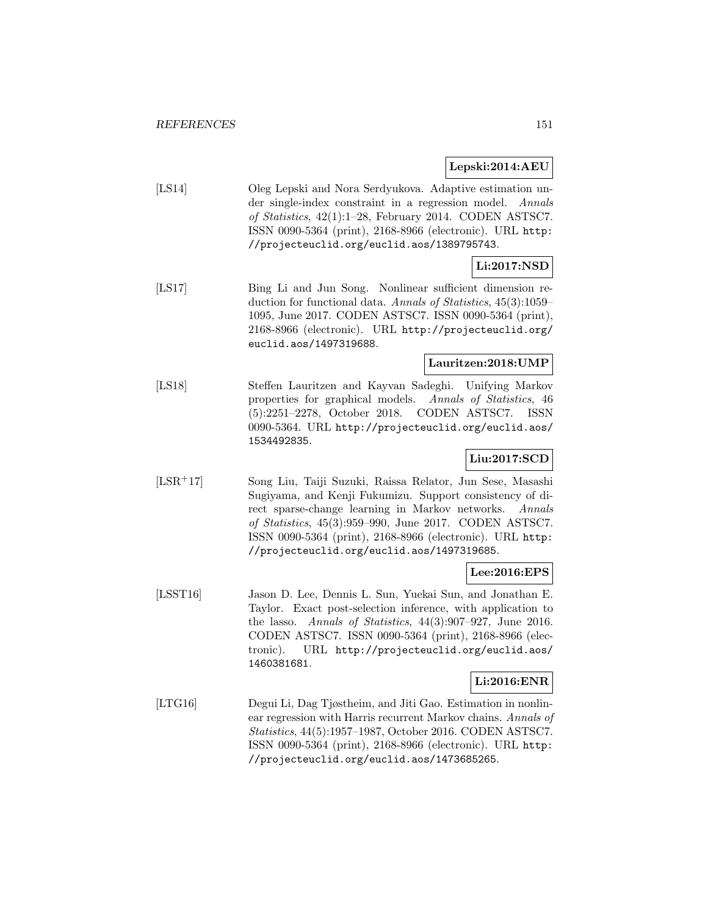**Lepski:2014:AEU**

[LS14] Oleg Lepski and Nora Serdyukova. Adaptive estimation under single-index constraint in a regression model. *Annals of Statistics*, 42(1):1–28, February 2014. CODEN ASTSC7. ISSN 0090-5364 (print), 2168-8966 (electronic). URL http://projecteuclid.org/euclid.aos/1389795743.

**Li:2017:NSD**

[LS17] Bing Li and Jun Song. Nonlinear sufficient dimension reduction for functional data. *Annals of Statistics*, 45(3):1059–1095, June 2017. CODEN ASTSC7. ISSN 0090-5364 (print), 2168-8966 (electronic). URL http://projecteuclid.org/euclid.aos/1497319688.

**Lauritzen:2018:UMP**

[LS18] Steffen Lauritzen and Kayvan Sadeghi. Unifying Markov properties for graphical models. *Annals of Statistics*, 46 (5):2251–2278, October 2018. CODEN ASTSC7. ISSN 0090-5364. URL http://projecteuclid.org/euclid.aos/1534492835.

**Liu:2017:SCD**

[LSR+17] Song Liu, Taiji Suzuki, Raissa Relator, Jun Sese, Masashi Sugiyama, and Kenji Fukumizu. Support consistency of direct sparse-change learning in Markov networks. *Annals of Statistics*, 45(3):959–990, June 2017. CODEN ASTSC7. ISSN 0090-5364 (print), 2168-8966 (electronic). URL http://projecteuclid.org/euclid.aos/1497319685.

**Lee:2016:EPS**

[LSST16] Jason D. Lee, Dennis L. Sun, Yuekai Sun, and Jonathan E. Taylor. Exact post-selection inference, with application to the lasso. *Annals of Statistics*, 44(3):907–927, June 2016. CODEN ASTSC7. ISSN 0090-5364 (print), 2168-8966 (electronic). URL http://projecteuclid.org/euclid.aos/1460381681.

**Li:2016:ENR**

[LTG16] Degui Li, Dag Tjøstheim, and Jiti Gao. Estimation in nonlinear regression with Harris recurrent Markov chains. *Annals of Statistics*, 44(5):1957–1987, October 2016. CODEN ASTSC7. ISSN 0090-5364 (print), 2168-8966 (electronic). URL http://projecteuclid.org/euclid.aos/1473685265.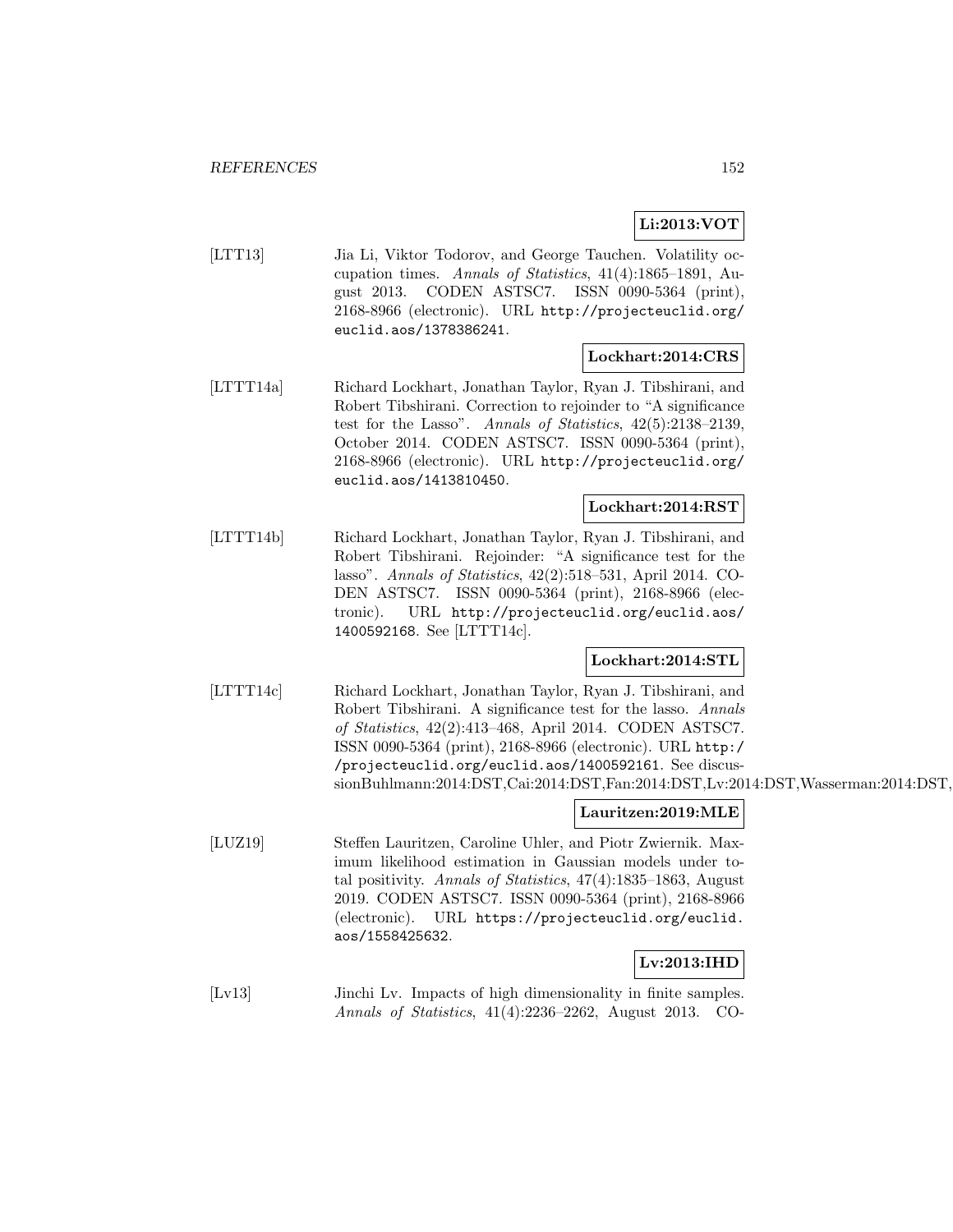**Li:2013:VOT**

[LTT13] Jia Li, Viktor Todorov, and George Tauchen. Volatility occupation times. *Annals of Statistics*, 41(4):1865–1891, August 2013. CODEN ASTSC7. ISSN 0090-5364 (print), 2168-8966 (electronic). URL http://projecteuclid.org/euclid.aos/1378386241.

**Lockhart:2014:CRS**

[LTTT14a] Richard Lockhart, Jonathan Taylor, Ryan J. Tibshirani, and Robert Tibshirani. Correction to rejoinder to "A significance test for the Lasso". *Annals of Statistics*, 42(5):2138–2139, October 2014. CODEN ASTSC7. ISSN 0090-5364 (print), 2168-8966 (electronic). URL http://projecteuclid.org/euclid.aos/1413810450.

**Lockhart:2014:RST**

[LTTT14b] Richard Lockhart, Jonathan Taylor, Ryan J. Tibshirani, and Robert Tibshirani. Rejoinder: "A significance test for the lasso". *Annals of Statistics*, 42(2):518–531, April 2014. CODEN ASTSC7. ISSN 0090-5364 (print), 2168-8966 (electronic). URL http://projecteuclid.org/euclid.aos/1400592168. See [LTTT14c].

**Lockhart:2014:STL**

[LTTT14c] Richard Lockhart, Jonathan Taylor, Ryan J. Tibshirani, and Robert Tibshirani. A significance test for the lasso. *Annals of Statistics*, 42(2):413–468, April 2014. CODEN ASTSC7. ISSN 0090-5364 (print), 2168-8966 (electronic). URL http://projecteuclid.org/euclid.aos/1400592161. See discussionBuhlmann:2014:DST,Cai:2014:DST,Fan:2014:DST,Lv:2014:DST,Wasserman:2014:DST,

**Lauritzen:2019:MLE**

[LUZ19] Steffen Lauritzen, Caroline Uhler, and Piotr Zwiernik. Maximum likelihood estimation in Gaussian models under total positivity. *Annals of Statistics*, 47(4):1835–1863, August 2019. CODEN ASTSC7. ISSN 0090-5364 (print), 2168-8966 (electronic). URL https://projecteuclid.org/euclid.aos/1558425632.

**Lv:2013:IHD**

[Lv13] Jinchi Lv. Impacts of high dimensionality in finite samples. *Annals of Statistics*, 41(4):2236–2262, August 2013. CO-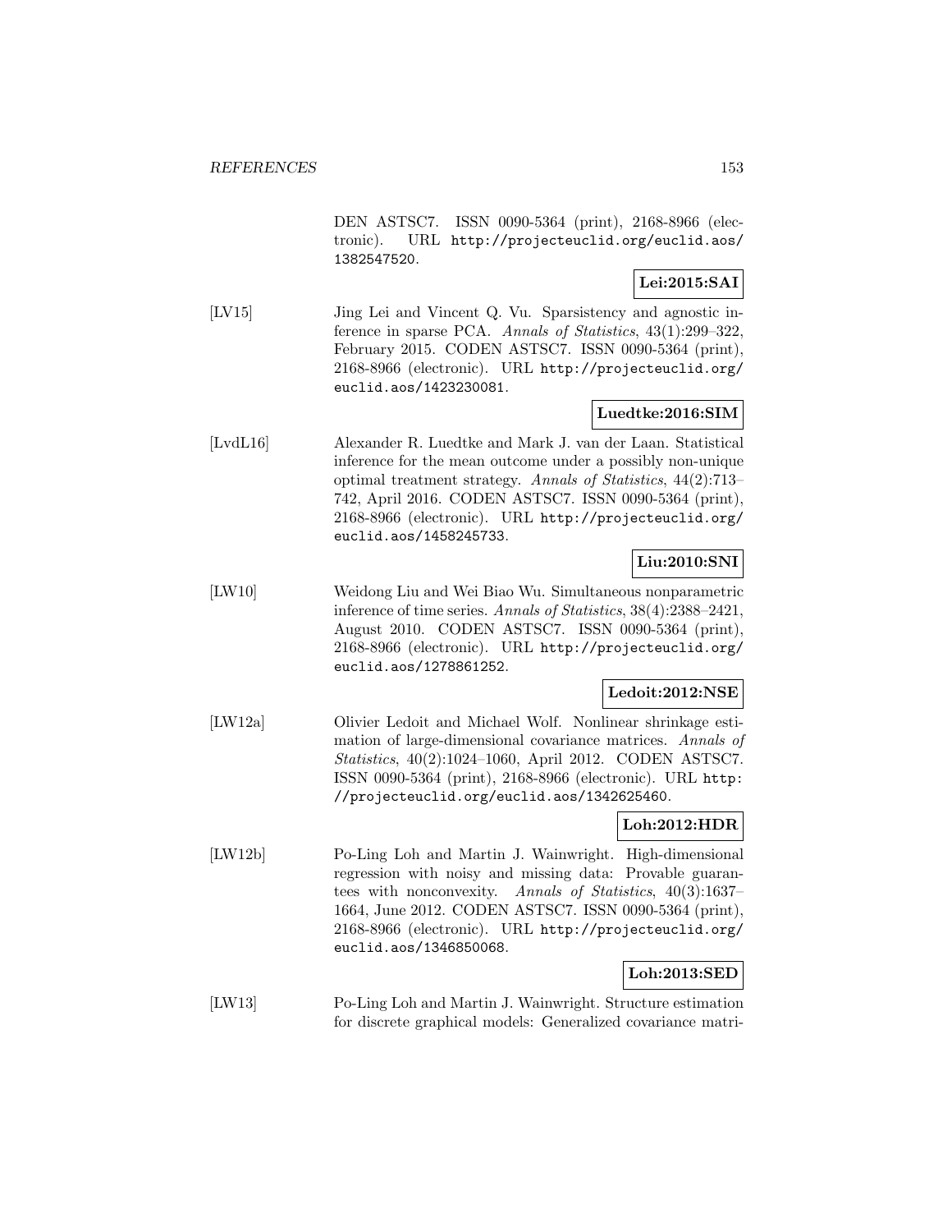DEN ASTSC7. ISSN 0090-5364 (print), 2168-8966 (electronic). URL http://projecteuclid.org/euclid.aos/1382547520.

**Lei:2015:SAI**

[LV15] Jing Lei and Vincent Q. Vu. Sparsistency and agnostic inference in sparse PCA. *Annals of Statistics*, 43(1):299–322, February 2015. CODEN ASTSC7. ISSN 0090-5364 (print), 2168-8966 (electronic). URL http://projecteuclid.org/euclid.aos/1423230081.

**Luedtke:2016:SIM**

[LvdL16] Alexander R. Luedtke and Mark J. van der Laan. Statistical inference for the mean outcome under a possibly non-unique optimal treatment strategy. *Annals of Statistics*, 44(2):713–742, April 2016. CODEN ASTSC7. ISSN 0090-5364 (print), 2168-8966 (electronic). URL http://projecteuclid.org/euclid.aos/1458245733.

**Liu:2010:SNI**

[LW10] Weidong Liu and Wei Biao Wu. Simultaneous nonparametric inference of time series. *Annals of Statistics*, 38(4):2388–2421, August 2010. CODEN ASTSC7. ISSN 0090-5364 (print), 2168-8966 (electronic). URL http://projecteuclid.org/euclid.aos/1278861252.

**Ledoit:2012:NSE**

[LW12a] Olivier Ledoit and Michael Wolf. Nonlinear shrinkage estimation of large-dimensional covariance matrices. *Annals of Statistics*, 40(2):1024–1060, April 2012. CODEN ASTSC7. ISSN 0090-5364 (print), 2168-8966 (electronic). URL http://projecteuclid.org/euclid.aos/1342625460.

**Loh:2012:HDR**

[LW12b] Po-Ling Loh and Martin J. Wainwright. High-dimensional regression with noisy and missing data: Provable guarantees with nonconvexity. *Annals of Statistics*, 40(3):1637–1664, June 2012. CODEN ASTSC7. ISSN 0090-5364 (print), 2168-8966 (electronic). URL http://projecteuclid.org/euclid.aos/1346850068.

**Loh:2013:SED**

[LW13] Po-Ling Loh and Martin J. Wainwright. Structure estimation for discrete graphical models: Generalized covariance matri-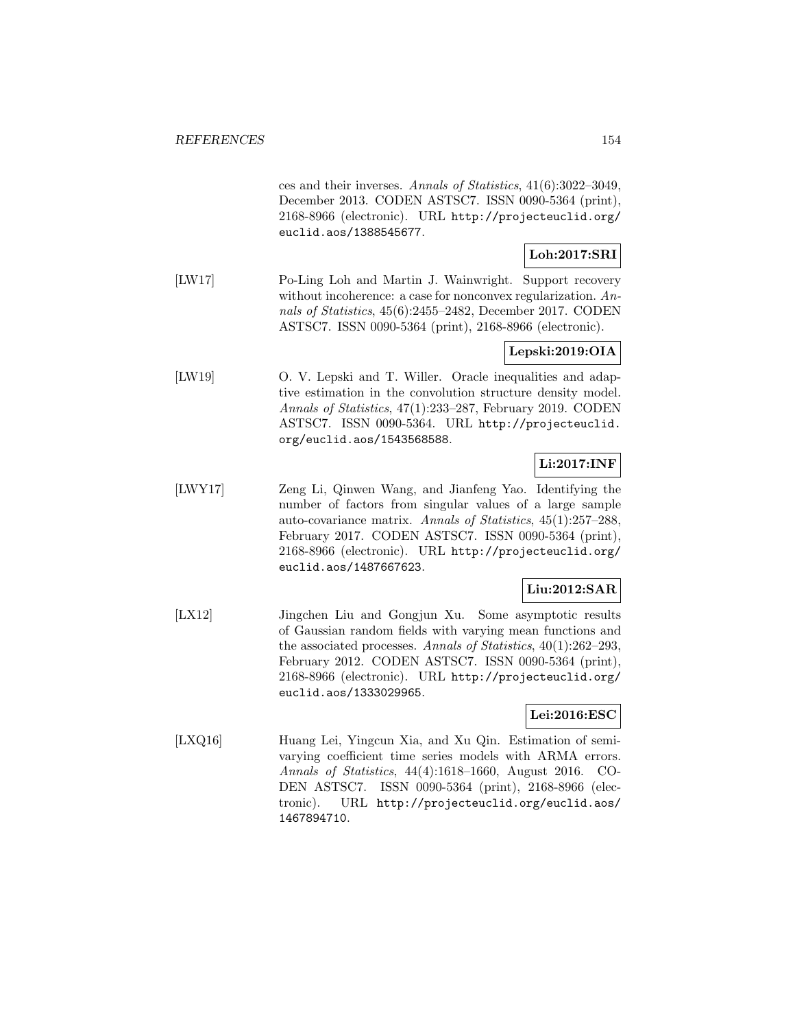ces and their inverses. *Annals of Statistics*, 41(6):3022–3049, December 2013. CODEN ASTSC7. ISSN 0090-5364 (print), 2168-8966 (electronic). URL `http://projecteuclid.org/euclid.aos/1388545677`.

**Loh:2017:SRI**

[LW17] Po-Ling Loh and Martin J. Wainwright. Support recovery without incoherence: a case for nonconvex regularization. *Annals of Statistics*, 45(6):2455–2482, December 2017. CODEN ASTSC7. ISSN 0090-5364 (print), 2168-8966 (electronic).

**Lepski:2019:OIA**

[LW19] O. V. Lepski and T. Willer. Oracle inequalities and adaptive estimation in the convolution structure density model. *Annals of Statistics*, 47(1):233–287, February 2019. CODEN ASTSC7. ISSN 0090-5364. URL `http://projecteuclid.org/euclid.aos/1543568588`.

**Li:2017:INF**

[LWY17] Zeng Li, Qinwen Wang, and Jianfeng Yao. Identifying the number of factors from singular values of a large sample auto-covariance matrix. *Annals of Statistics*, 45(1):257–288, February 2017. CODEN ASTSC7. ISSN 0090-5364 (print), 2168-8966 (electronic). URL `http://projecteuclid.org/euclid.aos/1487667623`.

**Liu:2012:SAR**

[LX12] Jingchen Liu and Gongjun Xu. Some asymptotic results of Gaussian random fields with varying mean functions and the associated processes. *Annals of Statistics*, 40(1):262–293, February 2012. CODEN ASTSC7. ISSN 0090-5364 (print), 2168-8966 (electronic). URL `http://projecteuclid.org/euclid.aos/1333029965`.

**Lei:2016:ESC**

[LXQ16] Huang Lei, Yingcun Xia, and Xu Qin. Estimation of semivarying coefficient time series models with ARMA errors. *Annals of Statistics*, 44(4):1618–1660, August 2016. CODEN ASTSC7. ISSN 0090-5364 (print), 2168-8966 (electronic). URL `http://projecteuclid.org/euclid.aos/1467894710`.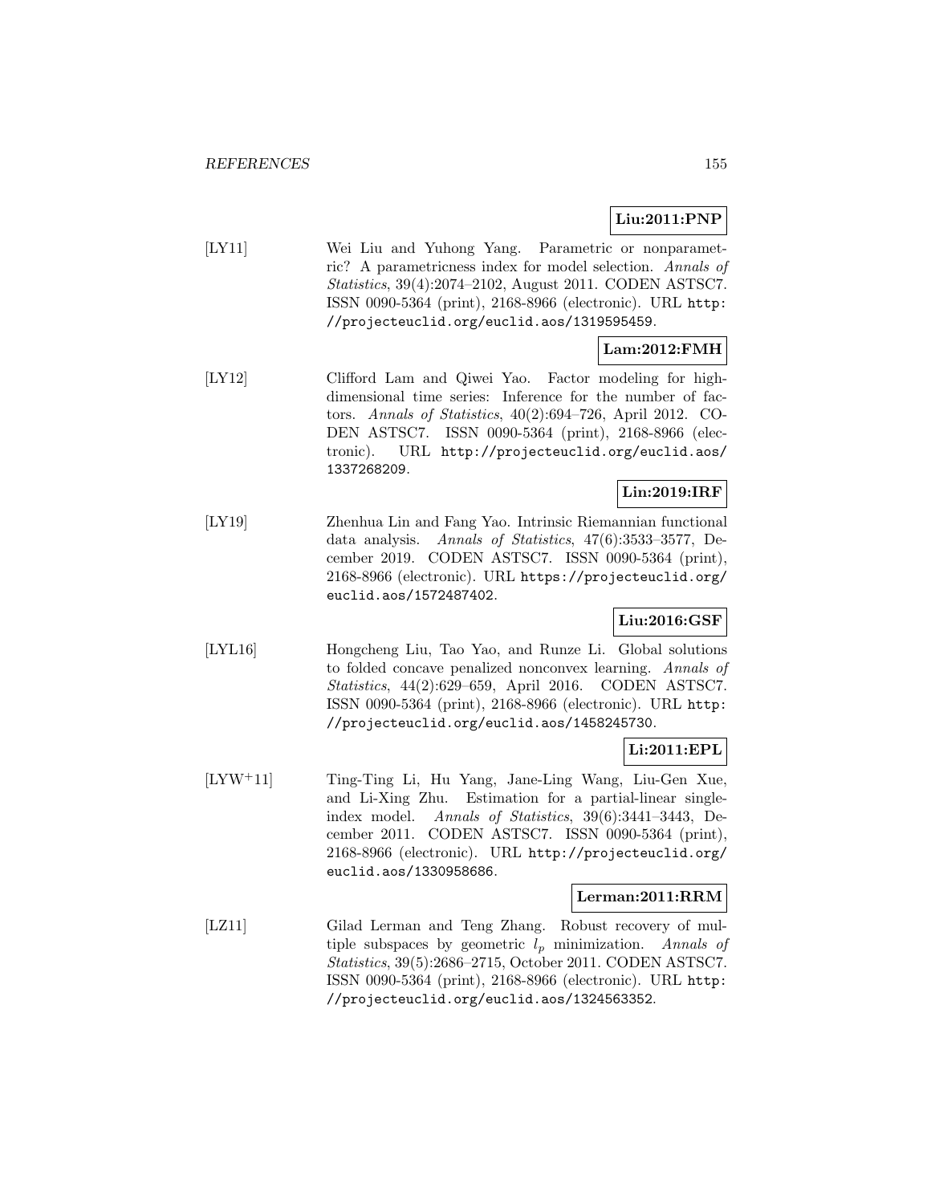**Liu:2011:PNP**

[LY11] Wei Liu and Yuhong Yang. Parametric or nonparametric? A parametricness index for model selection. *Annals of Statistics*, 39(4):2074–2102, August 2011. CODEN ASTSC7. ISSN 0090-5364 (print), 2168-8966 (electronic). URL http://projecteuclid.org/euclid.aos/1319595459.

**Lam:2012:FMH**

[LY12] Clifford Lam and Qiwei Yao. Factor modeling for high-dimensional time series: Inference for the number of factors. *Annals of Statistics*, 40(2):694–726, April 2012. CODEN ASTSC7. ISSN 0090-5364 (print), 2168-8966 (electronic). URL http://projecteuclid.org/euclid.aos/1337268209.

**Lin:2019:IRF**

[LY19] Zhenhua Lin and Fang Yao. Intrinsic Riemannian functional data analysis. *Annals of Statistics*, 47(6):3533–3577, December 2019. CODEN ASTSC7. ISSN 0090-5364 (print), 2168-8966 (electronic). URL https://projecteuclid.org/euclid.aos/1572487402.

**Liu:2016:GSF**

[LYL16] Hongcheng Liu, Tao Yao, and Runze Li. Global solutions to folded concave penalized nonconvex learning. *Annals of Statistics*, 44(2):629–659, April 2016. CODEN ASTSC7. ISSN 0090-5364 (print), 2168-8966 (electronic). URL http://projecteuclid.org/euclid.aos/1458245730.

**Li:2011:EPL**

[LYW+11] Ting-Ting Li, Hu Yang, Jane-Ling Wang, Liu-Gen Xue, and Li-Xing Zhu. Estimation for a partial-linear single-index model. *Annals of Statistics*, 39(6):3441–3443, December 2011. CODEN ASTSC7. ISSN 0090-5364 (print), 2168-8966 (electronic). URL http://projecteuclid.org/euclid.aos/1330958686.

**Lerman:2011:RRM**

[LZ11] Gilad Lerman and Teng Zhang. Robust recovery of multiple subspaces by geometric $l_p$ minimization. *Annals of Statistics*, 39(5):2686–2715, October 2011. CODEN ASTSC7. ISSN 0090-5364 (print), 2168-8966 (electronic). URL http://projecteuclid.org/euclid.aos/1324563352.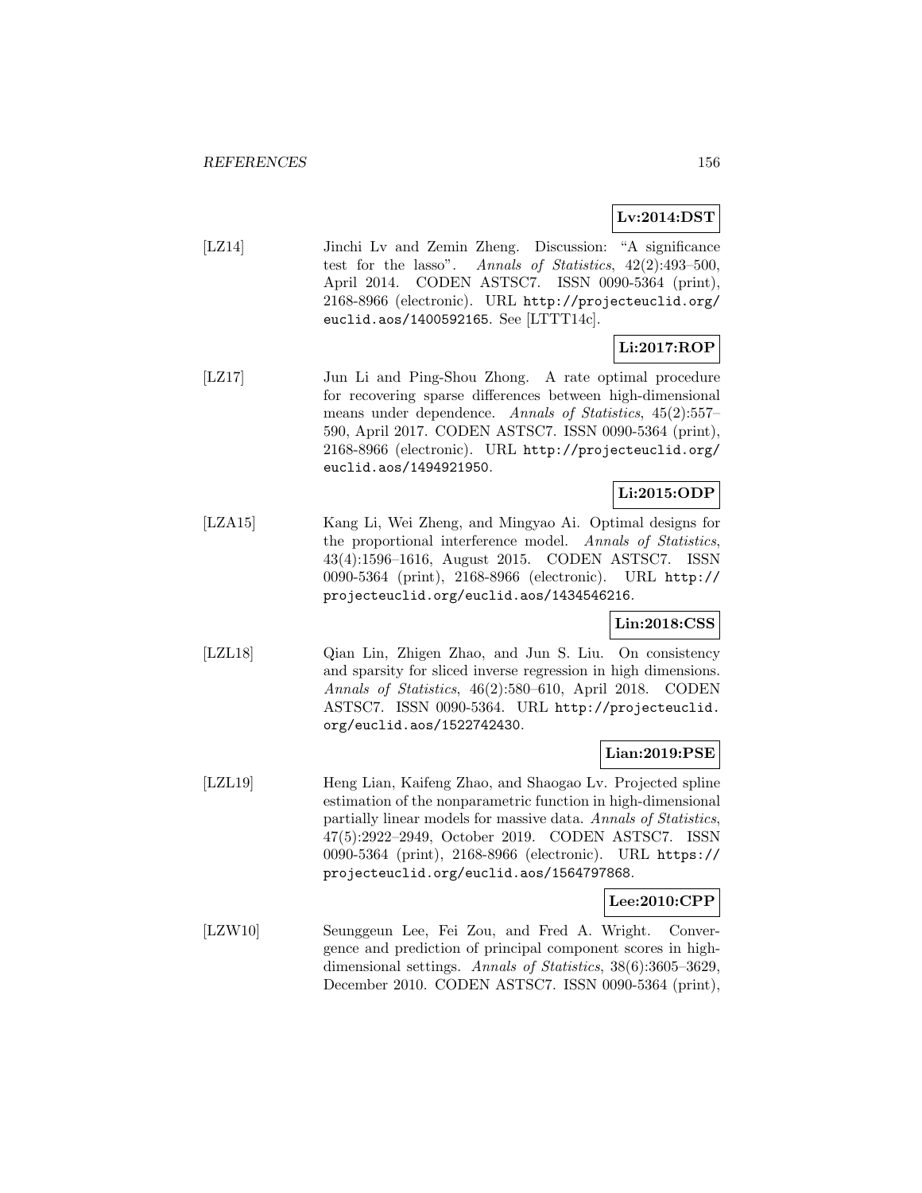**Lv:2014:DST**

[LZ14] Jinchi Lv and Zemin Zheng. Discussion: "A significance test for the lasso". *Annals of Statistics*, 42(2):493–500, April 2014. CODEN ASTSC7. ISSN 0090-5364 (print), 2168-8966 (electronic). URL `http://projecteuclid.org/euclid.aos/1400592165`. See [LTTT14c].

**Li:2017:ROP**

[LZ17] Jun Li and Ping-Shou Zhong. A rate optimal procedure for recovering sparse differences between high-dimensional means under dependence. *Annals of Statistics*, 45(2):557–590, April 2017. CODEN ASTSC7. ISSN 0090-5364 (print), 2168-8966 (electronic). URL `http://projecteuclid.org/euclid.aos/1494921950`.

**Li:2015:ODP**

[LZA15] Kang Li, Wei Zheng, and Mingyao Ai. Optimal designs for the proportional interference model. *Annals of Statistics*, 43(4):1596–1616, August 2015. CODEN ASTSC7. ISSN 0090-5364 (print), 2168-8966 (electronic). URL `http://projecteuclid.org/euclid.aos/1434546216`.

**Lin:2018:CSS**

[LZL18] Qian Lin, Zhigen Zhao, and Jun S. Liu. On consistency and sparsity for sliced inverse regression in high dimensions. *Annals of Statistics*, 46(2):580–610, April 2018. CODEN ASTSC7. ISSN 0090-5364. URL `http://projecteuclid.org/euclid.aos/1522742430`.

**Lian:2019:PSE**

[LZL19] Heng Lian, Kaifeng Zhao, and Shaogao Lv. Projected spline estimation of the nonparametric function in high-dimensional partially linear models for massive data. *Annals of Statistics*, 47(5):2922–2949, October 2019. CODEN ASTSC7. ISSN 0090-5364 (print), 2168-8966 (electronic). URL `https://projecteuclid.org/euclid.aos/1564797868`.

**Lee:2010:CPP**

[LZW10] Seunggeun Lee, Fei Zou, and Fred A. Wright. Convergence and prediction of principal component scores in high-dimensional settings. *Annals of Statistics*, 38(6):3605–3629, December 2010. CODEN ASTSC7. ISSN 0090-5364 (print),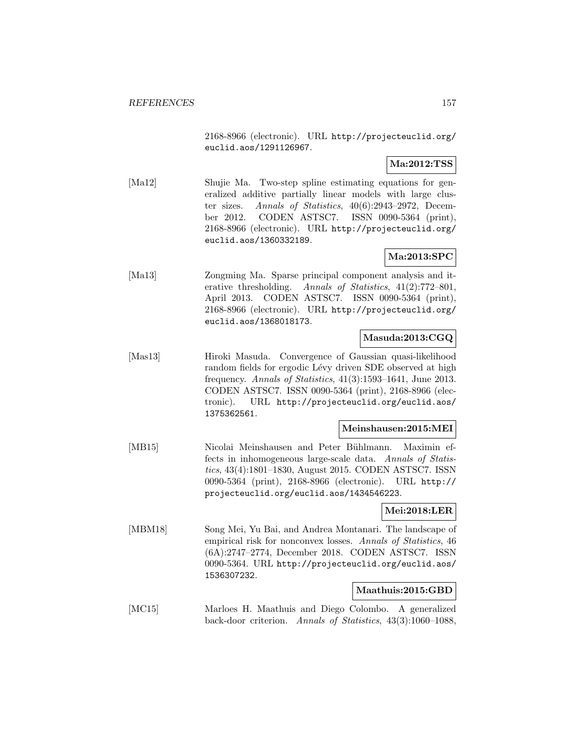2168-8966 (electronic). URL http://projecteuclid.org/euclid.aos/1291126967.

**Ma:2012:TSS**

[Ma12] Shujie Ma. Two-step spline estimating equations for generalized additive partially linear models with large cluster sizes. *Annals of Statistics*, 40(6):2943–2972, December 2012. CODEN ASTSC7. ISSN 0090-5364 (print), 2168-8966 (electronic). URL http://projecteuclid.org/euclid.aos/1360332189.

**Ma:2013:SPC**

[Ma13] Zongming Ma. Sparse principal component analysis and iterative thresholding. *Annals of Statistics*, 41(2):772–801, April 2013. CODEN ASTSC7. ISSN 0090-5364 (print), 2168-8966 (electronic). URL http://projecteuclid.org/euclid.aos/1368018173.

**Masuda:2013:CGQ**

[Mas13] Hiroki Masuda. Convergence of Gaussian quasi-likelihood random fields for ergodic Lévy driven SDE observed at high frequency. *Annals of Statistics*, 41(3):1593–1641, June 2013. CODEN ASTSC7. ISSN 0090-5364 (print), 2168-8966 (electronic). URL http://projecteuclid.org/euclid.aos/1375362561.

**Meinshausen:2015:MEI**

[MB15] Nicolai Meinshausen and Peter Bühlmann. Maximin effects in inhomogeneous large-scale data. *Annals of Statistics*, 43(4):1801–1830, August 2015. CODEN ASTSC7. ISSN 0090-5364 (print), 2168-8966 (electronic). URL http://projecteuclid.org/euclid.aos/1434546223.

**Mei:2018:LER**

[MBM18] Song Mei, Yu Bai, and Andrea Montanari. The landscape of empirical risk for nonconvex losses. *Annals of Statistics*, 46 (6A):2747–2774, December 2018. CODEN ASTSC7. ISSN 0090-5364. URL http://projecteuclid.org/euclid.aos/1536307232.

**Maathuis:2015:GBD**

[MC15] Marloes H. Maathuis and Diego Colombo. A generalized back-door criterion. *Annals of Statistics*, 43(3):1060–1088,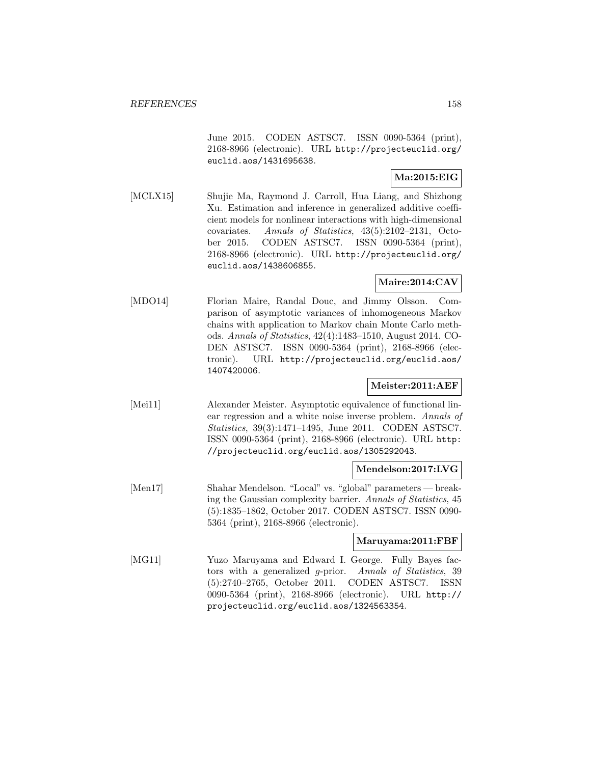June 2015. CODEN ASTSC7. ISSN 0090-5364 (print), 2168-8966 (electronic). URL http://projecteuclid.org/euclid.aos/1431695638.

**Ma:2015:EIG**

[MCLX15] Shujie Ma, Raymond J. Carroll, Hua Liang, and Shizhong Xu. Estimation and inference in generalized additive coefficient models for nonlinear interactions with high-dimensional covariates. *Annals of Statistics*, 43(5):2102–2131, October 2015. CODEN ASTSC7. ISSN 0090-5364 (print), 2168-8966 (electronic). URL http://projecteuclid.org/euclid.aos/1438606855.

**Maire:2014:CAV**

[MDO14] Florian Maire, Randal Douc, and Jimmy Olsson. Comparison of asymptotic variances of inhomogeneous Markov chains with application to Markov chain Monte Carlo methods. *Annals of Statistics*, 42(4):1483–1510, August 2014. CODEN ASTSC7. ISSN 0090-5364 (print), 2168-8966 (electronic). URL http://projecteuclid.org/euclid.aos/1407420006.

**Meister:2011:AEF**

[Mei11] Alexander Meister. Asymptotic equivalence of functional linear regression and a white noise inverse problem. *Annals of Statistics*, 39(3):1471–1495, June 2011. CODEN ASTSC7. ISSN 0090-5364 (print), 2168-8966 (electronic). URL http://projecteuclid.org/euclid.aos/1305292043.

**Mendelson:2017:LVG**

[Men17] Shahar Mendelson. "Local" vs. "global" parameters — breaking the Gaussian complexity barrier. *Annals of Statistics*, 45 (5):1835–1862, October 2017. CODEN ASTSC7. ISSN 0090-5364 (print), 2168-8966 (electronic).

**Maruyama:2011:FBF**

[MG11] Yuzo Maruyama and Edward I. George. Fully Bayes factors with a generalized $g$-prior. *Annals of Statistics*, 39 (5):2740–2765, October 2011. CODEN ASTSC7. ISSN 0090-5364 (print), 2168-8966 (electronic). URL http://projecteuclid.org/euclid.aos/1324563354.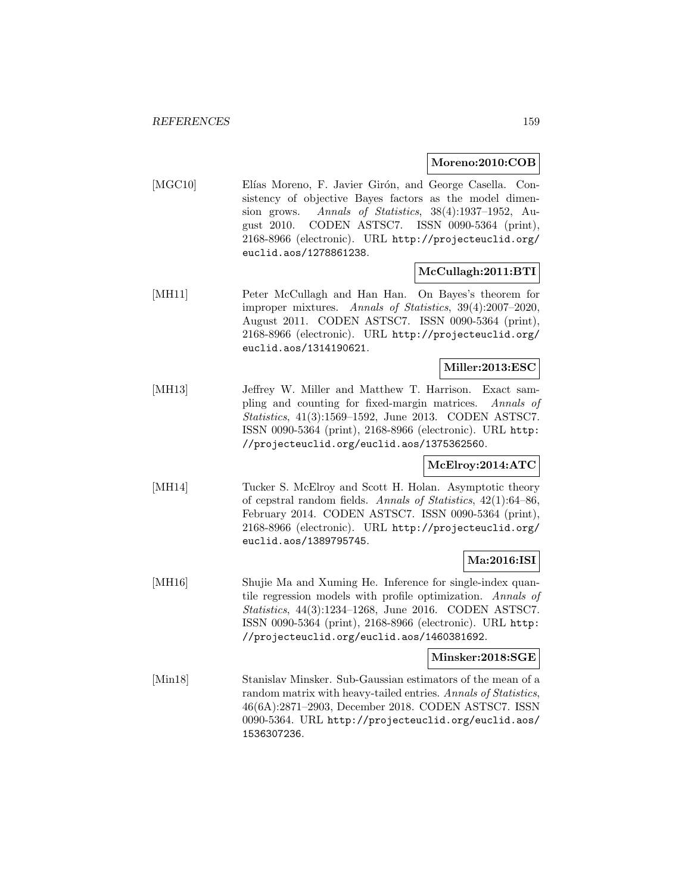**Moreno:2010:COB**

[MGC10] Elías Moreno, F. Javier Girón, and George Casella. Consistency of objective Bayes factors as the model dimension grows. *Annals of Statistics*, 38(4):1937–1952, August 2010. CODEN ASTSC7. ISSN 0090-5364 (print), 2168-8966 (electronic). URL http://projecteuclid.org/euclid.aos/1278861238.

**McCullagh:2011:BTI**

[MH11] Peter McCullagh and Han Han. On Bayes's theorem for improper mixtures. *Annals of Statistics*, 39(4):2007–2020, August 2011. CODEN ASTSC7. ISSN 0090-5364 (print), 2168-8966 (electronic). URL http://projecteuclid.org/euclid.aos/1314190621.

**Miller:2013:ESC**

[MH13] Jeffrey W. Miller and Matthew T. Harrison. Exact sampling and counting for fixed-margin matrices. *Annals of Statistics*, 41(3):1569–1592, June 2013. CODEN ASTSC7. ISSN 0090-5364 (print), 2168-8966 (electronic). URL http://projecteuclid.org/euclid.aos/1375362560.

**McElroy:2014:ATC**

[MH14] Tucker S. McElroy and Scott H. Holan. Asymptotic theory of cepstral random fields. *Annals of Statistics*, 42(1):64–86, February 2014. CODEN ASTSC7. ISSN 0090-5364 (print), 2168-8966 (electronic). URL http://projecteuclid.org/euclid.aos/1389795745.

**Ma:2016:ISI**

[MH16] Shujie Ma and Xuming He. Inference for single-index quantile regression models with profile optimization. *Annals of Statistics*, 44(3):1234–1268, June 2016. CODEN ASTSC7. ISSN 0090-5364 (print), 2168-8966 (electronic). URL http://projecteuclid.org/euclid.aos/1460381692.

**Minsker:2018:SGE**

[Min18] Stanislav Minsker. Sub-Gaussian estimators of the mean of a random matrix with heavy-tailed entries. *Annals of Statistics*, 46(6A):2871–2903, December 2018. CODEN ASTSC7. ISSN 0090-5364. URL http://projecteuclid.org/euclid.aos/1536307236.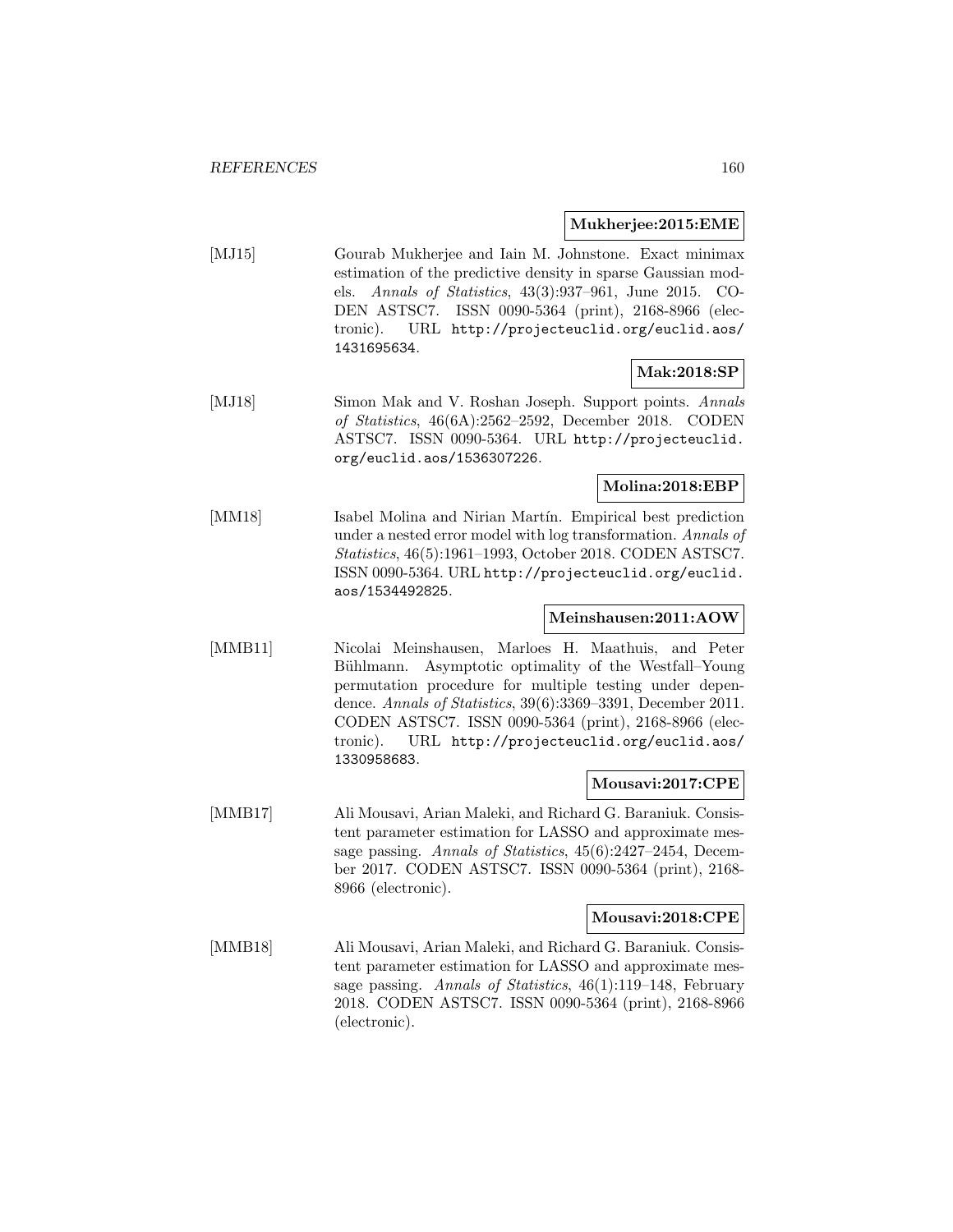**Mukherjee:2015:EME**

[MJ15] Gourab Mukherjee and Iain M. Johnstone. Exact minimax estimation of the predictive density in sparse Gaussian models. *Annals of Statistics*, 43(3):937–961, June 2015. CODEN ASTSC7. ISSN 0090-5364 (print), 2168-8966 (electronic). URL http://projecteuclid.org/euclid.aos/1431695634.

**Mak:2018:SP**

[MJ18] Simon Mak and V. Roshan Joseph. Support points. *Annals of Statistics*, 46(6A):2562–2592, December 2018. CODEN ASTSC7. ISSN 0090-5364. URL http://projecteuclid.org/euclid.aos/1536307226.

**Molina:2018:EBP**

[MM18] Isabel Molina and Nirian Martín. Empirical best prediction under a nested error model with log transformation. *Annals of Statistics*, 46(5):1961–1993, October 2018. CODEN ASTSC7. ISSN 0090-5364. URL http://projecteuclid.org/euclid.aos/1534492825.

**Meinshausen:2011:AOW**

[MMB11] Nicolai Meinshausen, Marloes H. Maathuis, and Peter Bühlmann. Asymptotic optimality of the Westfall–Young permutation procedure for multiple testing under dependence. *Annals of Statistics*, 39(6):3369–3391, December 2011. CODEN ASTSC7. ISSN 0090-5364 (print), 2168-8966 (electronic). URL http://projecteuclid.org/euclid.aos/1330958683.

**Mousavi:2017:CPE**

[MMB17] Ali Mousavi, Arian Maleki, and Richard G. Baraniuk. Consistent parameter estimation for LASSO and approximate message passing. *Annals of Statistics*, 45(6):2427–2454, December 2017. CODEN ASTSC7. ISSN 0090-5364 (print), 2168-8966 (electronic).

**Mousavi:2018:CPE**

[MMB18] Ali Mousavi, Arian Maleki, and Richard G. Baraniuk. Consistent parameter estimation for LASSO and approximate message passing. *Annals of Statistics*, 46(1):119–148, February 2018. CODEN ASTSC7. ISSN 0090-5364 (print), 2168-8966 (electronic).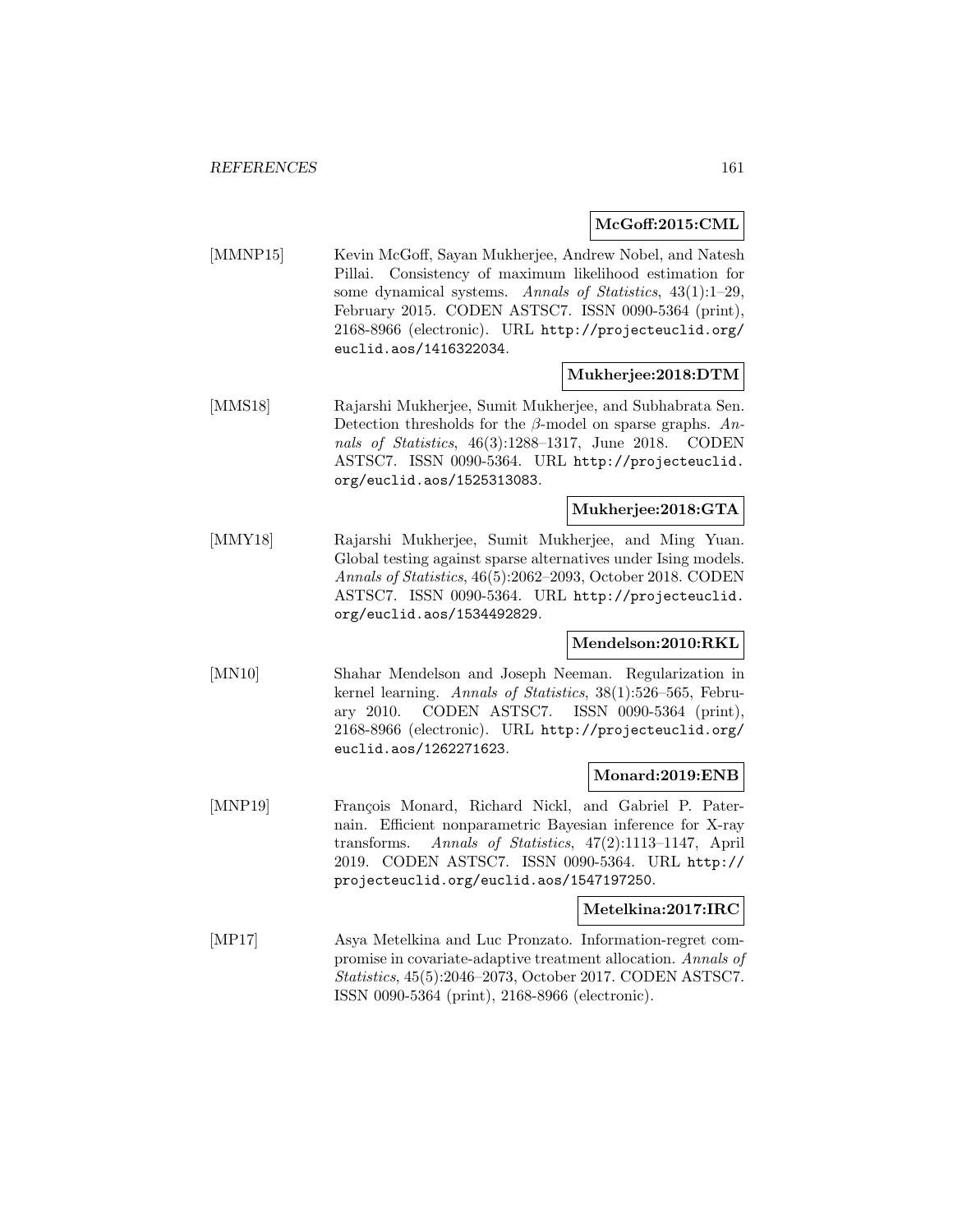**McGoff:2015:CML**

[MMNP15] Kevin McGoff, Sayan Mukherjee, Andrew Nobel, and Natesh Pillai. Consistency of maximum likelihood estimation for some dynamical systems. *Annals of Statistics*, 43(1):1–29, February 2015. CODEN ASTSC7. ISSN 0090-5364 (print), 2168-8966 (electronic). URL `http://projecteuclid.org/euclid.aos/1416322034`.

**Mukherjee:2018:DTM**

[MMS18] Rajarshi Mukherjee, Sumit Mukherjee, and Subhabrata Sen. Detection thresholds for the $\beta$-model on sparse graphs. *Annals of Statistics*, 46(3):1288–1317, June 2018. CODEN ASTSC7. ISSN 0090-5364. URL `http://projecteuclid.org/euclid.aos/1525313083`.

**Mukherjee:2018:GTA**

[MMY18] Rajarshi Mukherjee, Sumit Mukherjee, and Ming Yuan. Global testing against sparse alternatives under Ising models. *Annals of Statistics*, 46(5):2062–2093, October 2018. CODEN ASTSC7. ISSN 0090-5364. URL `http://projecteuclid.org/euclid.aos/1534492829`.

**Mendelson:2010:RKL**

[MN10] Shahar Mendelson and Joseph Neeman. Regularization in kernel learning. *Annals of Statistics*, 38(1):526–565, February 2010. CODEN ASTSC7. ISSN 0090-5364 (print), 2168-8966 (electronic). URL `http://projecteuclid.org/euclid.aos/1262271623`.

**Monard:2019:ENB**

[MNP19] François Monard, Richard Nickl, and Gabriel P. Paternain. Efficient nonparametric Bayesian inference for X-ray transforms. *Annals of Statistics*, 47(2):1113–1147, April 2019. CODEN ASTSC7. ISSN 0090-5364. URL `http://projecteuclid.org/euclid.aos/1547197250`.

**Metelkina:2017:IRC**

[MP17] Asya Metelkina and Luc Pronzato. Information-regret compromise in covariate-adaptive treatment allocation. *Annals of Statistics*, 45(5):2046–2073, October 2017. CODEN ASTSC7. ISSN 0090-5364 (print), 2168-8966 (electronic).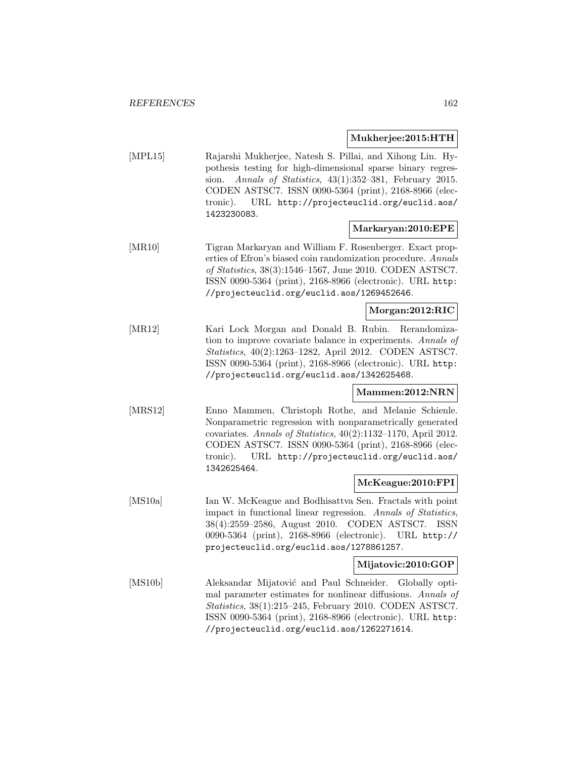**Mukherjee:2015:HTH**

[MPL15] Rajarshi Mukherjee, Natesh S. Pillai, and Xihong Lin. Hypothesis testing for high-dimensional sparse binary regression. *Annals of Statistics*, 43(1):352–381, February 2015. CODEN ASTSC7. ISSN 0090-5364 (print), 2168-8966 (electronic). URL http://projecteuclid.org/euclid.aos/1423230083.

**Markaryan:2010:EPE**

[MR10] Tigran Markaryan and William F. Rosenberger. Exact properties of Efron's biased coin randomization procedure. *Annals of Statistics*, 38(3):1546–1567, June 2010. CODEN ASTSC7. ISSN 0090-5364 (print), 2168-8966 (electronic). URL http://projecteuclid.org/euclid.aos/1269452646.

**Morgan:2012:RIC**

[MR12] Kari Lock Morgan and Donald B. Rubin. Rerandomization to improve covariate balance in experiments. *Annals of Statistics*, 40(2):1263–1282, April 2012. CODEN ASTSC7. ISSN 0090-5364 (print), 2168-8966 (electronic). URL http://projecteuclid.org/euclid.aos/1342625468.

**Mammen:2012:NRN**

[MRS12] Enno Mammen, Christoph Rothe, and Melanie Schienle. Nonparametric regression with nonparametrically generated covariates. *Annals of Statistics*, 40(2):1132–1170, April 2012. CODEN ASTSC7. ISSN 0090-5364 (print), 2168-8966 (electronic). URL http://projecteuclid.org/euclid.aos/1342625464.

**McKeague:2010:FPI**

[MS10a] Ian W. McKeague and Bodhisattva Sen. Fractals with point impact in functional linear regression. *Annals of Statistics*, 38(4):2559–2586, August 2010. CODEN ASTSC7. ISSN 0090-5364 (print), 2168-8966 (electronic). URL http://projecteuclid.org/euclid.aos/1278861257.

**Mijatovic:2010:GOP**

[MS10b] Aleksandar Mijatović and Paul Schneider. Globally optimal parameter estimates for nonlinear diffusions. *Annals of Statistics*, 38(1):215–245, February 2010. CODEN ASTSC7. ISSN 0090-5364 (print), 2168-8966 (electronic). URL http://projecteuclid.org/euclid.aos/1262271614.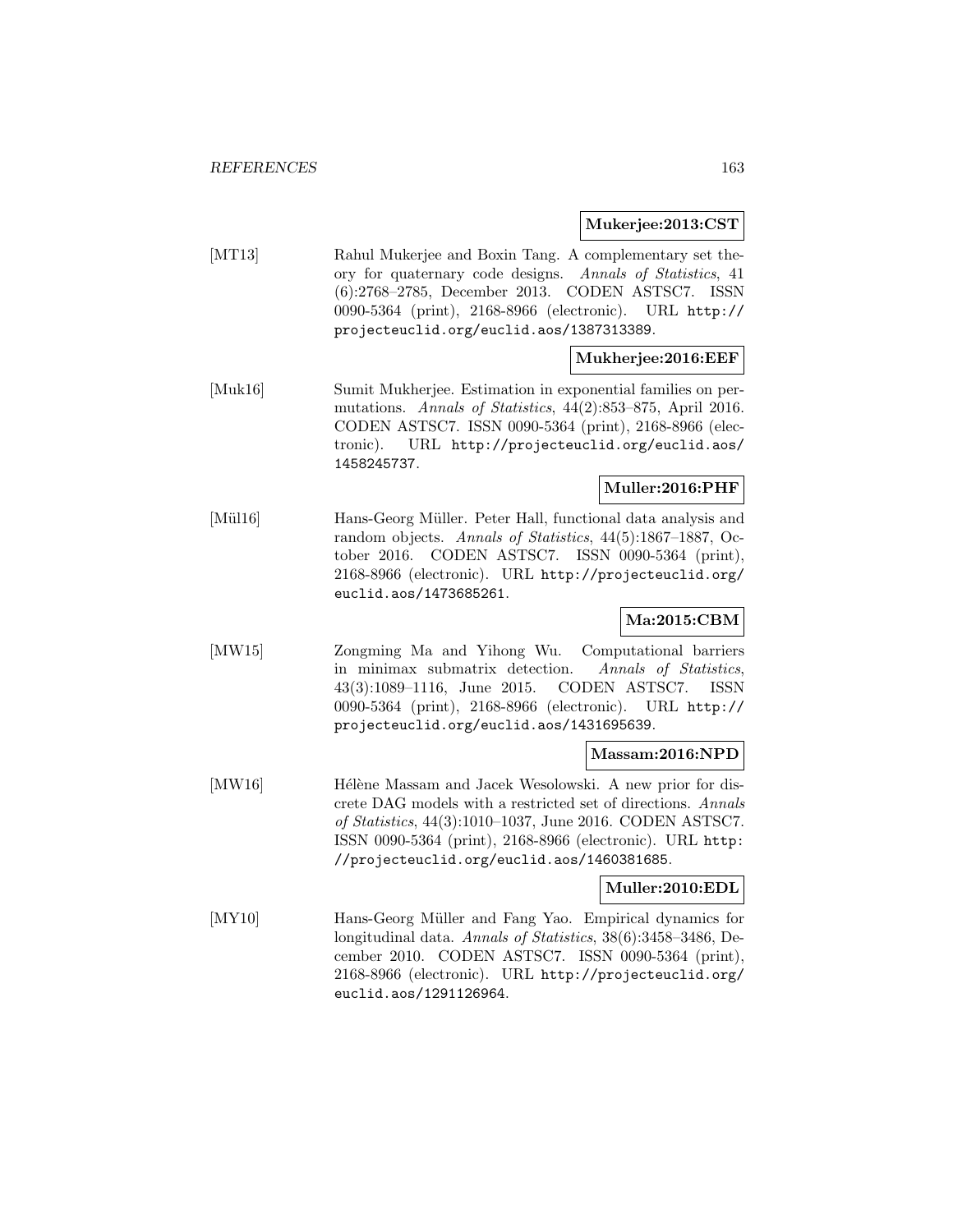**Mukerjee:2013:CST**

[MT13] Rahul Mukerjee and Boxin Tang. A complementary set theory for quaternary code designs. *Annals of Statistics*, 41 (6):2768–2785, December 2013. CODEN ASTSC7. ISSN 0090-5364 (print), 2168-8966 (electronic). URL http://projecteuclid.org/euclid.aos/1387313389.

**Mukherjee:2016:EEF**

[Muk16] Sumit Mukherjee. Estimation in exponential families on permutations. *Annals of Statistics*, 44(2):853–875, April 2016. CODEN ASTSC7. ISSN 0090-5364 (print), 2168-8966 (electronic). URL http://projecteuclid.org/euclid.aos/1458245737.

**Muller:2016:PHF**

[Mül16] Hans-Georg Müller. Peter Hall, functional data analysis and random objects. *Annals of Statistics*, 44(5):1867–1887, October 2016. CODEN ASTSC7. ISSN 0090-5364 (print), 2168-8966 (electronic). URL http://projecteuclid.org/euclid.aos/1473685261.

**Ma:2015:CBM**

[MW15] Zongming Ma and Yihong Wu. Computational barriers in minimax submatrix detection. *Annals of Statistics*, 43(3):1089–1116, June 2015. CODEN ASTSC7. ISSN 0090-5364 (print), 2168-8966 (electronic). URL http://projecteuclid.org/euclid.aos/1431695639.

**Massam:2016:NPD**

[MW16] Hélène Massam and Jacek Wesolowski. A new prior for discrete DAG models with a restricted set of directions. *Annals of Statistics*, 44(3):1010–1037, June 2016. CODEN ASTSC7. ISSN 0090-5364 (print), 2168-8966 (electronic). URL http://projecteuclid.org/euclid.aos/1460381685.

**Muller:2010:EDL**

[MY10] Hans-Georg Müller and Fang Yao. Empirical dynamics for longitudinal data. *Annals of Statistics*, 38(6):3458–3486, December 2010. CODEN ASTSC7. ISSN 0090-5364 (print), 2168-8966 (electronic). URL http://projecteuclid.org/euclid.aos/1291126964.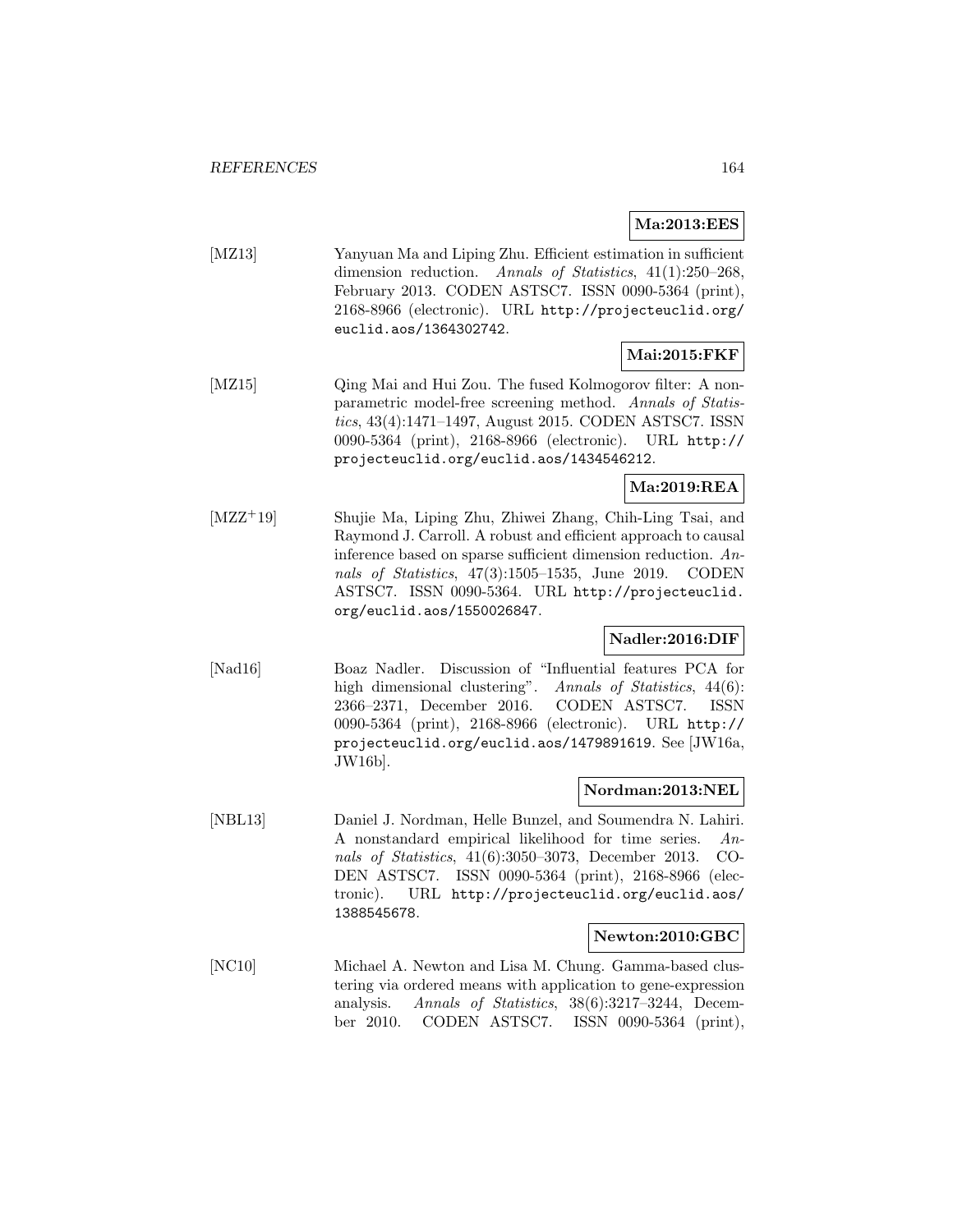**Ma:2013:EES**

[MZ13] Yanyuan Ma and Liping Zhu. Efficient estimation in sufficient dimension reduction. *Annals of Statistics*, 41(1):250–268, February 2013. CODEN ASTSC7. ISSN 0090-5364 (print), 2168-8966 (electronic). URL `http://projecteuclid.org/euclid.aos/1364302742`.

**Mai:2015:FKF**

[MZ15] Qing Mai and Hui Zou. The fused Kolmogorov filter: A nonparametric model-free screening method. *Annals of Statistics*, 43(4):1471–1497, August 2015. CODEN ASTSC7. ISSN 0090-5364 (print), 2168-8966 (electronic). URL `http://projecteuclid.org/euclid.aos/1434546212`.

**Ma:2019:REA**

[MZZ+19] Shujie Ma, Liping Zhu, Zhiwei Zhang, Chih-Ling Tsai, and Raymond J. Carroll. A robust and efficient approach to causal inference based on sparse sufficient dimension reduction. *Annals of Statistics*, 47(3):1505–1535, June 2019. CODEN ASTSC7. ISSN 0090-5364. URL `http://projecteuclid.org/euclid.aos/1550026847`.

**Nadler:2016:DIF**

[Nad16] Boaz Nadler. Discussion of "Influential features PCA for high dimensional clustering". *Annals of Statistics*, 44(6): 2366–2371, December 2016. CODEN ASTSC7. ISSN 0090-5364 (print), 2168-8966 (electronic). URL `http://projecteuclid.org/euclid.aos/1479891619`. See [JW16a, JW16b].

**Nordman:2013:NEL**

[NBL13] Daniel J. Nordman, Helle Bunzel, and Soumendra N. Lahiri. A nonstandard empirical likelihood for time series. *Annals of Statistics*, 41(6):3050–3073, December 2013. CODEN ASTSC7. ISSN 0090-5364 (print), 2168-8966 (electronic). URL `http://projecteuclid.org/euclid.aos/1388545678`.

**Newton:2010:GBC**

[NC10] Michael A. Newton and Lisa M. Chung. Gamma-based clustering via ordered means with application to gene-expression analysis. *Annals of Statistics*, 38(6):3217–3244, December 2010. CODEN ASTSC7. ISSN 0090-5364 (print),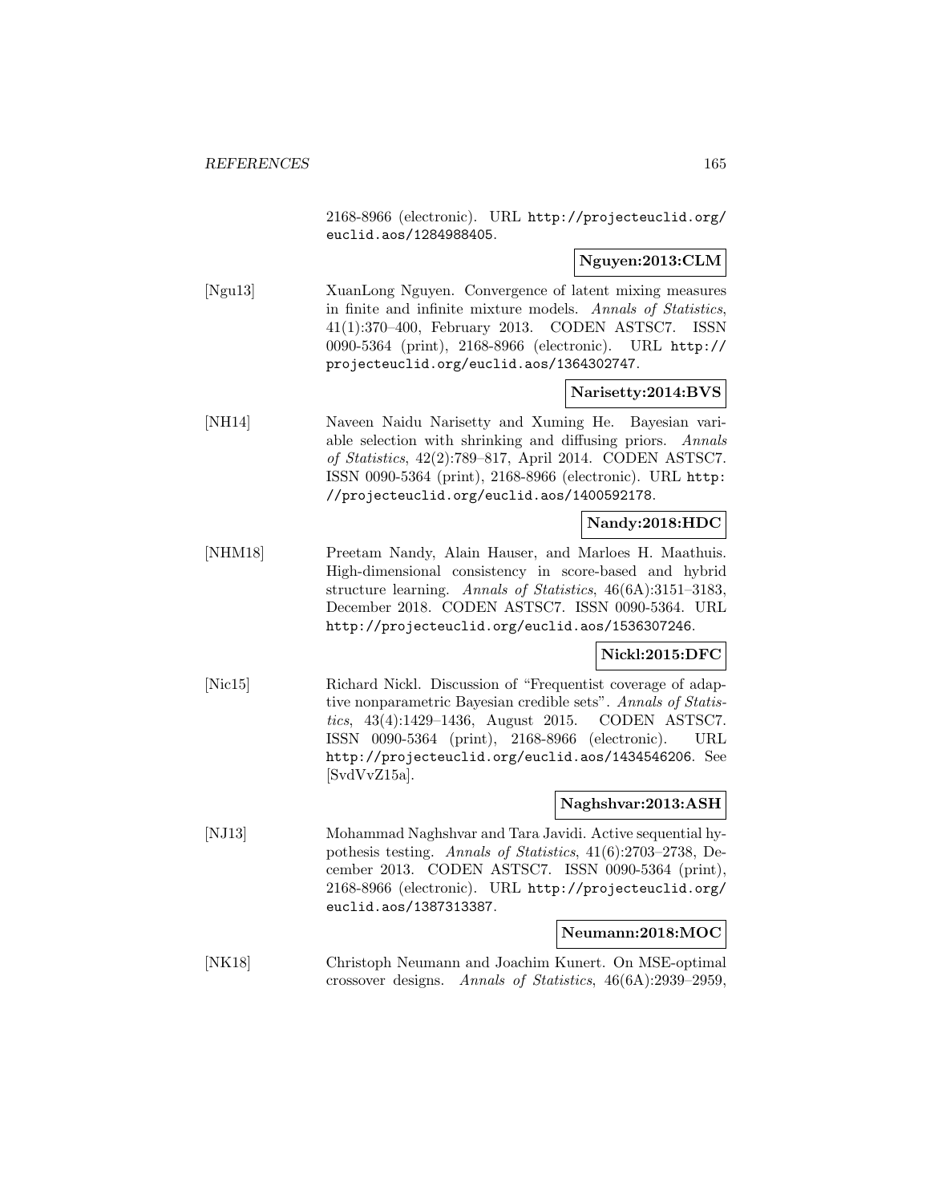2168-8966 (electronic). URL http://projecteuclid.org/euclid.aos/1284988405.

**Nguyen:2013:CLM**

[Ngu13] XuanLong Nguyen. Convergence of latent mixing measures in finite and infinite mixture models. *Annals of Statistics*, 41(1):370–400, February 2013. CODEN ASTSC7. ISSN 0090-5364 (print), 2168-8966 (electronic). URL http://projecteuclid.org/euclid.aos/1364302747.

**Narisetty:2014:BVS**

[NH14] Naveen Naidu Narisetty and Xuming He. Bayesian variable selection with shrinking and diffusing priors. *Annals of Statistics*, 42(2):789–817, April 2014. CODEN ASTSC7. ISSN 0090-5364 (print), 2168-8966 (electronic). URL http://projecteuclid.org/euclid.aos/1400592178.

**Nandy:2018:HDC**

[NHM18] Preetam Nandy, Alain Hauser, and Marloes H. Maathuis. High-dimensional consistency in score-based and hybrid structure learning. *Annals of Statistics*, 46(6A):3151–3183, December 2018. CODEN ASTSC7. ISSN 0090-5364. URL http://projecteuclid.org/euclid.aos/1536307246.

**Nickl:2015:DFC**

[Nic15] Richard Nickl. Discussion of "Frequentist coverage of adaptive nonparametric Bayesian credible sets". *Annals of Statistics*, 43(4):1429–1436, August 2015. CODEN ASTSC7. ISSN 0090-5364 (print), 2168-8966 (electronic). URL http://projecteuclid.org/euclid.aos/1434546206. See [SvdVvZ15a].

**Naghshvar:2013:ASH**

[NJ13] Mohammad Naghshvar and Tara Javidi. Active sequential hypothesis testing. *Annals of Statistics*, 41(6):2703–2738, December 2013. CODEN ASTSC7. ISSN 0090-5364 (print), 2168-8966 (electronic). URL http://projecteuclid.org/euclid.aos/1387313387.

**Neumann:2018:MOC**

[NK18] Christoph Neumann and Joachim Kunert. On MSE-optimal crossover designs. *Annals of Statistics*, 46(6A):2939–2959,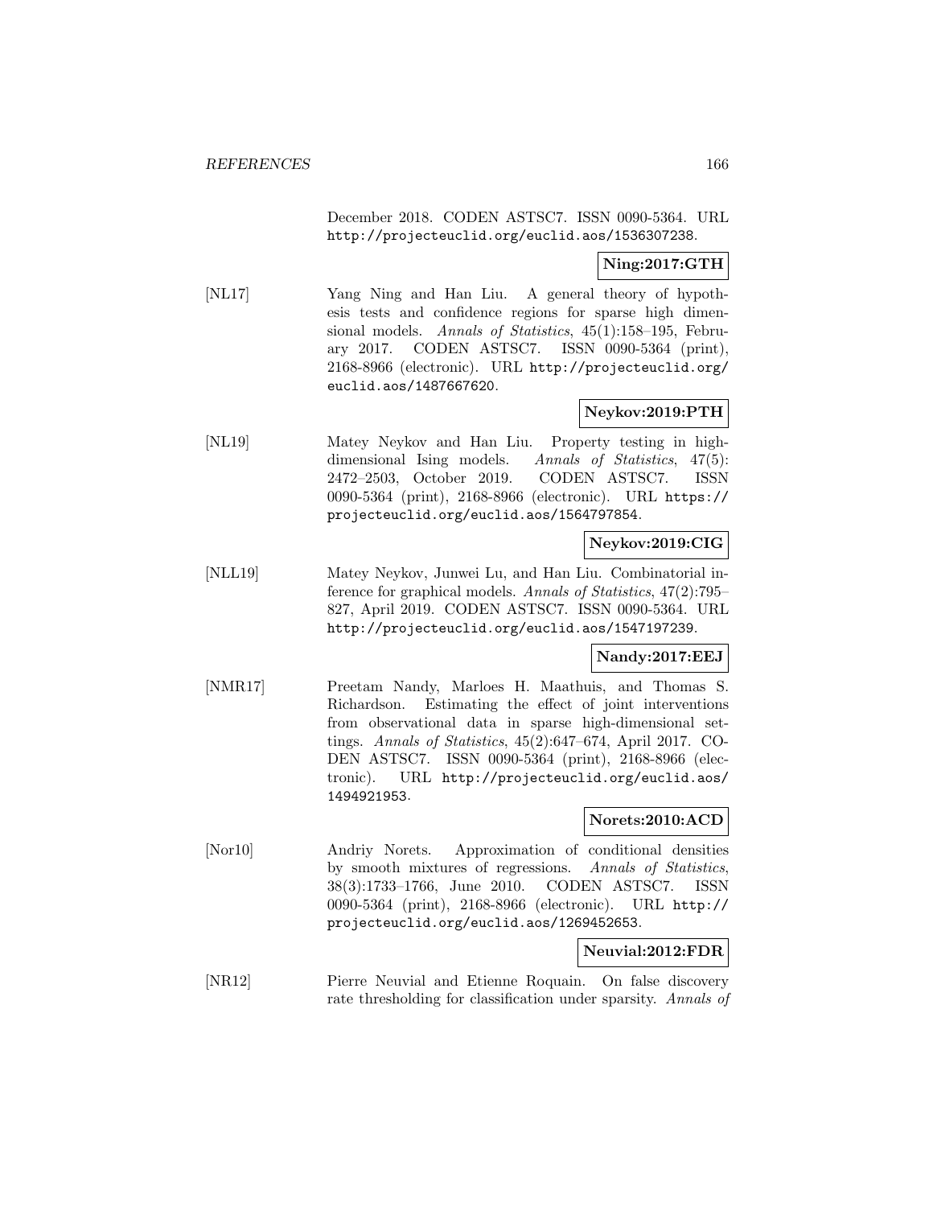December 2018. CODEN ASTSC7. ISSN 0090-5364. URL http://projecteuclid.org/euclid.aos/1536307238.

**Ning:2017:GTH**

[NL17] Yang Ning and Han Liu. A general theory of hypothesis tests and confidence regions for sparse high dimensional models. *Annals of Statistics*, 45(1):158–195, February 2017. CODEN ASTSC7. ISSN 0090-5364 (print), 2168-8966 (electronic). URL http://projecteuclid.org/euclid.aos/1487667620.

**Neykov:2019:PTH**

[NL19] Matey Neykov and Han Liu. Property testing in high-dimensional Ising models. *Annals of Statistics*, 47(5): 2472–2503, October 2019. CODEN ASTSC7. ISSN 0090-5364 (print), 2168-8966 (electronic). URL https://projecteuclid.org/euclid.aos/1564797854.

**Neykov:2019:CIG**

[NLL19] Matey Neykov, Junwei Lu, and Han Liu. Combinatorial inference for graphical models. *Annals of Statistics*, 47(2):795–827, April 2019. CODEN ASTSC7. ISSN 0090-5364. URL http://projecteuclid.org/euclid.aos/1547197239.

**Nandy:2017:EEJ**

[NMR17] Preetam Nandy, Marloes H. Maathuis, and Thomas S. Richardson. Estimating the effect of joint interventions from observational data in sparse high-dimensional settings. *Annals of Statistics*, 45(2):647–674, April 2017. CODEN ASTSC7. ISSN 0090-5364 (print), 2168-8966 (electronic). URL http://projecteuclid.org/euclid.aos/1494921953.

**Norets:2010:ACD**

[Nor10] Andriy Norets. Approximation of conditional densities by smooth mixtures of regressions. *Annals of Statistics*, 38(3):1733–1766, June 2010. CODEN ASTSC7. ISSN 0090-5364 (print), 2168-8966 (electronic). URL http://projecteuclid.org/euclid.aos/1269452653.

**Neuvial:2012:FDR**

[NR12] Pierre Neuvial and Etienne Roquain. On false discovery rate thresholding for classification under sparsity. *Annals of*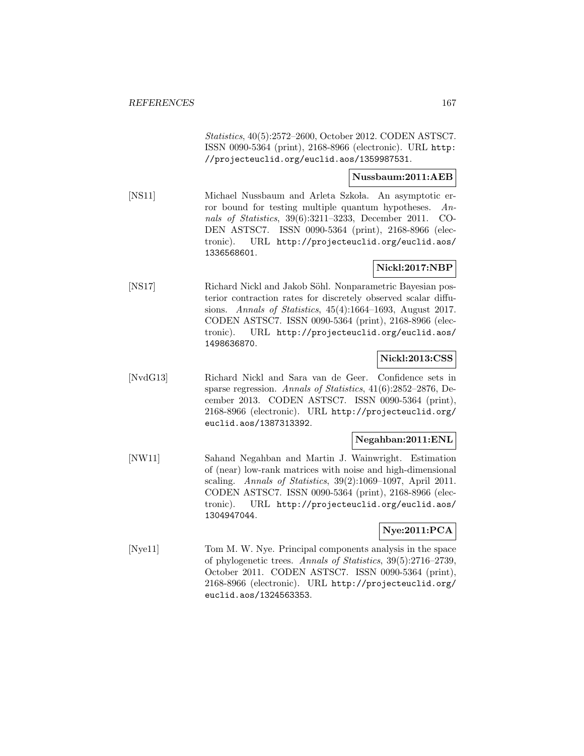*Statistics*, 40(5):2572–2600, October 2012. CODEN ASTSC7. ISSN 0090-5364 (print), 2168-8966 (electronic). URL http://projecteuclid.org/euclid.aos/1359987531.

**Nussbaum:2011:AEB**

[NS11] Michael Nussbaum and Arleta Szkoła. An asymptotic error bound for testing multiple quantum hypotheses. *Annals of Statistics*, 39(6):3211–3233, December 2011. CODEN ASTSC7. ISSN 0090-5364 (print), 2168-8966 (electronic). URL http://projecteuclid.org/euclid.aos/1336568601.

**Nickl:2017:NBP**

[NS17] Richard Nickl and Jakob Söhl. Nonparametric Bayesian posterior contraction rates for discretely observed scalar diffusions. *Annals of Statistics*, 45(4):1664–1693, August 2017. CODEN ASTSC7. ISSN 0090-5364 (print), 2168-8966 (electronic). URL http://projecteuclid.org/euclid.aos/1498636870.

**Nickl:2013:CSS**

[NvdG13] Richard Nickl and Sara van de Geer. Confidence sets in sparse regression. *Annals of Statistics*, 41(6):2852–2876, December 2013. CODEN ASTSC7. ISSN 0090-5364 (print), 2168-8966 (electronic). URL http://projecteuclid.org/euclid.aos/1387313392.

**Negahban:2011:ENL**

[NW11] Sahand Negahban and Martin J. Wainwright. Estimation of (near) low-rank matrices with noise and high-dimensional scaling. *Annals of Statistics*, 39(2):1069–1097, April 2011. CODEN ASTSC7. ISSN 0090-5364 (print), 2168-8966 (electronic). URL http://projecteuclid.org/euclid.aos/1304947044.

**Nye:2011:PCA**

[Nye11] Tom M. W. Nye. Principal components analysis in the space of phylogenetic trees. *Annals of Statistics*, 39(5):2716–2739, October 2011. CODEN ASTSC7. ISSN 0090-5364 (print), 2168-8966 (electronic). URL http://projecteuclid.org/euclid.aos/1324563353.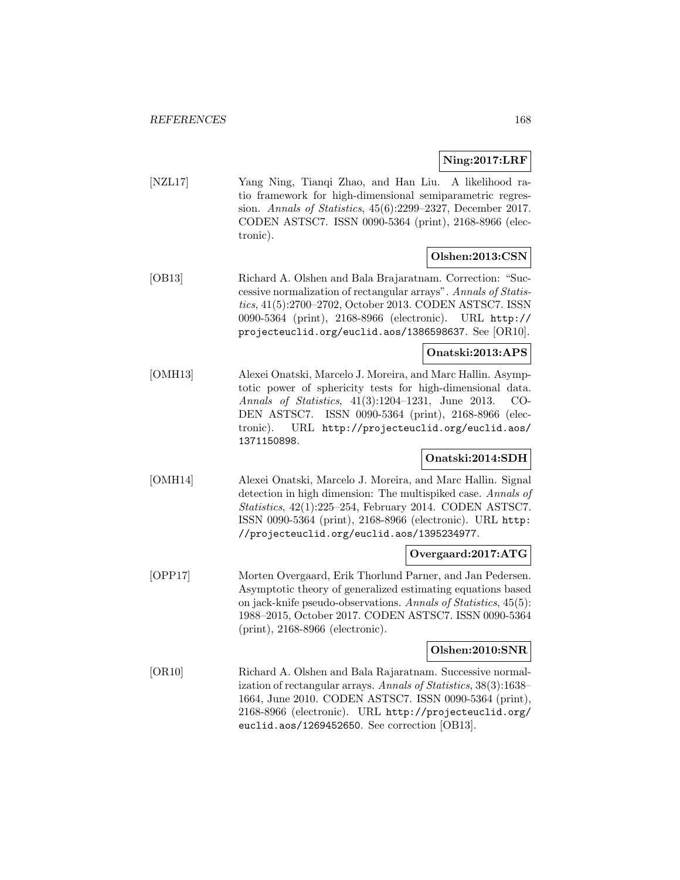**Ning:2017:LRF**

[NZL17] Yang Ning, Tianqi Zhao, and Han Liu. A likelihood ratio framework for high-dimensional semiparametric regression. *Annals of Statistics*, 45(6):2299–2327, December 2017. CODEN ASTSC7. ISSN 0090-5364 (print), 2168-8966 (electronic).

**Olshen:2013:CSN**

[OB13] Richard A. Olshen and Bala Brajaratnam. Correction: "Successive normalization of rectangular arrays". *Annals of Statistics*, 41(5):2700–2702, October 2013. CODEN ASTSC7. ISSN 0090-5364 (print), 2168-8966 (electronic). URL `http://projecteuclid.org/euclid.aos/1386598637`. See [OR10].

**Onatski:2013:APS**

[OMH13] Alexei Onatski, Marcelo J. Moreira, and Marc Hallin. Asymptotic power of sphericity tests for high-dimensional data. *Annals of Statistics*, 41(3):1204–1231, June 2013. CODEN ASTSC7. ISSN 0090-5364 (print), 2168-8966 (electronic). URL `http://projecteuclid.org/euclid.aos/1371150898`.

**Onatski:2014:SDH**

[OMH14] Alexei Onatski, Marcelo J. Moreira, and Marc Hallin. Signal detection in high dimension: The multispiked case. *Annals of Statistics*, 42(1):225–254, February 2014. CODEN ASTSC7. ISSN 0090-5364 (print), 2168-8966 (electronic). URL `http://projecteuclid.org/euclid.aos/1395234977`.

**Overgaard:2017:ATG**

[OPP17] Morten Overgaard, Erik Thorlund Parner, and Jan Pedersen. Asymptotic theory of generalized estimating equations based on jack-knife pseudo-observations. *Annals of Statistics*, 45(5):1988–2015, October 2017. CODEN ASTSC7. ISSN 0090-5364 (print), 2168-8966 (electronic).

**Olshen:2010:SNR**

[OR10] Richard A. Olshen and Bala Rajaratnam. Successive normalization of rectangular arrays. *Annals of Statistics*, 38(3):1638–1664, June 2010. CODEN ASTSC7. ISSN 0090-5364 (print), 2168-8966 (electronic). URL `http://projecteuclid.org/euclid.aos/1269452650`. See correction [OB13].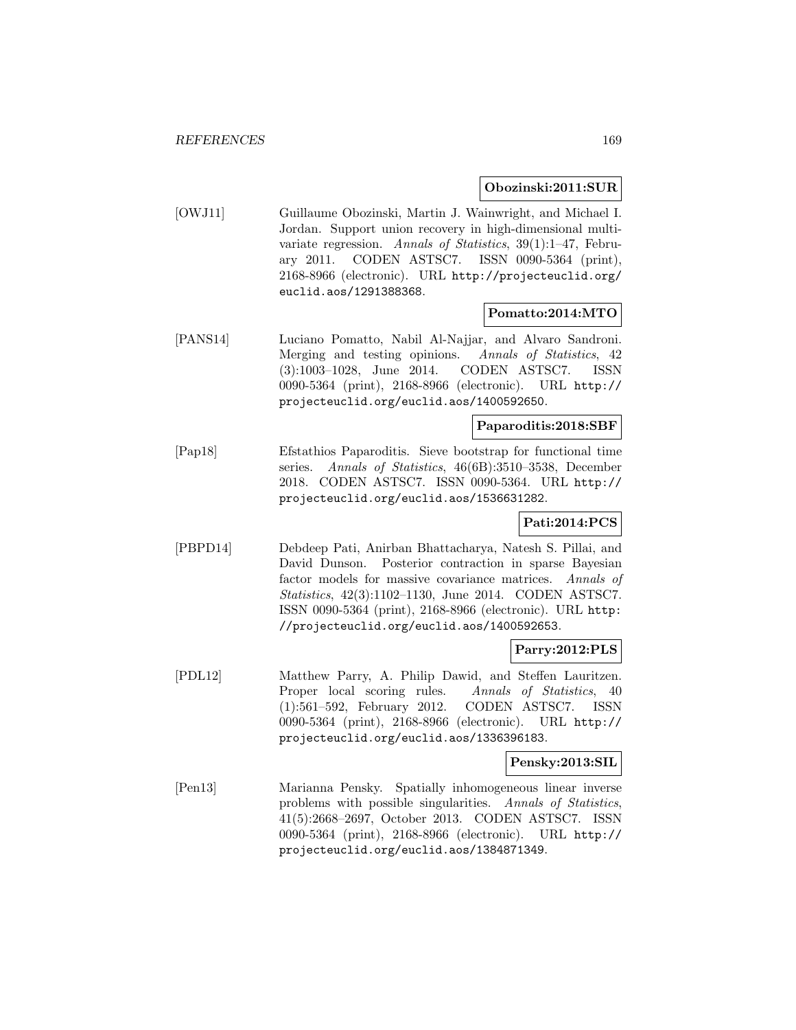**Obozinski:2011:SUR**

[OWJ11] Guillaume Obozinski, Martin J. Wainwright, and Michael I. Jordan. Support union recovery in high-dimensional multivariate regression. *Annals of Statistics*, 39(1):1–47, February 2011. CODEN ASTSC7. ISSN 0090-5364 (print), 2168-8966 (electronic). URL `http://projecteuclid.org/euclid.aos/1291388368`.

**Pomatto:2014:MTO**

[PANS14] Luciano Pomatto, Nabil Al-Najjar, and Alvaro Sandroni. Merging and testing opinions. *Annals of Statistics*, 42 (3):1003–1028, June 2014. CODEN ASTSC7. ISSN 0090-5364 (print), 2168-8966 (electronic). URL `http://projecteuclid.org/euclid.aos/1400592650`.

**Paparoditis:2018:SBF**

[Pap18] Efstathios Paparoditis. Sieve bootstrap for functional time series. *Annals of Statistics*, 46(6B):3510–3538, December 2018. CODEN ASTSC7. ISSN 0090-5364. URL `http://projecteuclid.org/euclid.aos/1536631282`.

**Pati:2014:PCS**

[PBPD14] Debdeep Pati, Anirban Bhattacharya, Natesh S. Pillai, and David Dunson. Posterior contraction in sparse Bayesian factor models for massive covariance matrices. *Annals of Statistics*, 42(3):1102–1130, June 2014. CODEN ASTSC7. ISSN 0090-5364 (print), 2168-8966 (electronic). URL `http://projecteuclid.org/euclid.aos/1400592653`.

**Parry:2012:PLS**

[PDL12] Matthew Parry, A. Philip Dawid, and Steffen Lauritzen. Proper local scoring rules. *Annals of Statistics*, 40 (1):561–592, February 2012. CODEN ASTSC7. ISSN 0090-5364 (print), 2168-8966 (electronic). URL `http://projecteuclid.org/euclid.aos/1336396183`.

**Pensky:2013:SIL**

[Pen13] Marianna Pensky. Spatially inhomogeneous linear inverse problems with possible singularities. *Annals of Statistics*, 41(5):2668–2697, October 2013. CODEN ASTSC7. ISSN 0090-5364 (print), 2168-8966 (electronic). URL `http://projecteuclid.org/euclid.aos/1384871349`.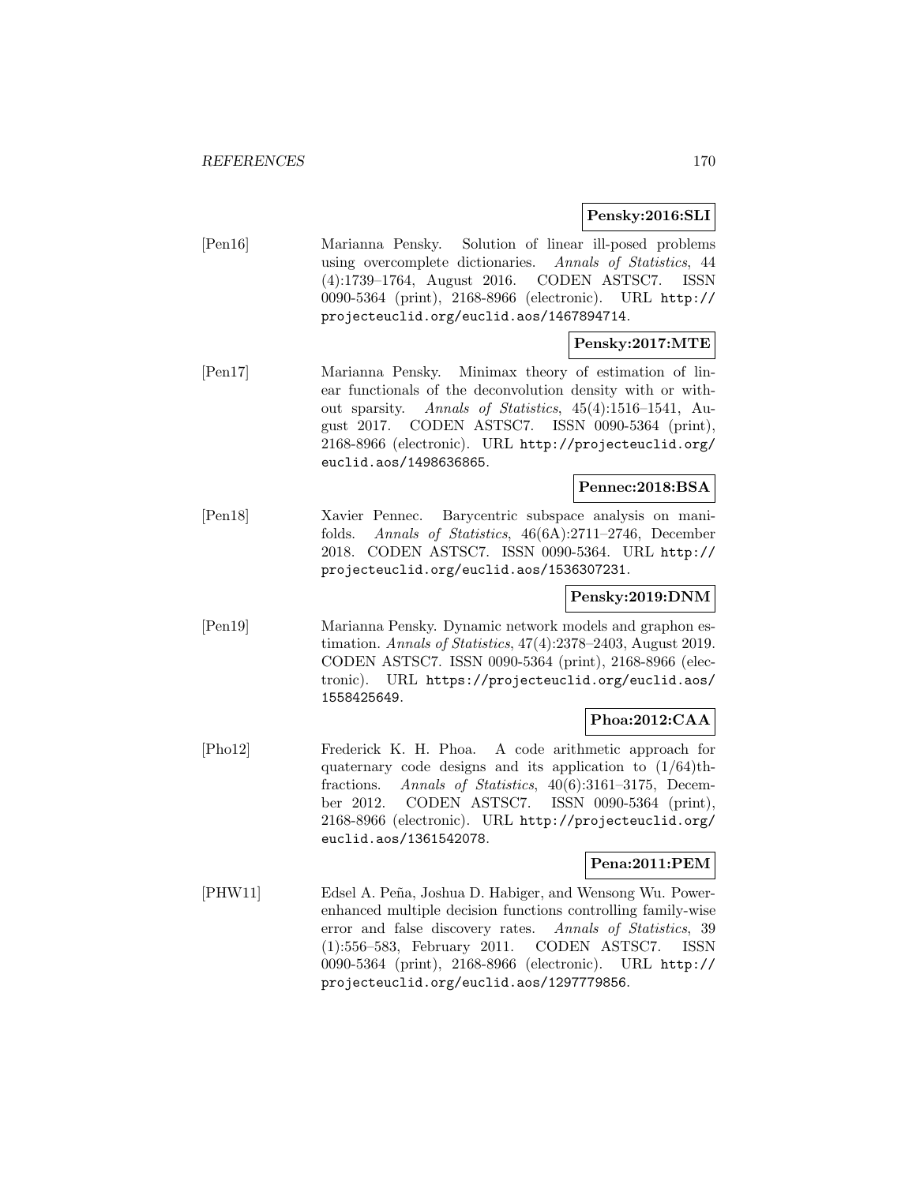**Pensky:2016:SLI**

[Pen16] Marianna Pensky. Solution of linear ill-posed problems using overcomplete dictionaries. *Annals of Statistics*, 44 (4):1739–1764, August 2016. CODEN ASTSC7. ISSN 0090-5364 (print), 2168-8966 (electronic). URL http://projecteuclid.org/euclid.aos/1467894714.

**Pensky:2017:MTE**

[Pen17] Marianna Pensky. Minimax theory of estimation of linear functionals of the deconvolution density with or without sparsity. *Annals of Statistics*, 45(4):1516–1541, August 2017. CODEN ASTSC7. ISSN 0090-5364 (print), 2168-8966 (electronic). URL http://projecteuclid.org/euclid.aos/1498636865.

**Pennec:2018:BSA**

[Pen18] Xavier Pennec. Barycentric subspace analysis on manifolds. *Annals of Statistics*, 46(6A):2711–2746, December 2018. CODEN ASTSC7. ISSN 0090-5364. URL http://projecteuclid.org/euclid.aos/1536307231.

**Pensky:2019:DNM**

[Pen19] Marianna Pensky. Dynamic network models and graphon estimation. *Annals of Statistics*, 47(4):2378–2403, August 2019. CODEN ASTSC7. ISSN 0090-5364 (print), 2168-8966 (electronic). URL https://projecteuclid.org/euclid.aos/1558425649.

**Phoa:2012:CAA**

[Pho12] Frederick K. H. Phoa. A code arithmetic approach for quaternary code designs and its application to (1/64)th-fractions. *Annals of Statistics*, 40(6):3161–3175, December 2012. CODEN ASTSC7. ISSN 0090-5364 (print), 2168-8966 (electronic). URL http://projecteuclid.org/euclid.aos/1361542078.

**Pena:2011:PEM**

[PHW11] Edsel A. Peña, Joshua D. Habiger, and Wensong Wu. Power-enhanced multiple decision functions controlling family-wise error and false discovery rates. *Annals of Statistics*, 39 (1):556–583, February 2011. CODEN ASTSC7. ISSN 0090-5364 (print), 2168-8966 (electronic). URL http://projecteuclid.org/euclid.aos/1297779856.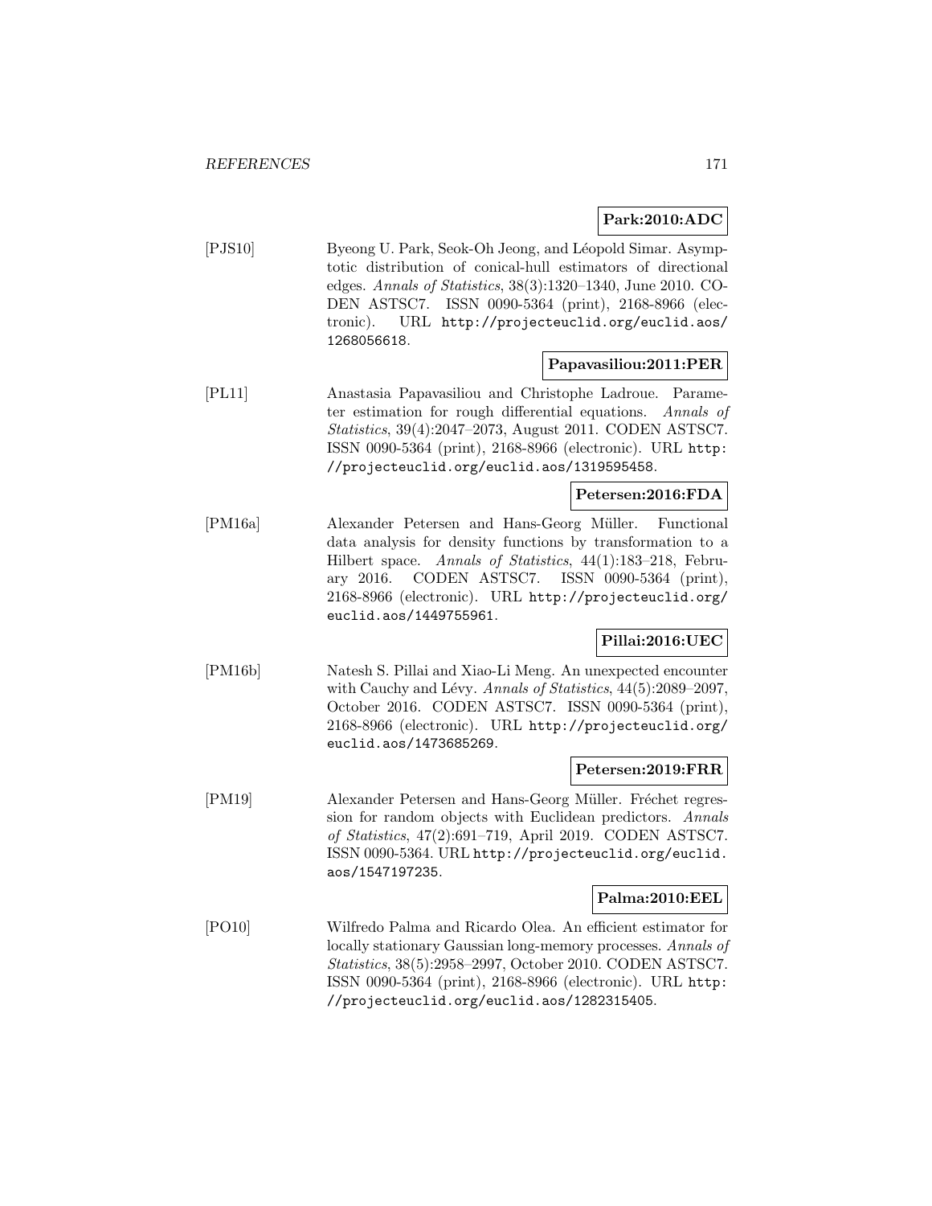**Park:2010:ADC**

[PJS10] Byeong U. Park, Seok-Oh Jeong, and Léopold Simar. Asymptotic distribution of conical-hull estimators of directional edges. *Annals of Statistics*, 38(3):1320–1340, June 2010. CODEN ASTSC7. ISSN 0090-5364 (print), 2168-8966 (electronic). URL http://projecteuclid.org/euclid.aos/1268056618.

**Papavasiliou:2011:PER**

[PL11] Anastasia Papavasiliou and Christophe Ladroue. Parameter estimation for rough differential equations. *Annals of Statistics*, 39(4):2047–2073, August 2011. CODEN ASTSC7. ISSN 0090-5364 (print), 2168-8966 (electronic). URL http://projecteuclid.org/euclid.aos/1319595458.

**Petersen:2016:FDA**

[PM16a] Alexander Petersen and Hans-Georg Müller. Functional data analysis for density functions by transformation to a Hilbert space. *Annals of Statistics*, 44(1):183–218, February 2016. CODEN ASTSC7. ISSN 0090-5364 (print), 2168-8966 (electronic). URL http://projecteuclid.org/euclid.aos/1449755961.

**Pillai:2016:UEC**

[PM16b] Natesh S. Pillai and Xiao-Li Meng. An unexpected encounter with Cauchy and Lévy. *Annals of Statistics*, 44(5):2089–2097, October 2016. CODEN ASTSC7. ISSN 0090-5364 (print), 2168-8966 (electronic). URL http://projecteuclid.org/euclid.aos/1473685269.

**Petersen:2019:FRR**

[PM19] Alexander Petersen and Hans-Georg Müller. Fréchet regression for random objects with Euclidean predictors. *Annals of Statistics*, 47(2):691–719, April 2019. CODEN ASTSC7. ISSN 0090-5364. URL http://projecteuclid.org/euclid.aos/1547197235.

**Palma:2010:EEL**

[PO10] Wilfredo Palma and Ricardo Olea. An efficient estimator for locally stationary Gaussian long-memory processes. *Annals of Statistics*, 38(5):2958–2997, October 2010. CODEN ASTSC7. ISSN 0090-5364 (print), 2168-8966 (electronic). URL http://projecteuclid.org/euclid.aos/1282315405.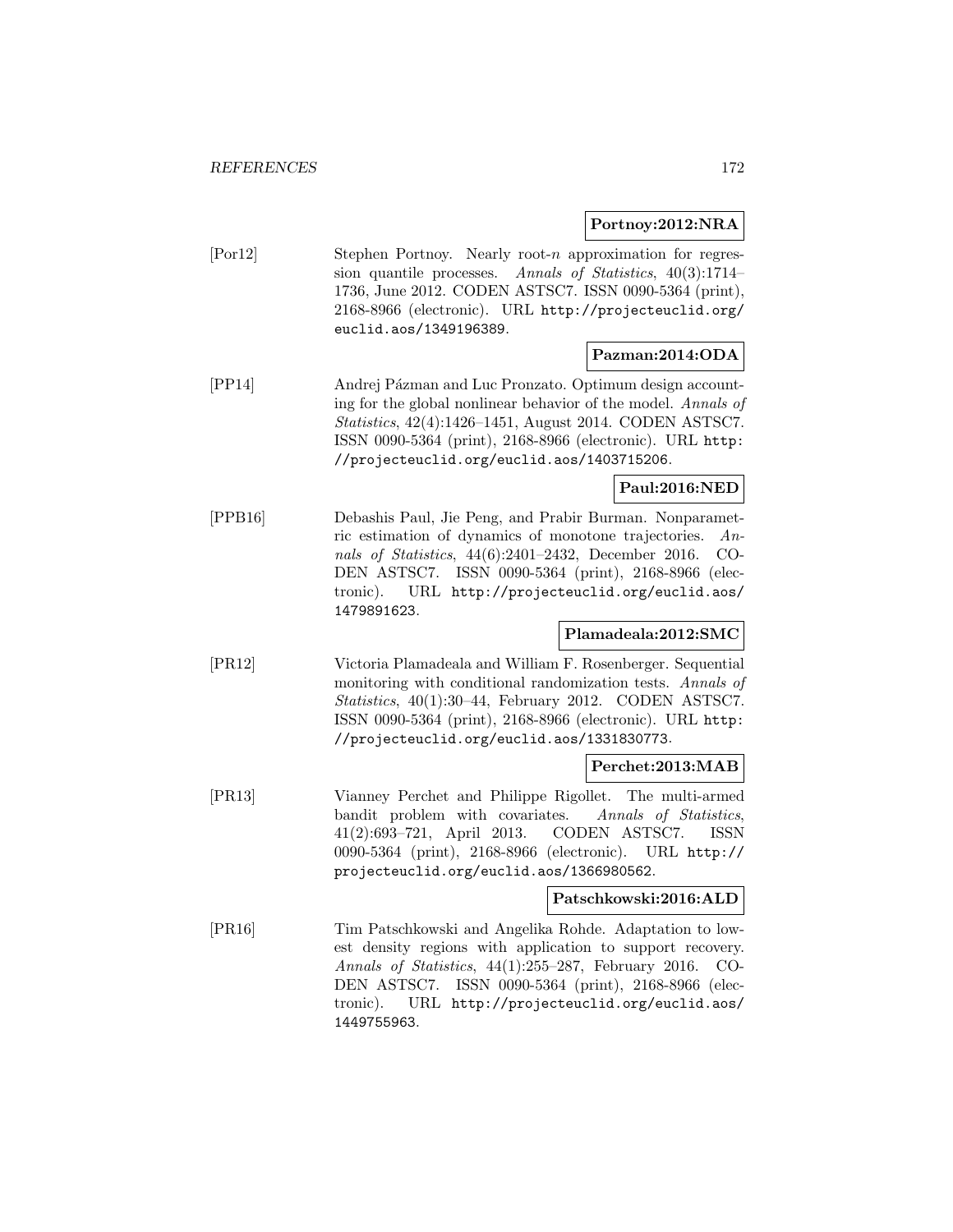**Portnoy:2012:NRA**

[Por12] Stephen Portnoy. Nearly root-$n$ approximation for regression quantile processes. *Annals of Statistics*, 40(3):1714–1736, June 2012. CODEN ASTSC7. ISSN 0090-5364 (print), 2168-8966 (electronic). URL `http://projecteuclid.org/euclid.aos/1349196389`.

**Pazman:2014:ODA**

[PP14] Andrej Pázman and Luc Pronzato. Optimum design accounting for the global nonlinear behavior of the model. *Annals of Statistics*, 42(4):1426–1451, August 2014. CODEN ASTSC7. ISSN 0090-5364 (print), 2168-8966 (electronic). URL `http://projecteuclid.org/euclid.aos/1403715206`.

**Paul:2016:NED**

[PPB16] Debashis Paul, Jie Peng, and Prabir Burman. Nonparametric estimation of dynamics of monotone trajectories. *Annals of Statistics*, 44(6):2401–2432, December 2016. CODEN ASTSC7. ISSN 0090-5364 (print), 2168-8966 (electronic). URL `http://projecteuclid.org/euclid.aos/1479891623`.

**Plamadeala:2012:SMC**

[PR12] Victoria Plamadeala and William F. Rosenberger. Sequential monitoring with conditional randomization tests. *Annals of Statistics*, 40(1):30–44, February 2012. CODEN ASTSC7. ISSN 0090-5364 (print), 2168-8966 (electronic). URL `http://projecteuclid.org/euclid.aos/1331830773`.

**Perchet:2013:MAB**

[PR13] Vianney Perchet and Philippe Rigollet. The multi-armed bandit problem with covariates. *Annals of Statistics*, 41(2):693–721, April 2013. CODEN ASTSC7. ISSN 0090-5364 (print), 2168-8966 (electronic). URL `http://projecteuclid.org/euclid.aos/1366980562`.

**Patschkowski:2016:ALD**

[PR16] Tim Patschkowski and Angelika Rohde. Adaptation to lowest density regions with application to support recovery. *Annals of Statistics*, 44(1):255–287, February 2016. CODEN ASTSC7. ISSN 0090-5364 (print), 2168-8966 (electronic). URL `http://projecteuclid.org/euclid.aos/1449755963`.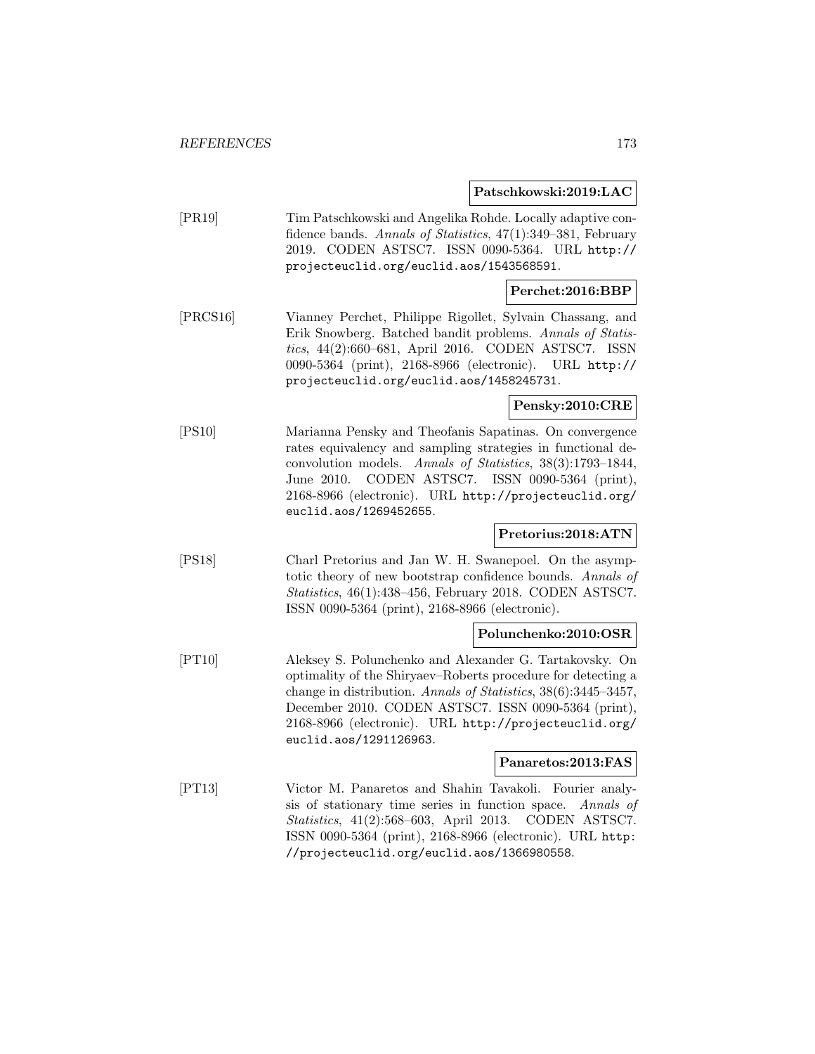**Patschkowski:2019:LAC**

[PR19] Tim Patschkowski and Angelika Rohde. Locally adaptive confidence bands. *Annals of Statistics*, 47(1):349–381, February 2019. CODEN ASTSC7. ISSN 0090-5364. URL http://projecteuclid.org/euclid.aos/1543568591.

**Perchet:2016:BBP**

[PRCS16] Vianney Perchet, Philippe Rigollet, Sylvain Chassang, and Erik Snowberg. Batched bandit problems. *Annals of Statistics*, 44(2):660–681, April 2016. CODEN ASTSC7. ISSN 0090-5364 (print), 2168-8966 (electronic). URL http://projecteuclid.org/euclid.aos/1458245731.

**Pensky:2010:CRE**

[PS10] Marianna Pensky and Theofanis Sapatinas. On convergence rates equivalency and sampling strategies in functional deconvolution models. *Annals of Statistics*, 38(3):1793–1844, June 2010. CODEN ASTSC7. ISSN 0090-5364 (print), 2168-8966 (electronic). URL http://projecteuclid.org/euclid.aos/1269452655.

**Pretorius:2018:ATN**

[PS18] Charl Pretorius and Jan W. H. Swanepoel. On the asymptotic theory of new bootstrap confidence bounds. *Annals of Statistics*, 46(1):438–456, February 2018. CODEN ASTSC7. ISSN 0090-5364 (print), 2168-8966 (electronic).

**Polunchenko:2010:OSR**

[PT10] Aleksey S. Polunchenko and Alexander G. Tartakovsky. On optimality of the Shiryaev–Roberts procedure for detecting a change in distribution. *Annals of Statistics*, 38(6):3445–3457, December 2010. CODEN ASTSC7. ISSN 0090-5364 (print), 2168-8966 (electronic). URL http://projecteuclid.org/euclid.aos/1291126963.

**Panaretos:2013:FAS**

[PT13] Victor M. Panaretos and Shahin Tavakoli. Fourier analysis of stationary time series in function space. *Annals of Statistics*, 41(2):568–603, April 2013. CODEN ASTSC7. ISSN 0090-5364 (print), 2168-8966 (electronic). URL http://projecteuclid.org/euclid.aos/1366980558.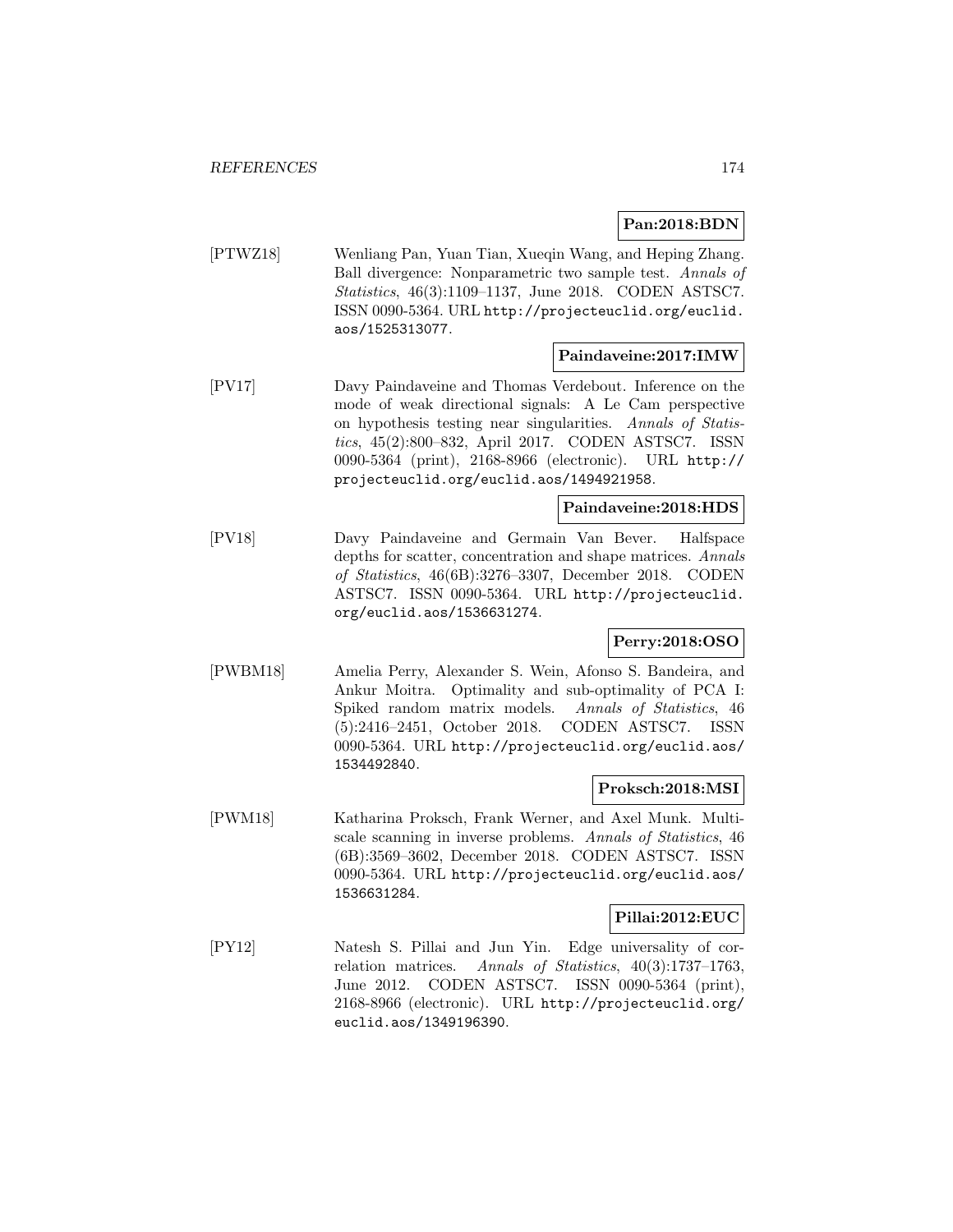**Pan:2018:BDN**

[PTWZ18] Wenliang Pan, Yuan Tian, Xueqin Wang, and Heping Zhang. Ball divergence: Nonparametric two sample test. *Annals of Statistics*, 46(3):1109–1137, June 2018. CODEN ASTSC7. ISSN 0090-5364. URL http://projecteuclid.org/euclid.aos/1525313077.

**Paindaveine:2017:IMW**

[PV17] Davy Paindaveine and Thomas Verdebout. Inference on the mode of weak directional signals: A Le Cam perspective on hypothesis testing near singularities. *Annals of Statistics*, 45(2):800–832, April 2017. CODEN ASTSC7. ISSN 0090-5364 (print), 2168-8966 (electronic). URL http://projecteuclid.org/euclid.aos/1494921958.

**Paindaveine:2018:HDS**

[PV18] Davy Paindaveine and Germain Van Bever. Halfspace depths for scatter, concentration and shape matrices. *Annals of Statistics*, 46(6B):3276–3307, December 2018. CODEN ASTSC7. ISSN 0090-5364. URL http://projecteuclid.org/euclid.aos/1536631274.

**Perry:2018:OSO**

[PWBM18] Amelia Perry, Alexander S. Wein, Afonso S. Bandeira, and Ankur Moitra. Optimality and sub-optimality of PCA I: Spiked random matrix models. *Annals of Statistics*, 46(5):2416–2451, October 2018. CODEN ASTSC7. ISSN 0090-5364. URL http://projecteuclid.org/euclid.aos/1534492840.

**Proksch:2018:MSI**

[PWM18] Katharina Proksch, Frank Werner, and Axel Munk. Multiscale scanning in inverse problems. *Annals of Statistics*, 46(6B):3569–3602, December 2018. CODEN ASTSC7. ISSN 0090-5364. URL http://projecteuclid.org/euclid.aos/1536631284.

**Pillai:2012:EUC**

[PY12] Natesh S. Pillai and Jun Yin. Edge universality of correlation matrices. *Annals of Statistics*, 40(3):1737–1763, June 2012. CODEN ASTSC7. ISSN 0090-5364 (print), 2168-8966 (electronic). URL http://projecteuclid.org/euclid.aos/1349196390.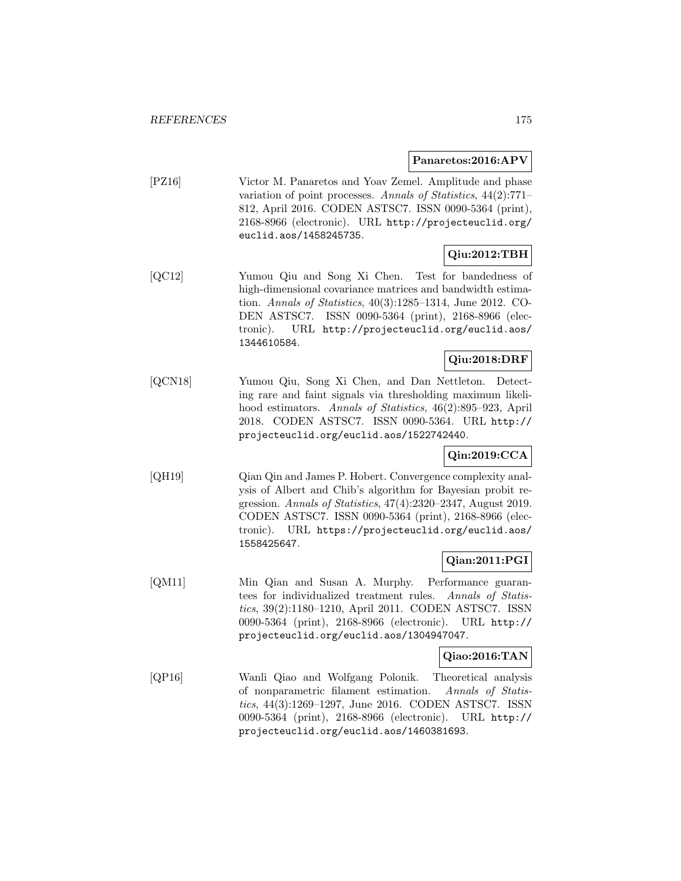**Panaretos:2016:APV**

[PZ16] Victor M. Panaretos and Yoav Zemel. Amplitude and phase variation of point processes. *Annals of Statistics*, 44(2):771–812, April 2016. CODEN ASTSC7. ISSN 0090-5364 (print), 2168-8966 (electronic). URL `http://projecteuclid.org/euclid.aos/1458245735`.

**Qiu:2012:TBH**

[QC12] Yumou Qiu and Song Xi Chen. Test for bandedness of high-dimensional covariance matrices and bandwidth estimation. *Annals of Statistics*, 40(3):1285–1314, June 2012. CODEN ASTSC7. ISSN 0090-5364 (print), 2168-8966 (electronic). URL `http://projecteuclid.org/euclid.aos/1344610584`.

**Qiu:2018:DRF**

[QCN18] Yumou Qiu, Song Xi Chen, and Dan Nettleton. Detecting rare and faint signals via thresholding maximum likelihood estimators. *Annals of Statistics*, 46(2):895–923, April 2018. CODEN ASTSC7. ISSN 0090-5364. URL `http://projecteuclid.org/euclid.aos/1522742440`.

**Qin:2019:CCA**

[QH19] Qian Qin and James P. Hobert. Convergence complexity analysis of Albert and Chib's algorithm for Bayesian probit regression. *Annals of Statistics*, 47(4):2320–2347, August 2019. CODEN ASTSC7. ISSN 0090-5364 (print), 2168-8966 (electronic). URL `https://projecteuclid.org/euclid.aos/1558425647`.

**Qian:2011:PGI**

[QM11] Min Qian and Susan A. Murphy. Performance guarantees for individualized treatment rules. *Annals of Statistics*, 39(2):1180–1210, April 2011. CODEN ASTSC7. ISSN 0090-5364 (print), 2168-8966 (electronic). URL `http://projecteuclid.org/euclid.aos/1304947047`.

**Qiao:2016:TAN**

[QP16] Wanli Qiao and Wolfgang Polonik. Theoretical analysis of nonparametric filament estimation. *Annals of Statistics*, 44(3):1269–1297, June 2016. CODEN ASTSC7. ISSN 0090-5364 (print), 2168-8966 (electronic). URL `http://projecteuclid.org/euclid.aos/1460381693`.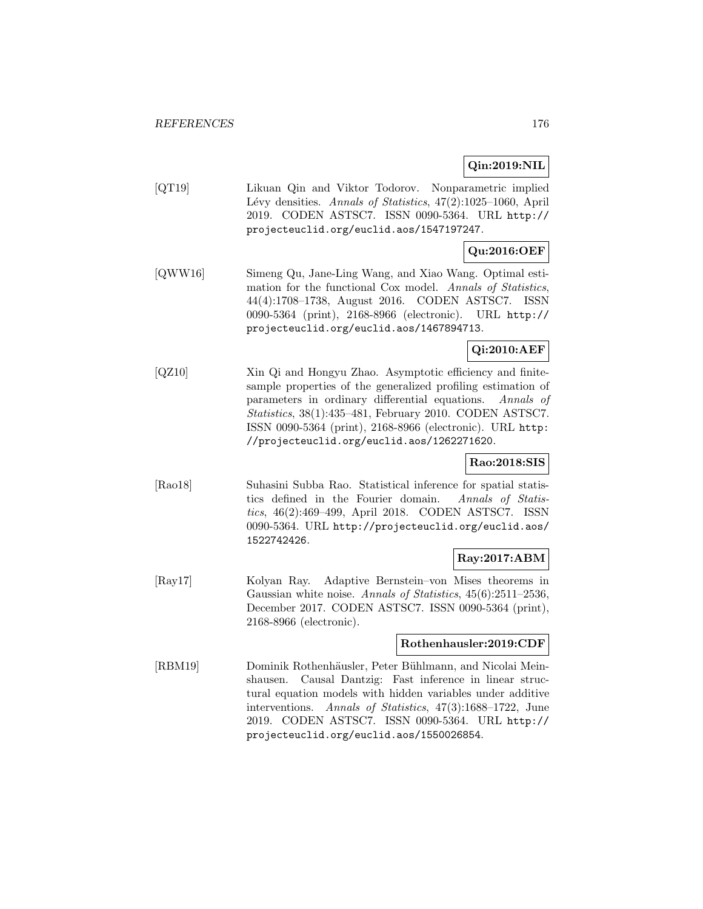**Qin:2019:NIL**

[QT19] Likuan Qin and Viktor Todorov. Nonparametric implied Lévy densities. *Annals of Statistics*, 47(2):1025–1060, April 2019. CODEN ASTSC7. ISSN 0090-5364. URL http://projecteuclid.org/euclid.aos/1547197247.

**Qu:2016:OEF**

[QWW16] Simeng Qu, Jane-Ling Wang, and Xiao Wang. Optimal estimation for the functional Cox model. *Annals of Statistics*, 44(4):1708–1738, August 2016. CODEN ASTSC7. ISSN 0090-5364 (print), 2168-8966 (electronic). URL http://projecteuclid.org/euclid.aos/1467894713.

**Qi:2010:AEF**

[QZ10] Xin Qi and Hongyu Zhao. Asymptotic efficiency and finite-sample properties of the generalized profiling estimation of parameters in ordinary differential equations. *Annals of Statistics*, 38(1):435–481, February 2010. CODEN ASTSC7. ISSN 0090-5364 (print), 2168-8966 (electronic). URL http://projecteuclid.org/euclid.aos/1262271620.

**Rao:2018:SIS**

[Rao18] Suhasini Subba Rao. Statistical inference for spatial statistics defined in the Fourier domain. *Annals of Statistics*, 46(2):469–499, April 2018. CODEN ASTSC7. ISSN 0090-5364. URL http://projecteuclid.org/euclid.aos/1522742426.

**Ray:2017:ABM**

[Ray17] Kolyan Ray. Adaptive Bernstein–von Mises theorems in Gaussian white noise. *Annals of Statistics*, 45(6):2511–2536, December 2017. CODEN ASTSC7. ISSN 0090-5364 (print), 2168-8966 (electronic).

**Rothenhausler:2019:CDF**

[RBM19] Dominik Rothenhäusler, Peter Bühlmann, and Nicolai Meinshausen. Causal Dantzig: Fast inference in linear structural equation models with hidden variables under additive interventions. *Annals of Statistics*, 47(3):1688–1722, June 2019. CODEN ASTSC7. ISSN 0090-5364. URL http://projecteuclid.org/euclid.aos/1550026854.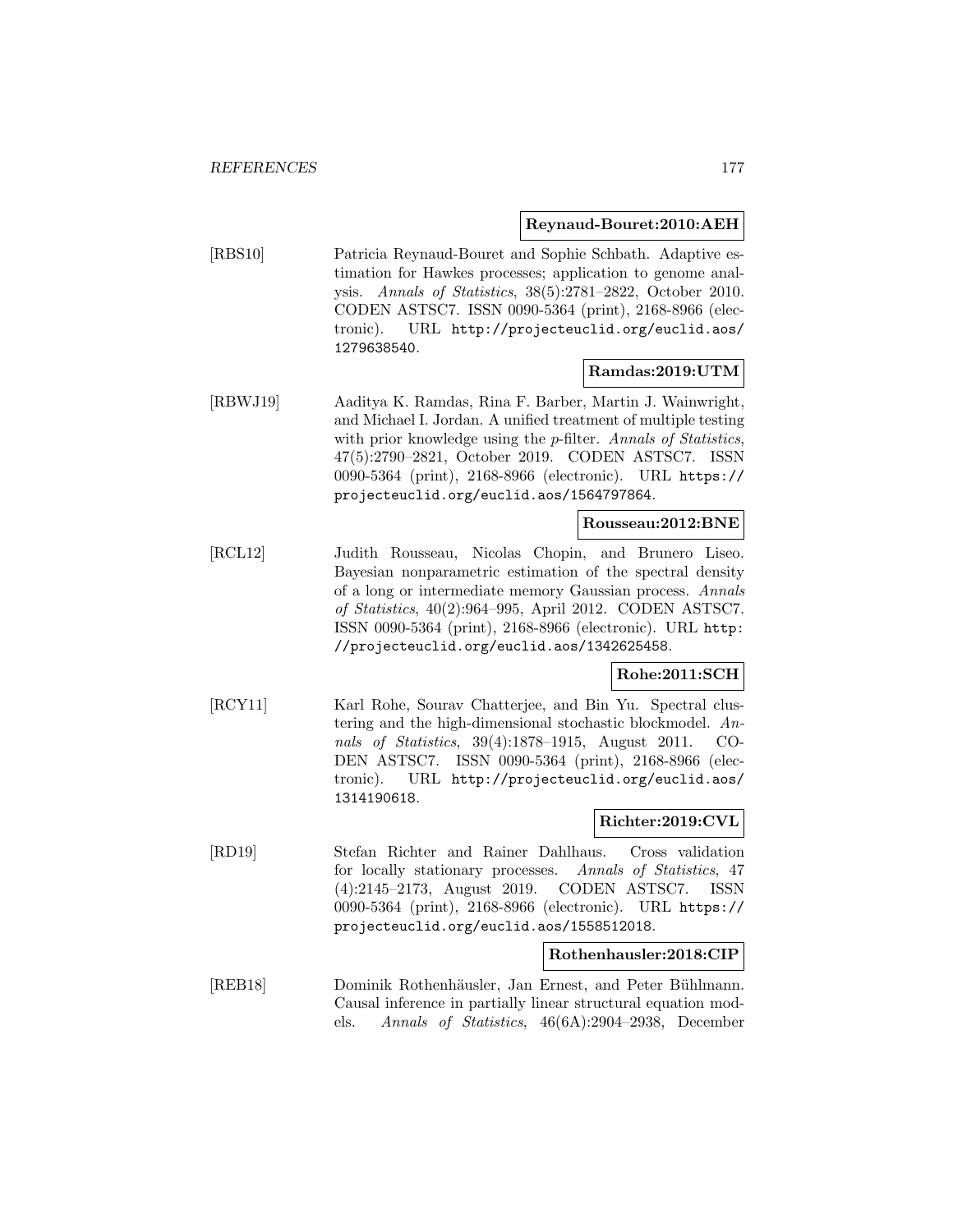**Reynaud-Bouret:2010:AEH**

[RBS10] Patricia Reynaud-Bouret and Sophie Schbath. Adaptive estimation for Hawkes processes; application to genome analysis. *Annals of Statistics*, 38(5):2781–2822, October 2010. CODEN ASTSC7. ISSN 0090-5364 (print), 2168-8966 (electronic). URL `http://projecteuclid.org/euclid.aos/1279638540`.

**Ramdas:2019:UTM**

[RBWJ19] Aaditya K. Ramdas, Rina F. Barber, Martin J. Wainwright, and Michael I. Jordan. A unified treatment of multiple testing with prior knowledge using the $p$-filter. *Annals of Statistics*, 47(5):2790–2821, October 2019. CODEN ASTSC7. ISSN 0090-5364 (print), 2168-8966 (electronic). URL `https://projecteuclid.org/euclid.aos/1564797864`.

**Rousseau:2012:BNE**

[RCL12] Judith Rousseau, Nicolas Chopin, and Brunero Liseo. Bayesian nonparametric estimation of the spectral density of a long or intermediate memory Gaussian process. *Annals of Statistics*, 40(2):964–995, April 2012. CODEN ASTSC7. ISSN 0090-5364 (print), 2168-8966 (electronic). URL `http://projecteuclid.org/euclid.aos/1342625458`.

**Rohe:2011:SCH**

[RCY11] Karl Rohe, Sourav Chatterjee, and Bin Yu. Spectral clustering and the high-dimensional stochastic blockmodel. *Annals of Statistics*, 39(4):1878–1915, August 2011. CODEN ASTSC7. ISSN 0090-5364 (print), 2168-8966 (electronic). URL `http://projecteuclid.org/euclid.aos/1314190618`.

**Richter:2019:CVL**

[RD19] Stefan Richter and Rainer Dahlhaus. Cross validation for locally stationary processes. *Annals of Statistics*, 47 (4):2145–2173, August 2019. CODEN ASTSC7. ISSN 0090-5364 (print), 2168-8966 (electronic). URL `https://projecteuclid.org/euclid.aos/1558512018`.

**Rothenhausler:2018:CIP**

[REB18] Dominik Rothenhäusler, Jan Ernest, and Peter Bühlmann. Causal inference in partially linear structural equation models. *Annals of Statistics*, 46(6A):2904–2938, December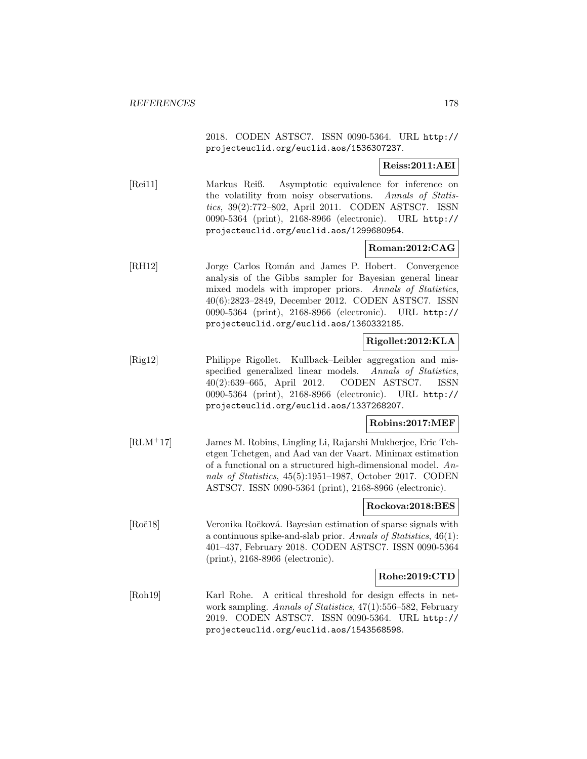2018. CODEN ASTSC7. ISSN 0090-5364. URL http://projecteuclid.org/euclid.aos/1536307237.

**Reiss:2011:AEI**

[Rei11] Markus Reiß. Asymptotic equivalence for inference on the volatility from noisy observations. *Annals of Statistics*, 39(2):772–802, April 2011. CODEN ASTSC7. ISSN 0090-5364 (print), 2168-8966 (electronic). URL http://projecteuclid.org/euclid.aos/1299680954.

**Roman:2012:CAG**

[RH12] Jorge Carlos Román and James P. Hobert. Convergence analysis of the Gibbs sampler for Bayesian general linear mixed models with improper priors. *Annals of Statistics*, 40(6):2823–2849, December 2012. ISSN 0090-5364 (print), 2168-8966 (electronic). URL http://projecteuclid.org/euclid.aos/1360332185.

**Rigollet:2012:KLA**

[Rig12] Philippe Rigollet. Kullback–Leibler aggregation and misspecified generalized linear models. *Annals of Statistics*, 40(2):639–665, April 2012. CODEN ASTSC7. ISSN 0090-5364 (print), 2168-8966 (electronic). URL http://projecteuclid.org/euclid.aos/1337268207.

**Robins:2017:MEF**

[RLM+17] James M. Robins, Lingling Li, Rajarshi Mukherjee, Eric Tchetgen Tchetgen, and Aad van der Vaart. Minimax estimation of a functional on a structured high-dimensional model. *Annals of Statistics*, 45(5):1951–1987, October 2017. CODEN ASTSC7. ISSN 0090-5364 (print), 2168-8966 (electronic).

**Rockova:2018:BES**

[Roč18] Veronika Ročková. Bayesian estimation of sparse signals with a continuous spike-and-slab prior. *Annals of Statistics*, 46(1): 401–437, February 2018. CODEN ASTSC7. ISSN 0090-5364 (print), 2168-8966 (electronic).

**Rohe:2019:CTD**

[Roh19] Karl Rohe. A critical threshold for design effects in network sampling. *Annals of Statistics*, 47(1):556–582, February 2019. CODEN ASTSC7. ISSN 0090-5364. URL http://projecteuclid.org/euclid.aos/1543568598.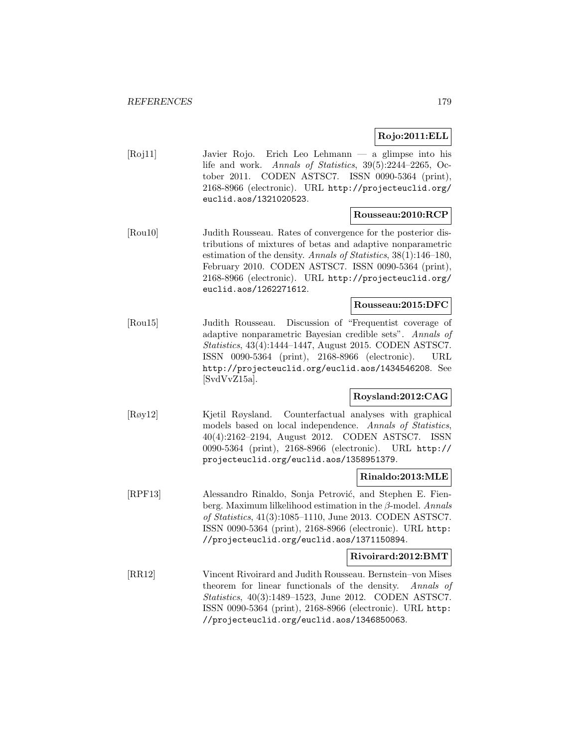**Rojo:2011:ELL**

[Roj11] Javier Rojo. Erich Leo Lehmann — a glimpse into his life and work. *Annals of Statistics*, 39(5):2244–2265, October 2011. CODEN ASTSC7. ISSN 0090-5364 (print), 2168-8966 (electronic). URL http://projecteuclid.org/euclid.aos/1321020523.

**Rousseau:2010:RCP**

[Rou10] Judith Rousseau. Rates of convergence for the posterior distributions of mixtures of betas and adaptive nonparametric estimation of the density. *Annals of Statistics*, 38(1):146–180, February 2010. CODEN ASTSC7. ISSN 0090-5364 (print), 2168-8966 (electronic). URL http://projecteuclid.org/euclid.aos/1262271612.

**Rousseau:2015:DFC**

[Rou15] Judith Rousseau. Discussion of "Frequentist coverage of adaptive nonparametric Bayesian credible sets". *Annals of Statistics*, 43(4):1444–1447, August 2015. CODEN ASTSC7. ISSN 0090-5364 (print), 2168-8966 (electronic). URL http://projecteuclid.org/euclid.aos/1434546208. See [SvdVvZ15a].

**Roysland:2012:CAG**

[Røy12] Kjetil Røysland. Counterfactual analyses with graphical models based on local independence. *Annals of Statistics*, 40(4):2162–2194, August 2012. CODEN ASTSC7. ISSN 0090-5364 (print), 2168-8966 (electronic). URL http://projecteuclid.org/euclid.aos/1358951379.

**Rinaldo:2013:MLE**

[RPF13] Alessandro Rinaldo, Sonja Petrović, and Stephen E. Fienberg. Maximum lilkelihood estimation in the $\beta$-model. *Annals of Statistics*, 41(3):1085–1110, June 2013. CODEN ASTSC7. ISSN 0090-5364 (print), 2168-8966 (electronic). URL http://projecteuclid.org/euclid.aos/1371150894.

**Rivoirard:2012:BMT**

[RR12] Vincent Rivoirard and Judith Rousseau. Bernstein–von Mises theorem for linear functionals of the density. *Annals of Statistics*, 40(3):1489–1523, June 2012. CODEN ASTSC7. ISSN 0090-5364 (print), 2168-8966 (electronic). URL http://projecteuclid.org/euclid.aos/1346850063.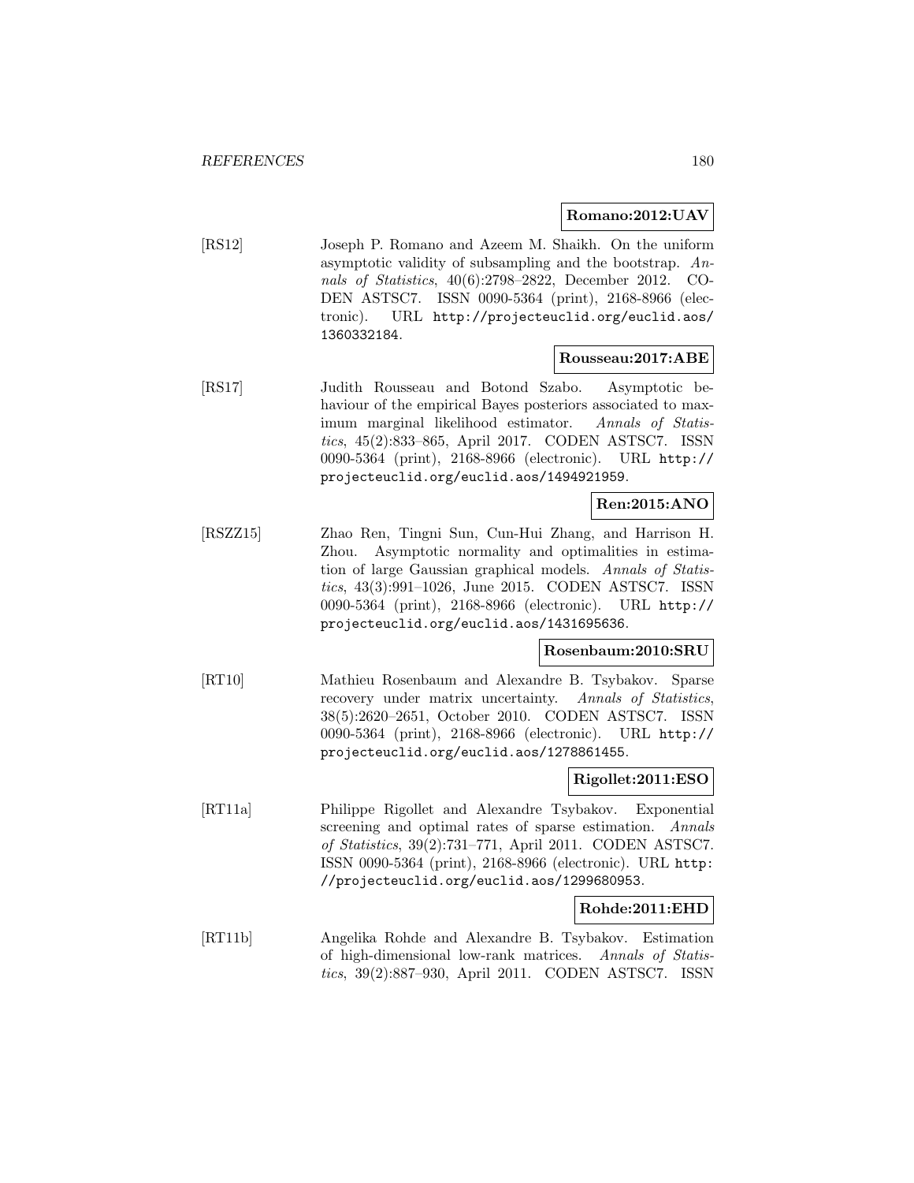**Romano:2012:UAV**

[RS12] Joseph P. Romano and Azeem M. Shaikh. On the uniform asymptotic validity of subsampling and the bootstrap. *Annals of Statistics*, 40(6):2798–2822, December 2012. CODEN ASTSC7. ISSN 0090-5364 (print), 2168-8966 (electronic). URL http://projecteuclid.org/euclid.aos/1360332184.

**Rousseau:2017:ABE**

[RS17] Judith Rousseau and Botond Szabo. Asymptotic behaviour of the empirical Bayes posteriors associated to maximum marginal likelihood estimator. *Annals of Statistics*, 45(2):833–865, April 2017. CODEN ASTSC7. ISSN 0090-5364 (print), 2168-8966 (electronic). URL http://projecteuclid.org/euclid.aos/1494921959.

**Ren:2015:ANO**

[RSZZ15] Zhao Ren, Tingni Sun, Cun-Hui Zhang, and Harrison H. Zhou. Asymptotic normality and optimalities in estimation of large Gaussian graphical models. *Annals of Statistics*, 43(3):991–1026, June 2015. CODEN ASTSC7. ISSN 0090-5364 (print), 2168-8966 (electronic). URL http://projecteuclid.org/euclid.aos/1431695636.

**Rosenbaum:2010:SRU**

[RT10] Mathieu Rosenbaum and Alexandre B. Tsybakov. Sparse recovery under matrix uncertainty. *Annals of Statistics*, 38(5):2620–2651, October 2010. CODEN ASTSC7. ISSN 0090-5364 (print), 2168-8966 (electronic). URL http://projecteuclid.org/euclid.aos/1278861455.

**Rigollet:2011:ESO**

[RT11a] Philippe Rigollet and Alexandre Tsybakov. Exponential screening and optimal rates of sparse estimation. *Annals of Statistics*, 39(2):731–771, April 2011. CODEN ASTSC7. ISSN 0090-5364 (print), 2168-8966 (electronic). URL http://projecteuclid.org/euclid.aos/1299680953.

**Rohde:2011:EHD**

[RT11b] Angelika Rohde and Alexandre B. Tsybakov. Estimation of high-dimensional low-rank matrices. *Annals of Statistics*, 39(2):887–930, April 2011. CODEN ASTSC7. ISSN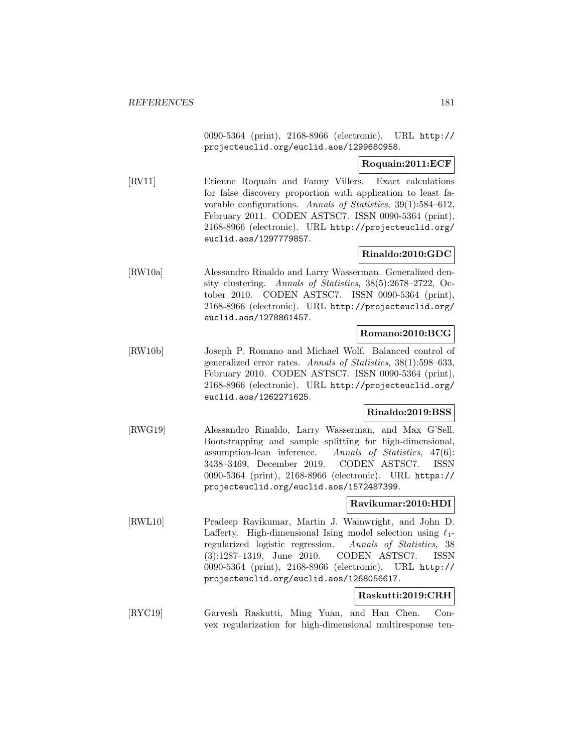0090-5364 (print), 2168-8966 (electronic). URL http://projecteuclid.org/euclid.aos/1299680958.

**Roquain:2011:ECF**

[RV11] Etienne Roquain and Fanny Villers. Exact calculations for false discovery proportion with application to least favorable configurations. *Annals of Statistics*, 39(1):584–612, February 2011. CODEN ASTSC7. ISSN 0090-5364 (print), 2168-8966 (electronic). URL http://projecteuclid.org/euclid.aos/1297779857.

**Rinaldo:2010:GDC**

[RW10a] Alessandro Rinaldo and Larry Wasserman. Generalized density clustering. *Annals of Statistics*, 38(5):2678–2722, October 2010. CODEN ASTSC7. ISSN 0090-5364 (print), 2168-8966 (electronic). URL http://projecteuclid.org/euclid.aos/1278861457.

**Romano:2010:BCG**

[RW10b] Joseph P. Romano and Michael Wolf. Balanced control of generalized error rates. *Annals of Statistics*, 38(1):598–633, February 2010. CODEN ASTSC7. ISSN 0090-5364 (print), 2168-8966 (electronic). URL http://projecteuclid.org/euclid.aos/1262271625.

**Rinaldo:2019:BSS**

[RWG19] Alessandro Rinaldo, Larry Wasserman, and Max G'Sell. Bootstrapping and sample splitting for high-dimensional, assumption-lean inference. *Annals of Statistics*, 47(6): 3438–3469, December 2019. CODEN ASTSC7. ISSN 0090-5364 (print), 2168-8966 (electronic). URL https://projecteuclid.org/euclid.aos/1572487399.

**Ravikumar:2010:HDI**

[RWL10] Pradeep Ravikumar, Martin J. Wainwright, and John D. Lafferty. High-dimensional Ising model selection using $\ell_1$-regularized logistic regression. *Annals of Statistics*, 38 (3):1287–1319, June 2010. CODEN ASTSC7. ISSN 0090-5364 (print), 2168-8966 (electronic). URL http://projecteuclid.org/euclid.aos/1268056617.

**Raskutti:2019:CRH**

[RYC19] Garvesh Raskutti, Ming Yuan, and Han Chen. Convex regularization for high-dimensional multiresponse ten-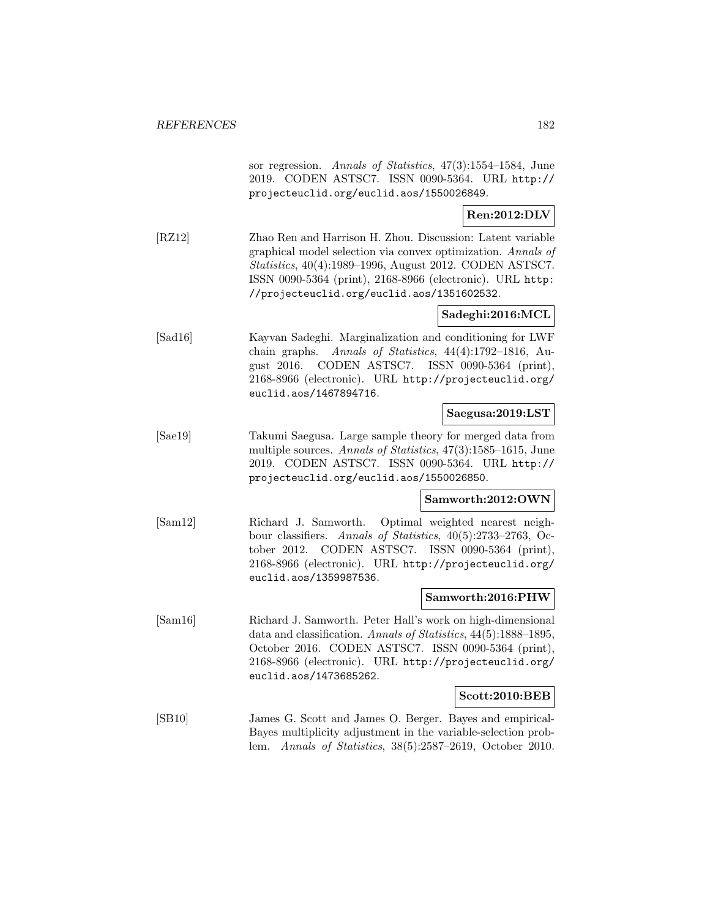sor regression. *Annals of Statistics*, 47(3):1554–1584, June 2019. CODEN ASTSC7. ISSN 0090-5364. URL http://projecteuclid.org/euclid.aos/1550026849.

**Ren:2012:DLV**

[RZ12] Zhao Ren and Harrison H. Zhou. Discussion: Latent variable graphical model selection via convex optimization. *Annals of Statistics*, 40(4):1989–1996, August 2012. CODEN ASTSC7. ISSN 0090-5364 (print), 2168-8966 (electronic). URL http://projecteuclid.org/euclid.aos/1351602532.

**Sadeghi:2016:MCL**

[Sad16] Kayvan Sadeghi. Marginalization and conditioning for LWF chain graphs. *Annals of Statistics*, 44(4):1792–1816, August 2016. CODEN ASTSC7. ISSN 0090-5364 (print), 2168-8966 (electronic). URL http://projecteuclid.org/euclid.aos/1467894716.

**Saegusa:2019:LST**

[Sae19] Takumi Saegusa. Large sample theory for merged data from multiple sources. *Annals of Statistics*, 47(3):1585–1615, June 2019. CODEN ASTSC7. ISSN 0090-5364. URL http://projecteuclid.org/euclid.aos/1550026850.

**Samworth:2012:OWN**

[Sam12] Richard J. Samworth. Optimal weighted nearest neighbour classifiers. *Annals of Statistics*, 40(5):2733–2763, October 2012. CODEN ASTSC7. ISSN 0090-5364 (print), 2168-8966 (electronic). URL http://projecteuclid.org/euclid.aos/1359987536.

**Samworth:2016:PHW**

[Sam16] Richard J. Samworth. Peter Hall's work on high-dimensional data and classification. *Annals of Statistics*, 44(5):1888–1895, October 2016. CODEN ASTSC7. ISSN 0090-5364 (print), 2168-8966 (electronic). URL http://projecteuclid.org/euclid.aos/1473685262.

**Scott:2010:BEB**

[SB10] James G. Scott and James O. Berger. Bayes and empirical-Bayes multiplicity adjustment in the variable-selection problem. *Annals of Statistics*, 38(5):2587–2619, October 2010.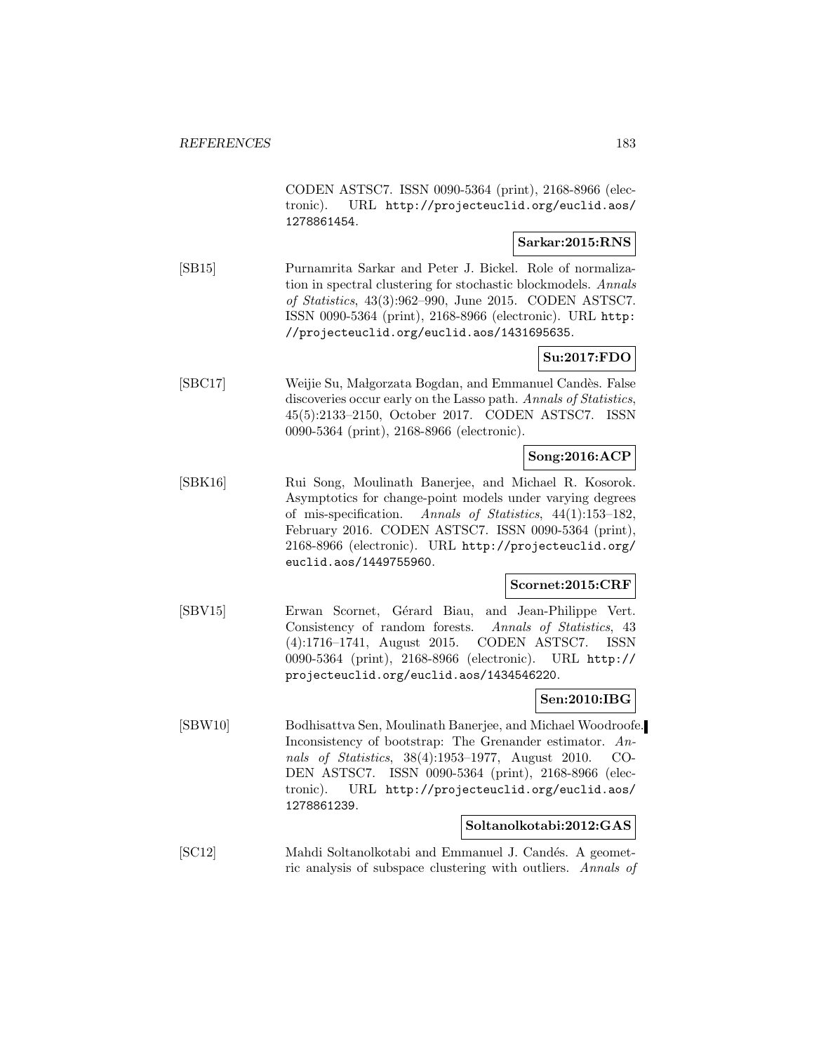CODEN ASTSC7. ISSN 0090-5364 (print), 2168-8966 (electronic). URL http://projecteuclid.org/euclid.aos/1278861454.

**Sarkar:2015:RNS**

[SB15] Purnamrita Sarkar and Peter J. Bickel. Role of normalization in spectral clustering for stochastic blockmodels. *Annals of Statistics*, 43(3):962–990, June 2015. CODEN ASTSC7. ISSN 0090-5364 (print), 2168-8966 (electronic). URL http://projecteuclid.org/euclid.aos/1431695635.

**Su:2017:FDO**

[SBC17] Weijie Su, Małgorzata Bogdan, and Emmanuel Candès. False discoveries occur early on the Lasso path. *Annals of Statistics*, 45(5):2133–2150, October 2017. CODEN ASTSC7. ISSN 0090-5364 (print), 2168-8966 (electronic).

**Song:2016:ACP**

[SBK16] Rui Song, Moulinath Banerjee, and Michael R. Kosorok. Asymptotics for change-point models under varying degrees of mis-specification. *Annals of Statistics*, 44(1):153–182, February 2016. CODEN ASTSC7. ISSN 0090-5364 (print), 2168-8966 (electronic). URL http://projecteuclid.org/euclid.aos/1449755960.

**Scornet:2015:CRF**

[SBV15] Erwan Scornet, Gérard Biau, and Jean-Philippe Vert. Consistency of random forests. *Annals of Statistics*, 43 (4):1716–1741, August 2015. CODEN ASTSC7. ISSN 0090-5364 (print), 2168-8966 (electronic). URL http://projecteuclid.org/euclid.aos/1434546220.

**Sen:2010:IBG**

[SBW10] Bodhisattva Sen, Moulinath Banerjee, and Michael Woodroofe. Inconsistency of bootstrap: The Grenander estimator. *Annals of Statistics*, 38(4):1953–1977, August 2010. CODEN ASTSC7. ISSN 0090-5364 (print), 2168-8966 (electronic). URL http://projecteuclid.org/euclid.aos/1278861239.

**Soltanolkotabi:2012:GAS**

[SC12] Mahdi Soltanolkotabi and Emmanuel J. Candés. A geometric analysis of subspace clustering with outliers. *Annals of*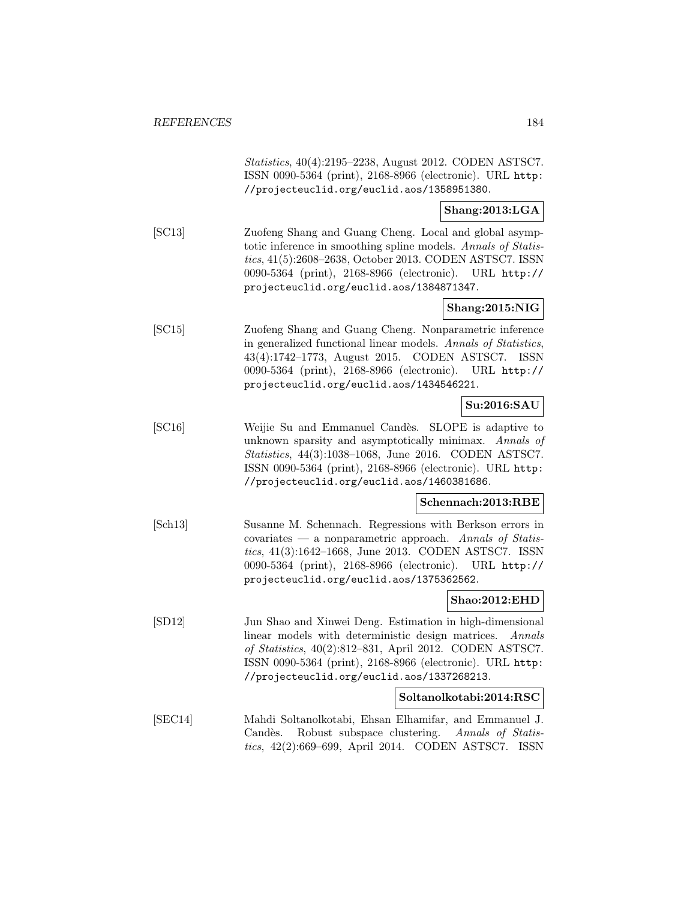*Statistics*, 40(4):2195–2238, August 2012. CODEN ASTSC7. ISSN 0090-5364 (print), 2168-8966 (electronic). URL http://projecteuclid.org/euclid.aos/1358951380.

**Shang:2013:LGA**

[SC13] Zuofeng Shang and Guang Cheng. Local and global asymptotic inference in smoothing spline models. *Annals of Statistics*, 41(5):2608–2638, October 2013. CODEN ASTSC7. ISSN 0090-5364 (print), 2168-8966 (electronic). URL http://projecteuclid.org/euclid.aos/1384871347.

**Shang:2015:NIG**

[SC15] Zuofeng Shang and Guang Cheng. Nonparametric inference in generalized functional linear models. *Annals of Statistics*, 43(4):1742–1773, August 2015. CODEN ASTSC7. ISSN 0090-5364 (print), 2168-8966 (electronic). URL http://projecteuclid.org/euclid.aos/1434546221.

**Su:2016:SAU**

[SC16] Weijie Su and Emmanuel Candès. SLOPE is adaptive to unknown sparsity and asymptotically minimax. *Annals of Statistics*, 44(3):1038–1068, June 2016. CODEN ASTSC7. ISSN 0090-5364 (print), 2168-8966 (electronic). URL http://projecteuclid.org/euclid.aos/1460381686.

**Schennach:2013:RBE**

[Sch13] Susanne M. Schennach. Regressions with Berkson errors in covariates — a nonparametric approach. *Annals of Statistics*, 41(3):1642–1668, June 2013. CODEN ASTSC7. ISSN 0090-5364 (print), 2168-8966 (electronic). URL http://projecteuclid.org/euclid.aos/1375362562.

**Shao:2012:EHD**

[SD12] Jun Shao and Xinwei Deng. Estimation in high-dimensional linear models with deterministic design matrices. *Annals of Statistics*, 40(2):812–831, April 2012. CODEN ASTSC7. ISSN 0090-5364 (print), 2168-8966 (electronic). URL http://projecteuclid.org/euclid.aos/1337268213.

**Soltanolkotabi:2014:RSC**

[SEC14] Mahdi Soltanolkotabi, Ehsan Elhamifar, and Emmanuel J. Candès. Robust subspace clustering. *Annals of Statistics*, 42(2):669–699, April 2014. CODEN ASTSC7. ISSN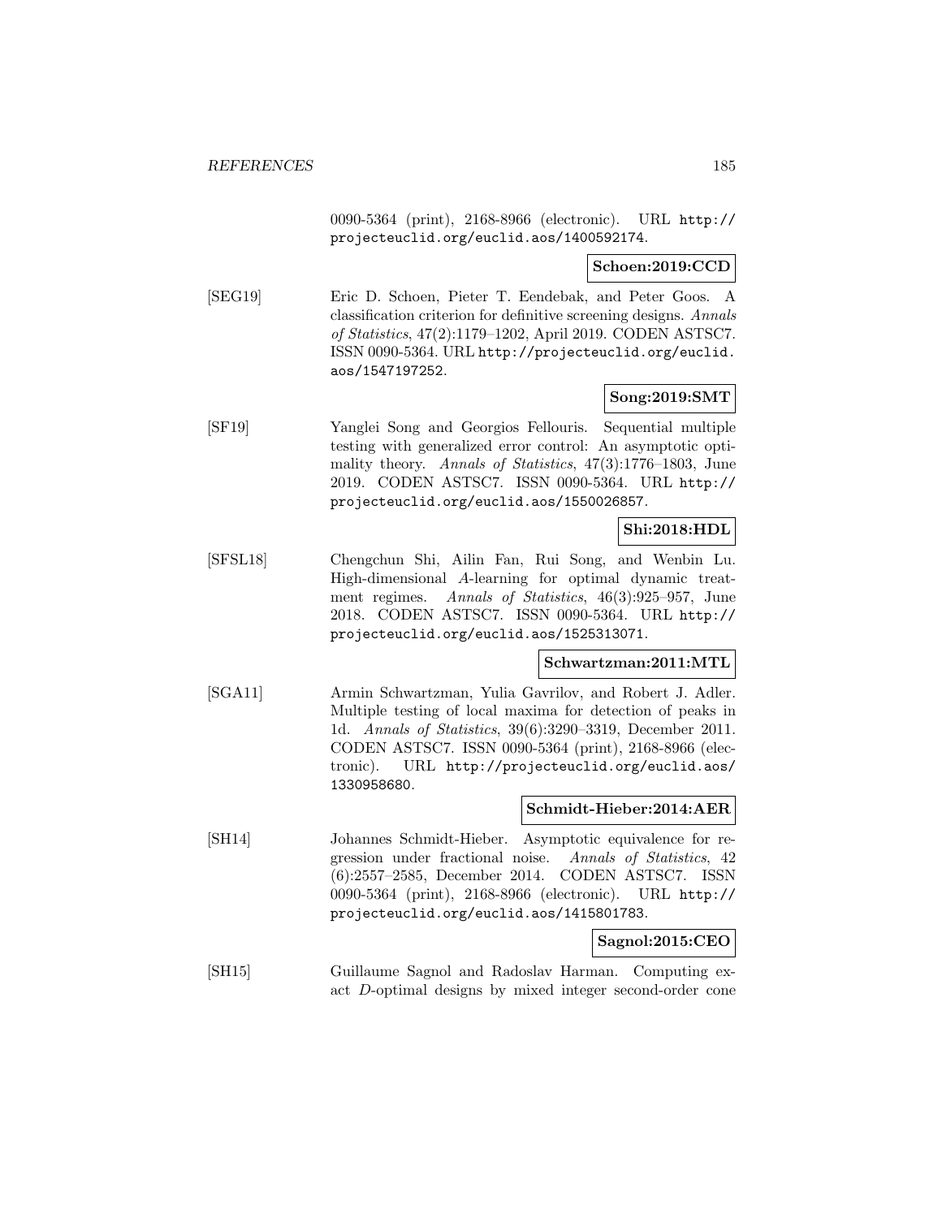0090-5364 (print), 2168-8966 (electronic). URL http://projecteuclid.org/euclid.aos/1400592174.

**Schoen:2019:CCD**

[SEG19] Eric D. Schoen, Pieter T. Eendebak, and Peter Goos. A classification criterion for definitive screening designs. *Annals of Statistics*, 47(2):1179–1202, April 2019. CODEN ASTSC7. ISSN 0090-5364. URL http://projecteuclid.org/euclid.aos/1547197252.

**Song:2019:SMT**

[SF19] Yanglei Song and Georgios Fellouris. Sequential multiple testing with generalized error control: An asymptotic optimality theory. *Annals of Statistics*, 47(3):1776–1803, June 2019. CODEN ASTSC7. ISSN 0090-5364. URL http://projecteuclid.org/euclid.aos/1550026857.

**Shi:2018:HDL**

[SFSL18] Chengchun Shi, Ailin Fan, Rui Song, and Wenbin Lu. High-dimensional $A$-learning for optimal dynamic treatment regimes. *Annals of Statistics*, 46(3):925–957, June 2018. CODEN ASTSC7. ISSN 0090-5364. URL http://projecteuclid.org/euclid.aos/1525313071.

**Schwartzman:2011:MTL**

[SGA11] Armin Schwartzman, Yulia Gavrilov, and Robert J. Adler. Multiple testing of local maxima for detection of peaks in 1d. *Annals of Statistics*, 39(6):3290–3319, December 2011. CODEN ASTSC7. ISSN 0090-5364 (print), 2168-8966 (electronic). URL http://projecteuclid.org/euclid.aos/1330958680.

**Schmidt-Hieber:2014:AER**

[SH14] Johannes Schmidt-Hieber. Asymptotic equivalence for regression under fractional noise. *Annals of Statistics*, 42 (6):2557–2585, December 2014. CODEN ASTSC7. ISSN 0090-5364 (print), 2168-8966 (electronic). URL http://projecteuclid.org/euclid.aos/1415801783.

**Sagnol:2015:CEO**

[SH15] Guillaume Sagnol and Radoslav Harman. Computing exact $D$-optimal designs by mixed integer second-order cone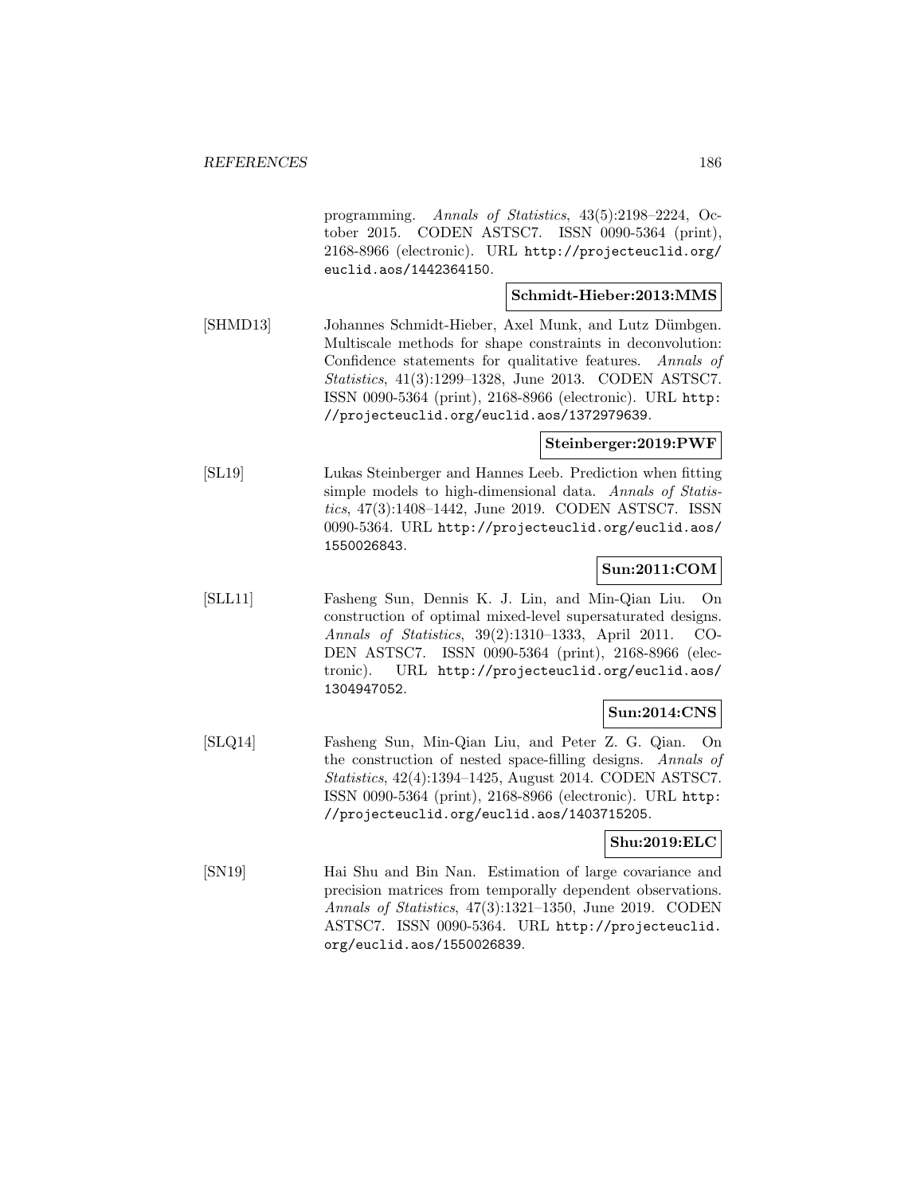programming. *Annals of Statistics*, 43(5):2198–2224, October 2015. CODEN ASTSC7. ISSN 0090-5364 (print), 2168-8966 (electronic). URL http://projecteuclid.org/euclid.aos/1442364150.

**Schmidt-Hieber:2013:MMS**

[SHMD13] Johannes Schmidt-Hieber, Axel Munk, and Lutz Dümbgen. Multiscale methods for shape constraints in deconvolution: Confidence statements for qualitative features. *Annals of Statistics*, 41(3):1299–1328, June 2013. CODEN ASTSC7. ISSN 0090-5364 (print), 2168-8966 (electronic). URL http://projecteuclid.org/euclid.aos/1372979639.

**Steinberger:2019:PWF**

[SL19] Lukas Steinberger and Hannes Leeb. Prediction when fitting simple models to high-dimensional data. *Annals of Statistics*, 47(3):1408–1442, June 2019. CODEN ASTSC7. ISSN 0090-5364. URL http://projecteuclid.org/euclid.aos/1550026843.

**Sun:2011:COM**

[SLL11] Fasheng Sun, Dennis K. J. Lin, and Min-Qian Liu. On construction of optimal mixed-level supersaturated designs. *Annals of Statistics*, 39(2):1310–1333, April 2011. CODEN ASTSC7. ISSN 0090-5364 (print), 2168-8966 (electronic). URL http://projecteuclid.org/euclid.aos/1304947052.

**Sun:2014:CNS**

[SLQ14] Fasheng Sun, Min-Qian Liu, and Peter Z. G. Qian. On the construction of nested space-filling designs. *Annals of Statistics*, 42(4):1394–1425, August 2014. CODEN ASTSC7. ISSN 0090-5364 (print), 2168-8966 (electronic). URL http://projecteuclid.org/euclid.aos/1403715205.

**Shu:2019:ELC**

[SN19] Hai Shu and Bin Nan. Estimation of large covariance and precision matrices from temporally dependent observations. *Annals of Statistics*, 47(3):1321–1350, June 2019. CODEN ASTSC7. ISSN 0090-5364. URL http://projecteuclid.org/euclid.aos/1550026839.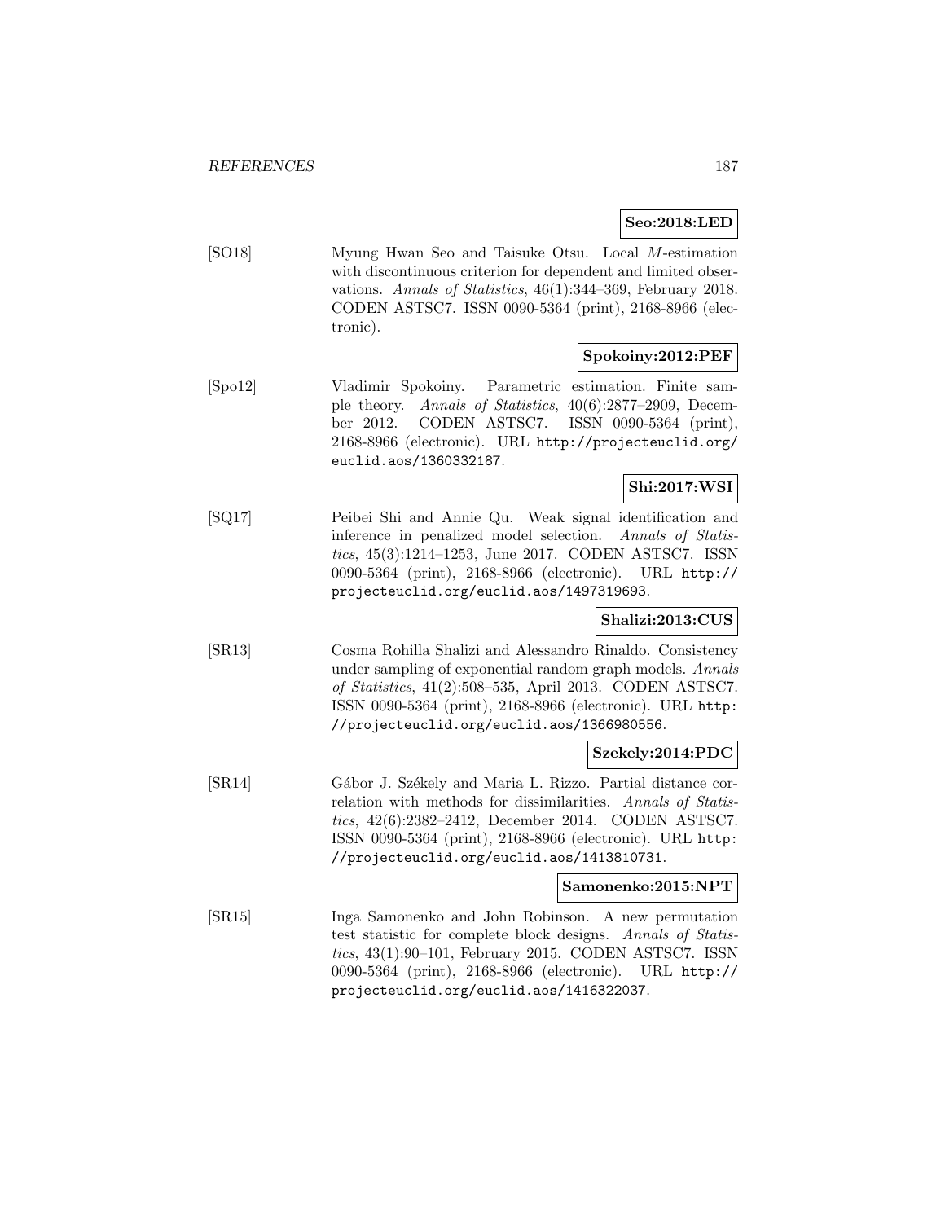**Seo:2018:LED**

[SO18] Myung Hwan Seo and Taisuke Otsu. Local $M$-estimation with discontinuous criterion for dependent and limited observations. *Annals of Statistics*, 46(1):344–369, February 2018. CODEN ASTSC7. ISSN 0090-5364 (print), 2168-8966 (electronic).

**Spokoiny:2012:PEF**

[Spo12] Vladimir Spokoiny. Parametric estimation. Finite sample theory. *Annals of Statistics*, 40(6):2877–2909, December 2012. CODEN ASTSC7. ISSN 0090-5364 (print), 2168-8966 (electronic). URL http://projecteuclid.org/euclid.aos/1360332187.

**Shi:2017:WSI**

[SQ17] Peibei Shi and Annie Qu. Weak signal identification and inference in penalized model selection. *Annals of Statistics*, 45(3):1214–1253, June 2017. CODEN ASTSC7. ISSN 0090-5364 (print), 2168-8966 (electronic). URL http://projecteuclid.org/euclid.aos/1497319693.

**Shalizi:2013:CUS**

[SR13] Cosma Rohilla Shalizi and Alessandro Rinaldo. Consistency under sampling of exponential random graph models. *Annals of Statistics*, 41(2):508–535, April 2013. CODEN ASTSC7. ISSN 0090-5364 (print), 2168-8966 (electronic). URL http://projecteuclid.org/euclid.aos/1366980556.

**Szekely:2014:PDC**

[SR14] Gábor J. Székely and Maria L. Rizzo. Partial distance correlation with methods for dissimilarities. *Annals of Statistics*, 42(6):2382–2412, December 2014. CODEN ASTSC7. ISSN 0090-5364 (print), 2168-8966 (electronic). URL http://projecteuclid.org/euclid.aos/1413810731.

**Samonenko:2015:NPT**

[SR15] Inga Samonenko and John Robinson. A new permutation test statistic for complete block designs. *Annals of Statistics*, 43(1):90–101, February 2015. CODEN ASTSC7. ISSN 0090-5364 (print), 2168-8966 (electronic). URL http://projecteuclid.org/euclid.aos/1416322037.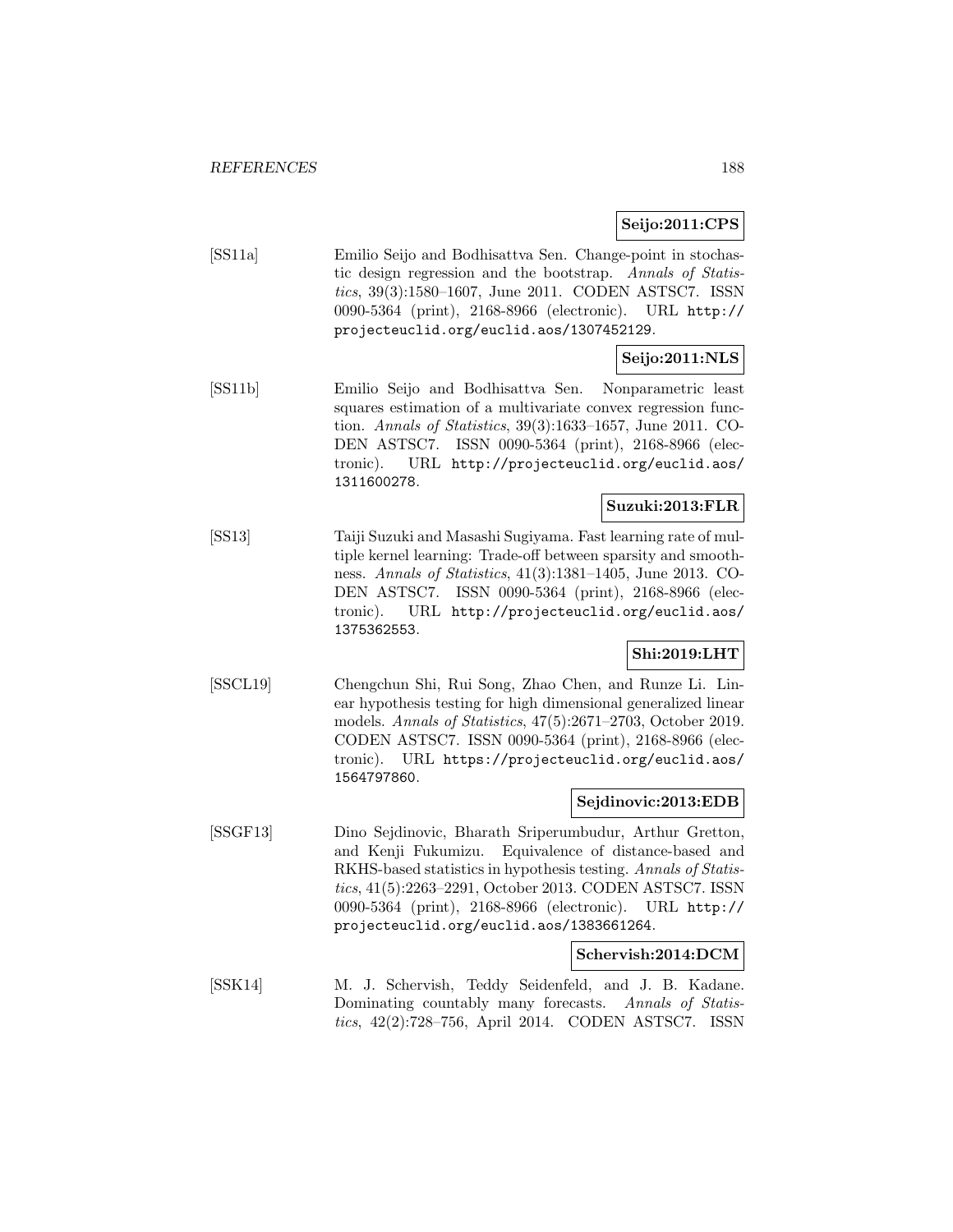**Seijo:2011:CPS**

[SS11a] Emilio Seijo and Bodhisattva Sen. Change-point in stochastic design regression and the bootstrap. *Annals of Statistics*, 39(3):1580–1607, June 2011. CODEN ASTSC7. ISSN 0090-5364 (print), 2168-8966 (electronic). URL `http://projecteuclid.org/euclid.aos/1307452129`.

**Seijo:2011:NLS**

[SS11b] Emilio Seijo and Bodhisattva Sen. Nonparametric least squares estimation of a multivariate convex regression function. *Annals of Statistics*, 39(3):1633–1657, June 2011. CODEN ASTSC7. ISSN 0090-5364 (print), 2168-8966 (electronic). URL `http://projecteuclid.org/euclid.aos/1311600278`.

**Suzuki:2013:FLR**

[SS13] Taiji Suzuki and Masashi Sugiyama. Fast learning rate of multiple kernel learning: Trade-off between sparsity and smoothness. *Annals of Statistics*, 41(3):1381–1405, June 2013. CODEN ASTSC7. ISSN 0090-5364 (print), 2168-8966 (electronic). URL `http://projecteuclid.org/euclid.aos/1375362553`.

**Shi:2019:LHT**

[SSCL19] Chengchun Shi, Rui Song, Zhao Chen, and Runze Li. Linear hypothesis testing for high dimensional generalized linear models. *Annals of Statistics*, 47(5):2671–2703, October 2019. CODEN ASTSC7. ISSN 0090-5364 (print), 2168-8966 (electronic). URL `https://projecteuclid.org/euclid.aos/1564797860`.

**Sejdinovic:2013:EDB**

[SSGF13] Dino Sejdinovic, Bharath Sriperumbudur, Arthur Gretton, and Kenji Fukumizu. Equivalence of distance-based and RKHS-based statistics in hypothesis testing. *Annals of Statistics*, 41(5):2263–2291, October 2013. CODEN ASTSC7. ISSN 0090-5364 (print), 2168-8966 (electronic). URL `http://projecteuclid.org/euclid.aos/1383661264`.

**Schervish:2014:DCM**

[SSK14] M. J. Schervish, Teddy Seidenfeld, and J. B. Kadane. Dominating countably many forecasts. *Annals of Statistics*, 42(2):728–756, April 2014. CODEN ASTSC7. ISSN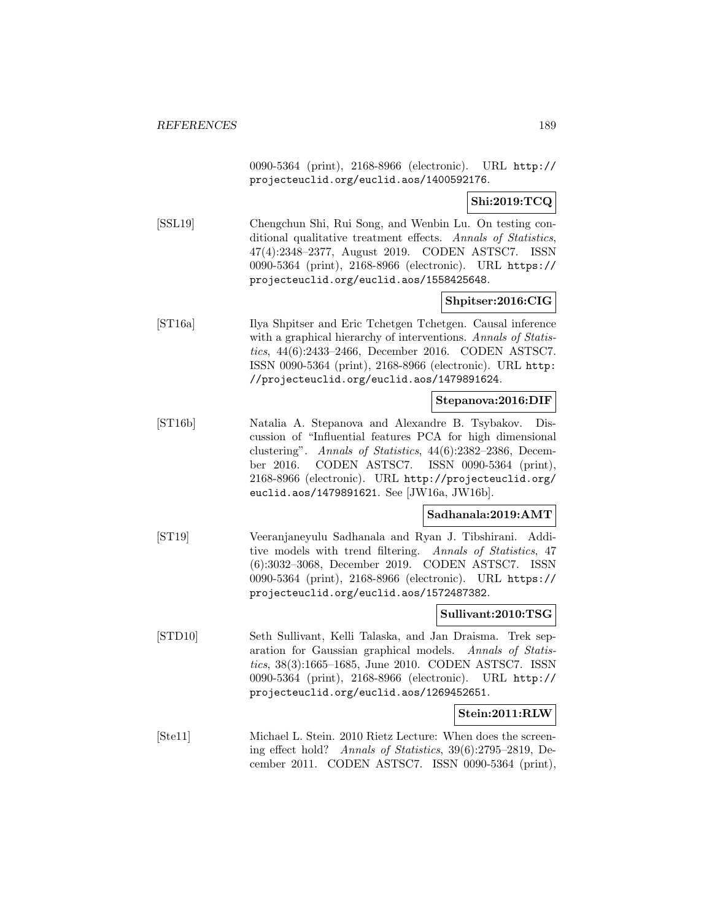0090-5364 (print), 2168-8966 (electronic). URL http://projecteuclid.org/euclid.aos/1400592176.

**Shi:2019:TCQ**

[SSL19] Chengchun Shi, Rui Song, and Wenbin Lu. On testing conditional qualitative treatment effects. *Annals of Statistics*, 47(4):2348–2377, August 2019. CODEN ASTSC7. ISSN 0090-5364 (print), 2168-8966 (electronic). URL https://projecteuclid.org/euclid.aos/1558425648.

**Shpitser:2016:CIG**

[ST16a] Ilya Shpitser and Eric Tchetgen Tchetgen. Causal inference with a graphical hierarchy of interventions. *Annals of Statistics*, 44(6):2433–2466, December 2016. CODEN ASTSC7. ISSN 0090-5364 (print), 2168-8966 (electronic). URL http://projecteuclid.org/euclid.aos/1479891624.

**Stepanova:2016:DIF**

[ST16b] Natalia A. Stepanova and Alexandre B. Tsybakov. Discussion of "Influential features PCA for high dimensional clustering". *Annals of Statistics*, 44(6):2382–2386, December 2016. CODEN ASTSC7. ISSN 0090-5364 (print), 2168-8966 (electronic). URL http://projecteuclid.org/euclid.aos/1479891621. See [JW16a, JW16b].

**Sadhanala:2019:AMT**

[ST19] Veeranjaneyulu Sadhanala and Ryan J. Tibshirani. Additive models with trend filtering. *Annals of Statistics*, 47 (6):3032–3068, December 2019. CODEN ASTSC7. ISSN 0090-5364 (print), 2168-8966 (electronic). URL https://projecteuclid.org/euclid.aos/1572487382.

**Sullivant:2010:TSG**

[STD10] Seth Sullivant, Kelli Talaska, and Jan Draisma. Trek separation for Gaussian graphical models. *Annals of Statistics*, 38(3):1665–1685, June 2010. CODEN ASTSC7. ISSN 0090-5364 (print), 2168-8966 (electronic). URL http://projecteuclid.org/euclid.aos/1269452651.

**Stein:2011:RLW**

[Ste11] Michael L. Stein. 2010 Rietz Lecture: When does the screening effect hold? *Annals of Statistics*, 39(6):2795–2819, December 2011. CODEN ASTSC7. ISSN 0090-5364 (print),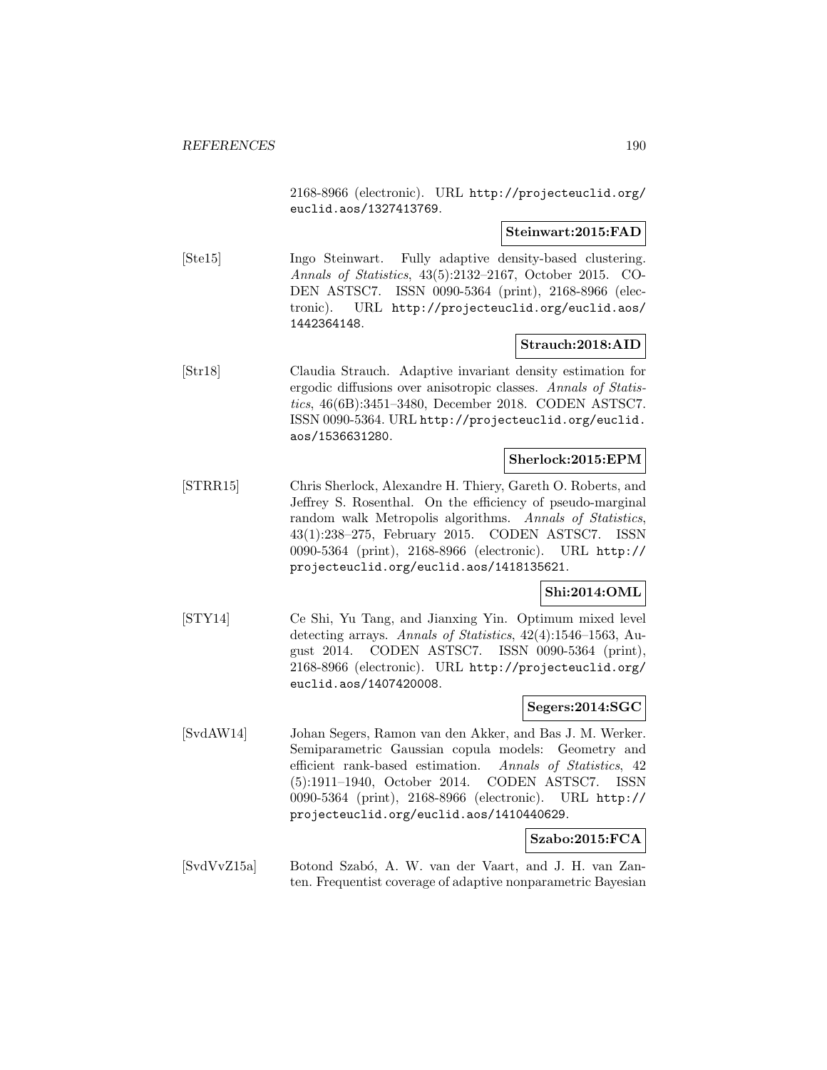2168-8966 (electronic). URL http://projecteuclid.org/euclid.aos/1327413769.

**Steinwart:2015:FAD**

[Ste15] Ingo Steinwart. Fully adaptive density-based clustering. *Annals of Statistics*, 43(5):2132–2167, October 2015. CODEN ASTSC7. ISSN 0090-5364 (print), 2168-8966 (electronic). URL http://projecteuclid.org/euclid.aos/1442364148.

**Strauch:2018:AID**

[Str18] Claudia Strauch. Adaptive invariant density estimation for ergodic diffusions over anisotropic classes. *Annals of Statistics*, 46(6B):3451–3480, December 2018. CODEN ASTSC7. ISSN 0090-5364. URL http://projecteuclid.org/euclid.aos/1536631280.

**Sherlock:2015:EPM**

[STRR15] Chris Sherlock, Alexandre H. Thiery, Gareth O. Roberts, and Jeffrey S. Rosenthal. On the efficiency of pseudo-marginal random walk Metropolis algorithms. *Annals of Statistics*, 43(1):238–275, February 2015. CODEN ASTSC7. ISSN 0090-5364 (print), 2168-8966 (electronic). URL http://projecteuclid.org/euclid.aos/1418135621.

**Shi:2014:OML**

[STY14] Ce Shi, Yu Tang, and Jianxing Yin. Optimum mixed level detecting arrays. *Annals of Statistics*, 42(4):1546–1563, August 2014. CODEN ASTSC7. ISSN 0090-5364 (print), 2168-8966 (electronic). URL http://projecteuclid.org/euclid.aos/1407420008.

**Segers:2014:SGC**

[SvdAW14] Johan Segers, Ramon van den Akker, and Bas J. M. Werker. Semiparametric Gaussian copula models: Geometry and efficient rank-based estimation. *Annals of Statistics*, 42(5):1911–1940, October 2014. CODEN ASTSC7. ISSN 0090-5364 (print), 2168-8966 (electronic). URL http://projecteuclid.org/euclid.aos/1410440629.

**Szabo:2015:FCA**

[SvdVvZ15a] Botond Szabó, A. W. van der Vaart, and J. H. van Zanten. Frequentist coverage of adaptive nonparametric Bayesian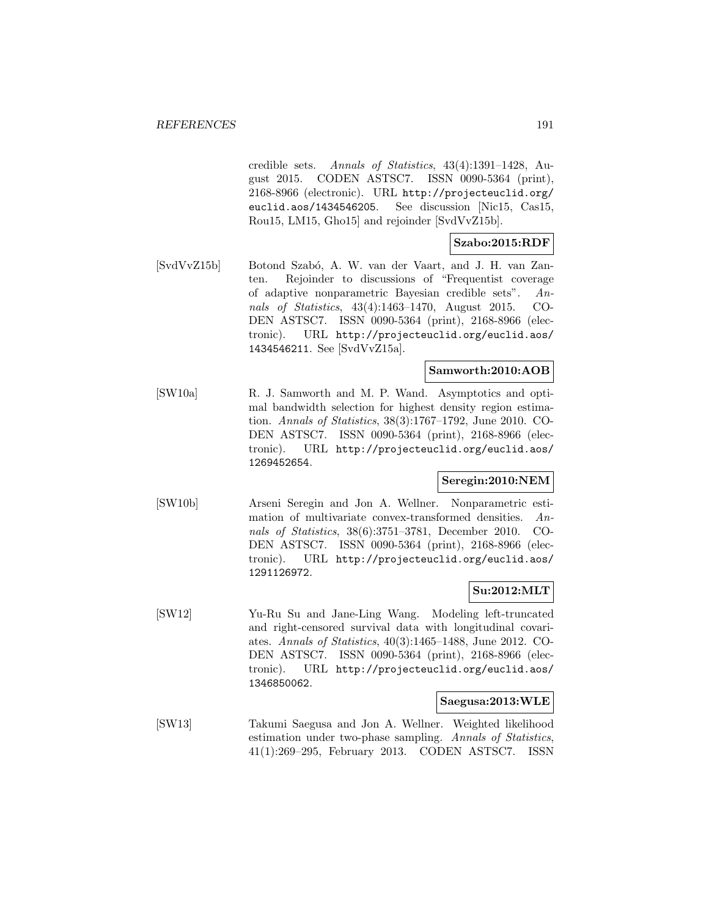credible sets. *Annals of Statistics*, 43(4):1391–1428, August 2015. CODEN ASTSC7. ISSN 0090-5364 (print), 2168-8966 (electronic). URL http://projecteuclid.org/euclid.aos/1434546205. See discussion [Nic15, Cas15, Rou15, LM15, Gho15] and rejoinder [SvdVvZ15b].

**Szabo:2015:RDF**

[SvdVvZ15b] Botond Szabó, A. W. van der Vaart, and J. H. van Zanten. Rejoinder to discussions of "Frequentist coverage of adaptive nonparametric Bayesian credible sets". *Annals of Statistics*, 43(4):1463–1470, August 2015. CODEN ASTSC7. ISSN 0090-5364 (print), 2168-8966 (electronic). URL http://projecteuclid.org/euclid.aos/1434546211. See [SvdVvZ15a].

**Samworth:2010:AOB**

[SW10a] R. J. Samworth and M. P. Wand. Asymptotics and optimal bandwidth selection for highest density region estimation. *Annals of Statistics*, 38(3):1767–1792, June 2010. CODEN ASTSC7. ISSN 0090-5364 (print), 2168-8966 (electronic). URL http://projecteuclid.org/euclid.aos/1269452654.

**Seregin:2010:NEM**

[SW10b] Arseni Seregin and Jon A. Wellner. Nonparametric estimation of multivariate convex-transformed densities. *Annals of Statistics*, 38(6):3751–3781, December 2010. CODEN ASTSC7. ISSN 0090-5364 (print), 2168-8966 (electronic). URL http://projecteuclid.org/euclid.aos/1291126972.

**Su:2012:MLT**

[SW12] Yu-Ru Su and Jane-Ling Wang. Modeling left-truncated and right-censored survival data with longitudinal covariates. *Annals of Statistics*, 40(3):1465–1488, June 2012. CODEN ASTSC7. ISSN 0090-5364 (print), 2168-8966 (electronic). URL http://projecteuclid.org/euclid.aos/1346850062.

**Saegusa:2013:WLE**

[SW13] Takumi Saegusa and Jon A. Wellner. Weighted likelihood estimation under two-phase sampling. *Annals of Statistics*, 41(1):269–295, February 2013. CODEN ASTSC7. ISSN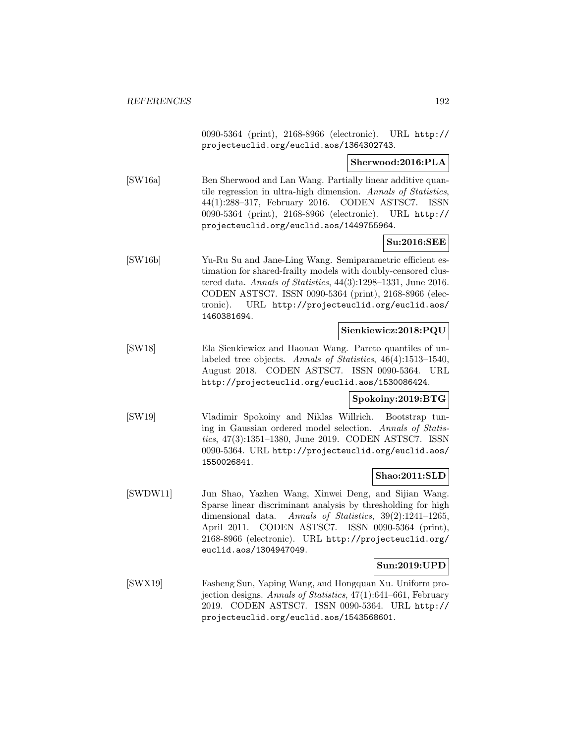0090-5364 (print), 2168-8966 (electronic). URL http://projecteuclid.org/euclid.aos/1364302743.

**Sherwood:2016:PLA**

[SW16a] Ben Sherwood and Lan Wang. Partially linear additive quantile regression in ultra-high dimension. *Annals of Statistics*, 44(1):288–317, February 2016. CODEN ASTSC7. ISSN 0090-5364 (print), 2168-8966 (electronic). URL http://projecteuclid.org/euclid.aos/1449755964.

**Su:2016:SEE**

[SW16b] Yu-Ru Su and Jane-Ling Wang. Semiparametric efficient estimation for shared-frailty models with doubly-censored clustered data. *Annals of Statistics*, 44(3):1298–1331, June 2016. CODEN ASTSC7. ISSN 0090-5364 (print), 2168-8966 (electronic). URL http://projecteuclid.org/euclid.aos/1460381694.

**Sienkiewicz:2018:PQU**

[SW18] Ela Sienkiewicz and Haonan Wang. Pareto quantiles of unlabeled tree objects. *Annals of Statistics*, 46(4):1513–1540, August 2018. CODEN ASTSC7. ISSN 0090-5364. URL http://projecteuclid.org/euclid.aos/1530086424.

**Spokoiny:2019:BTG**

[SW19] Vladimir Spokoiny and Niklas Willrich. Bootstrap tuning in Gaussian ordered model selection. *Annals of Statistics*, 47(3):1351–1380, June 2019. CODEN ASTSC7. ISSN 0090-5364. URL http://projecteuclid.org/euclid.aos/1550026841.

**Shao:2011:SLD**

[SWDW11] Jun Shao, Yazhen Wang, Xinwei Deng, and Sijian Wang. Sparse linear discriminant analysis by thresholding for high dimensional data. *Annals of Statistics*, 39(2):1241–1265, April 2011. CODEN ASTSC7. ISSN 0090-5364 (print), 2168-8966 (electronic). URL http://projecteuclid.org/euclid.aos/1304947049.

**Sun:2019:UPD**

[SWX19] Fasheng Sun, Yaping Wang, and Hongquan Xu. Uniform projection designs. *Annals of Statistics*, 47(1):641–661, February 2019. CODEN ASTSC7. ISSN 0090-5364. URL http://projecteuclid.org/euclid.aos/1543568601.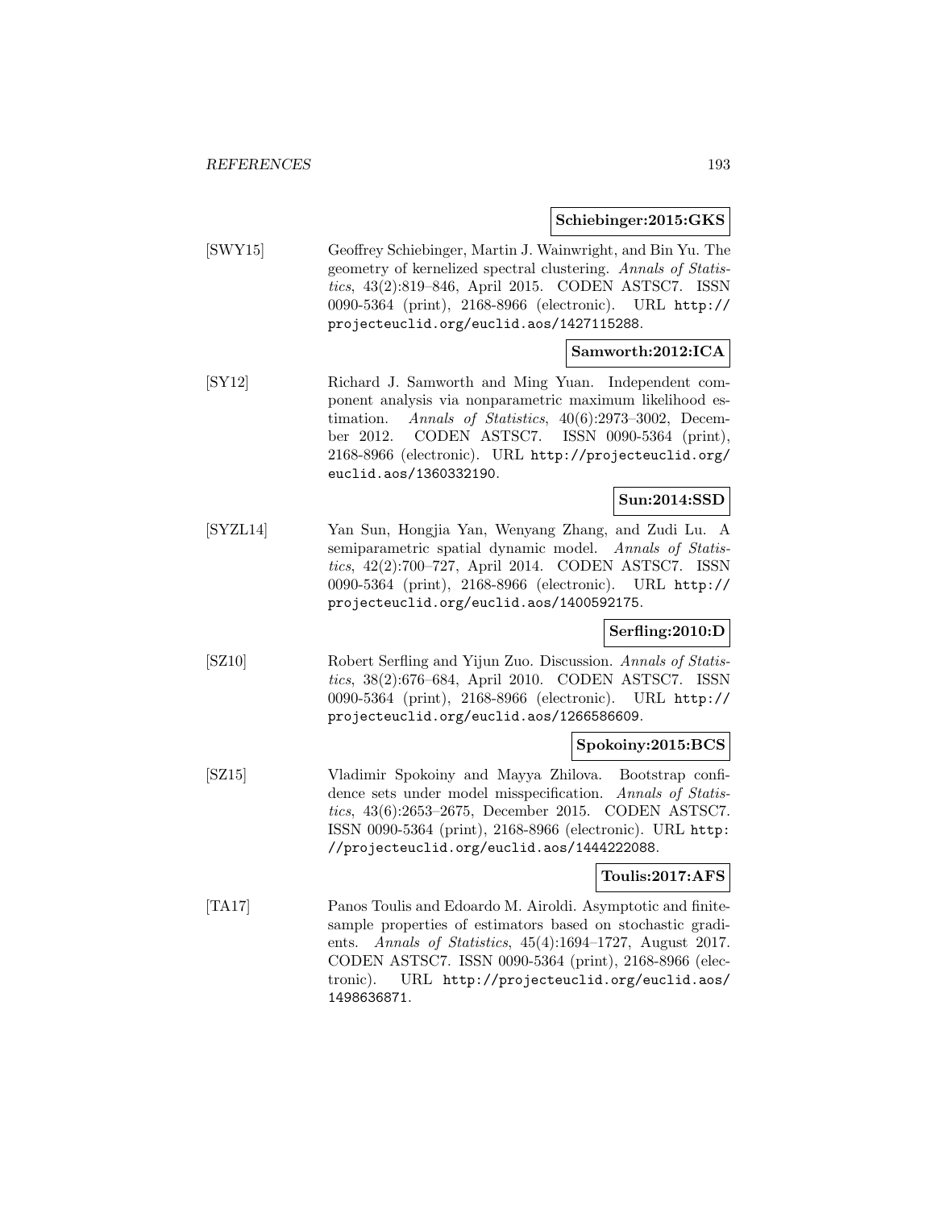**Schiebinger:2015:GKS**

[SWY15] Geoffrey Schiebinger, Martin J. Wainwright, and Bin Yu. The geometry of kernelized spectral clustering. *Annals of Statistics*, 43(2):819–846, April 2015. CODEN ASTSC7. ISSN 0090-5364 (print), 2168-8966 (electronic). URL http://projecteuclid.org/euclid.aos/1427115288.

**Samworth:2012:ICA**

[SY12] Richard J. Samworth and Ming Yuan. Independent component analysis via nonparametric maximum likelihood estimation. *Annals of Statistics*, 40(6):2973–3002, December 2012. CODEN ASTSC7. ISSN 0090-5364 (print), 2168-8966 (electronic). URL http://projecteuclid.org/euclid.aos/1360332190.

**Sun:2014:SSD**

[SYZL14] Yan Sun, Hongjia Yan, Wenyang Zhang, and Zudi Lu. A semiparametric spatial dynamic model. *Annals of Statistics*, 42(2):700–727, April 2014. CODEN ASTSC7. ISSN 0090-5364 (print), 2168-8966 (electronic). URL http://projecteuclid.org/euclid.aos/1400592175.

**Serfling:2010:D**

[SZ10] Robert Serfling and Yijun Zuo. Discussion. *Annals of Statistics*, 38(2):676–684, April 2010. CODEN ASTSC7. ISSN 0090-5364 (print), 2168-8966 (electronic). URL http://projecteuclid.org/euclid.aos/1266586609.

**Spokoiny:2015:BCS**

[SZ15] Vladimir Spokoiny and Mayya Zhilova. Bootstrap confidence sets under model misspecification. *Annals of Statistics*, 43(6):2653–2675, December 2015. CODEN ASTSC7. ISSN 0090-5364 (print), 2168-8966 (electronic). URL http://projecteuclid.org/euclid.aos/1444222088.

**Toulis:2017:AFS**

[TA17] Panos Toulis and Edoardo M. Airoldi. Asymptotic and finite-sample properties of estimators based on stochastic gradients. *Annals of Statistics*, 45(4):1694–1727, August 2017. CODEN ASTSC7. ISSN 0090-5364 (print), 2168-8966 (electronic). URL http://projecteuclid.org/euclid.aos/1498636871.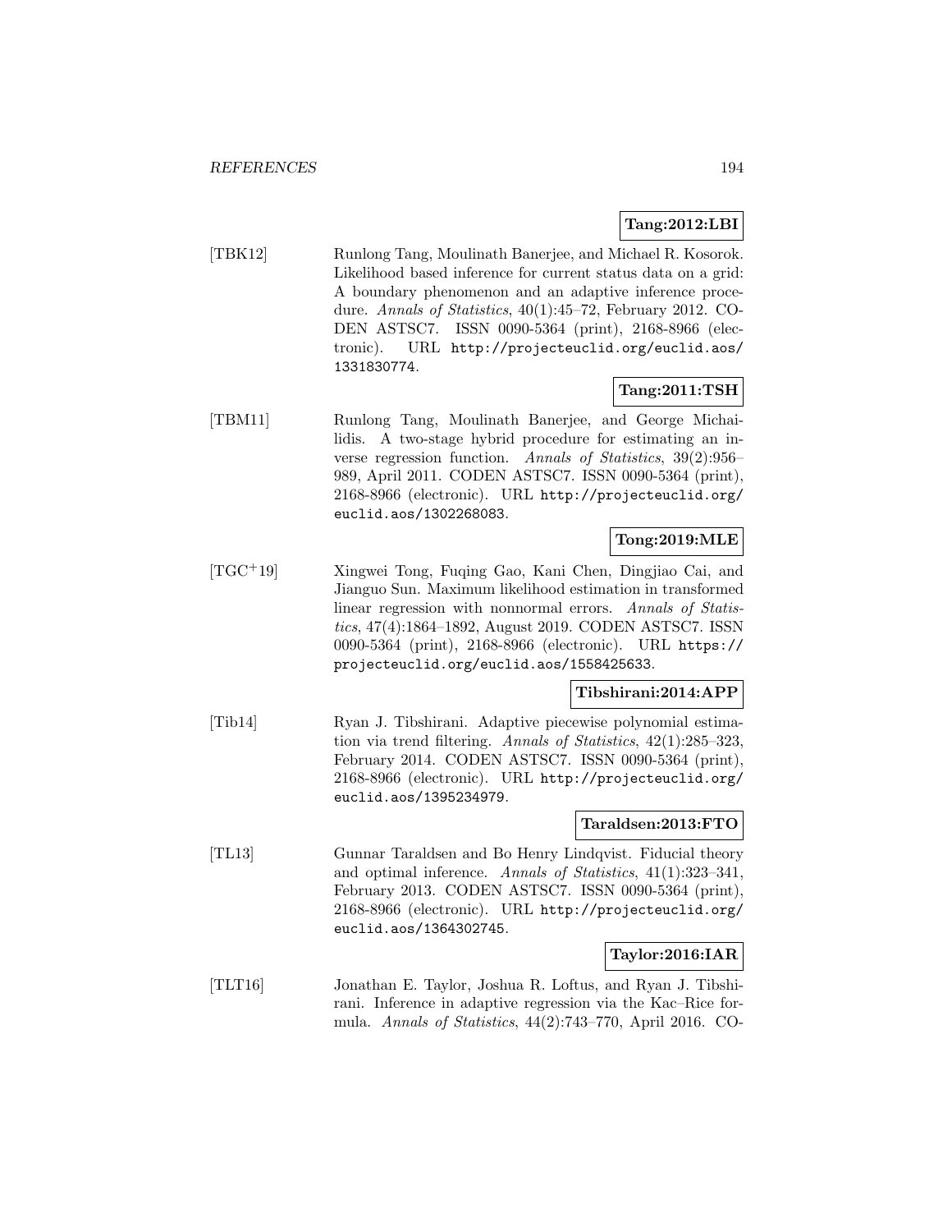**Tang:2012:LBI**

[TBK12] Runlong Tang, Moulinath Banerjee, and Michael R. Kosorok. Likelihood based inference for current status data on a grid: A boundary phenomenon and an adaptive inference procedure. *Annals of Statistics*, 40(1):45–72, February 2012. CODEN ASTSC7. ISSN 0090-5364 (print), 2168-8966 (electronic). URL http://projecteuclid.org/euclid.aos/1331830774.

**Tang:2011:TSH**

[TBM11] Runlong Tang, Moulinath Banerjee, and George Michailidis. A two-stage hybrid procedure for estimating an inverse regression function. *Annals of Statistics*, 39(2):956–989, April 2011. CODEN ASTSC7. ISSN 0090-5364 (print), 2168-8966 (electronic). URL http://projecteuclid.org/euclid.aos/1302268083.

**Tong:2019:MLE**

[TGC+19] Xingwei Tong, Fuqing Gao, Kani Chen, Dingjiao Cai, and Jianguo Sun. Maximum likelihood estimation in transformed linear regression with nonnormal errors. *Annals of Statistics*, 47(4):1864–1892, August 2019. CODEN ASTSC7. ISSN 0090-5364 (print), 2168-8966 (electronic). URL https://projecteuclid.org/euclid.aos/1558425633.

**Tibshirani:2014:APP**

[Tib14] Ryan J. Tibshirani. Adaptive piecewise polynomial estimation via trend filtering. *Annals of Statistics*, 42(1):285–323, February 2014. CODEN ASTSC7. ISSN 0090-5364 (print), 2168-8966 (electronic). URL http://projecteuclid.org/euclid.aos/1395234979.

**Taraldsen:2013:FTO**

[TL13] Gunnar Taraldsen and Bo Henry Lindqvist. Fiducial theory and optimal inference. *Annals of Statistics*, 41(1):323–341, February 2013. CODEN ASTSC7. ISSN 0090-5364 (print), 2168-8966 (electronic). URL http://projecteuclid.org/euclid.aos/1364302745.

**Taylor:2016:IAR**

[TLT16] Jonathan E. Taylor, Joshua R. Loftus, and Ryan J. Tibshirani. Inference in adaptive regression via the Kac–Rice formula. *Annals of Statistics*, 44(2):743–770, April 2016. CO-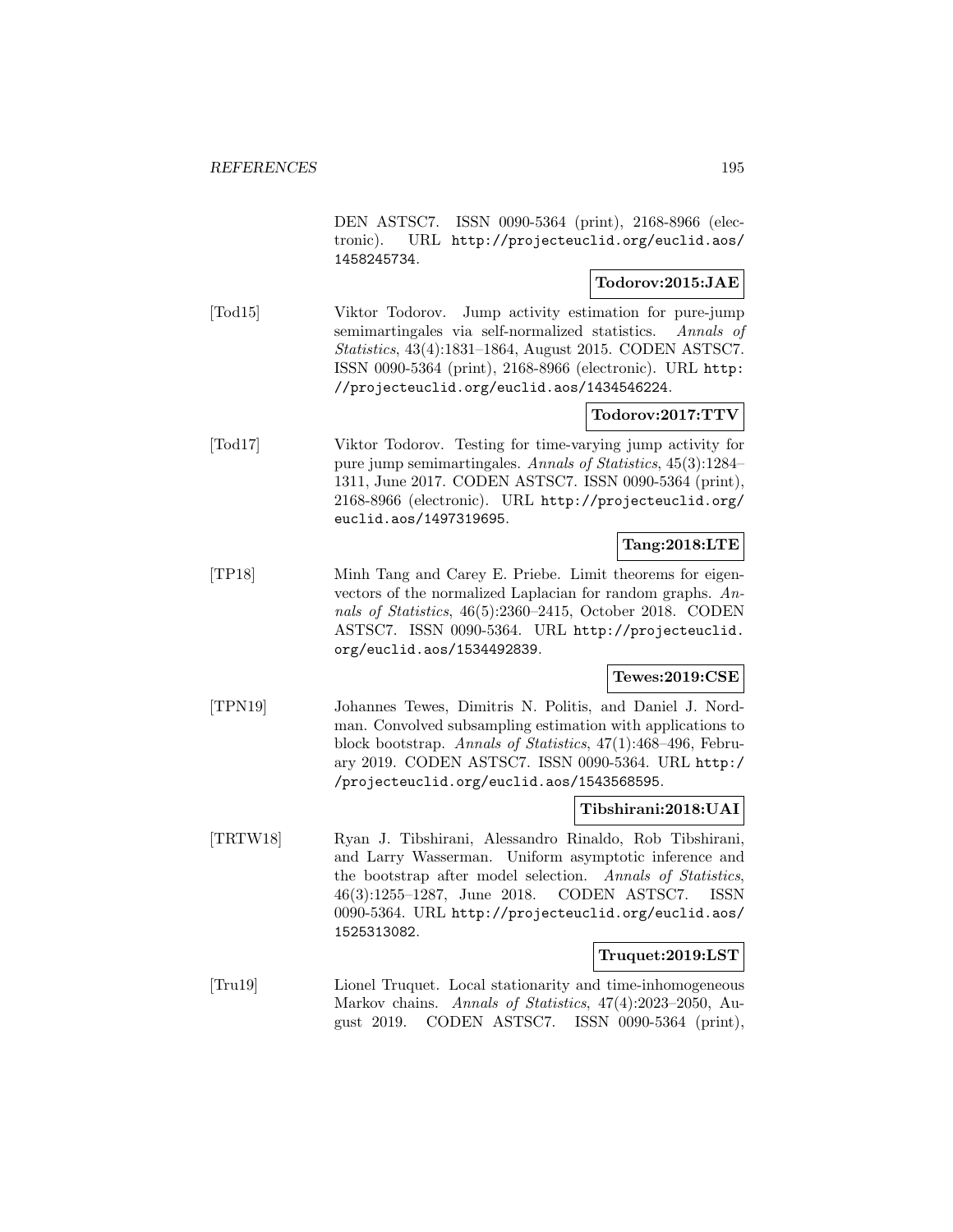DEN ASTSC7. ISSN 0090-5364 (print), 2168-8966 (electronic). URL http://projecteuclid.org/euclid.aos/1458245734.

**Todorov:2015:JAE**

[Tod15] Viktor Todorov. Jump activity estimation for pure-jump semimartingales via self-normalized statistics. *Annals of Statistics*, 43(4):1831–1864, August 2015. CODEN ASTSC7. ISSN 0090-5364 (print), 2168-8966 (electronic). URL http://projecteuclid.org/euclid.aos/1434546224.

**Todorov:2017:TTV**

[Tod17] Viktor Todorov. Testing for time-varying jump activity for pure jump semimartingales. *Annals of Statistics*, 45(3):1284–1311, June 2017. CODEN ASTSC7. ISSN 0090-5364 (print), 2168-8966 (electronic). URL http://projecteuclid.org/euclid.aos/1497319695.

**Tang:2018:LTE**

[TP18] Minh Tang and Carey E. Priebe. Limit theorems for eigenvectors of the normalized Laplacian for random graphs. *Annals of Statistics*, 46(5):2360–2415, October 2018. CODEN ASTSC7. ISSN 0090-5364. URL http://projecteuclid.org/euclid.aos/1534492839.

**Tewes:2019:CSE**

[TPN19] Johannes Tewes, Dimitris N. Politis, and Daniel J. Nordman. Convolved subsampling estimation with applications to block bootstrap. *Annals of Statistics*, 47(1):468–496, February 2019. CODEN ASTSC7. ISSN 0090-5364. URL http://projecteuclid.org/euclid.aos/1543568595.

**Tibshirani:2018:UAI**

[TRTW18] Ryan J. Tibshirani, Alessandro Rinaldo, Rob Tibshirani, and Larry Wasserman. Uniform asymptotic inference and the bootstrap after model selection. *Annals of Statistics*, 46(3):1255–1287, June 2018. CODEN ASTSC7. ISSN 0090-5364. URL http://projecteuclid.org/euclid.aos/1525313082.

**Truquet:2019:LST**

[Tru19] Lionel Truquet. Local stationarity and time-inhomogeneous Markov chains. *Annals of Statistics*, 47(4):2023–2050, August 2019. CODEN ASTSC7. ISSN 0090-5364 (print),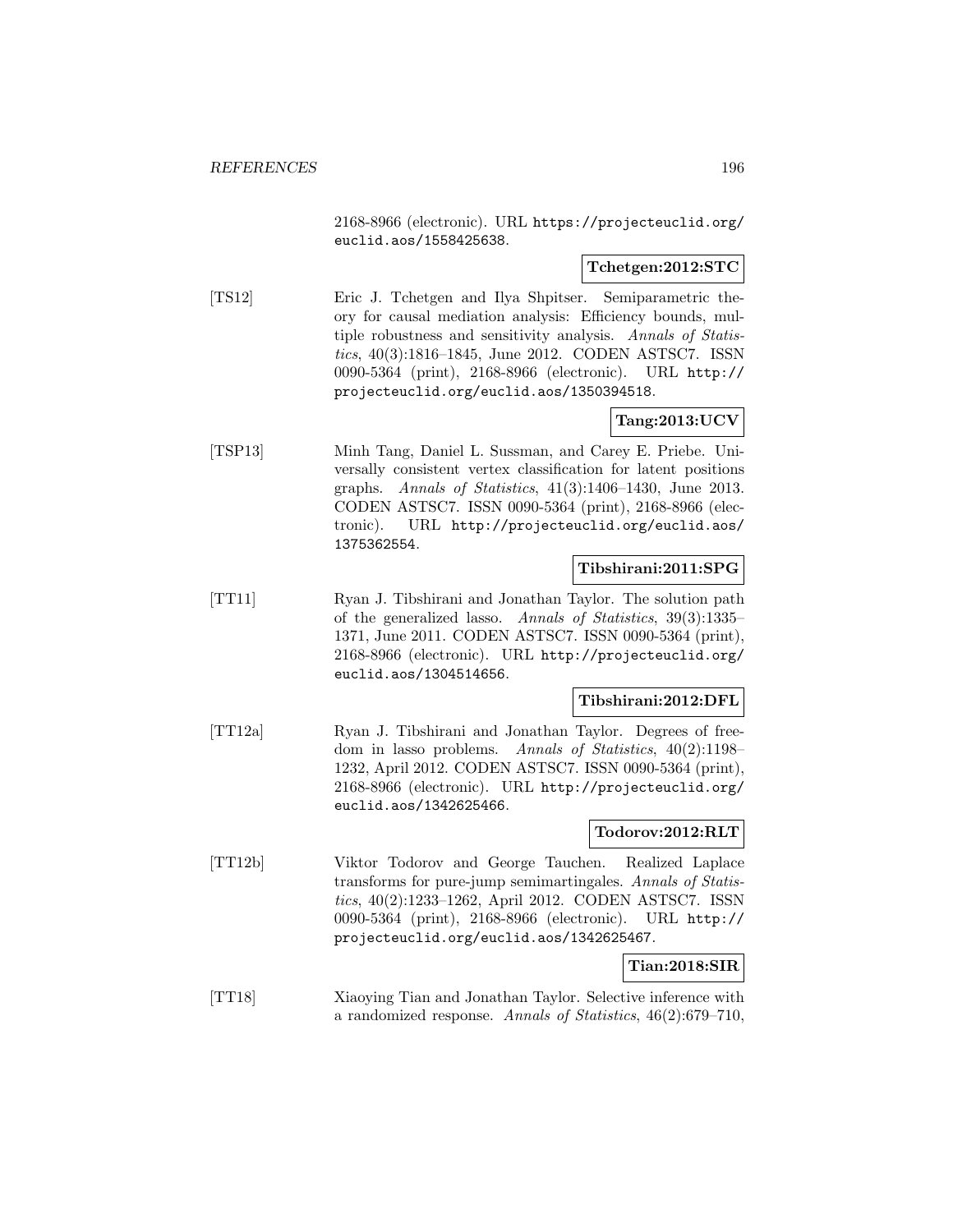2168-8966 (electronic). URL https://projecteuclid.org/euclid.aos/1558425638.

**Tchetgen:2012:STC**

[TS12] Eric J. Tchetgen and Ilya Shpitser. Semiparametric theory for causal mediation analysis: Efficiency bounds, multiple robustness and sensitivity analysis. *Annals of Statistics*, 40(3):1816–1845, June 2012. CODEN ASTSC7. ISSN 0090-5364 (print), 2168-8966 (electronic). URL http://projecteuclid.org/euclid.aos/1350394518.

**Tang:2013:UCV**

[TSP13] Minh Tang, Daniel L. Sussman, and Carey E. Priebe. Universally consistent vertex classification for latent positions graphs. *Annals of Statistics*, 41(3):1406–1430, June 2013. CODEN ASTSC7. ISSN 0090-5364 (print), 2168-8966 (electronic). URL http://projecteuclid.org/euclid.aos/1375362554.

**Tibshirani:2011:SPG**

[TT11] Ryan J. Tibshirani and Jonathan Taylor. The solution path of the generalized lasso. *Annals of Statistics*, 39(3):1335–1371, June 2011. CODEN ASTSC7. ISSN 0090-5364 (print), 2168-8966 (electronic). URL http://projecteuclid.org/euclid.aos/1304514656.

**Tibshirani:2012:DFL**

[TT12a] Ryan J. Tibshirani and Jonathan Taylor. Degrees of freedom in lasso problems. *Annals of Statistics*, 40(2):1198–1232, April 2012. CODEN ASTSC7. ISSN 0090-5364 (print), 2168-8966 (electronic). URL http://projecteuclid.org/euclid.aos/1342625466.

**Todorov:2012:RLT**

[TT12b] Viktor Todorov and George Tauchen. Realized Laplace transforms for pure-jump semimartingales. *Annals of Statistics*, 40(2):1233–1262, April 2012. CODEN ASTSC7. ISSN 0090-5364 (print), 2168-8966 (electronic). URL http://projecteuclid.org/euclid.aos/1342625467.

**Tian:2018:SIR**

[TT18] Xiaoying Tian and Jonathan Taylor. Selective inference with a randomized response. *Annals of Statistics*, 46(2):679–710,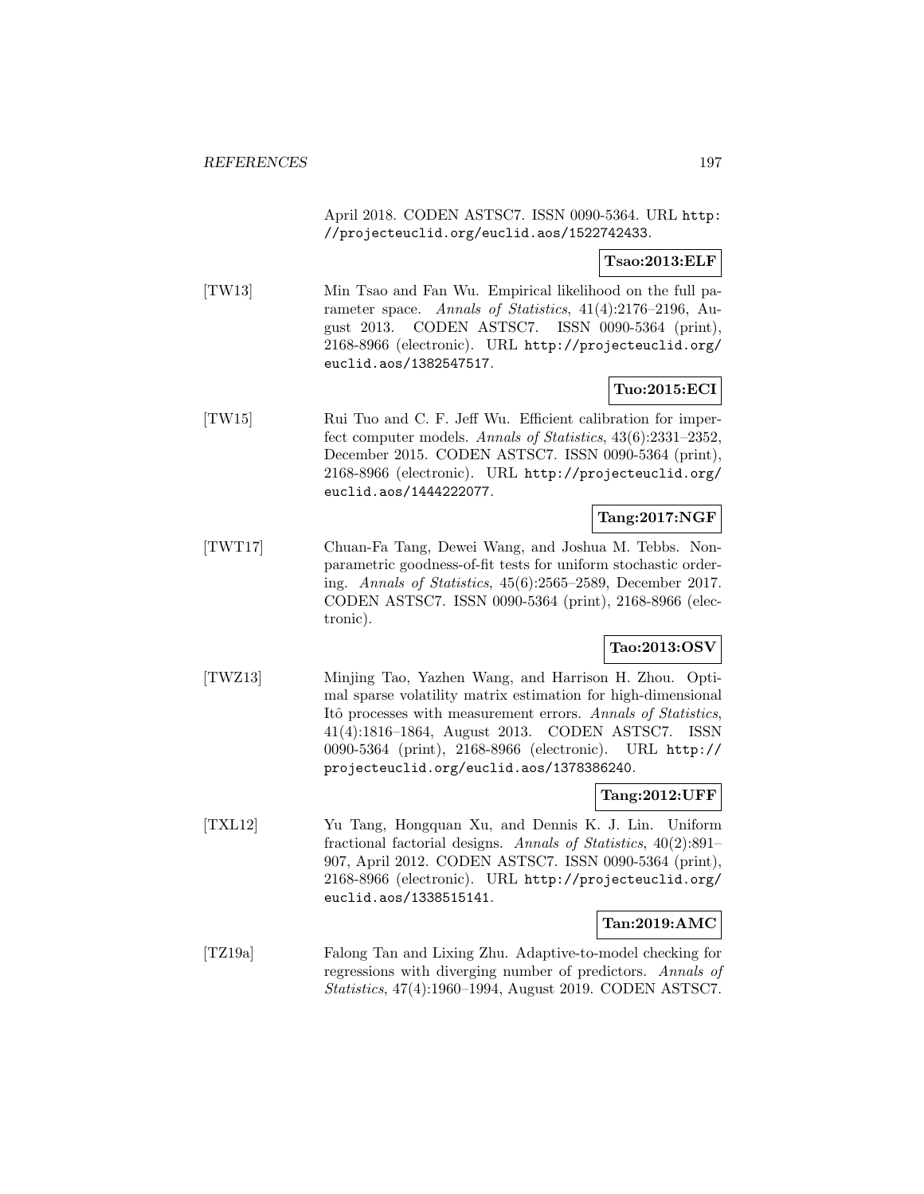April 2018. CODEN ASTSC7. ISSN 0090-5364. URL http://projecteuclid.org/euclid.aos/1522742433.

**Tsao:2013:ELF**

[TW13] Min Tsao and Fan Wu. Empirical likelihood on the full parameter space. *Annals of Statistics*, 41(4):2176–2196, August 2013. CODEN ASTSC7. ISSN 0090-5364 (print), 2168-8966 (electronic). URL http://projecteuclid.org/euclid.aos/1382547517.

**Tuo:2015:ECI**

[TW15] Rui Tuo and C. F. Jeff Wu. Efficient calibration for imperfect computer models. *Annals of Statistics*, 43(6):2331–2352, December 2015. CODEN ASTSC7. ISSN 0090-5364 (print), 2168-8966 (electronic). URL http://projecteuclid.org/euclid.aos/1444222077.

**Tang:2017:NGF**

[TWT17] Chuan-Fa Tang, Dewei Wang, and Joshua M. Tebbs. Nonparametric goodness-of-fit tests for uniform stochastic ordering. *Annals of Statistics*, 45(6):2565–2589, December 2017. CODEN ASTSC7. ISSN 0090-5364 (print), 2168-8966 (electronic).

**Tao:2013:OSV**

[TWZ13] Minjing Tao, Yazhen Wang, and Harrison H. Zhou. Optimal sparse volatility matrix estimation for high-dimensional Itô processes with measurement errors. *Annals of Statistics*, 41(4):1816–1864, August 2013. CODEN ASTSC7. ISSN 0090-5364 (print), 2168-8966 (electronic). URL http://projecteuclid.org/euclid.aos/1378386240.

**Tang:2012:UFF**

[TXL12] Yu Tang, Hongquan Xu, and Dennis K. J. Lin. Uniform fractional factorial designs. *Annals of Statistics*, 40(2):891–907, April 2012. CODEN ASTSC7. ISSN 0090-5364 (print), 2168-8966 (electronic). URL http://projecteuclid.org/euclid.aos/1338515141.

**Tan:2019:AMC**

[TZ19a] Falong Tan and Lixing Zhu. Adaptive-to-model checking for regressions with diverging number of predictors. *Annals of Statistics*, 47(4):1960–1994, August 2019. CODEN ASTSC7.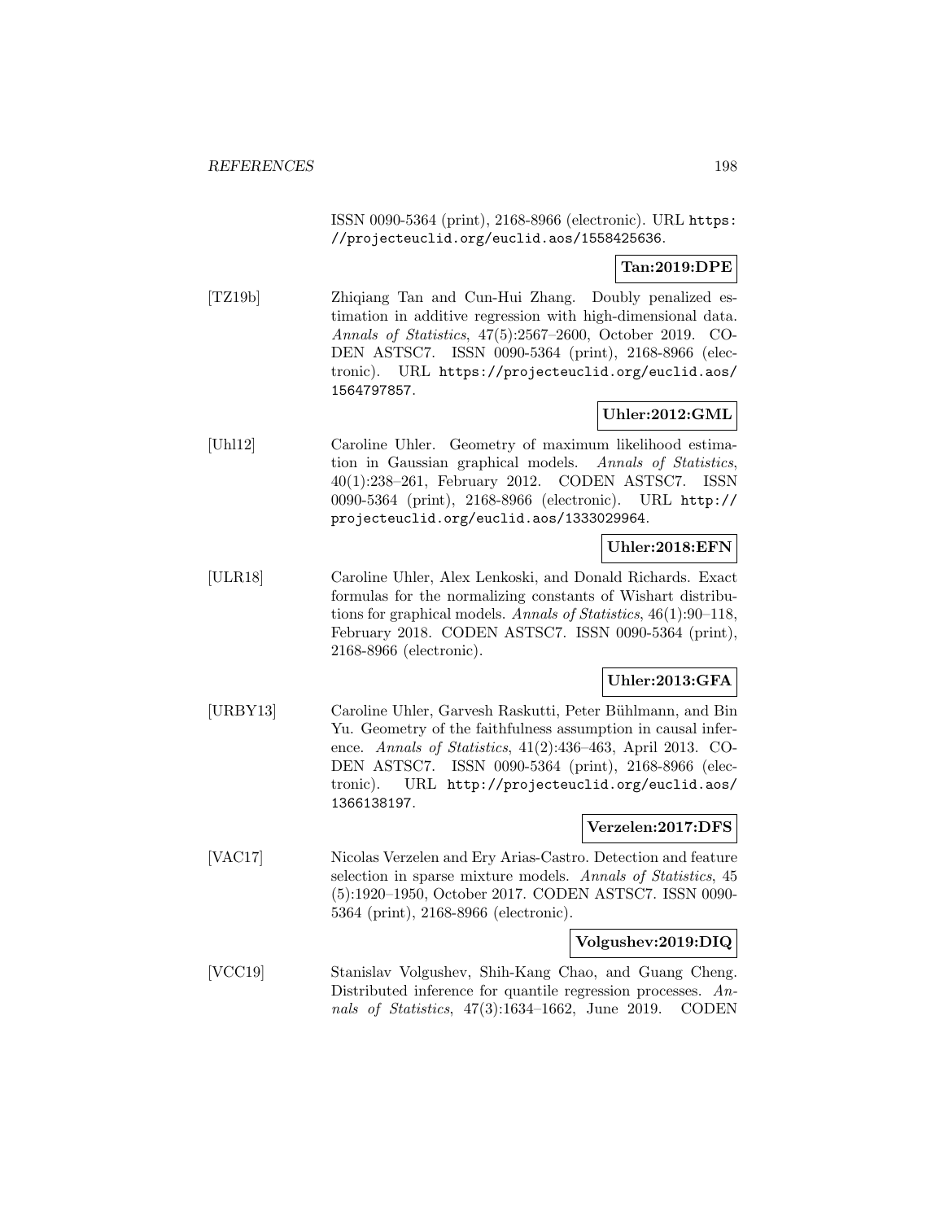ISSN 0090-5364 (print), 2168-8966 (electronic). URL https://projecteuclid.org/euclid.aos/1558425636.

**Tan:2019:DPE**

[TZ19b] Zhiqiang Tan and Cun-Hui Zhang. Doubly penalized estimation in additive regression with high-dimensional data. *Annals of Statistics*, 47(5):2567–2600, October 2019. CODEN ASTSC7. ISSN 0090-5364 (print), 2168-8966 (electronic). URL https://projecteuclid.org/euclid.aos/1564797857.

**Uhler:2012:GML**

[Uhl12] Caroline Uhler. Geometry of maximum likelihood estimation in Gaussian graphical models. *Annals of Statistics*, 40(1):238–261, February 2012. CODEN ASTSC7. ISSN 0090-5364 (print), 2168-8966 (electronic). URL http://projecteuclid.org/euclid.aos/1333029964.

**Uhler:2018:EFN**

[ULR18] Caroline Uhler, Alex Lenkoski, and Donald Richards. Exact formulas for the normalizing constants of Wishart distributions for graphical models. *Annals of Statistics*, 46(1):90–118, February 2018. CODEN ASTSC7. ISSN 0090-5364 (print), 2168-8966 (electronic).

**Uhler:2013:GFA**

[URBY13] Caroline Uhler, Garvesh Raskutti, Peter Bühlmann, and Bin Yu. Geometry of the faithfulness assumption in causal inference. *Annals of Statistics*, 41(2):436–463, April 2013. CODEN ASTSC7. ISSN 0090-5364 (print), 2168-8966 (electronic). URL http://projecteuclid.org/euclid.aos/1366138197.

**Verzelen:2017:DFS**

[VAC17] Nicolas Verzelen and Ery Arias-Castro. Detection and feature selection in sparse mixture models. *Annals of Statistics*, 45 (5):1920–1950, October 2017. CODEN ASTSC7. ISSN 0090-5364 (print), 2168-8966 (electronic).

**Volgushev:2019:DIQ**

[VCC19] Stanislav Volgushev, Shih-Kang Chao, and Guang Cheng. Distributed inference for quantile regression processes. *Annals of Statistics*, 47(3):1634–1662, June 2019. CODEN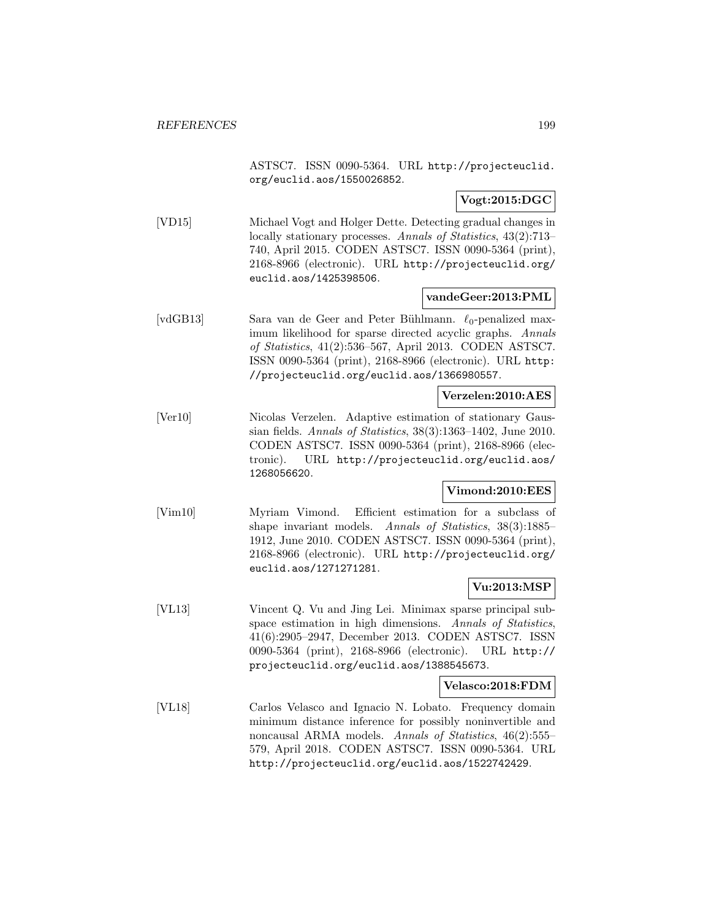ASTSC7. ISSN 0090-5364. URL http://projecteuclid.org/euclid.aos/1550026852.

**Vogt:2015:DGC**

[VD15] Michael Vogt and Holger Dette. Detecting gradual changes in locally stationary processes. *Annals of Statistics*, 43(2):713–740, April 2015. CODEN ASTSC7. ISSN 0090-5364 (print), 2168-8966 (electronic). URL http://projecteuclid.org/euclid.aos/1425398506.

**vandeGeer:2013:PML**

[vdGB13] Sara van de Geer and Peter Bühlmann. $\ell_0$-penalized maximum likelihood for sparse directed acyclic graphs. *Annals of Statistics*, 41(2):536–567, April 2013. CODEN ASTSC7. ISSN 0090-5364 (print), 2168-8966 (electronic). URL http://projecteuclid.org/euclid.aos/1366980557.

**Verzelen:2010:AES**

[Ver10] Nicolas Verzelen. Adaptive estimation of stationary Gaussian fields. *Annals of Statistics*, 38(3):1363–1402, June 2010. CODEN ASTSC7. ISSN 0090-5364 (print), 2168-8966 (electronic). URL http://projecteuclid.org/euclid.aos/1268056620.

**Vimond:2010:EES**

[Vim10] Myriam Vimond. Efficient estimation for a subclass of shape invariant models. *Annals of Statistics*, 38(3):1885–1912, June 2010. CODEN ASTSC7. ISSN 0090-5364 (print), 2168-8966 (electronic). URL http://projecteuclid.org/euclid.aos/1271271281.

**Vu:2013:MSP**

[VL13] Vincent Q. Vu and Jing Lei. Minimax sparse principal subspace estimation in high dimensions. *Annals of Statistics*, 41(6):2905–2947, December 2013. CODEN ASTSC7. ISSN 0090-5364 (print), 2168-8966 (electronic). URL http://projecteuclid.org/euclid.aos/1388545673.

**Velasco:2018:FDM**

[VL18] Carlos Velasco and Ignacio N. Lobato. Frequency domain minimum distance inference for possibly noninvertible and noncausal ARMA models. *Annals of Statistics*, 46(2):555–579, April 2018. CODEN ASTSC7. ISSN 0090-5364. URL http://projecteuclid.org/euclid.aos/1522742429.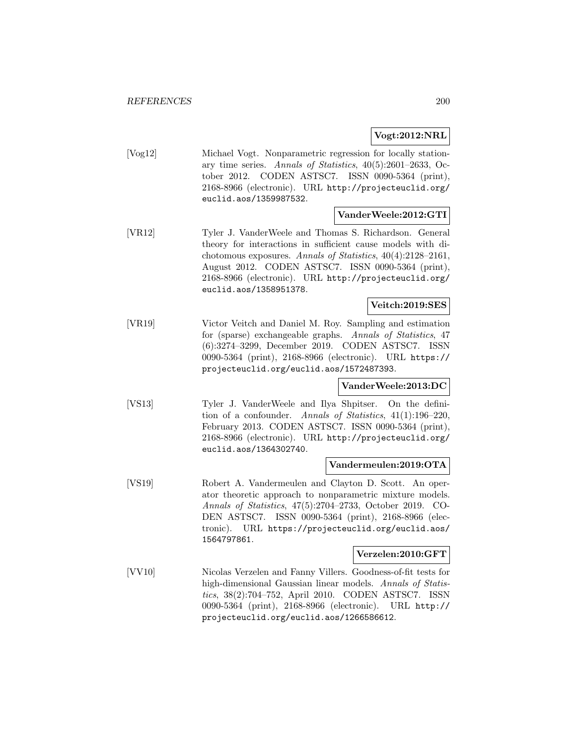**Vogt:2012:NRL**

[Vog12] Michael Vogt. Nonparametric regression for locally stationary time series. *Annals of Statistics*, 40(5):2601–2633, October 2012. CODEN ASTSC7. ISSN 0090-5364 (print), 2168-8966 (electronic). URL http://projecteuclid.org/euclid.aos/1359987532.

**VanderWeele:2012:GTI**

[VR12] Tyler J. VanderWeele and Thomas S. Richardson. General theory for interactions in sufficient cause models with dichotomous exposures. *Annals of Statistics*, 40(4):2128–2161, August 2012. CODEN ASTSC7. ISSN 0090-5364 (print), 2168-8966 (electronic). URL http://projecteuclid.org/euclid.aos/1358951378.

**Veitch:2019:SES**

[VR19] Victor Veitch and Daniel M. Roy. Sampling and estimation for (sparse) exchangeable graphs. *Annals of Statistics*, 47 (6):3274–3299, December 2019. CODEN ASTSC7. ISSN 0090-5364 (print), 2168-8966 (electronic). URL https://projecteuclid.org/euclid.aos/1572487393.

**VanderWeele:2013:DC**

[VS13] Tyler J. VanderWeele and Ilya Shpitser. On the definition of a confounder. *Annals of Statistics*, 41(1):196–220, February 2013. CODEN ASTSC7. ISSN 0090-5364 (print), 2168-8966 (electronic). URL http://projecteuclid.org/euclid.aos/1364302740.

**Vandermeulen:2019:OTA**

[VS19] Robert A. Vandermeulen and Clayton D. Scott. An operator theoretic approach to nonparametric mixture models. *Annals of Statistics*, 47(5):2704–2733, October 2019. CODEN ASTSC7. ISSN 0090-5364 (print), 2168-8966 (electronic). URL https://projecteuclid.org/euclid.aos/1564797861.

**Verzelen:2010:GFT**

[VV10] Nicolas Verzelen and Fanny Villers. Goodness-of-fit tests for high-dimensional Gaussian linear models. *Annals of Statistics*, 38(2):704–752, April 2010. CODEN ASTSC7. ISSN 0090-5364 (print), 2168-8966 (electronic). URL http://projecteuclid.org/euclid.aos/1266586612.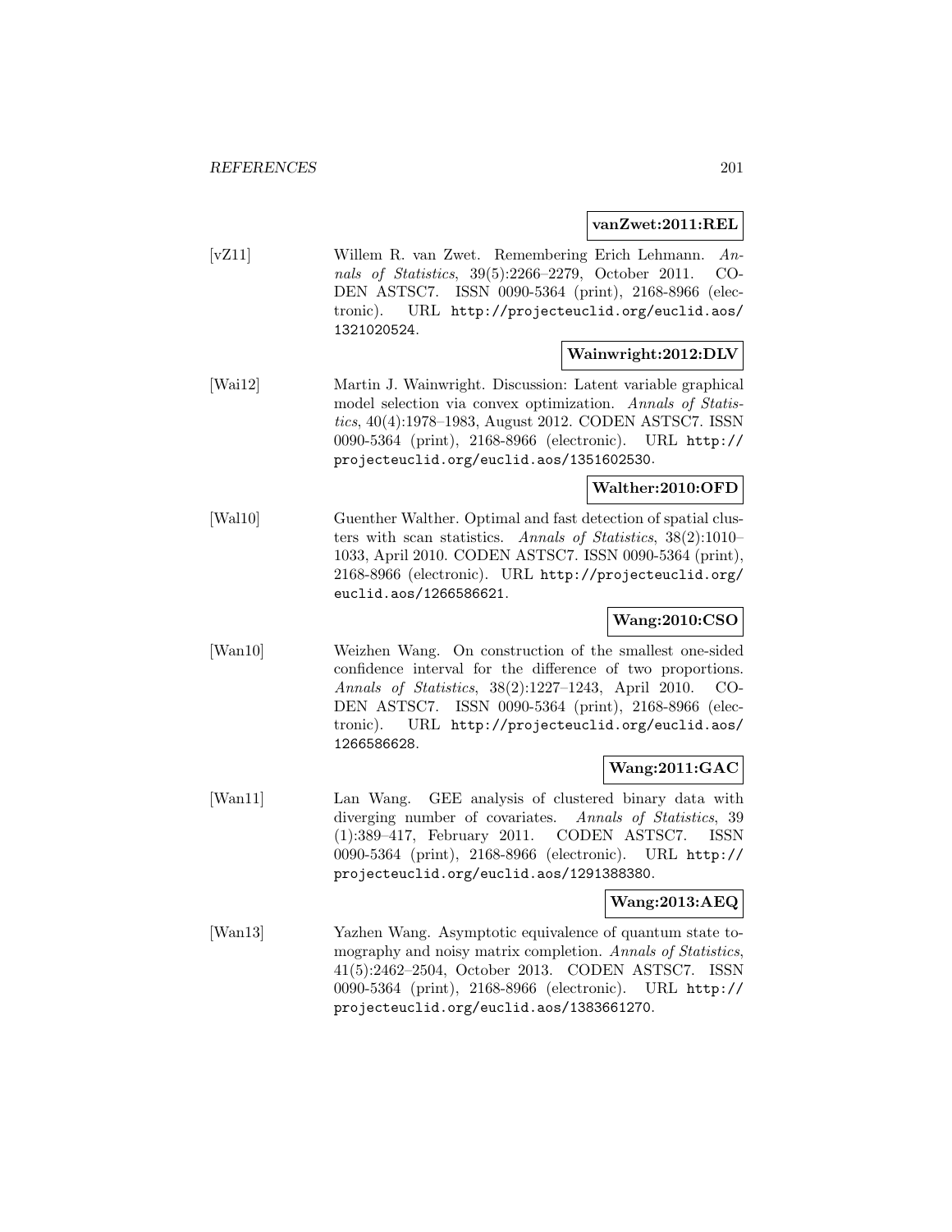**vanZwet:2011:REL**

[vZ11] Willem R. van Zwet. Remembering Erich Lehmann. *Annals of Statistics*, 39(5):2266–2279, October 2011. CODEN ASTSC7. ISSN 0090-5364 (print), 2168-8966 (electronic). URL http://projecteuclid.org/euclid.aos/1321020524.

**Wainwright:2012:DLV**

[Wai12] Martin J. Wainwright. Discussion: Latent variable graphical model selection via convex optimization. *Annals of Statistics*, 40(4):1978–1983, August 2012. CODEN ASTSC7. ISSN 0090-5364 (print), 2168-8966 (electronic). URL http://projecteuclid.org/euclid.aos/1351602530.

**Walther:2010:OFD**

[Wal10] Guenther Walther. Optimal and fast detection of spatial clusters with scan statistics. *Annals of Statistics*, 38(2):1010–1033, April 2010. CODEN ASTSC7. ISSN 0090-5364 (print), 2168-8966 (electronic). URL http://projecteuclid.org/euclid.aos/1266586621.

**Wang:2010:CSO**

[Wan10] Weizhen Wang. On construction of the smallest one-sided confidence interval for the difference of two proportions. *Annals of Statistics*, 38(2):1227–1243, April 2010. CODEN ASTSC7. ISSN 0090-5364 (print), 2168-8966 (electronic). URL http://projecteuclid.org/euclid.aos/1266586628.

**Wang:2011:GAC**

[Wan11] Lan Wang. GEE analysis of clustered binary data with diverging number of covariates. *Annals of Statistics*, 39(1):389–417, February 2011. CODEN ASTSC7. ISSN 0090-5364 (print), 2168-8966 (electronic). URL http://projecteuclid.org/euclid.aos/1291388380.

**Wang:2013:AEQ**

[Wan13] Yazhen Wang. Asymptotic equivalence of quantum state tomography and noisy matrix completion. *Annals of Statistics*, 41(5):2462–2504, October 2013. CODEN ASTSC7. ISSN 0090-5364 (print), 2168-8966 (electronic). URL http://projecteuclid.org/euclid.aos/1383661270.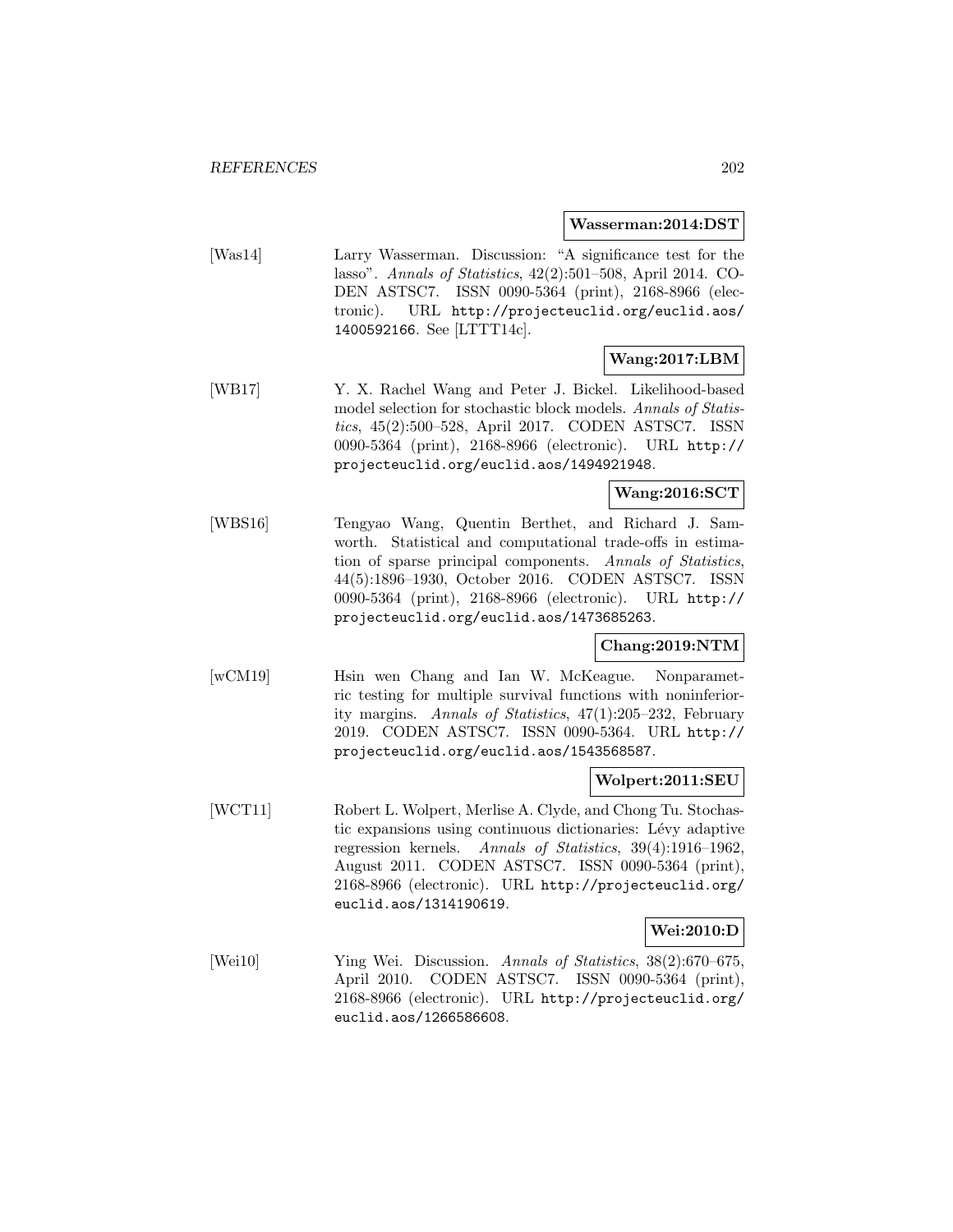**Wasserman:2014:DST**

[Was14] Larry Wasserman. Discussion: "A significance test for the lasso". *Annals of Statistics*, 42(2):501–508, April 2014. CODEN ASTSC7. ISSN 0090-5364 (print), 2168-8966 (electronic). URL http://projecteuclid.org/euclid.aos/1400592166. See [LTTT14c].

**Wang:2017:LBM**

[WB17] Y. X. Rachel Wang and Peter J. Bickel. Likelihood-based model selection for stochastic block models. *Annals of Statistics*, 45(2):500–528, April 2017. CODEN ASTSC7. ISSN 0090-5364 (print), 2168-8966 (electronic). URL http://projecteuclid.org/euclid.aos/1494921948.

**Wang:2016:SCT**

[WBS16] Tengyao Wang, Quentin Berthet, and Richard J. Samworth. Statistical and computational trade-offs in estimation of sparse principal components. *Annals of Statistics*, 44(5):1896–1930, October 2016. CODEN ASTSC7. ISSN 0090-5364 (print), 2168-8966 (electronic). URL http://projecteuclid.org/euclid.aos/1473685263.

**Chang:2019:NTM**

[wCM19] Hsin wen Chang and Ian W. McKeague. Nonparametric testing for multiple survival functions with noninferiority margins. *Annals of Statistics*, 47(1):205–232, February 2019. CODEN ASTSC7. ISSN 0090-5364. URL http://projecteuclid.org/euclid.aos/1543568587.

**Wolpert:2011:SEU**

[WCT11] Robert L. Wolpert, Merlise A. Clyde, and Chong Tu. Stochastic expansions using continuous dictionaries: Lévy adaptive regression kernels. *Annals of Statistics*, 39(4):1916–1962, August 2011. CODEN ASTSC7. ISSN 0090-5364 (print), 2168-8966 (electronic). URL http://projecteuclid.org/euclid.aos/1314190619.

**Wei:2010:D**

[Wei10] Ying Wei. Discussion. *Annals of Statistics*, 38(2):670–675, April 2010. CODEN ASTSC7. ISSN 0090-5364 (print), 2168-8966 (electronic). URL http://projecteuclid.org/euclid.aos/1266586608.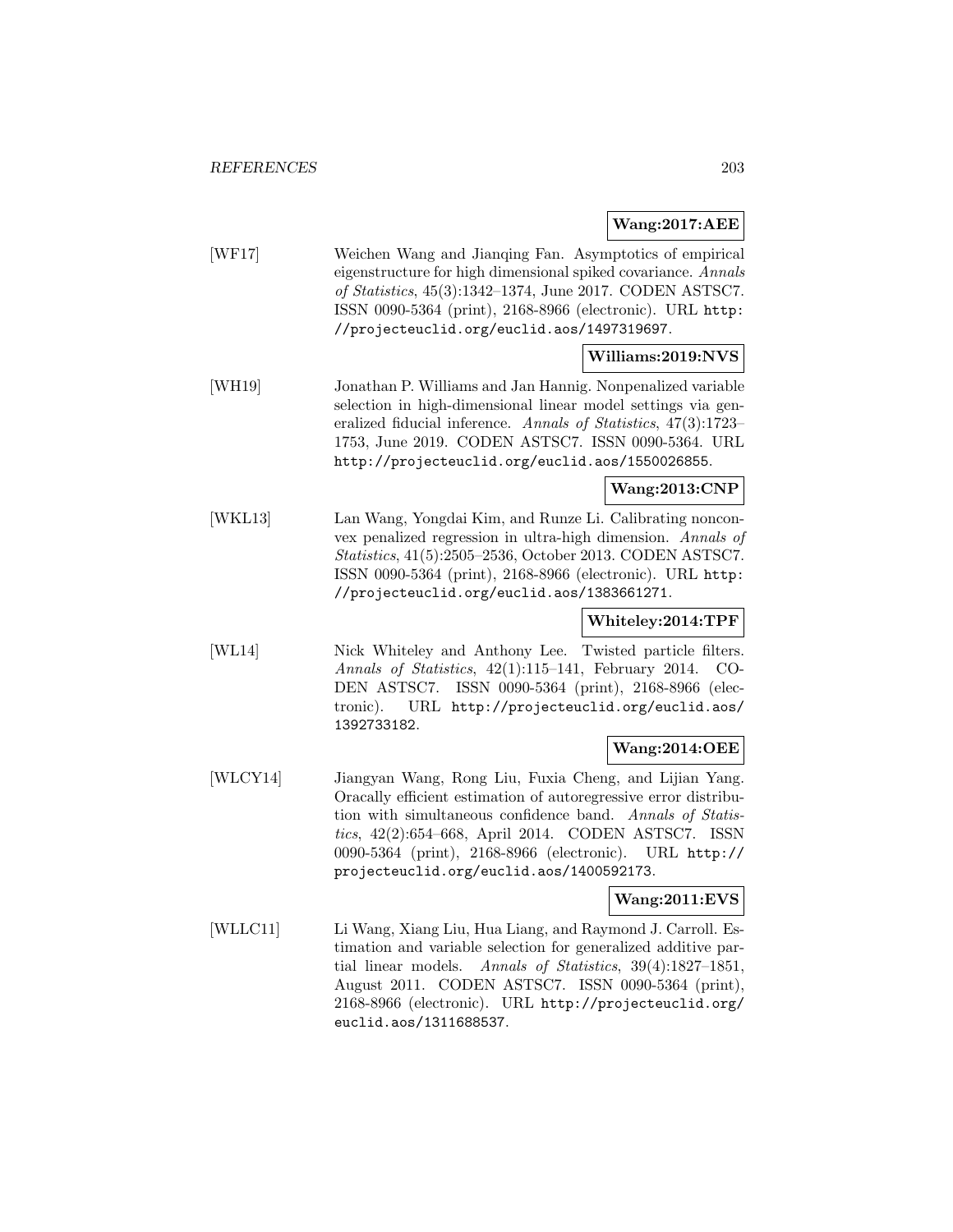**Wang:2017:AEE**

[WF17] Weichen Wang and Jianqing Fan. Asymptotics of empirical eigenstructure for high dimensional spiked covariance. *Annals of Statistics*, 45(3):1342–1374, June 2017. CODEN ASTSC7. ISSN 0090-5364 (print), 2168-8966 (electronic). URL http://projecteuclid.org/euclid.aos/1497319697.

**Williams:2019:NVS**

[WH19] Jonathan P. Williams and Jan Hannig. Nonpenalized variable selection in high-dimensional linear model settings via generalized fiducial inference. *Annals of Statistics*, 47(3):1723–1753, June 2019. CODEN ASTSC7. ISSN 0090-5364. URL http://projecteuclid.org/euclid.aos/1550026855.

**Wang:2013:CNP**

[WKL13] Lan Wang, Yongdai Kim, and Runze Li. Calibrating nonconvex penalized regression in ultra-high dimension. *Annals of Statistics*, 41(5):2505–2536, October 2013. CODEN ASTSC7. ISSN 0090-5364 (print), 2168-8966 (electronic). URL http://projecteuclid.org/euclid.aos/1383661271.

**Whiteley:2014:TPF**

[WL14] Nick Whiteley and Anthony Lee. Twisted particle filters. *Annals of Statistics*, 42(1):115–141, February 2014. CODEN ASTSC7. ISSN 0090-5364 (print), 2168-8966 (electronic). URL http://projecteuclid.org/euclid.aos/1392733182.

**Wang:2014:OEE**

[WLCY14] Jiangyan Wang, Rong Liu, Fuxia Cheng, and Lijian Yang. Oracally efficient estimation of autoregressive error distribution with simultaneous confidence band. *Annals of Statistics*, 42(2):654–668, April 2014. CODEN ASTSC7. ISSN 0090-5364 (print), 2168-8966 (electronic). URL http://projecteuclid.org/euclid.aos/1400592173.

**Wang:2011:EVS**

[WLLC11] Li Wang, Xiang Liu, Hua Liang, and Raymond J. Carroll. Estimation and variable selection for generalized additive partial linear models. *Annals of Statistics*, 39(4):1827–1851, August 2011. CODEN ASTSC7. ISSN 0090-5364 (print), 2168-8966 (electronic). URL http://projecteuclid.org/euclid.aos/1311688537.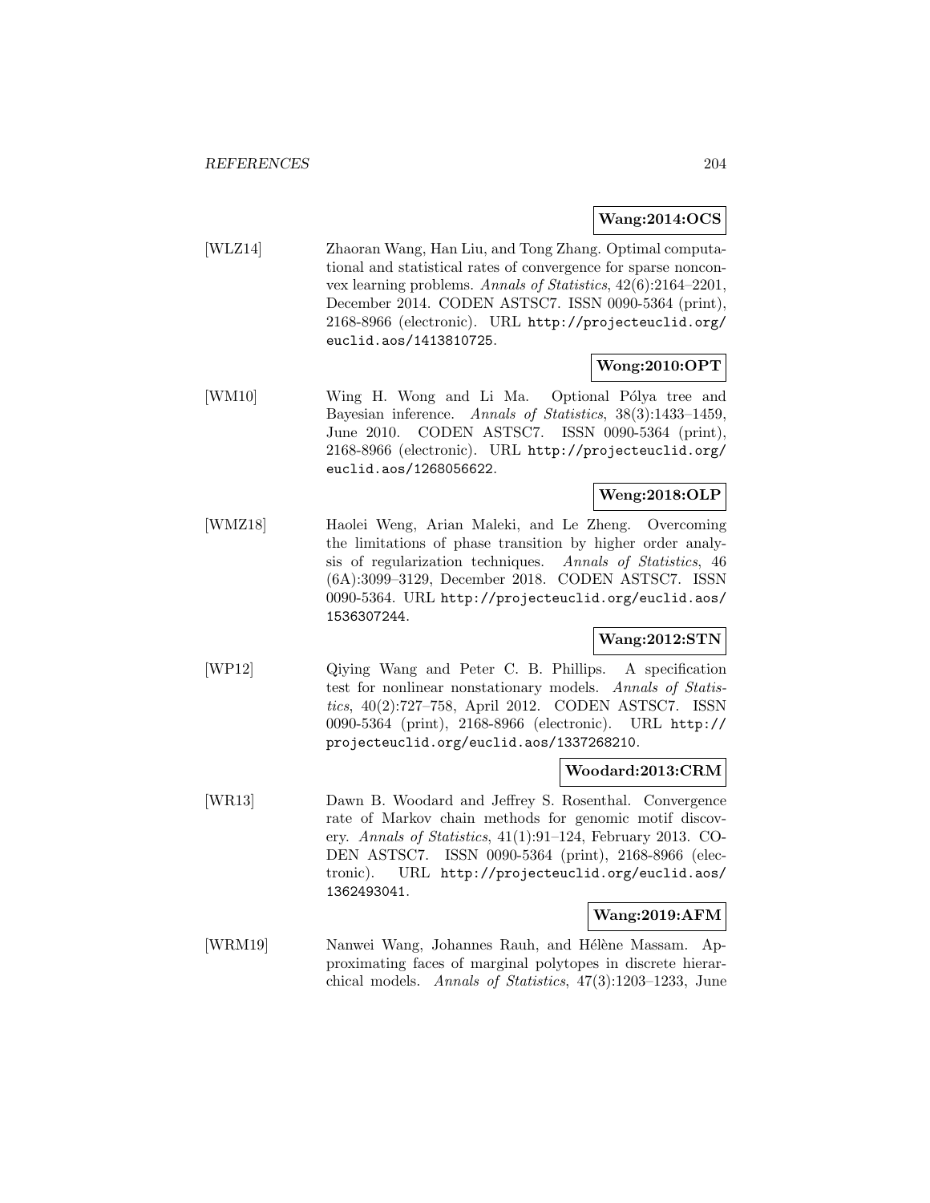**Wang:2014:OCS**

[WLZ14] Zhaoran Wang, Han Liu, and Tong Zhang. Optimal computational and statistical rates of convergence for sparse nonconvex learning problems. *Annals of Statistics*, 42(6):2164–2201, December 2014. CODEN ASTSC7. ISSN 0090-5364 (print), 2168-8966 (electronic). URL `http://projecteuclid.org/euclid.aos/1413810725`.

**Wong:2010:OPT**

[WM10] Wing H. Wong and Li Ma. Optional Pólya tree and Bayesian inference. *Annals of Statistics*, 38(3):1433–1459, June 2010. CODEN ASTSC7. ISSN 0090-5364 (print), 2168-8966 (electronic). URL `http://projecteuclid.org/euclid.aos/1268056622`.

**Weng:2018:OLP**

[WMZ18] Haolei Weng, Arian Maleki, and Le Zheng. Overcoming the limitations of phase transition by higher order analysis of regularization techniques. *Annals of Statistics*, 46 (6A):3099–3129, December 2018. CODEN ASTSC7. ISSN 0090-5364. URL `http://projecteuclid.org/euclid.aos/1536307244`.

**Wang:2012:STN**

[WP12] Qiying Wang and Peter C. B. Phillips. A specification test for nonlinear nonstationary models. *Annals of Statistics*, 40(2):727–758, April 2012. CODEN ASTSC7. ISSN 0090-5364 (print), 2168-8966 (electronic). URL `http://projecteuclid.org/euclid.aos/1337268210`.

**Woodard:2013:CRM**

[WR13] Dawn B. Woodard and Jeffrey S. Rosenthal. Convergence rate of Markov chain methods for genomic motif discovery. *Annals of Statistics*, 41(1):91–124, February 2013. CODEN ASTSC7. ISSN 0090-5364 (print), 2168-8966 (electronic). URL `http://projecteuclid.org/euclid.aos/1362493041`.

**Wang:2019:AFM**

[WRM19] Nanwei Wang, Johannes Rauh, and Hélène Massam. Approximating faces of marginal polytopes in discrete hierarchical models. *Annals of Statistics*, 47(3):1203–1233, June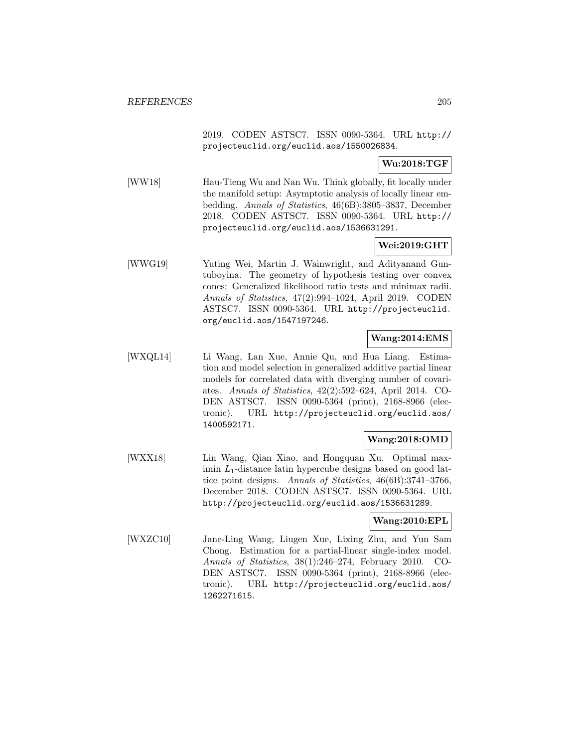2019. CODEN ASTSC7. ISSN 0090-5364. URL http://projecteuclid.org/euclid.aos/1550026834.

**Wu:2018:TGF**

[WW18] Hau-Tieng Wu and Nan Wu. Think globally, fit locally under the manifold setup: Asymptotic analysis of locally linear embedding. *Annals of Statistics*, 46(6B):3805–3837, December 2018. CODEN ASTSC7. ISSN 0090-5364. URL http://projecteuclid.org/euclid.aos/1536631291.

**Wei:2019:GHT**

[WWG19] Yuting Wei, Martin J. Wainwright, and Adityanand Guntuboyina. The geometry of hypothesis testing over convex cones: Generalized likelihood ratio tests and minimax radii. *Annals of Statistics*, 47(2):994–1024, April 2019. CODEN ASTSC7. ISSN 0090-5364. URL http://projecteuclid.org/euclid.aos/1547197246.

**Wang:2014:EMS**

[WXQL14] Li Wang, Lan Xue, Annie Qu, and Hua Liang. Estimation and model selection in generalized additive partial linear models for correlated data with diverging number of covariates. *Annals of Statistics*, 42(2):592–624, April 2014. CODEN ASTSC7. ISSN 0090-5364 (print), 2168-8966 (electronic). URL http://projecteuclid.org/euclid.aos/1400592171.

**Wang:2018:OMD**

[WXX18] Lin Wang, Qian Xiao, and Hongquan Xu. Optimal maximin $L_1$-distance latin hypercube designs based on good lattice point designs. *Annals of Statistics*, 46(6B):3741–3766, December 2018. CODEN ASTSC7. ISSN 0090-5364. URL http://projecteuclid.org/euclid.aos/1536631289.

**Wang:2010:EPL**

[WXZC10] Jane-Ling Wang, Liugen Xue, Lixing Zhu, and Yun Sam Chong. Estimation for a partial-linear single-index model. *Annals of Statistics*, 38(1):246–274, February 2010. CODEN ASTSC7. ISSN 0090-5364 (print), 2168-8966 (electronic). URL http://projecteuclid.org/euclid.aos/1262271615.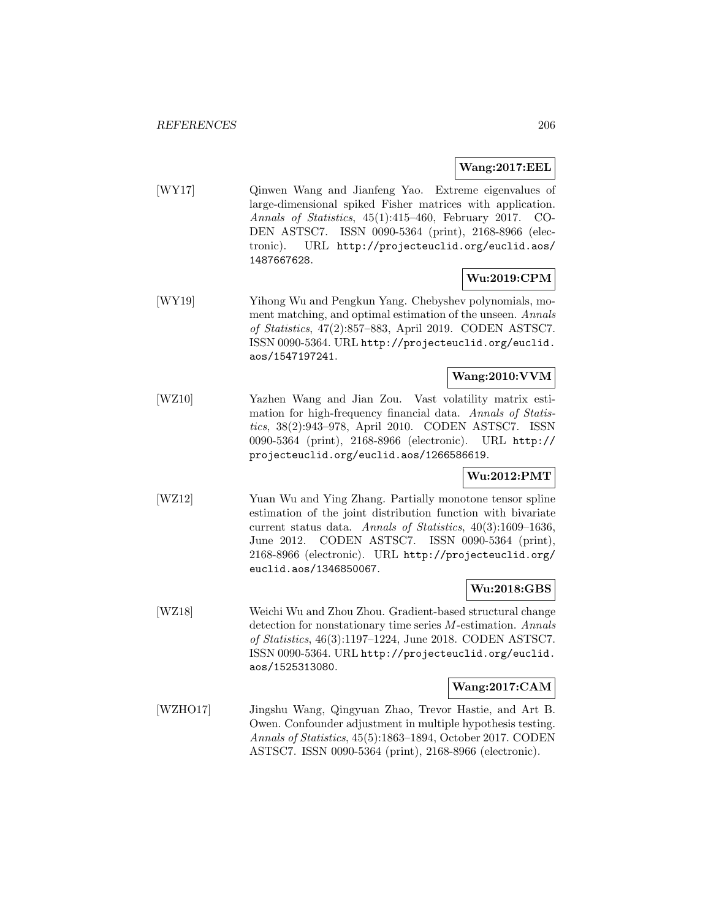**Wang:2017:EEL**

[WY17] Qinwen Wang and Jianfeng Yao. Extreme eigenvalues of large-dimensional spiked Fisher matrices with application. *Annals of Statistics*, 45(1):415–460, February 2017. CODEN ASTSC7. ISSN 0090-5364 (print), 2168-8966 (electronic). URL http://projecteuclid.org/euclid.aos/1487667628.

**Wu:2019:CPM**

[WY19] Yihong Wu and Pengkun Yang. Chebyshev polynomials, moment matching, and optimal estimation of the unseen. *Annals of Statistics*, 47(2):857–883, April 2019. CODEN ASTSC7. ISSN 0090-5364. URL http://projecteuclid.org/euclid.aos/1547197241.

**Wang:2010:VVM**

[WZ10] Yazhen Wang and Jian Zou. Vast volatility matrix estimation for high-frequency financial data. *Annals of Statistics*, 38(2):943–978, April 2010. CODEN ASTSC7. ISSN 0090-5364 (print), 2168-8966 (electronic). URL http://projecteuclid.org/euclid.aos/1266586619.

**Wu:2012:PMT**

[WZ12] Yuan Wu and Ying Zhang. Partially monotone tensor spline estimation of the joint distribution function with bivariate current status data. *Annals of Statistics*, 40(3):1609–1636, June 2012. CODEN ASTSC7. ISSN 0090-5364 (print), 2168-8966 (electronic). URL http://projecteuclid.org/euclid.aos/1346850067.

**Wu:2018:GBS**

[WZ18] Weichi Wu and Zhou Zhou. Gradient-based structural change detection for nonstationary time series $M$-estimation. *Annals of Statistics*, 46(3):1197–1224, June 2018. CODEN ASTSC7. ISSN 0090-5364. URL http://projecteuclid.org/euclid.aos/1525313080.

**Wang:2017:CAM**

[WZHO17] Jingshu Wang, Qingyuan Zhao, Trevor Hastie, and Art B. Owen. Confounder adjustment in multiple hypothesis testing. *Annals of Statistics*, 45(5):1863–1894, October 2017. CODEN ASTSC7. ISSN 0090-5364 (print), 2168-8966 (electronic).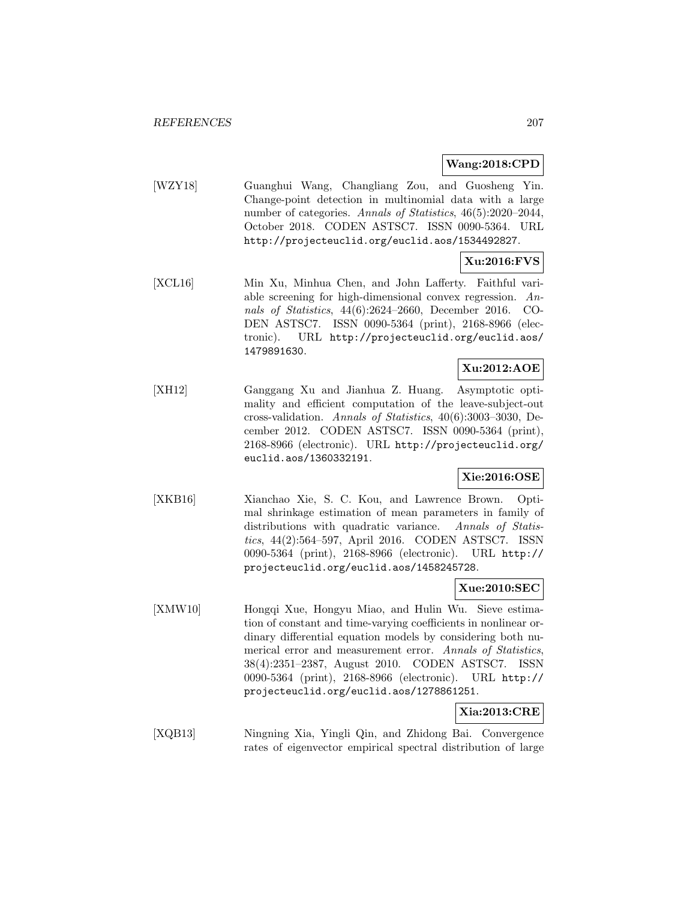**Wang:2018:CPD**

[WZY18] Guanghui Wang, Changliang Zou, and Guosheng Yin. Change-point detection in multinomial data with a large number of categories. *Annals of Statistics*, 46(5):2020–2044, October 2018. CODEN ASTSC7. ISSN 0090-5364. URL http://projecteuclid.org/euclid.aos/1534492827.

**Xu:2016:FVS**

[XCL16] Min Xu, Minhua Chen, and John Lafferty. Faithful variable screening for high-dimensional convex regression. *Annals of Statistics*, 44(6):2624–2660, December 2016. CODEN ASTSC7. ISSN 0090-5364 (print), 2168-8966 (electronic). URL http://projecteuclid.org/euclid.aos/1479891630.

**Xu:2012:AOE**

[XH12] Ganggang Xu and Jianhua Z. Huang. Asymptotic optimality and efficient computation of the leave-subject-out cross-validation. *Annals of Statistics*, 40(6):3003–3030, December 2012. CODEN ASTSC7. ISSN 0090-5364 (print), 2168-8966 (electronic). URL http://projecteuclid.org/euclid.aos/1360332191.

**Xie:2016:OSE**

[XKB16] Xianchao Xie, S. C. Kou, and Lawrence Brown. Optimal shrinkage estimation of mean parameters in family of distributions with quadratic variance. *Annals of Statistics*, 44(2):564–597, April 2016. CODEN ASTSC7. ISSN 0090-5364 (print), 2168-8966 (electronic). URL http://projecteuclid.org/euclid.aos/1458245728.

**Xue:2010:SEC**

[XMW10] Hongqi Xue, Hongyu Miao, and Hulin Wu. Sieve estimation of constant and time-varying coefficients in nonlinear ordinary differential equation models by considering both numerical error and measurement error. *Annals of Statistics*, 38(4):2351–2387, August 2010. CODEN ASTSC7. ISSN 0090-5364 (print), 2168-8966 (electronic). URL http://projecteuclid.org/euclid.aos/1278861251.

**Xia:2013:CRE**

[XQB13] Ningning Xia, Yingli Qin, and Zhidong Bai. Convergence rates of eigenvector empirical spectral distribution of large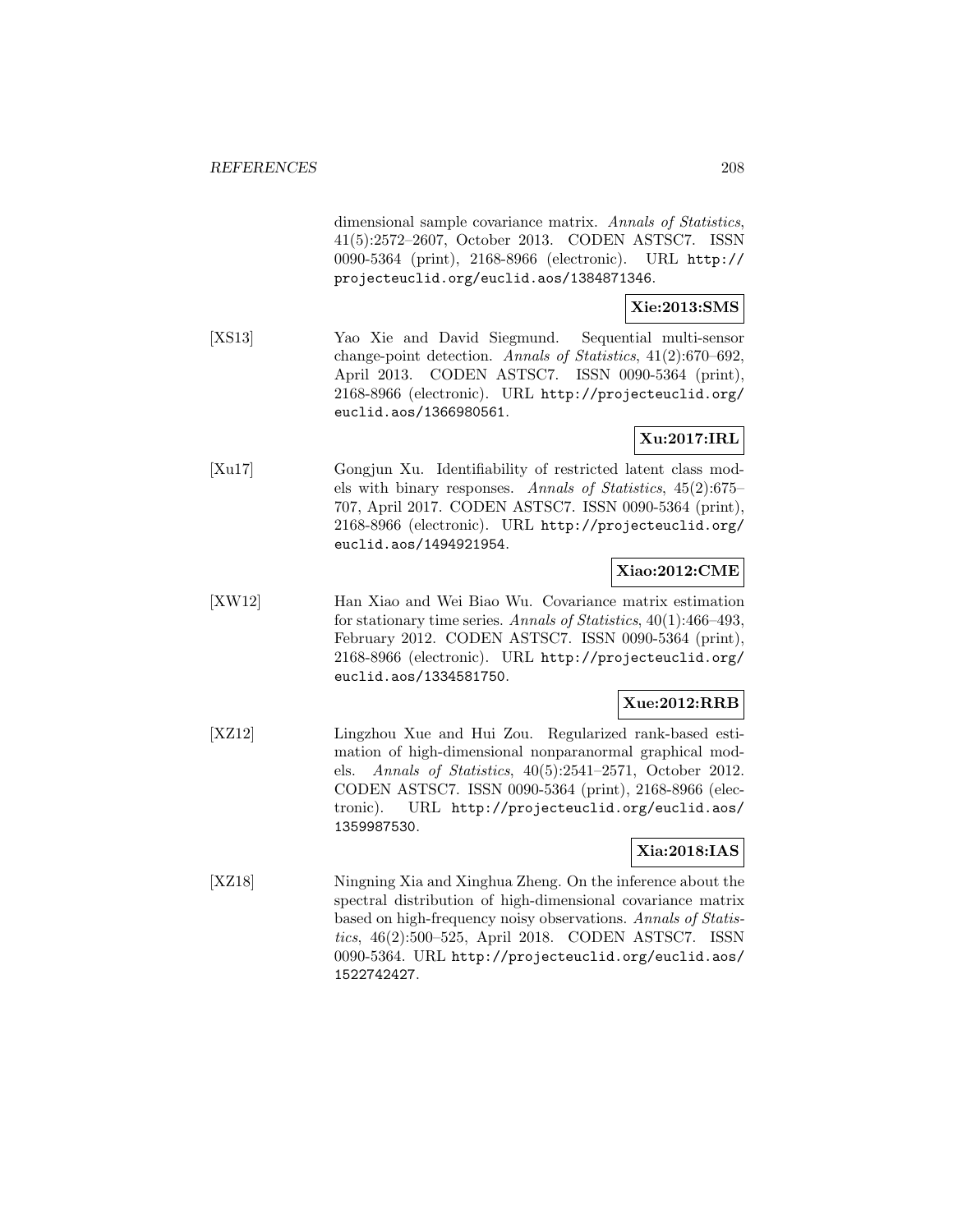dimensional sample covariance matrix. *Annals of Statistics*, 41(5):2572–2607, October 2013. CODEN ASTSC7. ISSN 0090-5364 (print), 2168-8966 (electronic). URL http://projecteuclid.org/euclid.aos/1384871346.

**Xie:2013:SMS**

[XS13] Yao Xie and David Siegmund. Sequential multi-sensor change-point detection. *Annals of Statistics*, 41(2):670–692, April 2013. CODEN ASTSC7. ISSN 0090-5364 (print), 2168-8966 (electronic). URL http://projecteuclid.org/euclid.aos/1366980561.

**Xu:2017:IRL**

[Xu17] Gongjun Xu. Identifiability of restricted latent class models with binary responses. *Annals of Statistics*, 45(2):675–707, April 2017. CODEN ASTSC7. ISSN 0090-5364 (print), 2168-8966 (electronic). URL http://projecteuclid.org/euclid.aos/1494921954.

**Xiao:2012:CME**

[XW12] Han Xiao and Wei Biao Wu. Covariance matrix estimation for stationary time series. *Annals of Statistics*, 40(1):466–493, February 2012. CODEN ASTSC7. ISSN 0090-5364 (print), 2168-8966 (electronic). URL http://projecteuclid.org/euclid.aos/1334581750.

**Xue:2012:RRB**

[XZ12] Lingzhou Xue and Hui Zou. Regularized rank-based estimation of high-dimensional nonparanormal graphical models. *Annals of Statistics*, 40(5):2541–2571, October 2012. CODEN ASTSC7. ISSN 0090-5364 (print), 2168-8966 (electronic). URL http://projecteuclid.org/euclid.aos/1359987530.

**Xia:2018:IAS**

[XZ18] Ningning Xia and Xinghua Zheng. On the inference about the spectral distribution of high-dimensional covariance matrix based on high-frequency noisy observations. *Annals of Statistics*, 46(2):500–525, April 2018. CODEN ASTSC7. ISSN 0090-5364. URL http://projecteuclid.org/euclid.aos/1522742427.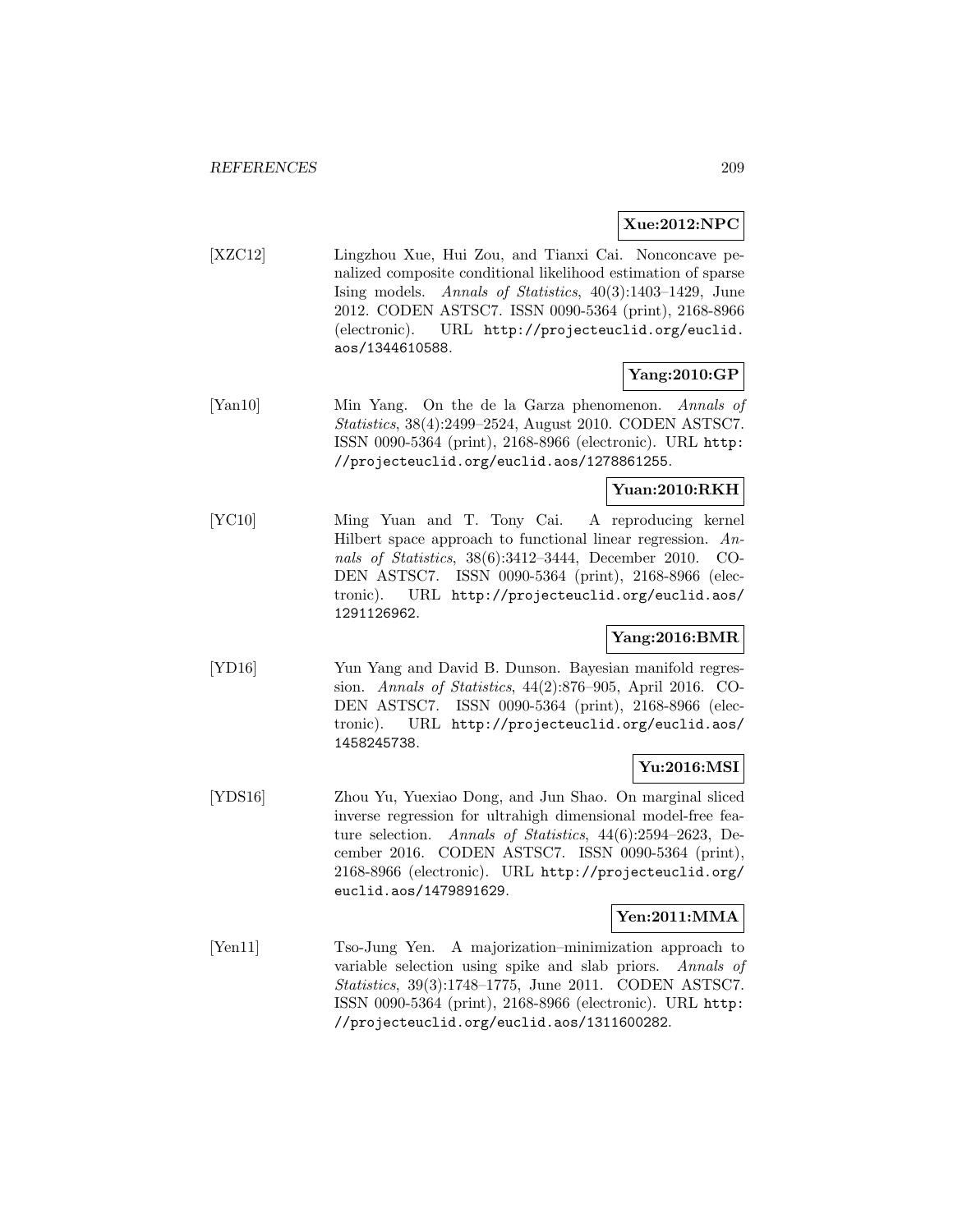**Xue:2012:NPC**

[XZC12] Lingzhou Xue, Hui Zou, and Tianxi Cai. Nonconcave penalized composite conditional likelihood estimation of sparse Ising models. *Annals of Statistics*, 40(3):1403–1429, June 2012. CODEN ASTSC7. ISSN 0090-5364 (print), 2168-8966 (electronic). URL `http://projecteuclid.org/euclid.aos/1344610588`.

**Yang:2010:GP**

[Yan10] Min Yang. On the de la Garza phenomenon. *Annals of Statistics*, 38(4):2499–2524, August 2010. CODEN ASTSC7. ISSN 0090-5364 (print), 2168-8966 (electronic). URL `http://projecteuclid.org/euclid.aos/1278861255`.

**Yuan:2010:RKH**

[YC10] Ming Yuan and T. Tony Cai. A reproducing kernel Hilbert space approach to functional linear regression. *Annals of Statistics*, 38(6):3412–3444, December 2010. CODEN ASTSC7. ISSN 0090-5364 (print), 2168-8966 (electronic). URL `http://projecteuclid.org/euclid.aos/1291126962`.

**Yang:2016:BMR**

[YD16] Yun Yang and David B. Dunson. Bayesian manifold regression. *Annals of Statistics*, 44(2):876–905, April 2016. CODEN ASTSC7. ISSN 0090-5364 (print), 2168-8966 (electronic). URL `http://projecteuclid.org/euclid.aos/1458245738`.

**Yu:2016:MSI**

[YDS16] Zhou Yu, Yuexiao Dong, and Jun Shao. On marginal sliced inverse regression for ultrahigh dimensional model-free feature selection. *Annals of Statistics*, 44(6):2594–2623, December 2016. CODEN ASTSC7. ISSN 0090-5364 (print), 2168-8966 (electronic). URL `http://projecteuclid.org/euclid.aos/1479891629`.

**Yen:2011:MMA**

[Yen11] Tso-Jung Yen. A majorization–minimization approach to variable selection using spike and slab priors. *Annals of Statistics*, 39(3):1748–1775, June 2011. CODEN ASTSC7. ISSN 0090-5364 (print), 2168-8966 (electronic). URL `http://projecteuclid.org/euclid.aos/1311600282`.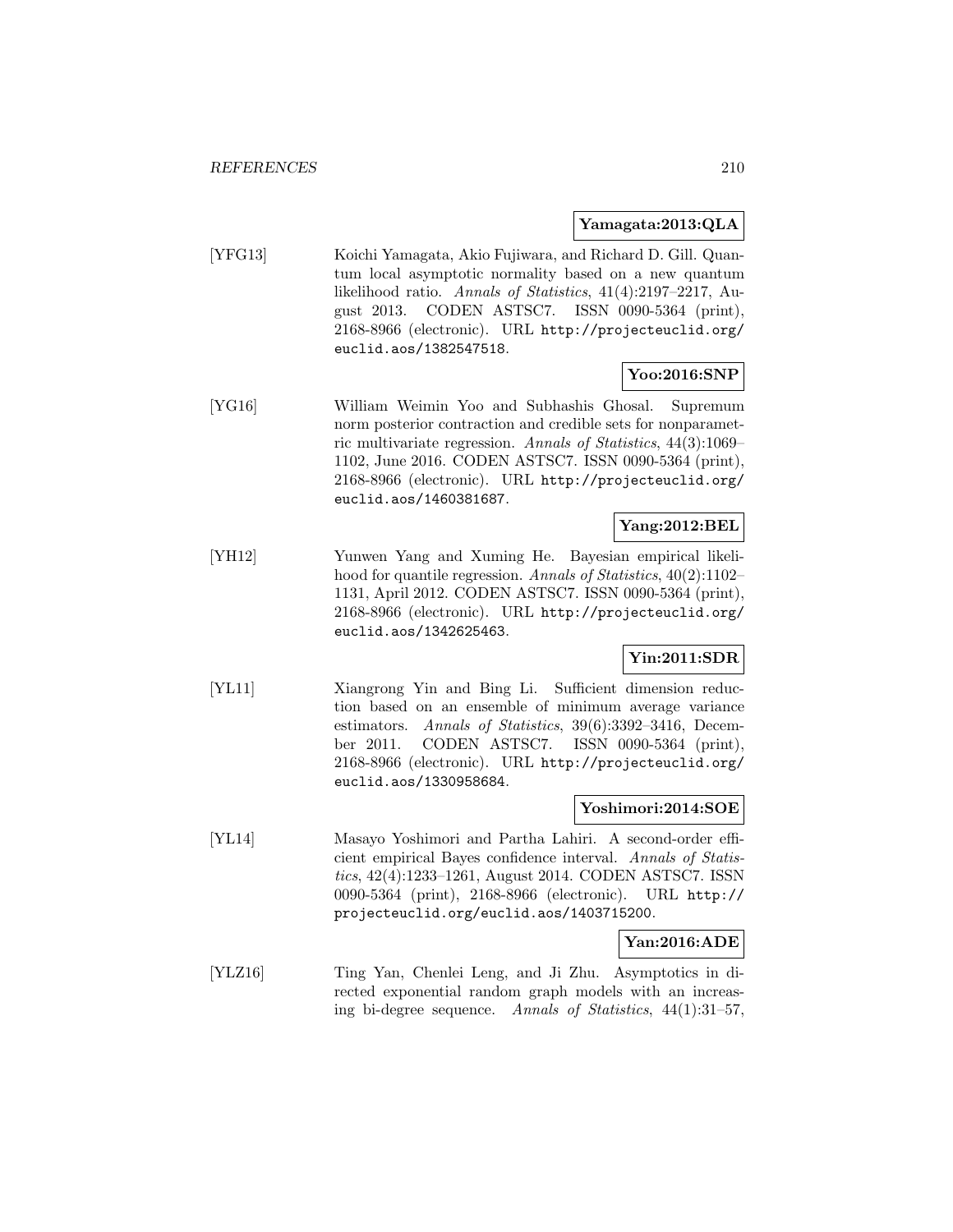**Yamagata:2013:QLA**

[YFG13] Koichi Yamagata, Akio Fujiwara, and Richard D. Gill. Quantum local asymptotic normality based on a new quantum likelihood ratio. *Annals of Statistics*, 41(4):2197–2217, August 2013. CODEN ASTSC7. ISSN 0090-5364 (print), 2168-8966 (electronic). URL `http://projecteuclid.org/euclid.aos/1382547518`.

**Yoo:2016:SNP**

[YG16] William Weimin Yoo and Subhashis Ghosal. Supremum norm posterior contraction and credible sets for nonparametric multivariate regression. *Annals of Statistics*, 44(3):1069–1102, June 2016. CODEN ASTSC7. ISSN 0090-5364 (print), 2168-8966 (electronic). URL `http://projecteuclid.org/euclid.aos/1460381687`.

**Yang:2012:BEL**

[YH12] Yunwen Yang and Xuming He. Bayesian empirical likelihood for quantile regression. *Annals of Statistics*, 40(2):1102–1131, April 2012. CODEN ASTSC7. ISSN 0090-5364 (print), 2168-8966 (electronic). URL `http://projecteuclid.org/euclid.aos/1342625463`.

**Yin:2011:SDR**

[YL11] Xiangrong Yin and Bing Li. Sufficient dimension reduction based on an ensemble of minimum average variance estimators. *Annals of Statistics*, 39(6):3392–3416, December 2011. CODEN ASTSC7. ISSN 0090-5364 (print), 2168-8966 (electronic). URL `http://projecteuclid.org/euclid.aos/1330958684`.

**Yoshimori:2014:SOE**

[YL14] Masayo Yoshimori and Partha Lahiri. A second-order efficient empirical Bayes confidence interval. *Annals of Statistics*, 42(4):1233–1261, August 2014. CODEN ASTSC7. ISSN 0090-5364 (print), 2168-8966 (electronic). URL `http://projecteuclid.org/euclid.aos/1403715200`.

**Yan:2016:ADE**

[YLZ16] Ting Yan, Chenlei Leng, and Ji Zhu. Asymptotics in directed exponential random graph models with an increasing bi-degree sequence. *Annals of Statistics*, 44(1):31–57,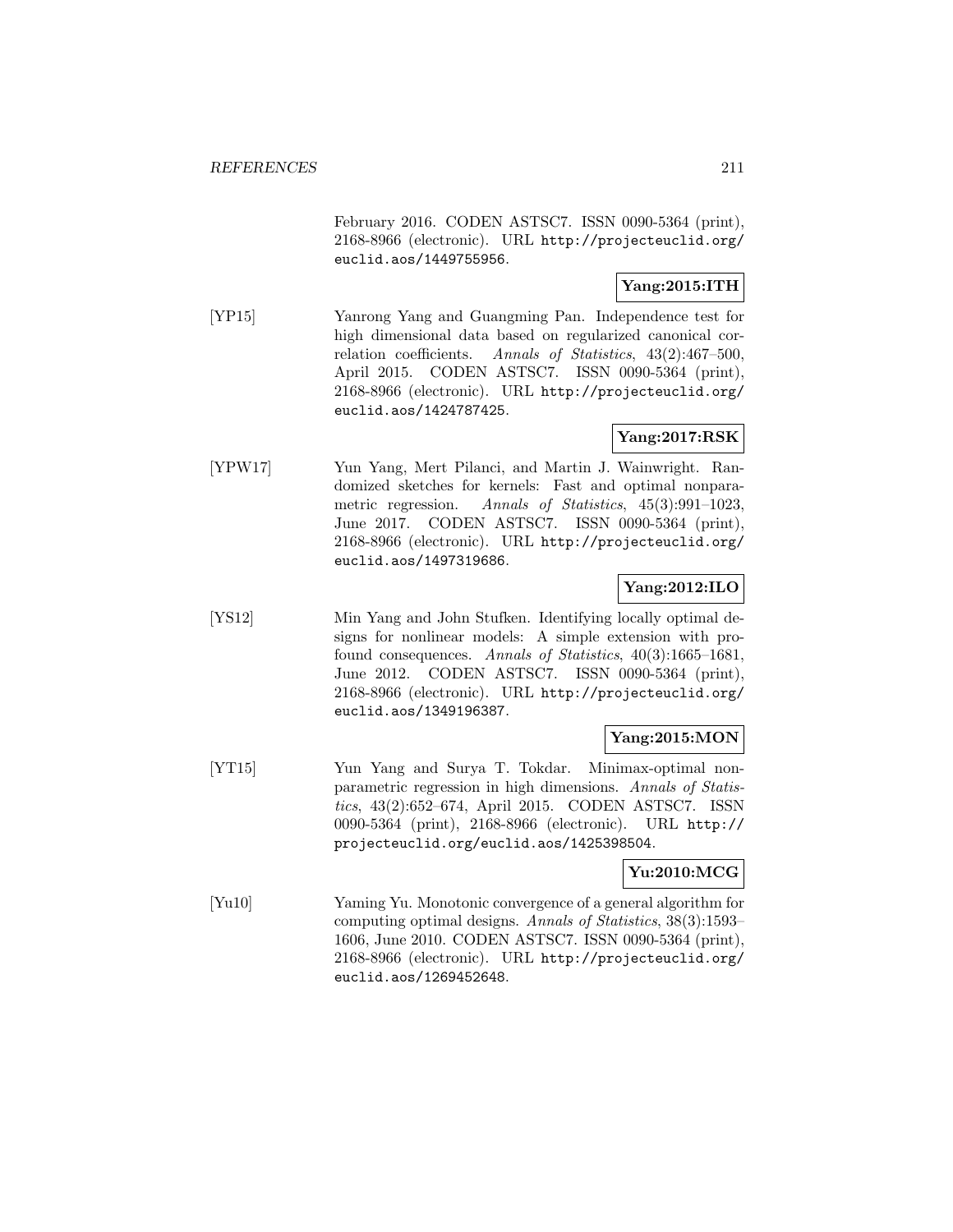February 2016. CODEN ASTSC7. ISSN 0090-5364 (print), 2168-8966 (electronic). URL http://projecteuclid.org/euclid.aos/1449755956.

**Yang:2015:ITH**

[YP15] Yanrong Yang and Guangming Pan. Independence test for high dimensional data based on regularized canonical correlation coefficients. *Annals of Statistics*, 43(2):467–500, April 2015. CODEN ASTSC7. ISSN 0090-5364 (print), 2168-8966 (electronic). URL http://projecteuclid.org/euclid.aos/1424787425.

**Yang:2017:RSK**

[YPW17] Yun Yang, Mert Pilanci, and Martin J. Wainwright. Randomized sketches for kernels: Fast and optimal nonparametric regression. *Annals of Statistics*, 45(3):991–1023, June 2017. CODEN ASTSC7. ISSN 0090-5364 (print), 2168-8966 (electronic). URL http://projecteuclid.org/euclid.aos/1497319686.

**Yang:2012:ILO**

[YS12] Min Yang and John Stufken. Identifying locally optimal designs for nonlinear models: A simple extension with profound consequences. *Annals of Statistics*, 40(3):1665–1681, June 2012. CODEN ASTSC7. ISSN 0090-5364 (print), 2168-8966 (electronic). URL http://projecteuclid.org/euclid.aos/1349196387.

**Yang:2015:MON**

[YT15] Yun Yang and Surya T. Tokdar. Minimax-optimal nonparametric regression in high dimensions. *Annals of Statistics*, 43(2):652–674, April 2015. CODEN ASTSC7. ISSN 0090-5364 (print), 2168-8966 (electronic). URL http://projecteuclid.org/euclid.aos/1425398504.

**Yu:2010:MCG**

[Yu10] Yaming Yu. Monotonic convergence of a general algorithm for computing optimal designs. *Annals of Statistics*, 38(3):1593–1606, June 2010. CODEN ASTSC7. ISSN 0090-5364 (print), 2168-8966 (electronic). URL http://projecteuclid.org/euclid.aos/1269452648.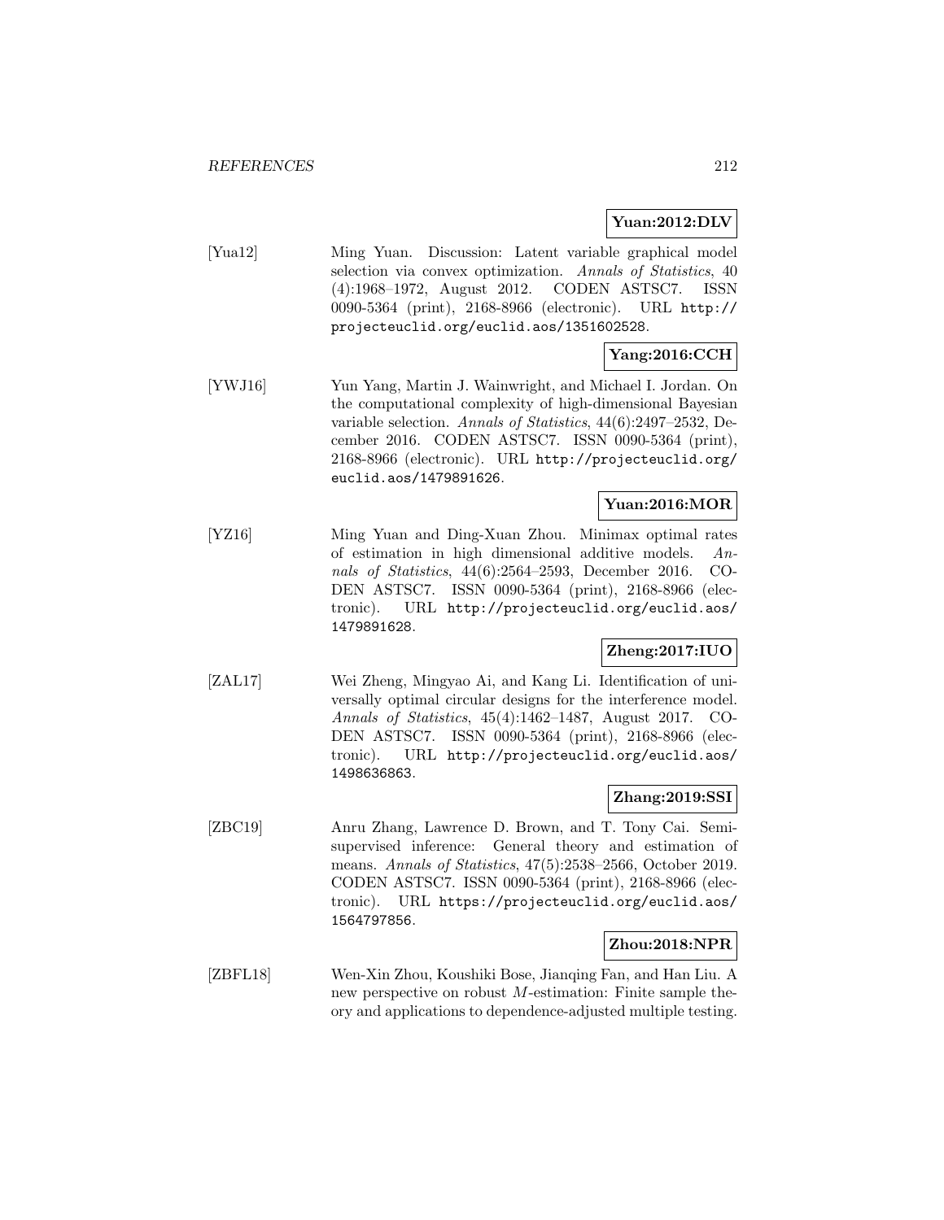**Yuan:2012:DLV**

[Yua12] Ming Yuan. Discussion: Latent variable graphical model selection via convex optimization. *Annals of Statistics*, 40 (4):1968–1972, August 2012. CODEN ASTSC7. ISSN 0090-5364 (print), 2168-8966 (electronic). URL http://projecteuclid.org/euclid.aos/1351602528.

**Yang:2016:CCH**

[YWJ16] Yun Yang, Martin J. Wainwright, and Michael I. Jordan. On the computational complexity of high-dimensional Bayesian variable selection. *Annals of Statistics*, 44(6):2497–2532, December 2016. CODEN ASTSC7. ISSN 0090-5364 (print), 2168-8966 (electronic). URL http://projecteuclid.org/euclid.aos/1479891626.

**Yuan:2016:MOR**

[YZ16] Ming Yuan and Ding-Xuan Zhou. Minimax optimal rates of estimation in high dimensional additive models. *Annals of Statistics*, 44(6):2564–2593, December 2016. CODEN ASTSC7. ISSN 0090-5364 (print), 2168-8966 (electronic). URL http://projecteuclid.org/euclid.aos/1479891628.

**Zheng:2017:IUO**

[ZAL17] Wei Zheng, Mingyao Ai, and Kang Li. Identification of universally optimal circular designs for the interference model. *Annals of Statistics*, 45(4):1462–1487, August 2017. CODEN ASTSC7. ISSN 0090-5364 (print), 2168-8966 (electronic). URL http://projecteuclid.org/euclid.aos/1498636863.

**Zhang:2019:SSI**

[ZBC19] Anru Zhang, Lawrence D. Brown, and T. Tony Cai. Semi-supervised inference: General theory and estimation of means. *Annals of Statistics*, 47(5):2538–2566, October 2019. CODEN ASTSC7. ISSN 0090-5364 (print), 2168-8966 (electronic). URL https://projecteuclid.org/euclid.aos/1564797856.

**Zhou:2018:NPR**

[ZBFL18] Wen-Xin Zhou, Koushiki Bose, Jianqing Fan, and Han Liu. A new perspective on robust $M$-estimation: Finite sample theory and applications to dependence-adjusted multiple testing.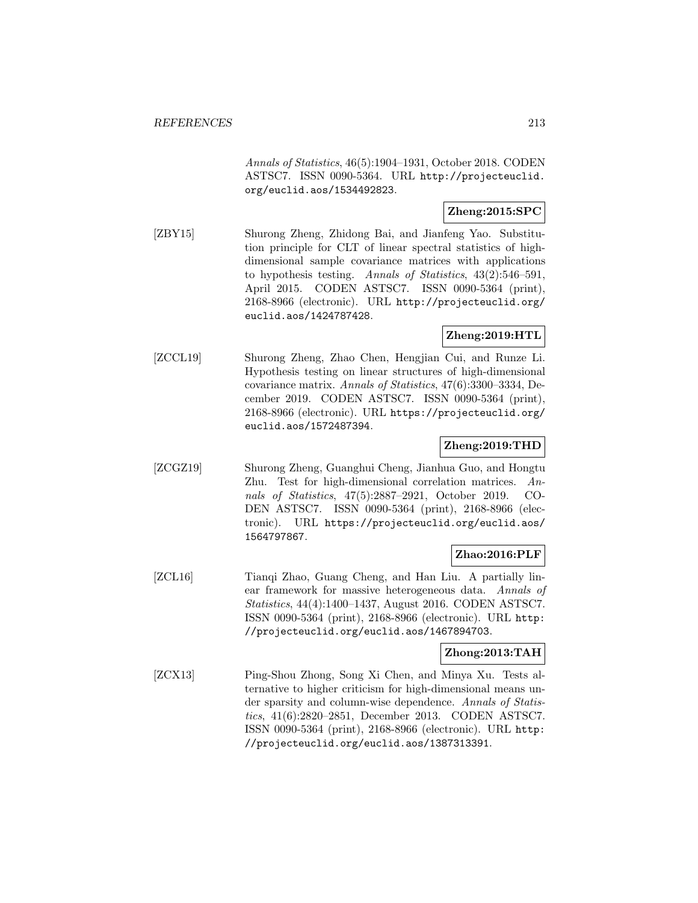Annals of Statistics, 46(5):1904–1931, October 2018. CODEN ASTSC7. ISSN 0090-5364. URL http://projecteuclid.org/euclid.aos/1534492823.

**Zheng:2015:SPC**

[ZBY15] Shurong Zheng, Zhidong Bai, and Jianfeng Yao. Substitution principle for CLT of linear spectral statistics of high-dimensional sample covariance matrices with applications to hypothesis testing. *Annals of Statistics*, 43(2):546–591, April 2015. CODEN ASTSC7. ISSN 0090-5364 (print), 2168-8966 (electronic). URL http://projecteuclid.org/euclid.aos/1424787428.

**Zheng:2019:HTL**

[ZCCL19] Shurong Zheng, Zhao Chen, Hengjian Cui, and Runze Li. Hypothesis testing on linear structures of high-dimensional covariance matrix. *Annals of Statistics*, 47(6):3300–3334, December 2019. CODEN ASTSC7. ISSN 0090-5364 (print), 2168-8966 (electronic). URL https://projecteuclid.org/euclid.aos/1572487394.

**Zheng:2019:THD**

[ZCGZ19] Shurong Zheng, Guanghui Cheng, Jianhua Guo, and Hongtu Zhu. Test for high-dimensional correlation matrices. *Annals of Statistics*, 47(5):2887–2921, October 2019. CODEN ASTSC7. ISSN 0090-5364 (print), 2168-8966 (electronic). URL https://projecteuclid.org/euclid.aos/1564797867.

**Zhao:2016:PLF**

[ZCL16] Tianqi Zhao, Guang Cheng, and Han Liu. A partially linear framework for massive heterogeneous data. *Annals of Statistics*, 44(4):1400–1437, August 2016. CODEN ASTSC7. ISSN 0090-5364 (print), 2168-8966 (electronic). URL http://projecteuclid.org/euclid.aos/1467894703.

**Zhong:2013:TAH**

[ZCX13] Ping-Shou Zhong, Song Xi Chen, and Minya Xu. Tests alternative to higher criticism for high-dimensional means under sparsity and column-wise dependence. *Annals of Statistics*, 41(6):2820–2851, December 2013. CODEN ASTSC7. ISSN 0090-5364 (print), 2168-8966 (electronic). URL http://projecteuclid.org/euclid.aos/1387313391.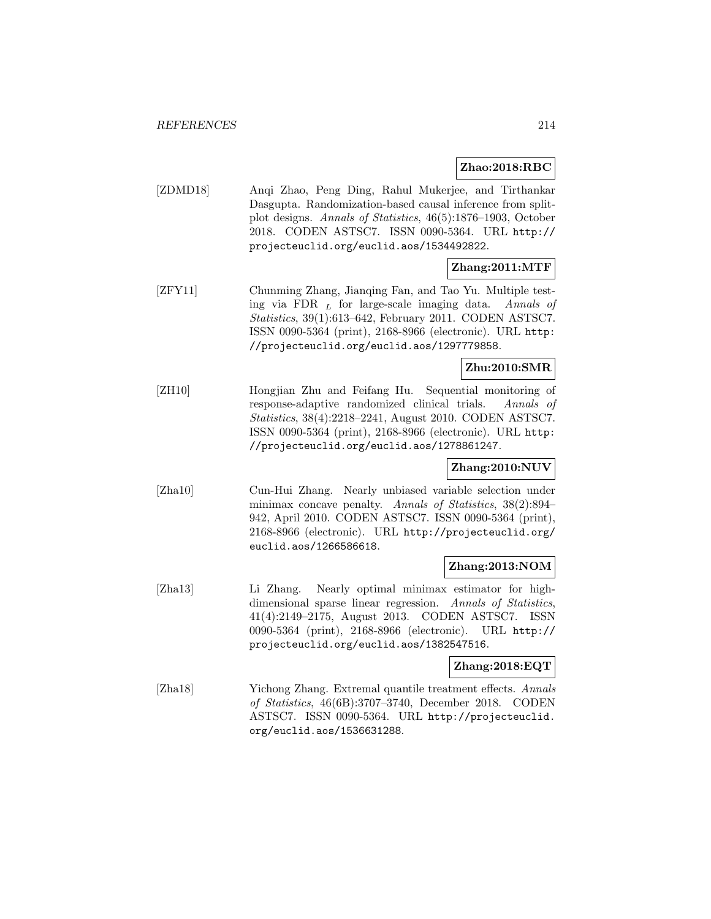**Zhao:2018:RBC**

[ZDMD18] Anqi Zhao, Peng Ding, Rahul Mukerjee, and Tirthankar Dasgupta. Randomization-based causal inference from split-plot designs. *Annals of Statistics*, 46(5):1876–1903, October 2018. CODEN ASTSC7. ISSN 0090-5364. URL `http://projecteuclid.org/euclid.aos/1534492822`.

**Zhang:2011:MTF**

[ZFY11] Chunming Zhang, Jianqing Fan, and Tao Yu. Multiple testing via FDR $_L$ for large-scale imaging data. *Annals of Statistics*, 39(1):613–642, February 2011. CODEN ASTSC7. ISSN 0090-5364 (print), 2168-8966 (electronic). URL `http://projecteuclid.org/euclid.aos/1297779858`.

**Zhu:2010:SMR**

[ZH10] Hongjian Zhu and Feifang Hu. Sequential monitoring of response-adaptive randomized clinical trials. *Annals of Statistics*, 38(4):2218–2241, August 2010. CODEN ASTSC7. ISSN 0090-5364 (print), 2168-8966 (electronic). URL `http://projecteuclid.org/euclid.aos/1278861247`.

**Zhang:2010:NUV**

[Zha10] Cun-Hui Zhang. Nearly unbiased variable selection under minimax concave penalty. *Annals of Statistics*, 38(2):894–942, April 2010. CODEN ASTSC7. ISSN 0090-5364 (print), 2168-8966 (electronic). URL `http://projecteuclid.org/euclid.aos/1266586618`.

**Zhang:2013:NOM**

[Zha13] Li Zhang. Nearly optimal minimax estimator for high-dimensional sparse linear regression. *Annals of Statistics*, 41(4):2149–2175, August 2013. CODEN ASTSC7. ISSN 0090-5364 (print), 2168-8966 (electronic). URL `http://projecteuclid.org/euclid.aos/1382547516`.

**Zhang:2018:EQT**

[Zha18] Yichong Zhang. Extremal quantile treatment effects. *Annals of Statistics*, 46(6B):3707–3740, December 2018. CODEN ASTSC7. ISSN 0090-5364. URL `http://projecteuclid.org/euclid.aos/1536631288`.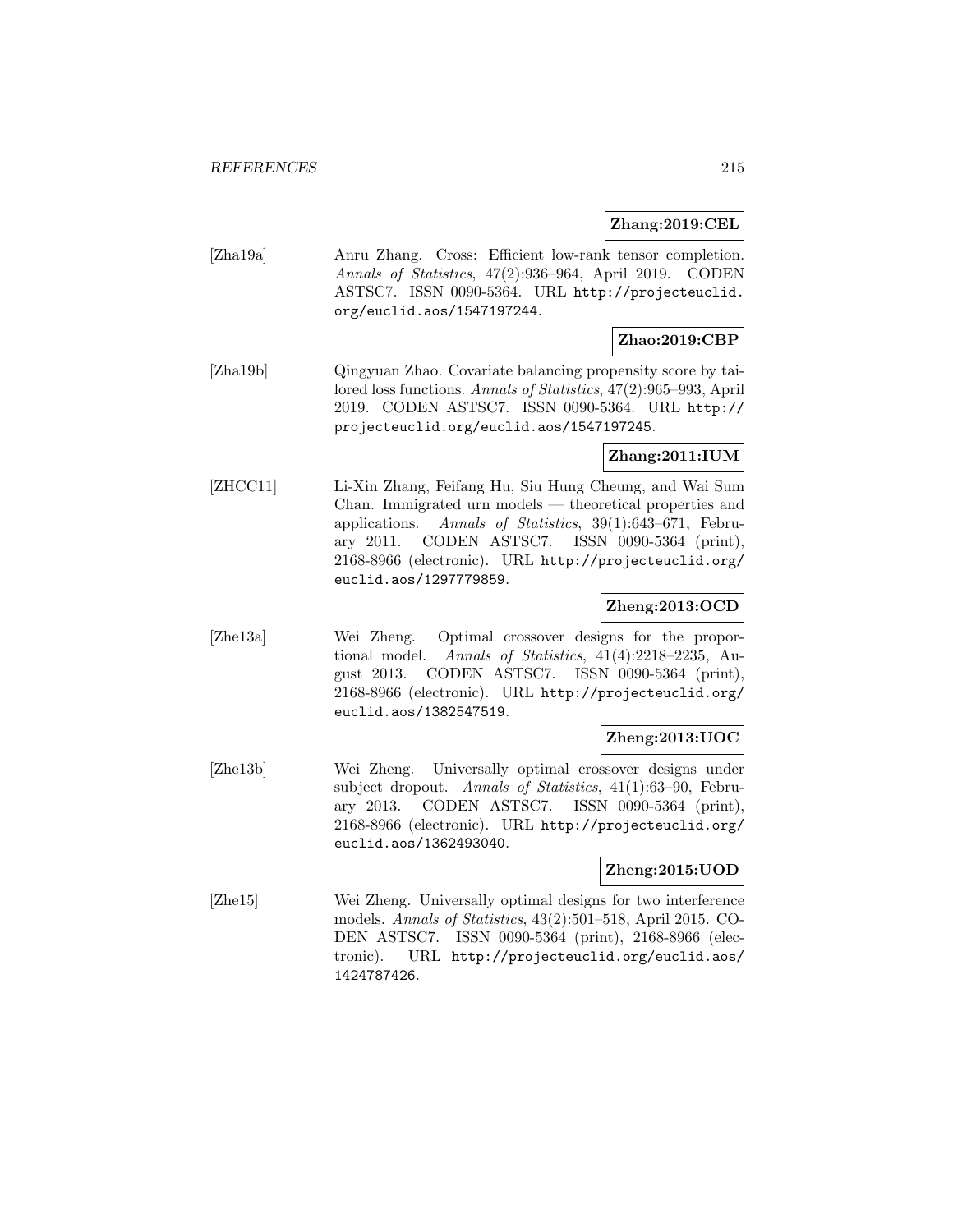**Zhang:2019:CEL**

[Zha19a] Anru Zhang. Cross: Efficient low-rank tensor completion. *Annals of Statistics*, 47(2):936–964, April 2019. CODEN ASTSC7. ISSN 0090-5364. URL http://projecteuclid.org/euclid.aos/1547197244.

**Zhao:2019:CBP**

[Zha19b] Qingyuan Zhao. Covariate balancing propensity score by tailored loss functions. *Annals of Statistics*, 47(2):965–993, April 2019. CODEN ASTSC7. ISSN 0090-5364. URL http://projecteuclid.org/euclid.aos/1547197245.

**Zhang:2011:IUM**

[ZHCC11] Li-Xin Zhang, Feifang Hu, Siu Hung Cheung, and Wai Sum Chan. Immigrated urn models — theoretical properties and applications. *Annals of Statistics*, 39(1):643–671, February 2011. CODEN ASTSC7. ISSN 0090-5364 (print), 2168-8966 (electronic). URL http://projecteuclid.org/euclid.aos/1297779859.

**Zheng:2013:OCD**

[Zhe13a] Wei Zheng. Optimal crossover designs for the proportional model. *Annals of Statistics*, 41(4):2218–2235, August 2013. CODEN ASTSC7. ISSN 0090-5364 (print), 2168-8966 (electronic). URL http://projecteuclid.org/euclid.aos/1382547519.

**Zheng:2013:UOC**

[Zhe13b] Wei Zheng. Universally optimal crossover designs under subject dropout. *Annals of Statistics*, 41(1):63–90, February 2013. CODEN ASTSC7. ISSN 0090-5364 (print), 2168-8966 (electronic). URL http://projecteuclid.org/euclid.aos/1362493040.

**Zheng:2015:UOD**

[Zhe15] Wei Zheng. Universally optimal designs for two interference models. *Annals of Statistics*, 43(2):501–518, April 2015. CODEN ASTSC7. ISSN 0090-5364 (print), 2168-8966 (electronic). URL http://projecteuclid.org/euclid.aos/1424787426.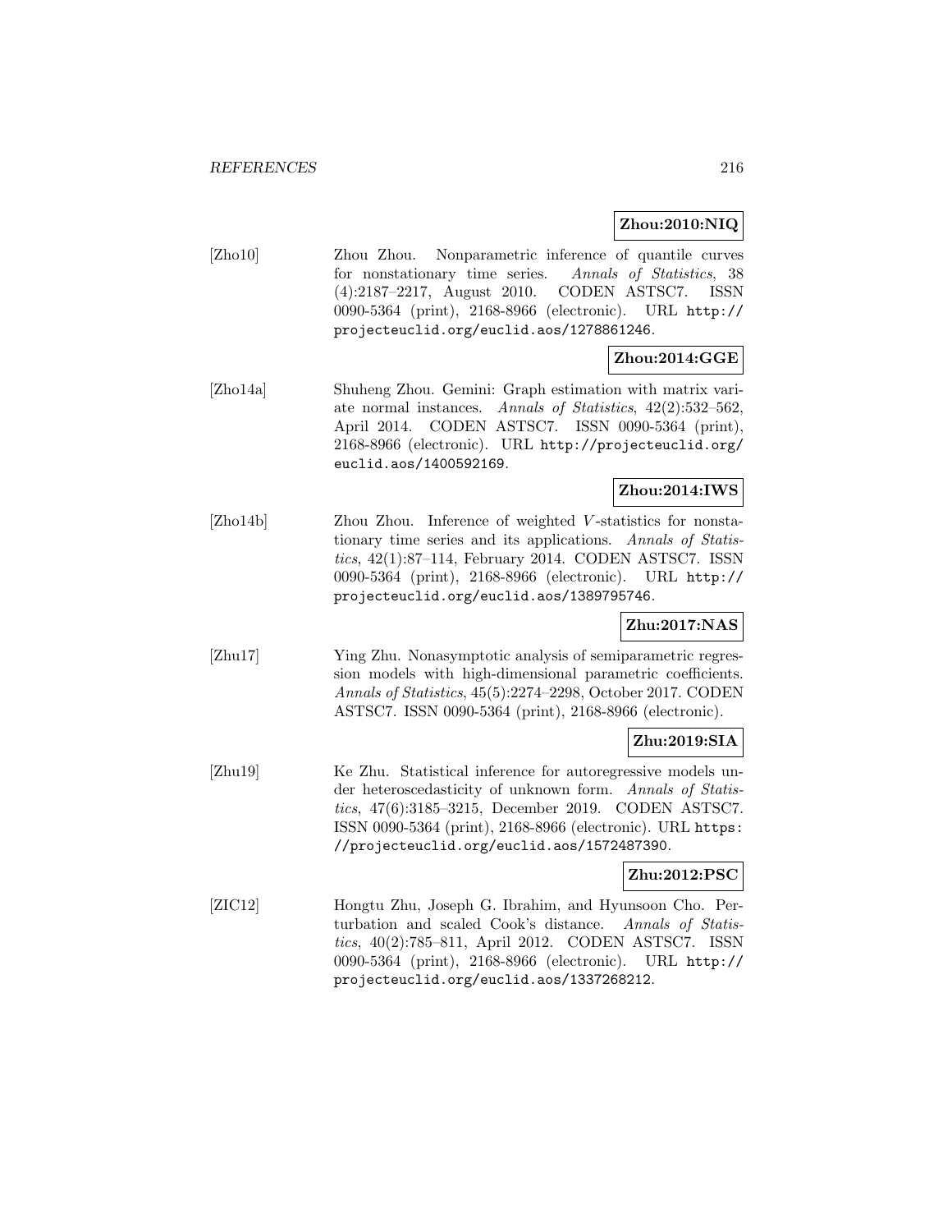**Zhou:2010:NIQ**

[Zho10] Zhou Zhou. Nonparametric inference of quantile curves for nonstationary time series. *Annals of Statistics*, 38 (4):2187–2217, August 2010. CODEN ASTSC7. ISSN 0090-5364 (print), 2168-8966 (electronic). URL http://projecteuclid.org/euclid.aos/1278861246.

**Zhou:2014:GGE**

[Zho14a] Shuheng Zhou. Gemini: Graph estimation with matrix variate normal instances. *Annals of Statistics*, 42(2):532–562, April 2014. CODEN ASTSC7. ISSN 0090-5364 (print), 2168-8966 (electronic). URL http://projecteuclid.org/euclid.aos/1400592169.

**Zhou:2014:IWS**

[Zho14b] Zhou Zhou. Inference of weighted $V$-statistics for nonstationary time series and its applications. *Annals of Statistics*, 42(1):87–114, February 2014. CODEN ASTSC7. ISSN 0090-5364 (print), 2168-8966 (electronic). URL http://projecteuclid.org/euclid.aos/1389795746.

**Zhu:2017:NAS**

[Zhu17] Ying Zhu. Nonasymptotic analysis of semiparametric regression models with high-dimensional parametric coefficients. *Annals of Statistics*, 45(5):2274–2298, October 2017. CODEN ASTSC7. ISSN 0090-5364 (print), 2168-8966 (electronic).

**Zhu:2019:SIA**

[Zhu19] Ke Zhu. Statistical inference for autoregressive models under heteroscedasticity of unknown form. *Annals of Statistics*, 47(6):3185–3215, December 2019. CODEN ASTSC7. ISSN 0090-5364 (print), 2168-8966 (electronic). URL https://projecteuclid.org/euclid.aos/1572487390.

**Zhu:2012:PSC**

[ZIC12] Hongtu Zhu, Joseph G. Ibrahim, and Hyunsoon Cho. Perturbation and scaled Cook's distance. *Annals of Statistics*, 40(2):785–811, April 2012. CODEN ASTSC7. ISSN 0090-5364 (print), 2168-8966 (electronic). URL http://projecteuclid.org/euclid.aos/1337268212.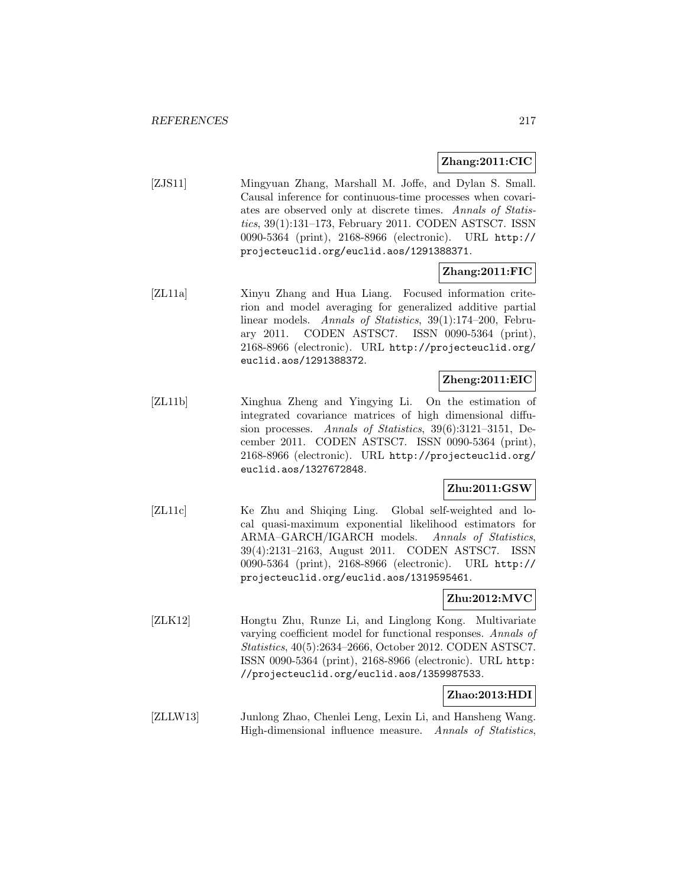**Zhang:2011:CIC**

[ZJS11] Mingyuan Zhang, Marshall M. Joffe, and Dylan S. Small. Causal inference for continuous-time processes when covariates are observed only at discrete times. *Annals of Statistics*, 39(1):131–173, February 2011. CODEN ASTSC7. ISSN 0090-5364 (print), 2168-8966 (electronic). URL http://projecteuclid.org/euclid.aos/1291388371.

**Zhang:2011:FIC**

[ZL11a] Xinyu Zhang and Hua Liang. Focused information criterion and model averaging for generalized additive partial linear models. *Annals of Statistics*, 39(1):174–200, February 2011. CODEN ASTSC7. ISSN 0090-5364 (print), 2168-8966 (electronic). URL http://projecteuclid.org/euclid.aos/1291388372.

**Zheng:2011:EIC**

[ZL11b] Xinghua Zheng and Yingying Li. On the estimation of integrated covariance matrices of high dimensional diffusion processes. *Annals of Statistics*, 39(6):3121–3151, December 2011. CODEN ASTSC7. ISSN 0090-5364 (print), 2168-8966 (electronic). URL http://projecteuclid.org/euclid.aos/1327672848.

**Zhu:2011:GSW**

[ZL11c] Ke Zhu and Shiqing Ling. Global self-weighted and local quasi-maximum exponential likelihood estimators for ARMA–GARCH/IGARCH models. *Annals of Statistics*, 39(4):2131–2163, August 2011. CODEN ASTSC7. ISSN 0090-5364 (print), 2168-8966 (electronic). URL http://projecteuclid.org/euclid.aos/1319595461.

**Zhu:2012:MVC**

[ZLK12] Hongtu Zhu, Runze Li, and Linglong Kong. Multivariate varying coefficient model for functional responses. *Annals of Statistics*, 40(5):2634–2666, October 2012. CODEN ASTSC7. ISSN 0090-5364 (print), 2168-8966 (electronic). URL http://projecteuclid.org/euclid.aos/1359987533.

**Zhao:2013:HDI**

[ZLLW13] Junlong Zhao, Chenlei Leng, Lexin Li, and Hansheng Wang. High-dimensional influence measure. *Annals of Statistics*,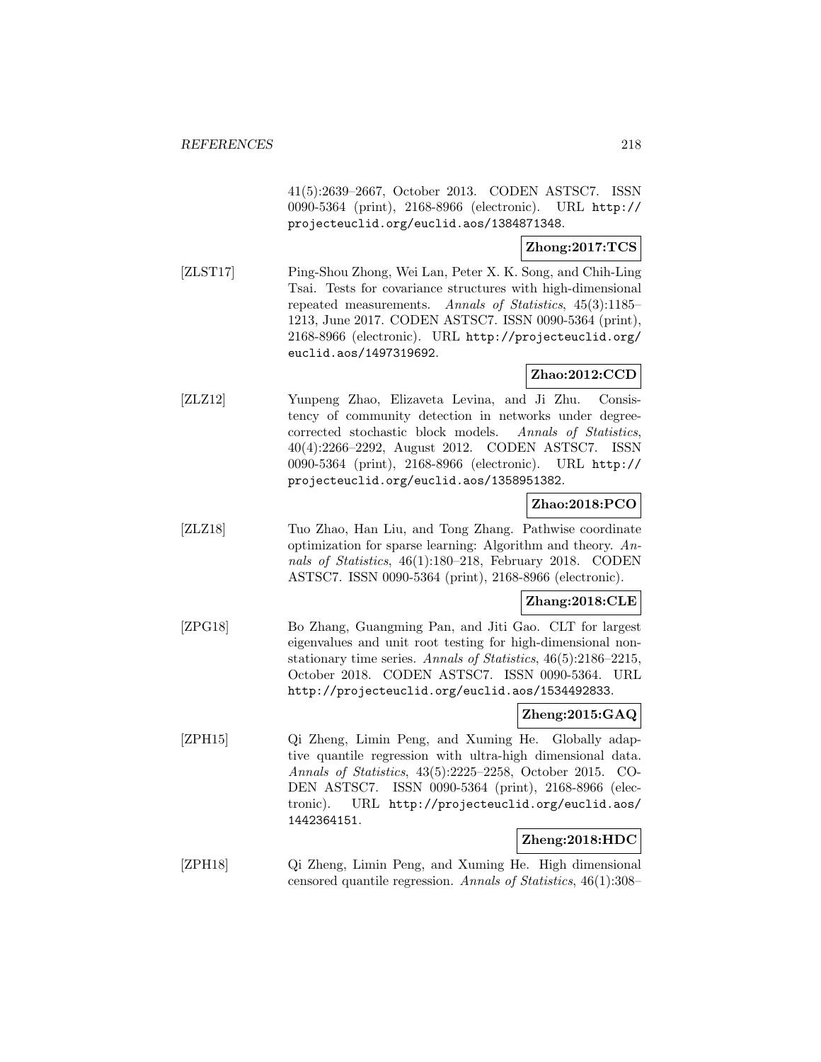41(5):2639–2667, October 2013. CODEN ASTSC7. ISSN 0090-5364 (print), 2168-8966 (electronic). URL http://projecteuclid.org/euclid.aos/1384871348.

**Zhong:2017:TCS**

[ZLST17] Ping-Shou Zhong, Wei Lan, Peter X. K. Song, and Chih-Ling Tsai. Tests for covariance structures with high-dimensional repeated measurements. *Annals of Statistics*, 45(3):1185–1213, June 2017. CODEN ASTSC7. ISSN 0090-5364 (print), 2168-8966 (electronic). URL http://projecteuclid.org/euclid.aos/1497319692.

**Zhao:2012:CCD**

[ZLZ12] Yunpeng Zhao, Elizaveta Levina, and Ji Zhu. Consistency of community detection in networks under degree-corrected stochastic block models. *Annals of Statistics*, 40(4):2266–2292, August 2012. CODEN ASTSC7. ISSN 0090-5364 (print), 2168-8966 (electronic). URL http://projecteuclid.org/euclid.aos/1358951382.

**Zhao:2018:PCO**

[ZLZ18] Tuo Zhao, Han Liu, and Tong Zhang. Pathwise coordinate optimization for sparse learning: Algorithm and theory. *Annals of Statistics*, 46(1):180–218, February 2018. CODEN ASTSC7. ISSN 0090-5364 (print), 2168-8966 (electronic).

**Zhang:2018:CLE**

[ZPG18] Bo Zhang, Guangming Pan, and Jiti Gao. CLT for largest eigenvalues and unit root testing for high-dimensional nonstationary time series. *Annals of Statistics*, 46(5):2186–2215, October 2018. CODEN ASTSC7. ISSN 0090-5364. URL http://projecteuclid.org/euclid.aos/1534492833.

**Zheng:2015:GAQ**

[ZPH15] Qi Zheng, Limin Peng, and Xuming He. Globally adaptive quantile regression with ultra-high dimensional data. *Annals of Statistics*, 43(5):2225–2258, October 2015. CODEN ASTSC7. ISSN 0090-5364 (print), 2168-8966 (electronic). URL http://projecteuclid.org/euclid.aos/1442364151.

**Zheng:2018:HDC**

[ZPH18] Qi Zheng, Limin Peng, and Xuming He. High dimensional censored quantile regression. *Annals of Statistics*, 46(1):308–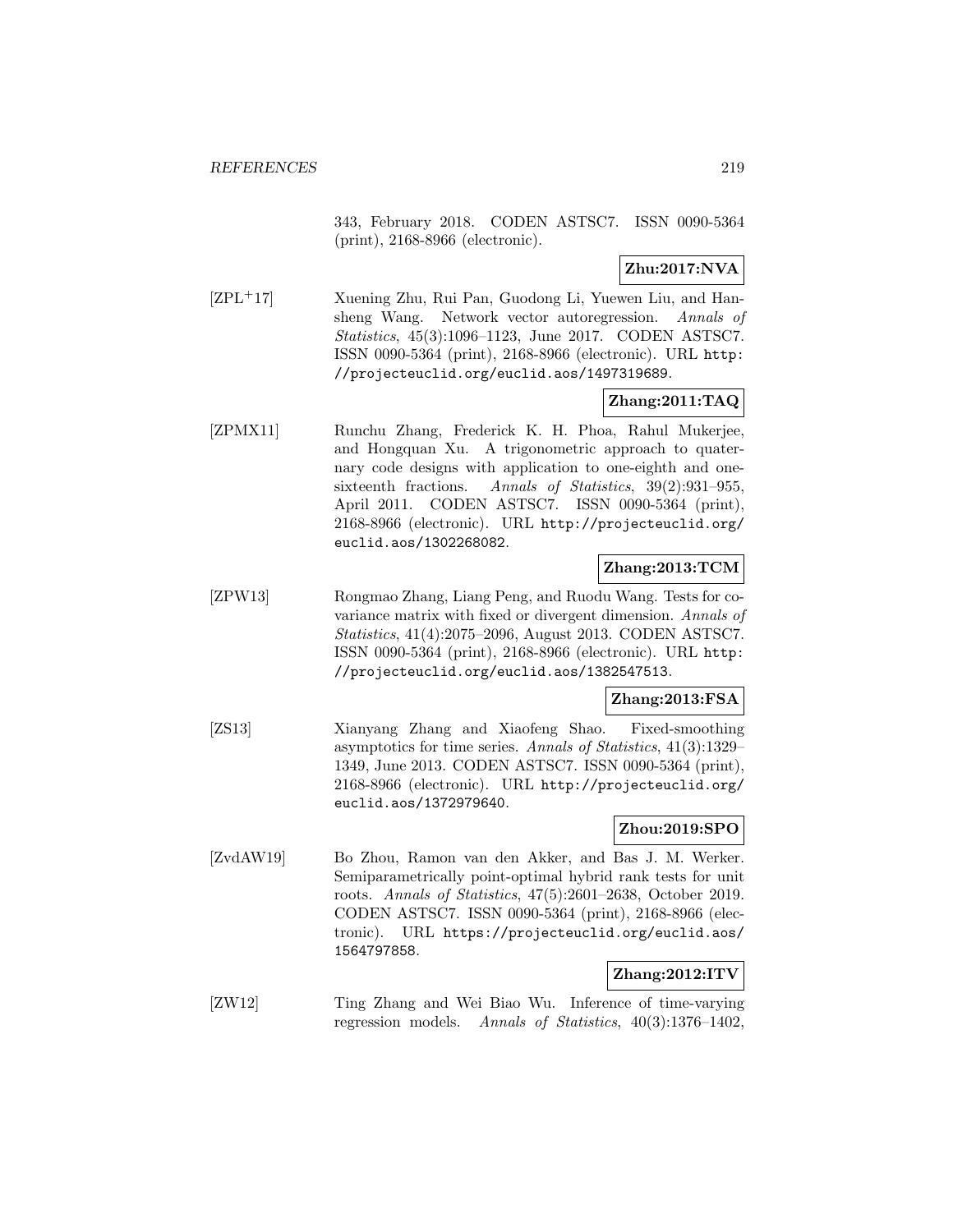343, February 2018. CODEN ASTSC7. ISSN 0090-5364 (print), 2168-8966 (electronic).

**Zhu:2017:NVA**

[ZPL+17] Xuening Zhu, Rui Pan, Guodong Li, Yuewen Liu, and Hansheng Wang. Network vector autoregression. *Annals of Statistics*, 45(3):1096–1123, June 2017. CODEN ASTSC7. ISSN 0090-5364 (print), 2168-8966 (electronic). URL `http://projecteuclid.org/euclid.aos/1497319689`.

**Zhang:2011:TAQ**

[ZPMX11] Runchu Zhang, Frederick K. H. Phoa, Rahul Mukerjee, and Hongquan Xu. A trigonometric approach to quaternary code designs with application to one-eighth and one-sixteenth fractions. *Annals of Statistics*, 39(2):931–955, April 2011. CODEN ASTSC7. ISSN 0090-5364 (print), 2168-8966 (electronic). URL `http://projecteuclid.org/euclid.aos/1302268082`.

**Zhang:2013:TCM**

[ZPW13] Rongmao Zhang, Liang Peng, and Ruodu Wang. Tests for covariance matrix with fixed or divergent dimension. *Annals of Statistics*, 41(4):2075–2096, August 2013. CODEN ASTSC7. ISSN 0090-5364 (print), 2168-8966 (electronic). URL `http://projecteuclid.org/euclid.aos/1382547513`.

**Zhang:2013:FSA**

[ZS13] Xianyang Zhang and Xiaofeng Shao. Fixed-smoothing asymptotics for time series. *Annals of Statistics*, 41(3):1329–1349, June 2013. CODEN ASTSC7. ISSN 0090-5364 (print), 2168-8966 (electronic). URL `http://projecteuclid.org/euclid.aos/1372979640`.

**Zhou:2019:SPO**

[ZvdAW19] Bo Zhou, Ramon van den Akker, and Bas J. M. Werker. Semiparametrically point-optimal hybrid rank tests for unit roots. *Annals of Statistics*, 47(5):2601–2638, October 2019. CODEN ASTSC7. ISSN 0090-5364 (print), 2168-8966 (electronic). URL `https://projecteuclid.org/euclid.aos/1564797858`.

**Zhang:2012:ITV**

[ZW12] Ting Zhang and Wei Biao Wu. Inference of time-varying regression models. *Annals of Statistics*, 40(3):1376–1402,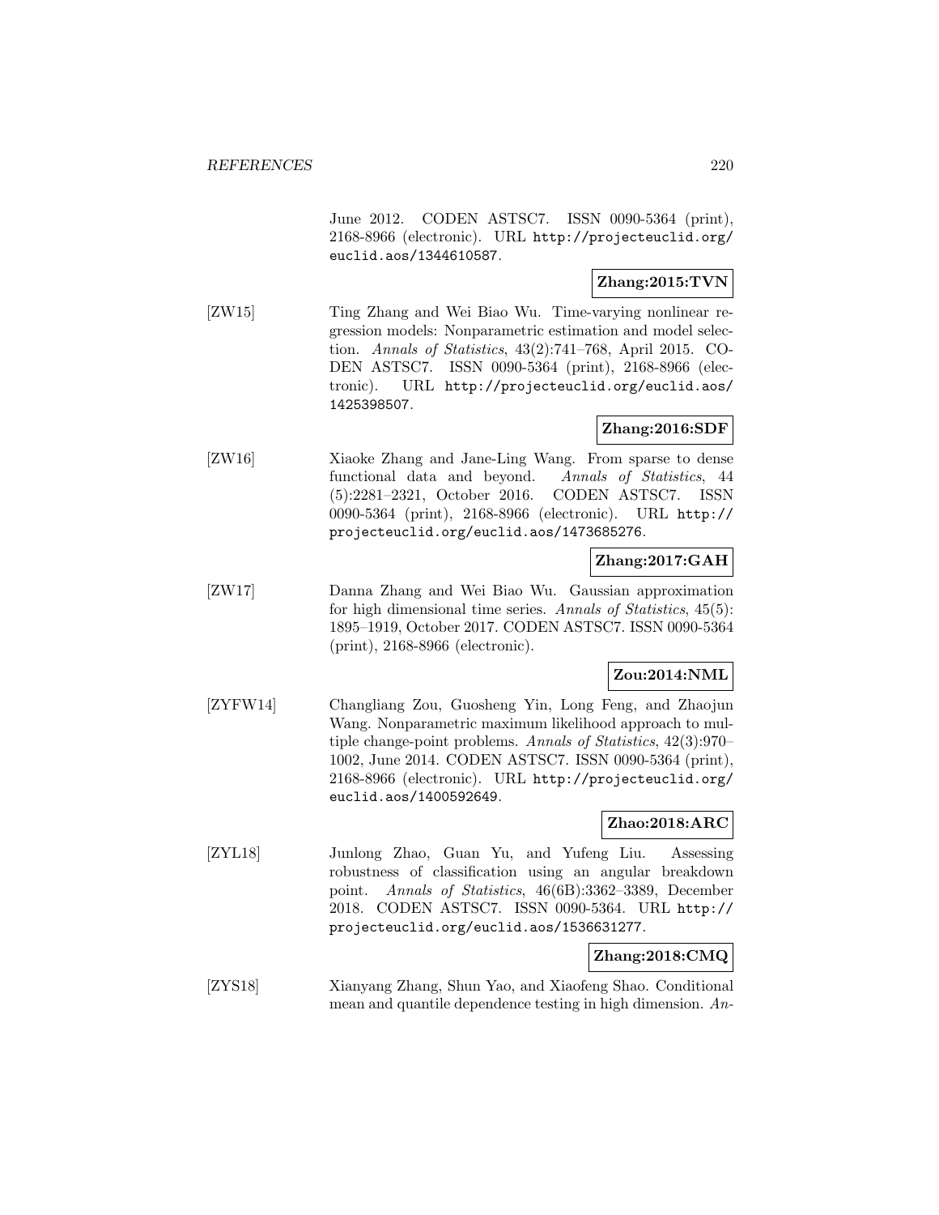June 2012. CODEN ASTSC7. ISSN 0090-5364 (print), 2168-8966 (electronic). URL http://projecteuclid.org/euclid.aos/1344610587.

**Zhang:2015:TVN**

[ZW15] Ting Zhang and Wei Biao Wu. Time-varying nonlinear regression models: Nonparametric estimation and model selection. *Annals of Statistics*, 43(2):741–768, April 2015. CODEN ASTSC7. ISSN 0090-5364 (print), 2168-8966 (electronic). URL http://projecteuclid.org/euclid.aos/1425398507.

**Zhang:2016:SDF**

[ZW16] Xiaoke Zhang and Jane-Ling Wang. From sparse to dense functional data and beyond. *Annals of Statistics*, 44 (5):2281–2321, October 2016. CODEN ASTSC7. ISSN 0090-5364 (print), 2168-8966 (electronic). URL http://projecteuclid.org/euclid.aos/1473685276.

**Zhang:2017:GAH**

[ZW17] Danna Zhang and Wei Biao Wu. Gaussian approximation for high dimensional time series. *Annals of Statistics*, 45(5): 1895–1919, October 2017. CODEN ASTSC7. ISSN 0090-5364 (print), 2168-8966 (electronic).

**Zou:2014:NML**

[ZYFW14] Changliang Zou, Guosheng Yin, Long Feng, and Zhaojun Wang. Nonparametric maximum likelihood approach to multiple change-point problems. *Annals of Statistics*, 42(3):970–1002, June 2014. CODEN ASTSC7. ISSN 0090-5364 (print), 2168-8966 (electronic). URL http://projecteuclid.org/euclid.aos/1400592649.

**Zhao:2018:ARC**

[ZYL18] Junlong Zhao, Guan Yu, and Yufeng Liu. Assessing robustness of classification using an angular breakdown point. *Annals of Statistics*, 46(6B):3362–3389, December 2018. CODEN ASTSC7. ISSN 0090-5364. URL http://projecteuclid.org/euclid.aos/1536631277.

**Zhang:2018:CMQ**

[ZYS18] Xianyang Zhang, Shun Yao, and Xiaofeng Shao. Conditional mean and quantile dependence testing in high dimension. *An-*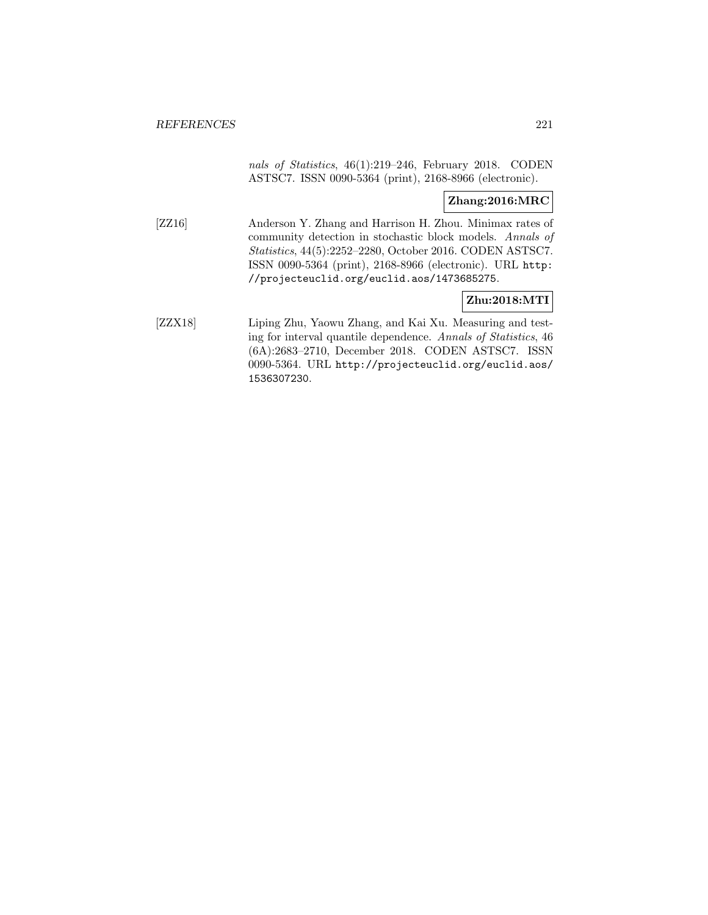nals of Statistics*, 46(1):219–246, February 2018. CODEN ASTSC7. ISSN 0090-5364 (print), 2168-8966 (electronic).

**Zhang:2016:MRC**

[ZZ16] Anderson Y. Zhang and Harrison H. Zhou. Minimax rates of community detection in stochastic block models. *Annals of Statistics*, 44(5):2252–2280, October 2016. CODEN ASTSC7. ISSN 0090-5364 (print), 2168-8966 (electronic). URL `http://projecteuclid.org/euclid.aos/1473685275`.

**Zhu:2018:MTI**

[ZZX18] Liping Zhu, Yaowu Zhang, and Kai Xu. Measuring and testing for interval quantile dependence. *Annals of Statistics*, 46 (6A):2683–2710, December 2018. CODEN ASTSC7. ISSN 0090-5364. URL `http://projecteuclid.org/euclid.aos/1536307230`.